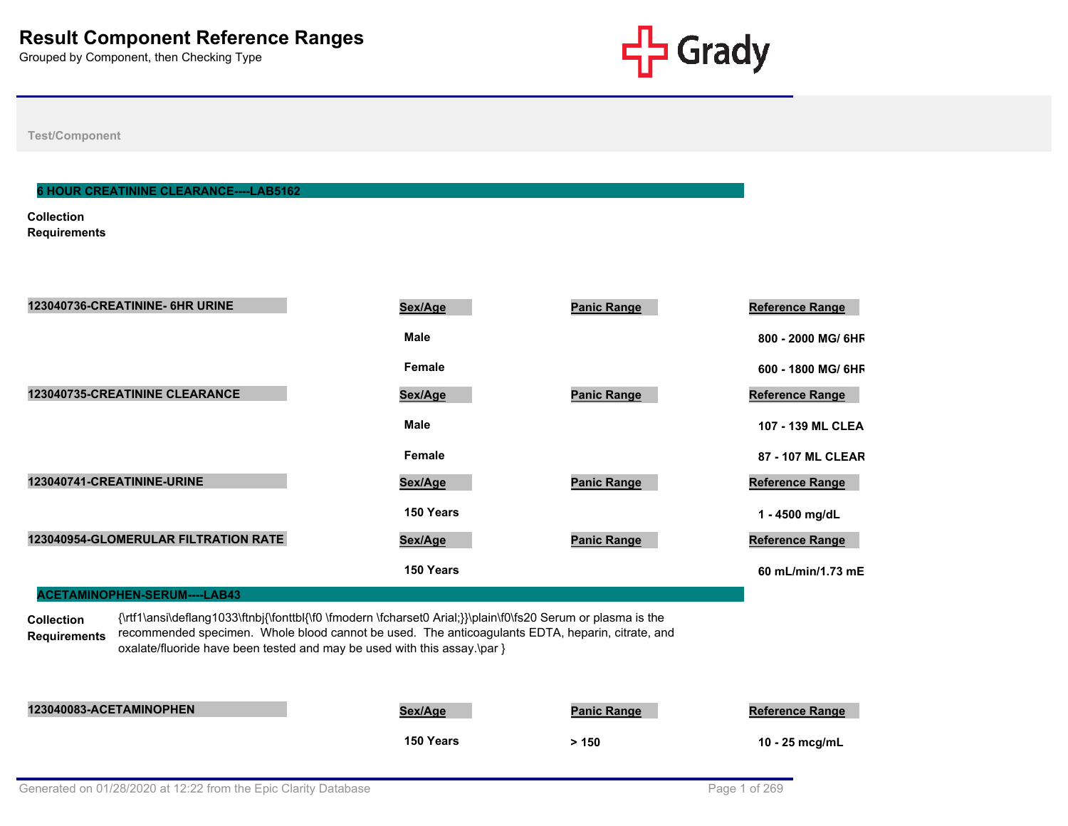# Result Component Reference Ranges

Grouped by Component, then Checking Type

Test/Component

## 6 HOUR CREATININE CLEARANCE----LAB5162

**Collection Requirements**

| 123040736-CREATININE- 6HR URINE | Sex/Age | Panic Range | Reference Range |
|---|---|---|---|
| | Male | | 800 - 2000 MG/ 6HR |
| | Female | | 600 - 1800 MG/ 6HR |

| 123040735-CREATININE CLEARANCE | Sex/Age | Panic Range | Reference Range |
|---|---|---|---|
| | Male | | 107 - 139 ML CLEA |
| | Female | | 87 - 107 ML CLEAR |

| 123040741-CREATININE-URINE | Sex/Age | Panic Range | Reference Range |
|---|---|---|---|
| | 150 Years | | 1 - 4500 mg/dL |

| 123040954-GLOMERULAR FILTRATION RATE | Sex/Age | Panic Range | Reference Range |
|---|---|---|---|
| | 150 Years | | 60 mL/min/1.73 mE |

## ACETAMINOPHEN-SERUM----LAB43

**Collection Requirements** {\rtf1\ansi\deflang1033\ftnbj{\fonttbl{\f0 \fmodern \fcharset0 Arial;}}\plain\f0\fs20 Serum or plasma is the recommended specimen. Whole blood cannot be used. The anticoagulants EDTA, heparin, citrate, and oxalate/fluoride have been tested and may be used with this assay.\par }

| 123040083-ACETAMINOPHEN | Sex/Age | Panic Range | Reference Range |
|---|---|---|---|
| | 150 Years | > 150 | 10 - 25 mcg/mL |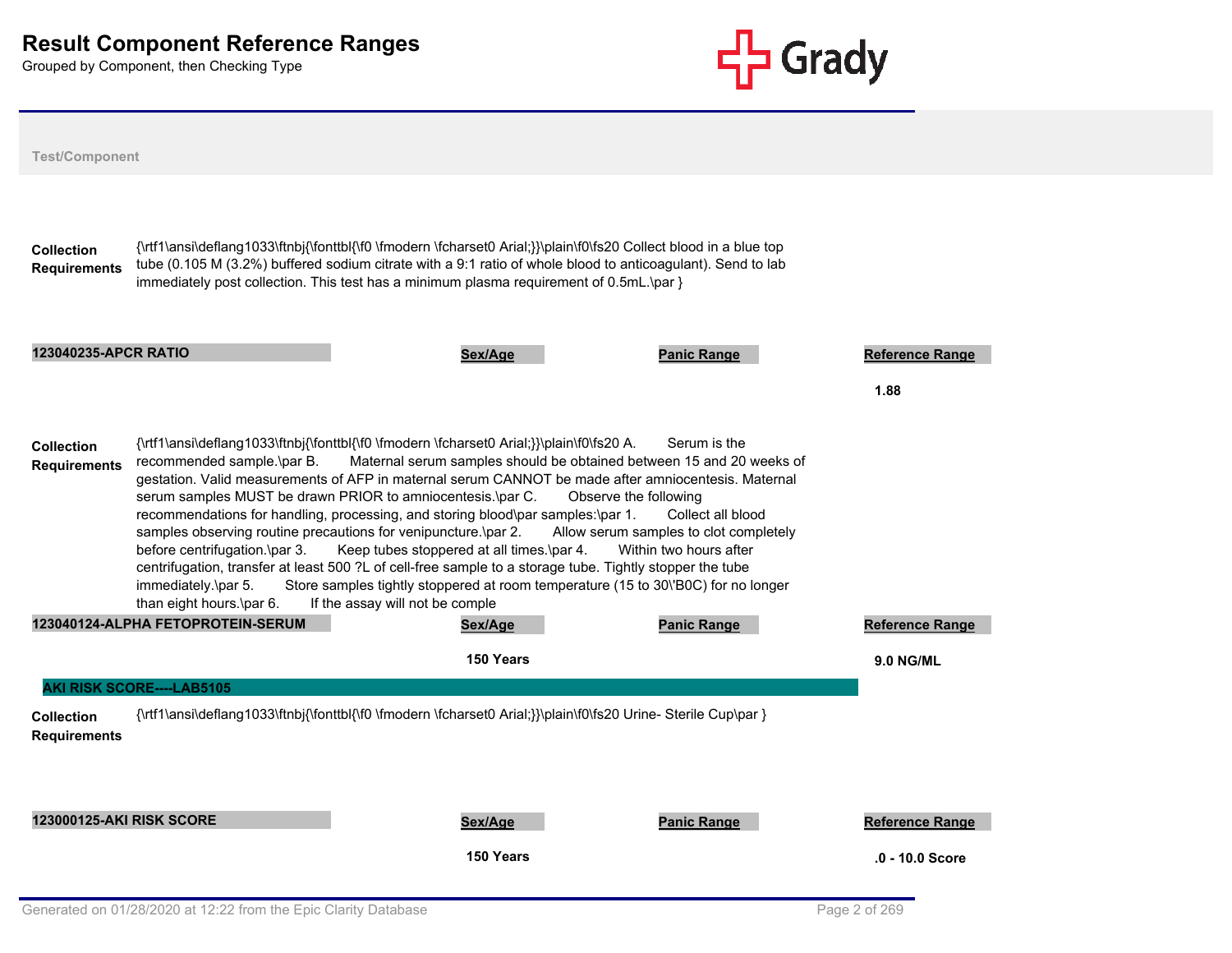# Result Component Reference Ranges

Grouped by Component, then Checking Type

**Test/Component**

**Collection Requirements** {\rtf1\ansi\deflang1033\ftnbj{\fonttbl{\f0 \fmodern \fcharset0 Arial;}}\plain\f0\fs20 Collect blood in a blue top tube (0.105 M (3.2%) buffered sodium citrate with a 9:1 ratio of whole blood to anticoagulant). Send to lab immediately post collection. This test has a minimum plasma requirement of 0.5mL.\par }

| 123040235-APCR RATIO | Sex/Age | Panic Range | Reference Range |
|---|---|---|---|
| | | | 1.88 |

**Collection Requirements** {\rtf1\ansi\deflang1033\ftnbj{\fonttbl{\f0 \fmodern \fcharset0 Arial;}}\plain\f0\fs20 A. Serum is the recommended sample.\par B. Maternal serum samples should be obtained between 15 and 20 weeks of gestation. Valid measurements of AFP in maternal serum CANNOT be made after amniocentesis. Maternal serum samples MUST be drawn PRIOR to amniocentesis.\par C. Observe the following recommendations for handling, processing, and storing blood\par samples:\par 1. Collect all blood samples observing routine precautions for venipuncture.\par 2. Allow serum samples to clot completely before centrifugation.\par 3. Keep tubes stoppered at all times.\par 4. Within two hours after centrifugation, transfer at least 500 ?L of cell-free sample to a storage tube. Tightly stopper the tube immediately.\par 5. Store samples tightly stoppered at room temperature (15 to 30\'B0C) for no longer than eight hours.\par 6. If the assay will not be comple

| 123040124-ALPHA FETOPROTEIN-SERUM | Sex/Age | Panic Range | Reference Range |
|---|---|---|---|
| | 150 Years | | 9.0 NG/ML |

## AKI RISK SCORE----LAB5105

**Collection Requirements** {\rtf1\ansi\deflang1033\ftnbj{\fonttbl{\f0 \fmodern \fcharset0 Arial;}}\plain\f0\fs20 Urine- Sterile Cup\par }

| 123000125-AKI RISK SCORE | Sex/Age | Panic Range | Reference Range |
|---|---|---|---|
| | 150 Years | | .0 - 10.0 Score |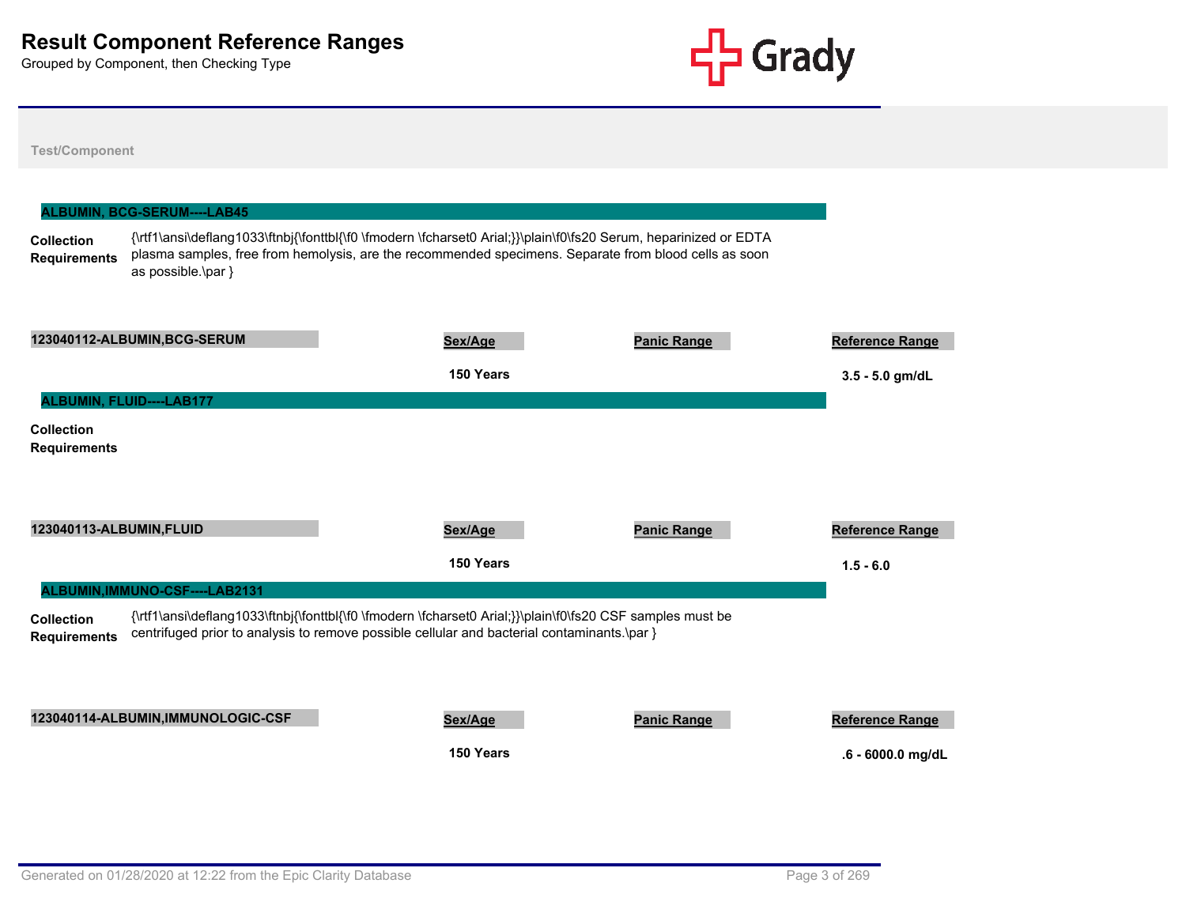# Result Component Reference Ranges

Grouped by Component, then Checking Type

Test/Component

## ALBUMIN, BCG-SERUM----LAB45

**Collection Requirements**

{\rtf1\ansi\deflang1033\ftnbj{\fonttbl{\f0 \fmodern \fcharset0 Arial;}}\plain\f0\fs20 Serum, heparinized or EDTA plasma samples, free from hemolysis, are the recommended specimens. Separate from blood cells as soon as possible.\par }

| 123040112-ALBUMIN,BCG-SERUM | Sex/Age | Panic Range | Reference Range |
| --- | --- | --- | --- |
| | 150 Years | | 3.5 - 5.0 gm/dL |

## ALBUMIN, FLUID----LAB177

**Collection Requirements**

| 123040113-ALBUMIN,FLUID | Sex/Age | Panic Range | Reference Range |
| --- | --- | --- | --- |
| | 150 Years | | 1.5 - 6.0 |

## ALBUMIN,IMMUNO-CSF----LAB2131

**Collection Requirements**

{\rtf1\ansi\deflang1033\ftnbj{\fonttbl{\f0 \fmodern \fcharset0 Arial;}}\plain\f0\fs20 CSF samples must be centrifuged prior to analysis to remove possible cellular and bacterial contaminants.\par }

| 123040114-ALBUMIN,IMMUNOLOGIC-CSF | Sex/Age | Panic Range | Reference Range |
| --- | --- | --- | --- |
| | 150 Years | | .6 - 6000.0 mg/dL |

Generated on 01/28/2020 at 12:22 from the Epic Clarity Database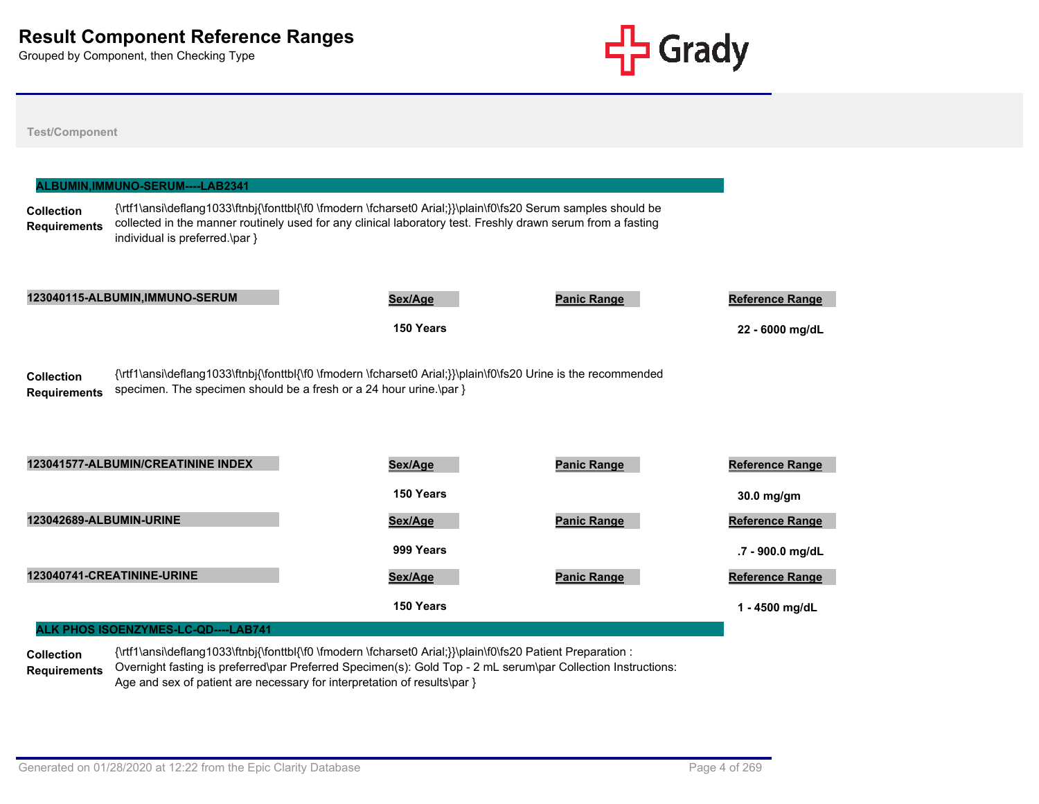# Result Component Reference Ranges

Grouped by Component, then Checking Type

**Test/Component**

## ALBUMIN,IMMUNO-SERUM----LAB2341

**Collection Requirements** {\rtf1\ansi\deflang1033\ftnbj{\fonttbl{\f0 \fmodern \fcharset0 Arial;}}\plain\f0\fs20 Serum samples should be collected in the manner routinely used for any clinical laboratory test. Freshly drawn serum from a fasting individual is preferred.\par }

| 123040115-ALBUMIN,IMMUNO-SERUM | Sex/Age | Panic Range | Reference Range |
|---|---|---|---|
| | 150 Years | | 22 - 6000 mg/dL |

**Collection Requirements** {\rtf1\ansi\deflang1033\ftnbj{\fonttbl{\f0 \fmodern \fcharset0 Arial;}}\plain\f0\fs20 Urine is the recommended specimen. The specimen should be a fresh or a 24 hour urine.\par }

| 123041577-ALBUMIN/CREATININE INDEX | Sex/Age | Panic Range | Reference Range |
|---|---|---|---|
| | 150 Years | | 30.0 mg/gm |

| 123042689-ALBUMIN-URINE | Sex/Age | Panic Range | Reference Range |
|---|---|---|---|
| | 999 Years | | .7 - 900.0 mg/dL |

| 123040741-CREATININE-URINE | Sex/Age | Panic Range | Reference Range |
|---|---|---|---|
| | 150 Years | | 1 - 4500 mg/dL |

## ALK PHOS ISOENZYMES-LC-QD----LAB741

**Collection Requirements** {\rtf1\ansi\deflang1033\ftnbj{\fonttbl{\f0 \fmodern \fcharset0 Arial;}}\plain\f0\fs20 Patient Preparation : Overnight fasting is preferred\par Preferred Specimen(s): Gold Top - 2 mL serum\par Collection Instructions: Age and sex of patient are necessary for interpretation of results\par }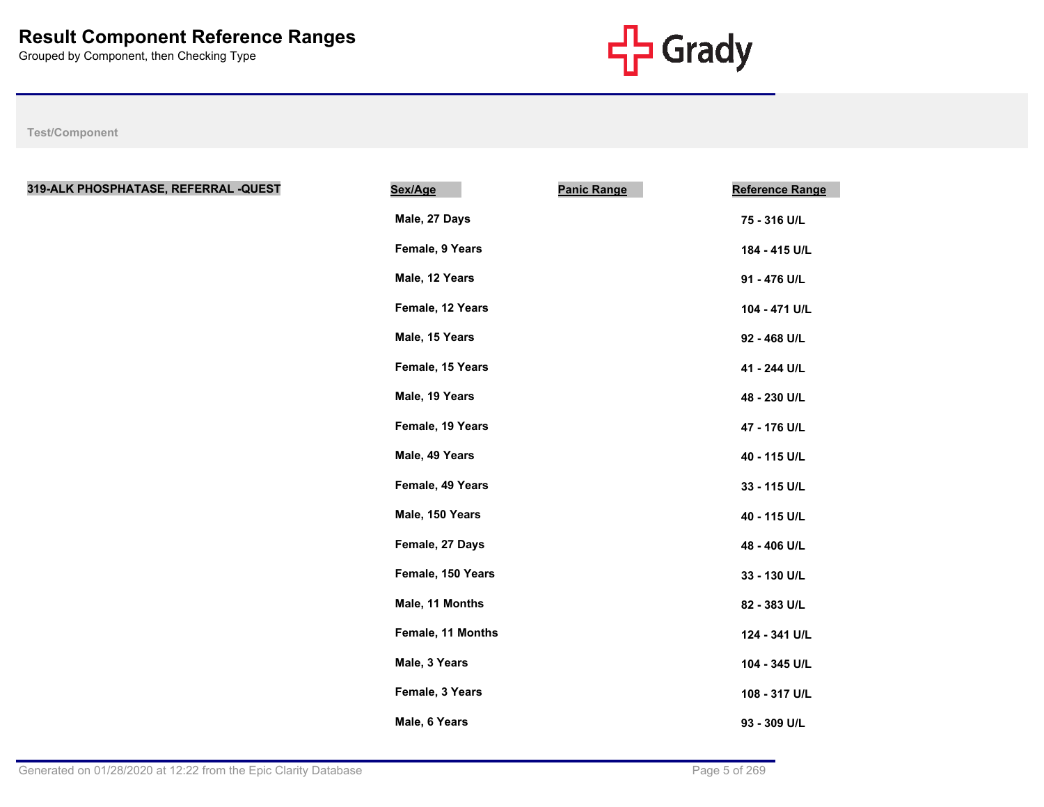# Result Component Reference Ranges

Grouped by Component, then Checking Type

Test/Component

| 319-ALK PHOSPHATASE, REFERRAL -QUEST | Sex/Age | Panic Range | Reference Range |
|---|---|---|---|
| | Male, 27 Days | | 75 - 316 U/L |
| | Female, 9 Years | | 184 - 415 U/L |
| | Male, 12 Years | | 91 - 476 U/L |
| | Female, 12 Years | | 104 - 471 U/L |
| | Male, 15 Years | | 92 - 468 U/L |
| | Female, 15 Years | | 41 - 244 U/L |
| | Male, 19 Years | | 48 - 230 U/L |
| | Female, 19 Years | | 47 - 176 U/L |
| | Male, 49 Years | | 40 - 115 U/L |
| | Female, 49 Years | | 33 - 115 U/L |
| | Male, 150 Years | | 40 - 115 U/L |
| | Female, 27 Days | | 48 - 406 U/L |
| | Female, 150 Years | | 33 - 130 U/L |
| | Male, 11 Months | | 82 - 383 U/L |
| | Female, 11 Months | | 124 - 341 U/L |
| | Male, 3 Years | | 104 - 345 U/L |
| | Female, 3 Years | | 108 - 317 U/L |
| | Male, 6 Years | | 93 - 309 U/L |

Generated on 01/28/2020 at 12:22 from the Epic Clarity Database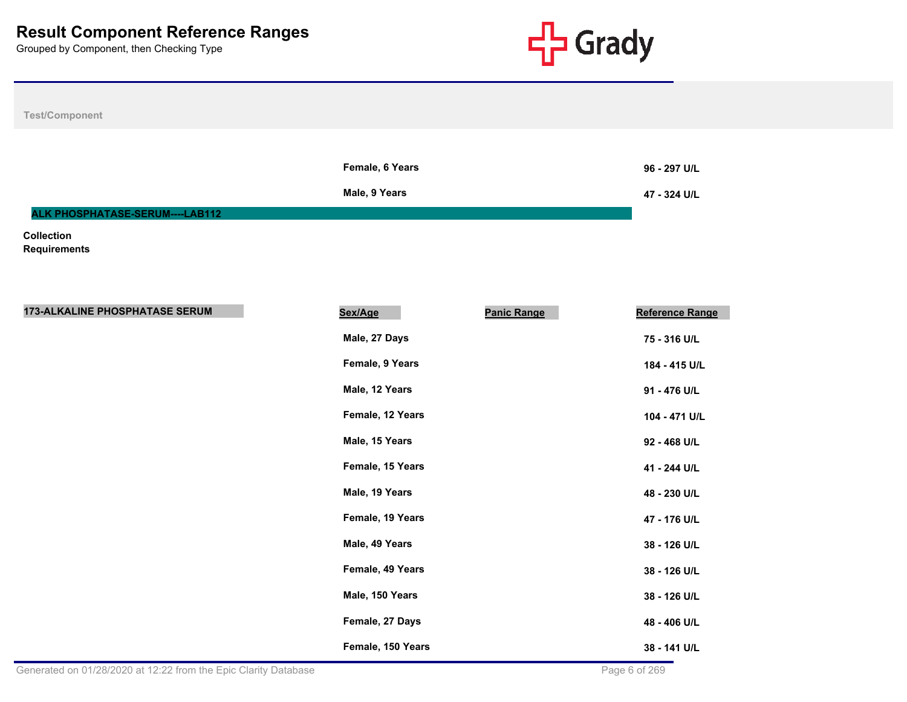# Result Component Reference Ranges

Grouped by Component, then Checking Type

Test/Component

| Sex/Age | Panic Range | Reference Range |
|---|---|---|
| Female, 6 Years | | 96 - 297 U/L |
| Male, 9 Years | | 47 - 324 U/L |

## ALK PHOSPHATASE-SERUM----LAB112

**Collection Requirements**

**173-ALKALINE PHOSPHATASE SERUM**

| Sex/Age | Panic Range | Reference Range |
|---|---|---|
| Male, 27 Days | | 75 - 316 U/L |
| Female, 9 Years | | 184 - 415 U/L |
| Male, 12 Years | | 91 - 476 U/L |
| Female, 12 Years | | 104 - 471 U/L |
| Male, 15 Years | | 92 - 468 U/L |
| Female, 15 Years | | 41 - 244 U/L |
| Male, 19 Years | | 48 - 230 U/L |
| Female, 19 Years | | 47 - 176 U/L |
| Male, 49 Years | | 38 - 126 U/L |
| Female, 49 Years | | 38 - 126 U/L |
| Male, 150 Years | | 38 - 126 U/L |
| Female, 27 Days | | 48 - 406 U/L |
| Female, 150 Years | | 38 - 141 U/L |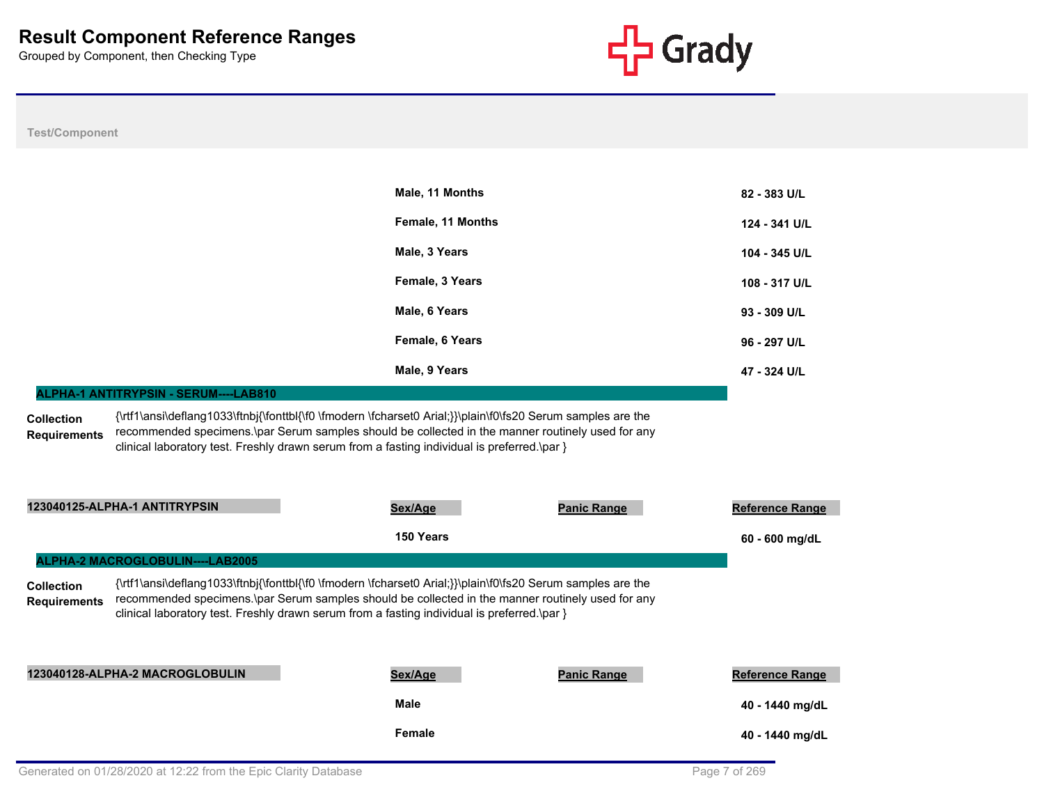# Result Component Reference Ranges

Grouped by Component, then Checking Type

Test/Component

| Sex/Age | Panic Range | Reference Range |
|---|---|---|
| Male, 11 Months | | 82 - 383 U/L |
| Female, 11 Months | | 124 - 341 U/L |
| Male, 3 Years | | 104 - 345 U/L |
| Female, 3 Years | | 108 - 317 U/L |
| Male, 6 Years | | 93 - 309 U/L |
| Female, 6 Years | | 96 - 297 U/L |
| Male, 9 Years | | 47 - 324 U/L |

## ALPHA-1 ANTITRYPSIN - SERUM----LAB810

**Collection Requirements** {\rtf1\ansi\deflang1033\ftnbj{\fonttbl{\f0 \fmodern \fcharset0 Arial;}}\plain\f0\fs20 Serum samples are the recommended specimens.\par Serum samples should be collected in the manner routinely used for any clinical laboratory test. Freshly drawn serum from a fasting individual is preferred.\par }

### 123040125-ALPHA-1 ANTITRYPSIN

| Sex/Age | Panic Range | Reference Range |
|---|---|---|
| 150 Years | | 60 - 600 mg/dL |

## ALPHA-2 MACROGLOBULIN----LAB2005

**Collection Requirements** {\rtf1\ansi\deflang1033\ftnbj{\fonttbl{\f0 \fmodern \fcharset0 Arial;}}\plain\f0\fs20 Serum samples are the recommended specimens.\par Serum samples should be collected in the manner routinely used for any clinical laboratory test. Freshly drawn serum from a fasting individual is preferred.\par }

### 123040128-ALPHA-2 MACROGLOBULIN

| Sex/Age | Panic Range | Reference Range |
|---|---|---|
| Male | | 40 - 1440 mg/dL |
| Female | | 40 - 1440 mg/dL |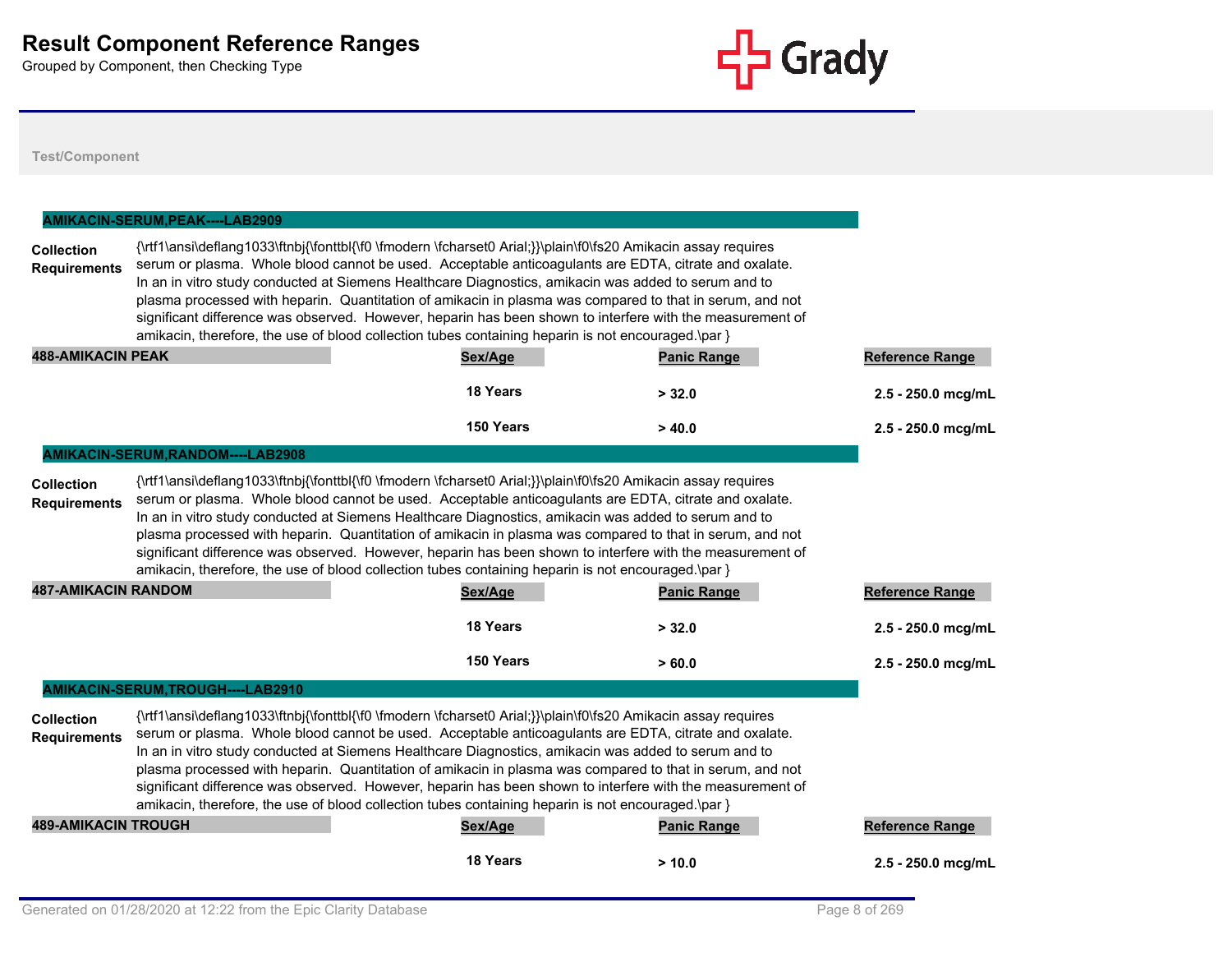# Result Component Reference Ranges

Grouped by Component, then Checking Type

Test/Component

## AMIKACIN-SERUM,PEAK----LAB2909

**Collection Requirements**

{\rtf1\ansi\deflang1033\ftnbj{\fonttbl{\f0 \fmodern \fcharset0 Arial;}}\plain\f0\fs20 Amikacin assay requires serum or plasma. Whole blood cannot be used. Acceptable anticoagulants are EDTA, citrate and oxalate. In an in vitro study conducted at Siemens Healthcare Diagnostics, amikacin was added to serum and to plasma processed with heparin. Quantitation of amikacin in plasma was compared to that in serum, and not significant difference was observed. However, heparin has been shown to interfere with the measurement of amikacin, therefore, the use of blood collection tubes containing heparin is not encouraged.\par }

| 488-AMIKACIN PEAK | Sex/Age | Panic Range | Reference Range |
|---|---|---|---|
| | 18 Years | > 32.0 | 2.5 - 250.0 mcg/mL |
| | 150 Years | > 40.0 | 2.5 - 250.0 mcg/mL |

## AMIKACIN-SERUM,RANDOM----LAB2908

**Collection Requirements**

{\rtf1\ansi\deflang1033\ftnbj{\fonttbl{\f0 \fmodern \fcharset0 Arial;}}\plain\f0\fs20 Amikacin assay requires serum or plasma. Whole blood cannot be used. Acceptable anticoagulants are EDTA, citrate and oxalate. In an in vitro study conducted at Siemens Healthcare Diagnostics, amikacin was added to serum and to plasma processed with heparin. Quantitation of amikacin in plasma was compared to that in serum, and not significant difference was observed. However, heparin has been shown to interfere with the measurement of amikacin, therefore, the use of blood collection tubes containing heparin is not encouraged.\par }

| 487-AMIKACIN RANDOM | Sex/Age | Panic Range | Reference Range |
|---|---|---|---|
| | 18 Years | > 32.0 | 2.5 - 250.0 mcg/mL |
| | 150 Years | > 60.0 | 2.5 - 250.0 mcg/mL |

## AMIKACIN-SERUM,TROUGH----LAB2910

**Collection Requirements**

{\rtf1\ansi\deflang1033\ftnbj{\fonttbl{\f0 \fmodern \fcharset0 Arial;}}\plain\f0\fs20 Amikacin assay requires serum or plasma. Whole blood cannot be used. Acceptable anticoagulants are EDTA, citrate and oxalate. In an in vitro study conducted at Siemens Healthcare Diagnostics, amikacin was added to serum and to plasma processed with heparin. Quantitation of amikacin in plasma was compared to that in serum, and not significant difference was observed. However, heparin has been shown to interfere with the measurement of amikacin, therefore, the use of blood collection tubes containing heparin is not encouraged.\par }

| 489-AMIKACIN TROUGH | Sex/Age | Panic Range | Reference Range |
|---|---|---|---|
| | 18 Years | > 10.0 | 2.5 - 250.0 mcg/mL |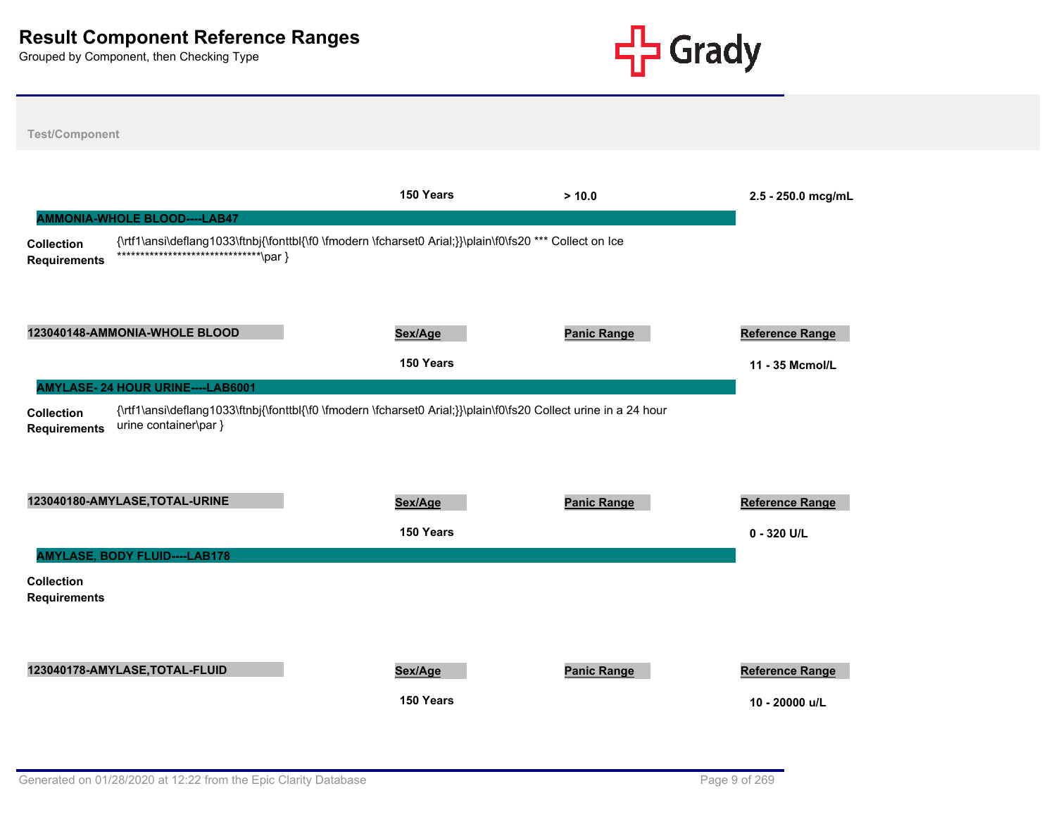# Result Component Reference Ranges

Grouped by Component, then Checking Type

**Test/Component**

| | Sex/Age | Panic Range | Reference Range |
|---|---|---|---|
| | 150 Years | > 10.0 | 2.5 - 250.0 mcg/mL |

## AMMONIA-WHOLE BLOOD----LAB47

**Collection Requirements** {\rtf1\ansi\deflang1033\ftnbj{\fonttbl{\f0 \fmodern \fcharset0 Arial;}}\plain\f0\fs20 *** Collect on Ice ********************************\par }

| 123040148-AMMONIA-WHOLE BLOOD | Sex/Age | Panic Range | Reference Range |
|---|---|---|---|
| | 150 Years | | 11 - 35 Mcmol/L |

## AMYLASE- 24 HOUR URINE----LAB6001

**Collection Requirements** {\rtf1\ansi\deflang1033\ftnbj{\fonttbl{\f0 \fmodern \fcharset0 Arial;}}\plain\f0\fs20 Collect urine in a 24 hour urine container\par }

| 123040180-AMYLASE,TOTAL-URINE | Sex/Age | Panic Range | Reference Range |
|---|---|---|---|
| | 150 Years | | 0 - 320 U/L |

## AMYLASE, BODY FLUID----LAB178

**Collection Requirements**

| 123040178-AMYLASE,TOTAL-FLUID | Sex/Age | Panic Range | Reference Range |
|---|---|---|---|
| | 150 Years | | 10 - 20000 u/L |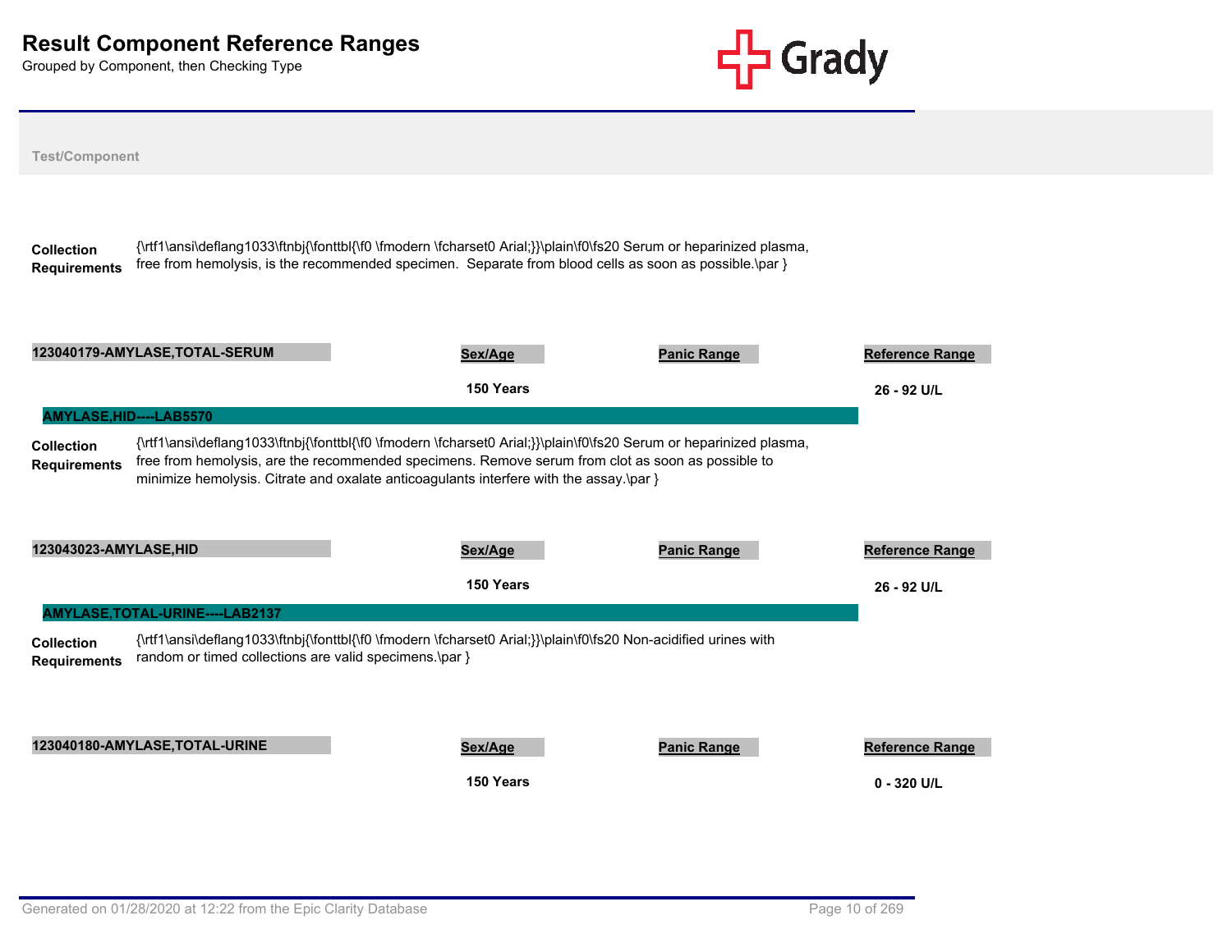# Result Component Reference Ranges

Grouped by Component, then Checking Type

**Test/Component**

**Collection Requirements** {\rtf1\ansi\deflang1033\ftnbj{\fonttbl{\f0 \fmodern \fcharset0 Arial;}}\plain\f0\fs20 Serum or heparinized plasma, free from hemolysis, is the recommended specimen.  Separate from blood cells as soon as possible.\par }

| 123040179-AMYLASE,TOTAL-SERUM | Sex/Age | Panic Range | Reference Range |
|---|---|---|---|
| | 150 Years | | 26 - 92 U/L |

## AMYLASE,HID----LAB5570

**Collection Requirements** {\rtf1\ansi\deflang1033\ftnbj{\fonttbl{\f0 \fmodern \fcharset0 Arial;}}\plain\f0\fs20 Serum or heparinized plasma, free from hemolysis, are the recommended specimens. Remove serum from clot as soon as possible to minimize hemolysis. Citrate and oxalate anticoagulants interfere with the assay.\par }

| 123043023-AMYLASE,HID | Sex/Age | Panic Range | Reference Range |
|---|---|---|---|
| | 150 Years | | 26 - 92 U/L |

## AMYLASE,TOTAL-URINE----LAB2137

**Collection Requirements** {\rtf1\ansi\deflang1033\ftnbj{\fonttbl{\f0 \fmodern \fcharset0 Arial;}}\plain\f0\fs20 Non-acidified urines with random or timed collections are valid specimens.\par }

| 123040180-AMYLASE,TOTAL-URINE | Sex/Age | Panic Range | Reference Range |
|---|---|---|---|
| | 150 Years | | 0 - 320 U/L |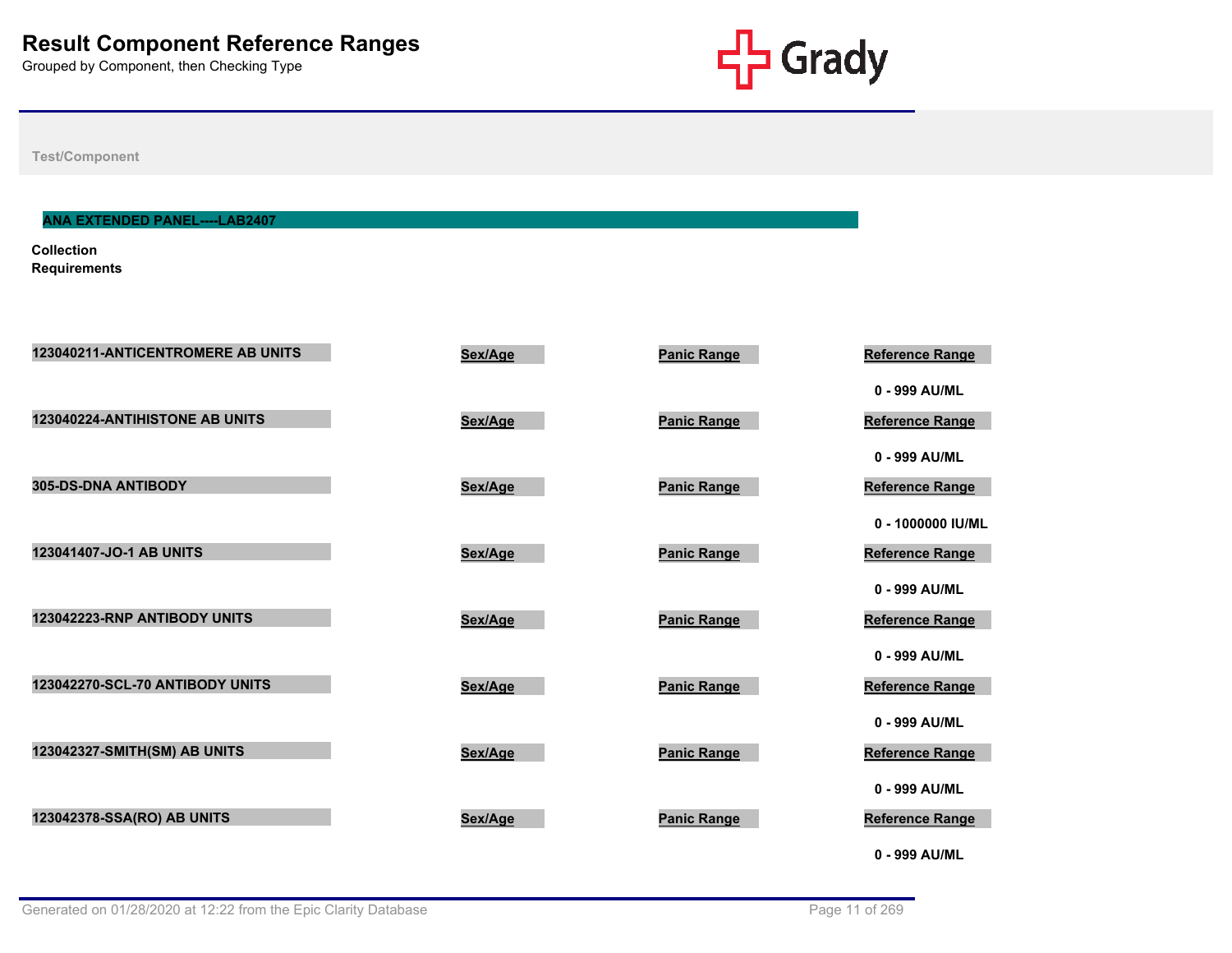# Result Component Reference Ranges

Grouped by Component, then Checking Type

Grady

Test/Component

## ANA EXTENDED PANEL----LAB2407

**Collection Requirements**

| Component | Sex/Age | Panic Range | Reference Range |
|---|---|---|---|
| 123040211-ANTICENTROMERE AB UNITS | | | 0 - 999 AU/ML |
| 123040224-ANTIHISTONE AB UNITS | | | 0 - 999 AU/ML |
| 305-DS-DNA ANTIBODY | | | 0 - 1000000 IU/ML |
| 123041407-JO-1 AB UNITS | | | 0 - 999 AU/ML |
| 123042223-RNP ANTIBODY UNITS | | | 0 - 999 AU/ML |
| 123042270-SCL-70 ANTIBODY UNITS | | | 0 - 999 AU/ML |
| 123042327-SMITH(SM) AB UNITS | | | 0 - 999 AU/ML |
| 123042378-SSA(RO) AB UNITS | | | 0 - 999 AU/ML |

Generated on 01/28/2020 at 12:22 from the Epic Clarity Database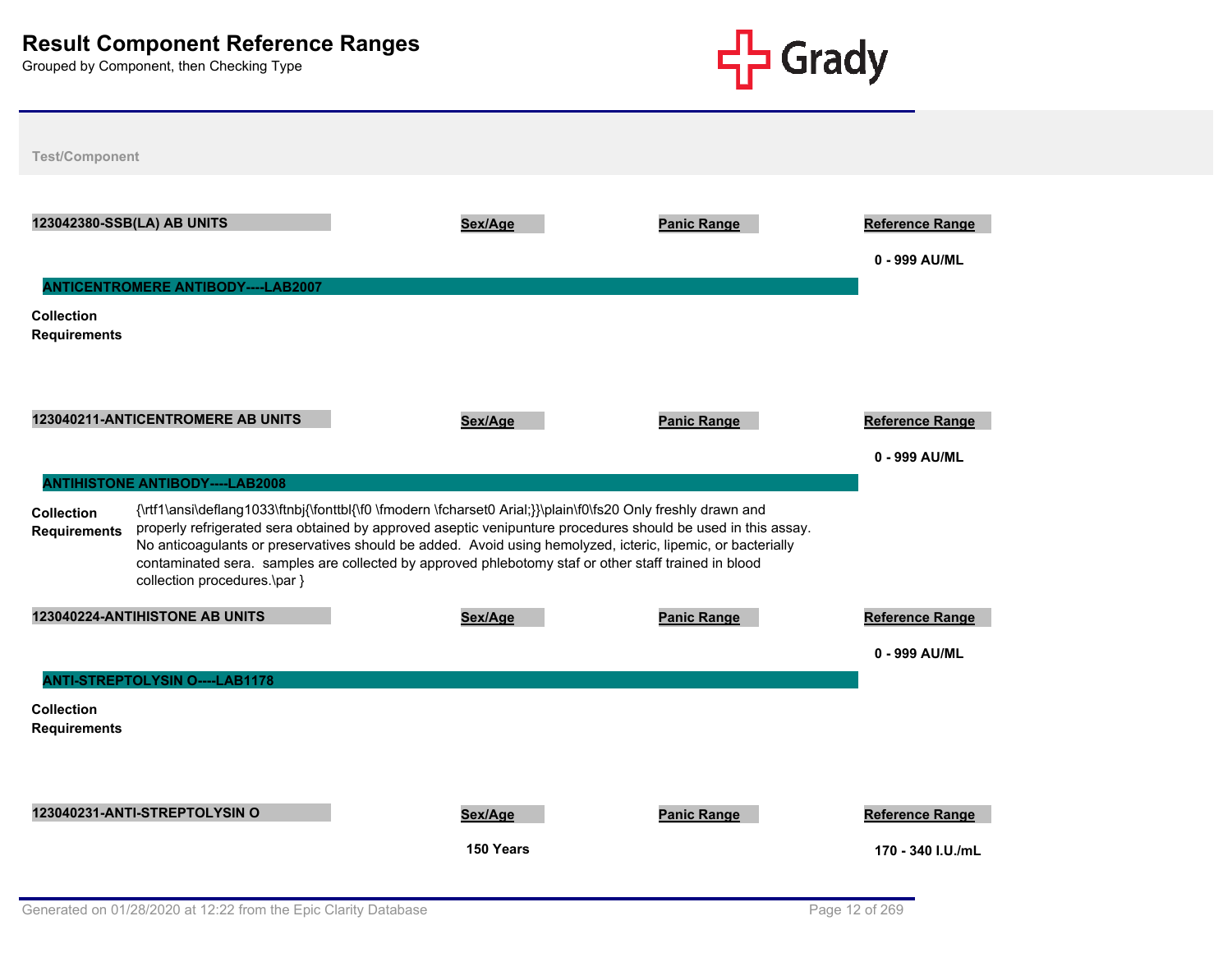# Result Component Reference Ranges

Grouped by Component, then Checking Type

Test/Component

| 123042380-SSB(LA) AB UNITS | Sex/Age | Panic Range | Reference Range |
|---|---|---|---|
| | | | 0 - 999 AU/ML |

## ANTICENTROMERE ANTIBODY----LAB2007

**Collection Requirements**

| 123040211-ANTICENTROMERE AB UNITS | Sex/Age | Panic Range | Reference Range |
|---|---|---|---|
| | | | 0 - 999 AU/ML |

## ANTIHISTONE ANTIBODY----LAB2008

**Collection Requirements** {\rtf1\ansi\deflang1033\ftnbj{\fonttbl{\f0 \fmodern \fcharset0 Arial;}}\plain\f0\fs20 Only freshly drawn and properly refrigerated sera obtained by approved aseptic venipunture procedures should be used in this assay. No anticoagulants or preservatives should be added. Avoid using hemolyzed, icteric, lipemic, or bacterially contaminated sera. samples are collected by approved phlebotomy staf or other staff trained in blood collection procedures.\par }

| 123040224-ANTIHISTONE AB UNITS | Sex/Age | Panic Range | Reference Range |
|---|---|---|---|
| | | | 0 - 999 AU/ML |

## ANTI-STREPTOLYSIN O----LAB1178

**Collection Requirements**

| 123040231-ANTI-STREPTOLYSIN O | Sex/Age | Panic Range | Reference Range |
|---|---|---|---|
| | 150 Years | | 170 - 340 I.U./mL |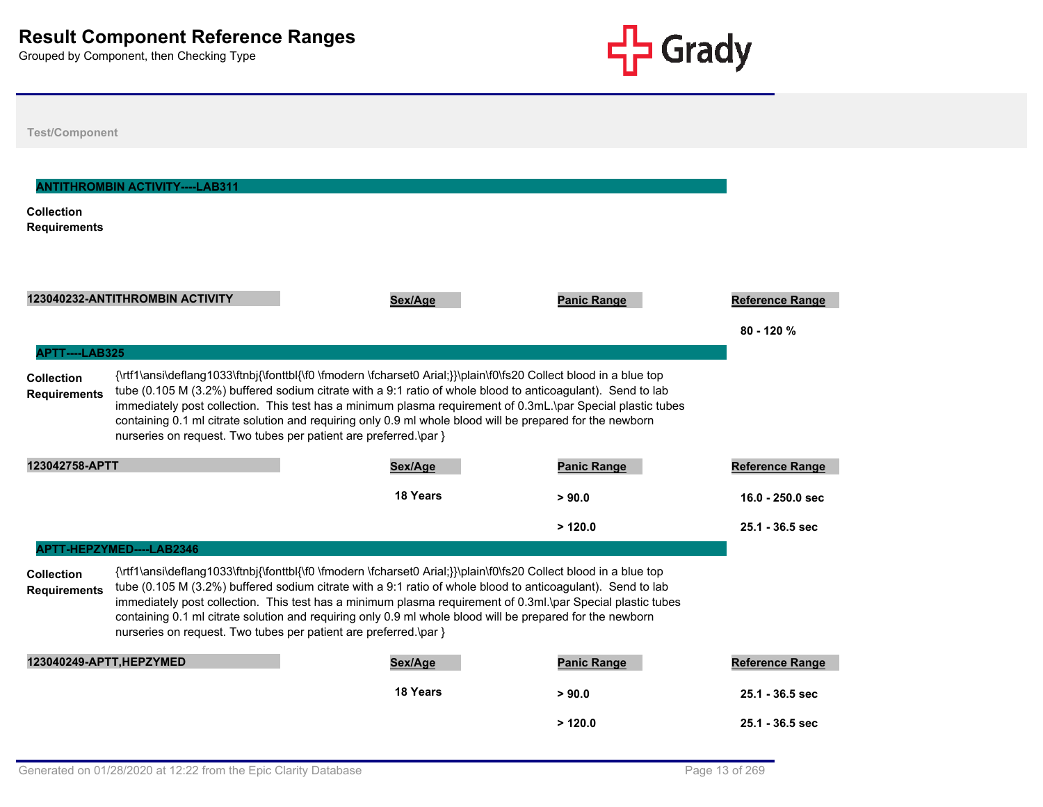# Result Component Reference Ranges

Grouped by Component, then Checking Type

Test/Component

## ANTITHROMBIN ACTIVITY----LAB311

**Collection Requirements**

| 123040232-ANTITHROMBIN ACTIVITY | Sex/Age | Panic Range | Reference Range |
|---|---|---|---|
| | | | 80 - 120 % |

## APTT----LAB325

**Collection Requirements**

{\rtf1\ansi\deflang1033\ftnbj{\fonttbl{\f0 \fmodern \fcharset0 Arial;}}\plain\f0\fs20 Collect blood in a blue top tube (0.105 M (3.2%) buffered sodium citrate with a 9:1 ratio of whole blood to anticoagulant). Send to lab immediately post collection. This test has a minimum plasma requirement of 0.3mL.\par Special plastic tubes containing 0.1 ml citrate solution and requiring only 0.9 ml whole blood will be prepared for the newborn nurseries on request. Two tubes per patient are preferred.\par }

| 123042758-APTT | Sex/Age | Panic Range | Reference Range |
|---|---|---|---|
| | 18 Years | > 90.0 | 16.0 - 250.0 sec |
| | | > 120.0 | 25.1 - 36.5 sec |

## APTT-HEPZYMED----LAB2346

**Collection Requirements**

{\rtf1\ansi\deflang1033\ftnbj{\fonttbl{\f0 \fmodern \fcharset0 Arial;}}\plain\f0\fs20 Collect blood in a blue top tube (0.105 M (3.2%) buffered sodium citrate with a 9:1 ratio of whole blood to anticoagulant). Send to lab immediately post collection. This test has a minimum plasma requirement of 0.3ml.\par Special plastic tubes containing 0.1 ml citrate solution and requiring only 0.9 ml whole blood will be prepared for the newborn nurseries on request. Two tubes per patient are preferred.\par }

| 123040249-APTT,HEPZYMED | Sex/Age | Panic Range | Reference Range |
|---|---|---|---|
| | 18 Years | > 90.0 | 25.1 - 36.5 sec |
| | | > 120.0 | 25.1 - 36.5 sec |

Generated on 01/28/2020 at 12:22 from the Epic Clarity Database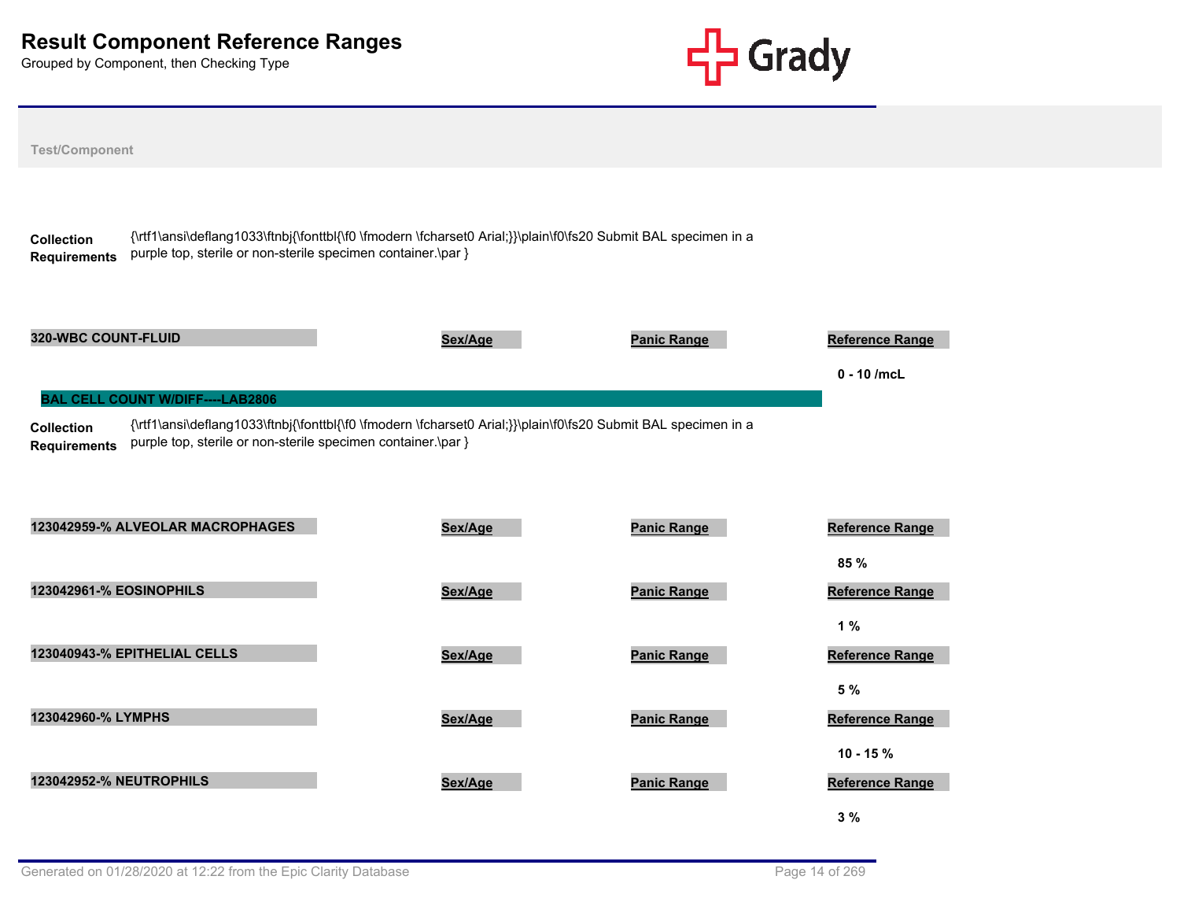# Result Component Reference Ranges

Grouped by Component, then Checking Type

**Test/Component**

**Collection Requirements** {\rtf1\ansi\deflang1033\ftnbj{\fonttbl{\f0 \fmodern \fcharset0 Arial;}}\plain\f0\fs20 Submit BAL specimen in a purple top, sterile or non-sterile specimen container.\par }

| Component | Sex/Age | Panic Range | Reference Range |
|---|---|---|---|
| 320-WBC COUNT-FLUID | | | 0 - 10 /mcL |

## BAL CELL COUNT W/DIFF----LAB2806

**Collection Requirements** {\rtf1\ansi\deflang1033\ftnbj{\fonttbl{\f0 \fmodern \fcharset0 Arial;}}\plain\f0\fs20 Submit BAL specimen in a purple top, sterile or non-sterile specimen container.\par }

| Component | Sex/Age | Panic Range | Reference Range |
|---|---|---|---|
| 123042959-% ALVEOLAR MACROPHAGES | | | 85 % |
| 123042961-% EOSINOPHILS | | | 1 % |
| 123040943-% EPITHELIAL CELLS | | | 5 % |
| 123042960-% LYMPHS | | | 10 - 15 % |
| 123042952-% NEUTROPHILS | | | 3 % |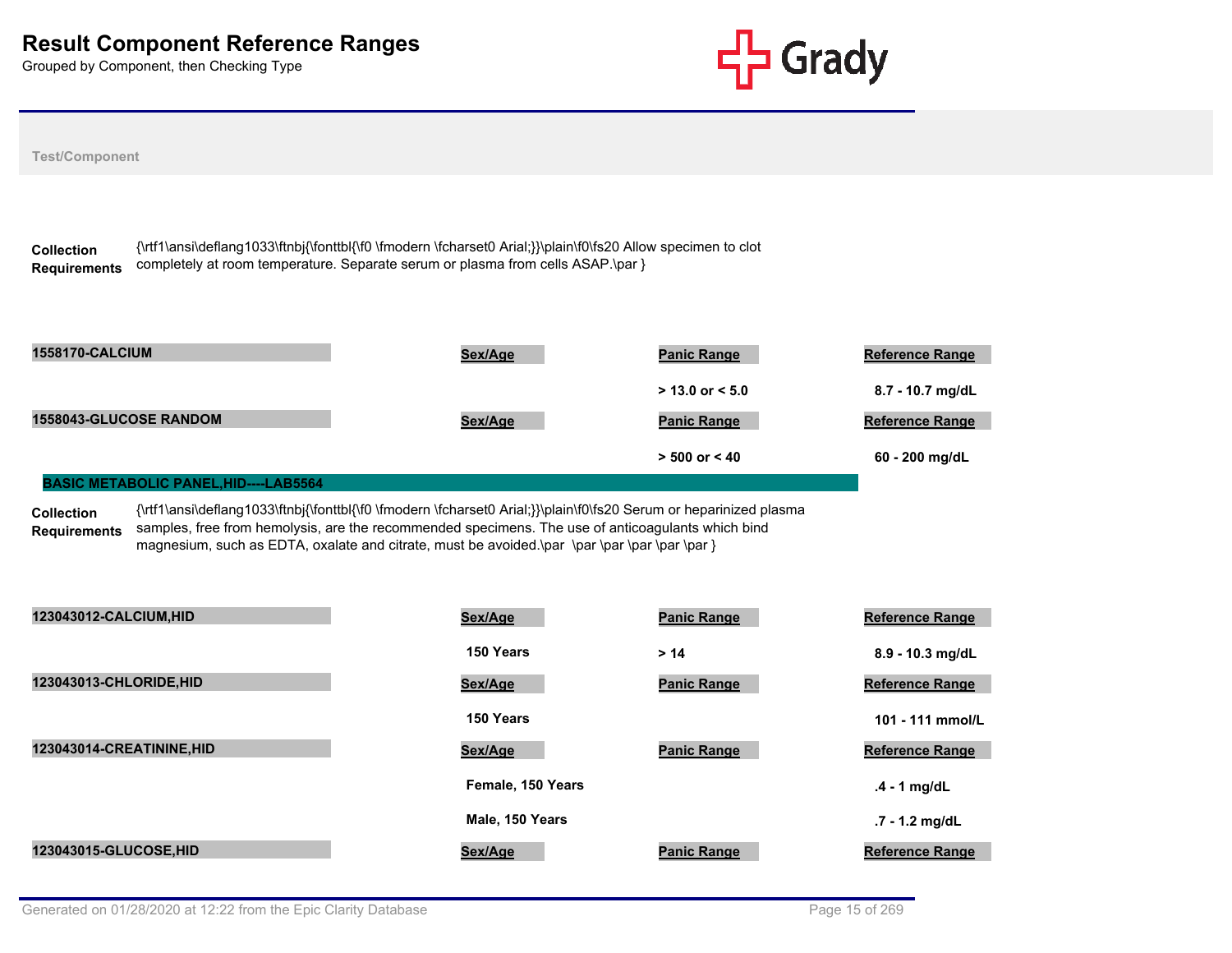# Result Component Reference Ranges

Grouped by Component, then Checking Type

Test/Component

**Collection Requirements** {\rtf1\ansi\deflang1033\ftnbj{\fonttbl{\f0 \fmodern \fcharset0 Arial;}}\plain\f0\fs20 Allow specimen to clot completely at room temperature. Separate serum or plasma from cells ASAP.\par }

| 1558170-CALCIUM | Sex/Age | Panic Range | Reference Range |
|---|---|---|---|
| | | > 13.0 or < 5.0 | 8.7 - 10.7 mg/dL |

| 1558043-GLUCOSE RANDOM | Sex/Age | Panic Range | Reference Range |
|---|---|---|---|
| | | > 500 or < 40 | 60 - 200 mg/dL |

## BASIC METABOLIC PANEL,HID----LAB5564

**Collection Requirements** {\rtf1\ansi\deflang1033\ftnbj{\fonttbl{\f0 \fmodern \fcharset0 Arial;}}\plain\f0\fs20 Serum or heparinized plasma samples, free from hemolysis, are the recommended specimens. The use of anticoagulants which bind magnesium, such as EDTA, oxalate and citrate, must be avoided.\par  \par \par \par \par }

| 123043012-CALCIUM,HID | Sex/Age | Panic Range | Reference Range |
|---|---|---|---|
| | 150 Years | > 14 | 8.9 - 10.3 mg/dL |

| 123043013-CHLORIDE,HID | Sex/Age | Panic Range | Reference Range |
|---|---|---|---|
| | 150 Years | | 101 - 111 mmol/L |

| 123043014-CREATININE,HID | Sex/Age | Panic Range | Reference Range |
|---|---|---|---|
| | Female, 150 Years | | .4 - 1 mg/dL |
| | Male, 150 Years | | .7 - 1.2 mg/dL |

| 123043015-GLUCOSE,HID | Sex/Age | Panic Range | Reference Range |
|---|---|---|---|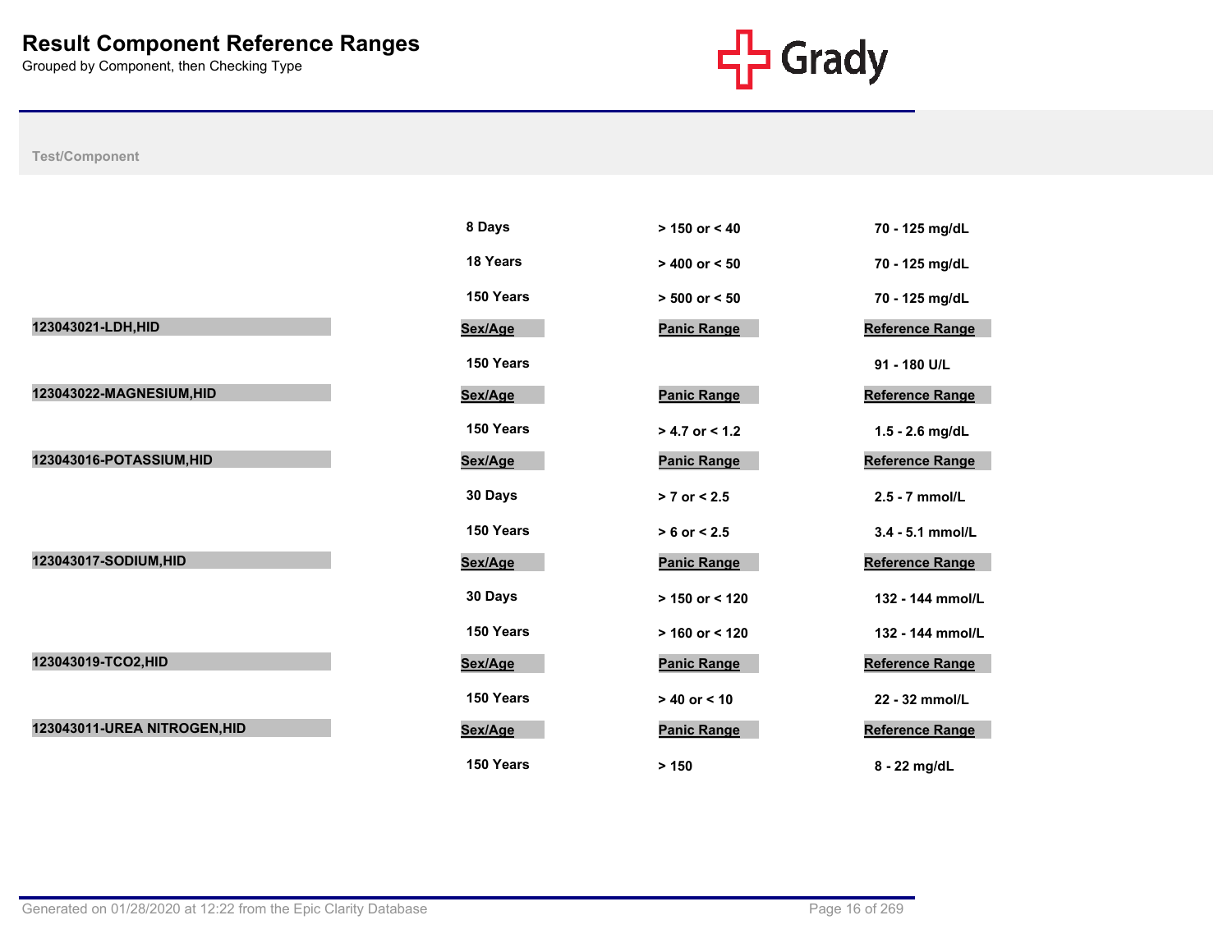# Result Component Reference Ranges

Grouped by Component, then Checking Type

| Test/Component | Sex/Age | Panic Range | Reference Range |
|---|---|---|---|
| | 8 Days | > 150 or < 40 | 70 - 125 mg/dL |
| | 18 Years | > 400 or < 50 | 70 - 125 mg/dL |
| | 150 Years | > 500 or < 50 | 70 - 125 mg/dL |
| **123043021-LDH,HID** | **Sex/Age** | **Panic Range** | **Reference Range** |
| | 150 Years | | 91 - 180 U/L |
| **123043022-MAGNESIUM,HID** | **Sex/Age** | **Panic Range** | **Reference Range** |
| | 150 Years | > 4.7 or < 1.2 | 1.5 - 2.6 mg/dL |
| **123043016-POTASSIUM,HID** | **Sex/Age** | **Panic Range** | **Reference Range** |
| | 30 Days | > 7 or < 2.5 | 2.5 - 7 mmol/L |
| | 150 Years | > 6 or < 2.5 | 3.4 - 5.1 mmol/L |
| **123043017-SODIUM,HID** | **Sex/Age** | **Panic Range** | **Reference Range** |
| | 30 Days | > 150 or < 120 | 132 - 144 mmol/L |
| | 150 Years | > 160 or < 120 | 132 - 144 mmol/L |
| **123043019-TCO2,HID** | **Sex/Age** | **Panic Range** | **Reference Range** |
| | 150 Years | > 40 or < 10 | 22 - 32 mmol/L |
| **123043011-UREA NITROGEN,HID** | **Sex/Age** | **Panic Range** | **Reference Range** |
| | 150 Years | > 150 | 8 - 22 mg/dL |

Generated on 01/28/2020 at 12:22 from the Epic Clarity Database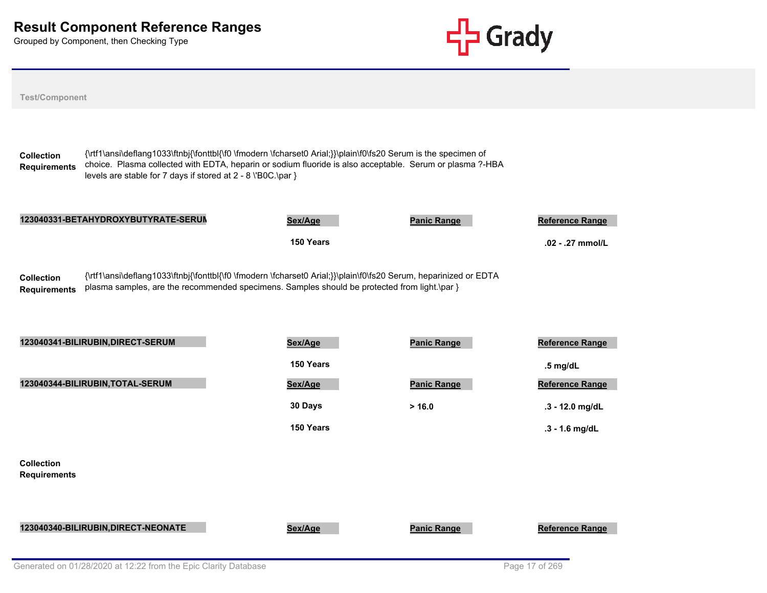# Result Component Reference Ranges

Grouped by Component, then Checking Type

**Test/Component**

**Collection Requirements** {\rtf1\ansi\deflang1033\ftnbj{\fonttbl{\f0 \fmodern \fcharset0 Arial;}}\plain\f0\fs20 Serum is the specimen of choice. Plasma collected with EDTA, heparin or sodium fluoride is also acceptable. Serum or plasma ?-HBA levels are stable for 7 days if stored at 2 - 8 \'B0C.\par }

| 123040331-BETAHYDROXYBUTYRATE-SERUM | Sex/Age | Panic Range | Reference Range |
|---|---|---|---|
| | 150 Years | | .02 - .27 mmol/L |

**Collection Requirements** {\rtf1\ansi\deflang1033\ftnbj{\fonttbl{\f0 \fmodern \fcharset0 Arial;}}\plain\f0\fs20 Serum, heparinized or EDTA plasma samples, are the recommended specimens. Samples should be protected from light.\par }

| 123040341-BILIRUBIN,DIRECT-SERUM | Sex/Age | Panic Range | Reference Range |
|---|---|---|---|
| | 150 Years | | .5 mg/dL |

| 123040344-BILIRUBIN,TOTAL-SERUM | Sex/Age | Panic Range | Reference Range |
|---|---|---|---|
| | 30 Days | > 16.0 | .3 - 12.0 mg/dL |
| | 150 Years | | .3 - 1.6 mg/dL |

**Collection Requirements**

| 123040340-BILIRUBIN,DIRECT-NEONATE | Sex/Age | Panic Range | Reference Range |
|---|---|---|---|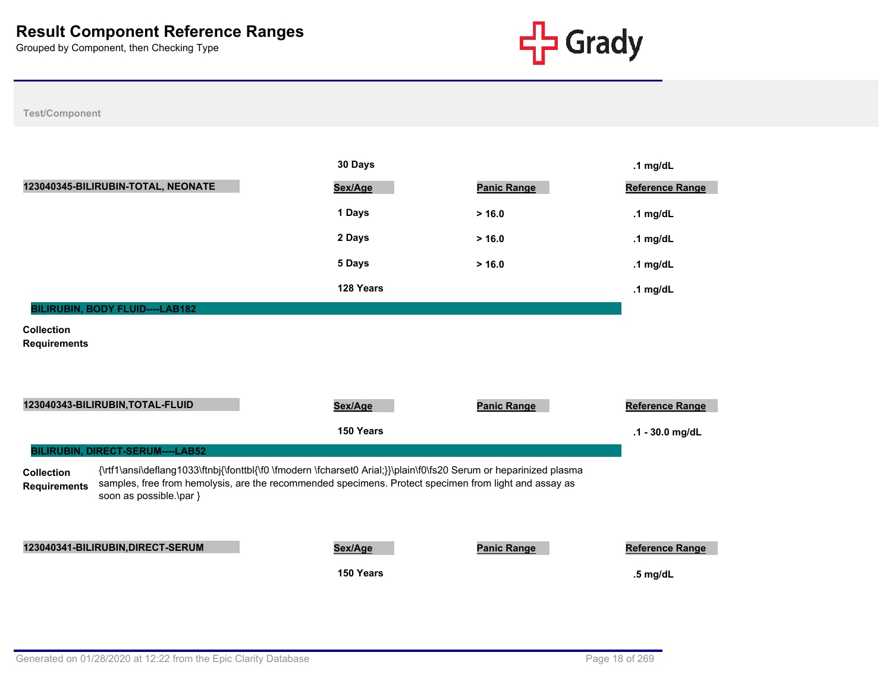# Result Component Reference Ranges

Grouped by Component, then Checking Type

Test/Component

| | Sex/Age | Panic Range | Reference Range |
|---|---|---|---|
| | 30 Days | | .1 mg/dL |

| 123040345-BILIRUBIN-TOTAL, NEONATE | Sex/Age | Panic Range | Reference Range |
|---|---|---|---|
| | 1 Days | > 16.0 | .1 mg/dL |
| | 2 Days | > 16.0 | .1 mg/dL |
| | 5 Days | > 16.0 | .1 mg/dL |
| | 128 Years | | .1 mg/dL |

## BILIRUBIN, BODY FLUID----LAB182

**Collection Requirements**

| 123040343-BILIRUBIN,TOTAL-FLUID | Sex/Age | Panic Range | Reference Range |
|---|---|---|---|
| | 150 Years | | .1 - 30.0 mg/dL |

## BILIRUBIN, DIRECT-SERUM----LAB52

**Collection Requirements** {\rtf1\ansi\deflang1033\ftnbj{\fonttbl{\f0 \fmodern \fcharset0 Arial;}}\plain\f0\fs20 Serum or heparinized plasma samples, free from hemolysis, are the recommended specimens. Protect specimen from light and assay as soon as possible.\par }

| 123040341-BILIRUBIN,DIRECT-SERUM | Sex/Age | Panic Range | Reference Range |
|---|---|---|---|
| | 150 Years | | .5 mg/dL |

Generated on 01/28/2020 at 12:22 from the Epic Clarity Database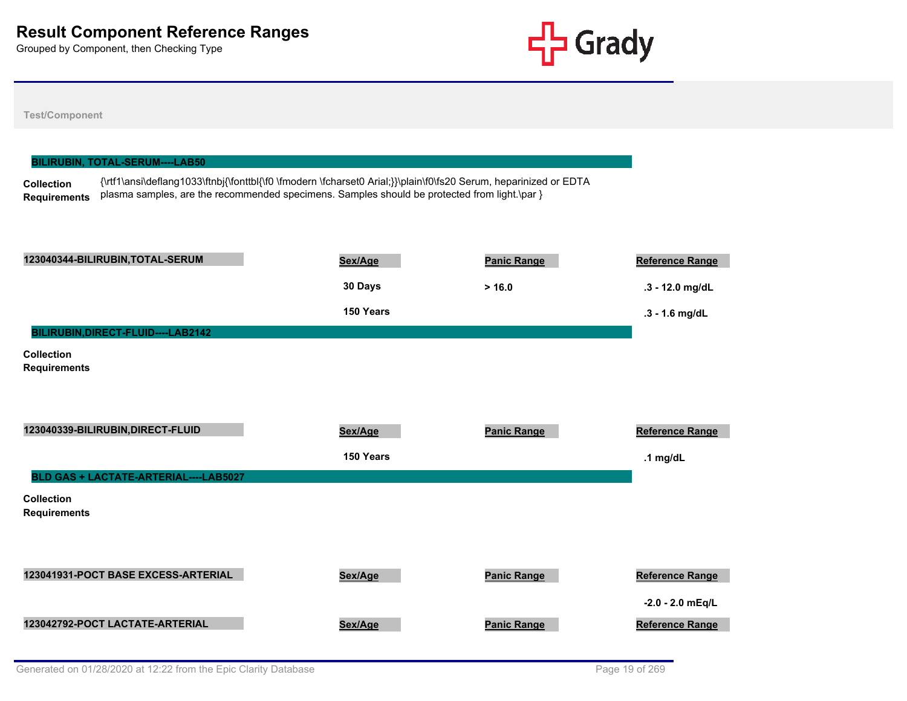# Result Component Reference Ranges

Grouped by Component, then Checking Type

**Test/Component**

## BILIRUBIN, TOTAL-SERUM----LAB50

**Collection Requirements** {\rtf1\ansi\deflang1033\ftnbj{\fonttbl{\f0 \fmodern \fcharset0 Arial;}}\plain\f0\fs20 Serum, heparinized or EDTA plasma samples, are the recommended specimens. Samples should be protected from light.\par }

| 123040344-BILIRUBIN,TOTAL-SERUM | Sex/Age | Panic Range | Reference Range |
|---|---|---|---|
| | 30 Days | > 16.0 | .3 - 12.0 mg/dL |
| | 150 Years | | .3 - 1.6 mg/dL |

## BILIRUBIN,DIRECT-FLUID----LAB2142

**Collection Requirements**

| 123040339-BILIRUBIN,DIRECT-FLUID | Sex/Age | Panic Range | Reference Range |
|---|---|---|---|
| | 150 Years | | .1 mg/dL |

## BLD GAS + LACTATE-ARTERIAL----LAB5027

**Collection Requirements**

| 123041931-POCT BASE EXCESS-ARTERIAL | Sex/Age | Panic Range | Reference Range |
|---|---|---|---|
| | | | -2.0 - 2.0 mEq/L |

| 123042792-POCT LACTATE-ARTERIAL | Sex/Age | Panic Range | Reference Range |
|---|---|---|---|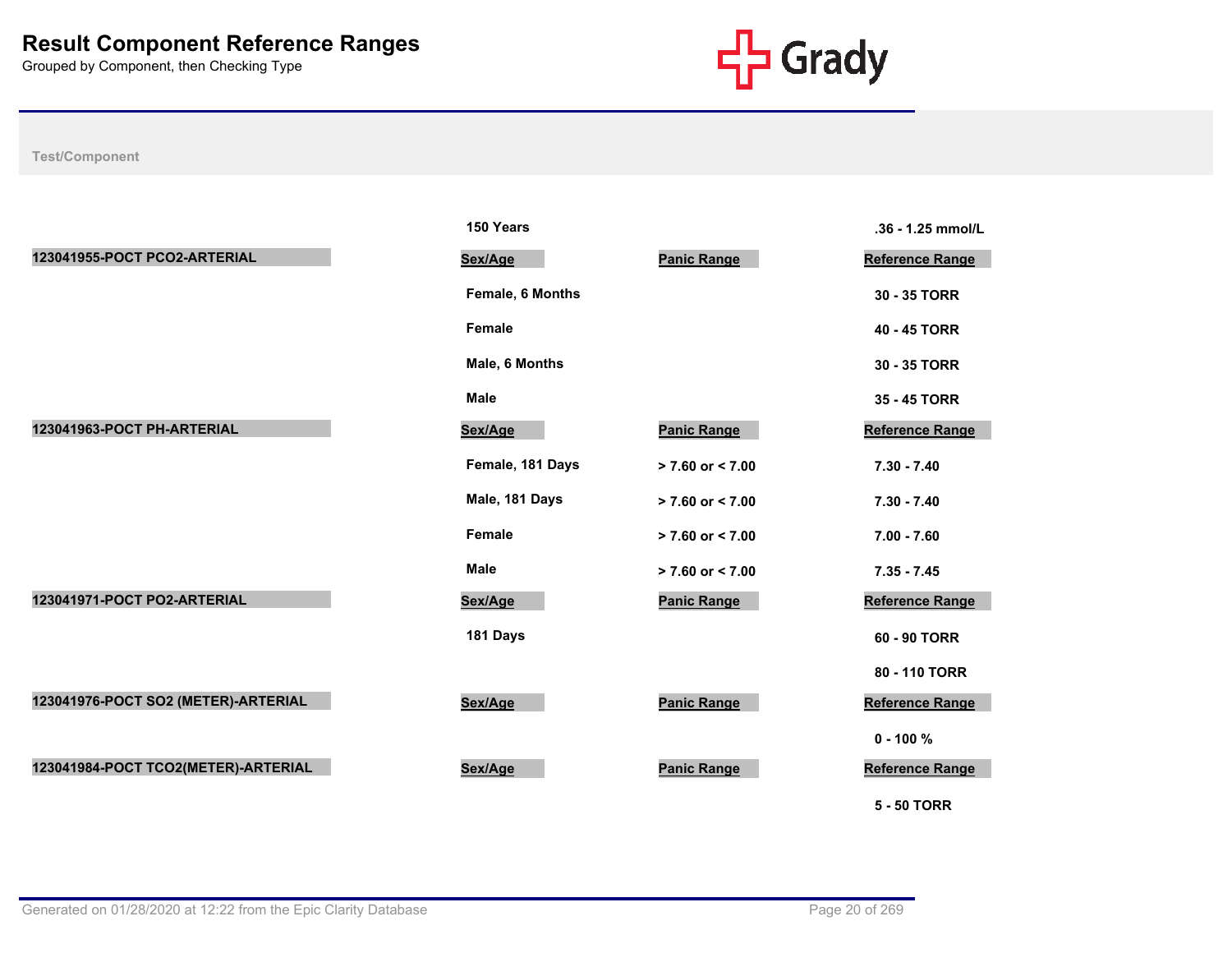# Result Component Reference Ranges

Grouped by Component, then Checking Type

| Test/Component | Sex/Age | Panic Range | Reference Range |
|---|---|---|---|
| | 150 Years | | .36 - 1.25 mmol/L |
| **123041955-POCT PCO2-ARTERIAL** | **Sex/Age** | **Panic Range** | **Reference Range** |
| | Female, 6 Months | | 30 - 35 TORR |
| | Female | | 40 - 45 TORR |
| | Male, 6 Months | | 30 - 35 TORR |
| | Male | | 35 - 45 TORR |
| **123041963-POCT PH-ARTERIAL** | **Sex/Age** | **Panic Range** | **Reference Range** |
| | Female, 181 Days | > 7.60 or < 7.00 | 7.30 - 7.40 |
| | Male, 181 Days | > 7.60 or < 7.00 | 7.30 - 7.40 |
| | Female | > 7.60 or < 7.00 | 7.00 - 7.60 |
| | Male | > 7.60 or < 7.00 | 7.35 - 7.45 |
| **123041971-POCT PO2-ARTERIAL** | **Sex/Age** | **Panic Range** | **Reference Range** |
| | 181 Days | | 60 - 90 TORR |
| | | | 80 - 110 TORR |
| **123041976-POCT SO2 (METER)-ARTERIAL** | **Sex/Age** | **Panic Range** | **Reference Range** |
| | | | 0 - 100 % |
| **123041984-POCT TCO2(METER)-ARTERIAL** | **Sex/Age** | **Panic Range** | **Reference Range** |
| | | | 5 - 50 TORR |

Generated on 01/28/2020 at 12:22 from the Epic Clarity Database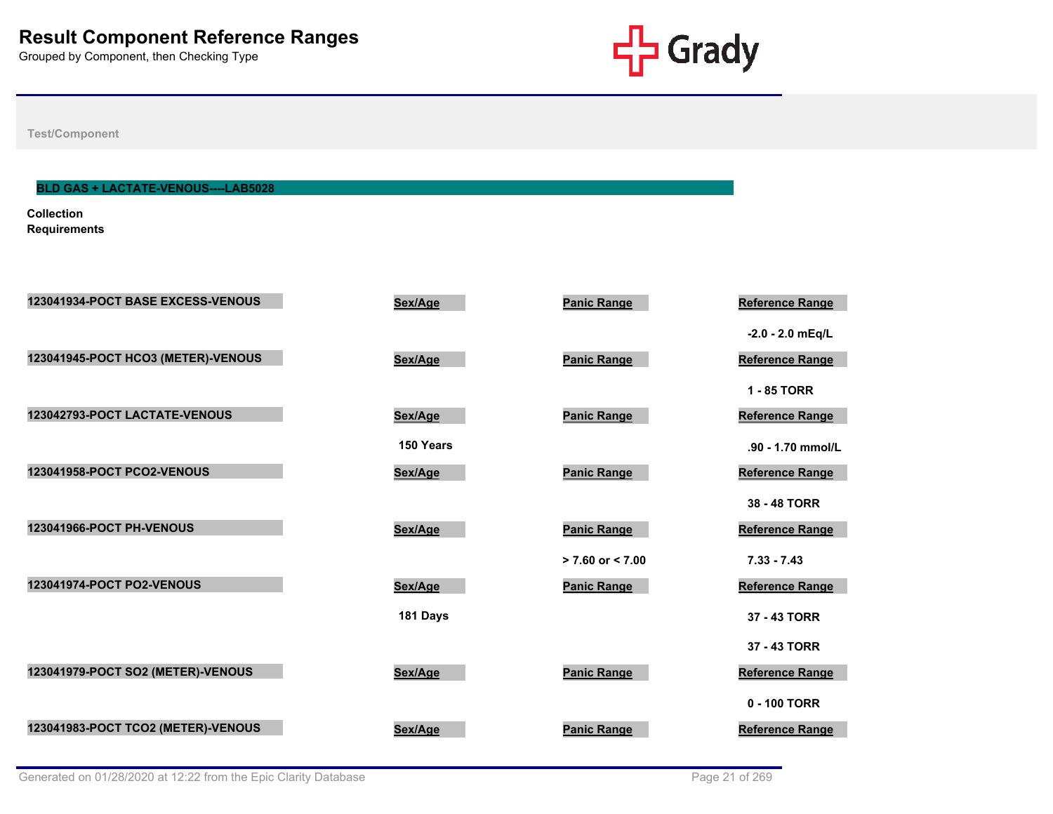# Result Component Reference Ranges

Grouped by Component, then Checking Type

Test/Component

## BLD GAS + LACTATE-VENOUS----LAB5028

**Collection Requirements**

| Test/Component | Sex/Age | Panic Range | Reference Range |
|---|---|---|---|
| 123041934-POCT BASE EXCESS-VENOUS | | | -2.0 - 2.0 mEq/L |
| 123041945-POCT HCO3 (METER)-VENOUS | | | 1 - 85 TORR |
| 123042793-POCT LACTATE-VENOUS | 150 Years | | .90 - 1.70 mmol/L |
| 123041958-POCT PCO2-VENOUS | | | 38 - 48 TORR |
| 123041966-POCT PH-VENOUS | | > 7.60 or < 7.00 | 7.33 - 7.43 |
| 123041974-POCT PO2-VENOUS | 181 Days | | 37 - 43 TORR |
| | | | 37 - 43 TORR |
| 123041979-POCT SO2 (METER)-VENOUS | | | 0 - 100 TORR |
| 123041983-POCT TCO2 (METER)-VENOUS | | | |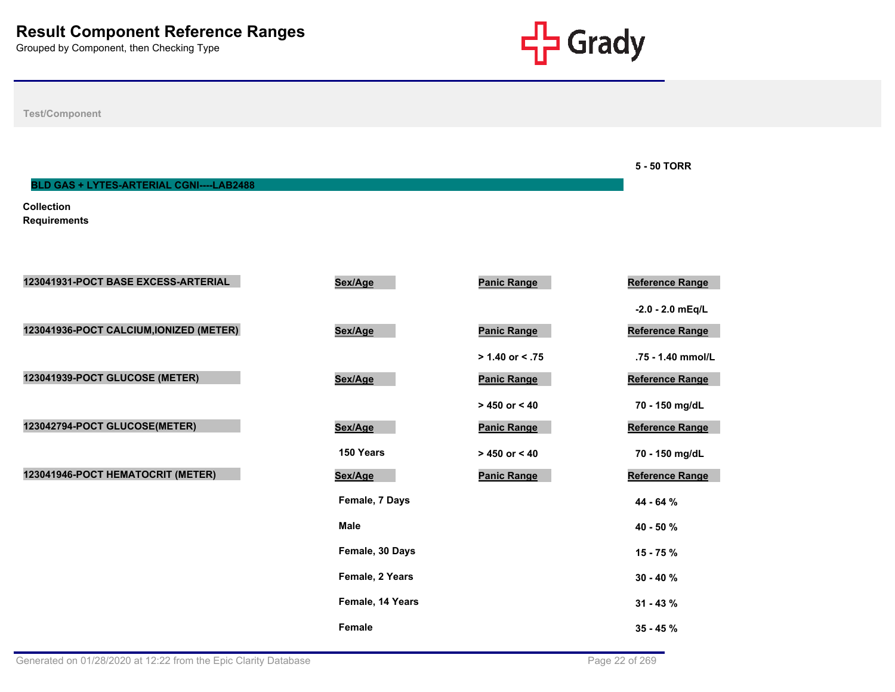# Result Component Reference Ranges

Grouped by Component, then Checking Type

Test/Component

5 - 50 TORR

## BLD GAS + LYTES-ARTERIAL CGNI----LAB2488

**Collection Requirements**

| 123041931-POCT BASE EXCESS-ARTERIAL | Sex/Age | Panic Range | Reference Range |
|---|---|---|---|
| | | | -2.0 - 2.0 mEq/L |

| 123041936-POCT CALCIUM,IONIZED (METER) | Sex/Age | Panic Range | Reference Range |
|---|---|---|---|
| | | > 1.40 or < .75 | .75 - 1.40 mmol/L |

| 123041939-POCT GLUCOSE (METER) | Sex/Age | Panic Range | Reference Range |
|---|---|---|---|
| | | > 450 or < 40 | 70 - 150 mg/dL |

| 123042794-POCT GLUCOSE(METER) | Sex/Age | Panic Range | Reference Range |
|---|---|---|---|
| | 150 Years | > 450 or < 40 | 70 - 150 mg/dL |

| 123041946-POCT HEMATOCRIT (METER) | Sex/Age | Panic Range | Reference Range |
|---|---|---|---|
| | Female, 7 Days | | 44 - 64 % |
| | Male | | 40 - 50 % |
| | Female, 30 Days | | 15 - 75 % |
| | Female, 2 Years | | 30 - 40 % |
| | Female, 14 Years | | 31 - 43 % |
| | Female | | 35 - 45 % |

Generated on 01/28/2020 at 12:22 from the Epic Clarity Database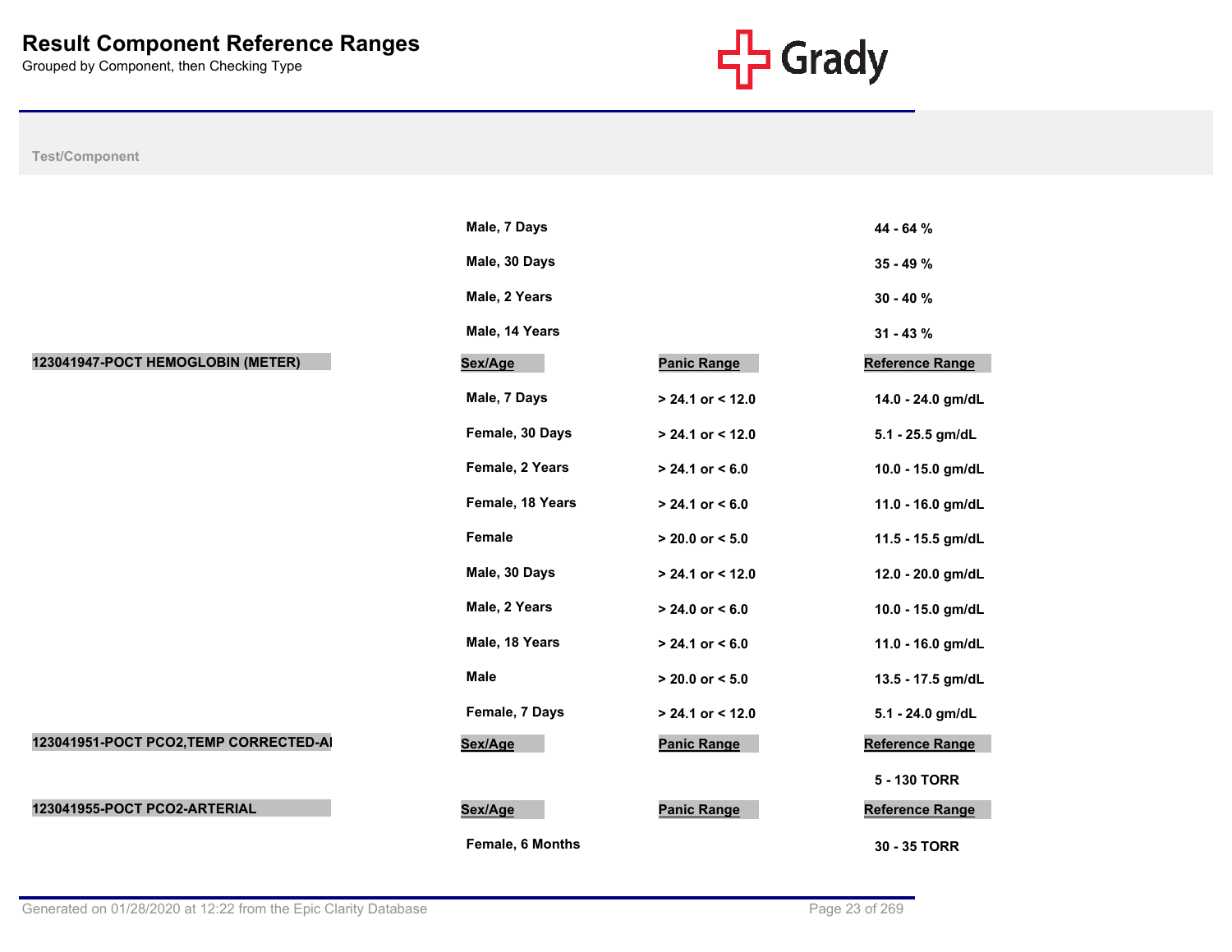# Result Component Reference Ranges

Grouped by Component, then Checking Type

| Test/Component | Sex/Age | Panic Range | Reference Range |
|---|---|---|---|
| | Male, 7 Days | | 44 - 64 % |
| | Male, 30 Days | | 35 - 49 % |
| | Male, 2 Years | | 30 - 40 % |
| | Male, 14 Years | | 31 - 43 % |
| **123041947-POCT HEMOGLOBIN (METER)** | **Sex/Age** | **Panic Range** | **Reference Range** |
| | Male, 7 Days | > 24.1 or < 12.0 | 14.0 - 24.0 gm/dL |
| | Female, 30 Days | > 24.1 or < 12.0 | 5.1 - 25.5 gm/dL |
| | Female, 2 Years | > 24.1 or < 6.0 | 10.0 - 15.0 gm/dL |
| | Female, 18 Years | > 24.1 or < 6.0 | 11.0 - 16.0 gm/dL |
| | Female | > 20.0 or < 5.0 | 11.5 - 15.5 gm/dL |
| | Male, 30 Days | > 24.1 or < 12.0 | 12.0 - 20.0 gm/dL |
| | Male, 2 Years | > 24.0 or < 6.0 | 10.0 - 15.0 gm/dL |
| | Male, 18 Years | > 24.1 or < 6.0 | 11.0 - 16.0 gm/dL |
| | Male | > 20.0 or < 5.0 | 13.5 - 17.5 gm/dL |
| | Female, 7 Days | > 24.1 or < 12.0 | 5.1 - 24.0 gm/dL |
| **123041951-POCT PCO2,TEMP CORRECTED-AI** | **Sex/Age** | **Panic Range** | **Reference Range** |
| | | | 5 - 130 TORR |
| **123041955-POCT PCO2-ARTERIAL** | **Sex/Age** | **Panic Range** | **Reference Range** |
| | Female, 6 Months | | 30 - 35 TORR |

Generated on 01/28/2020 at 12:22 from the Epic Clarity Database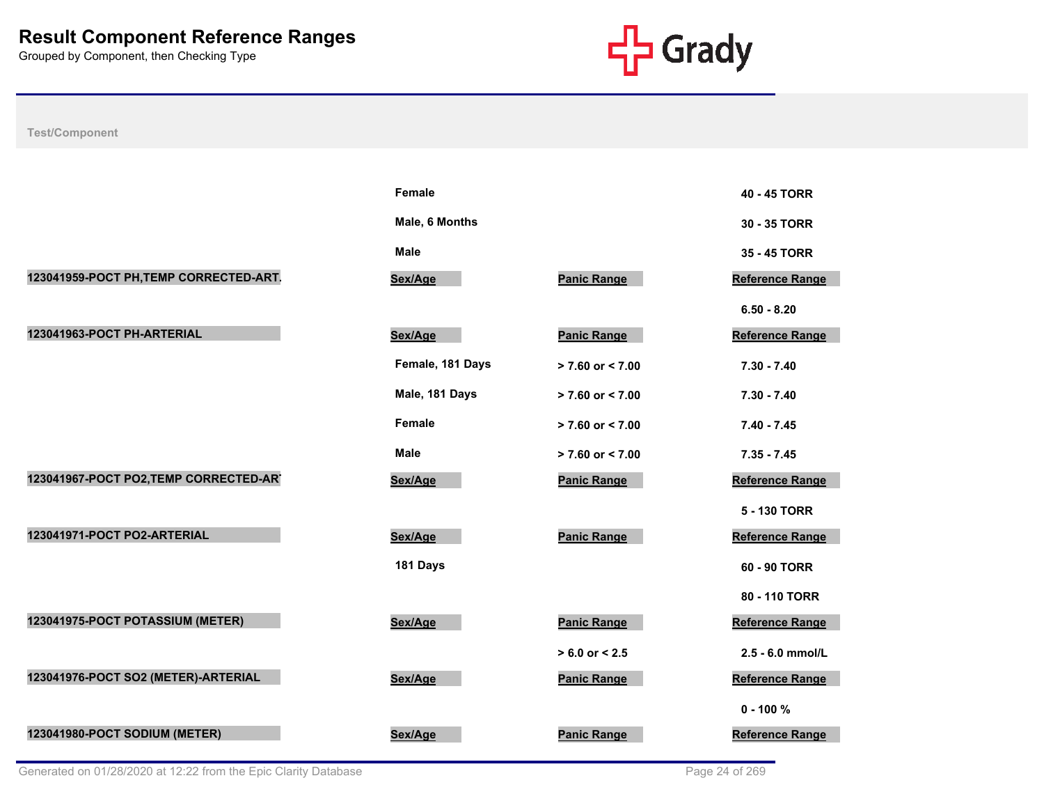# Result Component Reference Ranges

Grouped by Component, then Checking Type

| Test/Component | Sex/Age | Panic Range | Reference Range |
|---|---|---|---|
| | Female | | 40 - 45 TORR |
| | Male, 6 Months | | 30 - 35 TORR |
| | Male | | 35 - 45 TORR |
| **123041959-POCT PH,TEMP CORRECTED-ART.** | **Sex/Age** | **Panic Range** | **Reference Range** |
| | | | 6.50 - 8.20 |
| **123041963-POCT PH-ARTERIAL** | **Sex/Age** | **Panic Range** | **Reference Range** |
| | Female, 181 Days | > 7.60 or < 7.00 | 7.30 - 7.40 |
| | Male, 181 Days | > 7.60 or < 7.00 | 7.30 - 7.40 |
| | Female | > 7.60 or < 7.00 | 7.40 - 7.45 |
| | Male | > 7.60 or < 7.00 | 7.35 - 7.45 |
| **123041967-POCT PO2,TEMP CORRECTED-AR** | **Sex/Age** | **Panic Range** | **Reference Range** |
| | | | 5 - 130 TORR |
| **123041971-POCT PO2-ARTERIAL** | **Sex/Age** | **Panic Range** | **Reference Range** |
| | 181 Days | | 60 - 90 TORR |
| | | | 80 - 110 TORR |
| **123041975-POCT POTASSIUM (METER)** | **Sex/Age** | **Panic Range** | **Reference Range** |
| | | > 6.0 or < 2.5 | 2.5 - 6.0 mmol/L |
| **123041976-POCT SO2 (METER)-ARTERIAL** | **Sex/Age** | **Panic Range** | **Reference Range** |
| | | | 0 - 100 % |
| **123041980-POCT SODIUM (METER)** | **Sex/Age** | **Panic Range** | **Reference Range** |

Generated on 01/28/2020 at 12:22 from the Epic Clarity Database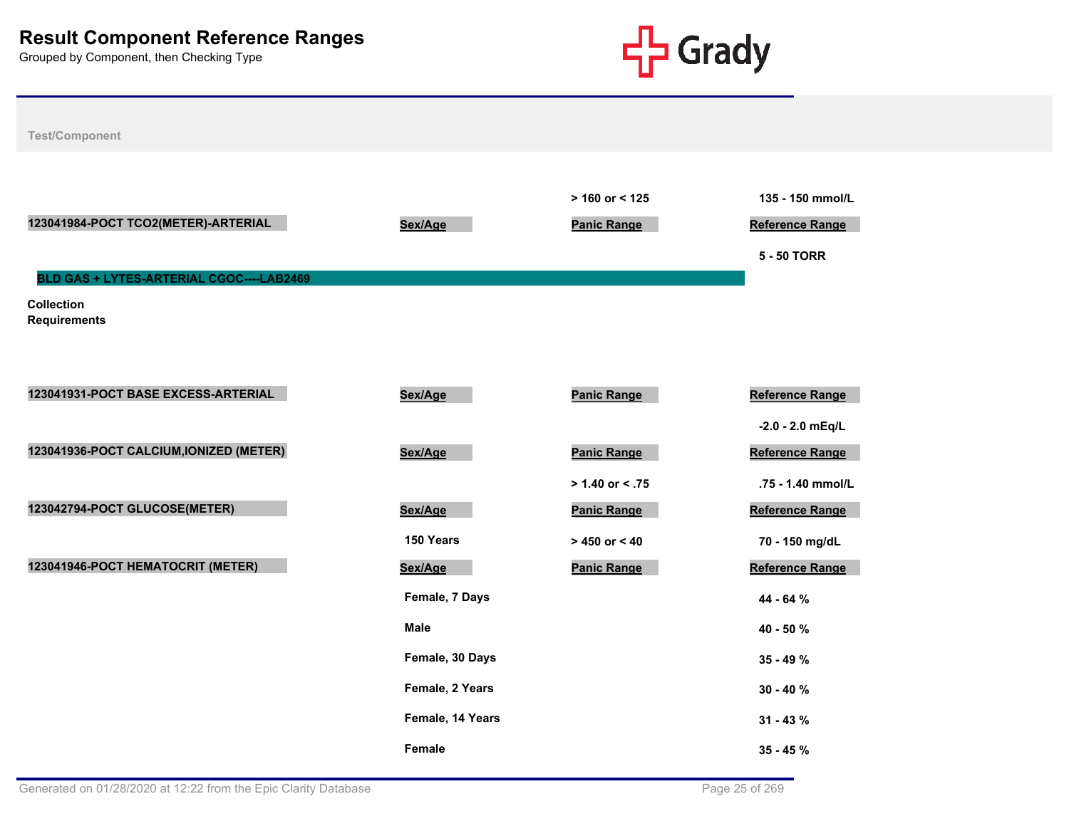# Result Component Reference Ranges

Grouped by Component, then Checking Type

Test/Component

| | Sex/Age | Panic Range | Reference Range |
|---|---|---|---|
| | | > 160 or < 125 | 135 - 150 mmol/L |

| 123041984-POCT TCO2(METER)-ARTERIAL | Sex/Age | Panic Range | Reference Range |
|---|---|---|---|
| | | | 5 - 50 TORR |

## BLD GAS + LYTES-ARTERIAL CGOC----LAB2469

**Collection Requirements**

| 123041931-POCT BASE EXCESS-ARTERIAL | Sex/Age | Panic Range | Reference Range |
|---|---|---|---|
| | | | -2.0 - 2.0 mEq/L |

| 123041936-POCT CALCIUM,IONIZED (METER) | Sex/Age | Panic Range | Reference Range |
|---|---|---|---|
| | | > 1.40 or < .75 | .75 - 1.40 mmol/L |

| 123042794-POCT GLUCOSE(METER) | Sex/Age | Panic Range | Reference Range |
|---|---|---|---|
| | 150 Years | > 450 or < 40 | 70 - 150 mg/dL |

| 123041946-POCT HEMATOCRIT (METER) | Sex/Age | Panic Range | Reference Range |
|---|---|---|---|
| | Female, 7 Days | | 44 - 64 % |
| | Male | | 40 - 50 % |
| | Female, 30 Days | | 35 - 49 % |
| | Female, 2 Years | | 30 - 40 % |
| | Female, 14 Years | | 31 - 43 % |
| | Female | | 35 - 45 % |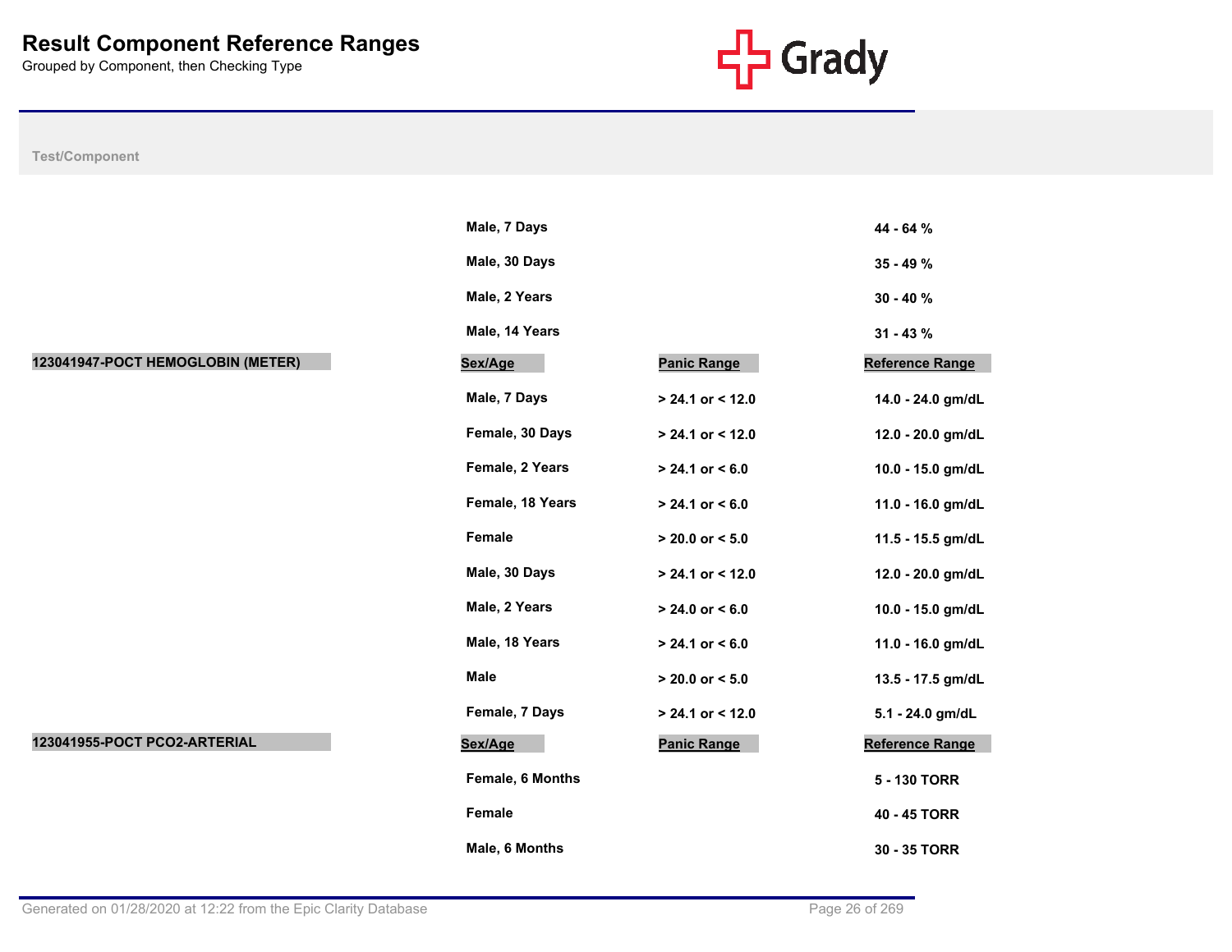# Result Component Reference Ranges

Grouped by Component, then Checking Type

| Test/Component | Sex/Age | Panic Range | Reference Range |
|---|---|---|---|
| | Male, 7 Days | | 44 - 64 % |
| | Male, 30 Days | | 35 - 49 % |
| | Male, 2 Years | | 30 - 40 % |
| | Male, 14 Years | | 31 - 43 % |
| **123041947-POCT HEMOGLOBIN (METER)** | **Sex/Age** | **Panic Range** | **Reference Range** |
| | Male, 7 Days | > 24.1 or < 12.0 | 14.0 - 24.0 gm/dL |
| | Female, 30 Days | > 24.1 or < 12.0 | 12.0 - 20.0 gm/dL |
| | Female, 2 Years | > 24.1 or < 6.0 | 10.0 - 15.0 gm/dL |
| | Female, 18 Years | > 24.1 or < 6.0 | 11.0 - 16.0 gm/dL |
| | Female | > 20.0 or < 5.0 | 11.5 - 15.5 gm/dL |
| | Male, 30 Days | > 24.1 or < 12.0 | 12.0 - 20.0 gm/dL |
| | Male, 2 Years | > 24.0 or < 6.0 | 10.0 - 15.0 gm/dL |
| | Male, 18 Years | > 24.1 or < 6.0 | 11.0 - 16.0 gm/dL |
| | Male | > 20.0 or < 5.0 | 13.5 - 17.5 gm/dL |
| | Female, 7 Days | > 24.1 or < 12.0 | 5.1 - 24.0 gm/dL |
| **123041955-POCT PCO2-ARTERIAL** | **Sex/Age** | **Panic Range** | **Reference Range** |
| | Female, 6 Months | | 5 - 130 TORR |
| | Female | | 40 - 45 TORR |
| | Male, 6 Months | | 30 - 35 TORR |

Generated on 01/28/2020 at 12:22 from the Epic Clarity Database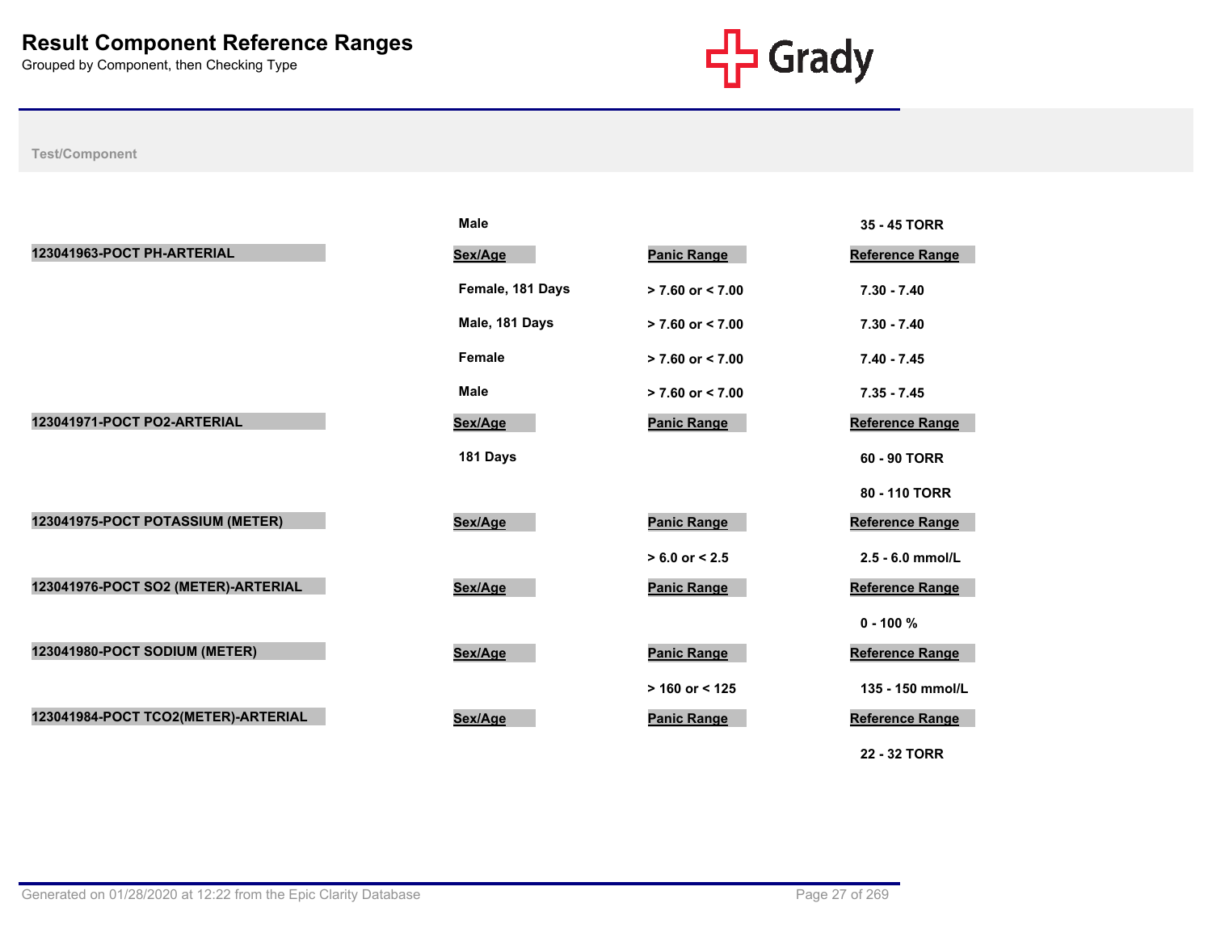# Result Component Reference Ranges

Grouped by Component, then Checking Type

| Test/Component | Sex/Age | Panic Range | Reference Range |
|---|---|---|---|
| | Male | | 35 - 45 TORR |
| 123041963-POCT PH-ARTERIAL | Sex/Age | Panic Range | Reference Range |
| | Female, 181 Days | > 7.60 or < 7.00 | 7.30 - 7.40 |
| | Male, 181 Days | > 7.60 or < 7.00 | 7.30 - 7.40 |
| | Female | > 7.60 or < 7.00 | 7.40 - 7.45 |
| | Male | > 7.60 or < 7.00 | 7.35 - 7.45 |
| 123041971-POCT PO2-ARTERIAL | Sex/Age | Panic Range | Reference Range |
| | 181 Days | | 60 - 90 TORR |
| | | | 80 - 110 TORR |
| 123041975-POCT POTASSIUM (METER) | Sex/Age | Panic Range | Reference Range |
| | | > 6.0 or < 2.5 | 2.5 - 6.0 mmol/L |
| 123041976-POCT SO2 (METER)-ARTERIAL | Sex/Age | Panic Range | Reference Range |
| | | | 0 - 100 % |
| 123041980-POCT SODIUM (METER) | Sex/Age | Panic Range | Reference Range |
| | | > 160 or < 125 | 135 - 150 mmol/L |
| 123041984-POCT TCO2(METER)-ARTERIAL | Sex/Age | Panic Range | Reference Range |
| | | | 22 - 32 TORR |

Generated on 01/28/2020 at 12:22 from the Epic Clarity Database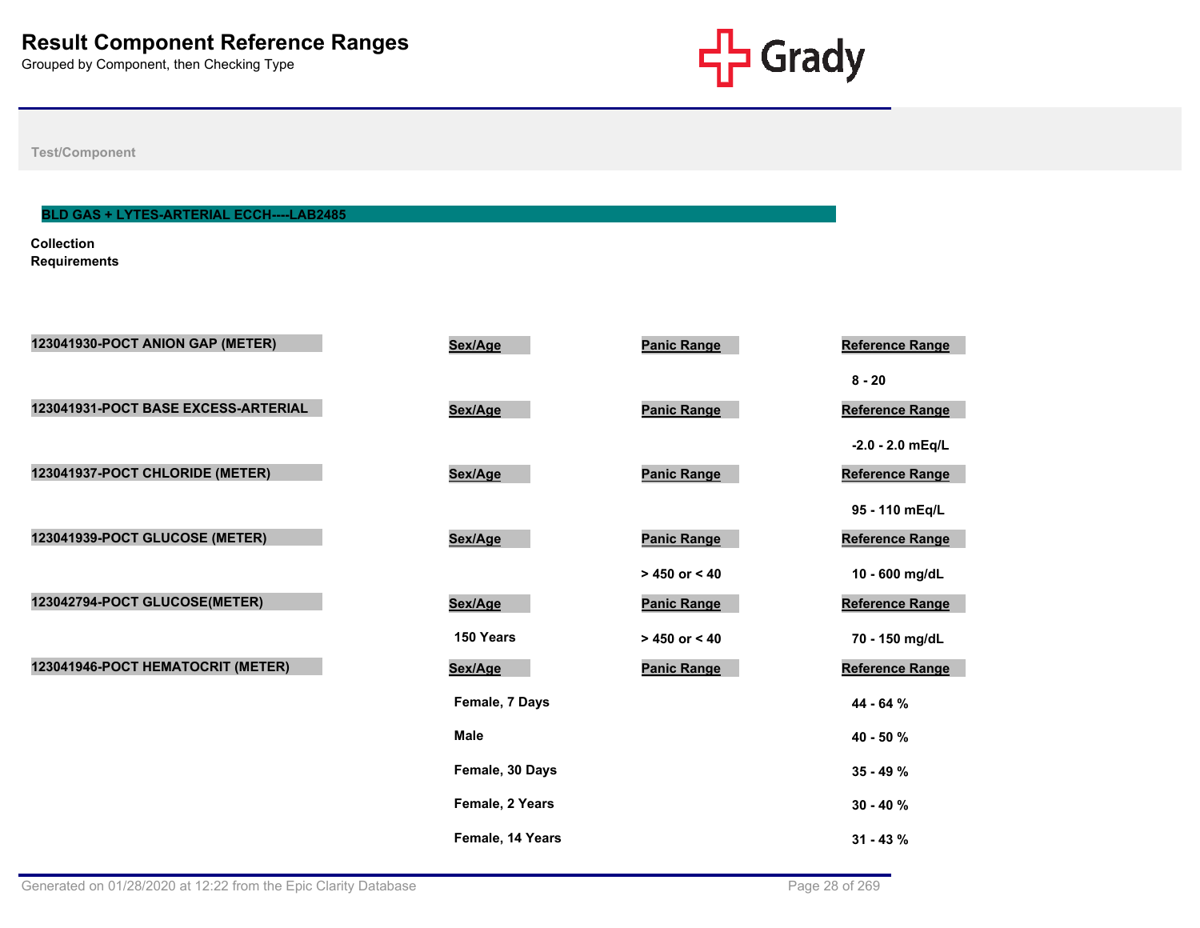# Result Component Reference Ranges

Grouped by Component, then Checking Type

Test/Component

## BLD GAS + LYTES-ARTERIAL ECCH----LAB2485

**Collection Requirements**

| Component | Sex/Age | Panic Range | Reference Range |
|---|---|---|---|
| 123041930-POCT ANION GAP (METER) | | | 8 - 20 |
| 123041931-POCT BASE EXCESS-ARTERIAL | | | -2.0 - 2.0 mEq/L |
| 123041937-POCT CHLORIDE (METER) | | | 95 - 110 mEq/L |
| 123041939-POCT GLUCOSE (METER) | | > 450 or < 40 | 10 - 600 mg/dL |
| 123042794-POCT GLUCOSE(METER) | 150 Years | > 450 or < 40 | 70 - 150 mg/dL |
| 123041946-POCT HEMATOCRIT (METER) | Female, 7 Days | | 44 - 64 % |
| | Male | | 40 - 50 % |
| | Female, 30 Days | | 35 - 49 % |
| | Female, 2 Years | | 30 - 40 % |
| | Female, 14 Years | | 31 - 43 % |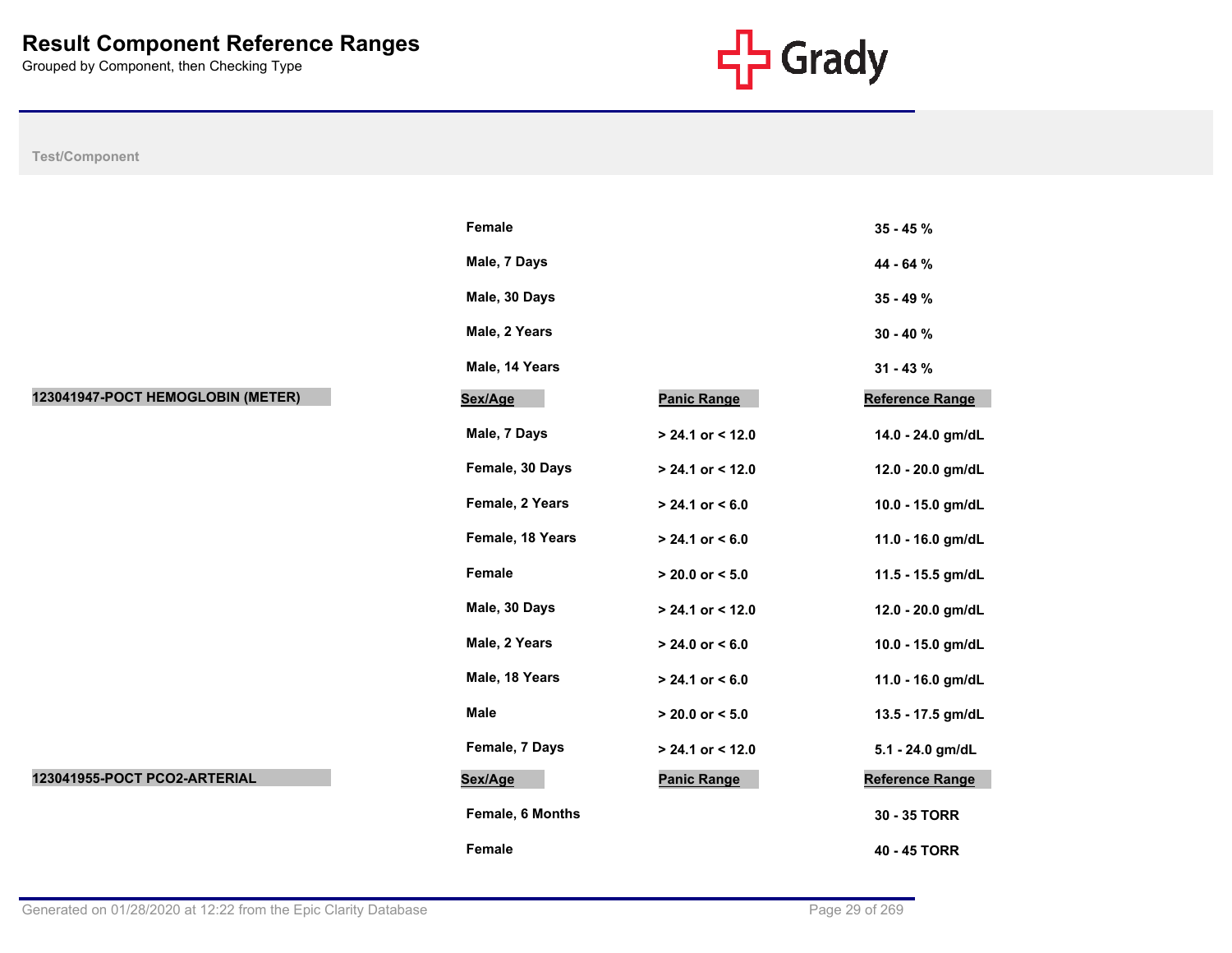# Result Component Reference Ranges

Grouped by Component, then Checking Type

| Test/Component | Sex/Age | Panic Range | Reference Range |
|---|---|---|---|
| | Female | | 35 - 45 % |
| | Male, 7 Days | | 44 - 64 % |
| | Male, 30 Days | | 35 - 49 % |
| | Male, 2 Years | | 30 - 40 % |
| | Male, 14 Years | | 31 - 43 % |
| **123041947-POCT HEMOGLOBIN (METER)** | **Sex/Age** | **Panic Range** | **Reference Range** |
| | Male, 7 Days | > 24.1 or < 12.0 | 14.0 - 24.0 gm/dL |
| | Female, 30 Days | > 24.1 or < 12.0 | 12.0 - 20.0 gm/dL |
| | Female, 2 Years | > 24.1 or < 6.0 | 10.0 - 15.0 gm/dL |
| | Female, 18 Years | > 24.1 or < 6.0 | 11.0 - 16.0 gm/dL |
| | Female | > 20.0 or < 5.0 | 11.5 - 15.5 gm/dL |
| | Male, 30 Days | > 24.1 or < 12.0 | 12.0 - 20.0 gm/dL |
| | Male, 2 Years | > 24.0 or < 6.0 | 10.0 - 15.0 gm/dL |
| | Male, 18 Years | > 24.1 or < 6.0 | 11.0 - 16.0 gm/dL |
| | Male | > 20.0 or < 5.0 | 13.5 - 17.5 gm/dL |
| | Female, 7 Days | > 24.1 or < 12.0 | 5.1 - 24.0 gm/dL |
| **123041955-POCT PCO2-ARTERIAL** | **Sex/Age** | **Panic Range** | **Reference Range** |
| | Female, 6 Months | | 30 - 35 TORR |
| | Female | | 40 - 45 TORR |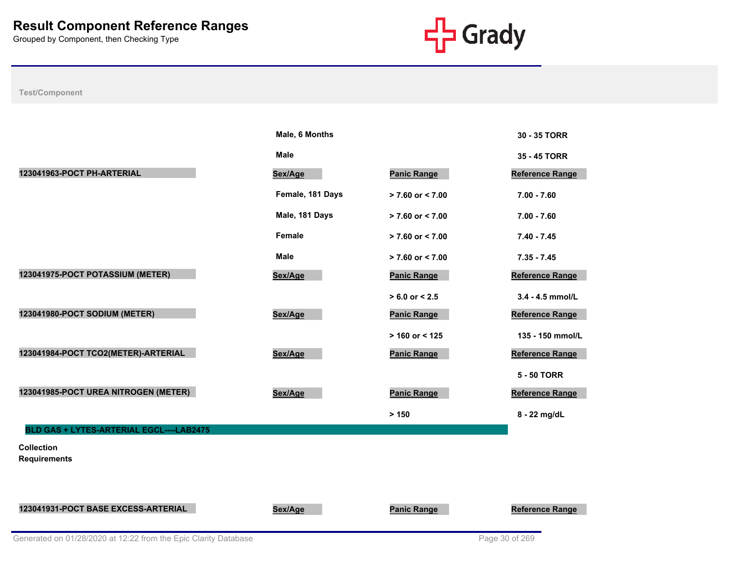# Result Component Reference Ranges

Grouped by Component, then Checking Type

| Test/Component | Sex/Age | Panic Range | Reference Range |
|---|---|---|---|
| | Male, 6 Months | | 30 - 35 TORR |
| | Male | | 35 - 45 TORR |

| 123041963-POCT PH-ARTERIAL | Sex/Age | Panic Range | Reference Range |
|---|---|---|---|
| | Female, 181 Days | > 7.60 or < 7.00 | 7.00 - 7.60 |
| | Male, 181 Days | > 7.60 or < 7.00 | 7.00 - 7.60 |
| | Female | > 7.60 or < 7.00 | 7.40 - 7.45 |
| | Male | > 7.60 or < 7.00 | 7.35 - 7.45 |

| 123041975-POCT POTASSIUM (METER) | Sex/Age | Panic Range | Reference Range |
|---|---|---|---|
| | | > 6.0 or < 2.5 | 3.4 - 4.5 mmol/L |

| 123041980-POCT SODIUM (METER) | Sex/Age | Panic Range | Reference Range |
|---|---|---|---|
| | | > 160 or < 125 | 135 - 150 mmol/L |

| 123041984-POCT TCO2(METER)-ARTERIAL | Sex/Age | Panic Range | Reference Range |
|---|---|---|---|
| | | | 5 - 50 TORR |

| 123041985-POCT UREA NITROGEN (METER) | Sex/Age | Panic Range | Reference Range |
|---|---|---|---|
| | | > 150 | 8 - 22 mg/dL |

## BLD GAS + LYTES-ARTERIAL EGCL----LAB2475

**Collection Requirements**

| 123041931-POCT BASE EXCESS-ARTERIAL | Sex/Age | Panic Range | Reference Range |
|---|---|---|---|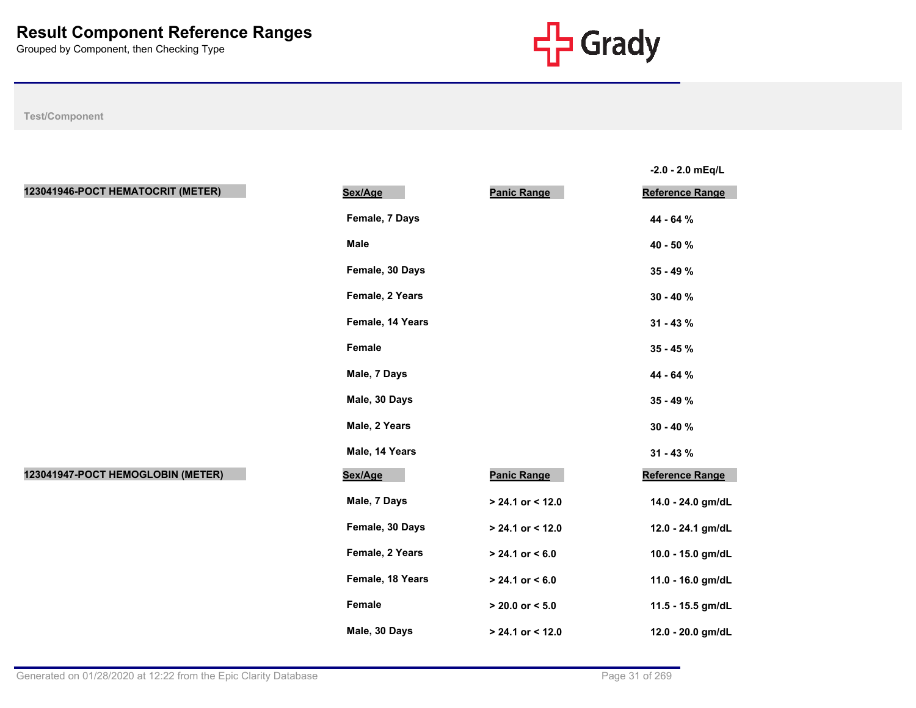# Result Component Reference Ranges

Grouped by Component, then Checking Type

Test/Component

-2.0 - 2.0 mEq/L

| 123041946-POCT HEMATOCRIT (METER) | Sex/Age | Panic Range | Reference Range |
|---|---|---|---|
| | Female, 7 Days | | 44 - 64 % |
| | Male | | 40 - 50 % |
| | Female, 30 Days | | 35 - 49 % |
| | Female, 2 Years | | 30 - 40 % |
| | Female, 14 Years | | 31 - 43 % |
| | Female | | 35 - 45 % |
| | Male, 7 Days | | 44 - 64 % |
| | Male, 30 Days | | 35 - 49 % |
| | Male, 2 Years | | 30 - 40 % |
| | Male, 14 Years | | 31 - 43 % |

| 123041947-POCT HEMOGLOBIN (METER) | Sex/Age | Panic Range | Reference Range |
|---|---|---|---|
| | Male, 7 Days | > 24.1 or < 12.0 | 14.0 - 24.0 gm/dL |
| | Female, 30 Days | > 24.1 or < 12.0 | 12.0 - 24.1 gm/dL |
| | Female, 2 Years | > 24.1 or < 6.0 | 10.0 - 15.0 gm/dL |
| | Female, 18 Years | > 24.1 or < 6.0 | 11.0 - 16.0 gm/dL |
| | Female | > 20.0 or < 5.0 | 11.5 - 15.5 gm/dL |
| | Male, 30 Days | > 24.1 or < 12.0 | 12.0 - 20.0 gm/dL |

Generated on 01/28/2020 at 12:22 from the Epic Clarity Database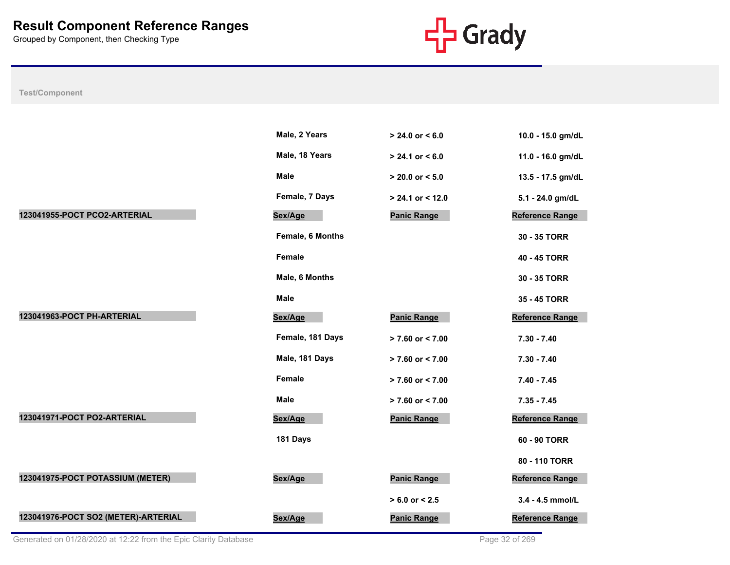# Result Component Reference Ranges

Grouped by Component, then Checking Type

| Test/Component | Sex/Age | Panic Range | Reference Range |
|---|---|---|---|
| | Male, 2 Years | > 24.0 or < 6.0 | 10.0 - 15.0 gm/dL |
| | Male, 18 Years | > 24.1 or < 6.0 | 11.0 - 16.0 gm/dL |
| | Male | > 20.0 or < 5.0 | 13.5 - 17.5 gm/dL |
| | Female, 7 Days | > 24.1 or < 12.0 | 5.1 - 24.0 gm/dL |
| **123041955-POCT PCO2-ARTERIAL** | **Sex/Age** | **Panic Range** | **Reference Range** |
| | Female, 6 Months | | 30 - 35 TORR |
| | Female | | 40 - 45 TORR |
| | Male, 6 Months | | 30 - 35 TORR |
| | Male | | 35 - 45 TORR |
| **123041963-POCT PH-ARTERIAL** | **Sex/Age** | **Panic Range** | **Reference Range** |
| | Female, 181 Days | > 7.60 or < 7.00 | 7.30 - 7.40 |
| | Male, 181 Days | > 7.60 or < 7.00 | 7.30 - 7.40 |
| | Female | > 7.60 or < 7.00 | 7.40 - 7.45 |
| | Male | > 7.60 or < 7.00 | 7.35 - 7.45 |
| **123041971-POCT PO2-ARTERIAL** | **Sex/Age** | **Panic Range** | **Reference Range** |
| | 181 Days | | 60 - 90 TORR |
| | | | 80 - 110 TORR |
| **123041975-POCT POTASSIUM (METER)** | **Sex/Age** | **Panic Range** | **Reference Range** |
| | | > 6.0 or < 2.5 | 3.4 - 4.5 mmol/L |
| **123041976-POCT SO2 (METER)-ARTERIAL** | **Sex/Age** | **Panic Range** | **Reference Range** |

Generated on 01/28/2020 at 12:22 from the Epic Clarity Database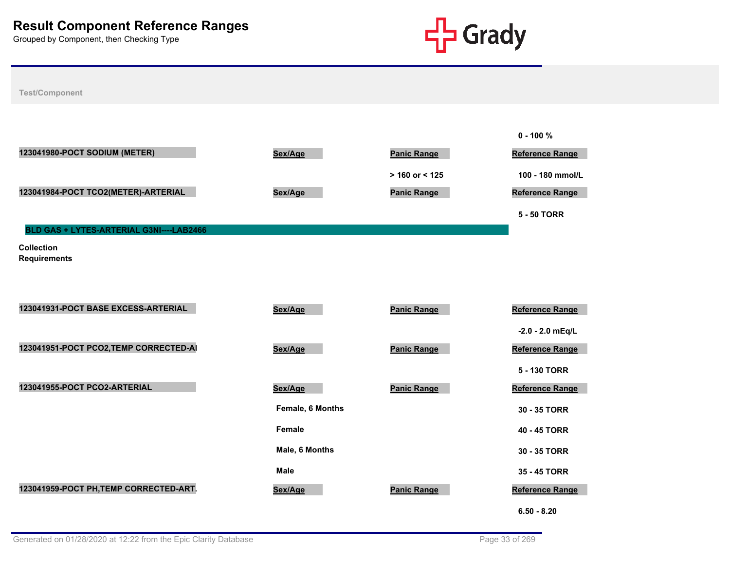# Result Component Reference Ranges

Grouped by Component, then Checking Type

Test/Component

0 - 100 %

| 123041980-POCT SODIUM (METER) | Sex/Age | Panic Range | Reference Range |
|---|---|---|---|
| | | > 160 or < 125 | 100 - 180 mmol/L |

| 123041984-POCT TCO2(METER)-ARTERIAL | Sex/Age | Panic Range | Reference Range |
|---|---|---|---|
| | | | 5 - 50 TORR |

## BLD GAS + LYTES-ARTERIAL G3NI----LAB2466

**Collection Requirements**

| 123041931-POCT BASE EXCESS-ARTERIAL | Sex/Age | Panic Range | Reference Range |
|---|---|---|---|
| | | | -2.0 - 2.0 mEq/L |

| 123041951-POCT PCO2,TEMP CORRECTED-AI | Sex/Age | Panic Range | Reference Range |
|---|---|---|---|
| | | | 5 - 130 TORR |

| 123041955-POCT PCO2-ARTERIAL | Sex/Age | Panic Range | Reference Range |
|---|---|---|---|
| | Female, 6 Months | | 30 - 35 TORR |
| | Female | | 40 - 45 TORR |
| | Male, 6 Months | | 30 - 35 TORR |
| | Male | | 35 - 45 TORR |

| 123041959-POCT PH,TEMP CORRECTED-ART. | Sex/Age | Panic Range | Reference Range |
|---|---|---|---|
| | | | 6.50 - 8.20 |

Generated on 01/28/2020 at 12:22 from the Epic Clarity Database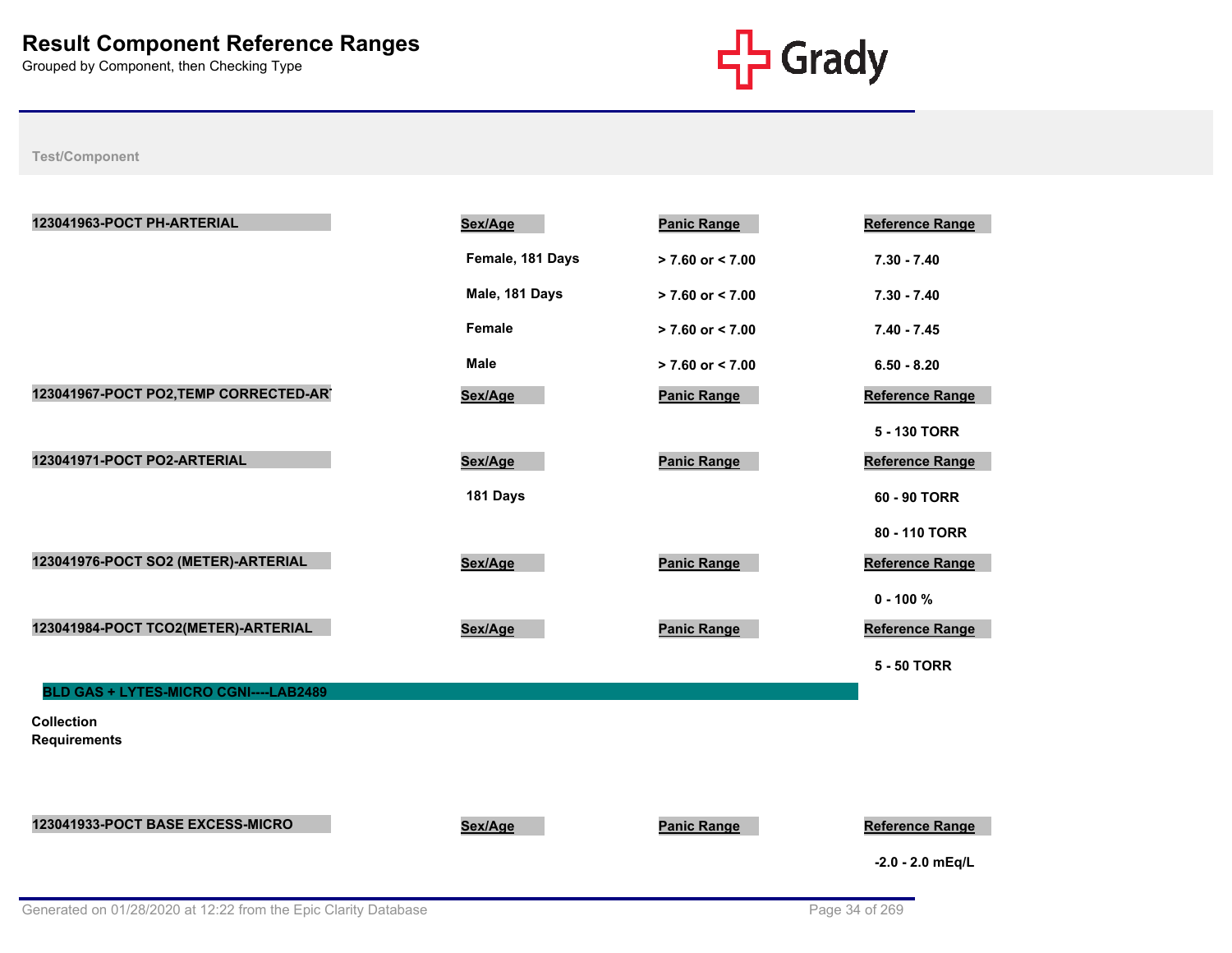# Result Component Reference Ranges

Grouped by Component, then Checking Type

Test/Component

| 123041963-POCT PH-ARTERIAL | Sex/Age | Panic Range | Reference Range |
|---|---|---|---|
| | Female, 181 Days | > 7.60 or < 7.00 | 7.30 - 7.40 |
| | Male, 181 Days | > 7.60 or < 7.00 | 7.30 - 7.40 |
| | Female | > 7.60 or < 7.00 | 7.40 - 7.45 |
| | Male | > 7.60 or < 7.00 | 6.50 - 8.20 |

| 123041967-POCT PO2,TEMP CORRECTED-AR | Sex/Age | Panic Range | Reference Range |
|---|---|---|---|
| | | | 5 - 130 TORR |

| 123041971-POCT PO2-ARTERIAL | Sex/Age | Panic Range | Reference Range |
|---|---|---|---|
| | 181 Days | | 60 - 90 TORR |
| | | | 80 - 110 TORR |

| 123041976-POCT SO2 (METER)-ARTERIAL | Sex/Age | Panic Range | Reference Range |
|---|---|---|---|
| | | | 0 - 100 % |

| 123041984-POCT TCO2(METER)-ARTERIAL | Sex/Age | Panic Range | Reference Range |
|---|---|---|---|
| | | | 5 - 50 TORR |

## BLD GAS + LYTES-MICRO CGNI----LAB2489

**Collection Requirements**

| 123041933-POCT BASE EXCESS-MICRO | Sex/Age | Panic Range | Reference Range |
|---|---|---|---|
| | | | -2.0 - 2.0 mEq/L |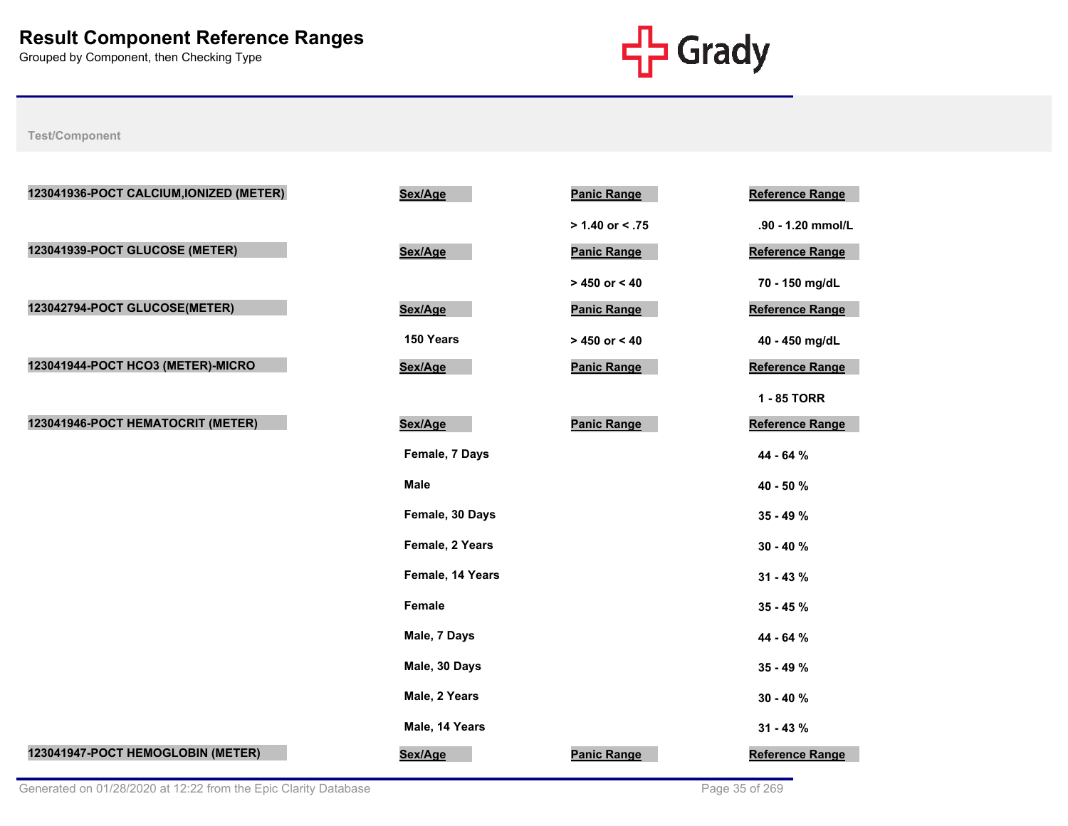# Result Component Reference Ranges

Grouped by Component, then Checking Type

Test/Component

| 123041936-POCT CALCIUM,IONIZED (METER) | Sex/Age | Panic Range | Reference Range |
|---|---|---|---|
| | | > 1.40 or < .75 | .90 - 1.20 mmol/L |

| 123041939-POCT GLUCOSE (METER) | Sex/Age | Panic Range | Reference Range |
|---|---|---|---|
| | | > 450 or < 40 | 70 - 150 mg/dL |

| 123042794-POCT GLUCOSE(METER) | Sex/Age | Panic Range | Reference Range |
|---|---|---|---|
| | 150 Years | > 450 or < 40 | 40 - 450 mg/dL |

| 123041944-POCT HCO3 (METER)-MICRO | Sex/Age | Panic Range | Reference Range |
|---|---|---|---|
| | | | 1 - 85 TORR |

| 123041946-POCT HEMATOCRIT (METER) | Sex/Age | Panic Range | Reference Range |
|---|---|---|---|
| | Female, 7 Days | | 44 - 64 % |
| | Male | | 40 - 50 % |
| | Female, 30 Days | | 35 - 49 % |
| | Female, 2 Years | | 30 - 40 % |
| | Female, 14 Years | | 31 - 43 % |
| | Female | | 35 - 45 % |
| | Male, 7 Days | | 44 - 64 % |
| | Male, 30 Days | | 35 - 49 % |
| | Male, 2 Years | | 30 - 40 % |
| | Male, 14 Years | | 31 - 43 % |

| 123041947-POCT HEMOGLOBIN (METER) | Sex/Age | Panic Range | Reference Range |
|---|---|---|---|

Generated on 01/28/2020 at 12:22 from the Epic Clarity Database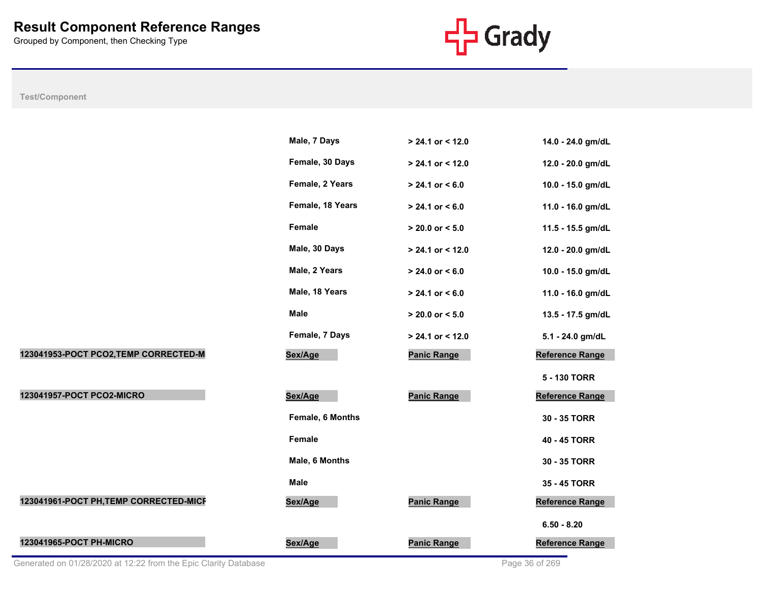# Result Component Reference Ranges

Grouped by Component, then Checking Type

| Test/Component | Sex/Age | Panic Range | Reference Range |
|---|---|---|---|
| | Male, 7 Days | > 24.1 or < 12.0 | 14.0 - 24.0 gm/dL |
| | Female, 30 Days | > 24.1 or < 12.0 | 12.0 - 20.0 gm/dL |
| | Female, 2 Years | > 24.1 or < 6.0 | 10.0 - 15.0 gm/dL |
| | Female, 18 Years | > 24.1 or < 6.0 | 11.0 - 16.0 gm/dL |
| | Female | > 20.0 or < 5.0 | 11.5 - 15.5 gm/dL |
| | Male, 30 Days | > 24.1 or < 12.0 | 12.0 - 20.0 gm/dL |
| | Male, 2 Years | > 24.0 or < 6.0 | 10.0 - 15.0 gm/dL |
| | Male, 18 Years | > 24.1 or < 6.0 | 11.0 - 16.0 gm/dL |
| | Male | > 20.0 or < 5.0 | 13.5 - 17.5 gm/dL |
| | Female, 7 Days | > 24.1 or < 12.0 | 5.1 - 24.0 gm/dL |
| **123041953-POCT PCO2,TEMP CORRECTED-M** | **Sex/Age** | **Panic Range** | **Reference Range** |
| | | | 5 - 130 TORR |
| **123041957-POCT PCO2-MICRO** | **Sex/Age** | **Panic Range** | **Reference Range** |
| | Female, 6 Months | | 30 - 35 TORR |
| | Female | | 40 - 45 TORR |
| | Male, 6 Months | | 30 - 35 TORR |
| | Male | | 35 - 45 TORR |
| **123041961-POCT PH,TEMP CORRECTED-MICF** | **Sex/Age** | **Panic Range** | **Reference Range** |
| | | | 6.50 - 8.20 |
| **123041965-POCT PH-MICRO** | **Sex/Age** | **Panic Range** | **Reference Range** |

Generated on 01/28/2020 at 12:22 from the Epic Clarity Database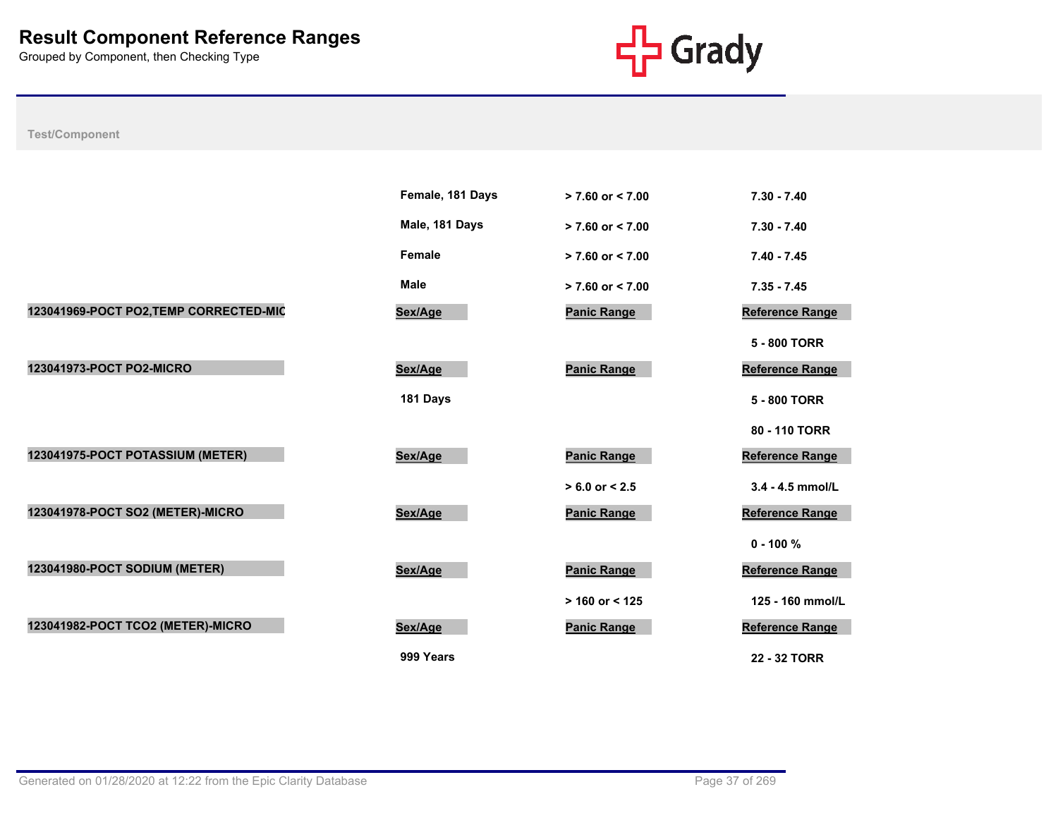# Result Component Reference Ranges

Grouped by Component, then Checking Type

Test/Component

| Test/Component | Sex/Age | Panic Range | Reference Range |
|---|---|---|---|
| | Female, 181 Days | > 7.60 or < 7.00 | 7.30 - 7.40 |
| | Male, 181 Days | > 7.60 or < 7.00 | 7.30 - 7.40 |
| | Female | > 7.60 or < 7.00 | 7.40 - 7.45 |
| | Male | > 7.60 or < 7.00 | 7.35 - 7.45 |
| **123041969-POCT PO2,TEMP CORRECTED-MIC** | **Sex/Age** | **Panic Range** | **Reference Range** |
| | | | 5 - 800 TORR |
| **123041973-POCT PO2-MICRO** | **Sex/Age** | **Panic Range** | **Reference Range** |
| | 181 Days | | 5 - 800 TORR |
| | | | 80 - 110 TORR |
| **123041975-POCT POTASSIUM (METER)** | **Sex/Age** | **Panic Range** | **Reference Range** |
| | | > 6.0 or < 2.5 | 3.4 - 4.5 mmol/L |
| **123041978-POCT SO2 (METER)-MICRO** | **Sex/Age** | **Panic Range** | **Reference Range** |
| | | | 0 - 100 % |
| **123041980-POCT SODIUM (METER)** | **Sex/Age** | **Panic Range** | **Reference Range** |
| | | > 160 or < 125 | 125 - 160 mmol/L |
| **123041982-POCT TCO2 (METER)-MICRO** | **Sex/Age** | **Panic Range** | **Reference Range** |
| | 999 Years | | 22 - 32 TORR |

Generated on 01/28/2020 at 12:22 from the Epic Clarity Database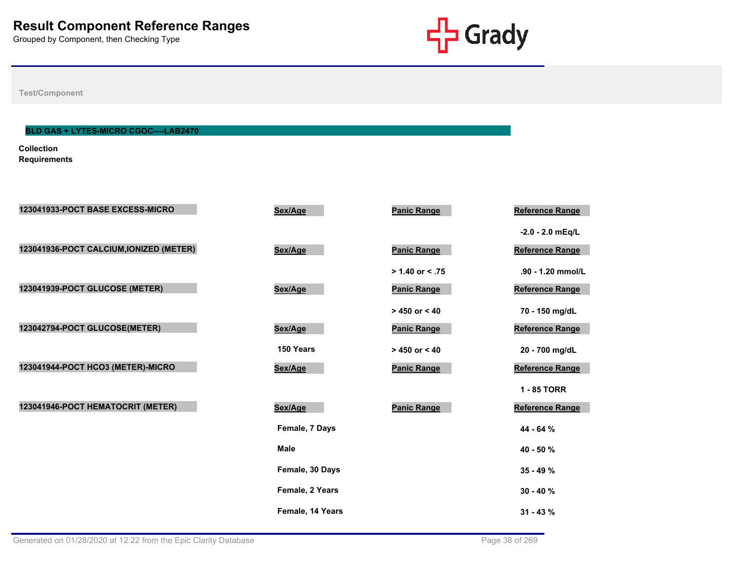# Result Component Reference Ranges

Grouped by Component, then Checking Type

Test/Component

## BLD GAS + LYTES-MICRO CGOC----LAB2470

**Collection Requirements**

| 123041933-POCT BASE EXCESS-MICRO | Sex/Age | Panic Range | Reference Range |
|---|---|---|---|
| | | | -2.0 - 2.0 mEq/L |

| 123041936-POCT CALCIUM,IONIZED (METER) | Sex/Age | Panic Range | Reference Range |
|---|---|---|---|
| | | > 1.40 or < .75 | .90 - 1.20 mmol/L |

| 123041939-POCT GLUCOSE (METER) | Sex/Age | Panic Range | Reference Range |
|---|---|---|---|
| | | > 450 or < 40 | 70 - 150 mg/dL |

| 123042794-POCT GLUCOSE(METER) | Sex/Age | Panic Range | Reference Range |
|---|---|---|---|
| | 150 Years | > 450 or < 40 | 20 - 700 mg/dL |

| 123041944-POCT HCO3 (METER)-MICRO | Sex/Age | Panic Range | Reference Range |
|---|---|---|---|
| | | | 1 - 85 TORR |

| 123041946-POCT HEMATOCRIT (METER) | Sex/Age | Panic Range | Reference Range |
|---|---|---|---|
| | Female, 7 Days | | 44 - 64 % |
| | Male | | 40 - 50 % |
| | Female, 30 Days | | 35 - 49 % |
| | Female, 2 Years | | 30 - 40 % |
| | Female, 14 Years | | 31 - 43 % |

Generated on 01/28/2020 at 12:22 from the Epic Clarity Database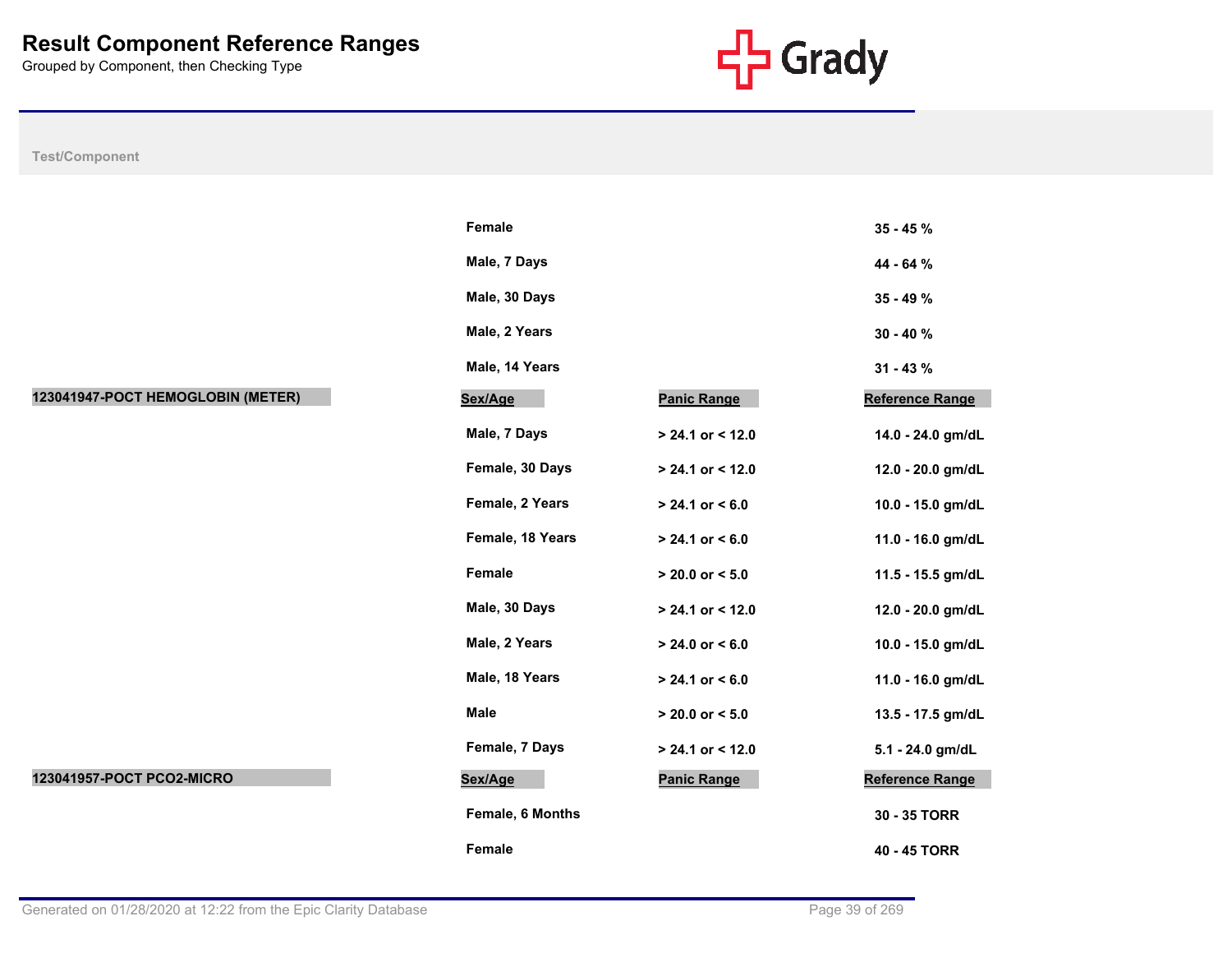# Result Component Reference Ranges

Grouped by Component, then Checking Type

| Test/Component | Sex/Age | Panic Range | Reference Range |
|---|---|---|---|
| | Female | | 35 - 45 % |
| | Male, 7 Days | | 44 - 64 % |
| | Male, 30 Days | | 35 - 49 % |
| | Male, 2 Years | | 30 - 40 % |
| | Male, 14 Years | | 31 - 43 % |
| **123041947-POCT HEMOGLOBIN (METER)** | **Sex/Age** | **Panic Range** | **Reference Range** |
| | Male, 7 Days | > 24.1 or < 12.0 | 14.0 - 24.0 gm/dL |
| | Female, 30 Days | > 24.1 or < 12.0 | 12.0 - 20.0 gm/dL |
| | Female, 2 Years | > 24.1 or < 6.0 | 10.0 - 15.0 gm/dL |
| | Female, 18 Years | > 24.1 or < 6.0 | 11.0 - 16.0 gm/dL |
| | Female | > 20.0 or < 5.0 | 11.5 - 15.5 gm/dL |
| | Male, 30 Days | > 24.1 or < 12.0 | 12.0 - 20.0 gm/dL |
| | Male, 2 Years | > 24.0 or < 6.0 | 10.0 - 15.0 gm/dL |
| | Male, 18 Years | > 24.1 or < 6.0 | 11.0 - 16.0 gm/dL |
| | Male | > 20.0 or < 5.0 | 13.5 - 17.5 gm/dL |
| | Female, 7 Days | > 24.1 or < 12.0 | 5.1 - 24.0 gm/dL |
| **123041957-POCT PCO2-MICRO** | **Sex/Age** | **Panic Range** | **Reference Range** |
| | Female, 6 Months | | 30 - 35 TORR |
| | Female | | 40 - 45 TORR |

Generated on 01/28/2020 at 12:22 from the Epic Clarity Database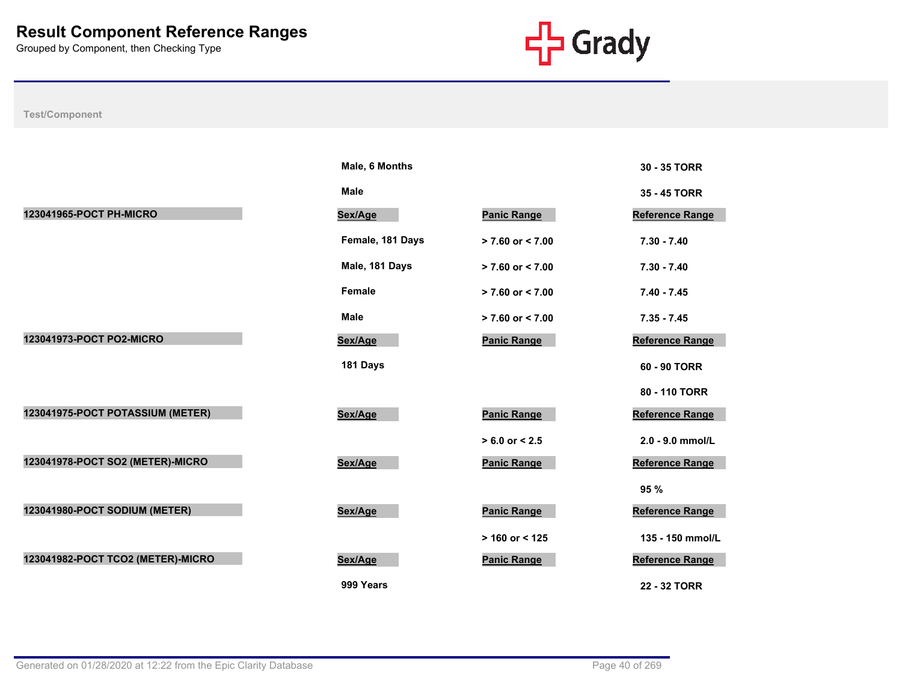# Result Component Reference Ranges

Grouped by Component, then Checking Type

| Test/Component | Sex/Age | Panic Range | Reference Range |
|---|---|---|---|
| | Male, 6 Months | | 30 - 35 TORR |
| | Male | | 35 - 45 TORR |
| **123041965-POCT PH-MICRO** | **Sex/Age** | **Panic Range** | **Reference Range** |
| | Female, 181 Days | > 7.60 or < 7.00 | 7.30 - 7.40 |
| | Male, 181 Days | > 7.60 or < 7.00 | 7.30 - 7.40 |
| | Female | > 7.60 or < 7.00 | 7.40 - 7.45 |
| | Male | > 7.60 or < 7.00 | 7.35 - 7.45 |
| **123041973-POCT PO2-MICRO** | **Sex/Age** | **Panic Range** | **Reference Range** |
| | 181 Days | | 60 - 90 TORR |
| | | | 80 - 110 TORR |
| **123041975-POCT POTASSIUM (METER)** | **Sex/Age** | **Panic Range** | **Reference Range** |
| | | > 6.0 or < 2.5 | 2.0 - 9.0 mmol/L |
| **123041978-POCT SO2 (METER)-MICRO** | **Sex/Age** | **Panic Range** | **Reference Range** |
| | | | 95 % |
| **123041980-POCT SODIUM (METER)** | **Sex/Age** | **Panic Range** | **Reference Range** |
| | | > 160 or < 125 | 135 - 150 mmol/L |
| **123041982-POCT TCO2 (METER)-MICRO** | **Sex/Age** | **Panic Range** | **Reference Range** |
| | 999 Years | | 22 - 32 TORR |

Generated on 01/28/2020 at 12:22 from the Epic Clarity Database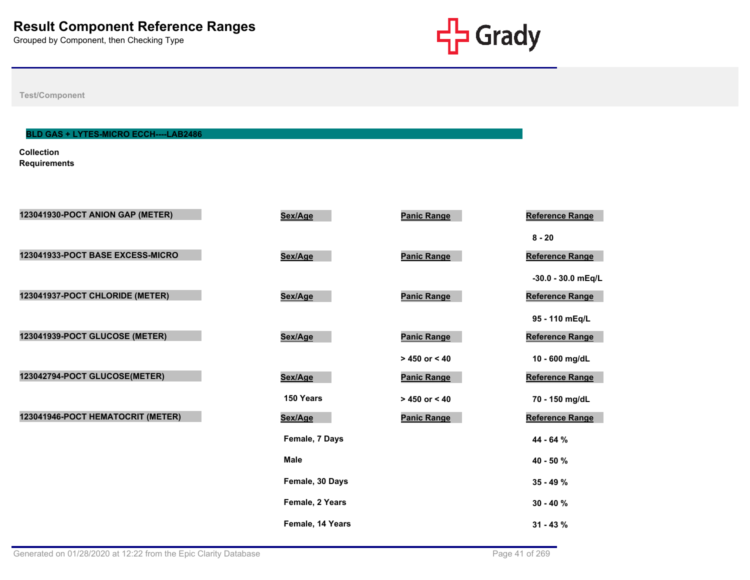# Result Component Reference Ranges

Grouped by Component, then Checking Type

Test/Component

## BLD GAS + LYTES-MICRO ECCH----LAB2486

**Collection Requirements**

| 123041930-POCT ANION GAP (METER) | Sex/Age | Panic Range | Reference Range |
|---|---|---|---|
| | | | 8 - 20 |

| 123041933-POCT BASE EXCESS-MICRO | Sex/Age | Panic Range | Reference Range |
|---|---|---|---|
| | | | -30.0 - 30.0 mEq/L |

| 123041937-POCT CHLORIDE (METER) | Sex/Age | Panic Range | Reference Range |
|---|---|---|---|
| | | | 95 - 110 mEq/L |

| 123041939-POCT GLUCOSE (METER) | Sex/Age | Panic Range | Reference Range |
|---|---|---|---|
| | | > 450 or < 40 | 10 - 600 mg/dL |

| 123042794-POCT GLUCOSE(METER) | Sex/Age | Panic Range | Reference Range |
|---|---|---|---|
| | 150 Years | > 450 or < 40 | 70 - 150 mg/dL |

| 123041946-POCT HEMATOCRIT (METER) | Sex/Age | Panic Range | Reference Range |
|---|---|---|---|
| | Female, 7 Days | | 44 - 64 % |
| | Male | | 40 - 50 % |
| | Female, 30 Days | | 35 - 49 % |
| | Female, 2 Years | | 30 - 40 % |
| | Female, 14 Years | | 31 - 43 % |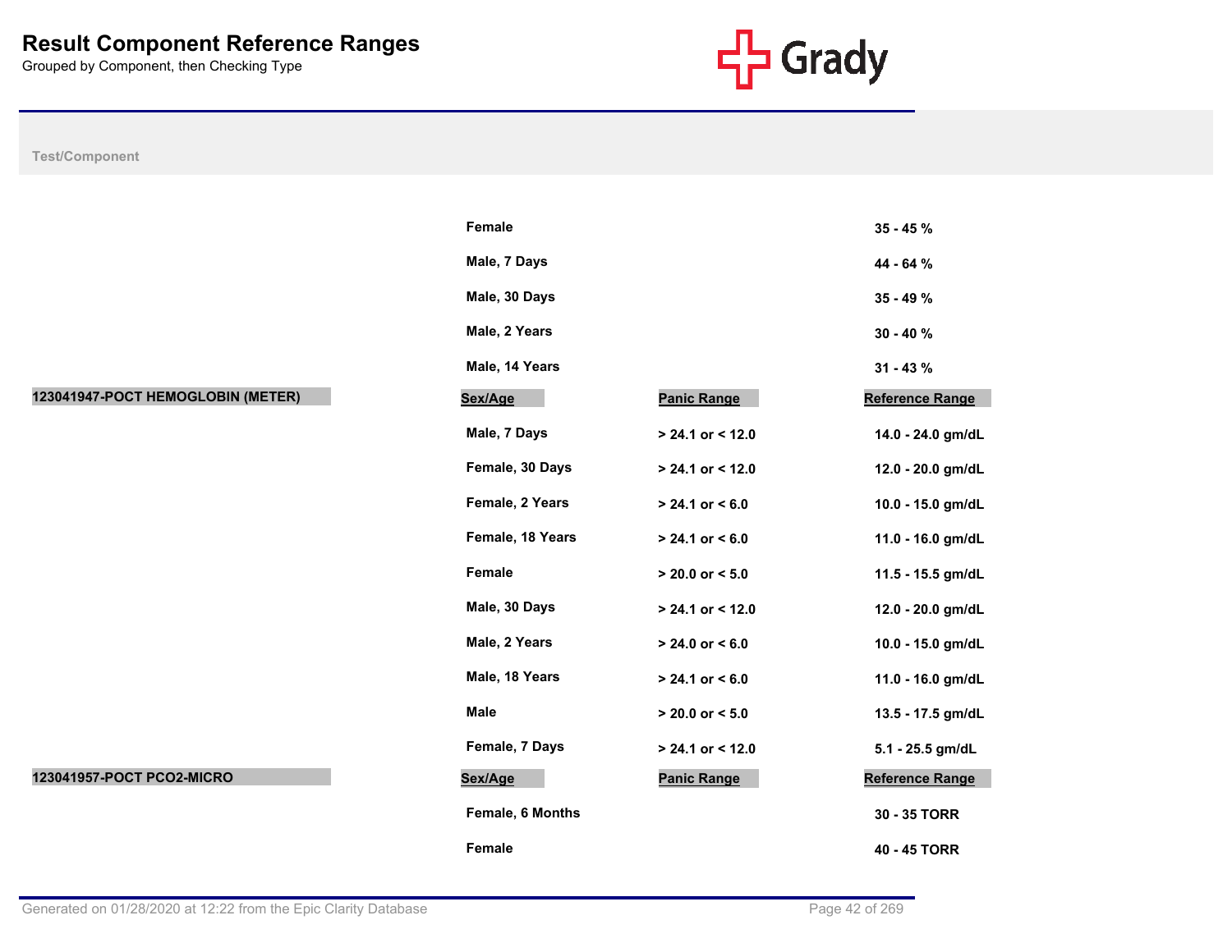# Result Component Reference Ranges

Grouped by Component, then Checking Type

| Test/Component | Sex/Age | Panic Range | Reference Range |
|---|---|---|---|
| | Female | | 35 - 45 % |
| | Male, 7 Days | | 44 - 64 % |
| | Male, 30 Days | | 35 - 49 % |
| | Male, 2 Years | | 30 - 40 % |
| | Male, 14 Years | | 31 - 43 % |
| **123041947-POCT HEMOGLOBIN (METER)** | **Sex/Age** | **Panic Range** | **Reference Range** |
| | Male, 7 Days | > 24.1 or < 12.0 | 14.0 - 24.0 gm/dL |
| | Female, 30 Days | > 24.1 or < 12.0 | 12.0 - 20.0 gm/dL |
| | Female, 2 Years | > 24.1 or < 6.0 | 10.0 - 15.0 gm/dL |
| | Female, 18 Years | > 24.1 or < 6.0 | 11.0 - 16.0 gm/dL |
| | Female | > 20.0 or < 5.0 | 11.5 - 15.5 gm/dL |
| | Male, 30 Days | > 24.1 or < 12.0 | 12.0 - 20.0 gm/dL |
| | Male, 2 Years | > 24.0 or < 6.0 | 10.0 - 15.0 gm/dL |
| | Male, 18 Years | > 24.1 or < 6.0 | 11.0 - 16.0 gm/dL |
| | Male | > 20.0 or < 5.0 | 13.5 - 17.5 gm/dL |
| | Female, 7 Days | > 24.1 or < 12.0 | 5.1 - 25.5 gm/dL |
| **123041957-POCT PCO2-MICRO** | **Sex/Age** | **Panic Range** | **Reference Range** |
| | Female, 6 Months | | 30 - 35 TORR |
| | Female | | 40 - 45 TORR |

Generated on 01/28/2020 at 12:22 from the Epic Clarity Database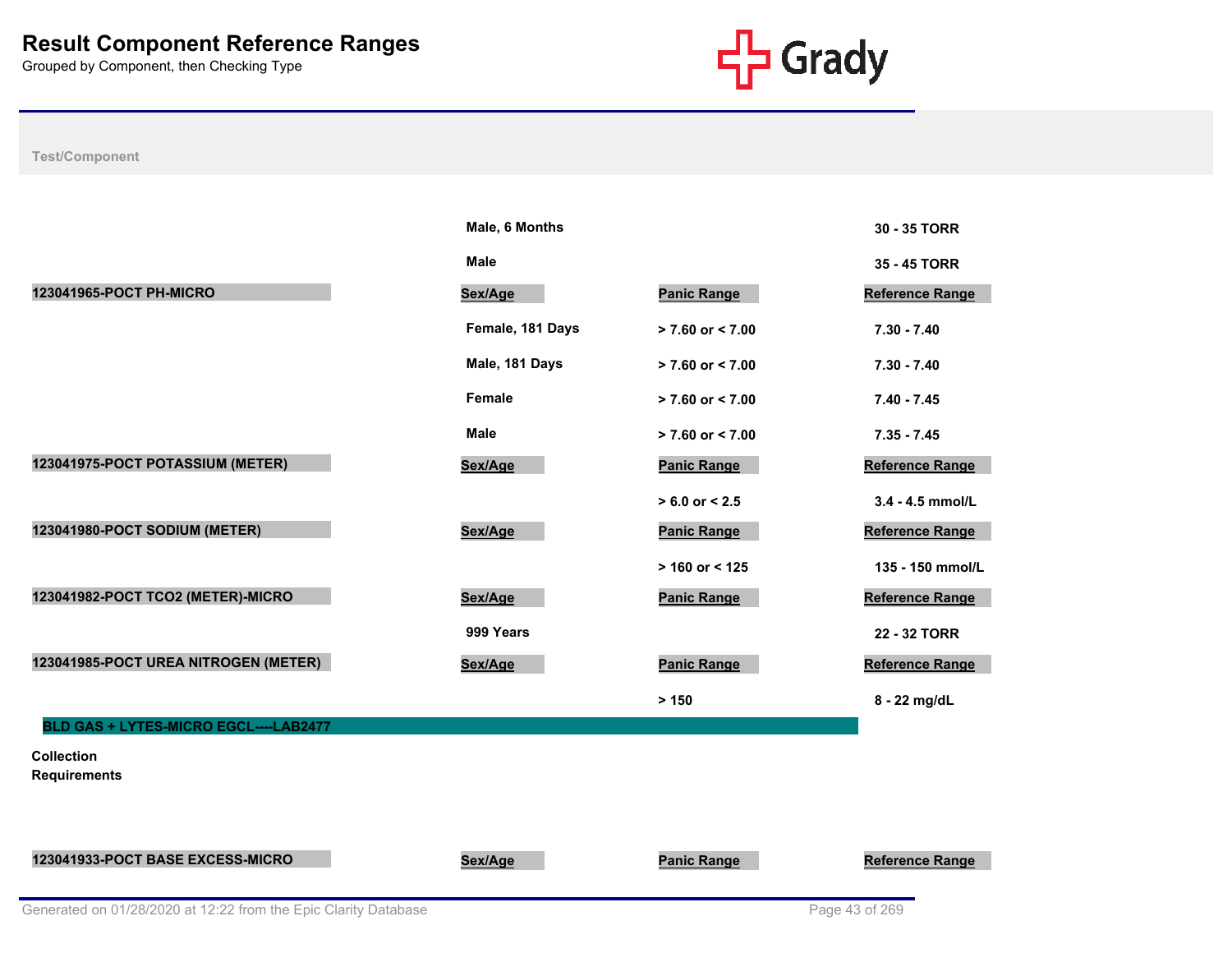# Result Component Reference Ranges

Grouped by Component, then Checking Type

Test/Component

| Test/Component | Sex/Age | Panic Range | Reference Range |
|---|---|---|---|
| | Male, 6 Months | | 30 - 35 TORR |
| | Male | | 35 - 45 TORR |

| 123041965-POCT PH-MICRO | Sex/Age | Panic Range | Reference Range |
|---|---|---|---|
| | Female, 181 Days | > 7.60 or < 7.00 | 7.30 - 7.40 |
| | Male, 181 Days | > 7.60 or < 7.00 | 7.30 - 7.40 |
| | Female | > 7.60 or < 7.00 | 7.40 - 7.45 |
| | Male | > 7.60 or < 7.00 | 7.35 - 7.45 |

| 123041975-POCT POTASSIUM (METER) | Sex/Age | Panic Range | Reference Range |
|---|---|---|---|
| | | > 6.0 or < 2.5 | 3.4 - 4.5 mmol/L |

| 123041980-POCT SODIUM (METER) | Sex/Age | Panic Range | Reference Range |
|---|---|---|---|
| | | > 160 or < 125 | 135 - 150 mmol/L |

| 123041982-POCT TCO2 (METER)-MICRO | Sex/Age | Panic Range | Reference Range |
|---|---|---|---|
| | 999 Years | | 22 - 32 TORR |

| 123041985-POCT UREA NITROGEN (METER) | Sex/Age | Panic Range | Reference Range |
|---|---|---|---|
| | | > 150 | 8 - 22 mg/dL |

## BLD GAS + LYTES-MICRO EGCL----LAB2477

**Collection Requirements**

| 123041933-POCT BASE EXCESS-MICRO | Sex/Age | Panic Range | Reference Range |
|---|---|---|---|

Generated on 01/28/2020 at 12:22 from the Epic Clarity Database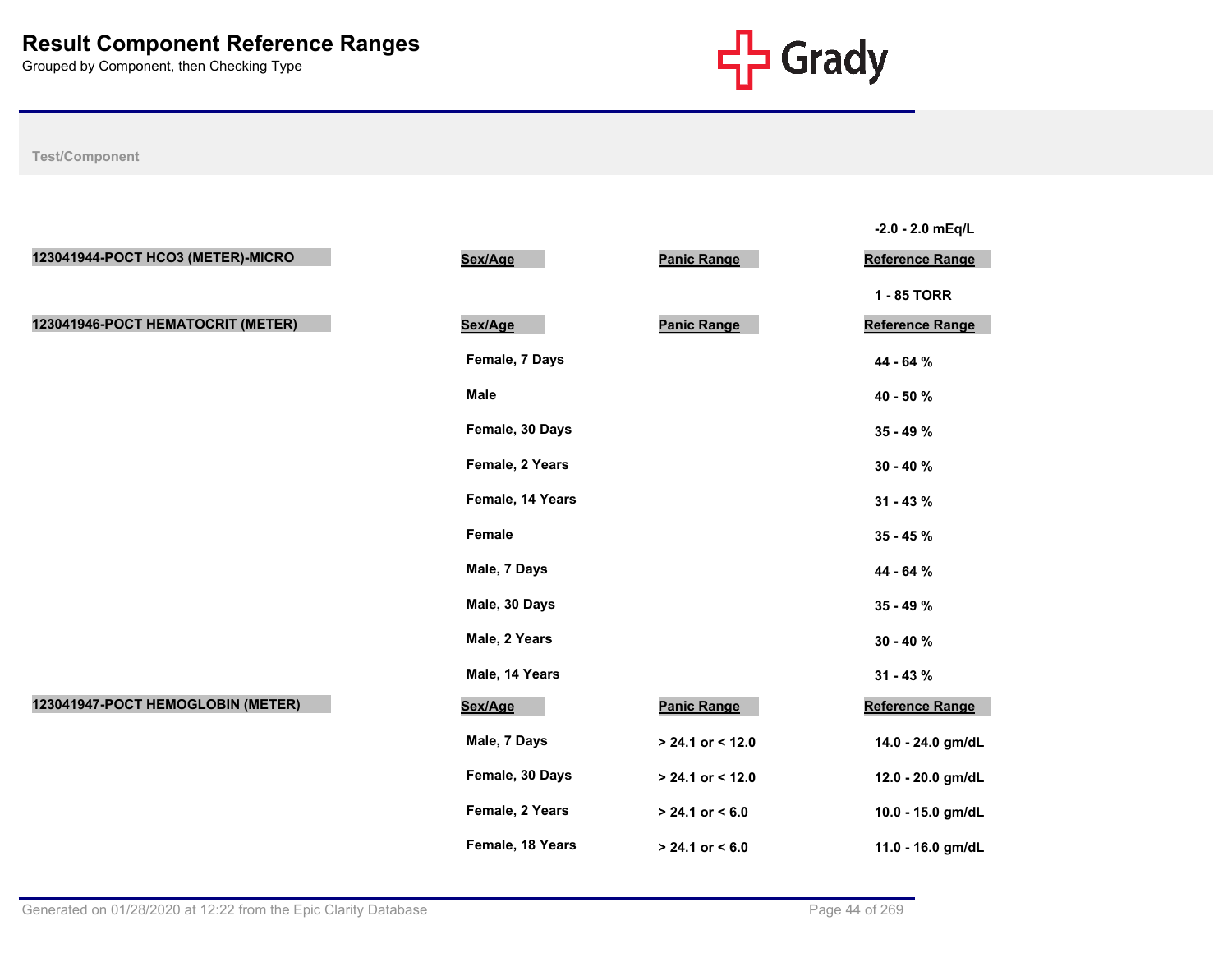# Result Component Reference Ranges

Grouped by Component, then Checking Type

**Test/Component**

| | Sex/Age | Panic Range | Reference Range |
|---|---|---|---|
| | | | -2.0 - 2.0 mEq/L |

| 123041944-POCT HCO3 (METER)-MICRO | Sex/Age | Panic Range | Reference Range |
|---|---|---|---|
| | | | 1 - 85 TORR |

| 123041946-POCT HEMATOCRIT (METER) | Sex/Age | Panic Range | Reference Range |
|---|---|---|---|
| | Female, 7 Days | | 44 - 64 % |
| | Male | | 40 - 50 % |
| | Female, 30 Days | | 35 - 49 % |
| | Female, 2 Years | | 30 - 40 % |
| | Female, 14 Years | | 31 - 43 % |
| | Female | | 35 - 45 % |
| | Male, 7 Days | | 44 - 64 % |
| | Male, 30 Days | | 35 - 49 % |
| | Male, 2 Years | | 30 - 40 % |
| | Male, 14 Years | | 31 - 43 % |

| 123041947-POCT HEMOGLOBIN (METER) | Sex/Age | Panic Range | Reference Range |
|---|---|---|---|
| | Male, 7 Days | > 24.1 or < 12.0 | 14.0 - 24.0 gm/dL |
| | Female, 30 Days | > 24.1 or < 12.0 | 12.0 - 20.0 gm/dL |
| | Female, 2 Years | > 24.1 or < 6.0 | 10.0 - 15.0 gm/dL |
| | Female, 18 Years | > 24.1 or < 6.0 | 11.0 - 16.0 gm/dL |

Generated on 01/28/2020 at 12:22 from the Epic Clarity Database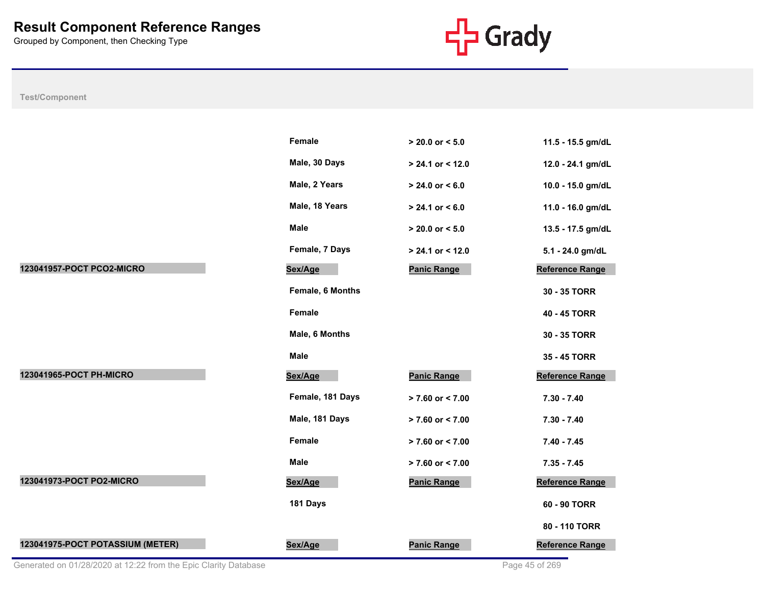# Result Component Reference Ranges

Grouped by Component, then Checking Type

| Test/Component | Sex/Age | Panic Range | Reference Range |
|---|---|---|---|
| | Female | > 20.0 or < 5.0 | 11.5 - 15.5 gm/dL |
| | Male, 30 Days | > 24.1 or < 12.0 | 12.0 - 24.1 gm/dL |
| | Male, 2 Years | > 24.0 or < 6.0 | 10.0 - 15.0 gm/dL |
| | Male, 18 Years | > 24.1 or < 6.0 | 11.0 - 16.0 gm/dL |
| | Male | > 20.0 or < 5.0 | 13.5 - 17.5 gm/dL |
| | Female, 7 Days | > 24.1 or < 12.0 | 5.1 - 24.0 gm/dL |
| **123041957-POCT PCO2-MICRO** | **Sex/Age** | **Panic Range** | **Reference Range** |
| | Female, 6 Months | | 30 - 35 TORR |
| | Female | | 40 - 45 TORR |
| | Male, 6 Months | | 30 - 35 TORR |
| | Male | | 35 - 45 TORR |
| **123041965-POCT PH-MICRO** | **Sex/Age** | **Panic Range** | **Reference Range** |
| | Female, 181 Days | > 7.60 or < 7.00 | 7.30 - 7.40 |
| | Male, 181 Days | > 7.60 or < 7.00 | 7.30 - 7.40 |
| | Female | > 7.60 or < 7.00 | 7.40 - 7.45 |
| | Male | > 7.60 or < 7.00 | 7.35 - 7.45 |
| **123041973-POCT PO2-MICRO** | **Sex/Age** | **Panic Range** | **Reference Range** |
| | 181 Days | | 60 - 90 TORR |
| | | | 80 - 110 TORR |
| **123041975-POCT POTASSIUM (METER)** | **Sex/Age** | **Panic Range** | **Reference Range** |

Generated on 01/28/2020 at 12:22 from the Epic Clarity Database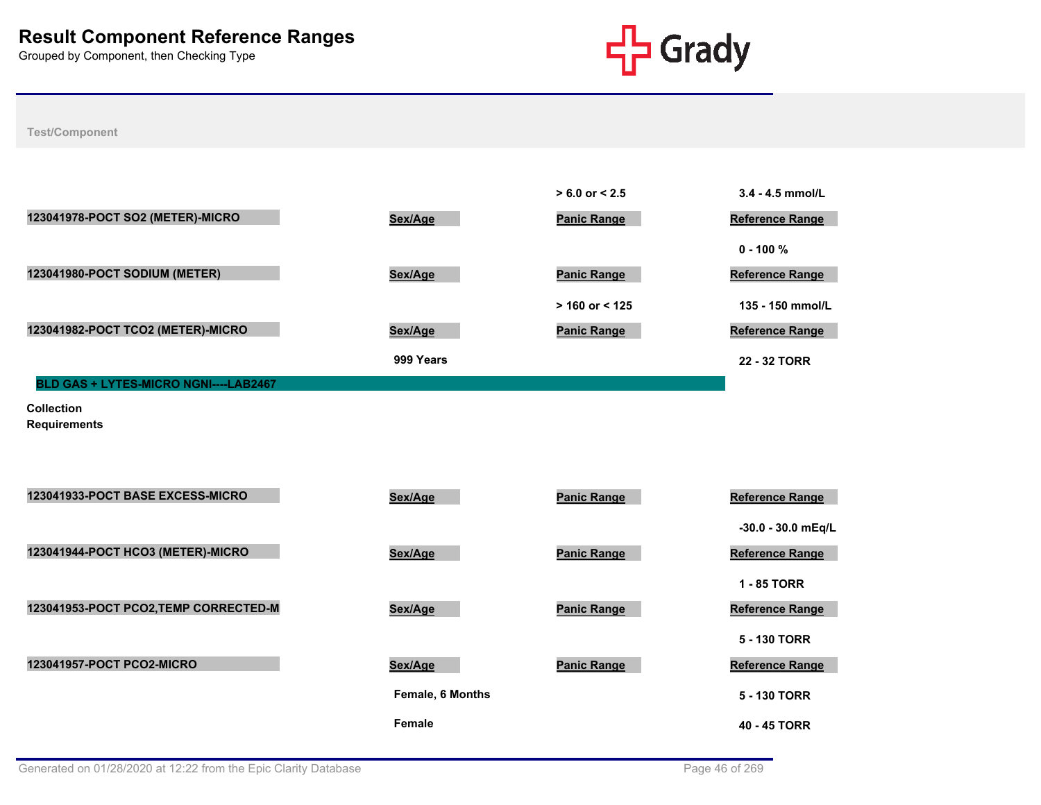# Result Component Reference Ranges

Grouped by Component, then Checking Type

Test/Component

| | Sex/Age | Panic Range | Reference Range |
|---|---|---|---|
| | | > 6.0 or < 2.5 | 3.4 - 4.5 mmol/L |
| **123041978-POCT SO2 (METER)-MICRO** | **Sex/Age** | **Panic Range** | **Reference Range** |
| | | | 0 - 100 % |
| **123041980-POCT SODIUM (METER)** | **Sex/Age** | **Panic Range** | **Reference Range** |
| | | > 160 or < 125 | 135 - 150 mmol/L |
| **123041982-POCT TCO2 (METER)-MICRO** | **Sex/Age** | **Panic Range** | **Reference Range** |
| | 999 Years | | 22 - 32 TORR |

**BLD GAS + LYTES-MICRO NGNI----LAB2467**

**Collection Requirements**

| Test/Component | Sex/Age | Panic Range | Reference Range |
|---|---|---|---|
| **123041933-POCT BASE EXCESS-MICRO** | **Sex/Age** | **Panic Range** | **Reference Range** |
| | | | -30.0 - 30.0 mEq/L |
| **123041944-POCT HCO3 (METER)-MICRO** | **Sex/Age** | **Panic Range** | **Reference Range** |
| | | | 1 - 85 TORR |
| **123041953-POCT PCO2,TEMP CORRECTED-M** | **Sex/Age** | **Panic Range** | **Reference Range** |
| | | | 5 - 130 TORR |
| **123041957-POCT PCO2-MICRO** | **Sex/Age** | **Panic Range** | **Reference Range** |
| | Female, 6 Months | | 5 - 130 TORR |
| | Female | | 40 - 45 TORR |

Generated on 01/28/2020 at 12:22 from the Epic Clarity Database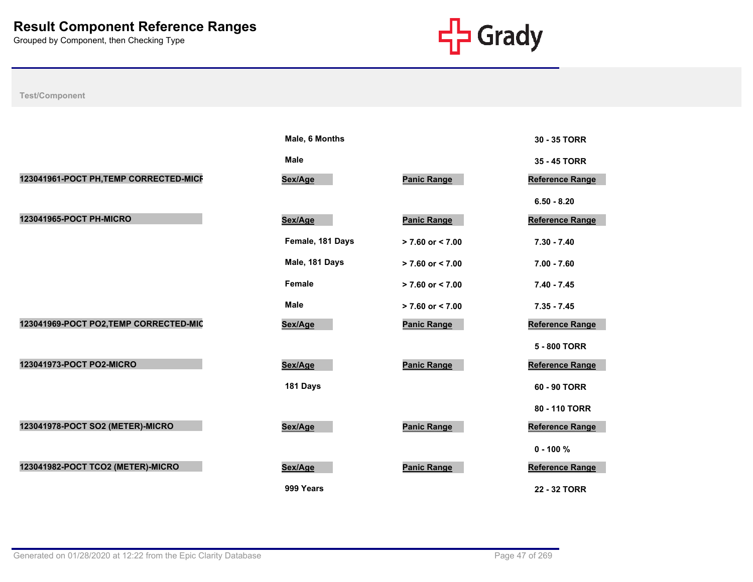# Result Component Reference Ranges

Grouped by Component, then Checking Type

| Test/Component | Sex/Age | Panic Range | Reference Range |
|---|---|---|---|
| | Male, 6 Months | | 30 - 35 TORR |
| | Male | | 35 - 45 TORR |
| **123041961-POCT PH,TEMP CORRECTED-MICR** | **Sex/Age** | **Panic Range** | **Reference Range** |
| | | | 6.50 - 8.20 |
| **123041965-POCT PH-MICRO** | **Sex/Age** | **Panic Range** | **Reference Range** |
| | Female, 181 Days | > 7.60 or < 7.00 | 7.30 - 7.40 |
| | Male, 181 Days | > 7.60 or < 7.00 | 7.00 - 7.60 |
| | Female | > 7.60 or < 7.00 | 7.40 - 7.45 |
| | Male | > 7.60 or < 7.00 | 7.35 - 7.45 |
| **123041969-POCT PO2,TEMP CORRECTED-MIC** | **Sex/Age** | **Panic Range** | **Reference Range** |
| | | | 5 - 800 TORR |
| **123041973-POCT PO2-MICRO** | **Sex/Age** | **Panic Range** | **Reference Range** |
| | 181 Days | | 60 - 90 TORR |
| | | | 80 - 110 TORR |
| **123041978-POCT SO2 (METER)-MICRO** | **Sex/Age** | **Panic Range** | **Reference Range** |
| | | | 0 - 100 % |
| **123041982-POCT TCO2 (METER)-MICRO** | **Sex/Age** | **Panic Range** | **Reference Range** |
| | 999 Years | | 22 - 32 TORR |

Generated on 01/28/2020 at 12:22 from the Epic Clarity Database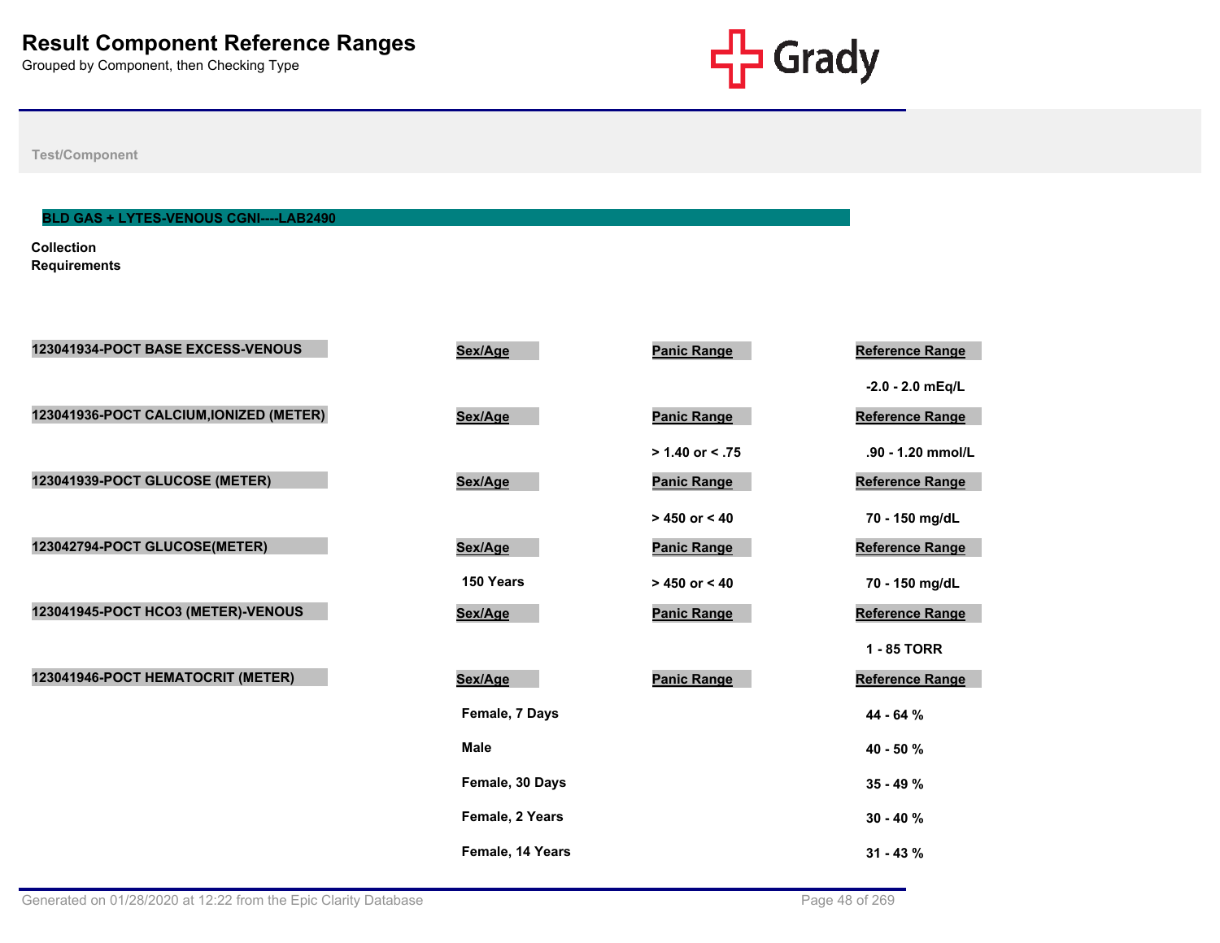# Result Component Reference Ranges

Grouped by Component, then Checking Type

Test/Component

## BLD GAS + LYTES-VENOUS CGNI----LAB2490

**Collection Requirements**

| Component | Sex/Age | Panic Range | Reference Range |
|---|---|---|---|
| 123041934-POCT BASE EXCESS-VENOUS | | | -2.0 - 2.0 mEq/L |
| 123041936-POCT CALCIUM,IONIZED (METER) | | > 1.40 or < .75 | .90 - 1.20 mmol/L |
| 123041939-POCT GLUCOSE (METER) | | > 450 or < 40 | 70 - 150 mg/dL |
| 123042794-POCT GLUCOSE(METER) | 150 Years | > 450 or < 40 | 70 - 150 mg/dL |
| 123041945-POCT HCO3 (METER)-VENOUS | | | 1 - 85 TORR |
| 123041946-POCT HEMATOCRIT (METER) | Female, 7 Days | | 44 - 64 % |
| | Male | | 40 - 50 % |
| | Female, 30 Days | | 35 - 49 % |
| | Female, 2 Years | | 30 - 40 % |
| | Female, 14 Years | | 31 - 43 % |

Generated on 01/28/2020 at 12:22 from the Epic Clarity Database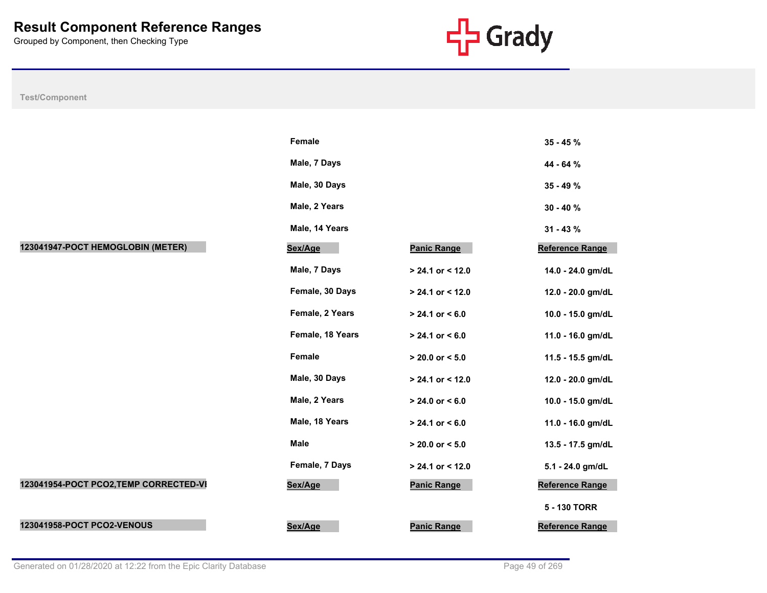# Result Component Reference Ranges

Grouped by Component, then Checking Type

| Test/Component | Sex/Age | Panic Range | Reference Range |
|---|---|---|---|
| | Female | | 35 - 45 % |
| | Male, 7 Days | | 44 - 64 % |
| | Male, 30 Days | | 35 - 49 % |
| | Male, 2 Years | | 30 - 40 % |
| | Male, 14 Years | | 31 - 43 % |
| **123041947-POCT HEMOGLOBIN (METER)** | **Sex/Age** | **Panic Range** | **Reference Range** |
| | Male, 7 Days | > 24.1 or < 12.0 | 14.0 - 24.0 gm/dL |
| | Female, 30 Days | > 24.1 or < 12.0 | 12.0 - 20.0 gm/dL |
| | Female, 2 Years | > 24.1 or < 6.0 | 10.0 - 15.0 gm/dL |
| | Female, 18 Years | > 24.1 or < 6.0 | 11.0 - 16.0 gm/dL |
| | Female | > 20.0 or < 5.0 | 11.5 - 15.5 gm/dL |
| | Male, 30 Days | > 24.1 or < 12.0 | 12.0 - 20.0 gm/dL |
| | Male, 2 Years | > 24.0 or < 6.0 | 10.0 - 15.0 gm/dL |
| | Male, 18 Years | > 24.1 or < 6.0 | 11.0 - 16.0 gm/dL |
| | Male | > 20.0 or < 5.0 | 13.5 - 17.5 gm/dL |
| | Female, 7 Days | > 24.1 or < 12.0 | 5.1 - 24.0 gm/dL |
| **123041954-POCT PCO2,TEMP CORRECTED-VI** | **Sex/Age** | **Panic Range** | **Reference Range** |
| | | | 5 - 130 TORR |
| **123041958-POCT PCO2-VENOUS** | **Sex/Age** | **Panic Range** | **Reference Range** |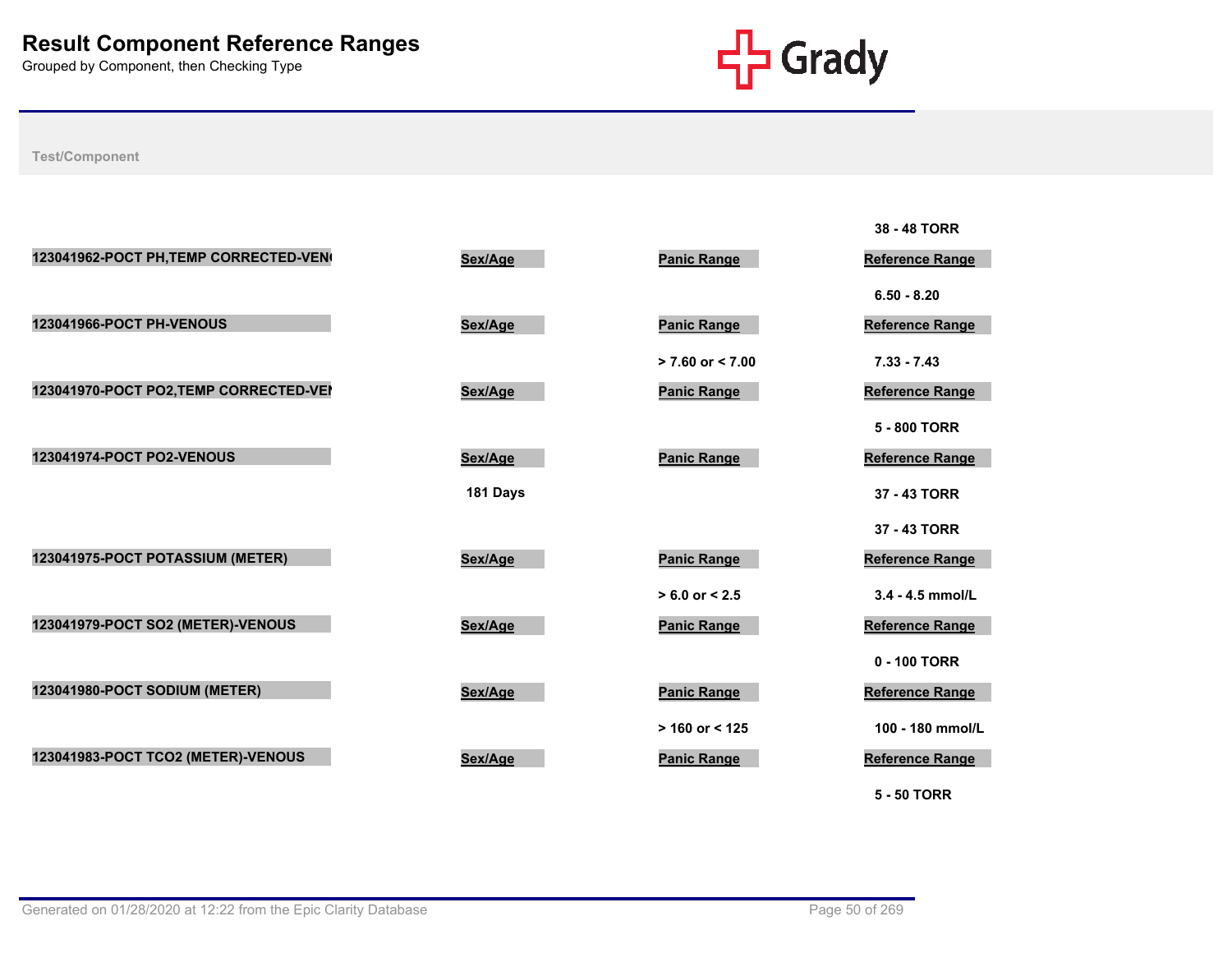# Result Component Reference Ranges

Grouped by Component, then Checking Type

**Test/Component**

| | | | |
|---|---|---|---|
| | | | 38 - 48 TORR |
| **123041962-POCT PH,TEMP CORRECTED-VEN** | **Sex/Age** | **Panic Range** | **Reference Range** |
| | | | 6.50 - 8.20 |
| **123041966-POCT PH-VENOUS** | **Sex/Age** | **Panic Range** | **Reference Range** |
| | | > 7.60 or < 7.00 | 7.33 - 7.43 |
| **123041970-POCT PO2,TEMP CORRECTED-VE** | **Sex/Age** | **Panic Range** | **Reference Range** |
| | | | 5 - 800 TORR |
| **123041974-POCT PO2-VENOUS** | **Sex/Age** | **Panic Range** | **Reference Range** |
| | 181 Days | | 37 - 43 TORR |
| | | | 37 - 43 TORR |
| **123041975-POCT POTASSIUM (METER)** | **Sex/Age** | **Panic Range** | **Reference Range** |
| | | > 6.0 or < 2.5 | 3.4 - 4.5 mmol/L |
| **123041979-POCT SO2 (METER)-VENOUS** | **Sex/Age** | **Panic Range** | **Reference Range** |
| | | | 0 - 100 TORR |
| **123041980-POCT SODIUM (METER)** | **Sex/Age** | **Panic Range** | **Reference Range** |
| | | > 160 or < 125 | 100 - 180 mmol/L |
| **123041983-POCT TCO2 (METER)-VENOUS** | **Sex/Age** | **Panic Range** | **Reference Range** |
| | | | 5 - 50 TORR |

Generated on 01/28/2020 at 12:22 from the Epic Clarity Database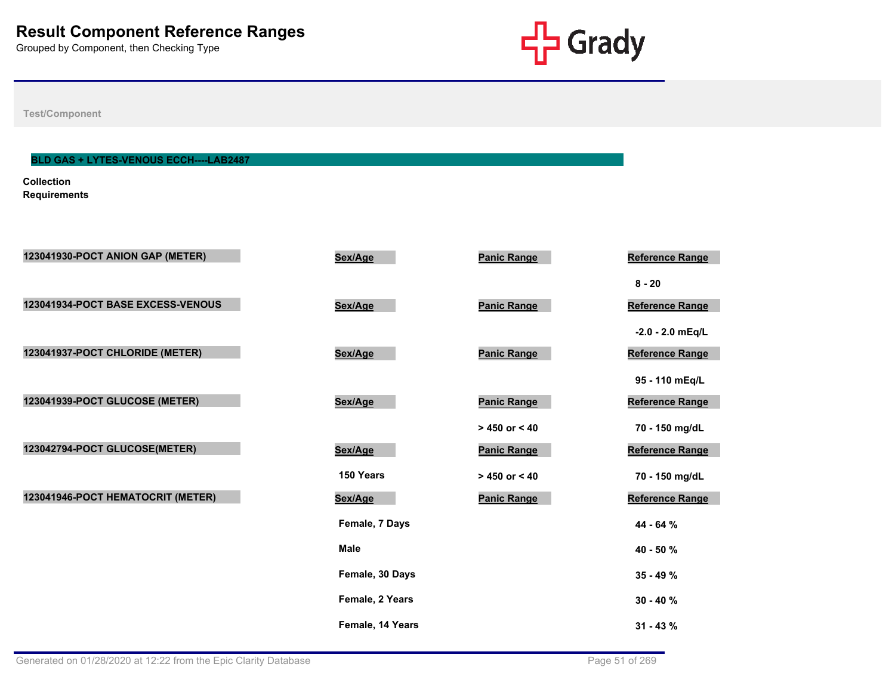# Result Component Reference Ranges

Grouped by Component, then Checking Type

Test/Component

## BLD GAS + LYTES-VENOUS ECCH----LAB2487

**Collection Requirements**

| Component | Sex/Age | Panic Range | Reference Range |
|---|---|---|---|
| 123041930-POCT ANION GAP (METER) | | | 8 - 20 |
| 123041934-POCT BASE EXCESS-VENOUS | | | -2.0 - 2.0 mEq/L |
| 123041937-POCT CHLORIDE (METER) | | | 95 - 110 mEq/L |
| 123041939-POCT GLUCOSE (METER) | | > 450 or < 40 | 70 - 150 mg/dL |
| 123042794-POCT GLUCOSE(METER) | 150 Years | > 450 or < 40 | 70 - 150 mg/dL |
| 123041946-POCT HEMATOCRIT (METER) | Female, 7 Days | | 44 - 64 % |
| | Male | | 40 - 50 % |
| | Female, 30 Days | | 35 - 49 % |
| | Female, 2 Years | | 30 - 40 % |
| | Female, 14 Years | | 31 - 43 % |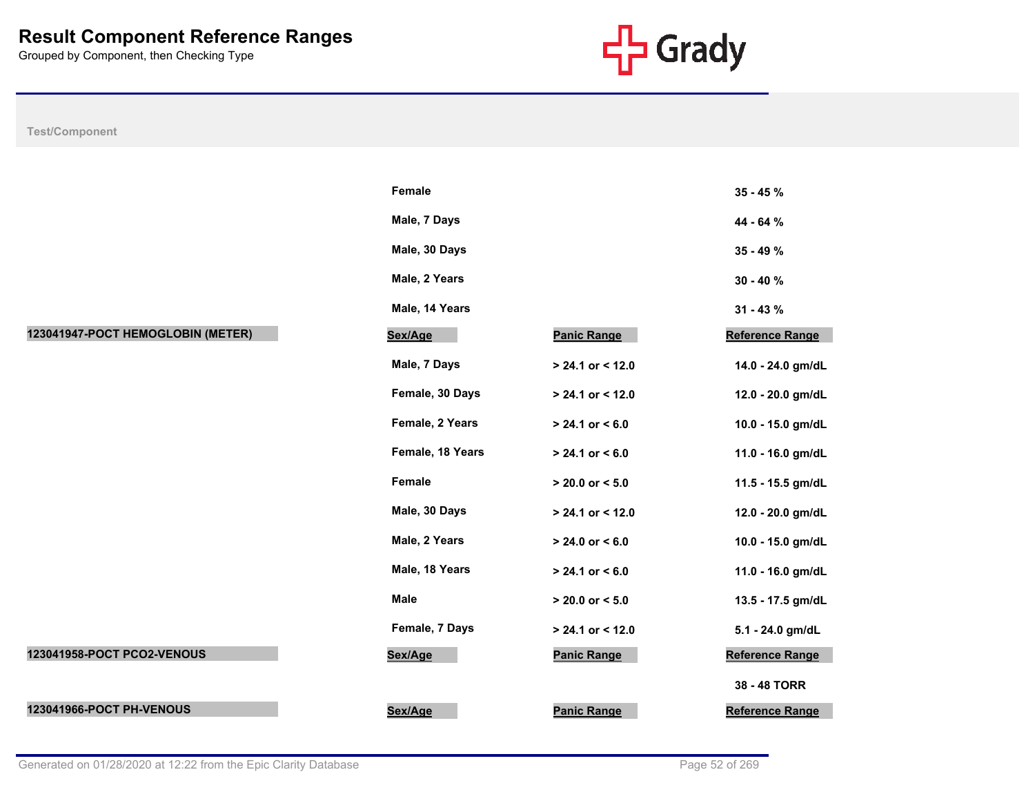# Result Component Reference Ranges

Grouped by Component, then Checking Type

| Test/Component | Sex/Age | Panic Range | Reference Range |
|---|---|---|---|
| | Female | | 35 - 45 % |
| | Male, 7 Days | | 44 - 64 % |
| | Male, 30 Days | | 35 - 49 % |
| | Male, 2 Years | | 30 - 40 % |
| | Male, 14 Years | | 31 - 43 % |
| **123041947-POCT HEMOGLOBIN (METER)** | **Sex/Age** | **Panic Range** | **Reference Range** |
| | Male, 7 Days | > 24.1 or < 12.0 | 14.0 - 24.0 gm/dL |
| | Female, 30 Days | > 24.1 or < 12.0 | 12.0 - 20.0 gm/dL |
| | Female, 2 Years | > 24.1 or < 6.0 | 10.0 - 15.0 gm/dL |
| | Female, 18 Years | > 24.1 or < 6.0 | 11.0 - 16.0 gm/dL |
| | Female | > 20.0 or < 5.0 | 11.5 - 15.5 gm/dL |
| | Male, 30 Days | > 24.1 or < 12.0 | 12.0 - 20.0 gm/dL |
| | Male, 2 Years | > 24.0 or < 6.0 | 10.0 - 15.0 gm/dL |
| | Male, 18 Years | > 24.1 or < 6.0 | 11.0 - 16.0 gm/dL |
| | Male | > 20.0 or < 5.0 | 13.5 - 17.5 gm/dL |
| | Female, 7 Days | > 24.1 or < 12.0 | 5.1 - 24.0 gm/dL |
| **123041958-POCT PCO2-VENOUS** | **Sex/Age** | **Panic Range** | **Reference Range** |
| | | | 38 - 48 TORR |
| **123041966-POCT PH-VENOUS** | **Sex/Age** | **Panic Range** | **Reference Range** |

Generated on 01/28/2020 at 12:22 from the Epic Clarity Database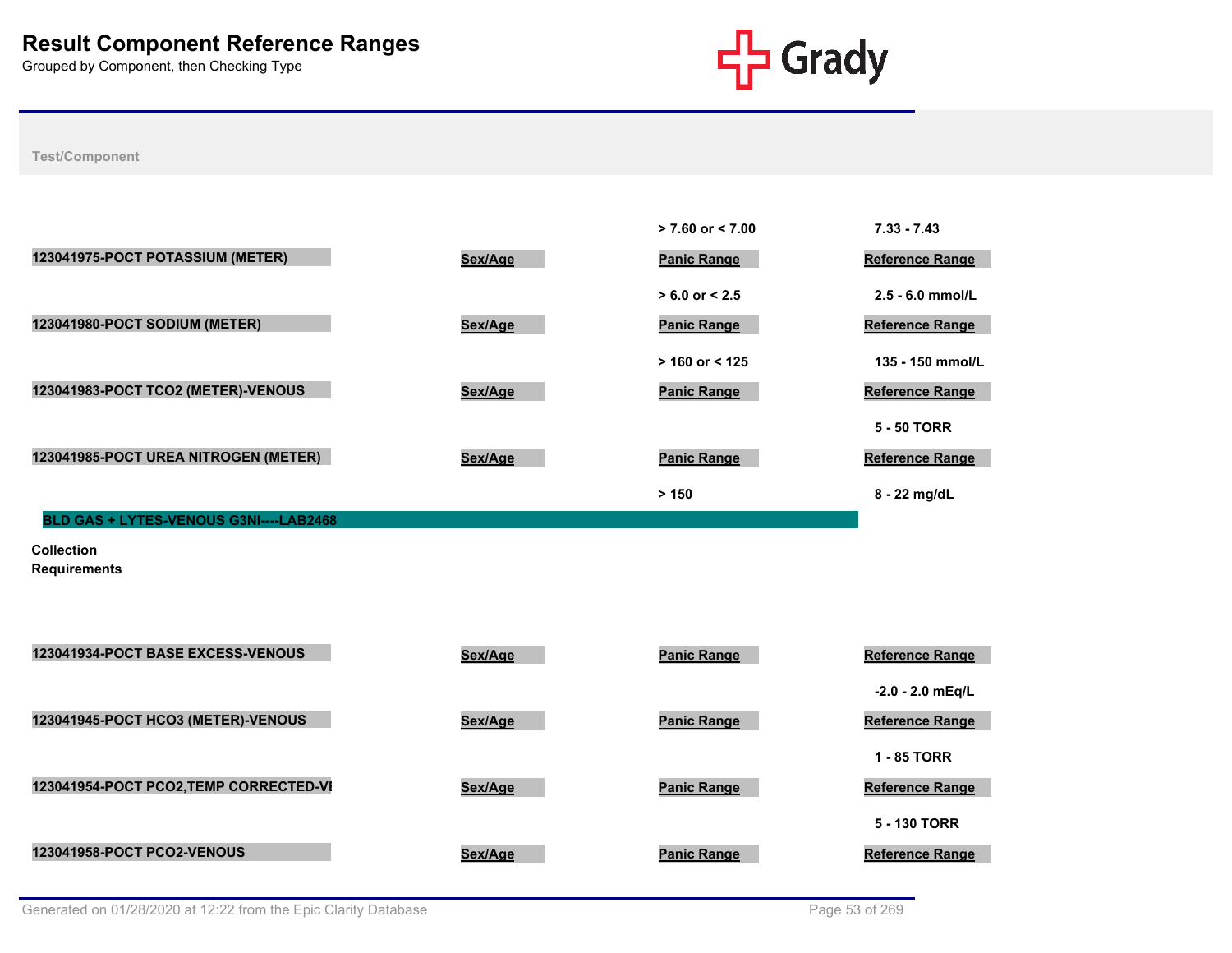# Result Component Reference Ranges

Grouped by Component, then Checking Type

**Test/Component**

| Test/Component | Sex/Age | Panic Range | Reference Range |
|---|---|---|---|
| | | > 7.60 or < 7.00 | 7.33 - 7.43 |
| **123041975-POCT POTASSIUM (METER)** | Sex/Age | Panic Range | Reference Range |
| | | > 6.0 or < 2.5 | 2.5 - 6.0 mmol/L |
| **123041980-POCT SODIUM (METER)** | Sex/Age | Panic Range | Reference Range |
| | | > 160 or < 125 | 135 - 150 mmol/L |
| **123041983-POCT TCO2 (METER)-VENOUS** | Sex/Age | Panic Range | Reference Range |
| | | | 5 - 50 TORR |
| **123041985-POCT UREA NITROGEN (METER)** | Sex/Age | Panic Range | Reference Range |
| | | > 150 | 8 - 22 mg/dL |

**BLD GAS + LYTES-VENOUS G3NI----LAB2468**

**Collection Requirements**

| Test/Component | Sex/Age | Panic Range | Reference Range |
|---|---|---|---|
| **123041934-POCT BASE EXCESS-VENOUS** | Sex/Age | Panic Range | Reference Range |
| | | | -2.0 - 2.0 mEq/L |
| **123041945-POCT HCO3 (METER)-VENOUS** | Sex/Age | Panic Range | Reference Range |
| | | | 1 - 85 TORR |
| **123041954-POCT PCO2,TEMP CORRECTED-VI** | Sex/Age | Panic Range | Reference Range |
| | | | 5 - 130 TORR |
| **123041958-POCT PCO2-VENOUS** | Sex/Age | Panic Range | Reference Range |

Generated on 01/28/2020 at 12:22 from the Epic Clarity Database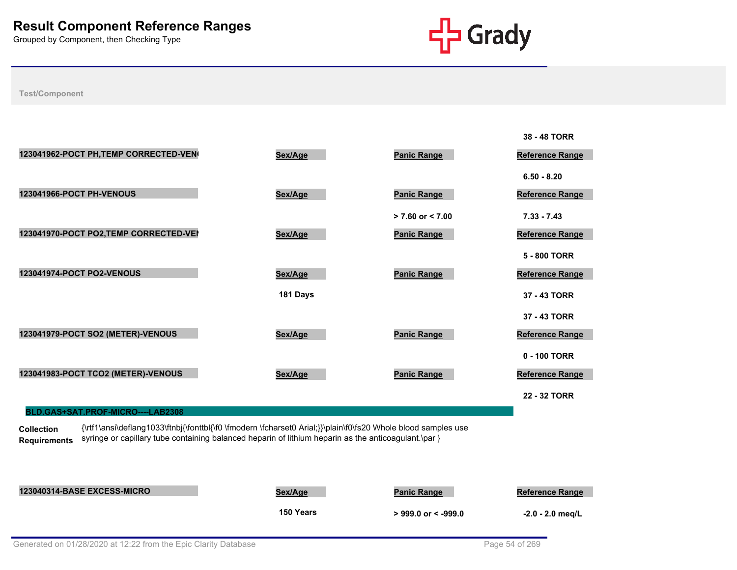# Result Component Reference Ranges

Grouped by Component, then Checking Type

**Test/Component**

| | | | 38 - 48 TORR |
|---|---|---|---|

| 123041962-POCT PH,TEMP CORRECTED-VEN | Sex/Age | Panic Range | Reference Range |
|---|---|---|---|
| | | | 6.50 - 8.20 |

| 123041966-POCT PH-VENOUS | Sex/Age | Panic Range | Reference Range |
|---|---|---|---|
| | | > 7.60 or < 7.00 | 7.33 - 7.43 |

| 123041970-POCT PO2,TEMP CORRECTED-VEI | Sex/Age | Panic Range | Reference Range |
|---|---|---|---|
| | | | 5 - 800 TORR |

| 123041974-POCT PO2-VENOUS | Sex/Age | Panic Range | Reference Range |
|---|---|---|---|
| | 181 Days | | 37 - 43 TORR |
| | | | 37 - 43 TORR |

| 123041979-POCT SO2 (METER)-VENOUS | Sex/Age | Panic Range | Reference Range |
|---|---|---|---|
| | | | 0 - 100 TORR |

| 123041983-POCT TCO2 (METER)-VENOUS | Sex/Age | Panic Range | Reference Range |
|---|---|---|---|
| | | | 22 - 32 TORR |

## BLD.GAS+SAT.PROF-MICRO----LAB2308

**Collection Requirements** {\rtf1\ansi\deflang1033\ftnbj{\fonttbl{\f0 \fmodern \fcharset0 Arial;}}\plain\f0\fs20 Whole blood samples use syringe or capillary tube containing balanced heparin of lithium heparin as the anticoagulant.\par }

| 123040314-BASE EXCESS-MICRO | Sex/Age | Panic Range | Reference Range |
|---|---|---|---|
| | 150 Years | > 999.0 or < -999.0 | -2.0 - 2.0 meq/L |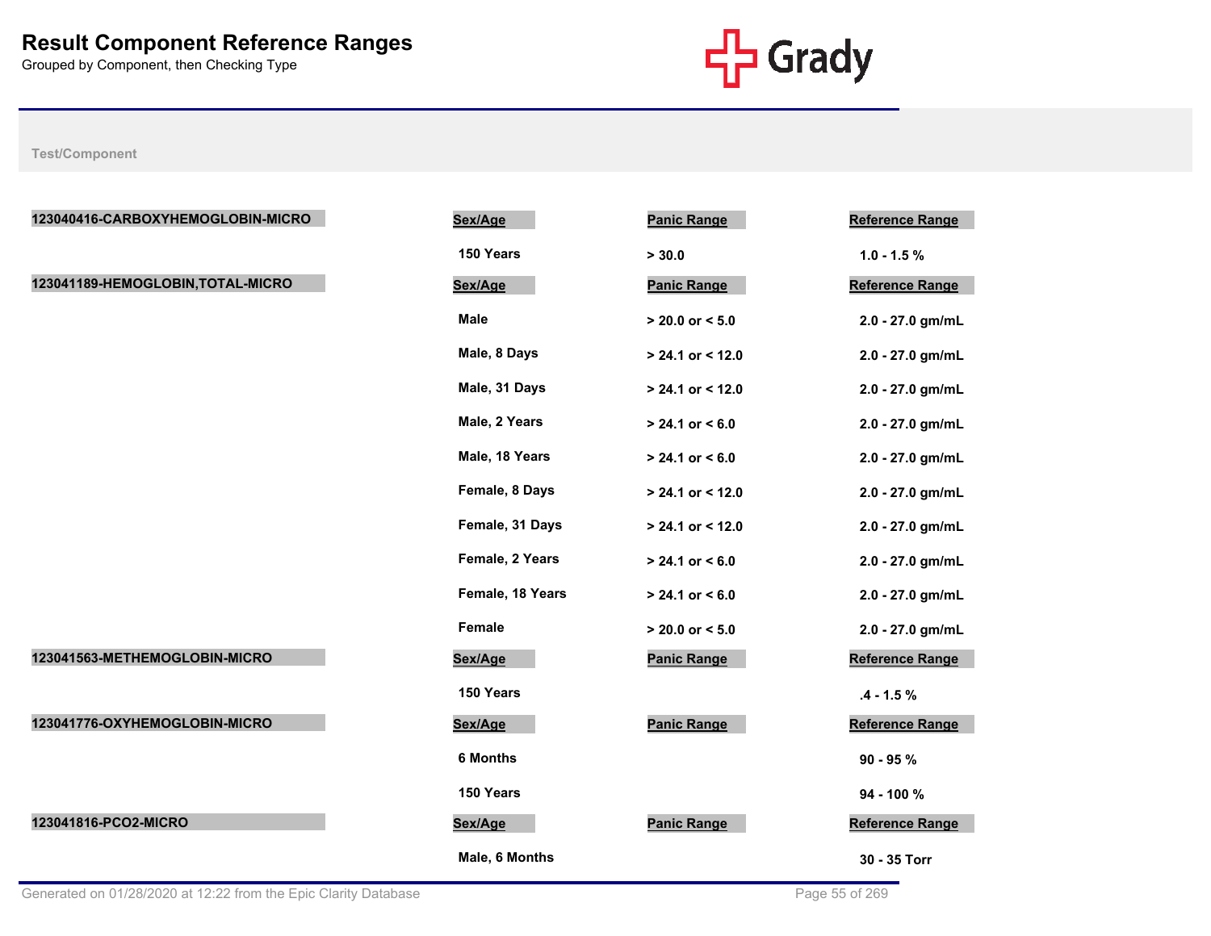# Result Component Reference Ranges

Grouped by Component, then Checking Type

Test/Component

| Test/Component | Sex/Age | Panic Range | Reference Range |
|---|---|---|---|
| 123040416-CARBOXYHEMOGLOBIN-MICRO | 150 Years | > 30.0 | 1.0 - 1.5 % |
| 123041189-HEMOGLOBIN,TOTAL-MICRO | Male | > 20.0 or < 5.0 | 2.0 - 27.0 gm/mL |
| | Male, 8 Days | > 24.1 or < 12.0 | 2.0 - 27.0 gm/mL |
| | Male, 31 Days | > 24.1 or < 12.0 | 2.0 - 27.0 gm/mL |
| | Male, 2 Years | > 24.1 or < 6.0 | 2.0 - 27.0 gm/mL |
| | Male, 18 Years | > 24.1 or < 6.0 | 2.0 - 27.0 gm/mL |
| | Female, 8 Days | > 24.1 or < 12.0 | 2.0 - 27.0 gm/mL |
| | Female, 31 Days | > 24.1 or < 12.0 | 2.0 - 27.0 gm/mL |
| | Female, 2 Years | > 24.1 or < 6.0 | 2.0 - 27.0 gm/mL |
| | Female, 18 Years | > 24.1 or < 6.0 | 2.0 - 27.0 gm/mL |
| | Female | > 20.0 or < 5.0 | 2.0 - 27.0 gm/mL |
| 123041563-METHEMOGLOBIN-MICRO | 150 Years | | .4 - 1.5 % |
| 123041776-OXYHEMOGLOBIN-MICRO | 6 Months | | 90 - 95 % |
| | 150 Years | | 94 - 100 % |
| 123041816-PCO2-MICRO | Male, 6 Months | | 30 - 35 Torr |

Generated on 01/28/2020 at 12:22 from the Epic Clarity Database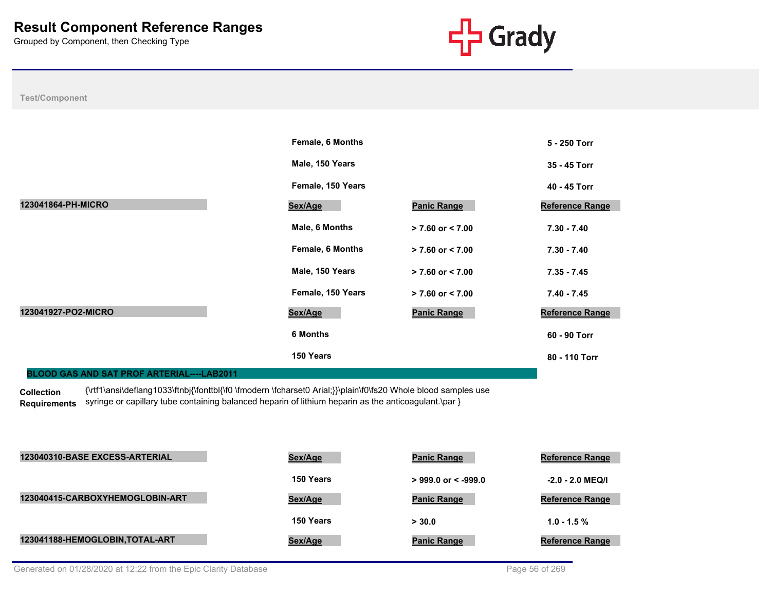# Result Component Reference Ranges

Grouped by Component, then Checking Type

Test/Component

| | Sex/Age | Panic Range | Reference Range |
|---|---|---|---|
| | Female, 6 Months | | 5 - 250 Torr |
| | Male, 150 Years | | 35 - 45 Torr |
| | Female, 150 Years | | 40 - 45 Torr |

| 123041864-PH-MICRO | Sex/Age | Panic Range | Reference Range |
|---|---|---|---|
| | Male, 6 Months | > 7.60 or < 7.00 | 7.30 - 7.40 |
| | Female, 6 Months | > 7.60 or < 7.00 | 7.30 - 7.40 |
| | Male, 150 Years | > 7.60 or < 7.00 | 7.35 - 7.45 |
| | Female, 150 Years | > 7.60 or < 7.00 | 7.40 - 7.45 |

| 123041927-PO2-MICRO | Sex/Age | Panic Range | Reference Range |
|---|---|---|---|
| | 6 Months | | 60 - 90 Torr |
| | 150 Years | | 80 - 110 Torr |

## BLOOD GAS AND SAT PROF ARTERIAL----LAB2011

**Collection Requirements** {\rtf1\ansi\deflang1033\ftnbj{\fonttbl{\f0 \fmodern \fcharset0 Arial;}}\plain\f0\fs20 Whole blood samples use syringe or capillary tube containing balanced heparin of lithium heparin as the anticoagulant.\par }

| 123040310-BASE EXCESS-ARTERIAL | Sex/Age | Panic Range | Reference Range |
|---|---|---|---|
| | 150 Years | > 999.0 or < -999.0 | -2.0 - 2.0 MEQ/l |

| 123040415-CARBOXYHEMOGLOBIN-ART | Sex/Age | Panic Range | Reference Range |
|---|---|---|---|
| | 150 Years | > 30.0 | 1.0 - 1.5 % |

| 123041188-HEMOGLOBIN,TOTAL-ART | Sex/Age | Panic Range | Reference Range |
|---|---|---|---|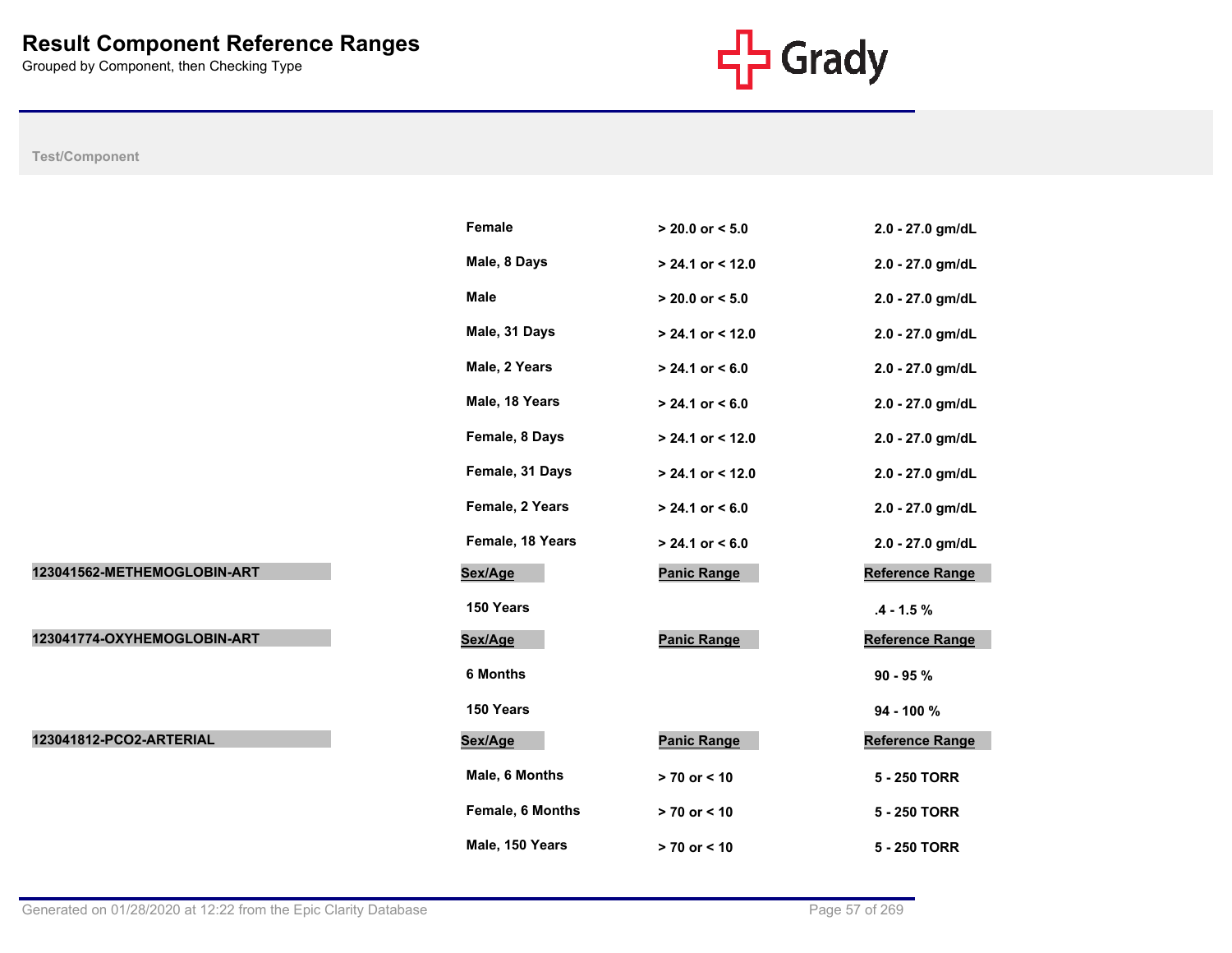# Result Component Reference Ranges

Grouped by Component, then Checking Type

Test/Component

| Test/Component | Sex/Age | Panic Range | Reference Range |
|---|---|---|---|
| | Female | > 20.0 or < 5.0 | 2.0 - 27.0 gm/dL |
| | Male, 8 Days | > 24.1 or < 12.0 | 2.0 - 27.0 gm/dL |
| | Male | > 20.0 or < 5.0 | 2.0 - 27.0 gm/dL |
| | Male, 31 Days | > 24.1 or < 12.0 | 2.0 - 27.0 gm/dL |
| | Male, 2 Years | > 24.1 or < 6.0 | 2.0 - 27.0 gm/dL |
| | Male, 18 Years | > 24.1 or < 6.0 | 2.0 - 27.0 gm/dL |
| | Female, 8 Days | > 24.1 or < 12.0 | 2.0 - 27.0 gm/dL |
| | Female, 31 Days | > 24.1 or < 12.0 | 2.0 - 27.0 gm/dL |
| | Female, 2 Years | > 24.1 or < 6.0 | 2.0 - 27.0 gm/dL |
| | Female, 18 Years | > 24.1 or < 6.0 | 2.0 - 27.0 gm/dL |

| 123041562-METHEMOGLOBIN-ART | Sex/Age | Panic Range | Reference Range |
|---|---|---|---|
| | 150 Years | | .4 - 1.5 % |

| 123041774-OXYHEMOGLOBIN-ART | Sex/Age | Panic Range | Reference Range |
|---|---|---|---|
| | 6 Months | | 90 - 95 % |
| | 150 Years | | 94 - 100 % |

| 123041812-PCO2-ARTERIAL | Sex/Age | Panic Range | Reference Range |
|---|---|---|---|
| | Male, 6 Months | > 70 or < 10 | 5 - 250 TORR |
| | Female, 6 Months | > 70 or < 10 | 5 - 250 TORR |
| | Male, 150 Years | > 70 or < 10 | 5 - 250 TORR |

Generated on 01/28/2020 at 12:22 from the Epic Clarity Database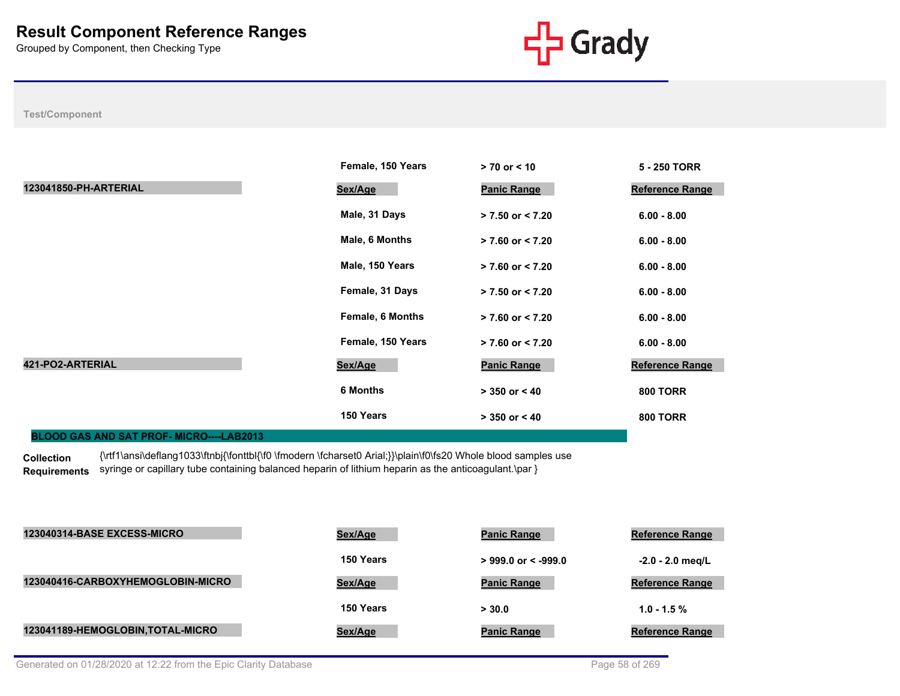# Result Component Reference Ranges

Grouped by Component, then Checking Type

**Test/Component**

| Test/Component | Sex/Age | Panic Range | Reference Range |
|---|---|---|---|
| | Female, 150 Years | > 70 or < 10 | 5 - 250 TORR |
| **123041850-PH-ARTERIAL** | **Sex/Age** | **Panic Range** | **Reference Range** |
| | Male, 31 Days | > 7.50 or < 7.20 | 6.00 - 8.00 |
| | Male, 6 Months | > 7.60 or < 7.20 | 6.00 - 8.00 |
| | Male, 150 Years | > 7.60 or < 7.20 | 6.00 - 8.00 |
| | Female, 31 Days | > 7.50 or < 7.20 | 6.00 - 8.00 |
| | Female, 6 Months | > 7.60 or < 7.20 | 6.00 - 8.00 |
| | Female, 150 Years | > 7.60 or < 7.20 | 6.00 - 8.00 |
| **421-PO2-ARTERIAL** | **Sex/Age** | **Panic Range** | **Reference Range** |
| | 6 Months | > 350 or < 40 | 800 TORR |
| | 150 Years | > 350 or < 40 | 800 TORR |

## BLOOD GAS AND SAT PROF- MICRO----LAB2013

**Collection Requirements** {\rtf1\ansi\deflang1033\ftnbj{\fonttbl{\f0 \fmodern \fcharset0 Arial;}}\plain\f0\fs20 Whole blood samples use syringe or capillary tube containing balanced heparin of lithium heparin as the anticoagulant.\par }

| Test/Component | Sex/Age | Panic Range | Reference Range |
|---|---|---|---|
| **123040314-BASE EXCESS-MICRO** | **Sex/Age** | **Panic Range** | **Reference Range** |
| | 150 Years | > 999.0 or < -999.0 | -2.0 - 2.0 meq/L |
| **123040416-CARBOXYHEMOGLOBIN-MICRO** | **Sex/Age** | **Panic Range** | **Reference Range** |
| | 150 Years | > 30.0 | 1.0 - 1.5 % |
| **123041189-HEMOGLOBIN,TOTAL-MICRO** | **Sex/Age** | **Panic Range** | **Reference Range** |

Generated on 01/28/2020 at 12:22 from the Epic Clarity Database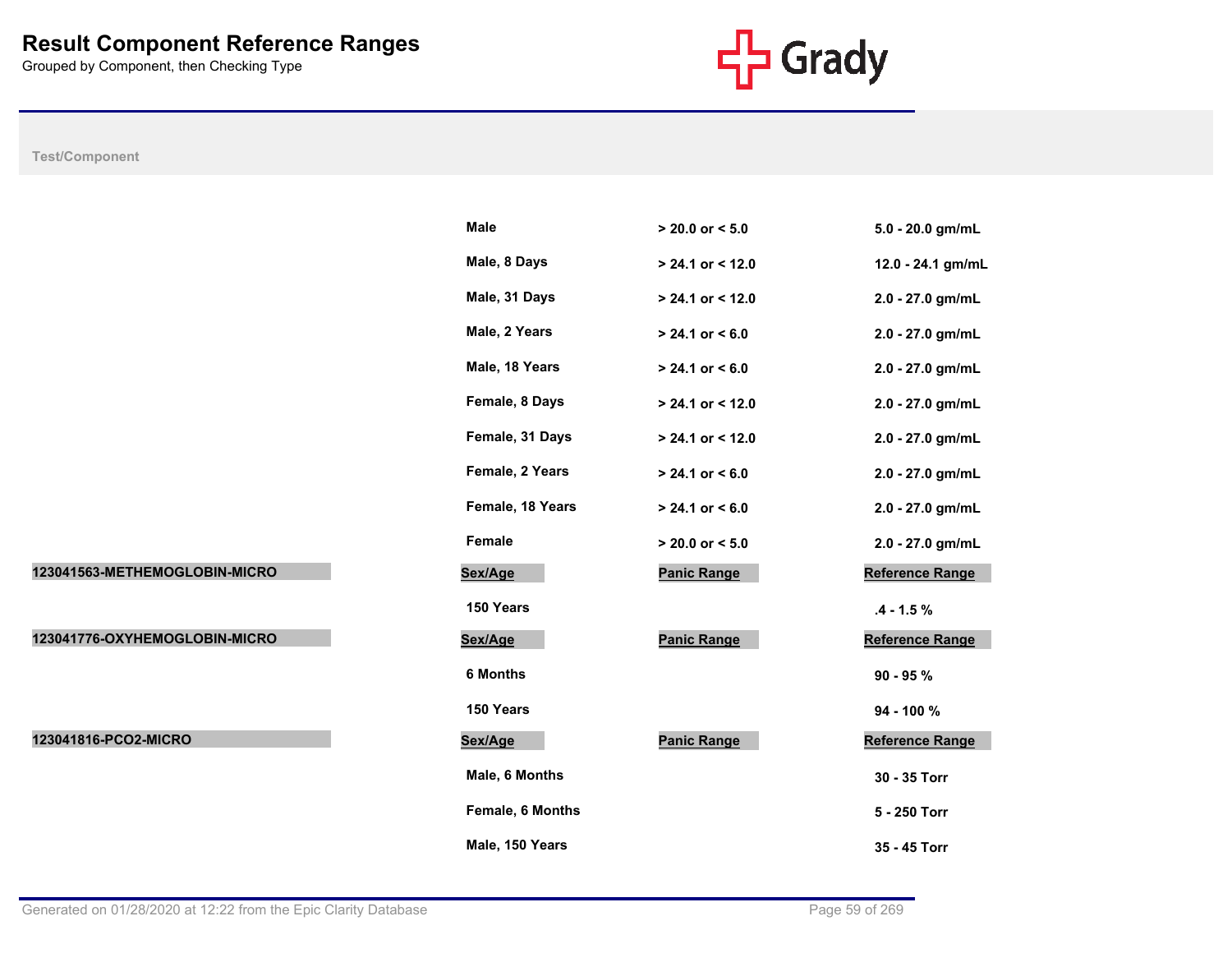# Result Component Reference Ranges

Grouped by Component, then Checking Type

| Test/Component | Sex/Age | Panic Range | Reference Range |
|---|---|---|---|
| | Male | > 20.0 or < 5.0 | 5.0 - 20.0 gm/mL |
| | Male, 8 Days | > 24.1 or < 12.0 | 12.0 - 24.1 gm/mL |
| | Male, 31 Days | > 24.1 or < 12.0 | 2.0 - 27.0 gm/mL |
| | Male, 2 Years | > 24.1 or < 6.0 | 2.0 - 27.0 gm/mL |
| | Male, 18 Years | > 24.1 or < 6.0 | 2.0 - 27.0 gm/mL |
| | Female, 8 Days | > 24.1 or < 12.0 | 2.0 - 27.0 gm/mL |
| | Female, 31 Days | > 24.1 or < 12.0 | 2.0 - 27.0 gm/mL |
| | Female, 2 Years | > 24.1 or < 6.0 | 2.0 - 27.0 gm/mL |
| | Female, 18 Years | > 24.1 or < 6.0 | 2.0 - 27.0 gm/mL |
| | Female | > 20.0 or < 5.0 | 2.0 - 27.0 gm/mL |
| **123041563-METHEMOGLOBIN-MICRO** | **Sex/Age** | **Panic Range** | **Reference Range** |
| | 150 Years | | .4 - 1.5 % |
| **123041776-OXYHEMOGLOBIN-MICRO** | **Sex/Age** | **Panic Range** | **Reference Range** |
| | 6 Months | | 90 - 95 % |
| | 150 Years | | 94 - 100 % |
| **123041816-PCO2-MICRO** | **Sex/Age** | **Panic Range** | **Reference Range** |
| | Male, 6 Months | | 30 - 35 Torr |
| | Female, 6 Months | | 5 - 250 Torr |
| | Male, 150 Years | | 35 - 45 Torr |

Generated on 01/28/2020 at 12:22 from the Epic Clarity Database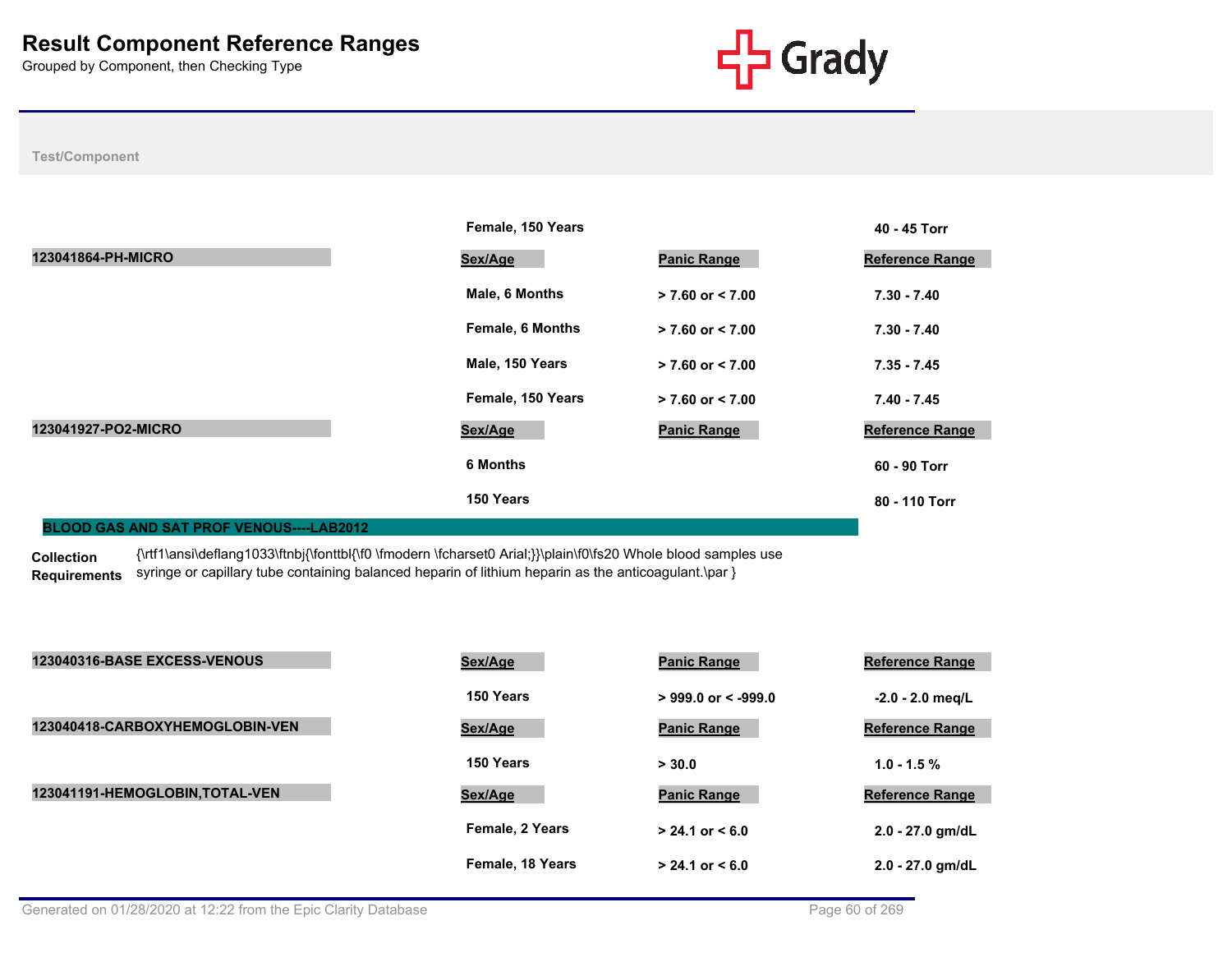| Test/Component | Sex/Age | Panic Range | Reference Range |
|---|---|---|---|
| | Female, 150 Years | | 40 - 45 Torr |
| **123041864-PH-MICRO** | **Sex/Age** | **Panic Range** | **Reference Range** |
| | Male, 6 Months | > 7.60 or < 7.00 | 7.30 - 7.40 |
| | Female, 6 Months | > 7.60 or < 7.00 | 7.30 - 7.40 |
| | Male, 150 Years | > 7.60 or < 7.00 | 7.35 - 7.45 |
| | Female, 150 Years | > 7.60 or < 7.00 | 7.40 - 7.45 |
| **123041927-PO2-MICRO** | **Sex/Age** | **Panic Range** | **Reference Range** |
| | 6 Months | | 60 - 90 Torr |
| | 150 Years | | 80 - 110 Torr |

## BLOOD GAS AND SAT PROF VENOUS----LAB2012

**Collection Requirements** {\rtf1\ansi\deflang1033\ftnbj{\fonttbl{\f0 \fmodern \fcharset0 Arial;}}\plain\f0\fs20 Whole blood samples use syringe or capillary tube containing balanced heparin of lithium heparin as the anticoagulant.\par }

| Test/Component | Sex/Age | Panic Range | Reference Range |
|---|---|---|---|
| **123040316-BASE EXCESS-VENOUS** | **Sex/Age** | **Panic Range** | **Reference Range** |
| | 150 Years | > 999.0 or < -999.0 | -2.0 - 2.0 meq/L |
| **123040418-CARBOXYHEMOGLOBIN-VEN** | **Sex/Age** | **Panic Range** | **Reference Range** |
| | 150 Years | > 30.0 | 1.0 - 1.5 % |
| **123041191-HEMOGLOBIN,TOTAL-VEN** | **Sex/Age** | **Panic Range** | **Reference Range** |
| | Female, 2 Years | > 24.1 or < 6.0 | 2.0 - 27.0 gm/dL |
| | Female, 18 Years | > 24.1 or < 6.0 | 2.0 - 27.0 gm/dL |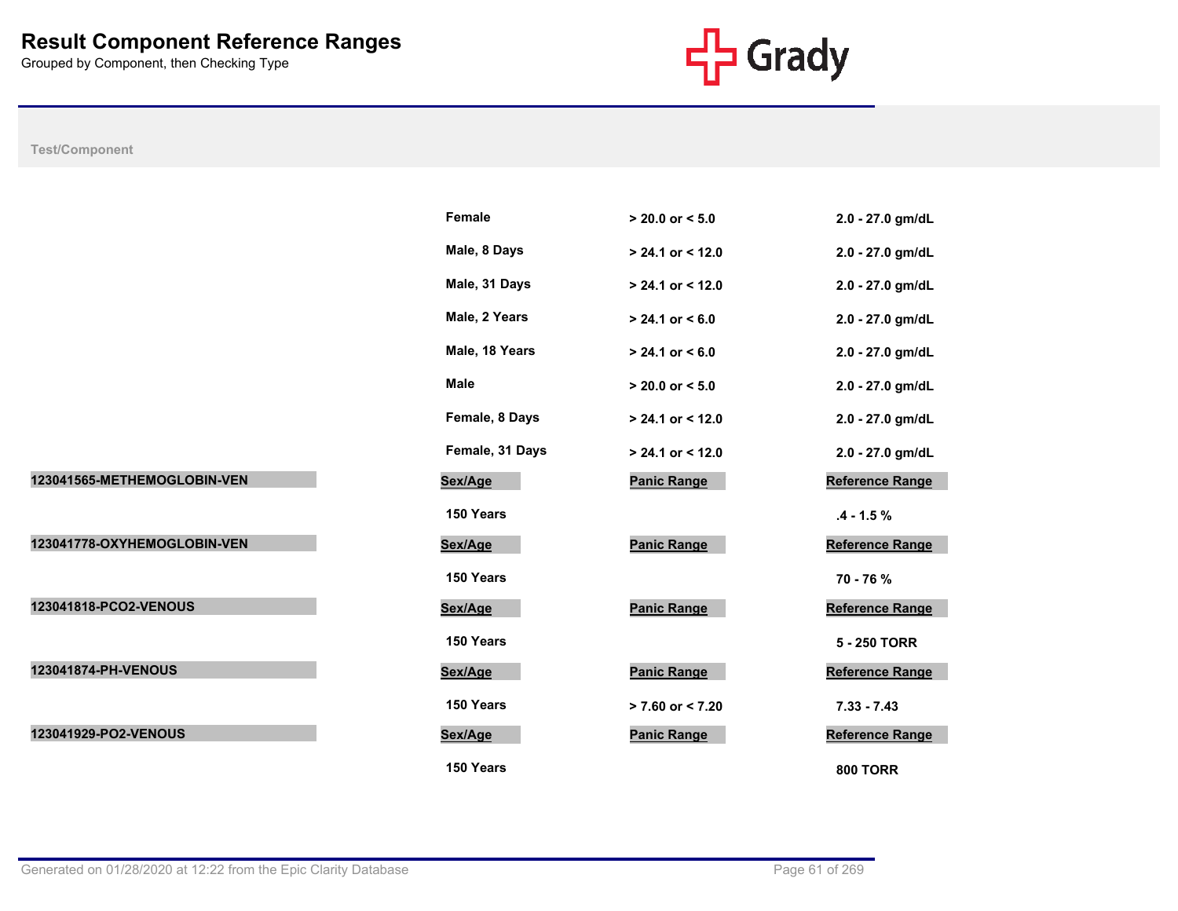# Result Component Reference Ranges

Grouped by Component, then Checking Type

Test/Component

| Test/Component | Sex/Age | Panic Range | Reference Range |
|---|---|---|---|
| | Female | > 20.0 or < 5.0 | 2.0 - 27.0 gm/dL |
| | Male, 8 Days | > 24.1 or < 12.0 | 2.0 - 27.0 gm/dL |
| | Male, 31 Days | > 24.1 or < 12.0 | 2.0 - 27.0 gm/dL |
| | Male, 2 Years | > 24.1 or < 6.0 | 2.0 - 27.0 gm/dL |
| | Male, 18 Years | > 24.1 or < 6.0 | 2.0 - 27.0 gm/dL |
| | Male | > 20.0 or < 5.0 | 2.0 - 27.0 gm/dL |
| | Female, 8 Days | > 24.1 or < 12.0 | 2.0 - 27.0 gm/dL |
| | Female, 31 Days | > 24.1 or < 12.0 | 2.0 - 27.0 gm/dL |

| 123041565-METHEMOGLOBIN-VEN | Sex/Age | Panic Range | Reference Range |
|---|---|---|---|
| | 150 Years | | .4 - 1.5 % |

| 123041778-OXYHEMOGLOBIN-VEN | Sex/Age | Panic Range | Reference Range |
|---|---|---|---|
| | 150 Years | | 70 - 76 % |

| 123041818-PCO2-VENOUS | Sex/Age | Panic Range | Reference Range |
|---|---|---|---|
| | 150 Years | | 5 - 250 TORR |

| 123041874-PH-VENOUS | Sex/Age | Panic Range | Reference Range |
|---|---|---|---|
| | 150 Years | > 7.60 or < 7.20 | 7.33 - 7.43 |

| 123041929-PO2-VENOUS | Sex/Age | Panic Range | Reference Range |
|---|---|---|---|
| | 150 Years | | 800 TORR |

Generated on 01/28/2020 at 12:22 from the Epic Clarity Database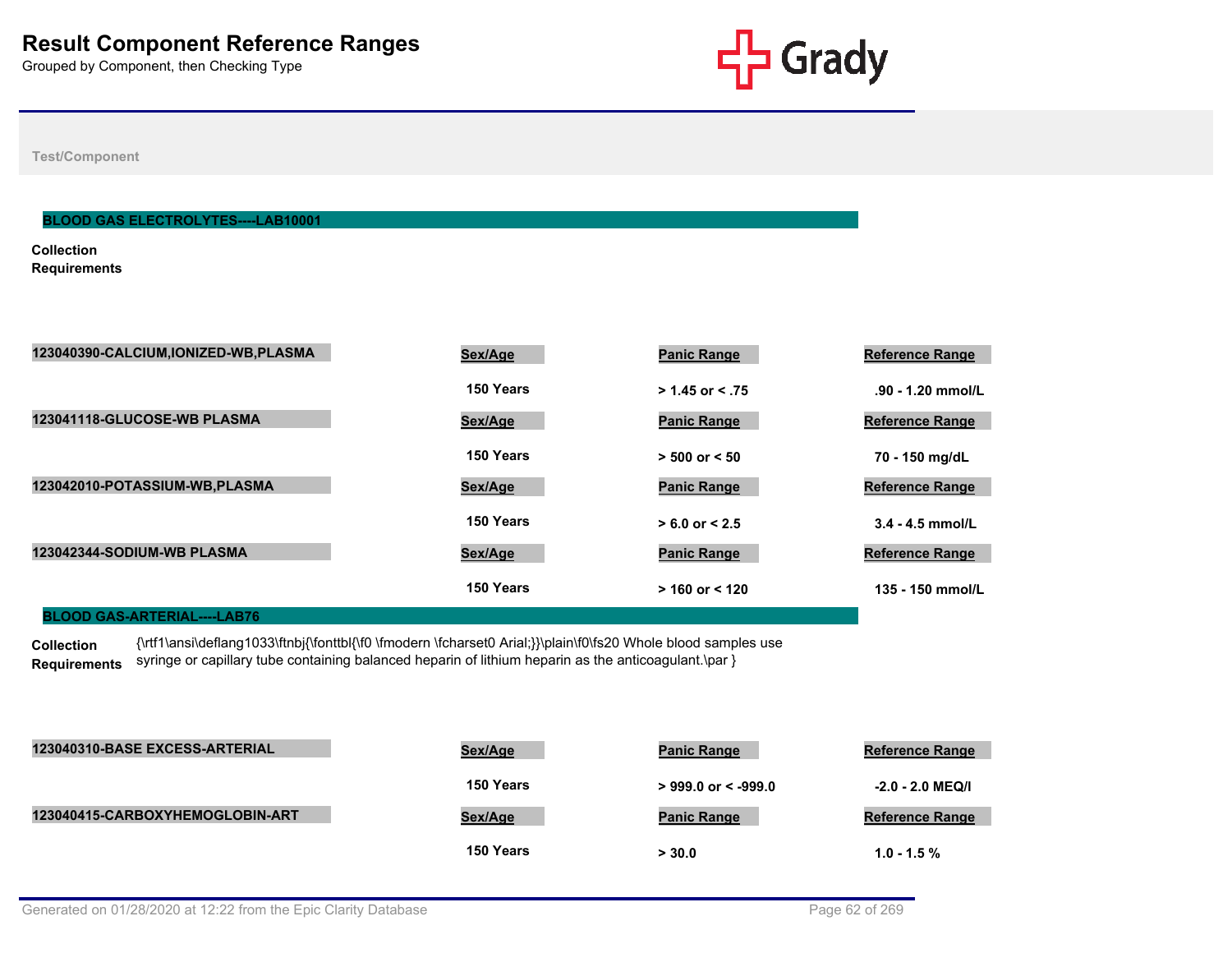# Result Component Reference Ranges

Grouped by Component, then Checking Type

Test/Component

## BLOOD GAS ELECTROLYTES----LAB10001

**Collection Requirements**

| 123040390-CALCIUM,IONIZED-WB,PLASMA | Sex/Age | Panic Range | Reference Range |
|---|---|---|---|
| | 150 Years | > 1.45 or < .75 | .90 - 1.20 mmol/L |

| 123041118-GLUCOSE-WB PLASMA | Sex/Age | Panic Range | Reference Range |
|---|---|---|---|
| | 150 Years | > 500 or < 50 | 70 - 150 mg/dL |

| 123042010-POTASSIUM-WB,PLASMA | Sex/Age | Panic Range | Reference Range |
|---|---|---|---|
| | 150 Years | > 6.0 or < 2.5 | 3.4 - 4.5 mmol/L |

| 123042344-SODIUM-WB PLASMA | Sex/Age | Panic Range | Reference Range |
|---|---|---|---|
| | 150 Years | > 160 or < 120 | 135 - 150 mmol/L |

## BLOOD GAS-ARTERIAL----LAB76

**Collection Requirements** {\rtf1\ansi\deflang1033\ftnbj{\fonttbl{\f0 \fmodern \fcharset0 Arial;}}\plain\f0\fs20 Whole blood samples use syringe or capillary tube containing balanced heparin of lithium heparin as the anticoagulant.\par }

| 123040310-BASE EXCESS-ARTERIAL | Sex/Age | Panic Range | Reference Range |
|---|---|---|---|
| | 150 Years | > 999.0 or < -999.0 | -2.0 - 2.0 MEQ/l |

| 123040415-CARBOXYHEMOGLOBIN-ART | Sex/Age | Panic Range | Reference Range |
|---|---|---|---|
| | 150 Years | > 30.0 | 1.0 - 1.5 % |

Generated on 01/28/2020 at 12:22 from the Epic Clarity Database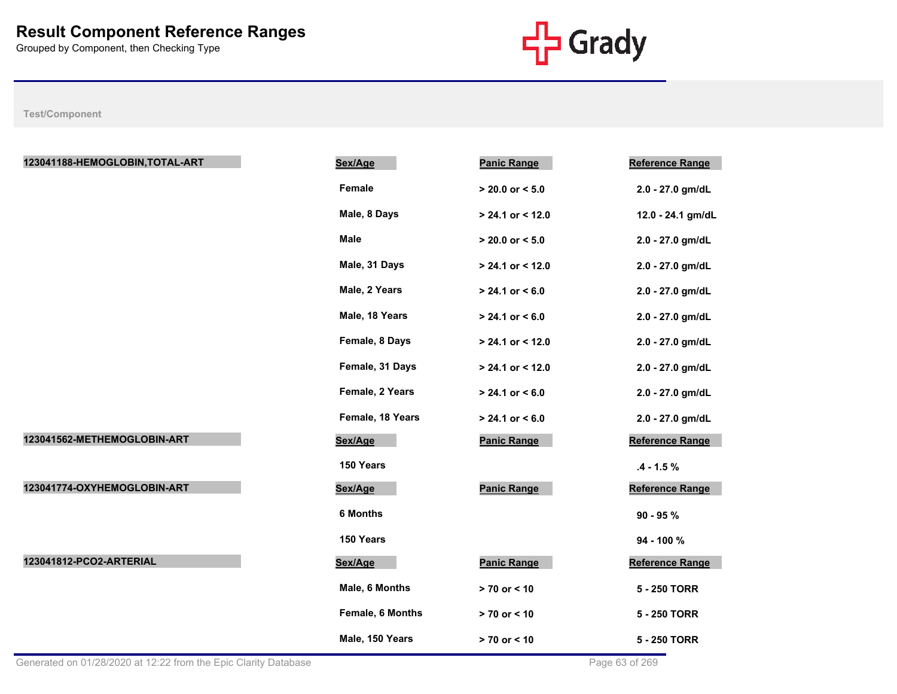# Result Component Reference Ranges

Grouped by Component, then Checking Type

Test/Component

**123041188-HEMOGLOBIN,TOTAL-ART**

| Sex/Age | Panic Range | Reference Range |
|---|---|---|
| Female | > 20.0 or < 5.0 | 2.0 - 27.0 gm/dL |
| Male, 8 Days | > 24.1 or < 12.0 | 12.0 - 24.1 gm/dL |
| Male | > 20.0 or < 5.0 | 2.0 - 27.0 gm/dL |
| Male, 31 Days | > 24.1 or < 12.0 | 2.0 - 27.0 gm/dL |
| Male, 2 Years | > 24.1 or < 6.0 | 2.0 - 27.0 gm/dL |
| Male, 18 Years | > 24.1 or < 6.0 | 2.0 - 27.0 gm/dL |
| Female, 8 Days | > 24.1 or < 12.0 | 2.0 - 27.0 gm/dL |
| Female, 31 Days | > 24.1 or < 12.0 | 2.0 - 27.0 gm/dL |
| Female, 2 Years | > 24.1 or < 6.0 | 2.0 - 27.0 gm/dL |
| Female, 18 Years | > 24.1 or < 6.0 | 2.0 - 27.0 gm/dL |

**123041562-METHEMOGLOBIN-ART**

| Sex/Age | Panic Range | Reference Range |
|---|---|---|
| 150 Years | | .4 - 1.5 % |

**123041774-OXYHEMOGLOBIN-ART**

| Sex/Age | Panic Range | Reference Range |
|---|---|---|
| 6 Months | | 90 - 95 % |
| 150 Years | | 94 - 100 % |

**123041812-PCO2-ARTERIAL**

| Sex/Age | Panic Range | Reference Range |
|---|---|---|
| Male, 6 Months | > 70 or < 10 | 5 - 250 TORR |
| Female, 6 Months | > 70 or < 10 | 5 - 250 TORR |
| Male, 150 Years | > 70 or < 10 | 5 - 250 TORR |

Generated on 01/28/2020 at 12:22 from the Epic Clarity Database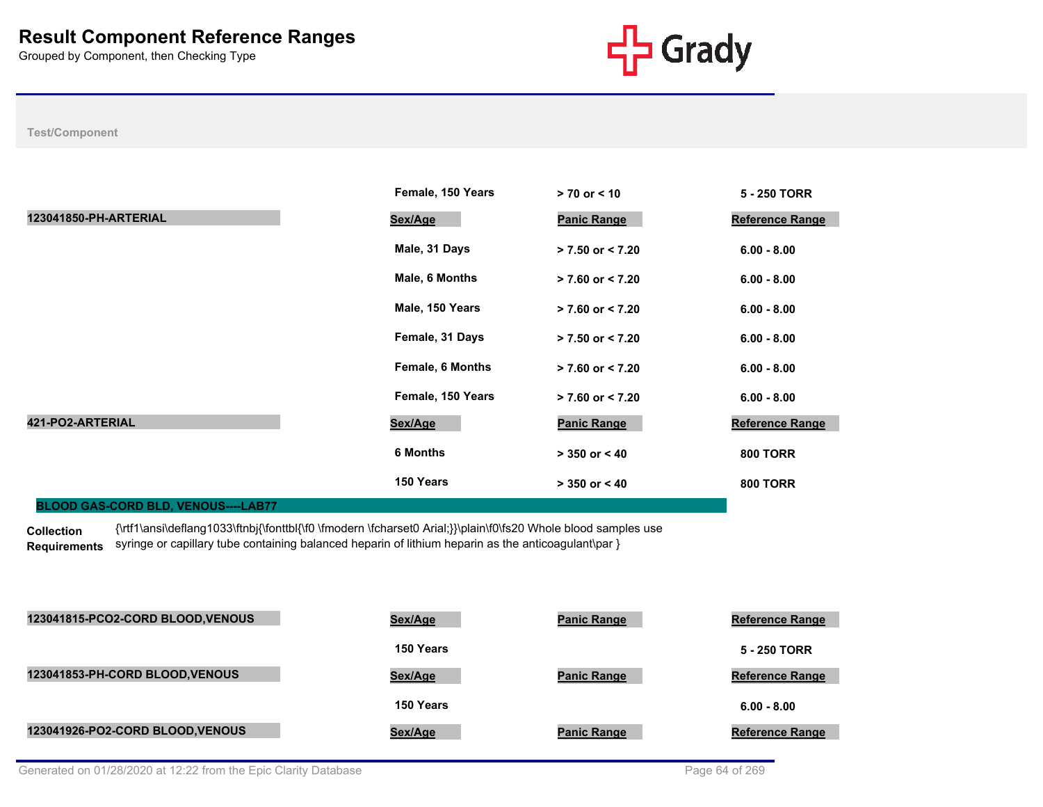| Test/Component | Sex/Age | Panic Range | Reference Range |
|---|---|---|---|
| | Female, 150 Years | > 70 or < 10 | 5 - 250 TORR |

| 123041850-PH-ARTERIAL | Sex/Age | Panic Range | Reference Range |
|---|---|---|---|
| | Male, 31 Days | > 7.50 or < 7.20 | 6.00 - 8.00 |
| | Male, 6 Months | > 7.60 or < 7.20 | 6.00 - 8.00 |
| | Male, 150 Years | > 7.60 or < 7.20 | 6.00 - 8.00 |
| | Female, 31 Days | > 7.50 or < 7.20 | 6.00 - 8.00 |
| | Female, 6 Months | > 7.60 or < 7.20 | 6.00 - 8.00 |
| | Female, 150 Years | > 7.60 or < 7.20 | 6.00 - 8.00 |

| 421-PO2-ARTERIAL | Sex/Age | Panic Range | Reference Range |
|---|---|---|---|
| | 6 Months | > 350 or < 40 | 800 TORR |
| | 150 Years | > 350 or < 40 | 800 TORR |

## BLOOD GAS-CORD BLD, VENOUS----LAB77

**Collection Requirements** {\rtf1\ansi\deflang1033\ftnbj{\fonttbl{\f0 \fmodern \fcharset0 Arial;}}\plain\f0\fs20 Whole blood samples use syringe or capillary tube containing balanced heparin of lithium heparin as the anticoagulant\par }

| 123041815-PCO2-CORD BLOOD,VENOUS | Sex/Age | Panic Range | Reference Range |
|---|---|---|---|
| | 150 Years | | 5 - 250 TORR |

| 123041853-PH-CORD BLOOD,VENOUS | Sex/Age | Panic Range | Reference Range |
|---|---|---|---|
| | 150 Years | | 6.00 - 8.00 |

| 123041926-PO2-CORD BLOOD,VENOUS | Sex/Age | Panic Range | Reference Range |
|---|---|---|---|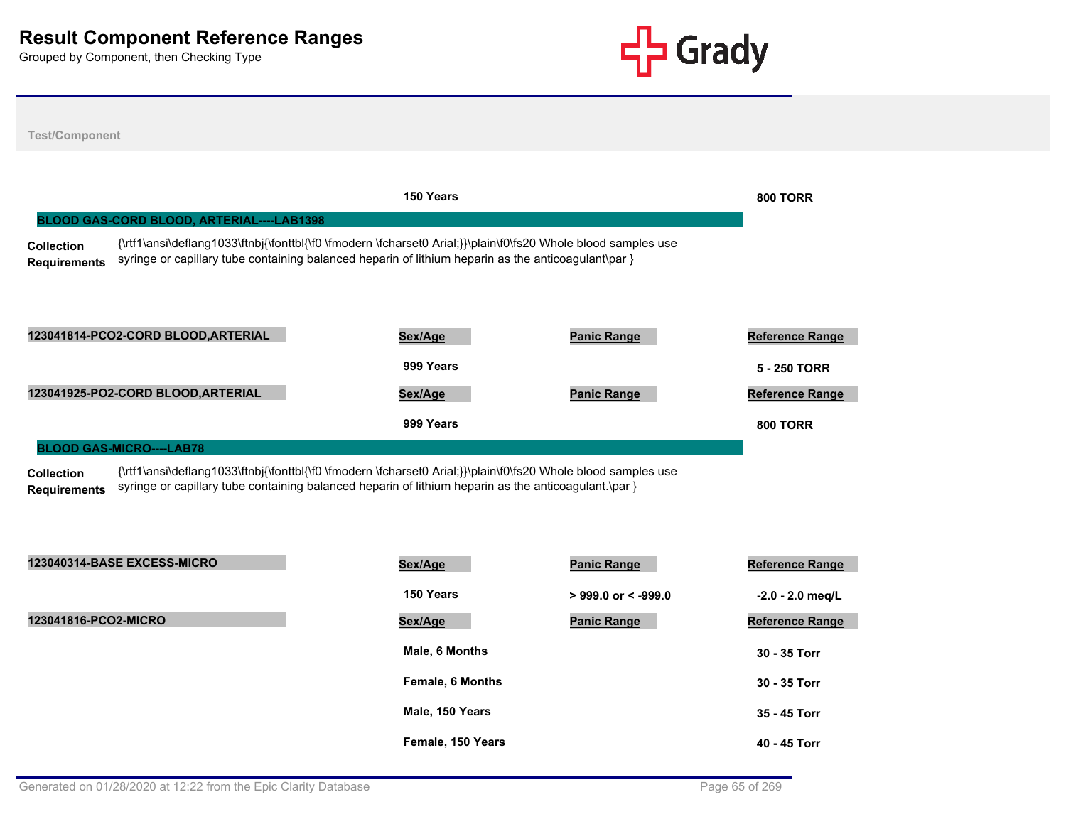# Result Component Reference Ranges

Grouped by Component, then Checking Type

Test/Component

| | Sex/Age | Panic Range | Reference Range |
|---|---|---|---|
| | 150 Years | | 800 TORR |

## BLOOD GAS-CORD BLOOD, ARTERIAL----LAB1398

**Collection Requirements** {\rtf1\ansi\deflang1033\ftnbj{\fonttbl{\f0 \fmodern \fcharset0 Arial;}}\plain\f0\fs20 Whole blood samples use syringe or capillary tube containing balanced heparin of lithium heparin as the anticoagulant\par }

| 123041814-PCO2-CORD BLOOD,ARTERIAL | Sex/Age | Panic Range | Reference Range |
|---|---|---|---|
| | 999 Years | | 5 - 250 TORR |

| 123041925-PO2-CORD BLOOD,ARTERIAL | Sex/Age | Panic Range | Reference Range |
|---|---|---|---|
| | 999 Years | | 800 TORR |

## BLOOD GAS-MICRO----LAB78

**Collection Requirements** {\rtf1\ansi\deflang1033\ftnbj{\fonttbl{\f0 \fmodern \fcharset0 Arial;}}\plain\f0\fs20 Whole blood samples use syringe or capillary tube containing balanced heparin of lithium heparin as the anticoagulant.\par }

| 123040314-BASE EXCESS-MICRO | Sex/Age | Panic Range | Reference Range |
|---|---|---|---|
| | 150 Years | > 999.0 or < -999.0 | -2.0 - 2.0 meq/L |

| 123041816-PCO2-MICRO | Sex/Age | Panic Range | Reference Range |
|---|---|---|---|
| | Male, 6 Months | | 30 - 35 Torr |
| | Female, 6 Months | | 30 - 35 Torr |
| | Male, 150 Years | | 35 - 45 Torr |
| | Female, 150 Years | | 40 - 45 Torr |

Generated on 01/28/2020 at 12:22 from the Epic Clarity Database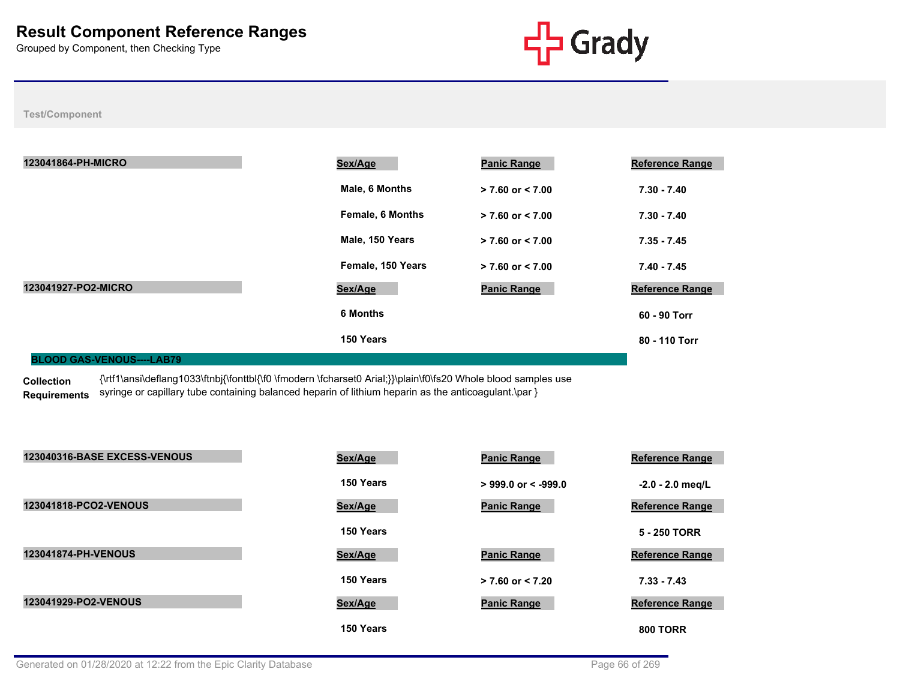# Result Component Reference Ranges

Grouped by Component, then Checking Type

Test/Component

| 123041864-PH-MICRO | Sex/Age | Panic Range | Reference Range |
|---|---|---|---|
| | Male, 6 Months | > 7.60 or < 7.00 | 7.30 - 7.40 |
| | Female, 6 Months | > 7.60 or < 7.00 | 7.30 - 7.40 |
| | Male, 150 Years | > 7.60 or < 7.00 | 7.35 - 7.45 |
| | Female, 150 Years | > 7.60 or < 7.00 | 7.40 - 7.45 |

| 123041927-PO2-MICRO | Sex/Age | Panic Range | Reference Range |
|---|---|---|---|
| | 6 Months | | 60 - 90 Torr |
| | 150 Years | | 80 - 110 Torr |

## BLOOD GAS-VENOUS----LAB79

**Collection Requirements** {\rtf1\ansi\deflang1033\ftnbj{\fonttbl{\f0 \fmodern \fcharset0 Arial;}}\plain\f0\fs20 Whole blood samples use syringe or capillary tube containing balanced heparin of lithium heparin as the anticoagulant.\par }

| 123040316-BASE EXCESS-VENOUS | Sex/Age | Panic Range | Reference Range |
|---|---|---|---|
| | 150 Years | > 999.0 or < -999.0 | -2.0 - 2.0 meq/L |

| 123041818-PCO2-VENOUS | Sex/Age | Panic Range | Reference Range |
|---|---|---|---|
| | 150 Years | | 5 - 250 TORR |

| 123041874-PH-VENOUS | Sex/Age | Panic Range | Reference Range |
|---|---|---|---|
| | 150 Years | > 7.60 or < 7.20 | 7.33 - 7.43 |

| 123041929-PO2-VENOUS | Sex/Age | Panic Range | Reference Range |
|---|---|---|---|
| | 150 Years | | 800 TORR |

Generated on 01/28/2020 at 12:22 from the Epic Clarity Database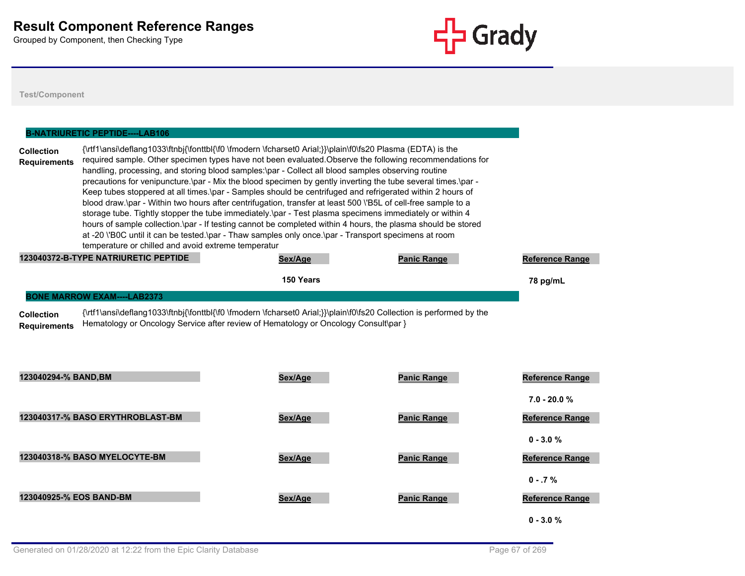# Result Component Reference Ranges

Grouped by Component, then Checking Type

Test/Component

## B-NATRIURETIC PEPTIDE----LAB106

**Collection Requirements**

{\rtf1\ansi\deflang1033\ftnbj{\fonttbl{\f0 \fmodern \fcharset0 Arial;}}\plain\f0\fs20 Plasma (EDTA) is the required sample. Other specimen types have not been evaluated.Observe the following recommendations for handling, processing, and storing blood samples:\par - Collect all blood samples observing routine precautions for venipuncture.\par - Mix the blood specimen by gently inverting the tube several times.\par - Keep tubes stoppered at all times.\par - Samples should be centrifuged and refrigerated within 2 hours of blood draw.\par - Within two hours after centrifugation, transfer at least 500 \'B5L of cell-free sample to a storage tube. Tightly stopper the tube immediately.\par - Test plasma specimens immediately or within 4 hours of sample collection.\par - If testing cannot be completed within 4 hours, the plasma should be stored at -20 \'B0C until it can be tested.\par - Thaw samples only once.\par - Transport specimens at room temperature or chilled and avoid extreme temperatur

| 123040372-B-TYPE NATRIURETIC PEPTIDE | Sex/Age | Panic Range | Reference Range |
|---|---|---|---|
| | 150 Years | | 78 pg/mL |

## BONE MARROW EXAM----LAB2373

**Collection Requirements**

{\rtf1\ansi\deflang1033\ftnbj{\fonttbl{\f0 \fmodern \fcharset0 Arial;}}\plain\f0\fs20 Collection is performed by the Hematology or Oncology Service after review of Hematology or Oncology Consult\par }

| 123040294-% BAND,BM | Sex/Age | Panic Range | Reference Range |
|---|---|---|---|
| | | | 7.0 - 20.0 % |

| 123040317-% BASO ERYTHROBLAST-BM | Sex/Age | Panic Range | Reference Range |
|---|---|---|---|
| | | | 0 - 3.0 % |

| 123040318-% BASO MYELOCYTE-BM | Sex/Age | Panic Range | Reference Range |
|---|---|---|---|
| | | | 0 - .7 % |

| 123040925-% EOS BAND-BM | Sex/Age | Panic Range | Reference Range |
|---|---|---|---|
| | | | 0 - 3.0 % |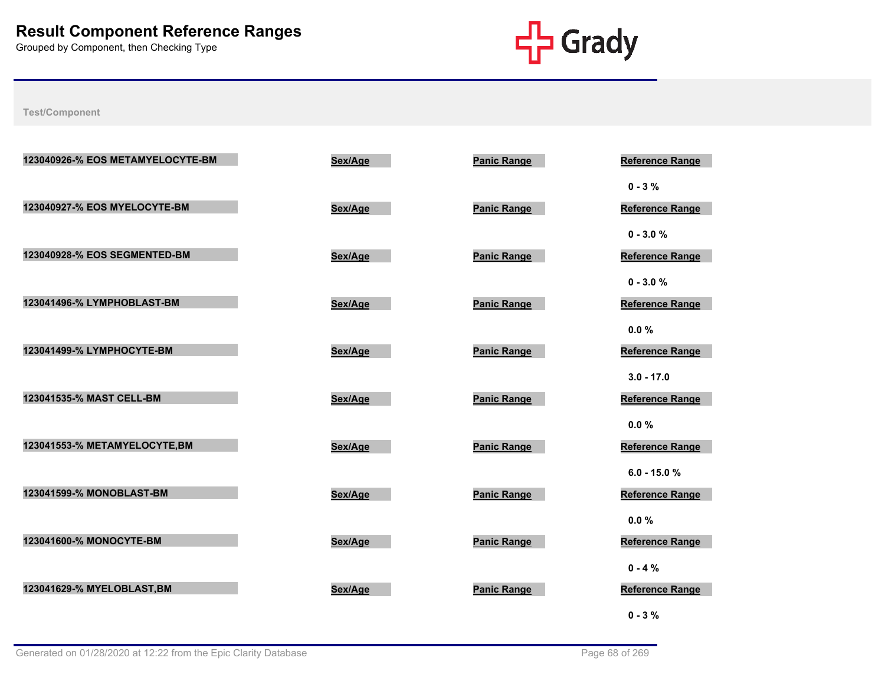# Result Component Reference Ranges

Grouped by Component, then Checking Type

Test/Component

| Test/Component | Sex/Age | Panic Range | Reference Range |
|---|---|---|---|
| 123040926-% EOS METAMYELOCYTE-BM | | | 0 - 3 % |
| 123040927-% EOS MYELOCYTE-BM | | | 0 - 3.0 % |
| 123040928-% EOS SEGMENTED-BM | | | 0 - 3.0 % |
| 123041496-% LYMPHOBLAST-BM | | | 0.0 % |
| 123041499-% LYMPHOCYTE-BM | | | 3.0 - 17.0 |
| 123041535-% MAST CELL-BM | | | 0.0 % |
| 123041553-% METAMYELOCYTE,BM | | | 6.0 - 15.0 % |
| 123041599-% MONOBLAST-BM | | | 0.0 % |
| 123041600-% MONOCYTE-BM | | | 0 - 4 % |
| 123041629-% MYELOBLAST,BM | | | 0 - 3 % |

Generated on 01/28/2020 at 12:22 from the Epic Clarity Database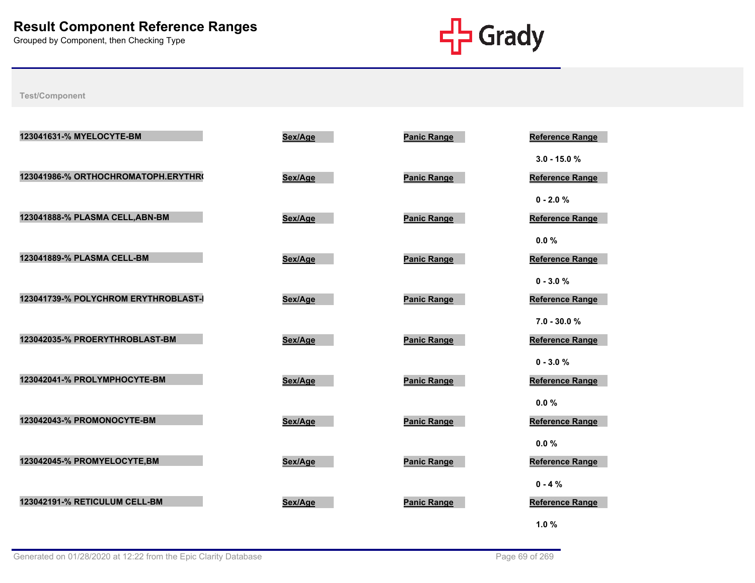# Result Component Reference Ranges

Grouped by Component, then Checking Type

Test/Component

| Test/Component | Sex/Age | Panic Range | Reference Range |
|---|---|---|---|
| 123041631-% MYELOCYTE-BM | | | 3.0 - 15.0 % |
| 123041986-% ORTHOCHROMATOPH.ERYTHR( | | | 0 - 2.0 % |
| 123041888-% PLASMA CELL,ABN-BM | | | 0.0 % |
| 123041889-% PLASMA CELL-BM | | | 0 - 3.0 % |
| 123041739-% POLYCHROM ERYTHROBLAST-I | | | 7.0 - 30.0 % |
| 123042035-% PROERYTHROBLAST-BM | | | 0 - 3.0 % |
| 123042041-% PROLYMPHOCYTE-BM | | | 0.0 % |
| 123042043-% PROMONOCYTE-BM | | | 0.0 % |
| 123042045-% PROMYELOCYTE,BM | | | 0 - 4 % |
| 123042191-% RETICULUM CELL-BM | | | 1.0 % |

Generated on 01/28/2020 at 12:22 from the Epic Clarity Database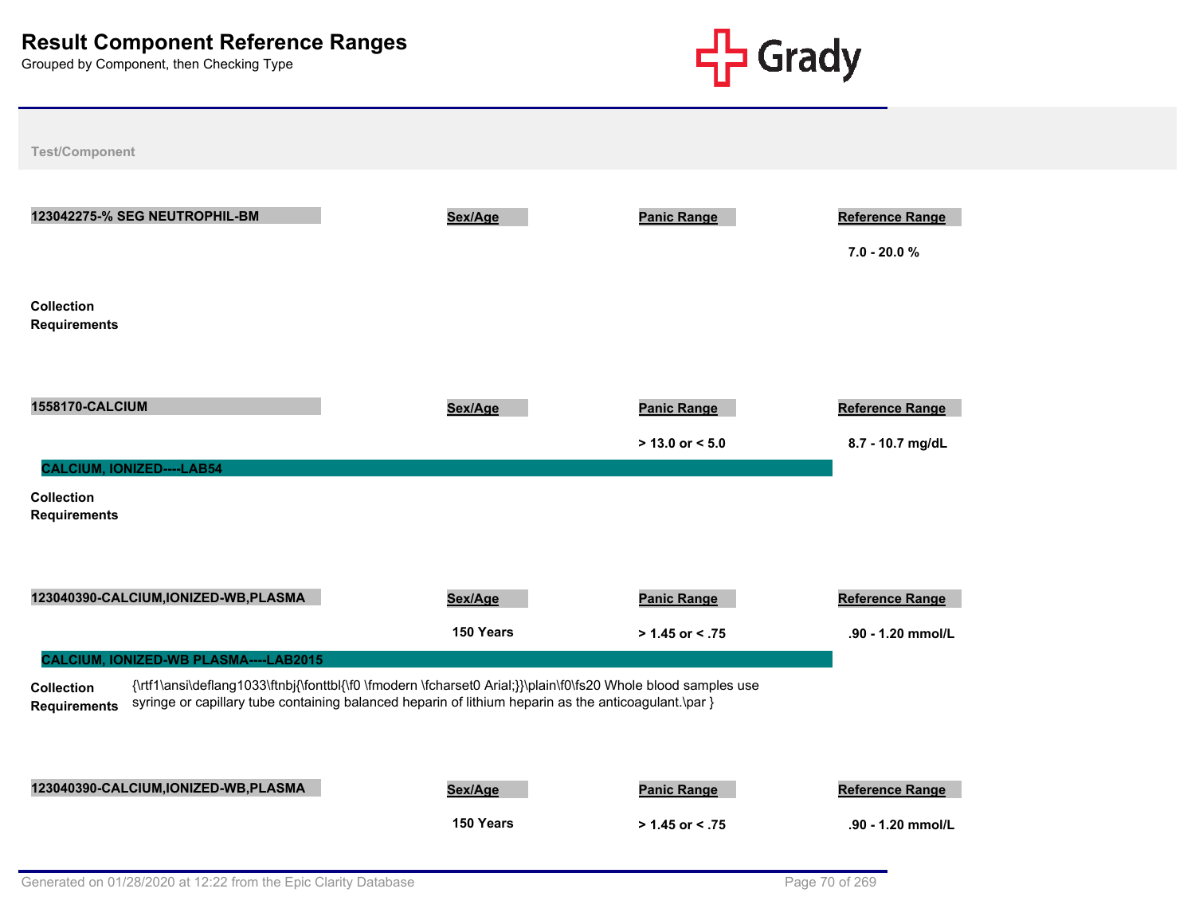## Result Component Reference Ranges

Grouped by Component, then Checking Type

Test/Component

| 123042275-% SEG NEUTROPHIL-BM | Sex/Age | Panic Range | Reference Range |
|---|---|---|---|
| | | | 7.0 - 20.0 % |

**Collection Requirements**

| 1558170-CALCIUM | Sex/Age | Panic Range | Reference Range |
|---|---|---|---|
| | | > 13.0 or < 5.0 | 8.7 - 10.7 mg/dL |

**CALCIUM, IONIZED----LAB54**

**Collection Requirements**

| 123040390-CALCIUM,IONIZED-WB,PLASMA | Sex/Age | Panic Range | Reference Range |
|---|---|---|---|
| | 150 Years | > 1.45 or < .75 | .90 - 1.20 mmol/L |

**CALCIUM, IONIZED-WB PLASMA----LAB2015**

**Collection Requirements** {\rtf1\ansi\deflang1033\ftnbj{\fonttbl{\f0 \fmodern \fcharset0 Arial;}}\plain\f0\fs20 Whole blood samples use syringe or capillary tube containing balanced heparin of lithium heparin as the anticoagulant.\par }

| 123040390-CALCIUM,IONIZED-WB,PLASMA | Sex/Age | Panic Range | Reference Range |
|---|---|---|---|
| | 150 Years | > 1.45 or < .75 | .90 - 1.20 mmol/L |

Generated on 01/28/2020 at 12:22 from the Epic Clarity Database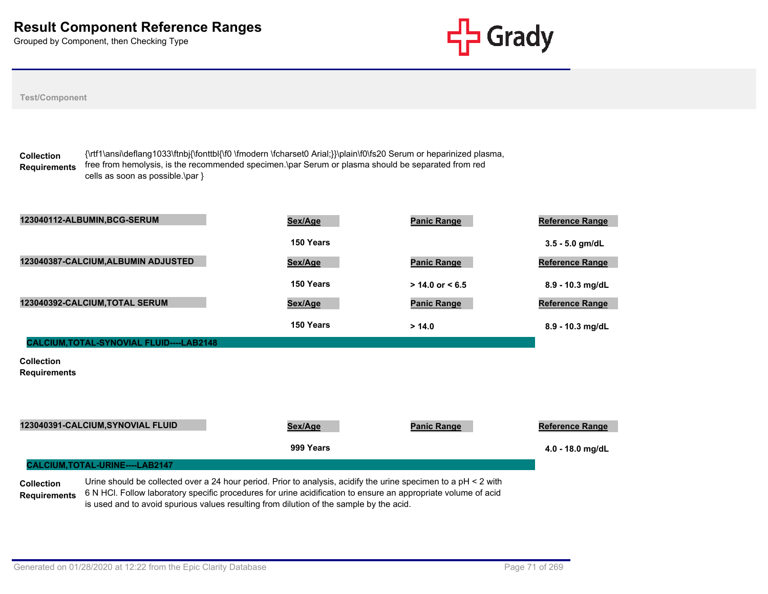# Result Component Reference Ranges

Grouped by Component, then Checking Type

Test/Component

**Collection Requirements** {\rtf1\ansi\deflang1033\ftnbj{\fonttbl{\f0 \fmodern \fcharset0 Arial;}}\plain\f0\fs20 Serum or heparinized plasma, free from hemolysis, is the recommended specimen.\par Serum or plasma should be separated from red cells as soon as possible.\par }

| 123040112-ALBUMIN,BCG-SERUM | Sex/Age | Panic Range | Reference Range |
|---|---|---|---|
| | 150 Years | | 3.5 - 5.0 gm/dL |

| 123040387-CALCIUM,ALBUMIN ADJUSTED | Sex/Age | Panic Range | Reference Range |
|---|---|---|---|
| | 150 Years | > 14.0 or < 6.5 | 8.9 - 10.3 mg/dL |

| 123040392-CALCIUM,TOTAL SERUM | Sex/Age | Panic Range | Reference Range |
|---|---|---|---|
| | 150 Years | > 14.0 | 8.9 - 10.3 mg/dL |

## CALCIUM,TOTAL-SYNOVIAL FLUID----LAB2148

**Collection Requirements**

| 123040391-CALCIUM,SYNOVIAL FLUID | Sex/Age | Panic Range | Reference Range |
|---|---|---|---|
| | 999 Years | | 4.0 - 18.0 mg/dL |

## CALCIUM,TOTAL-URINE----LAB2147

**Collection Requirements** Urine should be collected over a 24 hour period. Prior to analysis, acidify the urine specimen to a pH < 2 with 6 N HCl. Follow laboratory specific procedures for urine acidification to ensure an appropriate volume of acid is used and to avoid spurious values resulting from dilution of the sample by the acid.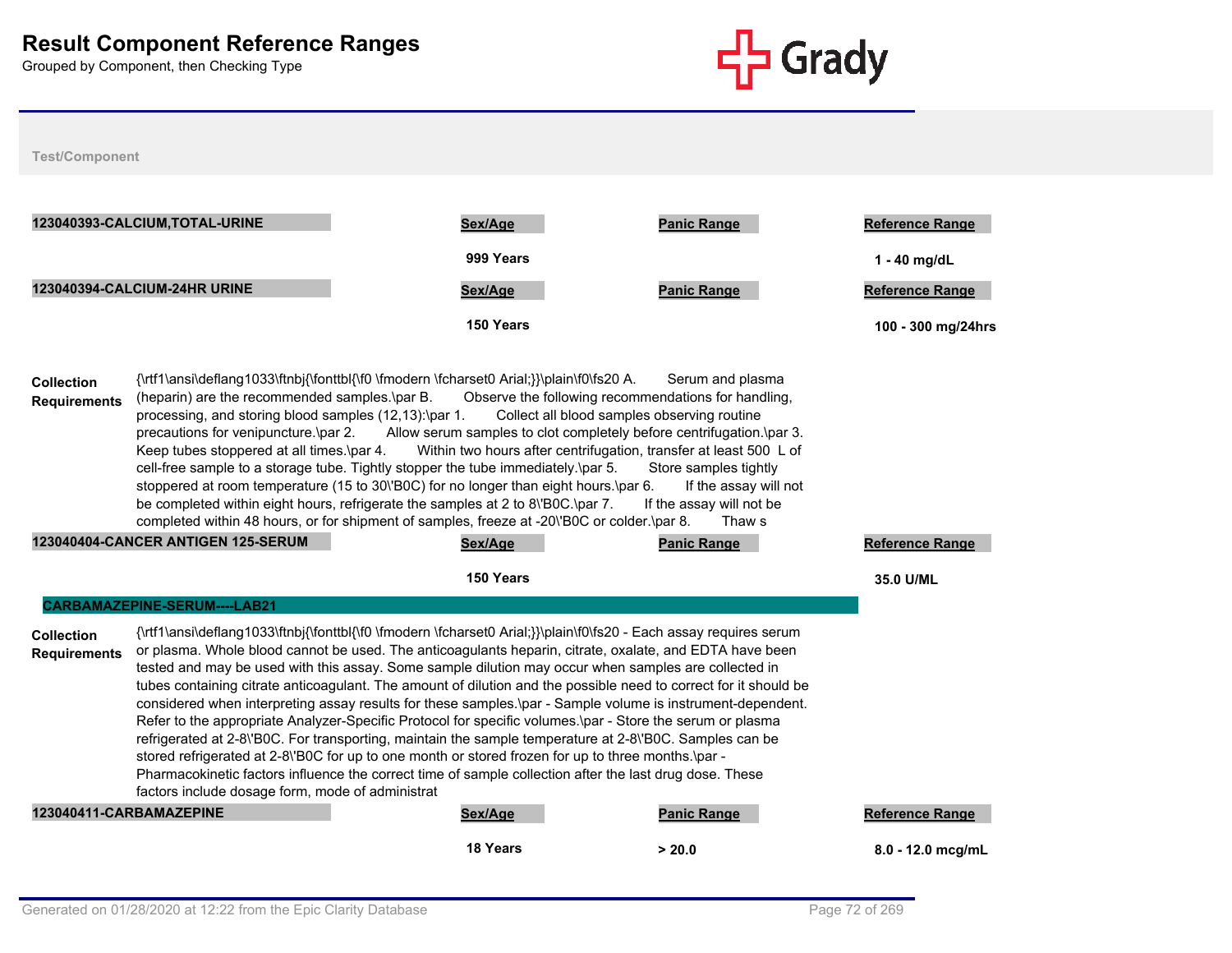# Result Component Reference Ranges

Grouped by Component, then Checking Type

**Test/Component**

**123040393-CALCIUM,TOTAL-URINE**

| Sex/Age | Panic Range | Reference Range |
|---|---|---|
| 999 Years | | 1 - 40 mg/dL |

**123040394-CALCIUM-24HR URINE**

| Sex/Age | Panic Range | Reference Range |
|---|---|---|
| 150 Years | | 100 - 300 mg/24hrs |

**Collection Requirements**

{\rtf1\ansi\deflang1033\ftnbj{\fonttbl{\f0 \fmodern \fcharset0 Arial;}}\plain\f0\fs20 A. Serum and plasma (heparin) are the recommended samples.\par B. Observe the following recommendations for handling, processing, and storing blood samples (12,13):\par 1. Collect all blood samples observing routine precautions for venipuncture.\par 2. Allow serum samples to clot completely before centrifugation.\par 3. Keep tubes stoppered at all times.\par 4. Within two hours after centrifugation, transfer at least 500 L of cell-free sample to a storage tube. Tightly stopper the tube immediately.\par 5. Store samples tightly stoppered at room temperature (15 to 30\'B0C) for no longer than eight hours.\par 6. If the assay will not be completed within eight hours, refrigerate the samples at 2 to 8\'B0C.\par 7. If the assay will not be completed within 48 hours, or for shipment of samples, freeze at -20\'B0C or colder.\par 8. Thaw s

**123040404-CANCER ANTIGEN 125-SERUM**

| Sex/Age | Panic Range | Reference Range |
|---|---|---|
| 150 Years | | 35.0 U/ML |

**CARBAMAZEPINE-SERUM----LAB21**

**Collection Requirements**

{\rtf1\ansi\deflang1033\ftnbj{\fonttbl{\f0 \fmodern \fcharset0 Arial;}}\plain\f0\fs20 - Each assay requires serum or plasma. Whole blood cannot be used. The anticoagulants heparin, citrate, oxalate, and EDTA have been tested and may be used with this assay. Some sample dilution may occur when samples are collected in tubes containing citrate anticoagulant. The amount of dilution and the possible need to correct for it should be considered when interpreting assay results for these samples.\par - Sample volume is instrument-dependent. Refer to the appropriate Analyzer-Specific Protocol for specific volumes.\par - Store the serum or plasma refrigerated at 2-8\'B0C. For transporting, maintain the sample temperature at 2-8\'B0C. Samples can be stored refrigerated at 2-8\'B0C for up to one month or stored frozen for up to three months.\par - Pharmacokinetic factors influence the correct time of sample collection after the last drug dose. These factors include dosage form, mode of administrat

**123040411-CARBAMAZEPINE**

| Sex/Age | Panic Range | Reference Range |
|---|---|---|
| 18 Years | > 20.0 | 8.0 - 12.0 mcg/mL |

Generated on 01/28/2020 at 12:22 from the Epic Clarity Database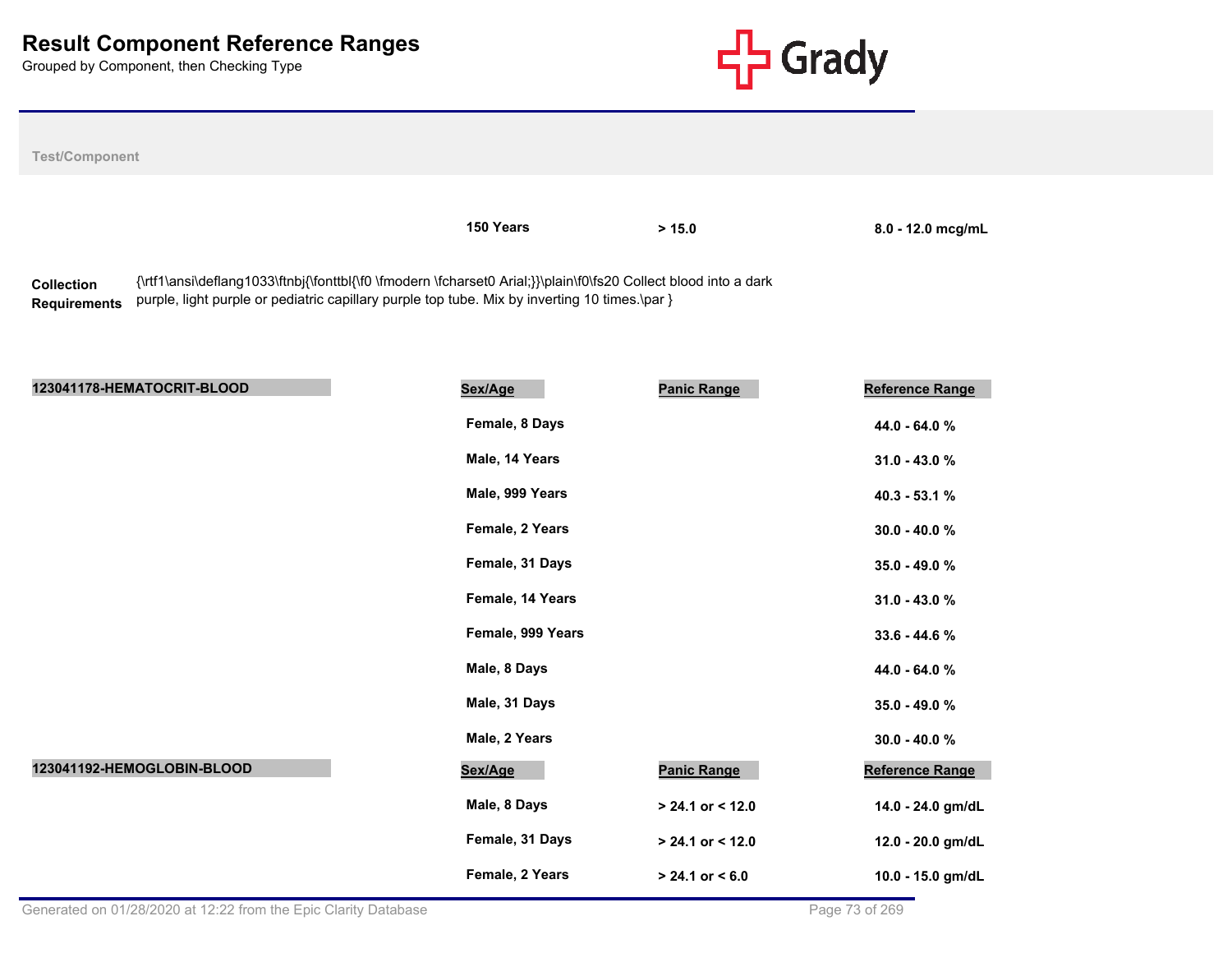# Result Component Reference Ranges

Grouped by Component, then Checking Type

Test/Component

| | Sex/Age | Panic Range | Reference Range |
|---|---|---|---|
| | 150 Years | > 15.0 | 8.0 - 12.0 mcg/mL |

**Collection Requirements** {\rtf1\ansi\deflang1033\ftnbj{\fonttbl{\f0 \fmodern \fcharset0 Arial;}}\plain\f0\fs20 Collect blood into a dark purple, light purple or pediatric capillary purple top tube. Mix by inverting 10 times.\par }

| 123041178-HEMATOCRIT-BLOOD | Sex/Age | Panic Range | Reference Range |
|---|---|---|---|
| | Female, 8 Days | | 44.0 - 64.0 % |
| | Male, 14 Years | | 31.0 - 43.0 % |
| | Male, 999 Years | | 40.3 - 53.1 % |
| | Female, 2 Years | | 30.0 - 40.0 % |
| | Female, 31 Days | | 35.0 - 49.0 % |
| | Female, 14 Years | | 31.0 - 43.0 % |
| | Female, 999 Years | | 33.6 - 44.6 % |
| | Male, 8 Days | | 44.0 - 64.0 % |
| | Male, 31 Days | | 35.0 - 49.0 % |
| | Male, 2 Years | | 30.0 - 40.0 % |

| 123041192-HEMOGLOBIN-BLOOD | Sex/Age | Panic Range | Reference Range |
|---|---|---|---|
| | Male, 8 Days | > 24.1 or < 12.0 | 14.0 - 24.0 gm/dL |
| | Female, 31 Days | > 24.1 or < 12.0 | 12.0 - 20.0 gm/dL |
| | Female, 2 Years | > 24.1 or < 6.0 | 10.0 - 15.0 gm/dL |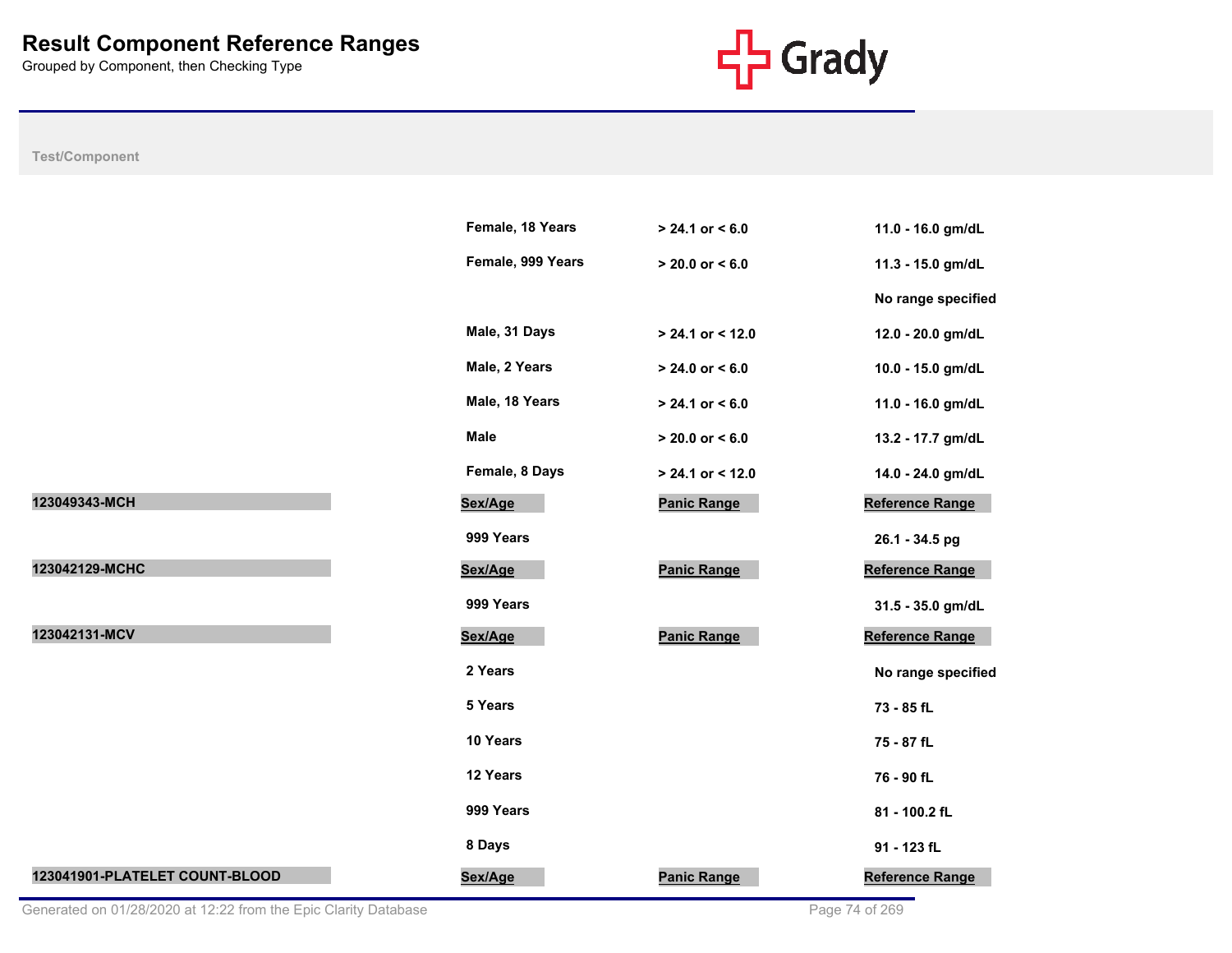# Result Component Reference Ranges

Grouped by Component, then Checking Type

| Test/Component | Sex/Age | Panic Range | Reference Range |
|---|---|---|---|
| | Female, 18 Years | > 24.1 or < 6.0 | 11.0 - 16.0 gm/dL |
| | Female, 999 Years | > 20.0 or < 6.0 | 11.3 - 15.0 gm/dL |
| | | | No range specified |
| | Male, 31 Days | > 24.1 or < 12.0 | 12.0 - 20.0 gm/dL |
| | Male, 2 Years | > 24.0 or < 6.0 | 10.0 - 15.0 gm/dL |
| | Male, 18 Years | > 24.1 or < 6.0 | 11.0 - 16.0 gm/dL |
| | Male | > 20.0 or < 6.0 | 13.2 - 17.7 gm/dL |
| | Female, 8 Days | > 24.1 or < 12.0 | 14.0 - 24.0 gm/dL |
| **123049343-MCH** | **Sex/Age** | **Panic Range** | **Reference Range** |
| | 999 Years | | 26.1 - 34.5 pg |
| **123042129-MCHC** | **Sex/Age** | **Panic Range** | **Reference Range** |
| | 999 Years | | 31.5 - 35.0 gm/dL |
| **123042131-MCV** | **Sex/Age** | **Panic Range** | **Reference Range** |
| | 2 Years | | No range specified |
| | 5 Years | | 73 - 85 fL |
| | 10 Years | | 75 - 87 fL |
| | 12 Years | | 76 - 90 fL |
| | 999 Years | | 81 - 100.2 fL |
| | 8 Days | | 91 - 123 fL |
| **123041901-PLATELET COUNT-BLOOD** | **Sex/Age** | **Panic Range** | **Reference Range** |

Generated on 01/28/2020 at 12:22 from the Epic Clarity Database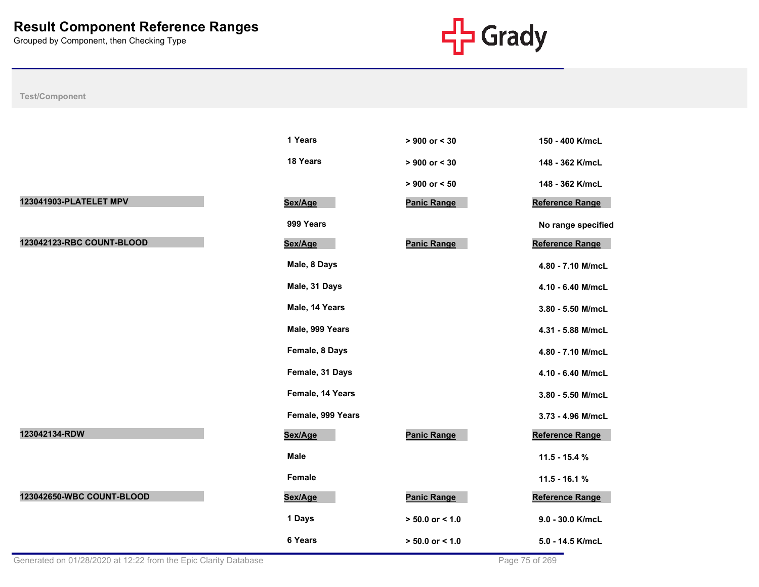# Result Component Reference Ranges

Grouped by Component, then Checking Type

| Test/Component | Sex/Age | Panic Range | Reference Range |
|---|---|---|---|
| | 1 Years | > 900 or < 30 | 150 - 400 K/mcL |
| | 18 Years | > 900 or < 30 | 148 - 362 K/mcL |
| | | > 900 or < 50 | 148 - 362 K/mcL |
| **123041903-PLATELET MPV** | **Sex/Age** | **Panic Range** | **Reference Range** |
| | 999 Years | | No range specified |
| **123042123-RBC COUNT-BLOOD** | **Sex/Age** | **Panic Range** | **Reference Range** |
| | Male, 8 Days | | 4.80 - 7.10 M/mcL |
| | Male, 31 Days | | 4.10 - 6.40 M/mcL |
| | Male, 14 Years | | 3.80 - 5.50 M/mcL |
| | Male, 999 Years | | 4.31 - 5.88 M/mcL |
| | Female, 8 Days | | 4.80 - 7.10 M/mcL |
| | Female, 31 Days | | 4.10 - 6.40 M/mcL |
| | Female, 14 Years | | 3.80 - 5.50 M/mcL |
| | Female, 999 Years | | 3.73 - 4.96 M/mcL |
| **123042134-RDW** | **Sex/Age** | **Panic Range** | **Reference Range** |
| | Male | | 11.5 - 15.4 % |
| | Female | | 11.5 - 16.1 % |
| **123042650-WBC COUNT-BLOOD** | **Sex/Age** | **Panic Range** | **Reference Range** |
| | 1 Days | > 50.0 or < 1.0 | 9.0 - 30.0 K/mcL |
| | 6 Years | > 50.0 or < 1.0 | 5.0 - 14.5 K/mcL |

Generated on 01/28/2020 at 12:22 from the Epic Clarity Database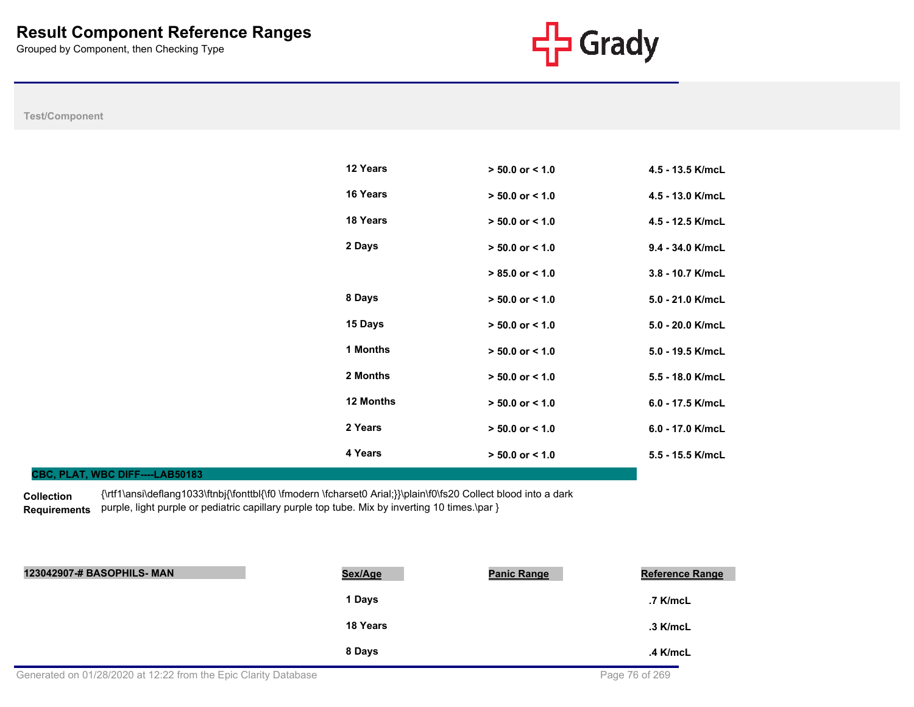# Result Component Reference Ranges

Grouped by Component, then Checking Type

Test/Component

| | Sex/Age | Panic Range | Reference Range |
|---|---|---|---|
| | 12 Years | > 50.0 or < 1.0 | 4.5 - 13.5 K/mcL |
| | 16 Years | > 50.0 or < 1.0 | 4.5 - 13.0 K/mcL |
| | 18 Years | > 50.0 or < 1.0 | 4.5 - 12.5 K/mcL |
| | 2 Days | > 50.0 or < 1.0 | 9.4 - 34.0 K/mcL |
| | | > 85.0 or < 1.0 | 3.8 - 10.7 K/mcL |
| | 8 Days | > 50.0 or < 1.0 | 5.0 - 21.0 K/mcL |
| | 15 Days | > 50.0 or < 1.0 | 5.0 - 20.0 K/mcL |
| | 1 Months | > 50.0 or < 1.0 | 5.0 - 19.5 K/mcL |
| | 2 Months | > 50.0 or < 1.0 | 5.5 - 18.0 K/mcL |
| | 12 Months | > 50.0 or < 1.0 | 6.0 - 17.5 K/mcL |
| | 2 Years | > 50.0 or < 1.0 | 6.0 - 17.0 K/mcL |
| | 4 Years | > 50.0 or < 1.0 | 5.5 - 15.5 K/mcL |

## CBC, PLAT, WBC DIFF----LAB50183

**Collection Requirements** {\rtf1\ansi\deflang1033\ftnbj{\fonttbl{\f0 \fmodern \fcharset0 Arial;}}\plain\f0\fs20 Collect blood into a dark purple, light purple or pediatric capillary purple top tube. Mix by inverting 10 times.\par }

| 123042907-# BASOPHILS- MAN | Sex/Age | Panic Range | Reference Range |
|---|---|---|---|
| | 1 Days | | .7 K/mcL |
| | 18 Years | | .3 K/mcL |
| | 8 Days | | .4 K/mcL |

Generated on 01/28/2020 at 12:22 from the Epic Clarity Database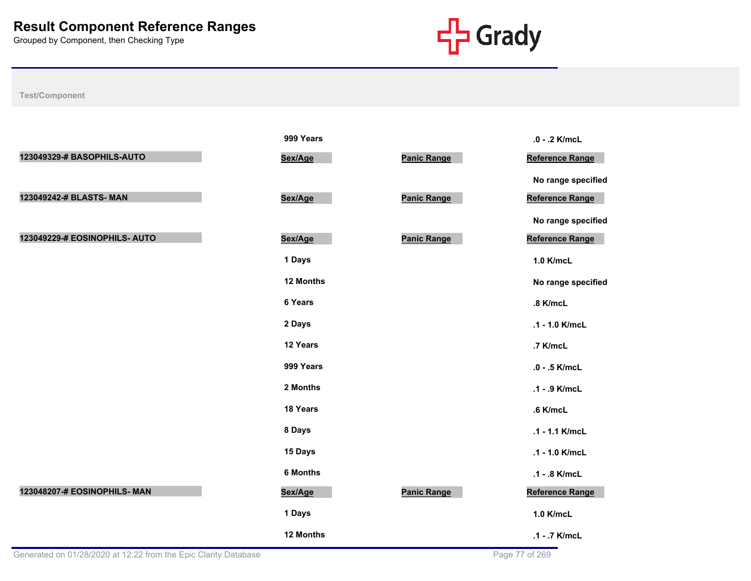# Result Component Reference Ranges

Grouped by Component, then Checking Type

| Test/Component | Sex/Age | Panic Range | Reference Range |
|---|---|---|---|
| | 999 Years | | .0 - .2 K/mcL |
| 123049329-# BASOPHILS-AUTO | Sex/Age | Panic Range | Reference Range |
| | | | No range specified |
| 123049242-# BLASTS- MAN | Sex/Age | Panic Range | Reference Range |
| | | | No range specified |
| 123049229-# EOSINOPHILS- AUTO | Sex/Age | Panic Range | Reference Range |
| | 1 Days | | 1.0 K/mcL |
| | 12 Months | | No range specified |
| | 6 Years | | .8 K/mcL |
| | 2 Days | | .1 - 1.0 K/mcL |
| | 12 Years | | .7 K/mcL |
| | 999 Years | | .0 - .5 K/mcL |
| | 2 Months | | .1 - .9 K/mcL |
| | 18 Years | | .6 K/mcL |
| | 8 Days | | .1 - 1.1 K/mcL |
| | 15 Days | | .1 - 1.0 K/mcL |
| | 6 Months | | .1 - .8 K/mcL |
| 123048207-# EOSINOPHILS- MAN | Sex/Age | Panic Range | Reference Range |
| | 1 Days | | 1.0 K/mcL |
| | 12 Months | | .1 - .7 K/mcL |

Generated on 01/28/2020 at 12:22 from the Epic Clarity Database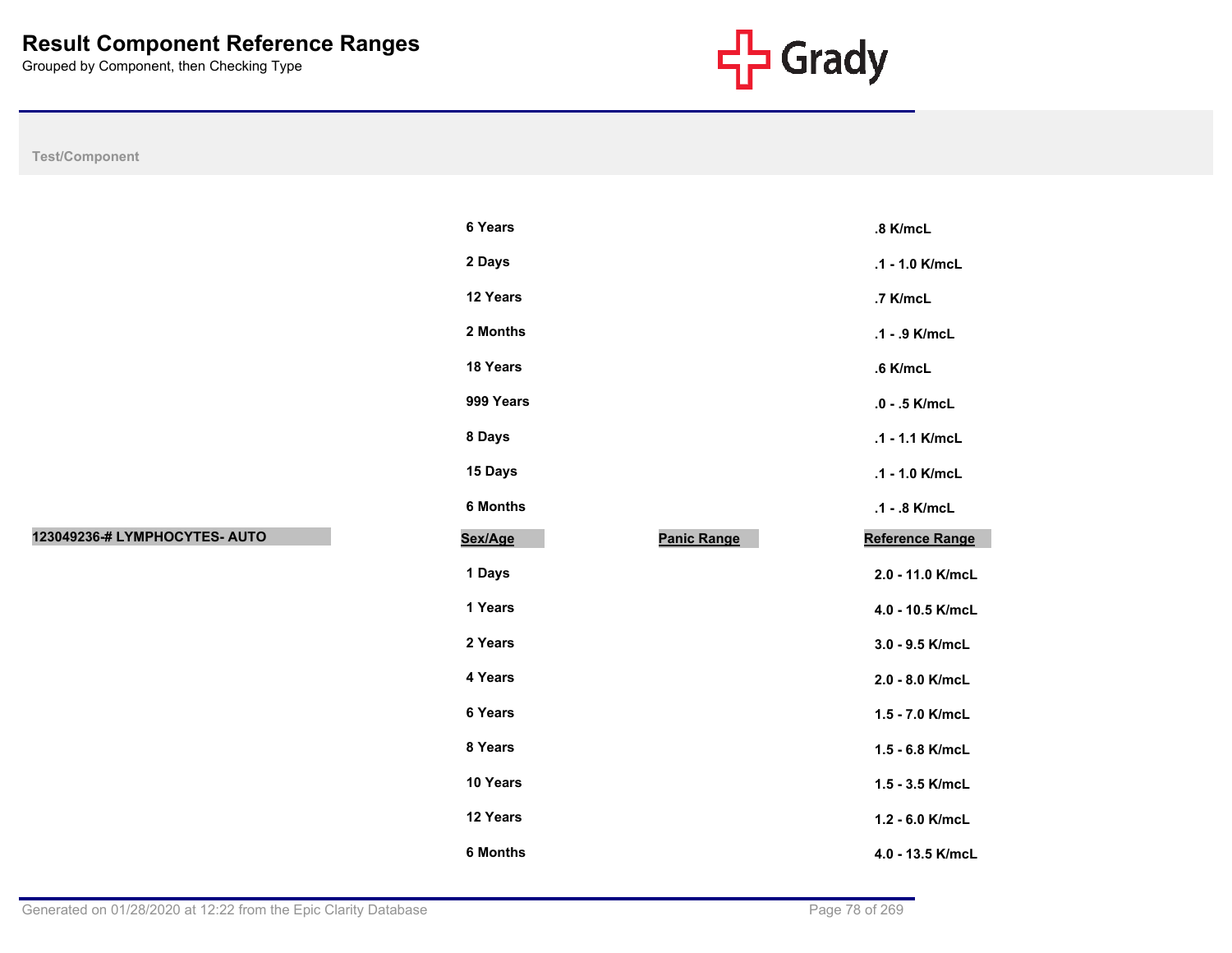# Result Component Reference Ranges

Grouped by Component, then Checking Type

| Test/Component | Sex/Age | Panic Range | Reference Range |
|---|---|---|---|
| | 6 Years | | .8 K/mcL |
| | 2 Days | | .1 - 1.0 K/mcL |
| | 12 Years | | .7 K/mcL |
| | 2 Months | | .1 - .9 K/mcL |
| | 18 Years | | .6 K/mcL |
| | 999 Years | | .0 - .5 K/mcL |
| | 8 Days | | .1 - 1.1 K/mcL |
| | 15 Days | | .1 - 1.0 K/mcL |
| | 6 Months | | .1 - .8 K/mcL |

| 123049236-# LYMPHOCYTES- AUTO | Sex/Age | Panic Range | Reference Range |
|---|---|---|---|
| | 1 Days | | 2.0 - 11.0 K/mcL |
| | 1 Years | | 4.0 - 10.5 K/mcL |
| | 2 Years | | 3.0 - 9.5 K/mcL |
| | 4 Years | | 2.0 - 8.0 K/mcL |
| | 6 Years | | 1.5 - 7.0 K/mcL |
| | 8 Years | | 1.5 - 6.8 K/mcL |
| | 10 Years | | 1.5 - 3.5 K/mcL |
| | 12 Years | | 1.2 - 6.0 K/mcL |
| | 6 Months | | 4.0 - 13.5 K/mcL |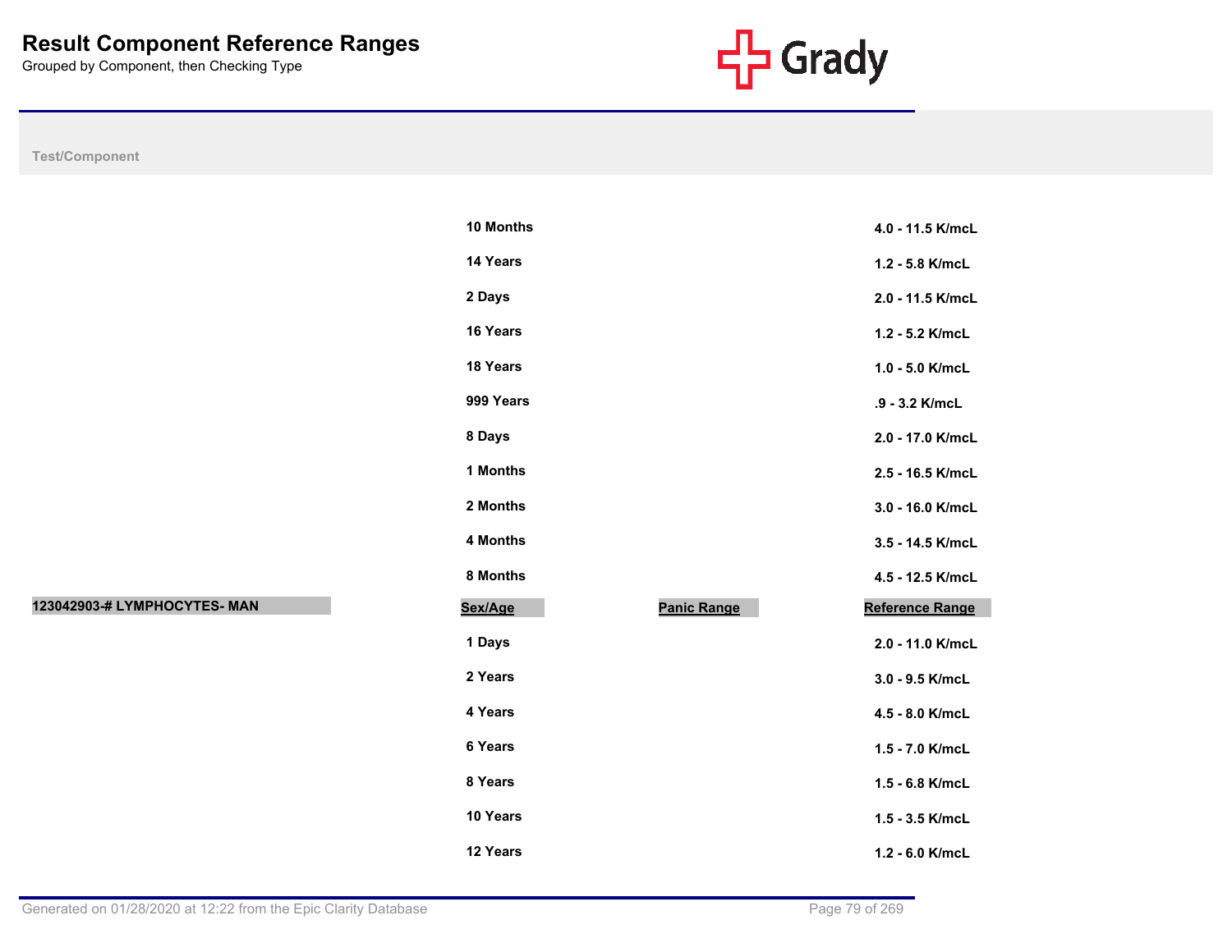# Result Component Reference Ranges

Grouped by Component, then Checking Type

| Test/Component | Sex/Age | Panic Range | Reference Range |
|---|---|---|---|
| | 10 Months | | 4.0 - 11.5 K/mcL |
| | 14 Years | | 1.2 - 5.8 K/mcL |
| | 2 Days | | 2.0 - 11.5 K/mcL |
| | 16 Years | | 1.2 - 5.2 K/mcL |
| | 18 Years | | 1.0 - 5.0 K/mcL |
| | 999 Years | | .9 - 3.2 K/mcL |
| | 8 Days | | 2.0 - 17.0 K/mcL |
| | 1 Months | | 2.5 - 16.5 K/mcL |
| | 2 Months | | 3.0 - 16.0 K/mcL |
| | 4 Months | | 3.5 - 14.5 K/mcL |
| | 8 Months | | 4.5 - 12.5 K/mcL |

| Test/Component | Sex/Age | Panic Range | Reference Range |
|---|---|---|---|
| **123042903-# LYMPHOCYTES- MAN** | | | |
| | 1 Days | | 2.0 - 11.0 K/mcL |
| | 2 Years | | 3.0 - 9.5 K/mcL |
| | 4 Years | | 4.5 - 8.0 K/mcL |
| | 6 Years | | 1.5 - 7.0 K/mcL |
| | 8 Years | | 1.5 - 6.8 K/mcL |
| | 10 Years | | 1.5 - 3.5 K/mcL |
| | 12 Years | | 1.2 - 6.0 K/mcL |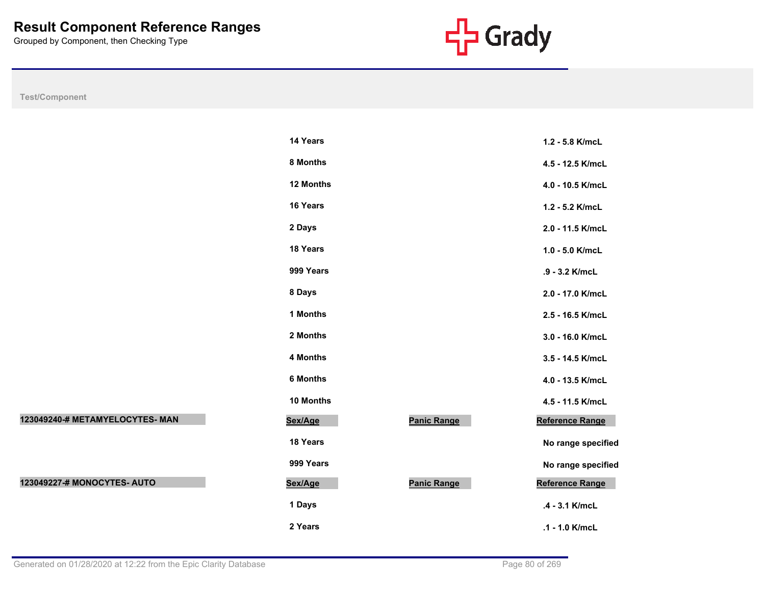# Result Component Reference Ranges

Grouped by Component, then Checking Type

| Test/Component | Sex/Age | Panic Range | Reference Range |
|---|---|---|---|
| | 14 Years | | 1.2 - 5.8 K/mcL |
| | 8 Months | | 4.5 - 12.5 K/mcL |
| | 12 Months | | 4.0 - 10.5 K/mcL |
| | 16 Years | | 1.2 - 5.2 K/mcL |
| | 2 Days | | 2.0 - 11.5 K/mcL |
| | 18 Years | | 1.0 - 5.0 K/mcL |
| | 999 Years | | .9 - 3.2 K/mcL |
| | 8 Days | | 2.0 - 17.0 K/mcL |
| | 1 Months | | 2.5 - 16.5 K/mcL |
| | 2 Months | | 3.0 - 16.0 K/mcL |
| | 4 Months | | 3.5 - 14.5 K/mcL |
| | 6 Months | | 4.0 - 13.5 K/mcL |
| | 10 Months | | 4.5 - 11.5 K/mcL |
| **123049240-# METAMYELOCYTES- MAN** | **Sex/Age** | **Panic Range** | **Reference Range** |
| | 18 Years | | No range specified |
| | 999 Years | | No range specified |
| **123049227-# MONOCYTES- AUTO** | **Sex/Age** | **Panic Range** | **Reference Range** |
| | 1 Days | | .4 - 3.1 K/mcL |
| | 2 Years | | .1 - 1.0 K/mcL |

Generated on 01/28/2020 at 12:22 from the Epic Clarity Database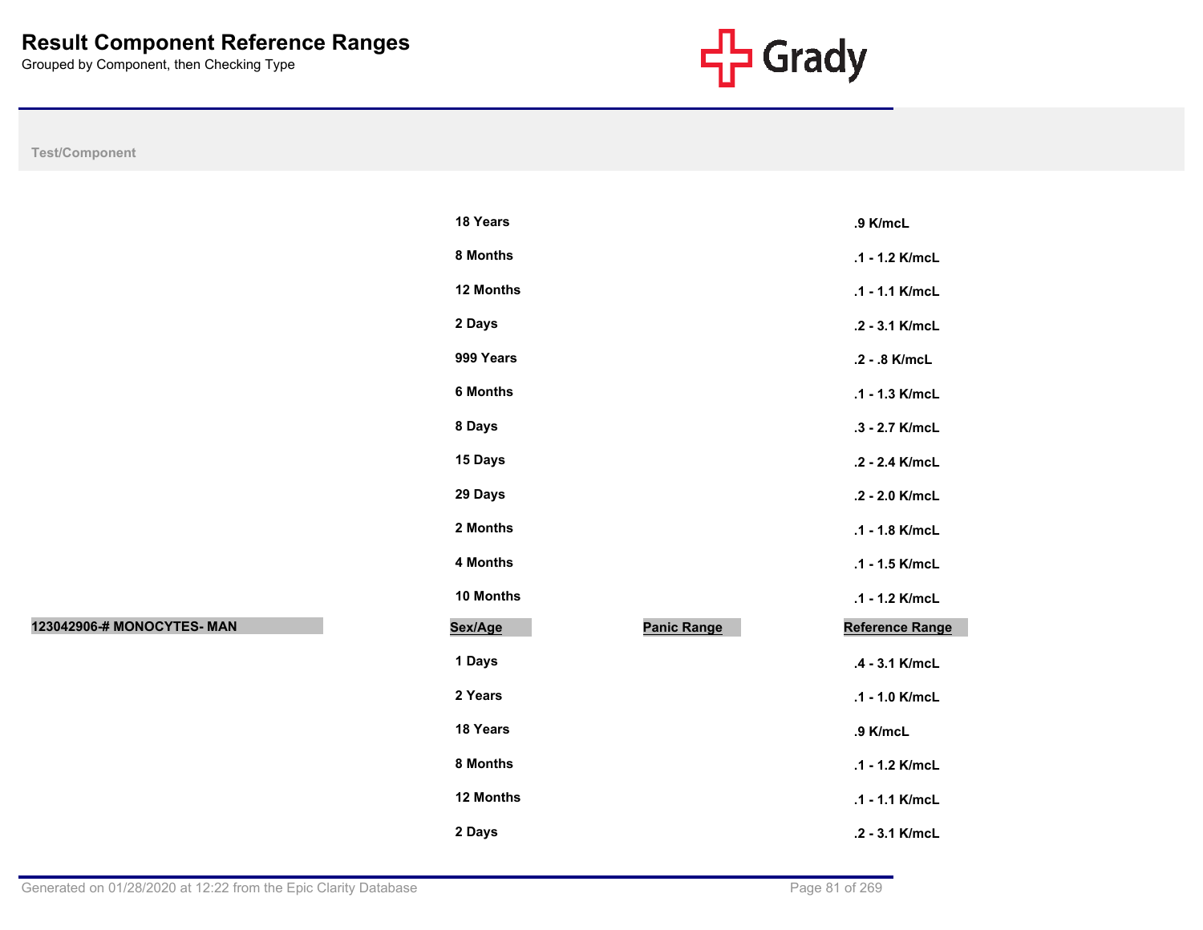# Result Component Reference Ranges

Grouped by Component, then Checking Type

Test/Component

| | Sex/Age | Panic Range | Reference Range |
|---|---|---|---|
| | 18 Years | | .9 K/mcL |
| | 8 Months | | .1 - 1.2 K/mcL |
| | 12 Months | | .1 - 1.1 K/mcL |
| | 2 Days | | .2 - 3.1 K/mcL |
| | 999 Years | | .2 - .8 K/mcL |
| | 6 Months | | .1 - 1.3 K/mcL |
| | 8 Days | | .3 - 2.7 K/mcL |
| | 15 Days | | .2 - 2.4 K/mcL |
| | 29 Days | | .2 - 2.0 K/mcL |
| | 2 Months | | .1 - 1.8 K/mcL |
| | 4 Months | | .1 - 1.5 K/mcL |
| | 10 Months | | .1 - 1.2 K/mcL |

| 123042906-# MONOCYTES- MAN | Sex/Age | Panic Range | Reference Range |
|---|---|---|---|
| | 1 Days | | .4 - 3.1 K/mcL |
| | 2 Years | | .1 - 1.0 K/mcL |
| | 18 Years | | .9 K/mcL |
| | 8 Months | | .1 - 1.2 K/mcL |
| | 12 Months | | .1 - 1.1 K/mcL |
| | 2 Days | | .2 - 3.1 K/mcL |

Generated on 01/28/2020 at 12:22 from the Epic Clarity Database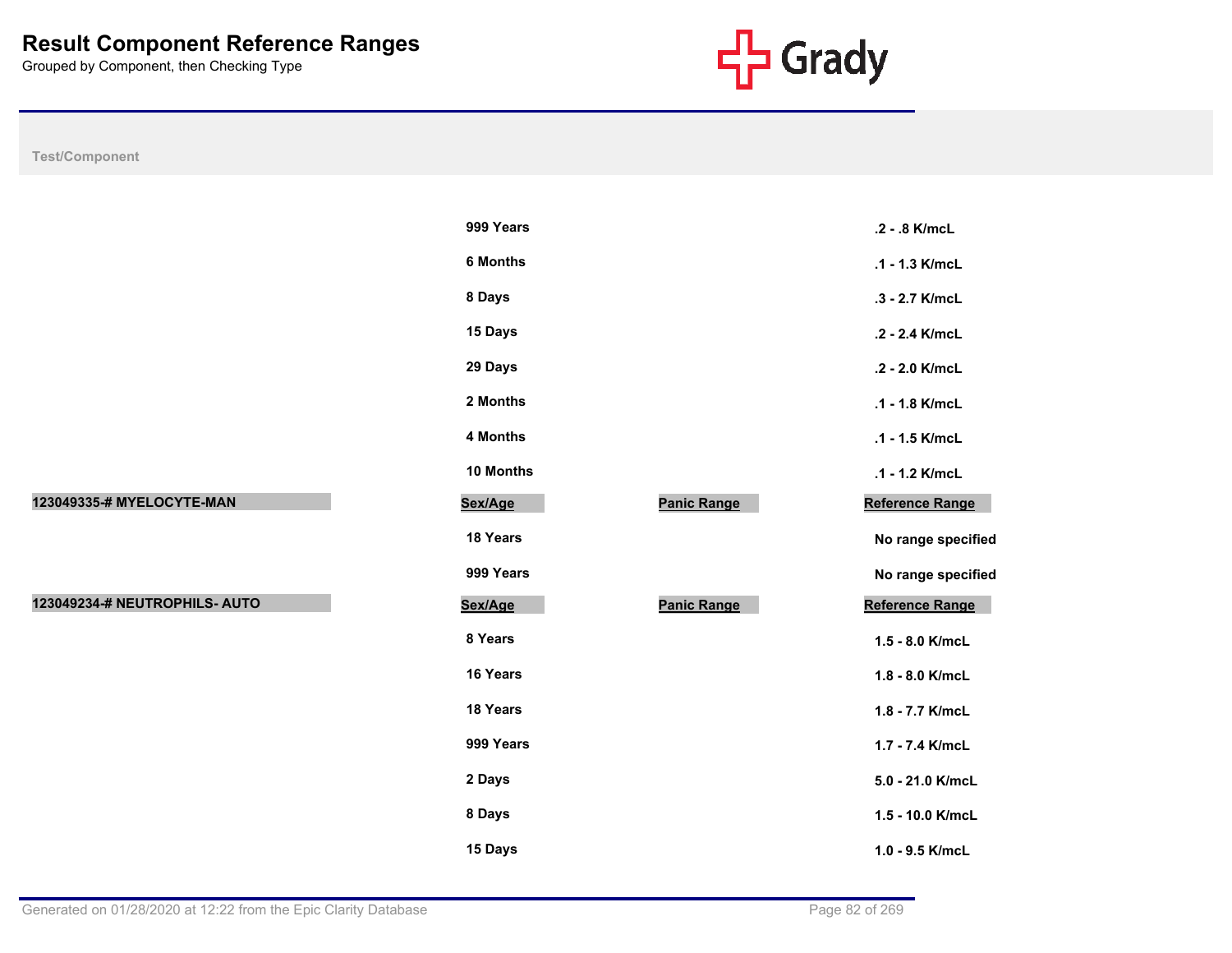# Result Component Reference Ranges

Grouped by Component, then Checking Type

| Test/Component | Sex/Age | Panic Range | Reference Range |
|---|---|---|---|
| | 999 Years | | .2 - .8 K/mcL |
| | 6 Months | | .1 - 1.3 K/mcL |
| | 8 Days | | .3 - 2.7 K/mcL |
| | 15 Days | | .2 - 2.4 K/mcL |
| | 29 Days | | .2 - 2.0 K/mcL |
| | 2 Months | | .1 - 1.8 K/mcL |
| | 4 Months | | .1 - 1.5 K/mcL |
| | 10 Months | | .1 - 1.2 K/mcL |
| **123049335-# MYELOCYTE-MAN** | **Sex/Age** | **Panic Range** | **Reference Range** |
| | 18 Years | | No range specified |
| | 999 Years | | No range specified |
| **123049234-# NEUTROPHILS- AUTO** | **Sex/Age** | **Panic Range** | **Reference Range** |
| | 8 Years | | 1.5 - 8.0 K/mcL |
| | 16 Years | | 1.8 - 8.0 K/mcL |
| | 18 Years | | 1.8 - 7.7 K/mcL |
| | 999 Years | | 1.7 - 7.4 K/mcL |
| | 2 Days | | 5.0 - 21.0 K/mcL |
| | 8 Days | | 1.5 - 10.0 K/mcL |
| | 15 Days | | 1.0 - 9.5 K/mcL |

Generated on 01/28/2020 at 12:22 from the Epic Clarity Database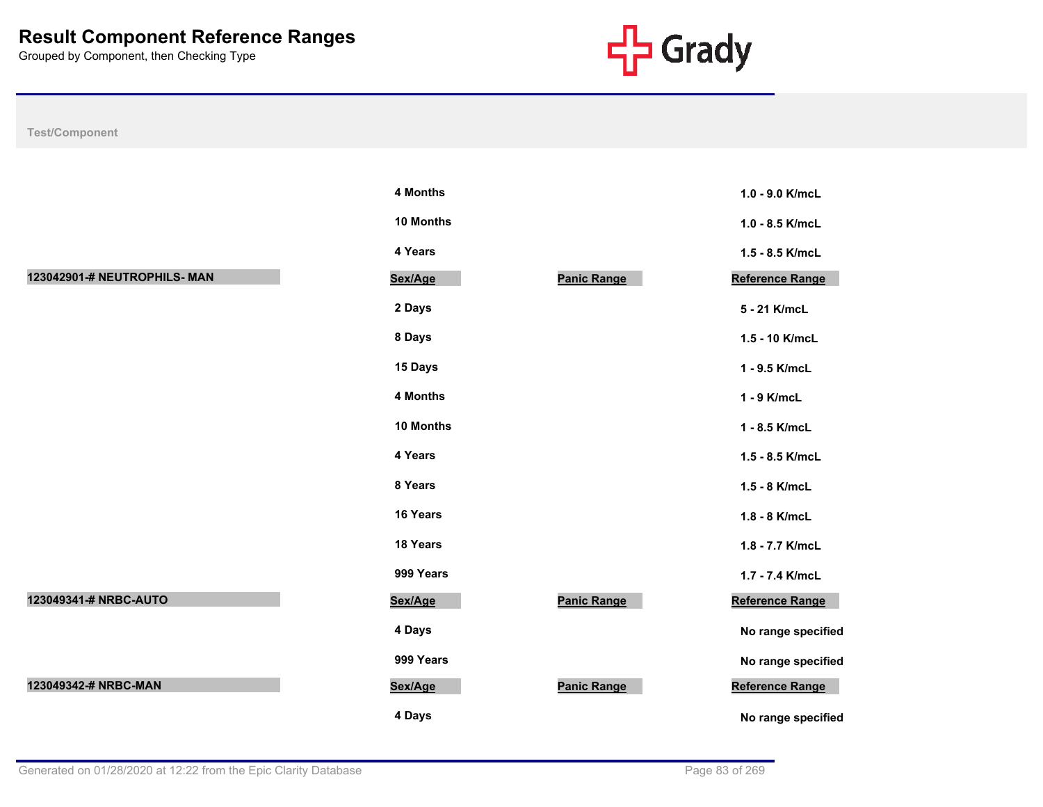# Result Component Reference Ranges

Grouped by Component, then Checking Type

| Test/Component | Sex/Age | Panic Range | Reference Range |
|---|---|---|---|
| | 4 Months | | 1.0 - 9.0 K/mcL |
| | 10 Months | | 1.0 - 8.5 K/mcL |
| | 4 Years | | 1.5 - 8.5 K/mcL |
| **123042901-# NEUTROPHILS- MAN** | **Sex/Age** | **Panic Range** | **Reference Range** |
| | 2 Days | | 5 - 21 K/mcL |
| | 8 Days | | 1.5 - 10 K/mcL |
| | 15 Days | | 1 - 9.5 K/mcL |
| | 4 Months | | 1 - 9 K/mcL |
| | 10 Months | | 1 - 8.5 K/mcL |
| | 4 Years | | 1.5 - 8.5 K/mcL |
| | 8 Years | | 1.5 - 8 K/mcL |
| | 16 Years | | 1.8 - 8 K/mcL |
| | 18 Years | | 1.8 - 7.7 K/mcL |
| | 999 Years | | 1.7 - 7.4 K/mcL |
| **123049341-# NRBC-AUTO** | **Sex/Age** | **Panic Range** | **Reference Range** |
| | 4 Days | | No range specified |
| | 999 Years | | No range specified |
| **123049342-# NRBC-MAN** | **Sex/Age** | **Panic Range** | **Reference Range** |
| | 4 Days | | No range specified |

Generated on 01/28/2020 at 12:22 from the Epic Clarity Database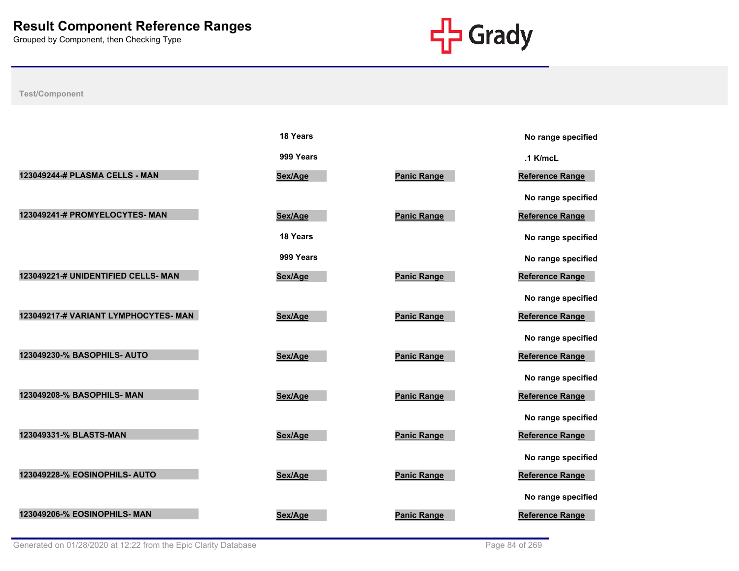# Result Component Reference Ranges

Grouped by Component, then Checking Type

**Test/Component**

| Test/Component | Sex/Age | Panic Range | Reference Range |
|---|---|---|---|
| | 18 Years | | No range specified |
| | 999 Years | | .1 K/mcL |
| **123049244-# PLASMA CELLS - MAN** | **Sex/Age** | **Panic Range** | **Reference Range** |
| | | | No range specified |
| **123049241-# PROMYELOCYTES- MAN** | **Sex/Age** | **Panic Range** | **Reference Range** |
| | 18 Years | | No range specified |
| | 999 Years | | No range specified |
| **123049221-# UNIDENTIFIED CELLS- MAN** | **Sex/Age** | **Panic Range** | **Reference Range** |
| | | | No range specified |
| **123049217-# VARIANT LYMPHOCYTES- MAN** | **Sex/Age** | **Panic Range** | **Reference Range** |
| | | | No range specified |
| **123049230-% BASOPHILS- AUTO** | **Sex/Age** | **Panic Range** | **Reference Range** |
| | | | No range specified |
| **123049208-% BASOPHILS- MAN** | **Sex/Age** | **Panic Range** | **Reference Range** |
| | | | No range specified |
| **123049331-% BLASTS-MAN** | **Sex/Age** | **Panic Range** | **Reference Range** |
| | | | No range specified |
| **123049228-% EOSINOPHILS- AUTO** | **Sex/Age** | **Panic Range** | **Reference Range** |
| | | | No range specified |
| **123049206-% EOSINOPHILS- MAN** | **Sex/Age** | **Panic Range** | **Reference Range** |

Generated on 01/28/2020 at 12:22 from the Epic Clarity Database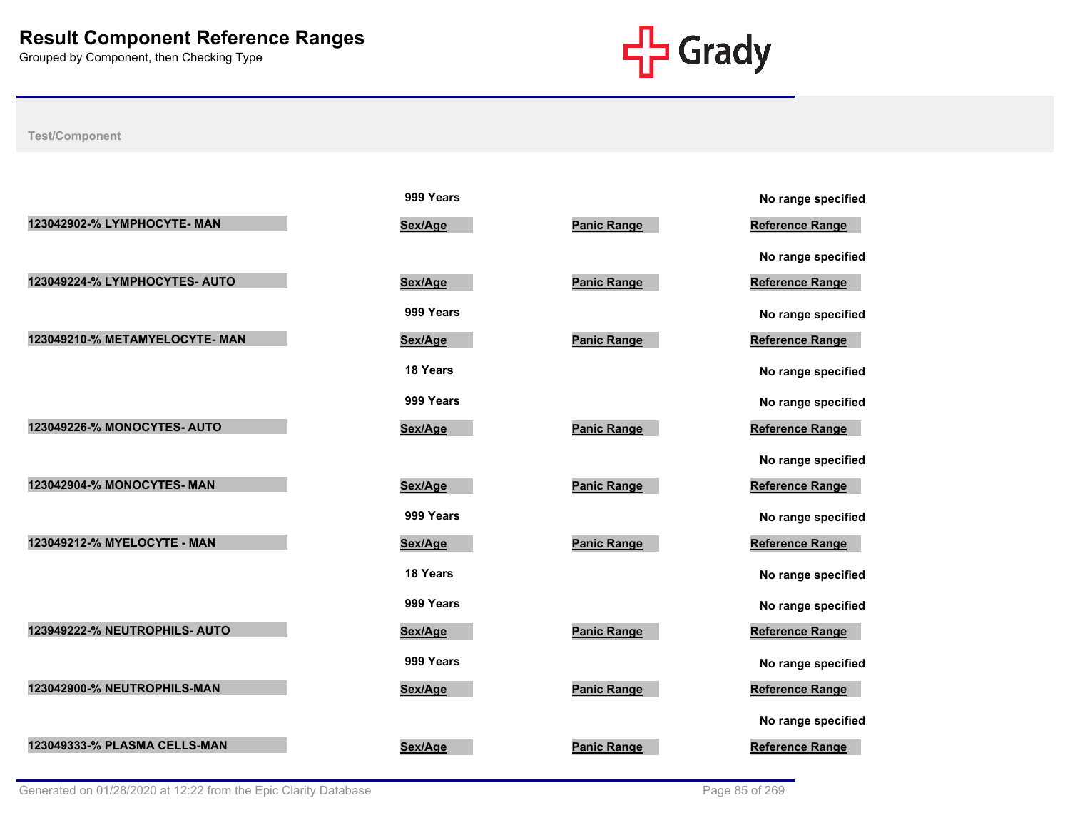# Result Component Reference Ranges

Grouped by Component, then Checking Type

**Test/Component**

| Test/Component | Sex/Age | Panic Range | Reference Range |
|---|---|---|---|
| | 999 Years | | No range specified |
| **123042902-% LYMPHOCYTE- MAN** | **Sex/Age** | **Panic Range** | **Reference Range** |
| | | | No range specified |
| **123049224-% LYMPHOCYTES- AUTO** | **Sex/Age** | **Panic Range** | **Reference Range** |
| | 999 Years | | No range specified |
| **123049210-% METAMYELOCYTE- MAN** | **Sex/Age** | **Panic Range** | **Reference Range** |
| | 18 Years | | No range specified |
| | 999 Years | | No range specified |
| **123049226-% MONOCYTES- AUTO** | **Sex/Age** | **Panic Range** | **Reference Range** |
| | | | No range specified |
| **123042904-% MONOCYTES- MAN** | **Sex/Age** | **Panic Range** | **Reference Range** |
| | 999 Years | | No range specified |
| **123049212-% MYELOCYTE - MAN** | **Sex/Age** | **Panic Range** | **Reference Range** |
| | 18 Years | | No range specified |
| | 999 Years | | No range specified |
| **123949222-% NEUTROPHILS- AUTO** | **Sex/Age** | **Panic Range** | **Reference Range** |
| | 999 Years | | No range specified |
| **123042900-% NEUTROPHILS-MAN** | **Sex/Age** | **Panic Range** | **Reference Range** |
| | | | No range specified |
| **123049333-% PLASMA CELLS-MAN** | **Sex/Age** | **Panic Range** | **Reference Range** |

Generated on 01/28/2020 at 12:22 from the Epic Clarity Database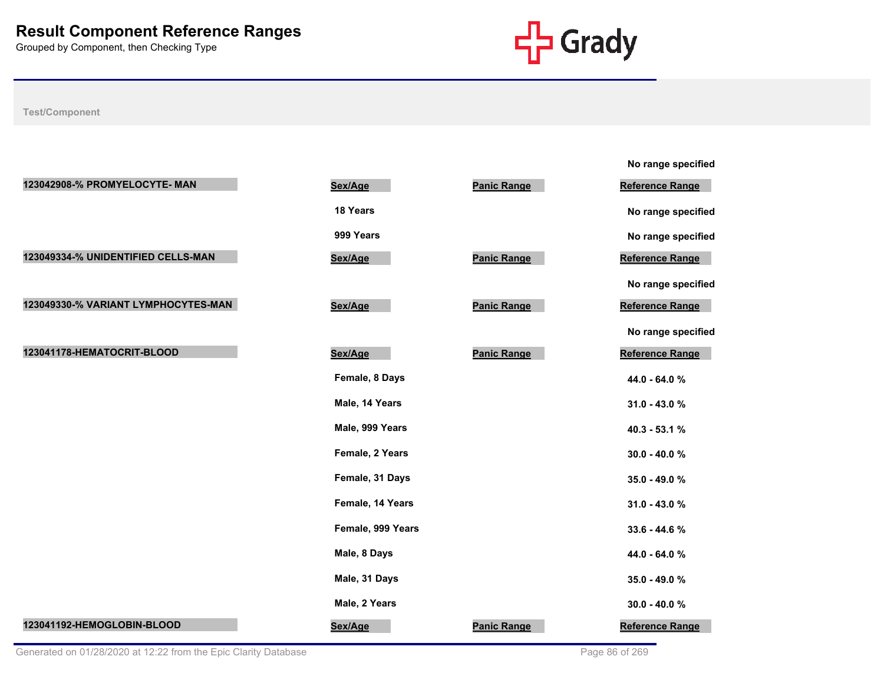# Result Component Reference Ranges

Grouped by Component, then Checking Type

Test/Component

No range specified

| 123042908-% PROMYELOCYTE- MAN | Sex/Age | Panic Range | Reference Range |
|---|---|---|---|
| | 18 Years | | No range specified |
| | 999 Years | | No range specified |

| 123049334-% UNIDENTIFIED CELLS-MAN | Sex/Age | Panic Range | Reference Range |
|---|---|---|---|
| | | | No range specified |

| 123049330-% VARIANT LYMPHOCYTES-MAN | Sex/Age | Panic Range | Reference Range |
|---|---|---|---|
| | | | No range specified |

| 123041178-HEMATOCRIT-BLOOD | Sex/Age | Panic Range | Reference Range |
|---|---|---|---|
| | Female, 8 Days | | 44.0 - 64.0 % |
| | Male, 14 Years | | 31.0 - 43.0 % |
| | Male, 999 Years | | 40.3 - 53.1 % |
| | Female, 2 Years | | 30.0 - 40.0 % |
| | Female, 31 Days | | 35.0 - 49.0 % |
| | Female, 14 Years | | 31.0 - 43.0 % |
| | Female, 999 Years | | 33.6 - 44.6 % |
| | Male, 8 Days | | 44.0 - 64.0 % |
| | Male, 31 Days | | 35.0 - 49.0 % |
| | Male, 2 Years | | 30.0 - 40.0 % |

| 123041192-HEMOGLOBIN-BLOOD | Sex/Age | Panic Range | Reference Range |
|---|---|---|---|

Generated on 01/28/2020 at 12:22 from the Epic Clarity Database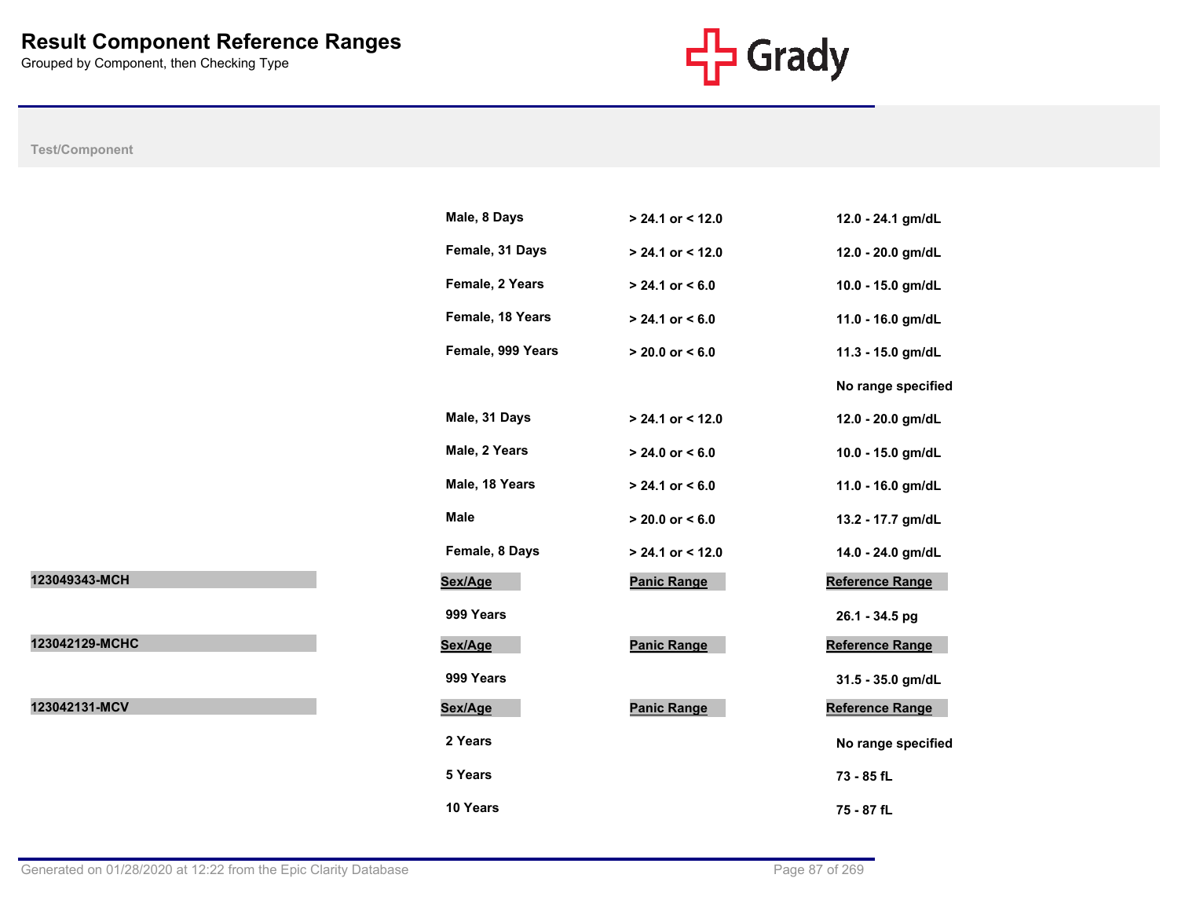# Result Component Reference Ranges

Grouped by Component, then Checking Type

| Test/Component | Sex/Age | Panic Range | Reference Range |
|---|---|---|---|
| | Male, 8 Days | > 24.1 or < 12.0 | 12.0 - 24.1 gm/dL |
| | Female, 31 Days | > 24.1 or < 12.0 | 12.0 - 20.0 gm/dL |
| | Female, 2 Years | > 24.1 or < 6.0 | 10.0 - 15.0 gm/dL |
| | Female, 18 Years | > 24.1 or < 6.0 | 11.0 - 16.0 gm/dL |
| | Female, 999 Years | > 20.0 or < 6.0 | 11.3 - 15.0 gm/dL |
| | | | No range specified |
| | Male, 31 Days | > 24.1 or < 12.0 | 12.0 - 20.0 gm/dL |
| | Male, 2 Years | > 24.0 or < 6.0 | 10.0 - 15.0 gm/dL |
| | Male, 18 Years | > 24.1 or < 6.0 | 11.0 - 16.0 gm/dL |
| | Male | > 20.0 or < 6.0 | 13.2 - 17.7 gm/dL |
| | Female, 8 Days | > 24.1 or < 12.0 | 14.0 - 24.0 gm/dL |

| 123049343-MCH | Sex/Age | Panic Range | Reference Range |
|---|---|---|---|
| | 999 Years | | 26.1 - 34.5 pg |

| 123042129-MCHC | Sex/Age | Panic Range | Reference Range |
|---|---|---|---|
| | 999 Years | | 31.5 - 35.0 gm/dL |

| 123042131-MCV | Sex/Age | Panic Range | Reference Range |
|---|---|---|---|
| | 2 Years | | No range specified |
| | 5 Years | | 73 - 85 fL |
| | 10 Years | | 75 - 87 fL |

Generated on 01/28/2020 at 12:22 from the Epic Clarity Database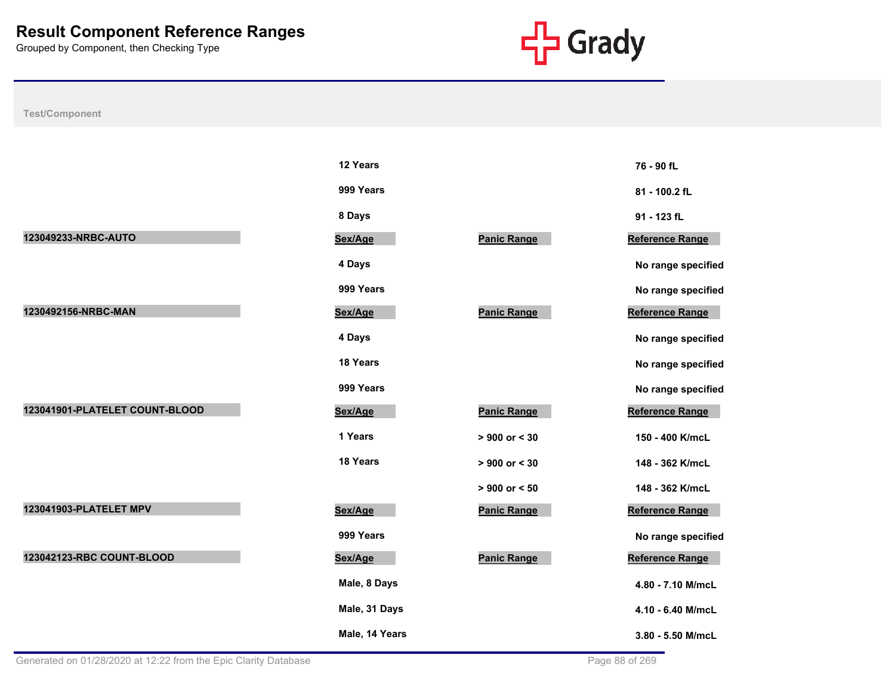# Result Component Reference Ranges

Grouped by Component, then Checking Type

| Test/Component | Sex/Age | Panic Range | Reference Range |
|---|---|---|---|
| | 12 Years | | 76 - 90 fL |
| | 999 Years | | 81 - 100.2 fL |
| | 8 Days | | 91 - 123 fL |
| **123049233-NRBC-AUTO** | **Sex/Age** | **Panic Range** | **Reference Range** |
| | 4 Days | | No range specified |
| | 999 Years | | No range specified |
| **1230492156-NRBC-MAN** | **Sex/Age** | **Panic Range** | **Reference Range** |
| | 4 Days | | No range specified |
| | 18 Years | | No range specified |
| | 999 Years | | No range specified |
| **123041901-PLATELET COUNT-BLOOD** | **Sex/Age** | **Panic Range** | **Reference Range** |
| | 1 Years | > 900 or < 30 | 150 - 400 K/mcL |
| | 18 Years | > 900 or < 30 | 148 - 362 K/mcL |
| | | > 900 or < 50 | 148 - 362 K/mcL |
| **123041903-PLATELET MPV** | **Sex/Age** | **Panic Range** | **Reference Range** |
| | 999 Years | | No range specified |
| **123042123-RBC COUNT-BLOOD** | **Sex/Age** | **Panic Range** | **Reference Range** |
| | Male, 8 Days | | 4.80 - 7.10 M/mcL |
| | Male, 31 Days | | 4.10 - 6.40 M/mcL |
| | Male, 14 Years | | 3.80 - 5.50 M/mcL |

Generated on 01/28/2020 at 12:22 from the Epic Clarity Database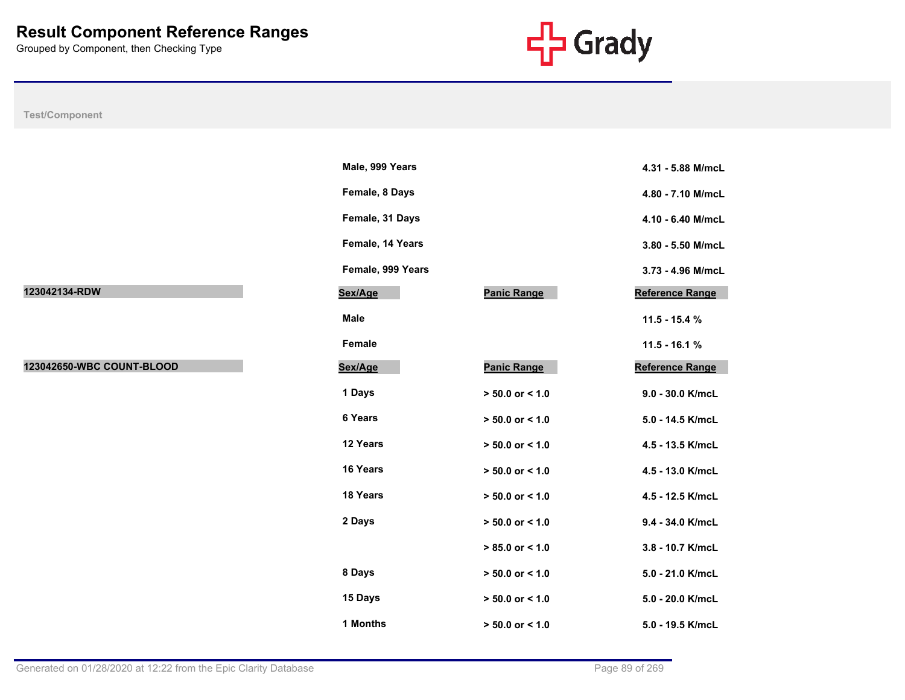# Result Component Reference Ranges

Grouped by Component, then Checking Type

| Test/Component | Sex/Age | Panic Range | Reference Range |
|---|---|---|---|
| | Male, 999 Years | | 4.31 - 5.88 M/mcL |
| | Female, 8 Days | | 4.80 - 7.10 M/mcL |
| | Female, 31 Days | | 4.10 - 6.40 M/mcL |
| | Female, 14 Years | | 3.80 - 5.50 M/mcL |
| | Female, 999 Years | | 3.73 - 4.96 M/mcL |
| **123042134-RDW** | **Sex/Age** | **Panic Range** | **Reference Range** |
| | Male | | 11.5 - 15.4 % |
| | Female | | 11.5 - 16.1 % |
| **123042650-WBC COUNT-BLOOD** | **Sex/Age** | **Panic Range** | **Reference Range** |
| | 1 Days | > 50.0 or < 1.0 | 9.0 - 30.0 K/mcL |
| | 6 Years | > 50.0 or < 1.0 | 5.0 - 14.5 K/mcL |
| | 12 Years | > 50.0 or < 1.0 | 4.5 - 13.5 K/mcL |
| | 16 Years | > 50.0 or < 1.0 | 4.5 - 13.0 K/mcL |
| | 18 Years | > 50.0 or < 1.0 | 4.5 - 12.5 K/mcL |
| | 2 Days | > 50.0 or < 1.0 | 9.4 - 34.0 K/mcL |
| | | > 85.0 or < 1.0 | 3.8 - 10.7 K/mcL |
| | 8 Days | > 50.0 or < 1.0 | 5.0 - 21.0 K/mcL |
| | 15 Days | > 50.0 or < 1.0 | 5.0 - 20.0 K/mcL |
| | 1 Months | > 50.0 or < 1.0 | 5.0 - 19.5 K/mcL |

Generated on 01/28/2020 at 12:22 from the Epic Clarity Database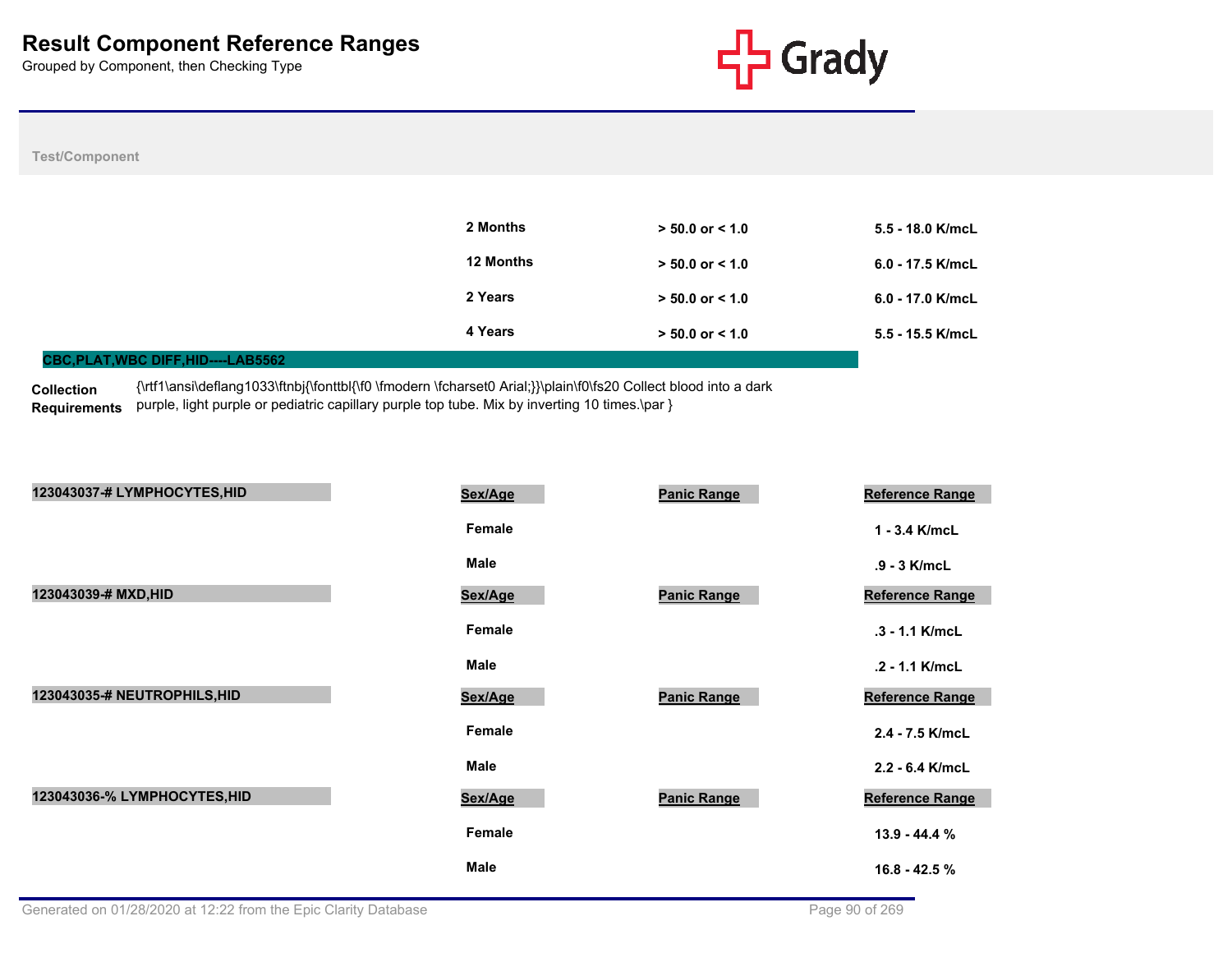# Result Component Reference Ranges

Grouped by Component, then Checking Type

Test/Component

| | Sex/Age | Panic Range | Reference Range |
|---|---|---|---|
| | 2 Months | > 50.0 or < 1.0 | 5.5 - 18.0 K/mcL |
| | 12 Months | > 50.0 or < 1.0 | 6.0 - 17.5 K/mcL |
| | 2 Years | > 50.0 or < 1.0 | 6.0 - 17.0 K/mcL |
| | 4 Years | > 50.0 or < 1.0 | 5.5 - 15.5 K/mcL |

## CBC,PLAT,WBC DIFF,HID----LAB5562

**Collection Requirements** {\rtf1\ansi\deflang1033\ftnbj{\fonttbl{\f0 \fmodern \fcharset0 Arial;}}\plain\f0\fs20 Collect blood into a dark purple, light purple or pediatric capillary purple top tube. Mix by inverting 10 times.\par }

| 123043037-# LYMPHOCYTES,HID | Sex/Age | Panic Range | Reference Range |
|---|---|---|---|
| | Female | | 1 - 3.4 K/mcL |
| | Male | | .9 - 3 K/mcL |

| 123043039-# MXD,HID | Sex/Age | Panic Range | Reference Range |
|---|---|---|---|
| | Female | | .3 - 1.1 K/mcL |
| | Male | | .2 - 1.1 K/mcL |

| 123043035-# NEUTROPHILS,HID | Sex/Age | Panic Range | Reference Range |
|---|---|---|---|
| | Female | | 2.4 - 7.5 K/mcL |
| | Male | | 2.2 - 6.4 K/mcL |

| 123043036-% LYMPHOCYTES,HID | Sex/Age | Panic Range | Reference Range |
|---|---|---|---|
| | Female | | 13.9 - 44.4 % |
| | Male | | 16.8 - 42.5 % |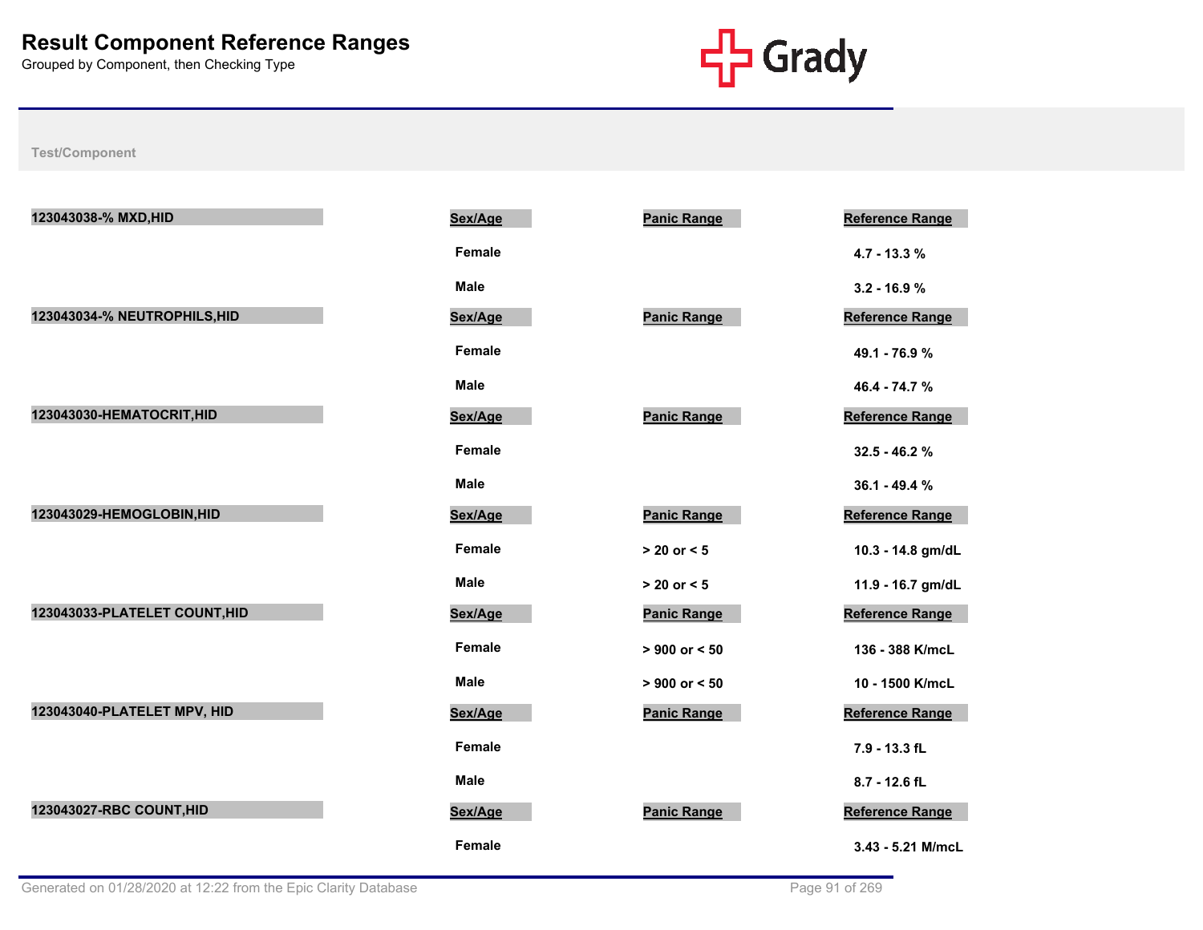# Result Component Reference Ranges

Grouped by Component, then Checking Type

| Test/Component | Sex/Age | Panic Range | Reference Range |
|---|---|---|---|
| 123043038-% MXD,HID | | | |
| | Female | | 4.7 - 13.3 % |
| | Male | | 3.2 - 16.9 % |
| 123043034-% NEUTROPHILS,HID | | | |
| | Female | | 49.1 - 76.9 % |
| | Male | | 46.4 - 74.7 % |
| 123043030-HEMATOCRIT,HID | | | |
| | Female | | 32.5 - 46.2 % |
| | Male | | 36.1 - 49.4 % |
| 123043029-HEMOGLOBIN,HID | | | |
| | Female | > 20 or < 5 | 10.3 - 14.8 gm/dL |
| | Male | > 20 or < 5 | 11.9 - 16.7 gm/dL |
| 123043033-PLATELET COUNT,HID | | | |
| | Female | > 900 or < 50 | 136 - 388 K/mcL |
| | Male | > 900 or < 50 | 10 - 1500 K/mcL |
| 123043040-PLATELET MPV, HID | | | |
| | Female | | 7.9 - 13.3 fL |
| | Male | | 8.7 - 12.6 fL |
| 123043027-RBC COUNT,HID | | | |
| | Female | | 3.43 - 5.21 M/mcL |

Generated on 01/28/2020 at 12:22 from the Epic Clarity Database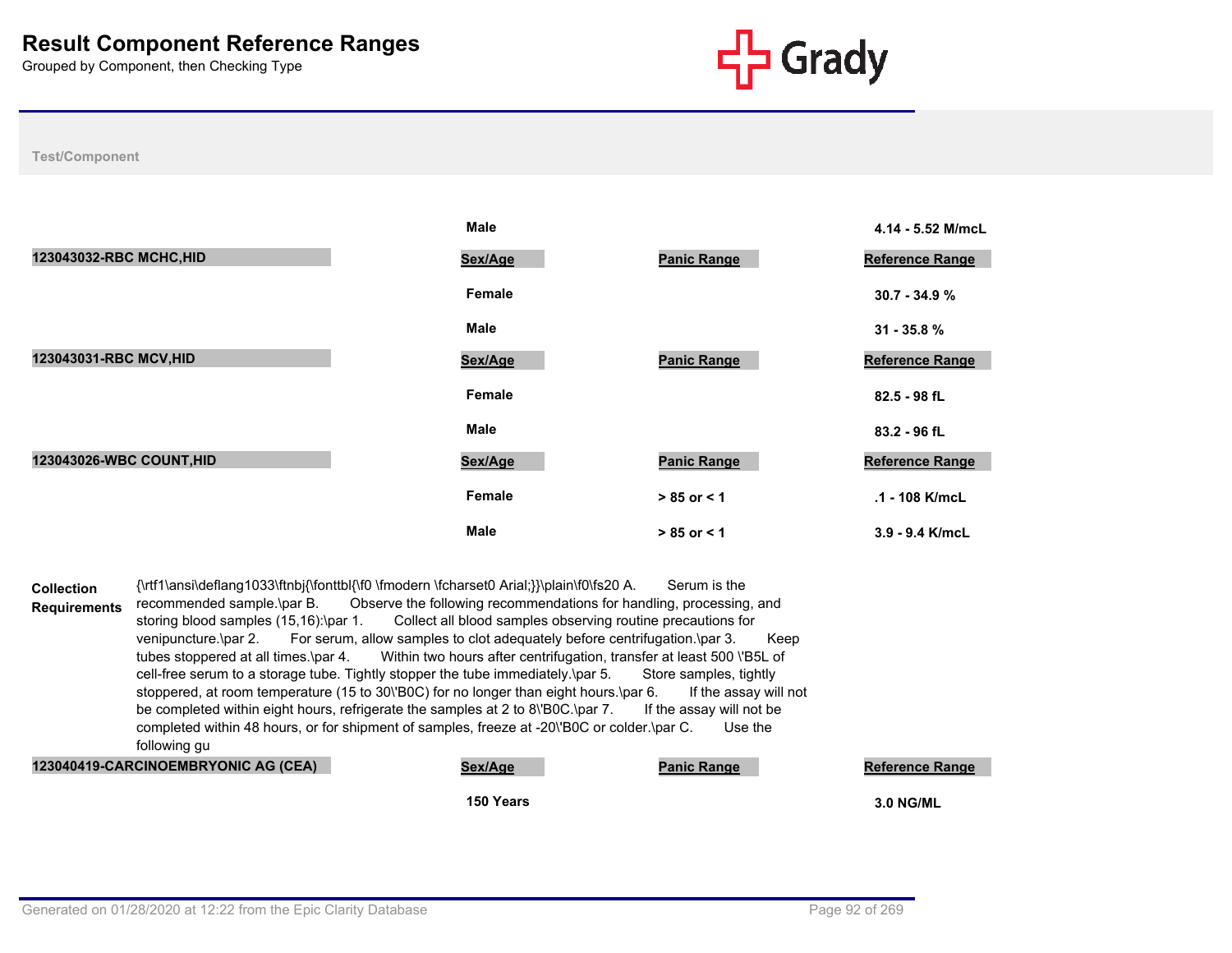# Result Component Reference Ranges

Grouped by Component, then Checking Type

**Test/Component**

| | Sex/Age | Panic Range | Reference Range |
|---|---|---|---|
| | Male | | 4.14 - 5.52 M/mcL |

| 123043032-RBC MCHC,HID | Sex/Age | Panic Range | Reference Range |
|---|---|---|---|
| | Female | | 30.7 - 34.9 % |
| | Male | | 31 - 35.8 % |

| 123043031-RBC MCV,HID | Sex/Age | Panic Range | Reference Range |
|---|---|---|---|
| | Female | | 82.5 - 98 fL |
| | Male | | 83.2 - 96 fL |

| 123043026-WBC COUNT,HID | Sex/Age | Panic Range | Reference Range |
|---|---|---|---|
| | Female | > 85 or < 1 | .1 - 108 K/mcL |
| | Male | > 85 or < 1 | 3.9 - 9.4 K/mcL |

**Collection Requirements** {\rtf1\ansi\deflang1033\ftnbj{\fonttbl{\f0 \fmodern \fcharset0 Arial;}}\plain\f0\fs20 A. Serum is the recommended sample.\par B. Observe the following recommendations for handling, processing, and storing blood samples (15,16):\par 1. Collect all blood samples observing routine precautions for venipuncture.\par 2. For serum, allow samples to clot adequately before centrifugation.\par 3. Keep tubes stoppered at all times.\par 4. Within two hours after centrifugation, transfer at least 500 \'B5L of cell-free serum to a storage tube. Tightly stopper the tube immediately.\par 5. Store samples, tightly stoppered, at room temperature (15 to 30\'B0C) for no longer than eight hours.\par 6. If the assay will not be completed within eight hours, refrigerate the samples at 2 to 8\'B0C.\par 7. If the assay will not be completed within 48 hours, or for shipment of samples, freeze at -20\'B0C or colder.\par C. Use the following gu

| 123040419-CARCINOEMBRYONIC AG (CEA) | Sex/Age | Panic Range | Reference Range |
|---|---|---|---|
| | 150 Years | | 3.0 NG/ML |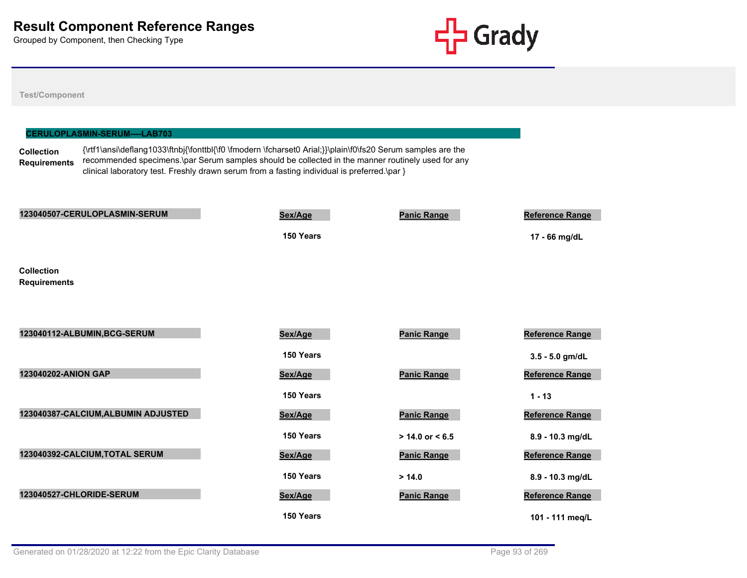# Result Component Reference Ranges

Grouped by Component, then Checking Type

Test/Component

## CERULOPLASMIN-SERUM----LAB703

**Collection Requirements**

{\rtf1\ansi\deflang1033\ftnbj{\fonttbl{\f0 \fmodern \fcharset0 Arial;}}\plain\f0\fs20 Serum samples are the recommended specimens.\par Serum samples should be collected in the manner routinely used for any clinical laboratory test. Freshly drawn serum from a fasting individual is preferred.\par }

| 123040507-CERULOPLASMIN-SERUM | Sex/Age | Panic Range | Reference Range |
|---|---|---|---|
| | 150 Years | | 17 - 66 mg/dL |

**Collection Requirements**

| 123040112-ALBUMIN,BCG-SERUM | Sex/Age | Panic Range | Reference Range |
|---|---|---|---|
| | 150 Years | | 3.5 - 5.0 gm/dL |

| 123040202-ANION GAP | Sex/Age | Panic Range | Reference Range |
|---|---|---|---|
| | 150 Years | | 1 - 13 |

| 123040387-CALCIUM,ALBUMIN ADJUSTED | Sex/Age | Panic Range | Reference Range |
|---|---|---|---|
| | 150 Years | > 14.0 or < 6.5 | 8.9 - 10.3 mg/dL |

| 123040392-CALCIUM,TOTAL SERUM | Sex/Age | Panic Range | Reference Range |
|---|---|---|---|
| | 150 Years | > 14.0 | 8.9 - 10.3 mg/dL |

| 123040527-CHLORIDE-SERUM | Sex/Age | Panic Range | Reference Range |
|---|---|---|---|
| | 150 Years | | 101 - 111 meq/L |

Generated on 01/28/2020 at 12:22 from the Epic Clarity Database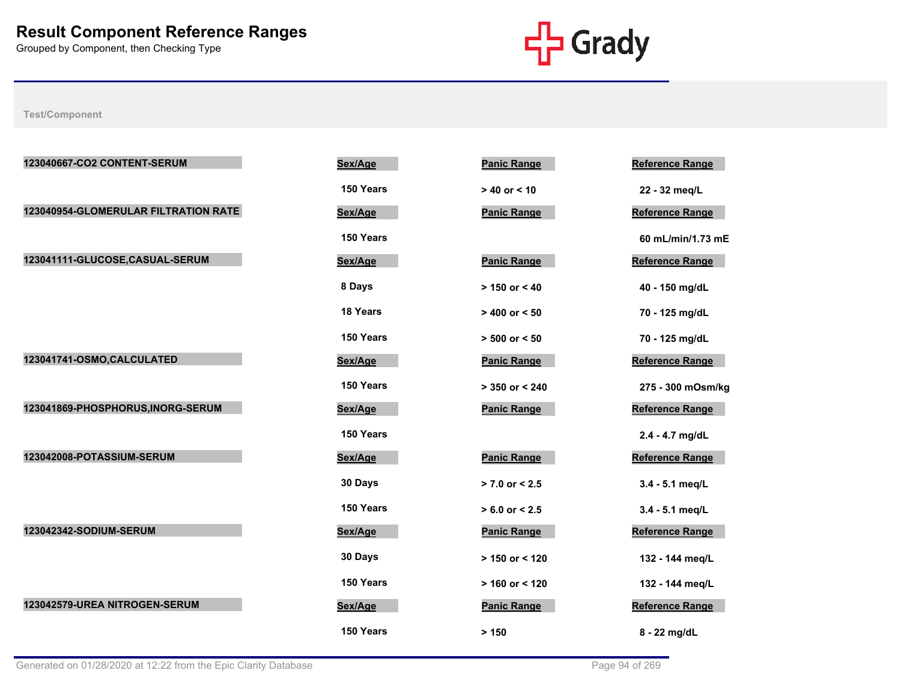# Result Component Reference Ranges

Grouped by Component, then Checking Type

Grady

Test/Component

| Test/Component | Sex/Age | Panic Range | Reference Range |
|---|---|---|---|
| 123040667-CO2 CONTENT-SERUM | 150 Years | > 40 or < 10 | 22 - 32 meq/L |
| 123040954-GLOMERULAR FILTRATION RATE | 150 Years | | 60 mL/min/1.73 mE |
| 123041111-GLUCOSE,CASUAL-SERUM | 8 Days | > 150 or < 40 | 40 - 150 mg/dL |
| | 18 Years | > 400 or < 50 | 70 - 125 mg/dL |
| | 150 Years | > 500 or < 50 | 70 - 125 mg/dL |
| 123041741-OSMO,CALCULATED | 150 Years | > 350 or < 240 | 275 - 300 mOsm/kg |
| 123041869-PHOSPHORUS,INORG-SERUM | 150 Years | | 2.4 - 4.7 mg/dL |
| 123042008-POTASSIUM-SERUM | 30 Days | > 7.0 or < 2.5 | 3.4 - 5.1 meq/L |
| | 150 Years | > 6.0 or < 2.5 | 3.4 - 5.1 meq/L |
| 123042342-SODIUM-SERUM | 30 Days | > 150 or < 120 | 132 - 144 meq/L |
| | 150 Years | > 160 or < 120 | 132 - 144 meq/L |
| 123042579-UREA NITROGEN-SERUM | 150 Years | > 150 | 8 - 22 mg/dL |

Generated on 01/28/2020 at 12:22 from the Epic Clarity Database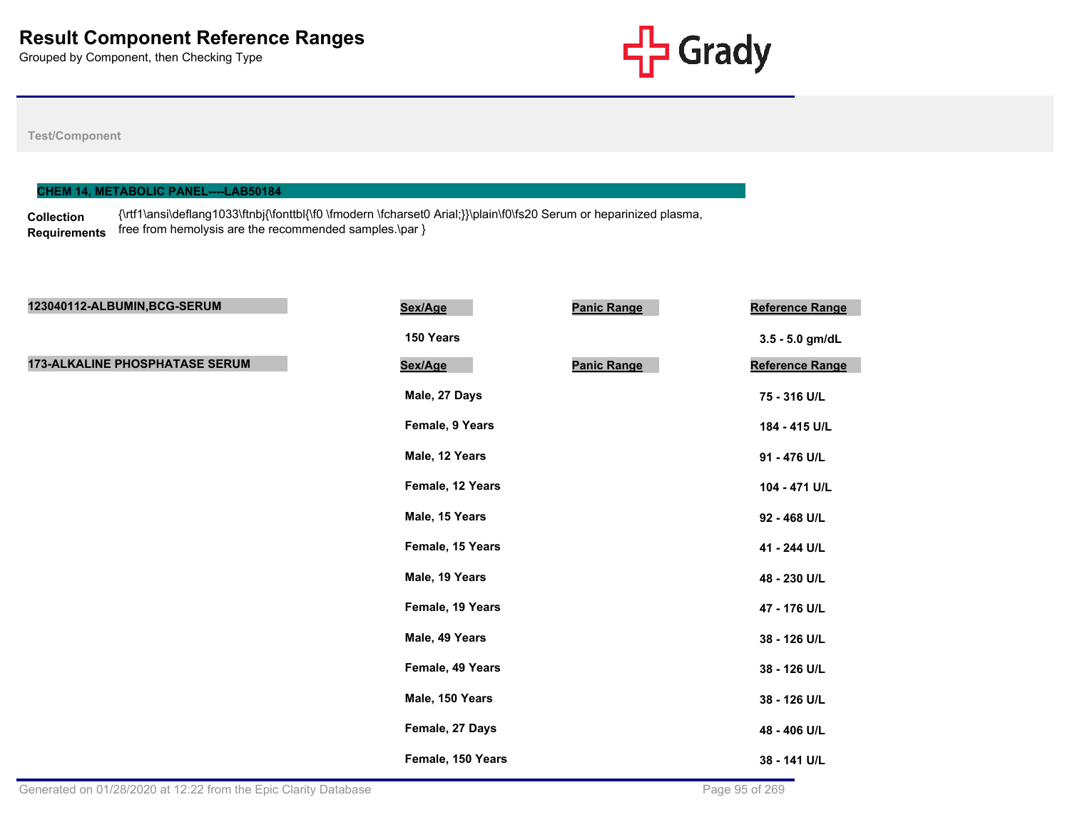# Result Component Reference Ranges

Grouped by Component, then Checking Type

Test/Component

## CHEM 14, METABOLIC PANEL----LAB50184

**Collection Requirements** {\rtf1\ansi\deflang1033\ftnbj{\fonttbl{\f0 \fmodern \fcharset0 Arial;}}\plain\f0\fs20 Serum or heparinized plasma, free from hemolysis are the recommended samples.\par }

| 123040112-ALBUMIN,BCG-SERUM | Sex/Age | Panic Range | Reference Range |
|---|---|---|---|
| | 150 Years | | 3.5 - 5.0 gm/dL |

| 173-ALKALINE PHOSPHATASE SERUM | Sex/Age | Panic Range | Reference Range |
|---|---|---|---|
| | Male, 27 Days | | 75 - 316 U/L |
| | Female, 9 Years | | 184 - 415 U/L |
| | Male, 12 Years | | 91 - 476 U/L |
| | Female, 12 Years | | 104 - 471 U/L |
| | Male, 15 Years | | 92 - 468 U/L |
| | Female, 15 Years | | 41 - 244 U/L |
| | Male, 19 Years | | 48 - 230 U/L |
| | Female, 19 Years | | 47 - 176 U/L |
| | Male, 49 Years | | 38 - 126 U/L |
| | Female, 49 Years | | 38 - 126 U/L |
| | Male, 150 Years | | 38 - 126 U/L |
| | Female, 27 Days | | 48 - 406 U/L |
| | Female, 150 Years | | 38 - 141 U/L |

Generated on 01/28/2020 at 12:22 from the Epic Clarity Database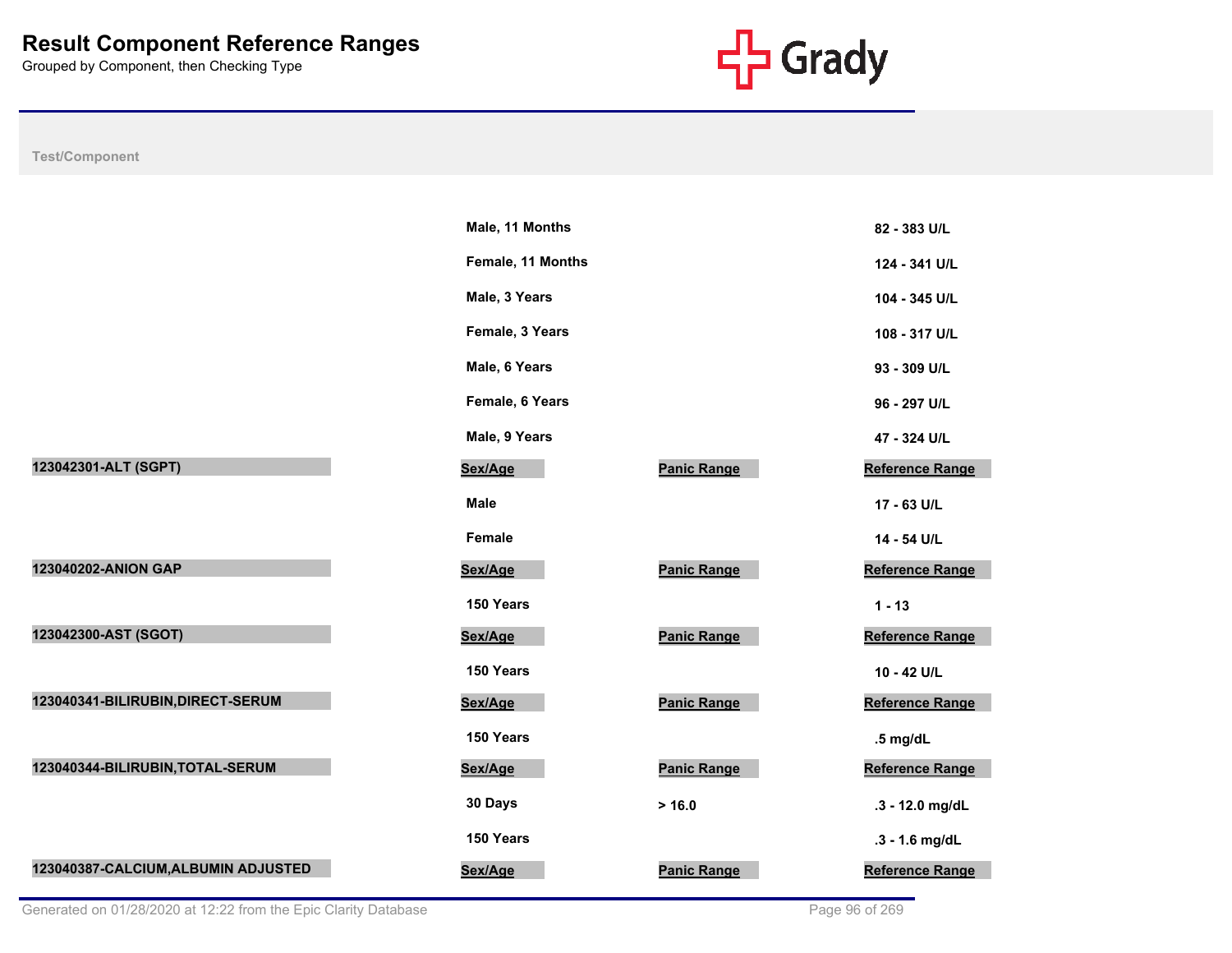# Result Component Reference Ranges

Grouped by Component, then Checking Type

| Test/Component | Sex/Age | Panic Range | Reference Range |
|---|---|---|---|
| | Male, 11 Months | | 82 - 383 U/L |
| | Female, 11 Months | | 124 - 341 U/L |
| | Male, 3 Years | | 104 - 345 U/L |
| | Female, 3 Years | | 108 - 317 U/L |
| | Male, 6 Years | | 93 - 309 U/L |
| | Female, 6 Years | | 96 - 297 U/L |
| | Male, 9 Years | | 47 - 324 U/L |
| **123042301-ALT (SGPT)** | **Sex/Age** | **Panic Range** | **Reference Range** |
| | Male | | 17 - 63 U/L |
| | Female | | 14 - 54 U/L |
| **123040202-ANION GAP** | **Sex/Age** | **Panic Range** | **Reference Range** |
| | 150 Years | | 1 - 13 |
| **123042300-AST (SGOT)** | **Sex/Age** | **Panic Range** | **Reference Range** |
| | 150 Years | | 10 - 42 U/L |
| **123040341-BILIRUBIN,DIRECT-SERUM** | **Sex/Age** | **Panic Range** | **Reference Range** |
| | 150 Years | | .5 mg/dL |
| **123040344-BILIRUBIN,TOTAL-SERUM** | **Sex/Age** | **Panic Range** | **Reference Range** |
| | 30 Days | > 16.0 | .3 - 12.0 mg/dL |
| | 150 Years | | .3 - 1.6 mg/dL |
| **123040387-CALCIUM,ALBUMIN ADJUSTED** | **Sex/Age** | **Panic Range** | **Reference Range** |

Generated on 01/28/2020 at 12:22 from the Epic Clarity Database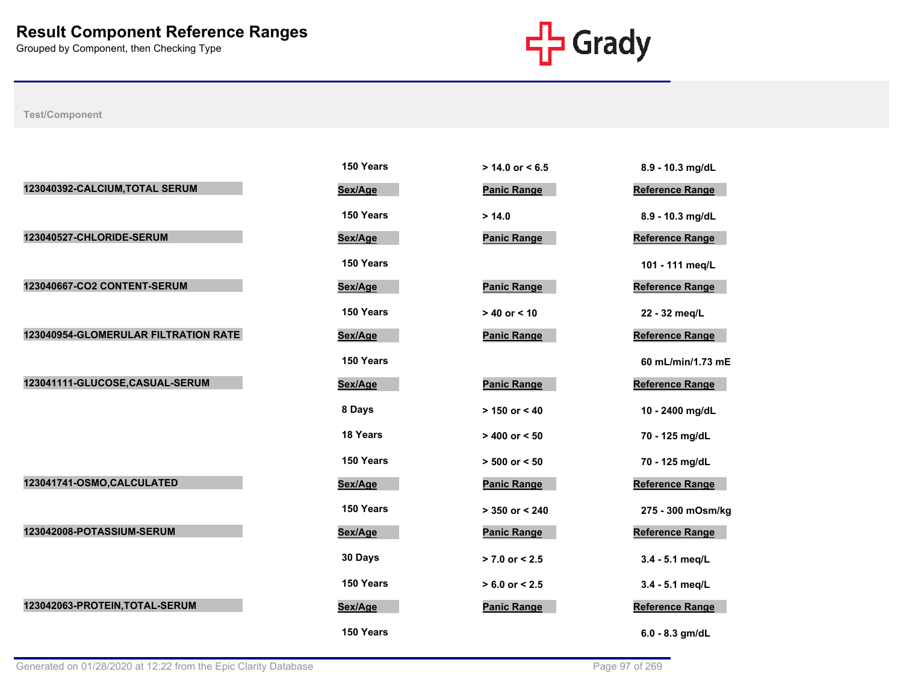# Result Component Reference Ranges

Grouped by Component, then Checking Type

Test/Component

| | Sex/Age | Panic Range | Reference Range |
|---|---|---|---|
| | 150 Years | > 14.0 or < 6.5 | 8.9 - 10.3 mg/dL |
| **123040392-CALCIUM,TOTAL SERUM** | **Sex/Age** | **Panic Range** | **Reference Range** |
| | 150 Years | > 14.0 | 8.9 - 10.3 mg/dL |
| **123040527-CHLORIDE-SERUM** | **Sex/Age** | **Panic Range** | **Reference Range** |
| | 150 Years | | 101 - 111 meq/L |
| **123040667-CO2 CONTENT-SERUM** | **Sex/Age** | **Panic Range** | **Reference Range** |
| | 150 Years | > 40 or < 10 | 22 - 32 meq/L |
| **123040954-GLOMERULAR FILTRATION RATE** | **Sex/Age** | **Panic Range** | **Reference Range** |
| | 150 Years | | 60 mL/min/1.73 mE |
| **123041111-GLUCOSE,CASUAL-SERUM** | **Sex/Age** | **Panic Range** | **Reference Range** |
| | 8 Days | > 150 or < 40 | 10 - 2400 mg/dL |
| | 18 Years | > 400 or < 50 | 70 - 125 mg/dL |
| | 150 Years | > 500 or < 50 | 70 - 125 mg/dL |
| **123041741-OSMO,CALCULATED** | **Sex/Age** | **Panic Range** | **Reference Range** |
| | 150 Years | > 350 or < 240 | 275 - 300 mOsm/kg |
| **123042008-POTASSIUM-SERUM** | **Sex/Age** | **Panic Range** | **Reference Range** |
| | 30 Days | > 7.0 or < 2.5 | 3.4 - 5.1 meq/L |
| | 150 Years | > 6.0 or < 2.5 | 3.4 - 5.1 meq/L |
| **123042063-PROTEIN,TOTAL-SERUM** | **Sex/Age** | **Panic Range** | **Reference Range** |
| | 150 Years | | 6.0 - 8.3 gm/dL |

Generated on 01/28/2020 at 12:22 from the Epic Clarity Database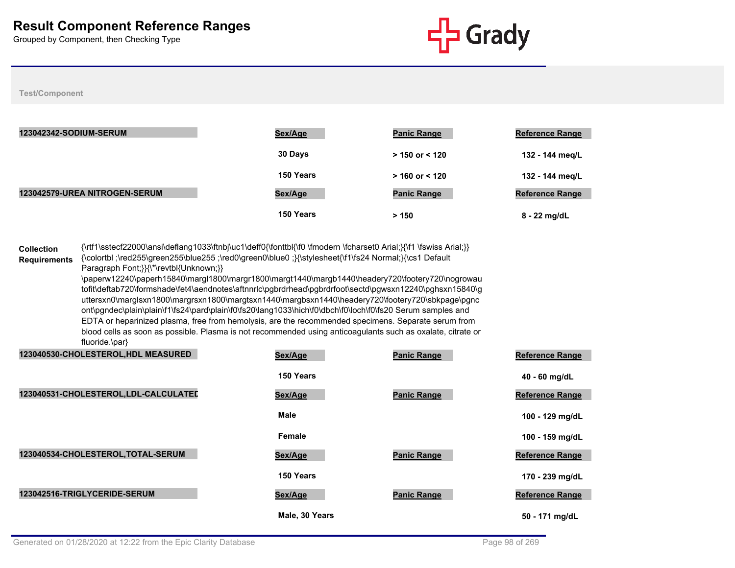# Result Component Reference Ranges

Grouped by Component, then Checking Type

**Test/Component**

**123042342-SODIUM-SERUM**

| Sex/Age | Panic Range | Reference Range |
|---|---|---|
| 30 Days | > 150 or < 120 | 132 - 144 meq/L |
| 150 Years | > 160 or < 120 | 132 - 144 meq/L |

**123042579-UREA NITROGEN-SERUM**

| Sex/Age | Panic Range | Reference Range |
|---|---|---|
| 150 Years | > 150 | 8 - 22 mg/dL |

**Collection Requirements** {\rtf1\sstecf22000\ansi\deflang1033\ftnbj\uc1\deff0{\fonttbl{\f0 \fmodern \fcharset0 Arial;}{\f1 \fswiss Arial;}}{\colortbl ;\red255\green255\blue255 ;\red0\green0\blue0 ;}{\stylesheet{\f1\fs24 Normal;}{\cs1 Default Paragraph Font;}}{\*\revtbl{Unknown;}}\paperw12240\paperh15840\margl1800\margr1800\margt1440\margb1440\headery720\footery720\nogrowautofit\deftab720\formshade\fet4\aendnotes\aftnnrlc\pgbrdrhead\pgbrdrfoot\sectd\pgwsxn12240\pghsxn15840\guttersxn0\marglsxn1800\margrsxn1800\margtsxn1440\margbsxn1440\headery720\footery720\sbkpage\pgncont\pgndec\plain\plain\f1\fs24\pard\plain\f0\fs20\lang1033\hich\f0\dbch\f0\loch\f0\fs20 Serum samples and EDTA or heparinized plasma, free from hemolysis, are the recommended specimens. Separate serum from blood cells as soon as possible. Plasma is not recommended using anticoagulants such as oxalate, citrate or fluoride.\par}

**123040530-CHOLESTEROL,HDL MEASURED**

| Sex/Age | Panic Range | Reference Range |
|---|---|---|
| 150 Years | | 40 - 60 mg/dL |

**123040531-CHOLESTEROL,LDL-CALCULATED**

| Sex/Age | Panic Range | Reference Range |
|---|---|---|
| Male | | 100 - 129 mg/dL |
| Female | | 100 - 159 mg/dL |

**123040534-CHOLESTEROL,TOTAL-SERUM**

| Sex/Age | Panic Range | Reference Range |
|---|---|---|
| 150 Years | | 170 - 239 mg/dL |

**123042516-TRIGLYCERIDE-SERUM**

| Sex/Age | Panic Range | Reference Range |
|---|---|---|
| Male, 30 Years | | 50 - 171 mg/dL |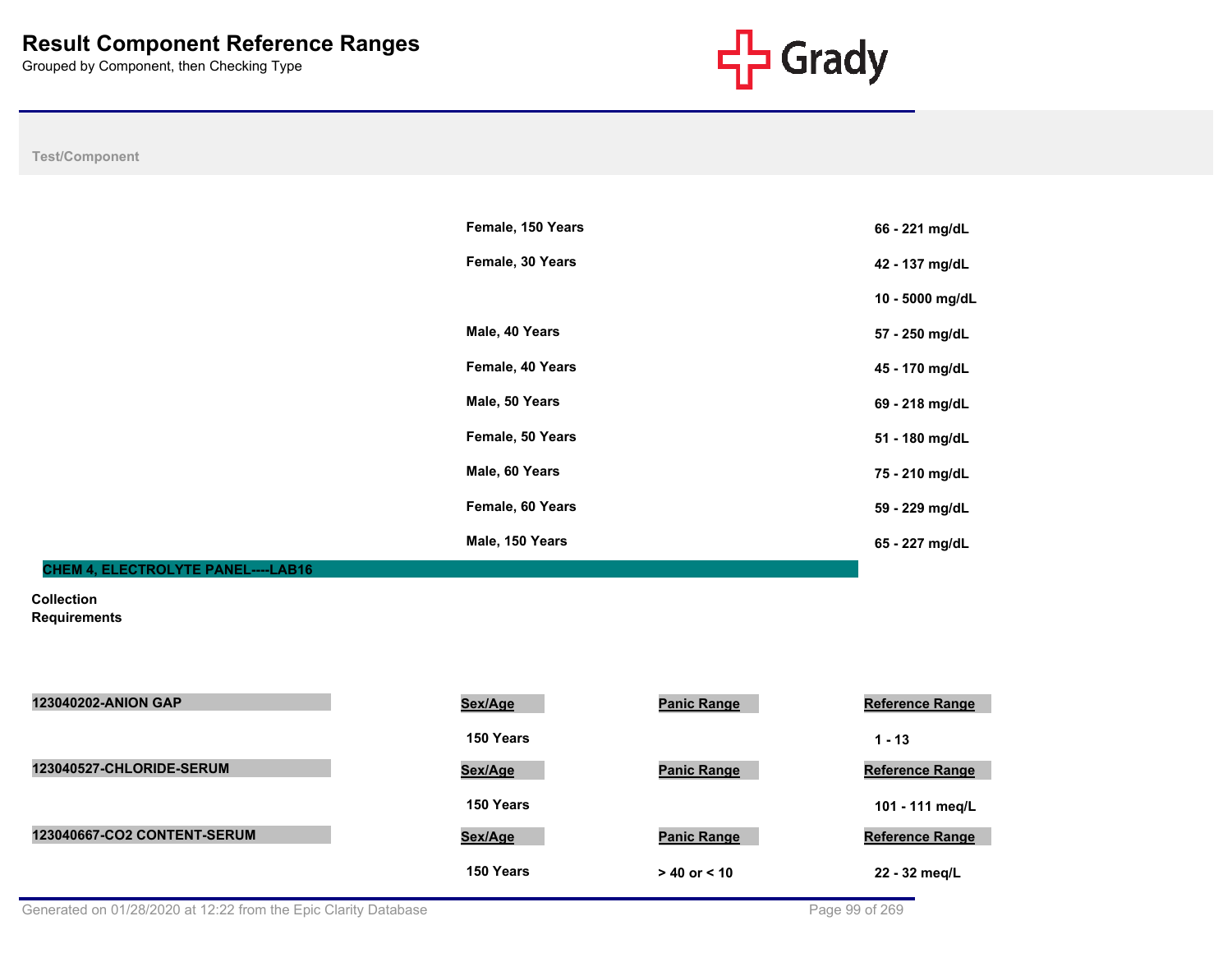# Result Component Reference Ranges

Grouped by Component, then Checking Type

Test/Component

| Sex/Age | Panic Range | Reference Range |
|---|---|---|
| Female, 150 Years | | 66 - 221 mg/dL |
| Female, 30 Years | | 42 - 137 mg/dL |
| | | 10 - 5000 mg/dL |
| Male, 40 Years | | 57 - 250 mg/dL |
| Female, 40 Years | | 45 - 170 mg/dL |
| Male, 50 Years | | 69 - 218 mg/dL |
| Female, 50 Years | | 51 - 180 mg/dL |
| Male, 60 Years | | 75 - 210 mg/dL |
| Female, 60 Years | | 59 - 229 mg/dL |
| Male, 150 Years | | 65 - 227 mg/dL |

## CHEM 4, ELECTROLYTE PANEL----LAB16

**Collection Requirements**

| Test/Component | Sex/Age | Panic Range | Reference Range |
|---|---|---|---|
| 123040202-ANION GAP | 150 Years | | 1 - 13 |
| 123040527-CHLORIDE-SERUM | 150 Years | | 101 - 111 meq/L |
| 123040667-CO2 CONTENT-SERUM | 150 Years | > 40 or < 10 | 22 - 32 meq/L |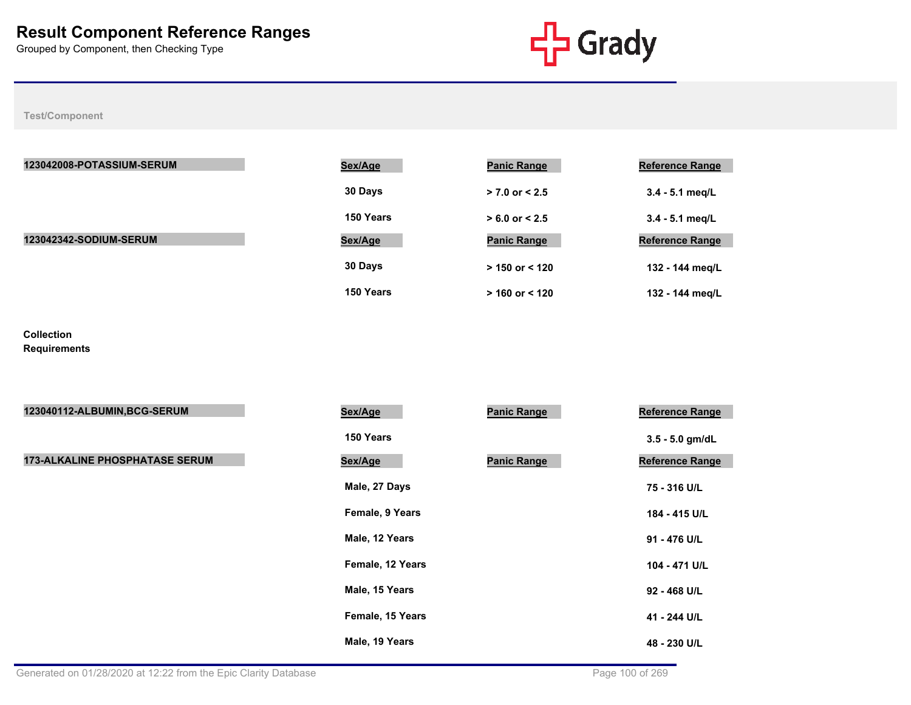# Result Component Reference Ranges

Grouped by Component, then Checking Type

Test/Component

**123042008-POTASSIUM-SERUM**

| Sex/Age | Panic Range | Reference Range |
|---|---|---|
| 30 Days | > 7.0 or < 2.5 | 3.4 - 5.1 meq/L |
| 150 Years | > 6.0 or < 2.5 | 3.4 - 5.1 meq/L |

**123042342-SODIUM-SERUM**

| Sex/Age | Panic Range | Reference Range |
|---|---|---|
| 30 Days | > 150 or < 120 | 132 - 144 meq/L |
| 150 Years | > 160 or < 120 | 132 - 144 meq/L |

**Collection Requirements**

**123040112-ALBUMIN,BCG-SERUM**

| Sex/Age | Panic Range | Reference Range |
|---|---|---|
| 150 Years | | 3.5 - 5.0 gm/dL |

**173-ALKALINE PHOSPHATASE SERUM**

| Sex/Age | Panic Range | Reference Range |
|---|---|---|
| Male, 27 Days | | 75 - 316 U/L |
| Female, 9 Years | | 184 - 415 U/L |
| Male, 12 Years | | 91 - 476 U/L |
| Female, 12 Years | | 104 - 471 U/L |
| Male, 15 Years | | 92 - 468 U/L |
| Female, 15 Years | | 41 - 244 U/L |
| Male, 19 Years | | 48 - 230 U/L |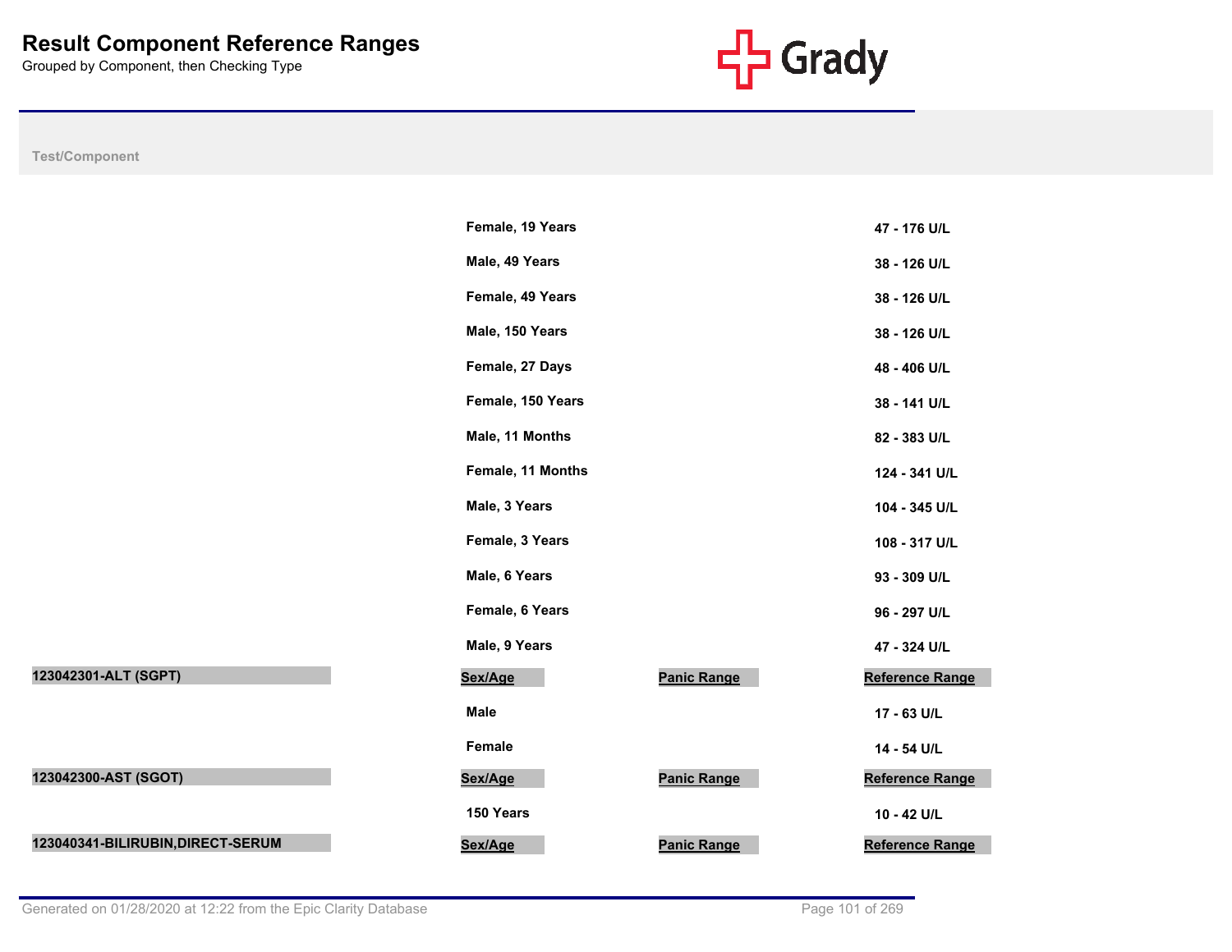# Result Component Reference Ranges

Grouped by Component, then Checking Type

| Test/Component | Sex/Age | Panic Range | Reference Range |
|---|---|---|---|
| | Female, 19 Years | | 47 - 176 U/L |
| | Male, 49 Years | | 38 - 126 U/L |
| | Female, 49 Years | | 38 - 126 U/L |
| | Male, 150 Years | | 38 - 126 U/L |
| | Female, 27 Days | | 48 - 406 U/L |
| | Female, 150 Years | | 38 - 141 U/L |
| | Male, 11 Months | | 82 - 383 U/L |
| | Female, 11 Months | | 124 - 341 U/L |
| | Male, 3 Years | | 104 - 345 U/L |
| | Female, 3 Years | | 108 - 317 U/L |
| | Male, 6 Years | | 93 - 309 U/L |
| | Female, 6 Years | | 96 - 297 U/L |
| | Male, 9 Years | | 47 - 324 U/L |

| 123042301-ALT (SGPT) | Sex/Age | Panic Range | Reference Range |
|---|---|---|---|
| | Male | | 17 - 63 U/L |
| | Female | | 14 - 54 U/L |

| 123042300-AST (SGOT) | Sex/Age | Panic Range | Reference Range |
|---|---|---|---|
| | 150 Years | | 10 - 42 U/L |

| 123040341-BILIRUBIN,DIRECT-SERUM | Sex/Age | Panic Range | Reference Range |
|---|---|---|---|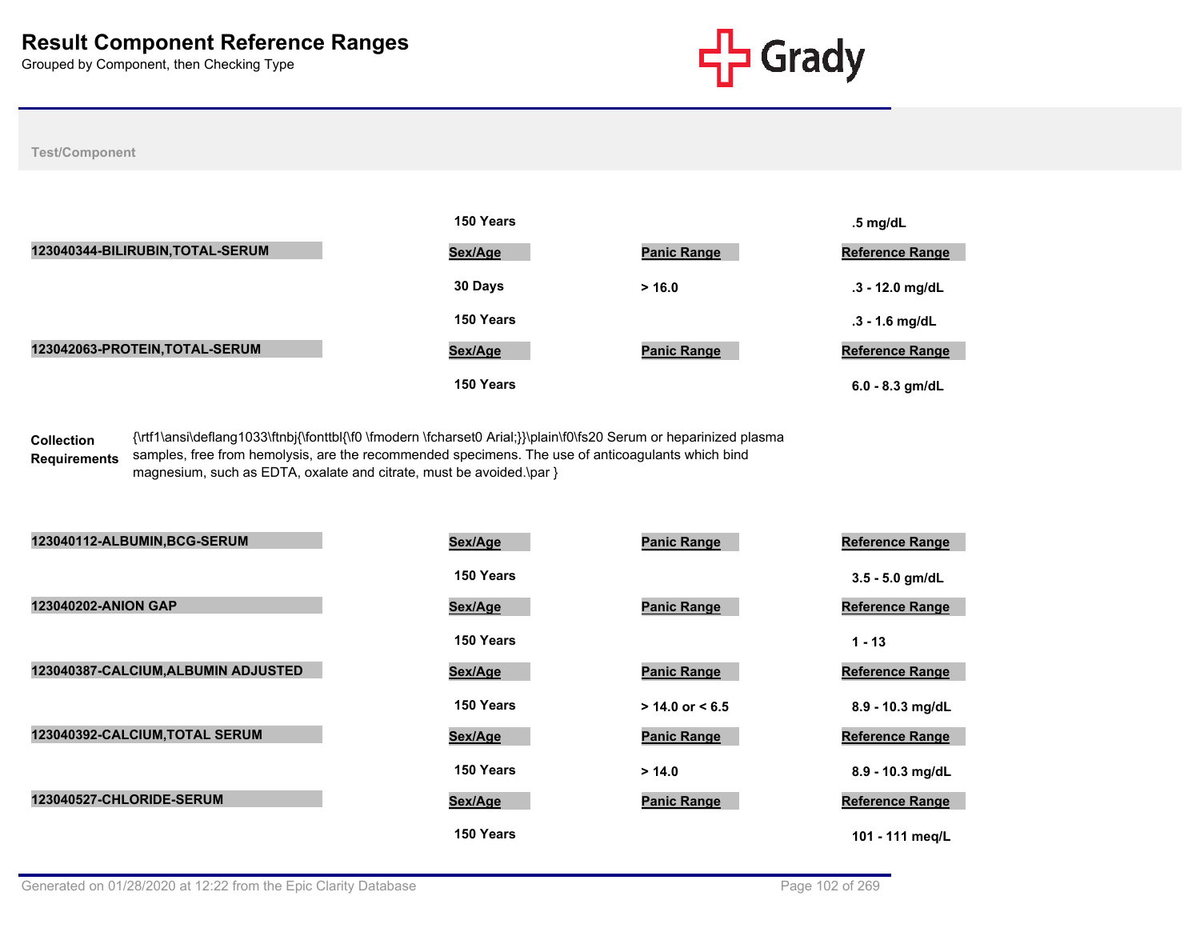# Result Component Reference Ranges

Grouped by Component, then Checking Type

Test/Component

| | Sex/Age | Panic Range | Reference Range |
|---|---|---|---|
| | 150 Years | | .5 mg/dL |

| 123040344-BILIRUBIN,TOTAL-SERUM | Sex/Age | Panic Range | Reference Range |
|---|---|---|---|
| | 30 Days | > 16.0 | .3 - 12.0 mg/dL |
| | 150 Years | | .3 - 1.6 mg/dL |

| 123042063-PROTEIN,TOTAL-SERUM | Sex/Age | Panic Range | Reference Range |
|---|---|---|---|
| | 150 Years | | 6.0 - 8.3 gm/dL |

**Collection Requirements** {\rtf1\ansi\deflang1033\ftnbj{\fonttbl{\f0 \fmodern \fcharset0 Arial;}}\plain\f0\fs20 Serum or heparinized plasma samples, free from hemolysis, are the recommended specimens. The use of anticoagulants which bind magnesium, such as EDTA, oxalate and citrate, must be avoided.\par }

| 123040112-ALBUMIN,BCG-SERUM | Sex/Age | Panic Range | Reference Range |
|---|---|---|---|
| | 150 Years | | 3.5 - 5.0 gm/dL |

| 123040202-ANION GAP | Sex/Age | Panic Range | Reference Range |
|---|---|---|---|
| | 150 Years | | 1 - 13 |

| 123040387-CALCIUM,ALBUMIN ADJUSTED | Sex/Age | Panic Range | Reference Range |
|---|---|---|---|
| | 150 Years | > 14.0 or < 6.5 | 8.9 - 10.3 mg/dL |

| 123040392-CALCIUM,TOTAL SERUM | Sex/Age | Panic Range | Reference Range |
|---|---|---|---|
| | 150 Years | > 14.0 | 8.9 - 10.3 mg/dL |

| 123040527-CHLORIDE-SERUM | Sex/Age | Panic Range | Reference Range |
|---|---|---|---|
| | 150 Years | | 101 - 111 meq/L |

Generated on 01/28/2020 at 12:22 from the Epic Clarity Database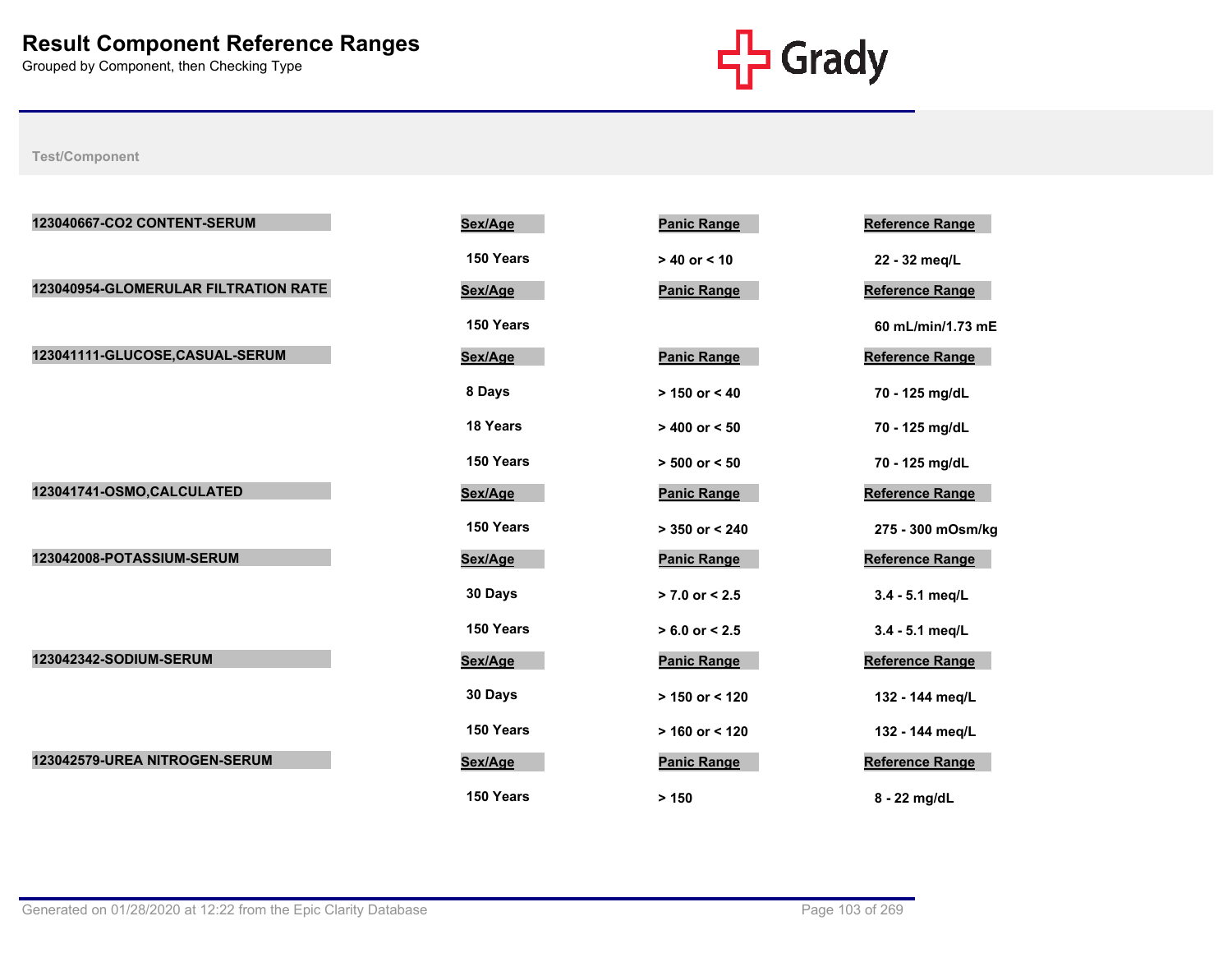# Result Component Reference Ranges

Grouped by Component, then Checking Type

Grady

Test/Component

| Test/Component | Sex/Age | Panic Range | Reference Range |
|---|---|---|---|
| 123040667-CO2 CONTENT-SERUM | 150 Years | > 40 or < 10 | 22 - 32 meq/L |
| 123040954-GLOMERULAR FILTRATION RATE | 150 Years | | 60 mL/min/1.73 mE |
| 123041111-GLUCOSE,CASUAL-SERUM | 8 Days | > 150 or < 40 | 70 - 125 mg/dL |
| | 18 Years | > 400 or < 50 | 70 - 125 mg/dL |
| | 150 Years | > 500 or < 50 | 70 - 125 mg/dL |
| 123041741-OSMO,CALCULATED | 150 Years | > 350 or < 240 | 275 - 300 mOsm/kg |
| 123042008-POTASSIUM-SERUM | 30 Days | > 7.0 or < 2.5 | 3.4 - 5.1 meq/L |
| | 150 Years | > 6.0 or < 2.5 | 3.4 - 5.1 meq/L |
| 123042342-SODIUM-SERUM | 30 Days | > 150 or < 120 | 132 - 144 meq/L |
| | 150 Years | > 160 or < 120 | 132 - 144 meq/L |
| 123042579-UREA NITROGEN-SERUM | 150 Years | > 150 | 8 - 22 mg/dL |

Generated on 01/28/2020 at 12:22 from the Epic Clarity Database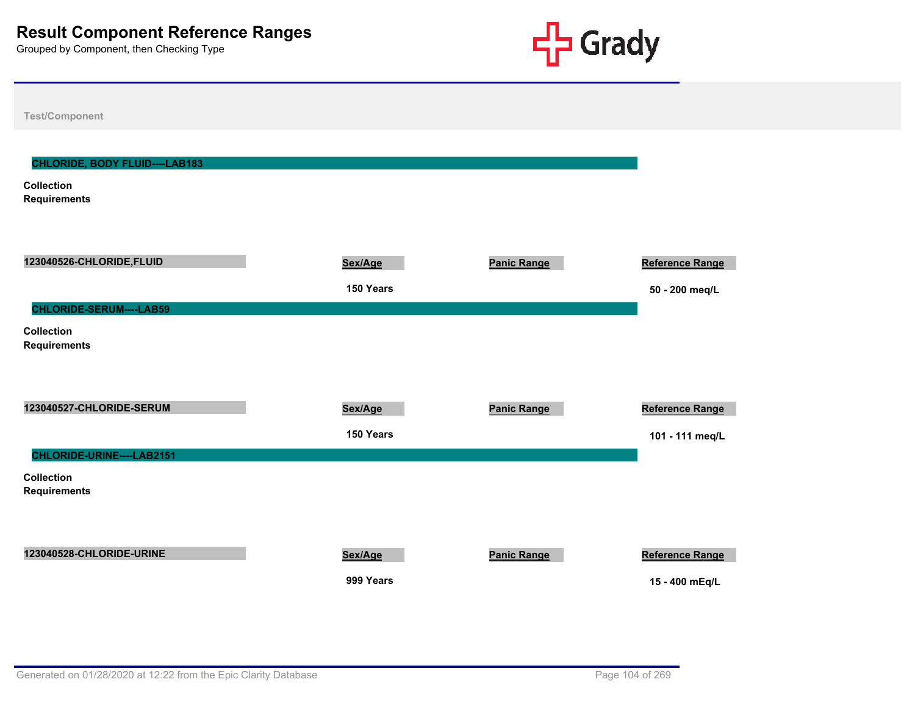# Result Component Reference Ranges

Grouped by Component, then Checking Type

Test/Component

## CHLORIDE, BODY FLUID----LAB183

**Collection Requirements**

| 123040526-CHLORIDE,FLUID | Sex/Age | Panic Range | Reference Range |
|---|---|---|---|
| | 150 Years | | 50 - 200 meq/L |

## CHLORIDE-SERUM----LAB59

**Collection Requirements**

| 123040527-CHLORIDE-SERUM | Sex/Age | Panic Range | Reference Range |
|---|---|---|---|
| | 150 Years | | 101 - 111 meq/L |

## CHLORIDE-URINE----LAB2151

**Collection Requirements**

| 123040528-CHLORIDE-URINE | Sex/Age | Panic Range | Reference Range |
|---|---|---|---|
| | 999 Years | | 15 - 400 mEq/L |

Generated on 01/28/2020 at 12:22 from the Epic Clarity Database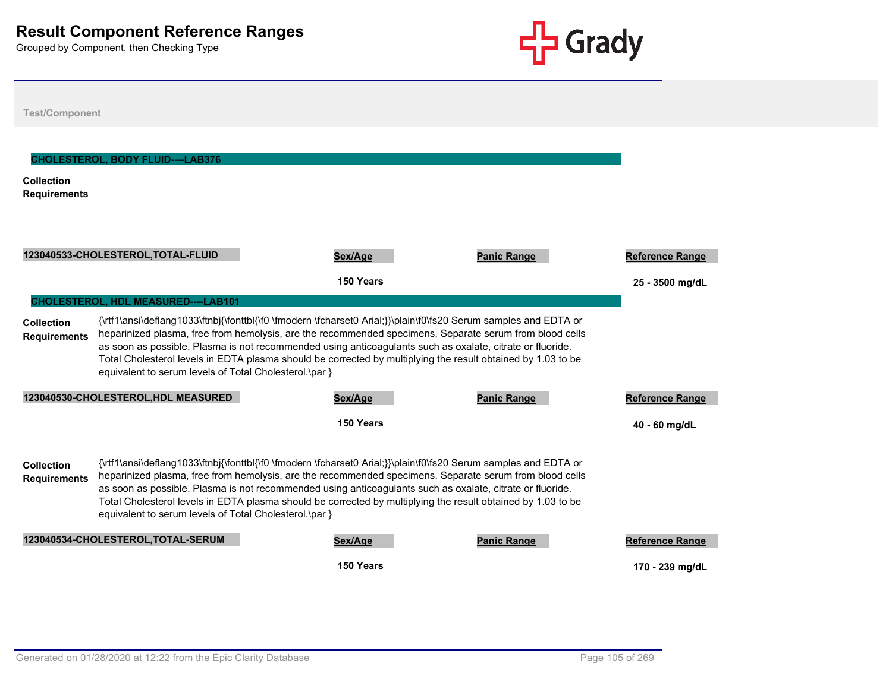# Result Component Reference Ranges

Grouped by Component, then Checking Type

Test/Component

## CHOLESTEROL, BODY FLUID----LAB376

**Collection Requirements**

| 123040533-CHOLESTEROL,TOTAL-FLUID | Sex/Age | Panic Range | Reference Range |
|---|---|---|---|
| | 150 Years | | 25 - 3500 mg/dL |

## CHOLESTEROL, HDL MEASURED----LAB101

**Collection Requirements** {\rtf1\ansi\deflang1033\ftnbj{\fonttbl{\f0 \fmodern \fcharset0 Arial;}}\plain\f0\fs20 Serum samples and EDTA or heparinized plasma, free from hemolysis, are the recommended specimens. Separate serum from blood cells as soon as possible. Plasma is not recommended using anticoagulants such as oxalate, citrate or fluoride. Total Cholesterol levels in EDTA plasma should be corrected by multiplying the result obtained by 1.03 to be equivalent to serum levels of Total Cholesterol.\par }

| 123040530-CHOLESTEROL,HDL MEASURED | Sex/Age | Panic Range | Reference Range |
|---|---|---|---|
| | 150 Years | | 40 - 60 mg/dL |

**Collection Requirements** {\rtf1\ansi\deflang1033\ftnbj{\fonttbl{\f0 \fmodern \fcharset0 Arial;}}\plain\f0\fs20 Serum samples and EDTA or heparinized plasma, free from hemolysis, are the recommended specimens. Separate serum from blood cells as soon as possible. Plasma is not recommended using anticoagulants such as oxalate, citrate or fluoride. Total Cholesterol levels in EDTA plasma should be corrected by multiplying the result obtained by 1.03 to be equivalent to serum levels of Total Cholesterol.\par }

| 123040534-CHOLESTEROL,TOTAL-SERUM | Sex/Age | Panic Range | Reference Range |
|---|---|---|---|
| | 150 Years | | 170 - 239 mg/dL |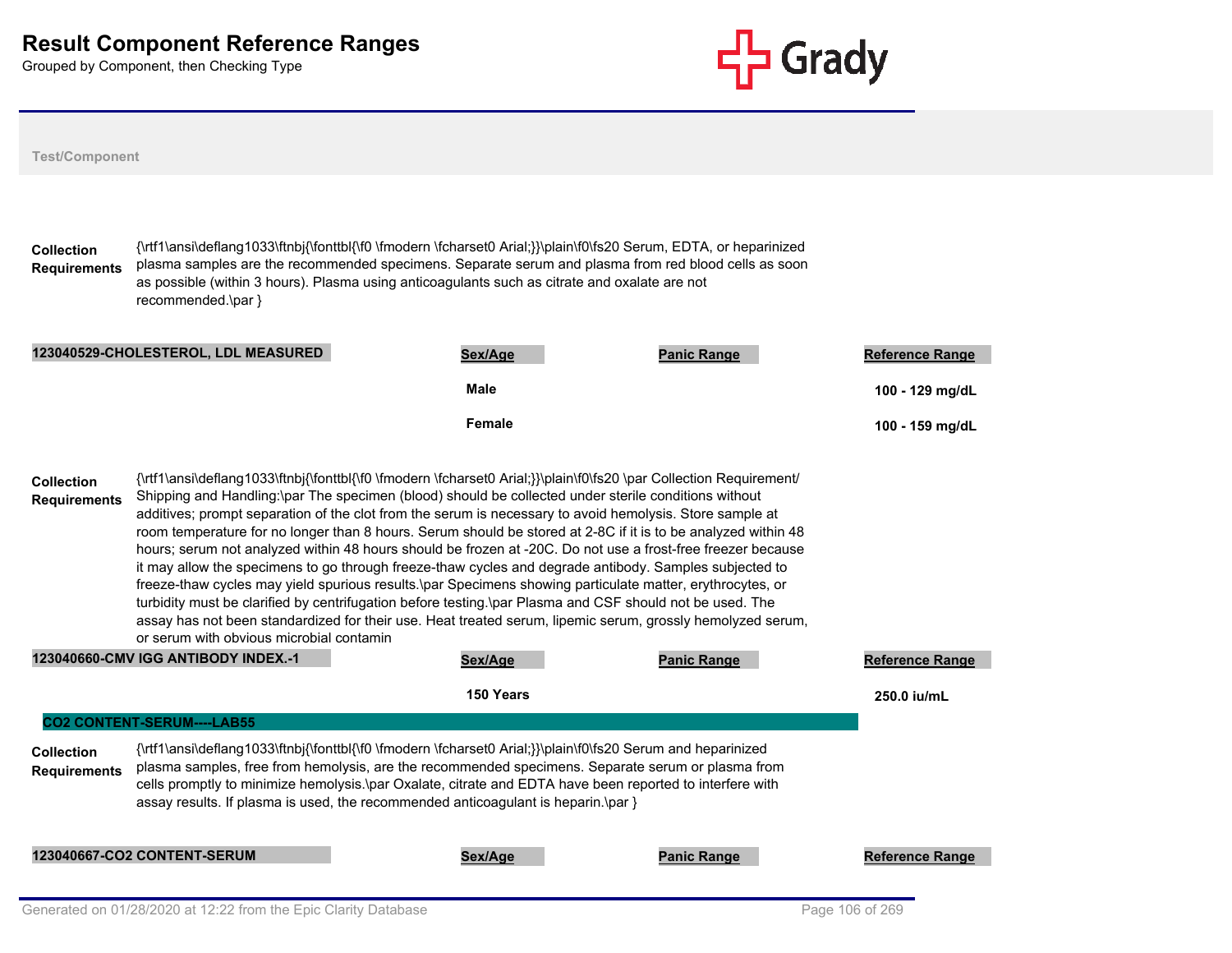# Result Component Reference Ranges

Grouped by Component, then Checking Type

**Test/Component**

**Collection Requirements** {\rtf1\ansi\deflang1033\ftnbj{\fonttbl{\f0 \fmodern \fcharset0 Arial;}}\plain\f0\fs20 Serum, EDTA, or heparinized plasma samples are the recommended specimens. Separate serum and plasma from red blood cells as soon as possible (within 3 hours). Plasma using anticoagulants such as citrate and oxalate are not recommended.\par }

| 123040529-CHOLESTEROL, LDL MEASURED | Sex/Age | Panic Range | Reference Range |
|---|---|---|---|
| | Male | | 100 - 129 mg/dL |
| | Female | | 100 - 159 mg/dL |

**Collection Requirements** {\rtf1\ansi\deflang1033\ftnbj{\fonttbl{\f0 \fmodern \fcharset0 Arial;}}\plain\f0\fs20 \par Collection Requirement/ Shipping and Handling:\par The specimen (blood) should be collected under sterile conditions without additives; prompt separation of the clot from the serum is necessary to avoid hemolysis. Store sample at room temperature for no longer than 8 hours. Serum should be stored at 2-8C if it is to be analyzed within 48 hours; serum not analyzed within 48 hours should be frozen at -20C. Do not use a frost-free freezer because it may allow the specimens to go through freeze-thaw cycles and degrade antibody. Samples subjected to freeze-thaw cycles may yield spurious results.\par Specimens showing particulate matter, erythrocytes, or turbidity must be clarified by centrifugation before testing.\par Plasma and CSF should not be used. The assay has not been standardized for their use. Heat treated serum, lipemic serum, grossly hemolyzed serum, or serum with obvious microbial contamin

| 123040660-CMV IGG ANTIBODY INDEX.-1 | Sex/Age | Panic Range | Reference Range |
|---|---|---|---|
| | 150 Years | | 250.0 iu/mL |

## CO2 CONTENT-SERUM----LAB55

**Collection Requirements** {\rtf1\ansi\deflang1033\ftnbj{\fonttbl{\f0 \fmodern \fcharset0 Arial;}}\plain\f0\fs20 Serum and heparinized plasma samples, free from hemolysis, are the recommended specimens. Separate serum or plasma from cells promptly to minimize hemolysis.\par Oxalate, citrate and EDTA have been reported to interfere with assay results. If plasma is used, the recommended anticoagulant is heparin.\par }

| 123040667-CO2 CONTENT-SERUM | Sex/Age | Panic Range | Reference Range |
|---|---|---|---|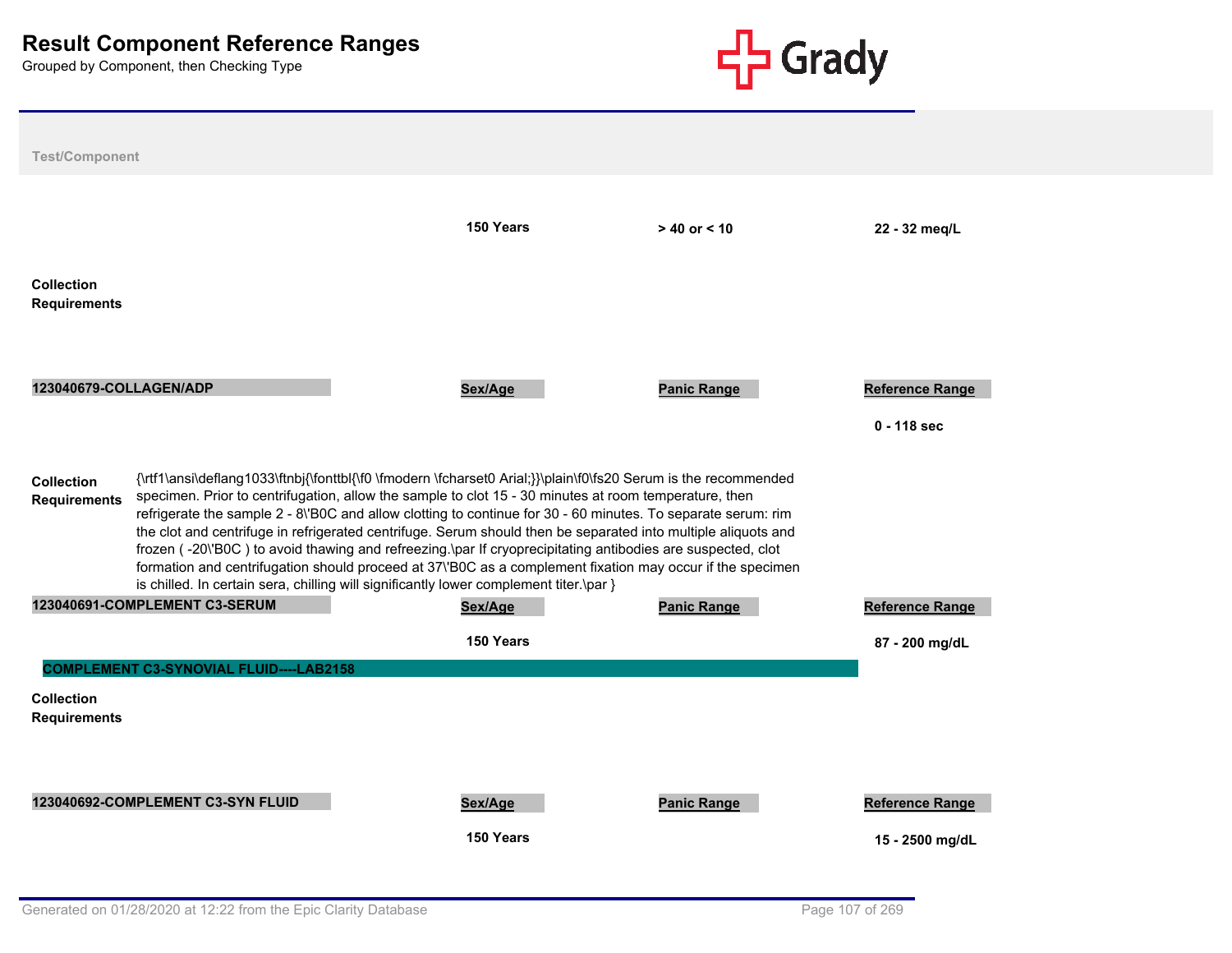# Result Component Reference Ranges

Grouped by Component, then Checking Type

**Test/Component**

| | Sex/Age | Panic Range | Reference Range |
|---|---|---|---|
| | 150 Years | > 40 or < 10 | 22 - 32 meq/L |

**Collection Requirements**

| 123040679-COLLAGEN/ADP | Sex/Age | Panic Range | Reference Range |
|---|---|---|---|
| | | | 0 - 118 sec |

**Collection Requirements** {\rtf1\ansi\deflang1033\ftnbj{\fonttbl{\f0 \fmodern \fcharset0 Arial;}}\plain\f0\fs20 Serum is the recommended specimen. Prior to centrifugation, allow the sample to clot 15 - 30 minutes at room temperature, then refrigerate the sample 2 - 8\'B0C and allow clotting to continue for 30 - 60 minutes. To separate serum: rim the clot and centrifuge in refrigerated centrifuge. Serum should then be separated into multiple aliquots and frozen ( -20\'B0C ) to avoid thawing and refreezing.\par If cryoprecipitating antibodies are suspected, clot formation and centrifugation should proceed at 37\'B0C as a complement fixation may occur if the specimen is chilled. In certain sera, chilling will significantly lower complement titer.\par }

| 123040691-COMPLEMENT C3-SERUM | Sex/Age | Panic Range | Reference Range |
|---|---|---|---|
| | 150 Years | | 87 - 200 mg/dL |

## COMPLEMENT C3-SYNOVIAL FLUID----LAB2158

**Collection Requirements**

| 123040692-COMPLEMENT C3-SYN FLUID | Sex/Age | Panic Range | Reference Range |
|---|---|---|---|
| | 150 Years | | 15 - 2500 mg/dL |

Generated on 01/28/2020 at 12:22 from the Epic Clarity Database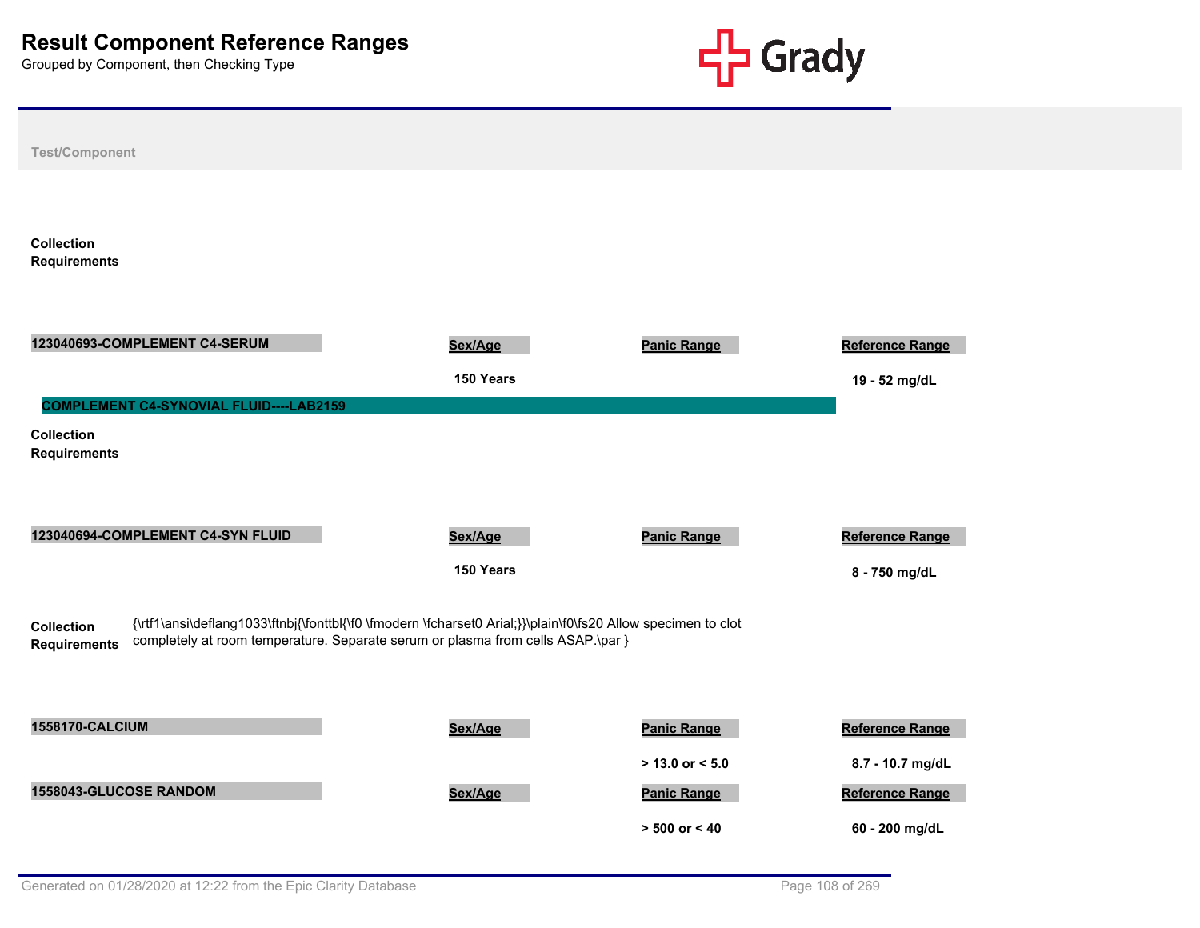# Result Component Reference Ranges

Grouped by Component, then Checking Type

**Test/Component**

**Collection Requirements**

| 123040693-COMPLEMENT C4-SERUM | Sex/Age | Panic Range | Reference Range |
|---|---|---|---|
| | 150 Years | | 19 - 52 mg/dL |

## COMPLEMENT C4-SYNOVIAL FLUID----LAB2159

**Collection Requirements**

| 123040694-COMPLEMENT C4-SYN FLUID | Sex/Age | Panic Range | Reference Range |
|---|---|---|---|
| | 150 Years | | 8 - 750 mg/dL |

**Collection Requirements** {\rtf1\ansi\deflang1033\ftnbj{\fonttbl{\f0 \fmodern \fcharset0 Arial;}}\plain\f0\fs20 Allow specimen to clot completely at room temperature. Separate serum or plasma from cells ASAP.\par }

| 1558170-CALCIUM | Sex/Age | Panic Range | Reference Range |
|---|---|---|---|
| | | > 13.0 or < 5.0 | 8.7 - 10.7 mg/dL |

| 1558043-GLUCOSE RANDOM | Sex/Age | Panic Range | Reference Range |
|---|---|---|---|
| | | > 500 or < 40 | 60 - 200 mg/dL |

Generated on 01/28/2020 at 12:22 from the Epic Clarity Database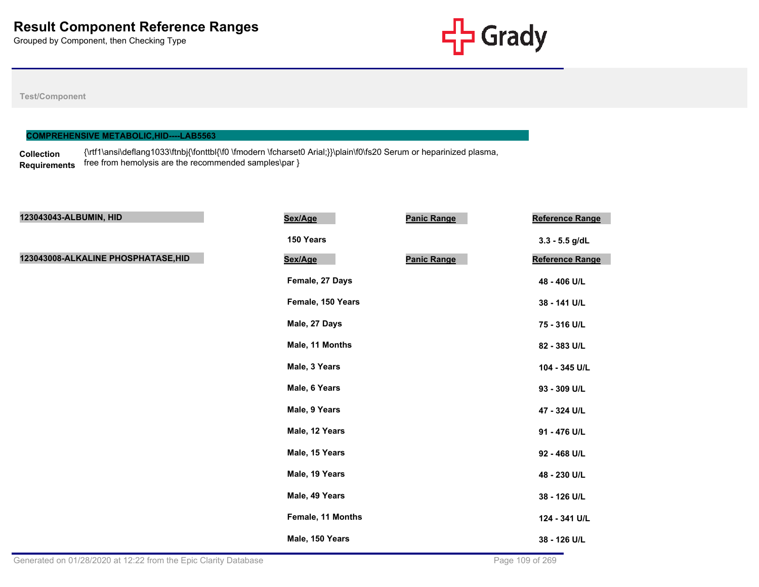# Result Component Reference Ranges

Grouped by Component, then Checking Type

Test/Component

## COMPREHENSIVE METABOLIC,HID----LAB5563

**Collection Requirements** {\rtf1\ansi\deflang1033\ftnbj{\fonttbl{\f0 \fmodern \fcharset0 Arial;}}\plain\f0\fs20 Serum or heparinized plasma, free from hemolysis are the recommended samples\par }

### 123043043-ALBUMIN, HID

| Sex/Age | Panic Range | Reference Range |
|---|---|---|
| 150 Years | | 3.3 - 5.5 g/dL |

### 123043008-ALKALINE PHOSPHATASE,HID

| Sex/Age | Panic Range | Reference Range |
|---|---|---|
| Female, 27 Days | | 48 - 406 U/L |
| Female, 150 Years | | 38 - 141 U/L |
| Male, 27 Days | | 75 - 316 U/L |
| Male, 11 Months | | 82 - 383 U/L |
| Male, 3 Years | | 104 - 345 U/L |
| Male, 6 Years | | 93 - 309 U/L |
| Male, 9 Years | | 47 - 324 U/L |
| Male, 12 Years | | 91 - 476 U/L |
| Male, 15 Years | | 92 - 468 U/L |
| Male, 19 Years | | 48 - 230 U/L |
| Male, 49 Years | | 38 - 126 U/L |
| Female, 11 Months | | 124 - 341 U/L |
| Male, 150 Years | | 38 - 126 U/L |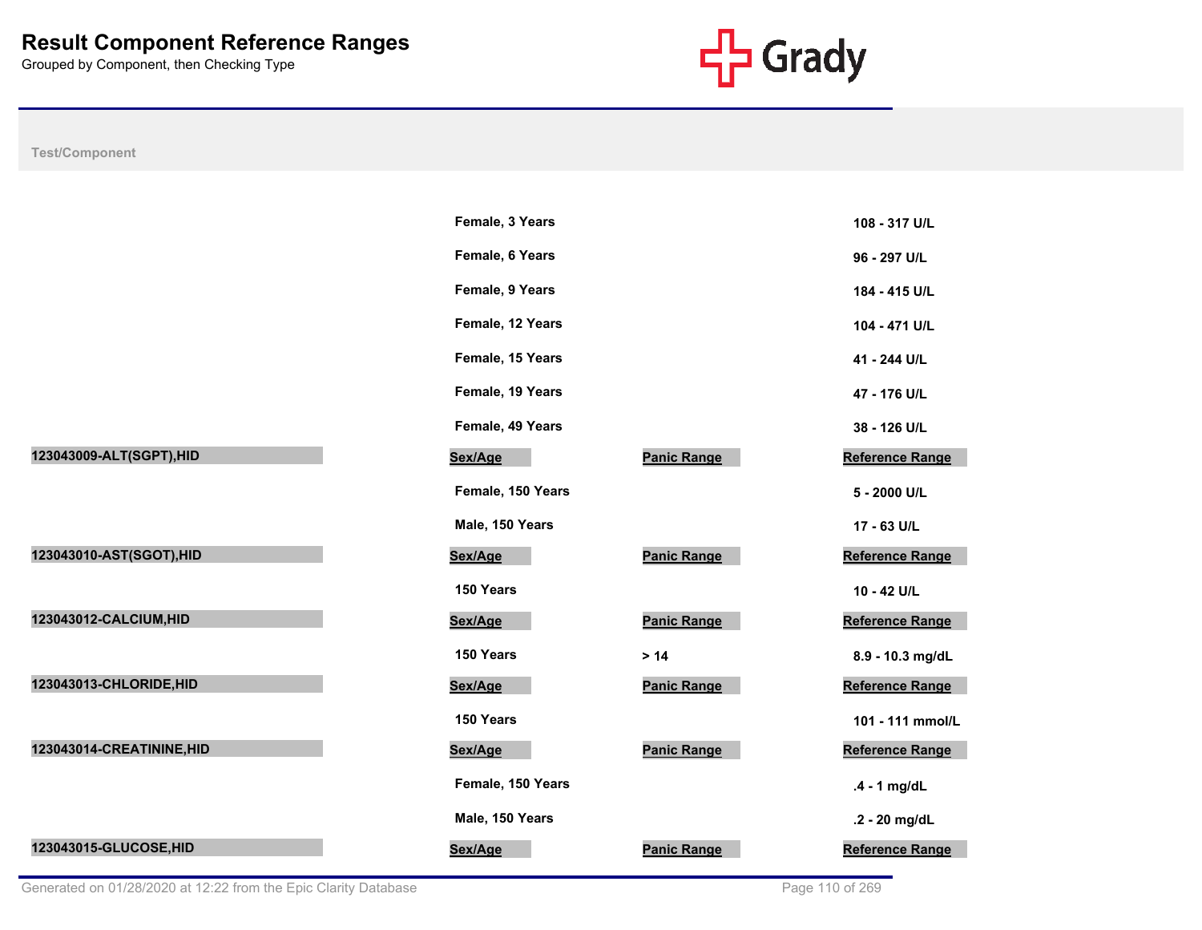# Result Component Reference Ranges

Grouped by Component, then Checking Type

| Test/Component | Sex/Age | Panic Range | Reference Range |
|---|---|---|---|
| | Female, 3 Years | | 108 - 317 U/L |
| | Female, 6 Years | | 96 - 297 U/L |
| | Female, 9 Years | | 184 - 415 U/L |
| | Female, 12 Years | | 104 - 471 U/L |
| | Female, 15 Years | | 41 - 244 U/L |
| | Female, 19 Years | | 47 - 176 U/L |
| | Female, 49 Years | | 38 - 126 U/L |
| **123043009-ALT(SGPT),HID** | **Sex/Age** | **Panic Range** | **Reference Range** |
| | Female, 150 Years | | 5 - 2000 U/L |
| | Male, 150 Years | | 17 - 63 U/L |
| **123043010-AST(SGOT),HID** | **Sex/Age** | **Panic Range** | **Reference Range** |
| | 150 Years | | 10 - 42 U/L |
| **123043012-CALCIUM,HID** | **Sex/Age** | **Panic Range** | **Reference Range** |
| | 150 Years | > 14 | 8.9 - 10.3 mg/dL |
| **123043013-CHLORIDE,HID** | **Sex/Age** | **Panic Range** | **Reference Range** |
| | 150 Years | | 101 - 111 mmol/L |
| **123043014-CREATININE,HID** | **Sex/Age** | **Panic Range** | **Reference Range** |
| | Female, 150 Years | | .4 - 1 mg/dL |
| | Male, 150 Years | | .2 - 20 mg/dL |
| **123043015-GLUCOSE,HID** | **Sex/Age** | **Panic Range** | **Reference Range** |

Generated on 01/28/2020 at 12:22 from the Epic Clarity Database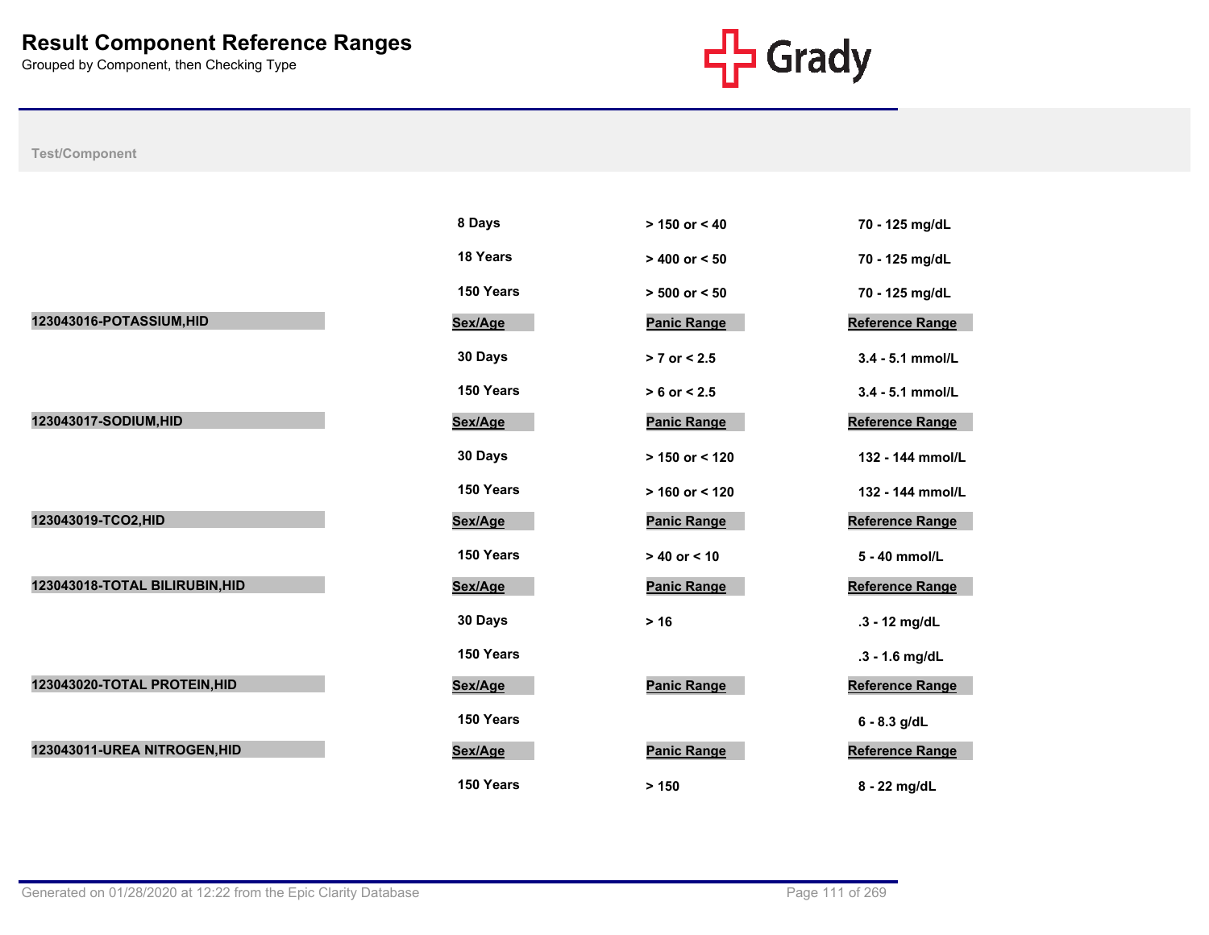# Result Component Reference Ranges

Grouped by Component, then Checking Type

| Test/Component | Sex/Age | Panic Range | Reference Range |
|---|---|---|---|
| | 8 Days | > 150 or < 40 | 70 - 125 mg/dL |
| | 18 Years | > 400 or < 50 | 70 - 125 mg/dL |
| | 150 Years | > 500 or < 50 | 70 - 125 mg/dL |
| **123043016-POTASSIUM,HID** | **Sex/Age** | **Panic Range** | **Reference Range** |
| | 30 Days | > 7 or < 2.5 | 3.4 - 5.1 mmol/L |
| | 150 Years | > 6 or < 2.5 | 3.4 - 5.1 mmol/L |
| **123043017-SODIUM,HID** | **Sex/Age** | **Panic Range** | **Reference Range** |
| | 30 Days | > 150 or < 120 | 132 - 144 mmol/L |
| | 150 Years | > 160 or < 120 | 132 - 144 mmol/L |
| **123043019-TCO2,HID** | **Sex/Age** | **Panic Range** | **Reference Range** |
| | 150 Years | > 40 or < 10 | 5 - 40 mmol/L |
| **123043018-TOTAL BILIRUBIN,HID** | **Sex/Age** | **Panic Range** | **Reference Range** |
| | 30 Days | > 16 | .3 - 12 mg/dL |
| | 150 Years | | .3 - 1.6 mg/dL |
| **123043020-TOTAL PROTEIN,HID** | **Sex/Age** | **Panic Range** | **Reference Range** |
| | 150 Years | | 6 - 8.3 g/dL |
| **123043011-UREA NITROGEN,HID** | **Sex/Age** | **Panic Range** | **Reference Range** |
| | 150 Years | > 150 | 8 - 22 mg/dL |

Generated on 01/28/2020 at 12:22 from the Epic Clarity Database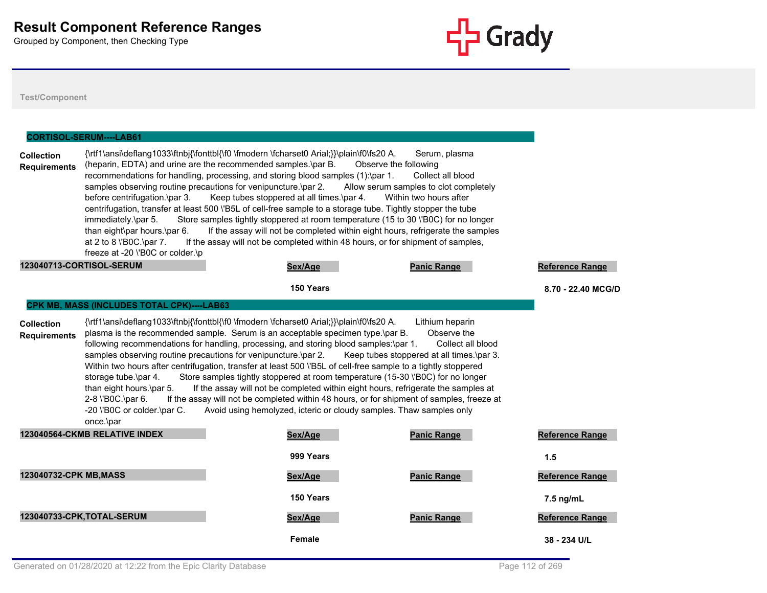# Result Component Reference Ranges

Grouped by Component, then Checking Type

Test/Component

## CORTISOL-SERUM----LAB61

**Collection Requirements**

{\rtf1\ansi\deflang1033\ftnbj{\fonttbl{\f0 \fmodern \fcharset0 Arial;}}\plain\f0\fs20 A.        Serum, plasma (heparin, EDTA) and urine are the recommended samples.\par B.        Observe the following recommendations for handling, processing, and storing blood samples (1):\par 1.        Collect all blood samples observing routine precautions for venipuncture.\par 2.        Allow serum samples to clot completely before centrifugation.\par 3.        Keep tubes stoppered at all times.\par 4.        Within two hours after centrifugation, transfer at least 500 \'B5L of cell-free sample to a storage tube. Tightly stopper the tube immediately.\par 5.        Store samples tightly stoppered at room temperature (15 to 30 \'B0C) for no longer than eight\par hours.\par 6.        If the assay will not be completed within eight hours, refrigerate the samples at 2 to 8 \'B0C.\par 7.        If the assay will not be completed within 48 hours, or for shipment of samples, freeze at -20 \'B0C or colder.\p

| 123040713-CORTISOL-SERUM | Sex/Age | Panic Range | Reference Range |
|---|---|---|---|
| | 150 Years | | 8.70 - 22.40 MCG/D |

## CPK MB, MASS (INCLUDES TOTAL CPK)----LAB63

**Collection Requirements**

{\rtf1\ansi\deflang1033\ftnbj{\fonttbl{\f0 \fmodern \fcharset0 Arial;}}\plain\f0\fs20 A.        Lithium heparin plasma is the recommended sample.  Serum is an acceptable specimen type.\par B.        Observe the following recommendations for handling, processing, and storing blood samples:\par 1.        Collect all blood samples observing routine precautions for venipuncture.\par 2.        Keep tubes stoppered at all times.\par 3.        Within two hours after centrifugation, transfer at least 500 \'B5L of cell-free sample to a tightly stoppered storage tube.\par 4.        Store samples tightly stoppered at room temperature (15-30 \'B0C) for no longer than eight hours.\par 5.        If the assay will not be completed within eight hours, refrigerate the samples at 2-8 \'B0C.\par 6.        If the assay will not be completed within 48 hours, or for shipment of samples, freeze at -20 \'B0C or colder.\par C.        Avoid using hemolyzed, icteric or cloudy samples. Thaw samples only once.\par

| 123040564-CKMB RELATIVE INDEX | Sex/Age | Panic Range | Reference Range |
|---|---|---|---|
| | 999 Years | | 1.5 |

| 123040732-CPK MB,MASS | Sex/Age | Panic Range | Reference Range |
|---|---|---|---|
| | 150 Years | | 7.5 ng/mL |

| 123040733-CPK,TOTAL-SERUM | Sex/Age | Panic Range | Reference Range |
|---|---|---|---|
| | Female | | 38 - 234 U/L |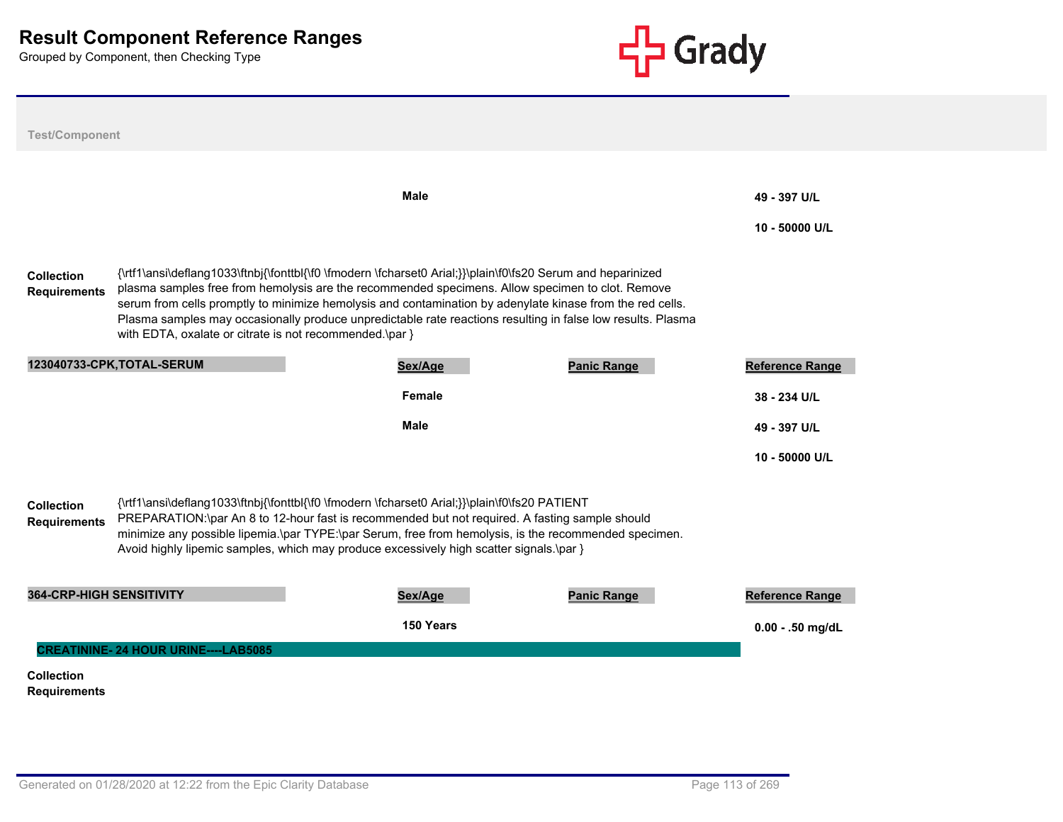# Result Component Reference Ranges

Grouped by Component, then Checking Type

**Test/Component**

| | Sex/Age | Panic Range | Reference Range |
|---|---|---|---|
| | Male | | 49 - 397 U/L |
| | | | 10 - 50000 U/L |

**Collection Requirements** {\rtf1\ansi\deflang1033\ftnbj{\fonttbl{\f0 \fmodern \fcharset0 Arial;}}\plain\f0\fs20 Serum and heparinized plasma samples free from hemolysis are the recommended specimens. Allow specimen to clot. Remove serum from cells promptly to minimize hemolysis and contamination by adenylate kinase from the red cells. Plasma samples may occasionally produce unpredictable rate reactions resulting in false low results. Plasma with EDTA, oxalate or citrate is not recommended.\par }

| 123040733-CPK,TOTAL-SERUM | Sex/Age | Panic Range | Reference Range |
|---|---|---|---|
| | Female | | 38 - 234 U/L |
| | Male | | 49 - 397 U/L |
| | | | 10 - 50000 U/L |

**Collection Requirements** {\rtf1\ansi\deflang1033\ftnbj{\fonttbl{\f0 \fmodern \fcharset0 Arial;}}\plain\f0\fs20 PATIENT PREPARATION:\par An 8 to 12-hour fast is recommended but not required. A fasting sample should minimize any possible lipemia.\par TYPE:\par Serum, free from hemolysis, is the recommended specimen. Avoid highly lipemic samples, which may produce excessively high scatter signals.\par }

| 364-CRP-HIGH SENSITIVITY | Sex/Age | Panic Range | Reference Range |
|---|---|---|---|
| | 150 Years | | 0.00 - .50 mg/dL |

## CREATININE- 24 HOUR URINE----LAB5085

**Collection Requirements**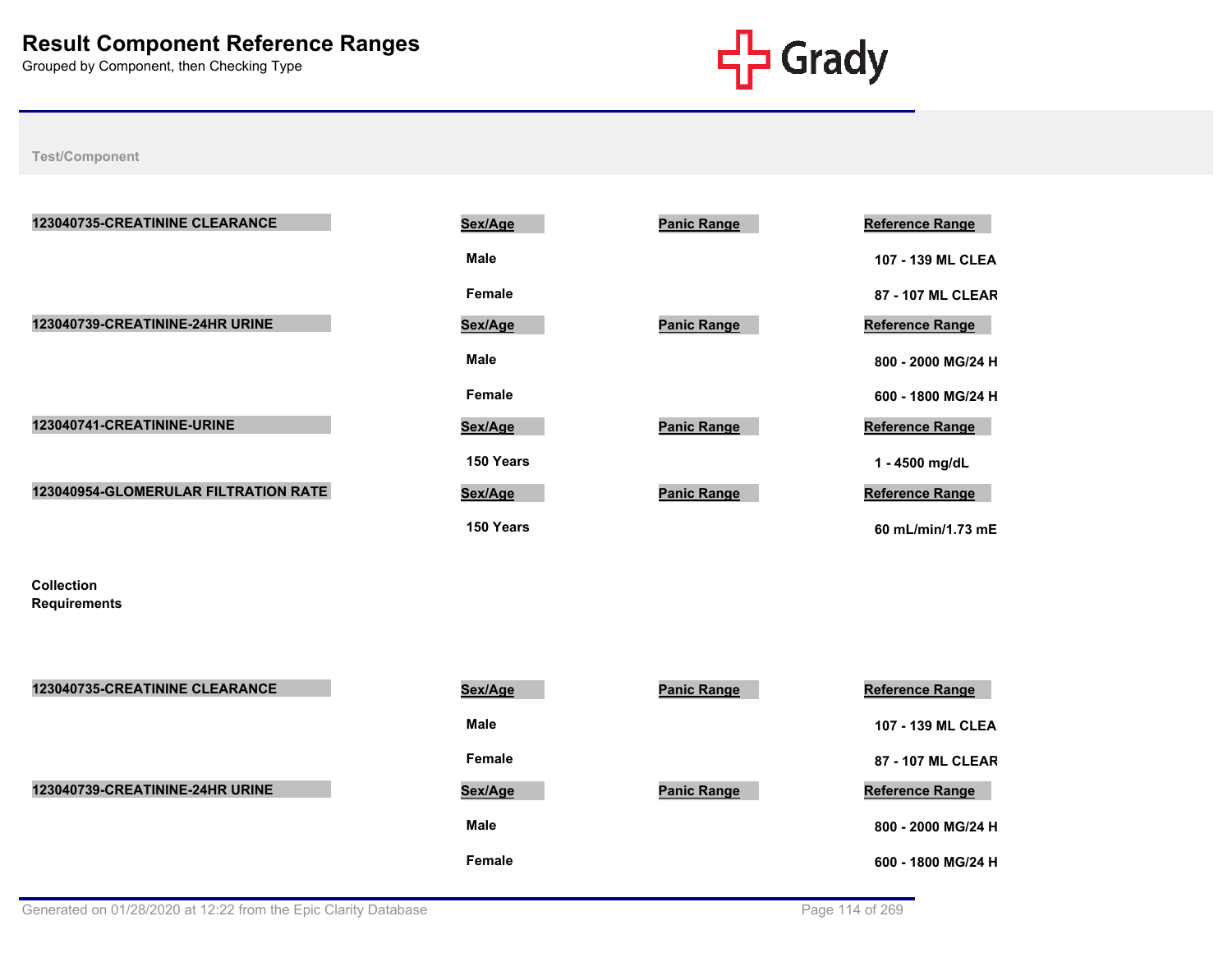# Result Component Reference Ranges

Grouped by Component, then Checking Type

Test/Component

| Test/Component | Sex/Age | Panic Range | Reference Range |
|---|---|---|---|
| 123040735-CREATININE CLEARANCE | Male | | 107 - 139 ML CLEA |
| | Female | | 87 - 107 ML CLEAR |
| 123040739-CREATININE-24HR URINE | Male | | 800 - 2000 MG/24 H |
| | Female | | 600 - 1800 MG/24 H |
| 123040741-CREATININE-URINE | 150 Years | | 1 - 4500 mg/dL |
| 123040954-GLOMERULAR FILTRATION RATE | 150 Years | | 60 mL/min/1.73 mE |

**Collection Requirements**

| Test/Component | Sex/Age | Panic Range | Reference Range |
|---|---|---|---|
| 123040735-CREATININE CLEARANCE | Male | | 107 - 139 ML CLEA |
| | Female | | 87 - 107 ML CLEAR |
| 123040739-CREATININE-24HR URINE | Male | | 800 - 2000 MG/24 H |
| | Female | | 600 - 1800 MG/24 H |

Generated on 01/28/2020 at 12:22 from the Epic Clarity Database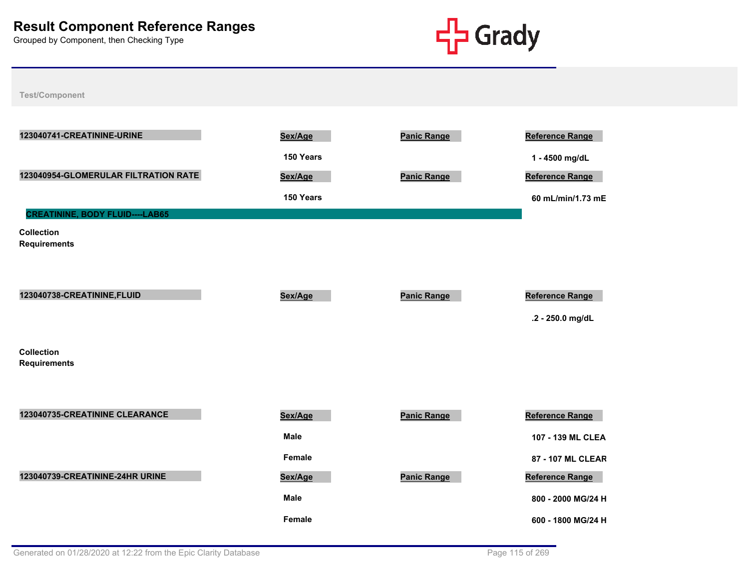# Result Component Reference Ranges

Grouped by Component, then Checking Type

Test/Component

| 123040741-CREATININE-URINE | Sex/Age | Panic Range | Reference Range |
|---|---|---|---|
| | 150 Years | | 1 - 4500 mg/dL |

| 123040954-GLOMERULAR FILTRATION RATE | Sex/Age | Panic Range | Reference Range |
|---|---|---|---|
| | 150 Years | | 60 mL/min/1.73 mE |

## CREATININE, BODY FLUID----LAB65

**Collection Requirements**

| 123040738-CREATININE,FLUID | Sex/Age | Panic Range | Reference Range |
|---|---|---|---|
| | | | .2 - 250.0 mg/dL |

**Collection Requirements**

| 123040735-CREATININE CLEARANCE | Sex/Age | Panic Range | Reference Range |
|---|---|---|---|
| | Male | | 107 - 139 ML CLEA |
| | Female | | 87 - 107 ML CLEAR |

| 123040739-CREATININE-24HR URINE | Sex/Age | Panic Range | Reference Range |
|---|---|---|---|
| | Male | | 800 - 2000 MG/24 H |
| | Female | | 600 - 1800 MG/24 H |

Generated on 01/28/2020 at 12:22 from the Epic Clarity Database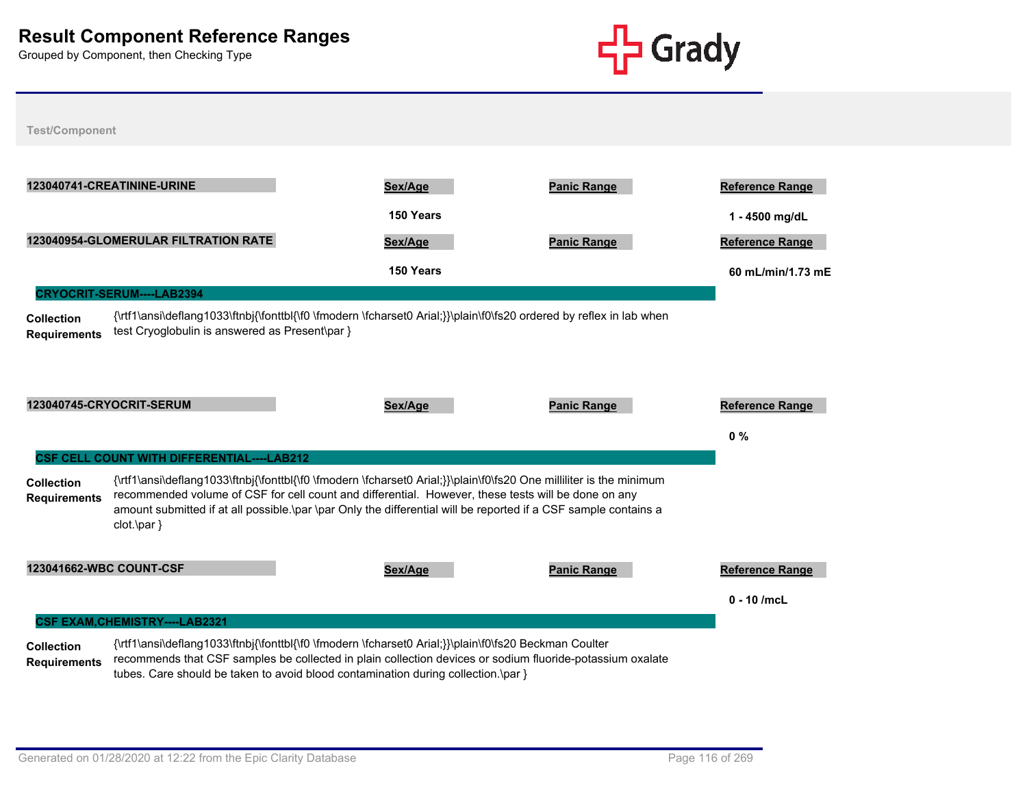# Result Component Reference Ranges

Grouped by Component, then Checking Type

Test/Component

| 123040741-CREATININE-URINE | Sex/Age | Panic Range | Reference Range |
|---|---|---|---|
| | 150 Years | | 1 - 4500 mg/dL |

| 123040954-GLOMERULAR FILTRATION RATE | Sex/Age | Panic Range | Reference Range |
|---|---|---|---|
| | 150 Years | | 60 mL/min/1.73 mE |

## CRYOCRIT-SERUM----LAB2394

**Collection Requirements**

{\rtf1\ansi\deflang1033\ftnbj{\fonttbl{\f0 \fmodern \fcharset0 Arial;}}\plain\f0\fs20 ordered by reflex in lab when test Cryoglobulin is answered as Present\par }

| 123040745-CRYOCRIT-SERUM | Sex/Age | Panic Range | Reference Range |
|---|---|---|---|
| | | | 0 % |

## CSF CELL COUNT WITH DIFFERENTIAL----LAB212

**Collection Requirements**

{\rtf1\ansi\deflang1033\ftnbj{\fonttbl{\f0 \fmodern \fcharset0 Arial;}}\plain\f0\fs20 One milliliter is the minimum recommended volume of CSF for cell count and differential. However, these tests will be done on any amount submitted if at all possible.\par \par Only the differential will be reported if a CSF sample contains a clot.\par }

| 123041662-WBC COUNT-CSF | Sex/Age | Panic Range | Reference Range |
|---|---|---|---|
| | | | 0 - 10 /mcL |

## CSF EXAM,CHEMISTRY----LAB2321

**Collection Requirements**

{\rtf1\ansi\deflang1033\ftnbj{\fonttbl{\f0 \fmodern \fcharset0 Arial;}}\plain\f0\fs20 Beckman Coulter recommends that CSF samples be collected in plain collection devices or sodium fluoride-potassium oxalate tubes. Care should be taken to avoid blood contamination during collection.\par }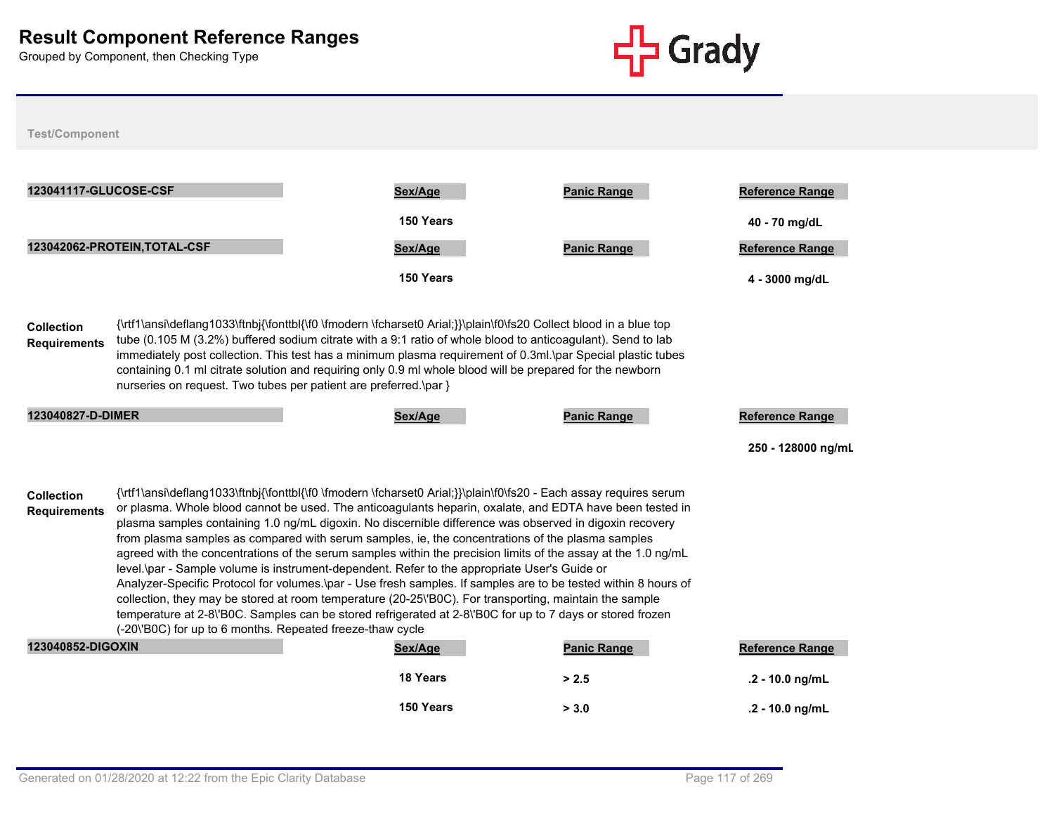# Result Component Reference Ranges

Grouped by Component, then Checking Type

**Test/Component**

**123041117-GLUCOSE-CSF**

| Sex/Age | Panic Range | Reference Range |
| --- | --- | --- |
| 150 Years | | 40 - 70 mg/dL |

**123042062-PROTEIN,TOTAL-CSF**

| Sex/Age | Panic Range | Reference Range |
| --- | --- | --- |
| 150 Years | | 4 - 3000 mg/dL |

**Collection Requirements** {\rtf1\ansi\deflang1033\ftnbj{\fonttbl{\f0 \fmodern \fcharset0 Arial;}}\plain\f0\fs20 Collect blood in a blue top tube (0.105 M (3.2%) buffered sodium citrate with a 9:1 ratio of whole blood to anticoagulant). Send to lab immediately post collection. This test has a minimum plasma requirement of 0.3ml.\par Special plastic tubes containing 0.1 ml citrate solution and requiring only 0.9 ml whole blood will be prepared for the newborn nurseries on request. Two tubes per patient are preferred.\par }

**123040827-D-DIMER**

| Sex/Age | Panic Range | Reference Range |
| --- | --- | --- |
| | | 250 - 128000 ng/mL |

**Collection Requirements** {\rtf1\ansi\deflang1033\ftnbj{\fonttbl{\f0 \fmodern \fcharset0 Arial;}}\plain\f0\fs20 - Each assay requires serum or plasma. Whole blood cannot be used. The anticoagulants heparin, oxalate, and EDTA have been tested in plasma samples containing 1.0 ng/mL digoxin. No discernible difference was observed in digoxin recovery from plasma samples as compared with serum samples, ie, the concentrations of the plasma samples agreed with the concentrations of the serum samples within the precision limits of the assay at the 1.0 ng/mL level.\par - Sample volume is instrument-dependent. Refer to the appropriate User's Guide or Analyzer-Specific Protocol for volumes.\par - Use fresh samples. If samples are to be tested within 8 hours of collection, they may be stored at room temperature (20-25\'B0C). For transporting, maintain the sample temperature at 2-8\'B0C. Samples can be stored refrigerated at 2-8\'B0C for up to 7 days or stored frozen (-20\'B0C) for up to 6 months. Repeated freeze-thaw cycle

**123040852-DIGOXIN**

| Sex/Age | Panic Range | Reference Range |
| --- | --- | --- |
| 18 Years | > 2.5 | .2 - 10.0 ng/mL |
| 150 Years | > 3.0 | .2 - 10.0 ng/mL |

Generated on 01/28/2020 at 12:22 from the Epic Clarity Database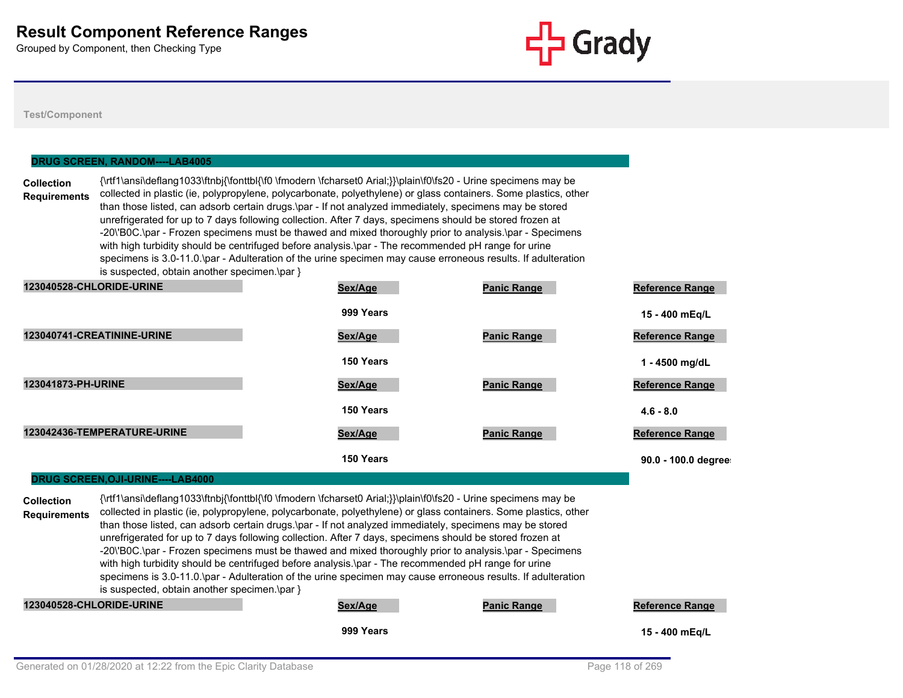# Result Component Reference Ranges

Grouped by Component, then Checking Type

Test/Component

## DRUG SCREEN, RANDOM----LAB4005

**Collection Requirements**

{\rtf1\ansi\deflang1033\ftnbj{\fonttbl{\f0 \fmodern \fcharset0 Arial;}}\plain\f0\fs20 - Urine specimens may be collected in plastic (ie, polypropylene, polycarbonate, polyethylene) or glass containers. Some plastics, other than those listed, can adsorb certain drugs.\par - If not analyzed immediately, specimens may be stored unrefrigerated for up to 7 days following collection. After 7 days, specimens should be stored frozen at -20\'B0C.\par - Frozen specimens must be thawed and mixed thoroughly prior to analysis.\par - Specimens with high turbidity should be centrifuged before analysis.\par - The recommended pH range for urine specimens is 3.0-11.0.\par - Adulteration of the urine specimen may cause erroneous results. If adulteration is suspected, obtain another specimen.\par }

| Component | Sex/Age | Panic Range | Reference Range |
|---|---|---|---|
| 123040528-CHLORIDE-URINE | 999 Years | | 15 - 400 mEq/L |
| 123040741-CREATININE-URINE | 150 Years | | 1 - 4500 mg/dL |
| 123041873-PH-URINE | 150 Years | | 4.6 - 8.0 |
| 123042436-TEMPERATURE-URINE | 150 Years | | 90.0 - 100.0 degree |

## DRUG SCREEN,OJI-URINE----LAB4000

**Collection Requirements**

{\rtf1\ansi\deflang1033\ftnbj{\fonttbl{\f0 \fmodern \fcharset0 Arial;}}\plain\f0\fs20 - Urine specimens may be collected in plastic (ie, polypropylene, polycarbonate, polyethylene) or glass containers. Some plastics, other than those listed, can adsorb certain drugs.\par - If not analyzed immediately, specimens may be stored unrefrigerated for up to 7 days following collection. After 7 days, specimens should be stored frozen at -20\'B0C.\par - Frozen specimens must be thawed and mixed thoroughly prior to analysis.\par - Specimens with high turbidity should be centrifuged before analysis.\par - The recommended pH range for urine specimens is 3.0-11.0.\par - Adulteration of the urine specimen may cause erroneous results. If adulteration is suspected, obtain another specimen.\par }

| Component | Sex/Age | Panic Range | Reference Range |
|---|---|---|---|
| 123040528-CHLORIDE-URINE | 999 Years | | 15 - 400 mEq/L |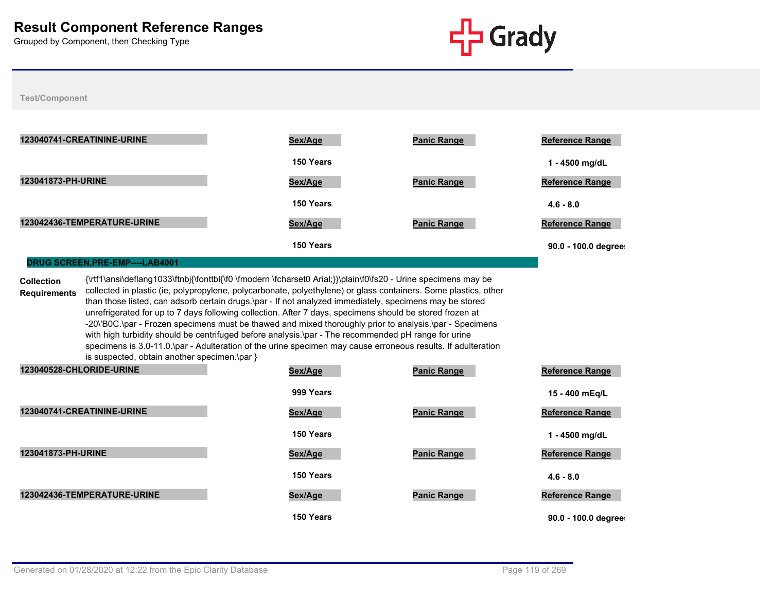# Result Component Reference Ranges

Grouped by Component, then Checking Type

**Test/Component**

| 123040741-CREATININE-URINE | Sex/Age | Panic Range | Reference Range |
|---|---|---|---|
| | 150 Years | | 1 - 4500 mg/dL |

| 123041873-PH-URINE | Sex/Age | Panic Range | Reference Range |
|---|---|---|---|
| | 150 Years | | 4.6 - 8.0 |

| 123042436-TEMPERATURE-URINE | Sex/Age | Panic Range | Reference Range |
|---|---|---|---|
| | 150 Years | | 90.0 - 100.0 degree |

## DRUG SCREEN,PRE-EMP----LAB4001

**Collection Requirements** {\rtf1\ansi\deflang1033\ftnbj{\fonttbl{\f0 \fmodern \fcharset0 Arial;}}\plain\f0\fs20 - Urine specimens may be collected in plastic (ie, polypropylene, polycarbonate, polyethylene) or glass containers. Some plastics, other than those listed, can adsorb certain drugs.\par - If not analyzed immediately, specimens may be stored unrefrigerated for up to 7 days following collection. After 7 days, specimens should be stored frozen at -20\'B0C.\par - Frozen specimens must be thawed and mixed thoroughly prior to analysis.\par - Specimens with high turbidity should be centrifuged before analysis.\par - The recommended pH range for urine specimens is 3.0-11.0.\par - Adulteration of the urine specimen may cause erroneous results. If adulteration is suspected, obtain another specimen.\par }

| 123040528-CHLORIDE-URINE | Sex/Age | Panic Range | Reference Range |
|---|---|---|---|
| | 999 Years | | 15 - 400 mEq/L |

| 123040741-CREATININE-URINE | Sex/Age | Panic Range | Reference Range |
|---|---|---|---|
| | 150 Years | | 1 - 4500 mg/dL |

| 123041873-PH-URINE | Sex/Age | Panic Range | Reference Range |
|---|---|---|---|
| | 150 Years | | 4.6 - 8.0 |

| 123042436-TEMPERATURE-URINE | Sex/Age | Panic Range | Reference Range |
|---|---|---|---|
| | 150 Years | | 90.0 - 100.0 degree |

Generated on 01/28/2020 at 12:22 from the Epic Clarity Database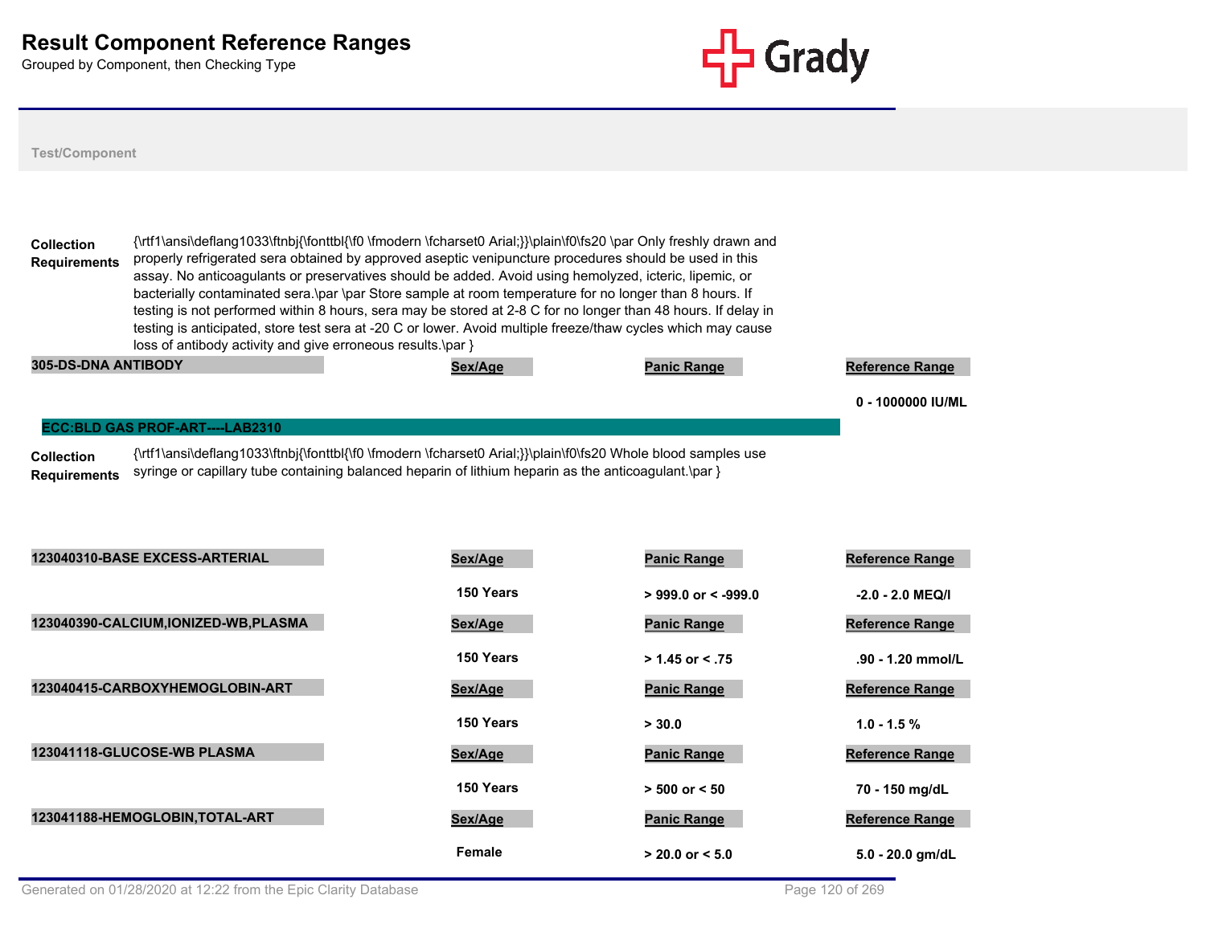# Result Component Reference Ranges

Grouped by Component, then Checking Type

Test/Component

**Collection Requirements** {\rtf1\ansi\deflang1033\ftnbj{\fonttbl{\f0 \fmodern \fcharset0 Arial;}}\plain\f0\fs20 \par Only freshly drawn and properly refrigerated sera obtained by approved aseptic venipuncture procedures should be used in this assay. No anticoagulants or preservatives should be added. Avoid using hemolyzed, icteric, lipemic, or bacterially contaminated sera.\par \par Store sample at room temperature for no longer than 8 hours. If testing is not performed within 8 hours, sera may be stored at 2-8 C for no longer than 48 hours. If delay in testing is anticipated, store test sera at -20 C or lower. Avoid multiple freeze/thaw cycles which may cause loss of antibody activity and give erroneous results.\par }

| 305-DS-DNA ANTIBODY | Sex/Age | Panic Range | Reference Range |
|---|---|---|---|
| | | | 0 - 1000000 IU/ML |

## ECC:BLD GAS PROF-ART----LAB2310

**Collection Requirements** {\rtf1\ansi\deflang1033\ftnbj{\fonttbl{\f0 \fmodern \fcharset0 Arial;}}\plain\f0\fs20 Whole blood samples use syringe or capillary tube containing balanced heparin of lithium heparin as the anticoagulant.\par }

| 123040310-BASE EXCESS-ARTERIAL | Sex/Age | Panic Range | Reference Range |
|---|---|---|---|
| | 150 Years | > 999.0 or < -999.0 | -2.0 - 2.0 MEQ/l |

| 123040390-CALCIUM,IONIZED-WB,PLASMA | Sex/Age | Panic Range | Reference Range |
|---|---|---|---|
| | 150 Years | > 1.45 or < .75 | .90 - 1.20 mmol/L |

| 123040415-CARBOXYHEMOGLOBIN-ART | Sex/Age | Panic Range | Reference Range |
|---|---|---|---|
| | 150 Years | > 30.0 | 1.0 - 1.5 % |

| 123041118-GLUCOSE-WB PLASMA | Sex/Age | Panic Range | Reference Range |
|---|---|---|---|
| | 150 Years | > 500 or < 50 | 70 - 150 mg/dL |

| 123041188-HEMOGLOBIN,TOTAL-ART | Sex/Age | Panic Range | Reference Range |
|---|---|---|---|
| | Female | > 20.0 or < 5.0 | 5.0 - 20.0 gm/dL |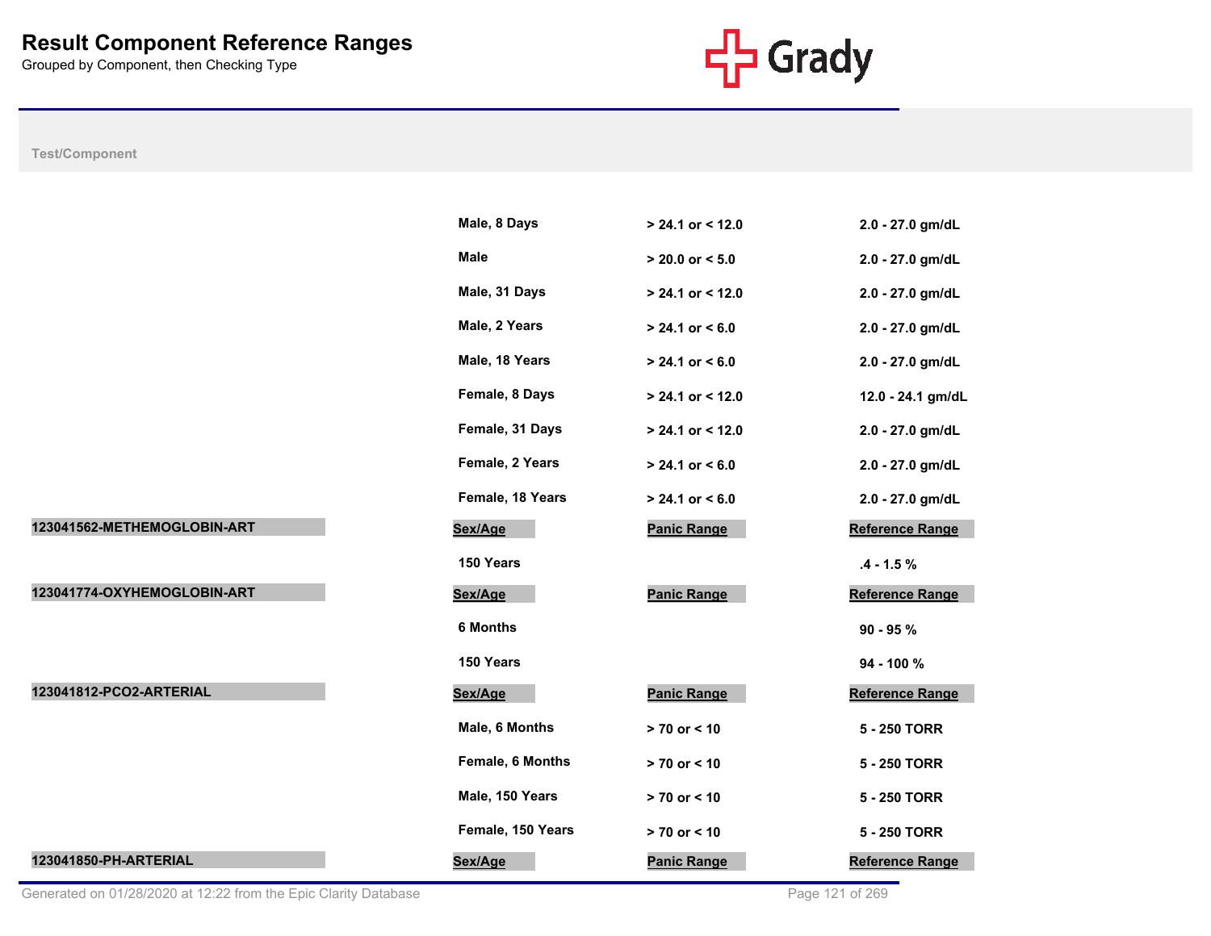# Result Component Reference Ranges

Grouped by Component, then Checking Type

| Test/Component | Sex/Age | Panic Range | Reference Range |
|---|---|---|---|
| | Male, 8 Days | > 24.1 or < 12.0 | 2.0 - 27.0 gm/dL |
| | Male | > 20.0 or < 5.0 | 2.0 - 27.0 gm/dL |
| | Male, 31 Days | > 24.1 or < 12.0 | 2.0 - 27.0 gm/dL |
| | Male, 2 Years | > 24.1 or < 6.0 | 2.0 - 27.0 gm/dL |
| | Male, 18 Years | > 24.1 or < 6.0 | 2.0 - 27.0 gm/dL |
| | Female, 8 Days | > 24.1 or < 12.0 | 12.0 - 24.1 gm/dL |
| | Female, 31 Days | > 24.1 or < 12.0 | 2.0 - 27.0 gm/dL |
| | Female, 2 Years | > 24.1 or < 6.0 | 2.0 - 27.0 gm/dL |
| | Female, 18 Years | > 24.1 or < 6.0 | 2.0 - 27.0 gm/dL |
| **123041562-METHEMOGLOBIN-ART** | **Sex/Age** | **Panic Range** | **Reference Range** |
| | 150 Years | | .4 - 1.5 % |
| **123041774-OXYHEMOGLOBIN-ART** | **Sex/Age** | **Panic Range** | **Reference Range** |
| | 6 Months | | 90 - 95 % |
| | 150 Years | | 94 - 100 % |
| **123041812-PCO2-ARTERIAL** | **Sex/Age** | **Panic Range** | **Reference Range** |
| | Male, 6 Months | > 70 or < 10 | 5 - 250 TORR |
| | Female, 6 Months | > 70 or < 10 | 5 - 250 TORR |
| | Male, 150 Years | > 70 or < 10 | 5 - 250 TORR |
| | Female, 150 Years | > 70 or < 10 | 5 - 250 TORR |
| **123041850-PH-ARTERIAL** | **Sex/Age** | **Panic Range** | **Reference Range** |

Generated on 01/28/2020 at 12:22 from the Epic Clarity Database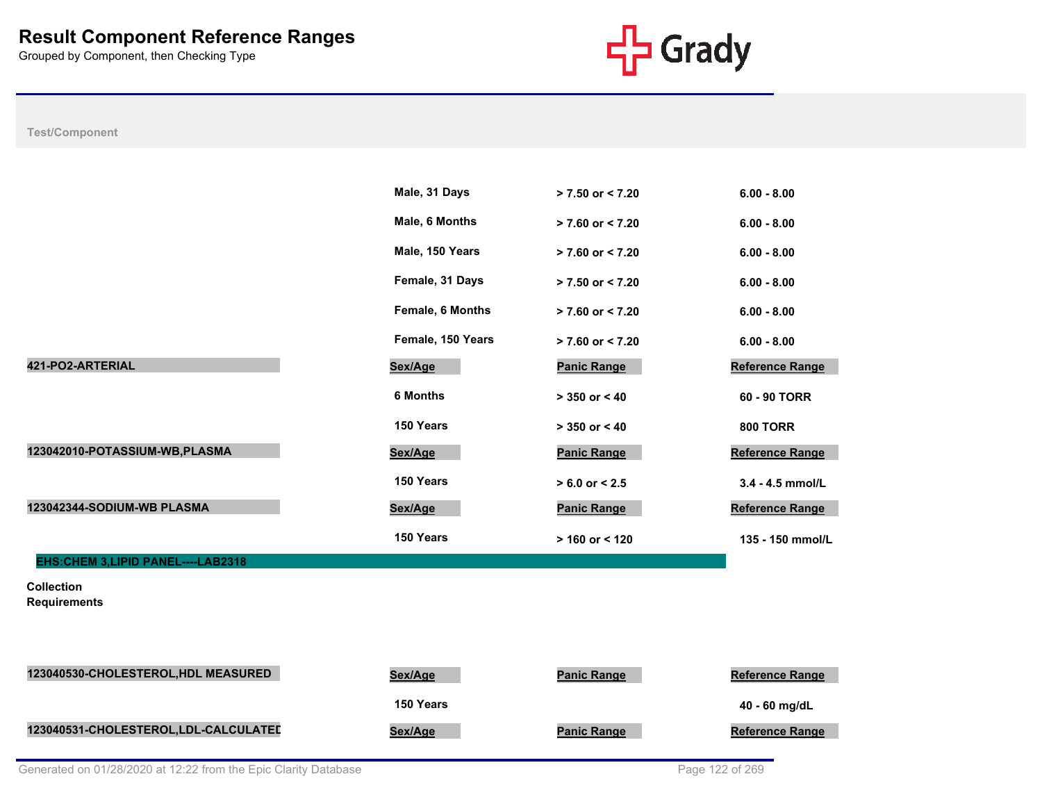# Result Component Reference Ranges

Grouped by Component, then Checking Type

Test/Component

| Test/Component | Sex/Age | Panic Range | Reference Range |
|---|---|---|---|
| | Male, 31 Days | > 7.50 or < 7.20 | 6.00 - 8.00 |
| | Male, 6 Months | > 7.60 or < 7.20 | 6.00 - 8.00 |
| | Male, 150 Years | > 7.60 or < 7.20 | 6.00 - 8.00 |
| | Female, 31 Days | > 7.50 or < 7.20 | 6.00 - 8.00 |
| | Female, 6 Months | > 7.60 or < 7.20 | 6.00 - 8.00 |
| | Female, 150 Years | > 7.60 or < 7.20 | 6.00 - 8.00 |

| 421-PO2-ARTERIAL | Sex/Age | Panic Range | Reference Range |
|---|---|---|---|
| | 6 Months | > 350 or < 40 | 60 - 90 TORR |
| | 150 Years | > 350 or < 40 | 800 TORR |

| 123042010-POTASSIUM-WB,PLASMA | Sex/Age | Panic Range | Reference Range |
|---|---|---|---|
| | 150 Years | > 6.0 or < 2.5 | 3.4 - 4.5 mmol/L |

| 123042344-SODIUM-WB PLASMA | Sex/Age | Panic Range | Reference Range |
|---|---|---|---|
| | 150 Years | > 160 or < 120 | 135 - 150 mmol/L |

## EHS:CHEM 3,LIPID PANEL----LAB2318

Collection Requirements

| 123040530-CHOLESTEROL,HDL MEASURED | Sex/Age | Panic Range | Reference Range |
|---|---|---|---|
| | 150 Years | | 40 - 60 mg/dL |

| 123040531-CHOLESTEROL,LDL-CALCULATED | Sex/Age | Panic Range | Reference Range |
|---|---|---|---|

Generated on 01/28/2020 at 12:22 from the Epic Clarity Database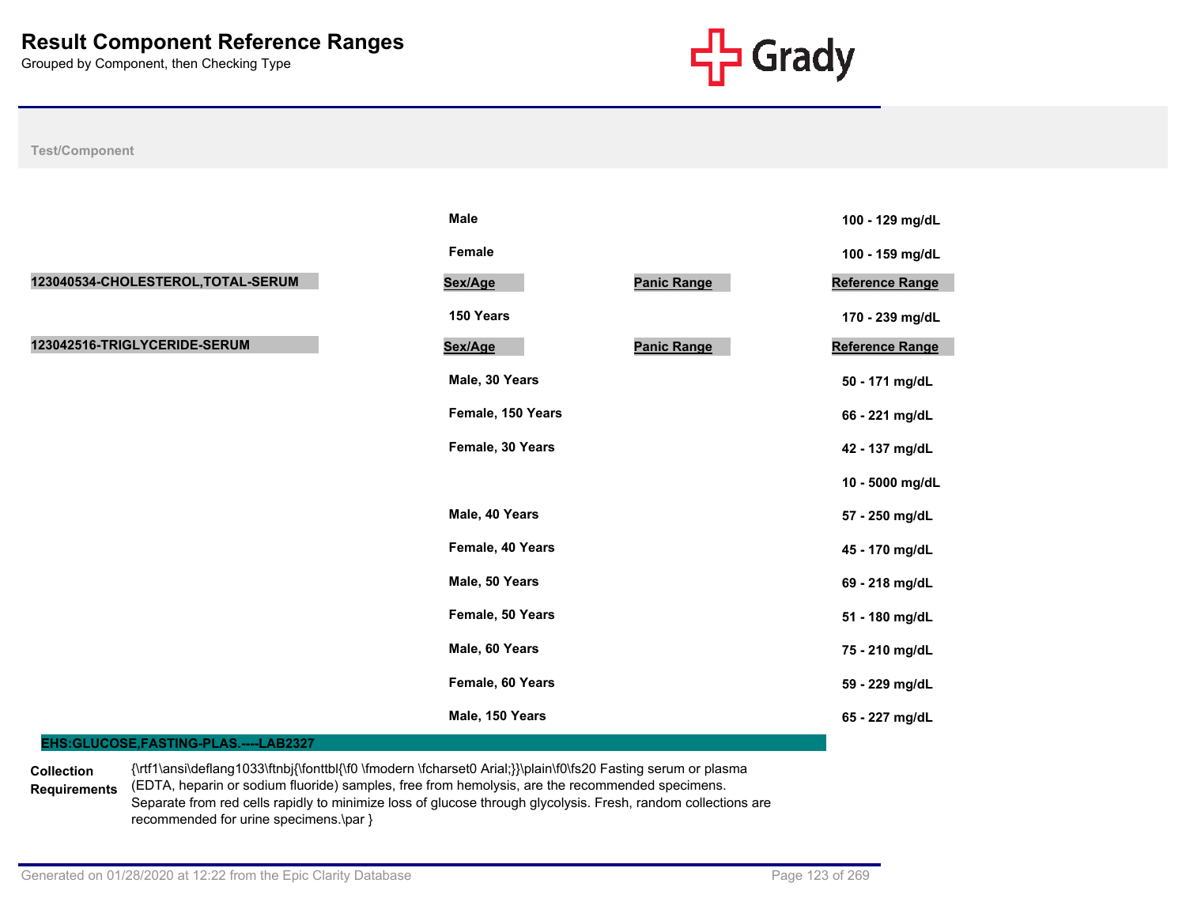# Result Component Reference Ranges

Grouped by Component, then Checking Type

Test/Component

| | Sex/Age | Panic Range | Reference Range |
|---|---|---|---|
| | Male | | 100 - 129 mg/dL |
| | Female | | 100 - 159 mg/dL |

| 123040534-CHOLESTEROL,TOTAL-SERUM | Sex/Age | Panic Range | Reference Range |
|---|---|---|---|
| | 150 Years | | 170 - 239 mg/dL |

| 123042516-TRIGLYCERIDE-SERUM | Sex/Age | Panic Range | Reference Range |
|---|---|---|---|
| | Male, 30 Years | | 50 - 171 mg/dL |
| | Female, 150 Years | | 66 - 221 mg/dL |
| | Female, 30 Years | | 42 - 137 mg/dL |
| | | | 10 - 5000 mg/dL |
| | Male, 40 Years | | 57 - 250 mg/dL |
| | Female, 40 Years | | 45 - 170 mg/dL |
| | Male, 50 Years | | 69 - 218 mg/dL |
| | Female, 50 Years | | 51 - 180 mg/dL |
| | Male, 60 Years | | 75 - 210 mg/dL |
| | Female, 60 Years | | 59 - 229 mg/dL |
| | Male, 150 Years | | 65 - 227 mg/dL |

## EHS:GLUCOSE,FASTING-PLAS.----LAB2327

**Collection Requirements**

{\rtf1\ansi\deflang1033\ftnbj{\fonttbl{\f0 \fmodern \fcharset0 Arial;}}\plain\f0\fs20 Fasting serum or plasma (EDTA, heparin or sodium fluoride) samples, free from hemolysis, are the recommended specimens. Separate from red cells rapidly to minimize loss of glucose through glycolysis. Fresh, random collections are recommended for urine specimens.\par }

Generated on 01/28/2020 at 12:22 from the Epic Clarity Database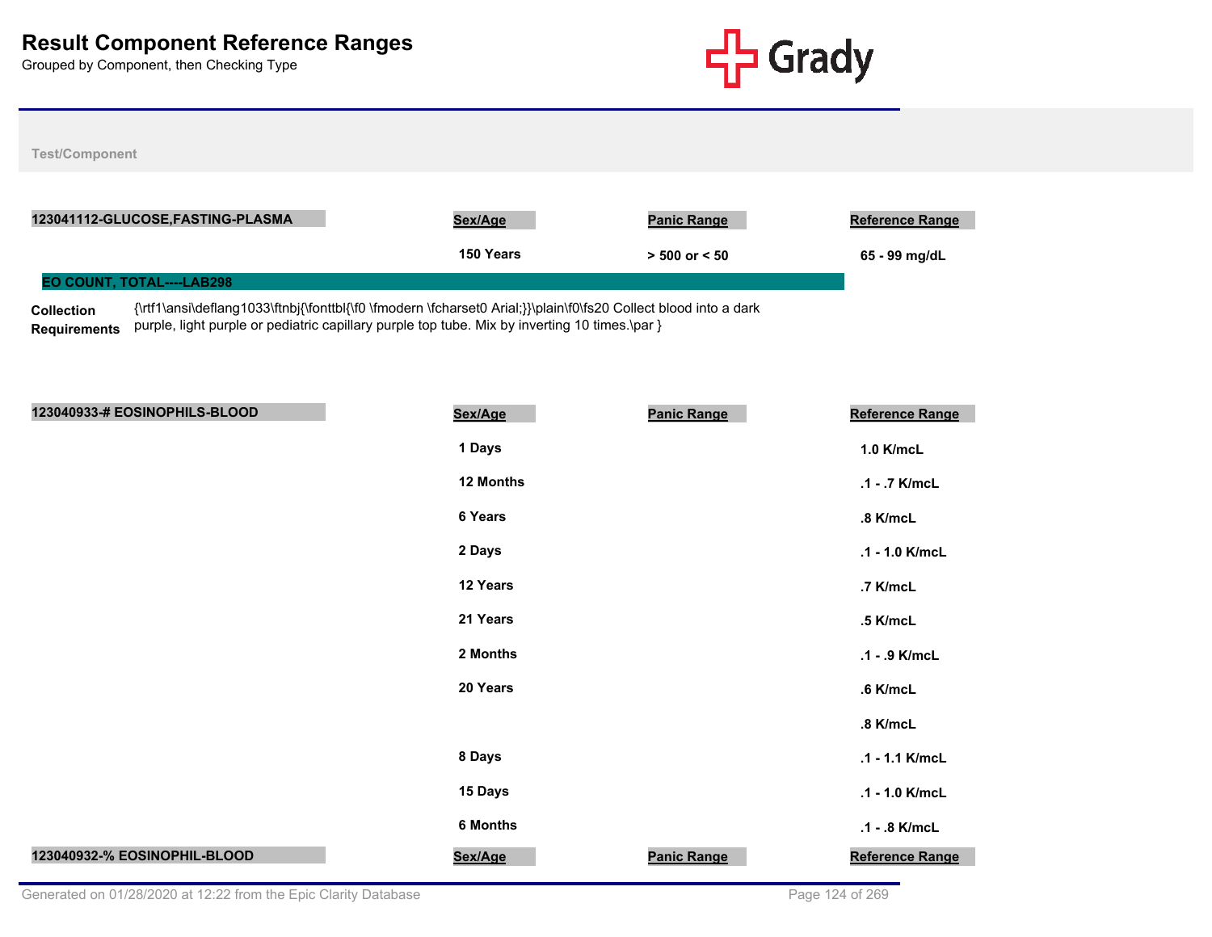# Result Component Reference Ranges

Grouped by Component, then Checking Type

Test/Component

| 123041112-GLUCOSE,FASTING-PLASMA | Sex/Age | Panic Range | Reference Range |
|---|---|---|---|
| | 150 Years | > 500 or < 50 | 65 - 99 mg/dL |

**EO COUNT, TOTAL----LAB298**

**Collection Requirements** {\rtf1\ansi\deflang1033\ftnbj{\fonttbl{\f0 \fmodern \fcharset0 Arial;}}\plain\f0\fs20 Collect blood into a dark purple, light purple or pediatric capillary purple top tube. Mix by inverting 10 times.\par }

| 123040933-# EOSINOPHILS-BLOOD | Sex/Age | Panic Range | Reference Range |
|---|---|---|---|
| | 1 Days | | 1.0 K/mcL |
| | 12 Months | | .1 - .7 K/mcL |
| | 6 Years | | .8 K/mcL |
| | 2 Days | | .1 - 1.0 K/mcL |
| | 12 Years | | .7 K/mcL |
| | 21 Years | | .5 K/mcL |
| | 2 Months | | .1 - .9 K/mcL |
| | 20 Years | | .6 K/mcL |
| | | | .8 K/mcL |
| | 8 Days | | .1 - 1.1 K/mcL |
| | 15 Days | | .1 - 1.0 K/mcL |
| | 6 Months | | .1 - .8 K/mcL |

| 123040932-% EOSINOPHIL-BLOOD | Sex/Age | Panic Range | Reference Range |
|---|---|---|---|

Generated on 01/28/2020 at 12:22 from the Epic Clarity Database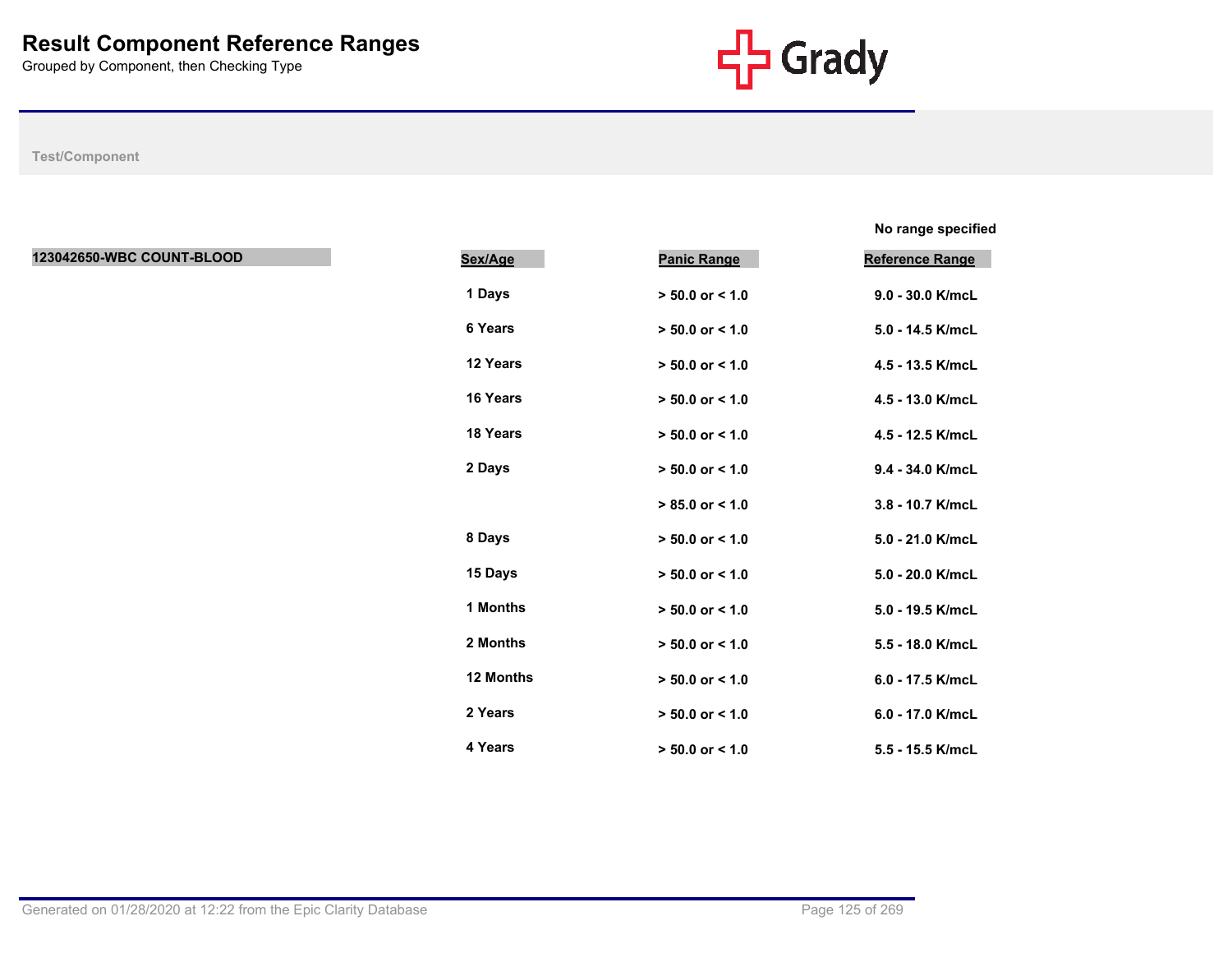# Result Component Reference Ranges

Grouped by Component, then Checking Type

Test/Component

No range specified

| 123042650-WBC COUNT-BLOOD | Sex/Age | Panic Range | Reference Range |
|---|---|---|---|
| | 1 Days | > 50.0 or < 1.0 | 9.0 - 30.0 K/mcL |
| | 6 Years | > 50.0 or < 1.0 | 5.0 - 14.5 K/mcL |
| | 12 Years | > 50.0 or < 1.0 | 4.5 - 13.5 K/mcL |
| | 16 Years | > 50.0 or < 1.0 | 4.5 - 13.0 K/mcL |
| | 18 Years | > 50.0 or < 1.0 | 4.5 - 12.5 K/mcL |
| | 2 Days | > 50.0 or < 1.0 | 9.4 - 34.0 K/mcL |
| | | > 85.0 or < 1.0 | 3.8 - 10.7 K/mcL |
| | 8 Days | > 50.0 or < 1.0 | 5.0 - 21.0 K/mcL |
| | 15 Days | > 50.0 or < 1.0 | 5.0 - 20.0 K/mcL |
| | 1 Months | > 50.0 or < 1.0 | 5.0 - 19.5 K/mcL |
| | 2 Months | > 50.0 or < 1.0 | 5.5 - 18.0 K/mcL |
| | 12 Months | > 50.0 or < 1.0 | 6.0 - 17.5 K/mcL |
| | 2 Years | > 50.0 or < 1.0 | 6.0 - 17.0 K/mcL |
| | 4 Years | > 50.0 or < 1.0 | 5.5 - 15.5 K/mcL |

Generated on 01/28/2020 at 12:22 from the Epic Clarity Database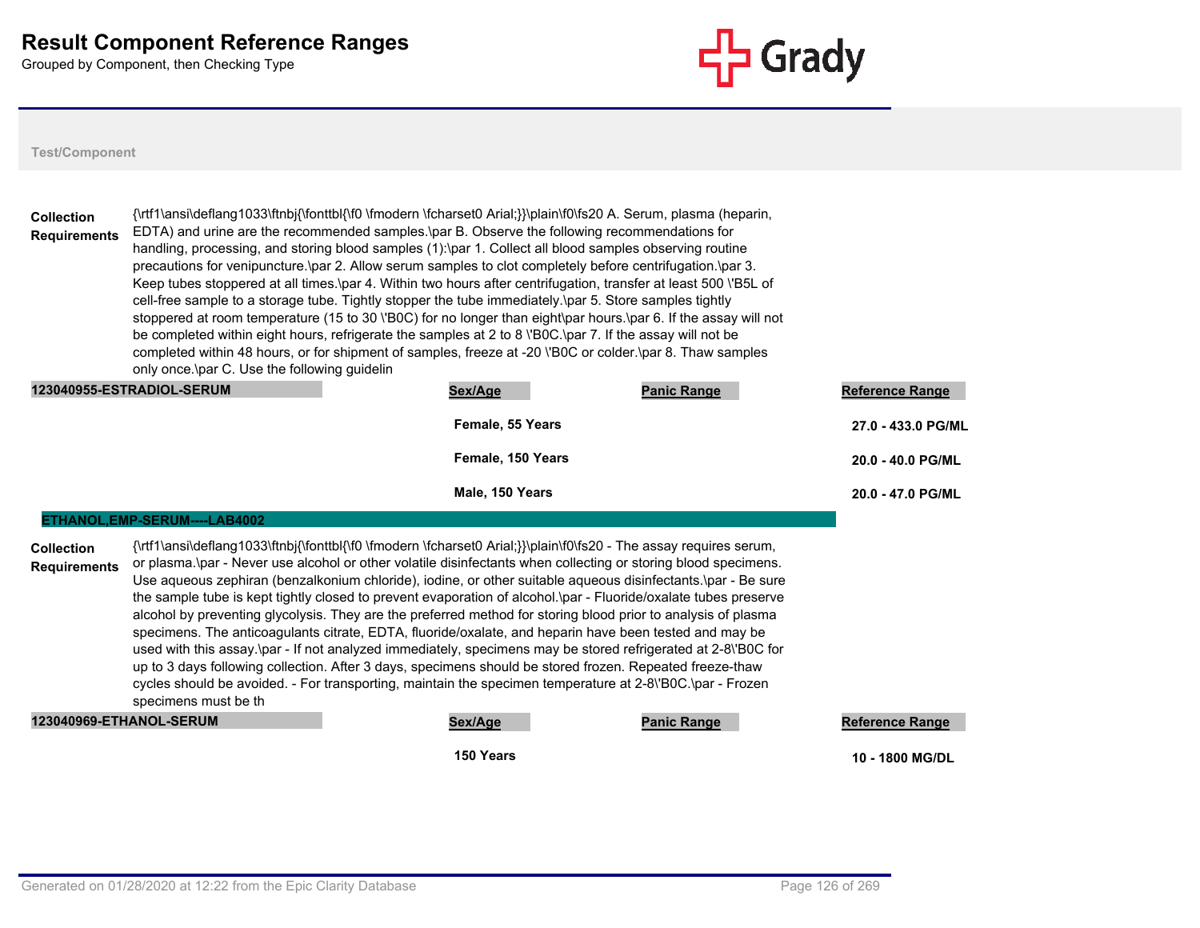# Result Component Reference Ranges

Grouped by Component, then Checking Type

**Test/Component**

**Collection Requirements**

{\rtf1\ansi\deflang1033\ftnbj{\fonttbl{\f0 \fmodern \fcharset0 Arial;}}\plain\f0\fs20 A. Serum, plasma (heparin, EDTA) and urine are the recommended samples.\par B. Observe the following recommendations for handling, processing, and storing blood samples (1):\par 1. Collect all blood samples observing routine precautions for venipuncture.\par 2. Allow serum samples to clot completely before centrifugation.\par 3. Keep tubes stoppered at all times.\par 4. Within two hours after centrifugation, transfer at least 500 \'B5L of cell-free sample to a storage tube. Tightly stopper the tube immediately.\par 5. Store samples tightly stoppered at room temperature (15 to 30 \'B0C) for no longer than eight\par hours.\par 6. If the assay will not be completed within eight hours, refrigerate the samples at 2 to 8 \'B0C.\par 7. If the assay will not be completed within 48 hours, or for shipment of samples, freeze at -20 \'B0C or colder.\par 8. Thaw samples only once.\par C. Use the following guidelin

| 123040955-ESTRADIOL-SERUM | Sex/Age | Panic Range | Reference Range |
|---|---|---|---|
| | Female, 55 Years | | 27.0 - 433.0 PG/ML |
| | Female, 150 Years | | 20.0 - 40.0 PG/ML |
| | Male, 150 Years | | 20.0 - 47.0 PG/ML |

## ETHANOL,EMP-SERUM----LAB4002

**Collection Requirements**

{\rtf1\ansi\deflang1033\ftnbj{\fonttbl{\f0 \fmodern \fcharset0 Arial;}}\plain\f0\fs20 - The assay requires serum, or plasma.\par - Never use alcohol or other volatile disinfectants when collecting or storing blood specimens. Use aqueous zephiran (benzalkonium chloride), iodine, or other suitable aqueous disinfectants.\par - Be sure the sample tube is kept tightly closed to prevent evaporation of alcohol.\par - Fluoride/oxalate tubes preserve alcohol by preventing glycolysis. They are the preferred method for storing blood prior to analysis of plasma specimens. The anticoagulants citrate, EDTA, fluoride/oxalate, and heparin have been tested and may be used with this assay.\par - If not analyzed immediately, specimens may be stored refrigerated at 2-8\'B0C for up to 3 days following collection. After 3 days, specimens should be stored frozen. Repeated freeze-thaw cycles should be avoided. - For transporting, maintain the specimen temperature at 2-8\'B0C.\par - Frozen specimens must be th

| 123040969-ETHANOL-SERUM | Sex/Age | Panic Range | Reference Range |
|---|---|---|---|
| | 150 Years | | 10 - 1800 MG/DL |

Generated on 01/28/2020 at 12:22 from the Epic Clarity Database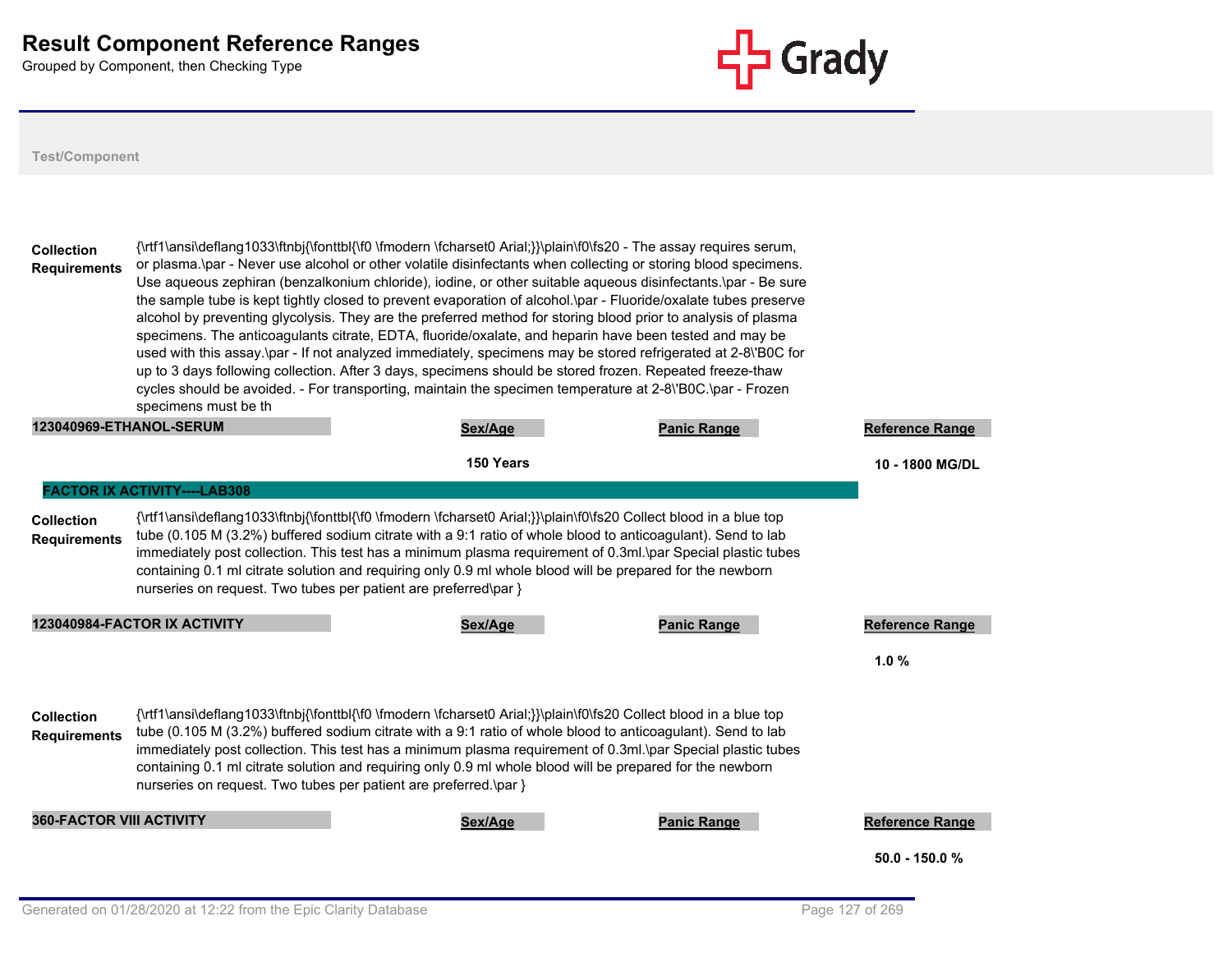# Result Component Reference Ranges

Grouped by Component, then Checking Type

Test/Component

**Collection Requirements** {\rtf1\ansi\deflang1033\ftnbj{\fonttbl{\f0 \fmodern \fcharset0 Arial;}}\plain\f0\fs20 - The assay requires serum, or plasma.\par - Never use alcohol or other volatile disinfectants when collecting or storing blood specimens. Use aqueous zephiran (benzalkonium chloride), iodine, or other suitable aqueous disinfectants.\par - Be sure the sample tube is kept tightly closed to prevent evaporation of alcohol.\par - Fluoride/oxalate tubes preserve alcohol by preventing glycolysis. They are the preferred method for storing blood prior to analysis of plasma specimens. The anticoagulants citrate, EDTA, fluoride/oxalate, and heparin have been tested and may be used with this assay.\par - If not analyzed immediately, specimens may be stored refrigerated at 2-8\'B0C for up to 3 days following collection. After 3 days, specimens should be stored frozen. Repeated freeze-thaw cycles should be avoided. - For transporting, maintain the specimen temperature at 2-8\'B0C.\par - Frozen specimens must be th

| 123040969-ETHANOL-SERUM | Sex/Age | Panic Range | Reference Range |
|---|---|---|---|
| | 150 Years | | 10 - 1800 MG/DL |

## FACTOR IX ACTIVITY----LAB308

**Collection Requirements** {\rtf1\ansi\deflang1033\ftnbj{\fonttbl{\f0 \fmodern \fcharset0 Arial;}}\plain\f0\fs20 Collect blood in a blue top tube (0.105 M (3.2%) buffered sodium citrate with a 9:1 ratio of whole blood to anticoagulant). Send to lab immediately post collection. This test has a minimum plasma requirement of 0.3ml.\par Special plastic tubes containing 0.1 ml citrate solution and requiring only 0.9 ml whole blood will be prepared for the newborn nurseries on request. Two tubes per patient are preferred\par }

| 123040984-FACTOR IX ACTIVITY | Sex/Age | Panic Range | Reference Range |
|---|---|---|---|
| | | | 1.0 % |

**Collection Requirements** {\rtf1\ansi\deflang1033\ftnbj{\fonttbl{\f0 \fmodern \fcharset0 Arial;}}\plain\f0\fs20 Collect blood in a blue top tube (0.105 M (3.2%) buffered sodium citrate with a 9:1 ratio of whole blood to anticoagulant). Send to lab immediately post collection. This test has a minimum plasma requirement of 0.3ml.\par Special plastic tubes containing 0.1 ml citrate solution and requiring only 0.9 ml whole blood will be prepared for the newborn nurseries on request. Two tubes per patient are preferred.\par }

| 360-FACTOR VIII ACTIVITY | Sex/Age | Panic Range | Reference Range |
|---|---|---|---|
| | | | 50.0 - 150.0 % |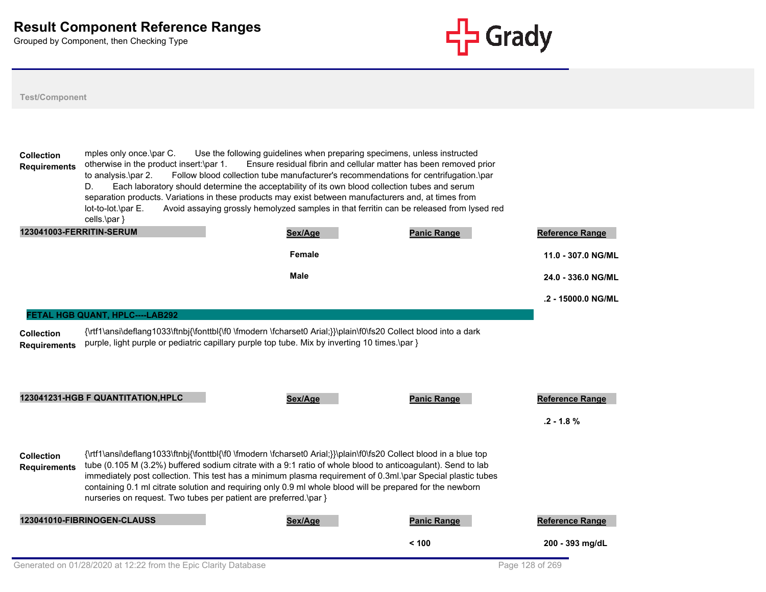**Collection Requirements** mples only once.\par C.	Use the following guidelines when preparing specimens, unless instructed otherwise in the product insert:\par 1.	Ensure residual fibrin and cellular matter has been removed prior to analysis.\par 2.	Follow blood collection tube manufacturer's recommendations for centrifugation.\par D.	Each laboratory should determine the acceptability of its own blood collection tubes and serum separation products. Variations in these products may exist between manufacturers and, at times from lot-to-lot.\par E.	Avoid assaying grossly hemolyzed samples in that ferritin can be released from lysed red cells.\par }

| 123041003-FERRITIN-SERUM | Sex/Age | Panic Range | Reference Range |
|---|---|---|---|
| | Female | | 11.0 - 307.0 NG/ML |
| | Male | | 24.0 - 336.0 NG/ML |
| | | | .2 - 15000.0 NG/ML |

## FETAL HGB QUANT, HPLC----LAB292

**Collection Requirements** {\rtf1\ansi\deflang1033\ftnbj{\fonttbl{\f0 \fmodern \fcharset0 Arial;}}\plain\f0\fs20 Collect blood into a dark purple, light purple or pediatric capillary purple top tube. Mix by inverting 10 times.\par }

| 123041231-HGB F QUANTITATION,HPLC | Sex/Age | Panic Range | Reference Range |
|---|---|---|---|
| | | | .2 - 1.8 % |

**Collection Requirements** {\rtf1\ansi\deflang1033\ftnbj{\fonttbl{\f0 \fmodern \fcharset0 Arial;}}\plain\f0\fs20 Collect blood in a blue top tube (0.105 M (3.2%) buffered sodium citrate with a 9:1 ratio of whole blood to anticoagulant). Send to lab immediately post collection. This test has a minimum plasma requirement of 0.3ml.\par Special plastic tubes containing 0.1 ml citrate solution and requiring only 0.9 ml whole blood will be prepared for the newborn nurseries on request. Two tubes per patient are preferred.\par }

| 123041010-FIBRINOGEN-CLAUSS | Sex/Age | Panic Range | Reference Range |
|---|---|---|---|
| | | < 100 | 200 - 393 mg/dL |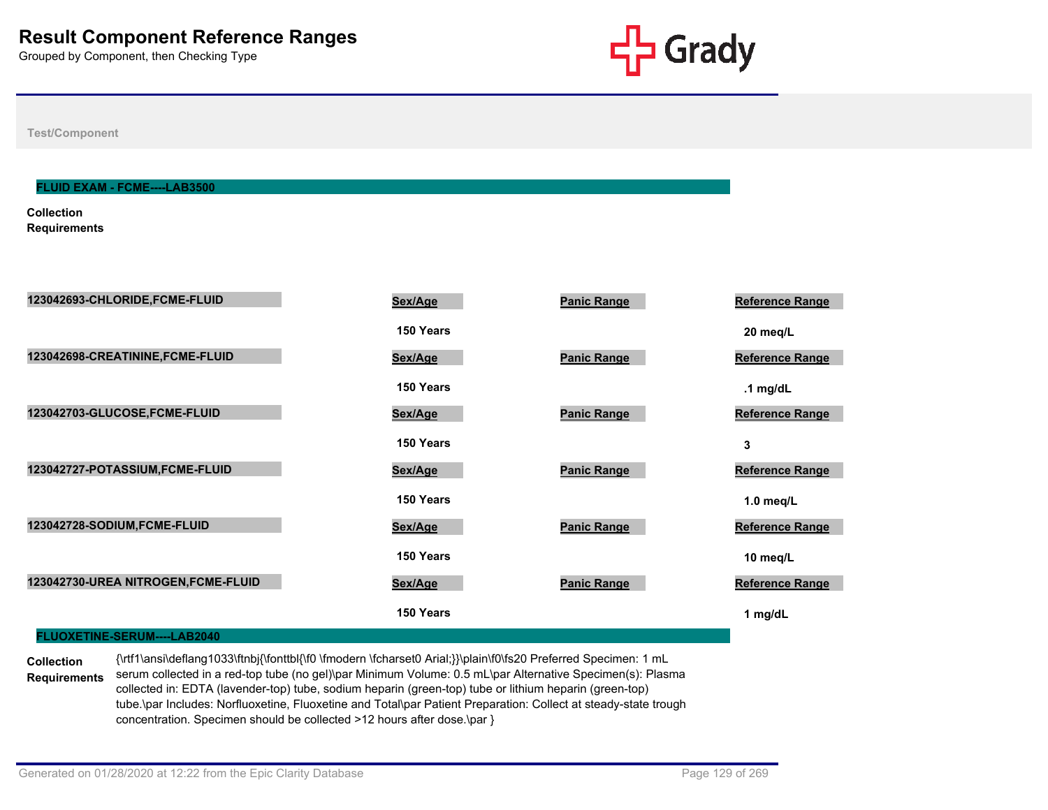# Result Component Reference Ranges

Grouped by Component, then Checking Type

Test/Component

## FLUID EXAM - FCME----LAB3500

**Collection Requirements**

| Component | Sex/Age | Panic Range | Reference Range |
|---|---|---|---|
| 123042693-CHLORIDE,FCME-FLUID | 150 Years | | 20 meq/L |
| 123042698-CREATININE,FCME-FLUID | 150 Years | | .1 mg/dL |
| 123042703-GLUCOSE,FCME-FLUID | 150 Years | | 3 |
| 123042727-POTASSIUM,FCME-FLUID | 150 Years | | 1.0 meq/L |
| 123042728-SODIUM,FCME-FLUID | 150 Years | | 10 meq/L |
| 123042730-UREA NITROGEN,FCME-FLUID | 150 Years | | 1 mg/dL |

## FLUOXETINE-SERUM----LAB2040

**Collection Requirements**

{\rtf1\ansi\deflang1033\ftnbj{\fonttbl{\f0 \fmodern \fcharset0 Arial;}}\plain\f0\fs20 Preferred Specimen: 1 mL serum collected in a red-top tube (no gel)\par Minimum Volume: 0.5 mL\par Alternative Specimen(s): Plasma collected in: EDTA (lavender-top) tube, sodium heparin (green-top) tube or lithium heparin (green-top) tube.\par Includes: Norfluoxetine, Fluoxetine and Total\par Patient Preparation: Collect at steady-state trough concentration. Specimen should be collected >12 hours after dose.\par }

Generated on 01/28/2020 at 12:22 from the Epic Clarity Database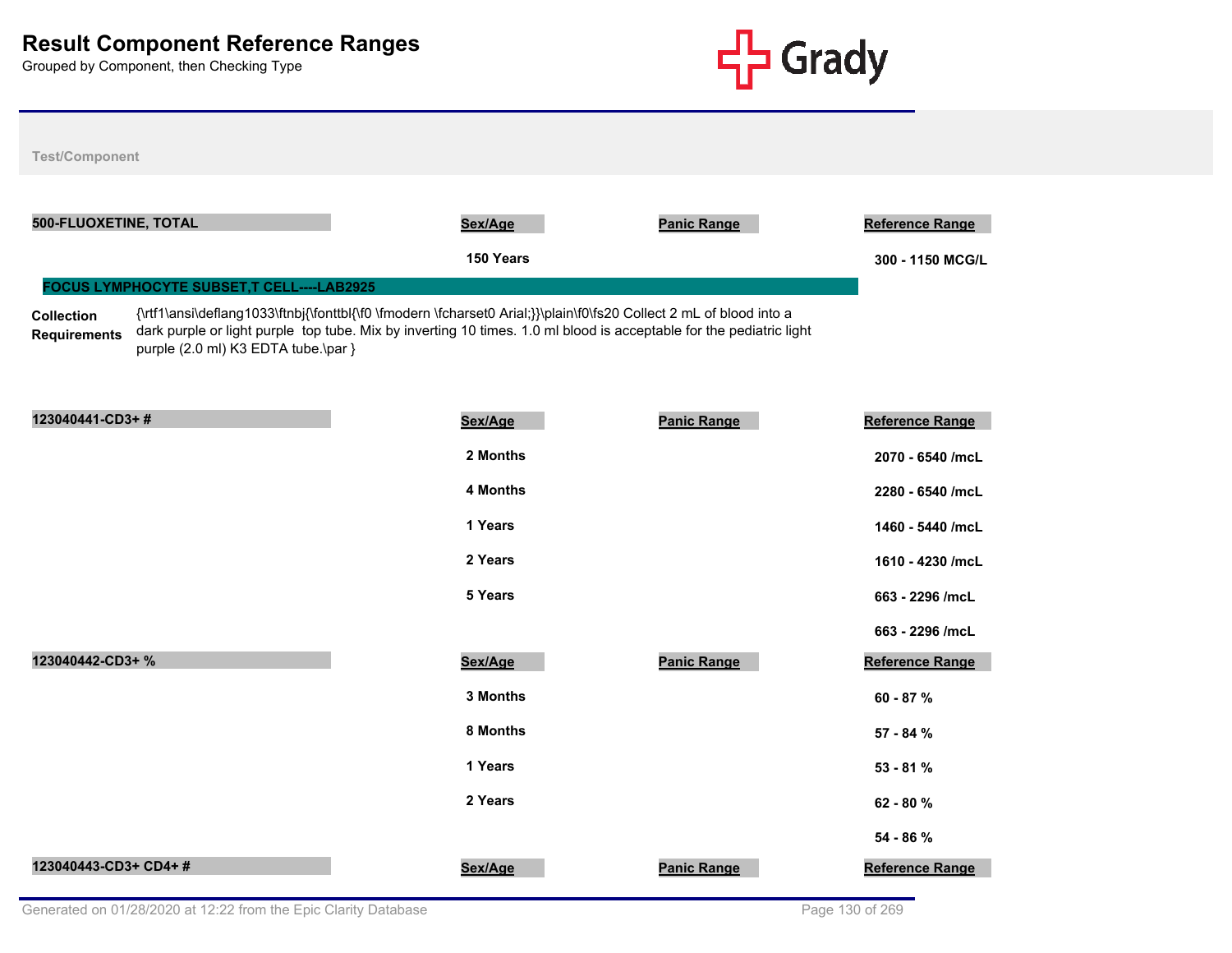# Result Component Reference Ranges

Grouped by Component, then Checking Type

Test/Component

| 500-FLUOXETINE, TOTAL | Sex/Age | Panic Range | Reference Range |
|---|---|---|---|
| | 150 Years | | 300 - 1150 MCG/L |

## FOCUS LYMPHOCYTE SUBSET,T CELL----LAB2925

**Collection Requirements** {\rtf1\ansi\deflang1033\ftnbj{\fonttbl{\f0 \fmodern \fcharset0 Arial;}}\plain\f0\fs20 Collect 2 mL of blood into a dark purple or light purple  top tube. Mix by inverting 10 times. 1.0 ml blood is acceptable for the pediatric light purple (2.0 ml) K3 EDTA tube.\par }

| 123040441-CD3+ # | Sex/Age | Panic Range | Reference Range |
|---|---|---|---|
| | 2 Months | | 2070 - 6540 /mcL |
| | 4 Months | | 2280 - 6540 /mcL |
| | 1 Years | | 1460 - 5440 /mcL |
| | 2 Years | | 1610 - 4230 /mcL |
| | 5 Years | | 663 - 2296 /mcL |
| | | | 663 - 2296 /mcL |

| 123040442-CD3+ % | Sex/Age | Panic Range | Reference Range |
|---|---|---|---|
| | 3 Months | | 60 - 87 % |
| | 8 Months | | 57 - 84 % |
| | 1 Years | | 53 - 81 % |
| | 2 Years | | 62 - 80 % |
| | | | 54 - 86 % |

| 123040443-CD3+ CD4+ # | Sex/Age | Panic Range | Reference Range |
|---|---|---|---|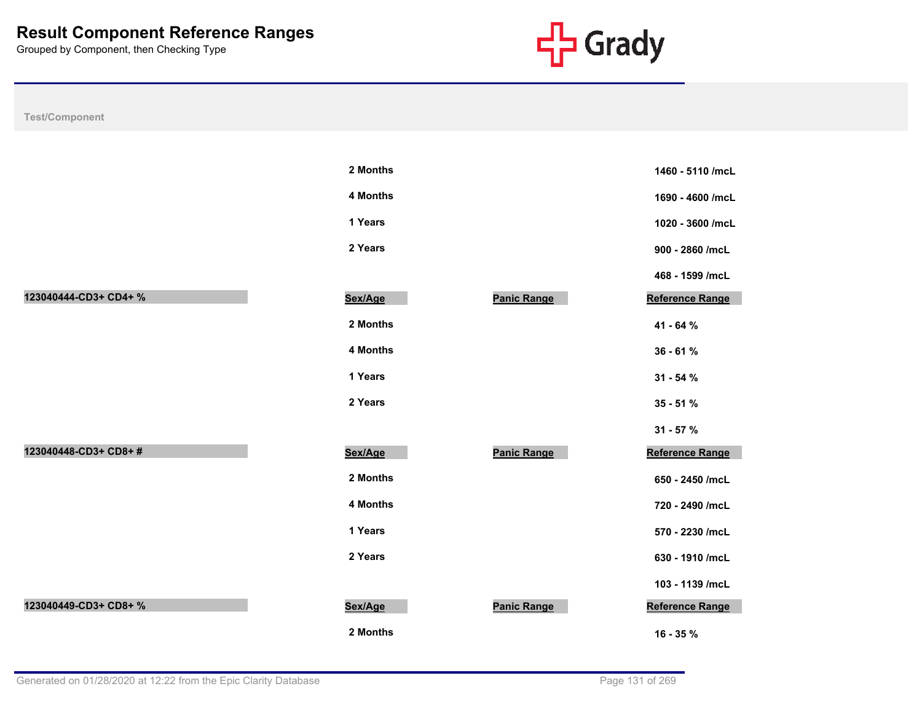# Result Component Reference Ranges

Grouped by Component, then Checking Type

**Test/Component**

| Test/Component | Sex/Age | Panic Range | Reference Range |
|---|---|---|---|
| | 2 Months | | 1460 - 5110 /mcL |
| | 4 Months | | 1690 - 4600 /mcL |
| | 1 Years | | 1020 - 3600 /mcL |
| | 2 Years | | 900 - 2860 /mcL |
| | | | 468 - 1599 /mcL |

| 123040444-CD3+ CD4+ % | Sex/Age | Panic Range | Reference Range |
|---|---|---|---|
| | 2 Months | | 41 - 64 % |
| | 4 Months | | 36 - 61 % |
| | 1 Years | | 31 - 54 % |
| | 2 Years | | 35 - 51 % |
| | | | 31 - 57 % |

| 123040448-CD3+ CD8+ # | Sex/Age | Panic Range | Reference Range |
|---|---|---|---|
| | 2 Months | | 650 - 2450 /mcL |
| | 4 Months | | 720 - 2490 /mcL |
| | 1 Years | | 570 - 2230 /mcL |
| | 2 Years | | 630 - 1910 /mcL |
| | | | 103 - 1139 /mcL |

| 123040449-CD3+ CD8+ % | Sex/Age | Panic Range | Reference Range |
|---|---|---|---|
| | 2 Months | | 16 - 35 % |

Generated on 01/28/2020 at 12:22 from the Epic Clarity Database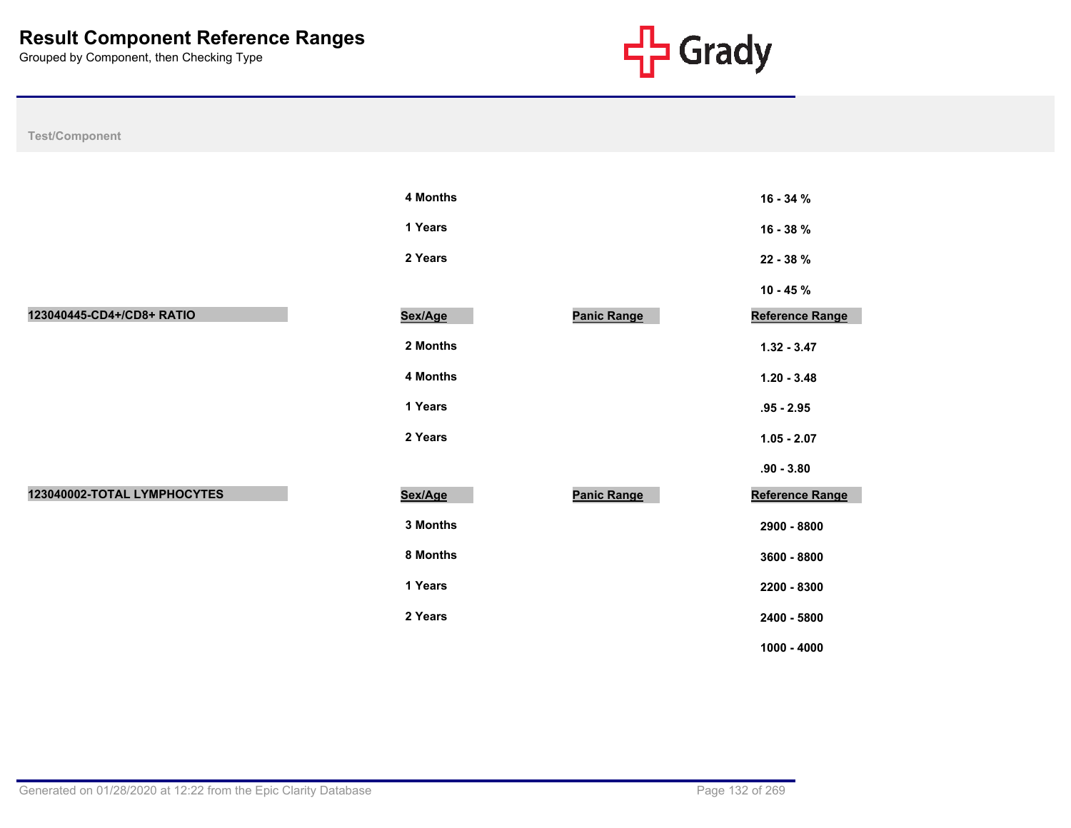# Result Component Reference Ranges

Grouped by Component, then Checking Type

| Test/Component | Sex/Age | Panic Range | Reference Range |
|---|---|---|---|
| | 4 Months | | 16 - 34 % |
| | 1 Years | | 16 - 38 % |
| | 2 Years | | 22 - 38 % |
| | | | 10 - 45 % |
| **123040445-CD4+/CD8+ RATIO** | **Sex/Age** | **Panic Range** | **Reference Range** |
| | 2 Months | | 1.32 - 3.47 |
| | 4 Months | | 1.20 - 3.48 |
| | 1 Years | | .95 - 2.95 |
| | 2 Years | | 1.05 - 2.07 |
| | | | .90 - 3.80 |
| **123040002-TOTAL LYMPHOCYTES** | **Sex/Age** | **Panic Range** | **Reference Range** |
| | 3 Months | | 2900 - 8800 |
| | 8 Months | | 3600 - 8800 |
| | 1 Years | | 2200 - 8300 |
| | 2 Years | | 2400 - 5800 |
| | | | 1000 - 4000 |

Generated on 01/28/2020 at 12:22 from the Epic Clarity Database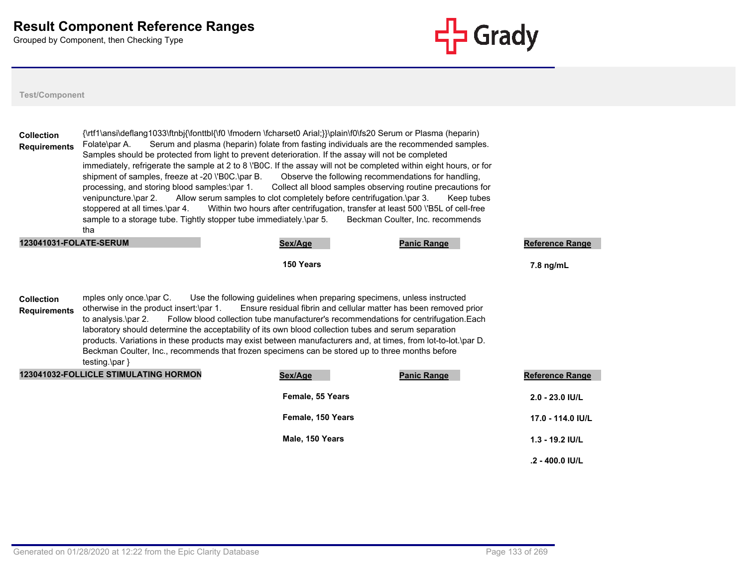# Result Component Reference Ranges

Grouped by Component, then Checking Type

Test/Component

**Collection Requirements** {\rtf1\ansi\deflang1033\ftnbj{\fonttbl{\f0 \fmodern \fcharset0 Arial;}}\plain\f0\fs20 Serum or Plasma (heparin) Folate\par A.	Serum and plasma (heparin) folate from fasting individuals are the recommended samples. Samples should be protected from light to prevent deterioration. If the assay will not be completed immediately, refrigerate the sample at 2 to 8 \'B0C. If the assay will not be completed within eight hours, or for shipment of samples, freeze at -20 \'B0C.\par B.	Observe the following recommendations for handling, processing, and storing blood samples:\par 1.	Collect all blood samples observing routine precautions for venipuncture.\par 2.	Allow serum samples to clot completely before centrifugation.\par 3.	Keep tubes stoppered at all times.\par 4.	Within two hours after centrifugation, transfer at least 500 \'B5L of cell-free sample to a storage tube. Tightly stopper tube immediately.\par 5.	Beckman Coulter, Inc. recommends tha

| 123041031-FOLATE-SERUM | Sex/Age | Panic Range | Reference Range |
|---|---|---|---|
| | 150 Years | | 7.8 ng/mL |

**Collection Requirements** mples only once.\par C.	Use the following guidelines when preparing specimens, unless instructed otherwise in the product insert:\par 1.	Ensure residual fibrin and cellular matter has been removed prior to analysis.\par 2.	Follow blood collection tube manufacturer's recommendations for centrifugation.Each laboratory should determine the acceptability of its own blood collection tubes and serum separation products. Variations in these products may exist between manufacturers and, at times, from lot-to-lot.\par D.	Beckman Coulter, Inc., recommends that frozen specimens can be stored up to three months before testing.\par }

| 123041032-FOLLICLE STIMULATING HORMON | Sex/Age | Panic Range | Reference Range |
|---|---|---|---|
| | Female, 55 Years | | 2.0 - 23.0 IU/L |
| | Female, 150 Years | | 17.0 - 114.0 IU/L |
| | Male, 150 Years | | 1.3 - 19.2 IU/L |
| | | | .2 - 400.0 IU/L |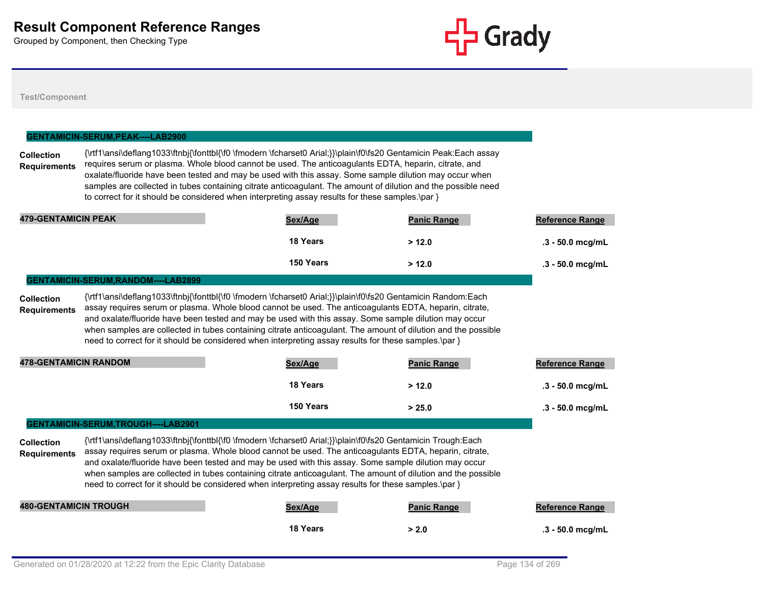# Result Component Reference Ranges

Grouped by Component, then Checking Type

Test/Component

## GENTAMICIN-SERUM,PEAK----LAB2900

**Collection Requirements**

{\rtf1\ansi\deflang1033\ftnbj{\fonttbl{\f0 \fmodern \fcharset0 Arial;}}\plain\f0\fs20 Gentamicin Peak:Each assay requires serum or plasma. Whole blood cannot be used. The anticoagulants EDTA, heparin, citrate, and oxalate/fluoride have been tested and may be used with this assay. Some sample dilution may occur when samples are collected in tubes containing citrate anticoagulant. The amount of dilution and the possible need to correct for it should be considered when interpreting assay results for these samples.\par }

| 479-GENTAMICIN PEAK | Sex/Age | Panic Range | Reference Range |
|---|---|---|---|
| | 18 Years | > 12.0 | .3 - 50.0 mcg/mL |
| | 150 Years | > 12.0 | .3 - 50.0 mcg/mL |

## GENTAMICIN-SERUM,RANDOM----LAB2899

**Collection Requirements**

{\rtf1\ansi\deflang1033\ftnbj{\fonttbl{\f0 \fmodern \fcharset0 Arial;}}\plain\f0\fs20 Gentamicin Random:Each assay requires serum or plasma. Whole blood cannot be used. The anticoagulants EDTA, heparin, citrate, and oxalate/fluoride have been tested and may be used with this assay. Some sample dilution may occur when samples are collected in tubes containing citrate anticoagulant. The amount of dilution and the possible need to correct for it should be considered when interpreting assay results for these samples.\par }

| 478-GENTAMICIN RANDOM | Sex/Age | Panic Range | Reference Range |
|---|---|---|---|
| | 18 Years | > 12.0 | .3 - 50.0 mcg/mL |
| | 150 Years | > 25.0 | .3 - 50.0 mcg/mL |

## GENTAMICIN-SERUM,TROUGH----LAB2901

**Collection Requirements**

{\rtf1\ansi\deflang1033\ftnbj{\fonttbl{\f0 \fmodern \fcharset0 Arial;}}\plain\f0\fs20 Gentamicin Trough:Each assay requires serum or plasma. Whole blood cannot be used. The anticoagulants EDTA, heparin, citrate, and oxalate/fluoride have been tested and may be used with this assay. Some sample dilution may occur when samples are collected in tubes containing citrate anticoagulant. The amount of dilution and the possible need to correct for it should be considered when interpreting assay results for these samples.\par }

| 480-GENTAMICIN TROUGH | Sex/Age | Panic Range | Reference Range |
|---|---|---|---|
| | 18 Years | > 2.0 | .3 - 50.0 mcg/mL |

Generated on 01/28/2020 at 12:22 from the Epic Clarity Database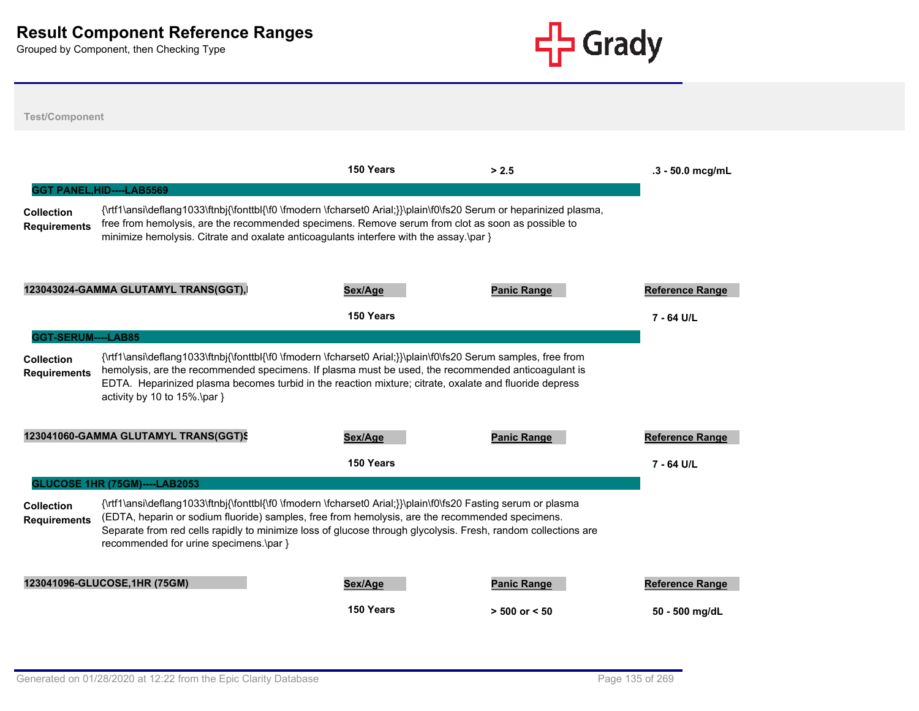# Result Component Reference Ranges

Grouped by Component, then Checking Type

Test/Component

| | Sex/Age | Panic Range | Reference Range |
|---|---|---|---|
| | 150 Years | > 2.5 | .3 - 50.0 mcg/mL |

## GGT PANEL,HID----LAB5569

**Collection Requirements** {\rtf1\ansi\deflang1033\ftnbj{\fonttbl{\f0 \fmodern \fcharset0 Arial;}}\plain\f0\fs20 Serum or heparinized plasma, free from hemolysis, are the recommended specimens. Remove serum from clot as soon as possible to minimize hemolysis. Citrate and oxalate anticoagulants interfere with the assay.\par }

| 123043024-GAMMA GLUTAMYL TRANS(GGT),I | Sex/Age | Panic Range | Reference Range |
|---|---|---|---|
| | 150 Years | | 7 - 64 U/L |

## GGT-SERUM----LAB85

**Collection Requirements** {\rtf1\ansi\deflang1033\ftnbj{\fonttbl{\f0 \fmodern \fcharset0 Arial;}}\plain\f0\fs20 Serum samples, free from hemolysis, are the recommended specimens. If plasma must be used, the recommended anticoagulant is EDTA. Heparinized plasma becomes turbid in the reaction mixture; citrate, oxalate and fluoride depress activity by 10 to 15%.\par }

| 123041060-GAMMA GLUTAMYL TRANS(GGT)S | Sex/Age | Panic Range | Reference Range |
|---|---|---|---|
| | 150 Years | | 7 - 64 U/L |

## GLUCOSE 1HR (75GM)----LAB2053

**Collection Requirements** {\rtf1\ansi\deflang1033\ftnbj{\fonttbl{\f0 \fmodern \fcharset0 Arial;}}\plain\f0\fs20 Fasting serum or plasma (EDTA, heparin or sodium fluoride) samples, free from hemolysis, are the recommended specimens. Separate from red cells rapidly to minimize loss of glucose through glycolysis. Fresh, random collections are recommended for urine specimens.\par }

| 123041096-GLUCOSE,1HR (75GM) | Sex/Age | Panic Range | Reference Range |
|---|---|---|---|
| | 150 Years | > 500 or < 50 | 50 - 500 mg/dL |

Generated on 01/28/2020 at 12:22 from the Epic Clarity Database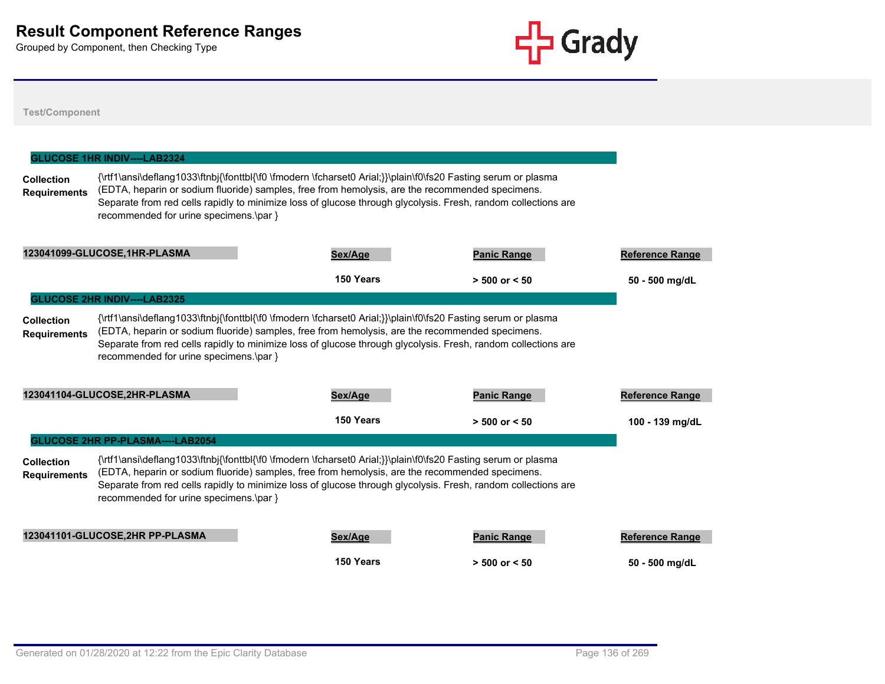# Result Component Reference Ranges

Grouped by Component, then Checking Type

Test/Component

## GLUCOSE 1HR INDIV----LAB2324

**Collection Requirements** {\rtf1\ansi\deflang1033\ftnbj{\fonttbl{\f0 \fmodern \fcharset0 Arial;}}\plain\f0\fs20 Fasting serum or plasma (EDTA, heparin or sodium fluoride) samples, free from hemolysis, are the recommended specimens. Separate from red cells rapidly to minimize loss of glucose through glycolysis. Fresh, random collections are recommended for urine specimens.\par }

| 123041099-GLUCOSE,1HR-PLASMA | Sex/Age | Panic Range | Reference Range |
|---|---|---|---|
| | 150 Years | > 500 or < 50 | 50 - 500 mg/dL |

## GLUCOSE 2HR INDIV----LAB2325

**Collection Requirements** {\rtf1\ansi\deflang1033\ftnbj{\fonttbl{\f0 \fmodern \fcharset0 Arial;}}\plain\f0\fs20 Fasting serum or plasma (EDTA, heparin or sodium fluoride) samples, free from hemolysis, are the recommended specimens. Separate from red cells rapidly to minimize loss of glucose through glycolysis. Fresh, random collections are recommended for urine specimens.\par }

| 123041104-GLUCOSE,2HR-PLASMA | Sex/Age | Panic Range | Reference Range |
|---|---|---|---|
| | 150 Years | > 500 or < 50 | 100 - 139 mg/dL |

## GLUCOSE 2HR PP-PLASMA----LAB2054

**Collection Requirements** {\rtf1\ansi\deflang1033\ftnbj{\fonttbl{\f0 \fmodern \fcharset0 Arial;}}\plain\f0\fs20 Fasting serum or plasma (EDTA, heparin or sodium fluoride) samples, free from hemolysis, are the recommended specimens. Separate from red cells rapidly to minimize loss of glucose through glycolysis. Fresh, random collections are recommended for urine specimens.\par }

| 123041101-GLUCOSE,2HR PP-PLASMA | Sex/Age | Panic Range | Reference Range |
|---|---|---|---|
| | 150 Years | > 500 or < 50 | 50 - 500 mg/dL |

Generated on 01/28/2020 at 12:22 from the Epic Clarity Database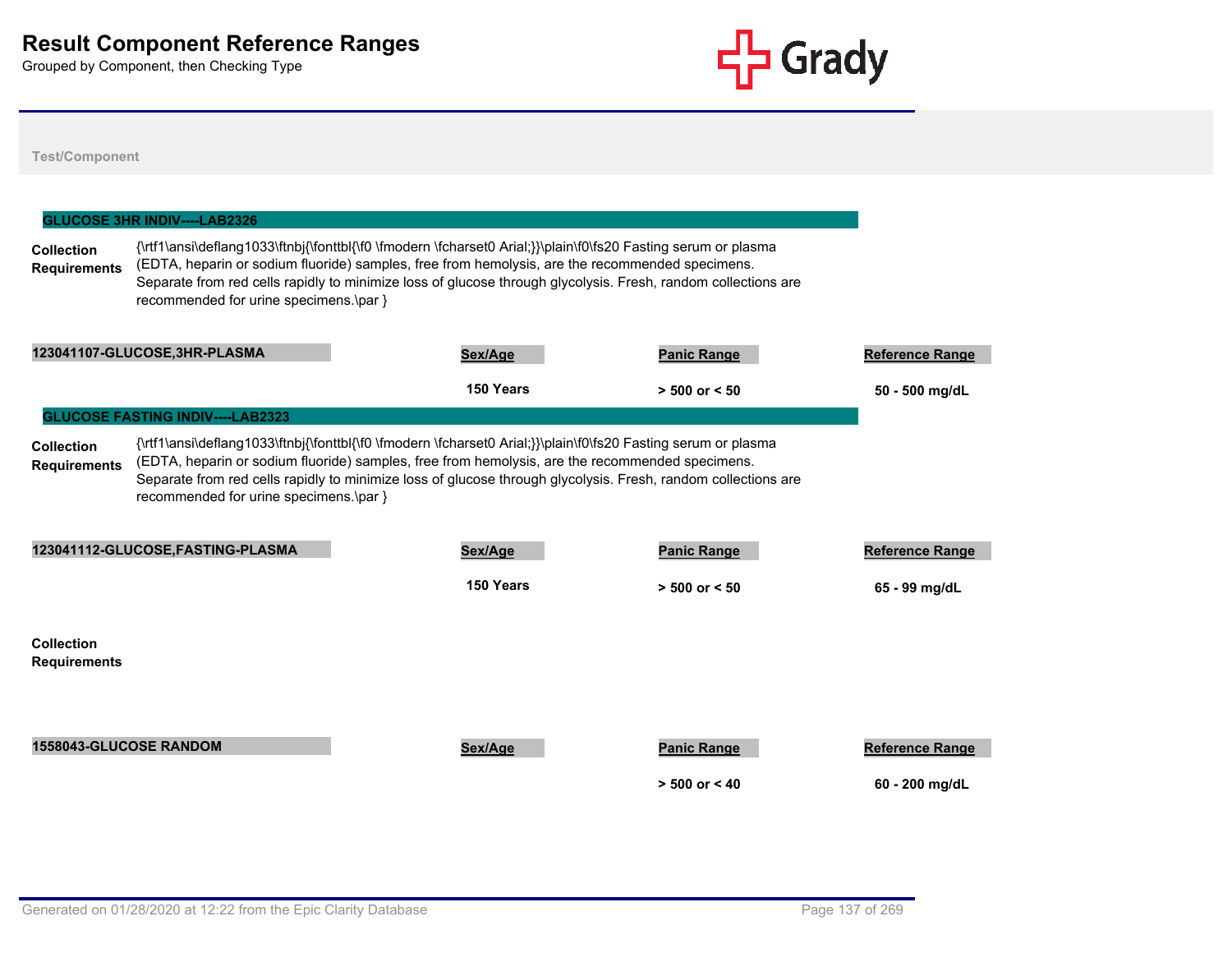# Result Component Reference Ranges

Grouped by Component, then Checking Type

**Test/Component**

## GLUCOSE 3HR INDIV----LAB2326

**Collection Requirements**

{\rtf1\ansi\deflang1033\ftnbj{\fonttbl{\f0 \fmodern \fcharset0 Arial;}}\plain\f0\fs20 Fasting serum or plasma (EDTA, heparin or sodium fluoride) samples, free from hemolysis, are the recommended specimens. Separate from red cells rapidly to minimize loss of glucose through glycolysis. Fresh, random collections are recommended for urine specimens.\par }

| 123041107-GLUCOSE,3HR-PLASMA | Sex/Age | Panic Range | Reference Range |
|---|---|---|---|
| | 150 Years | > 500 or < 50 | 50 - 500 mg/dL |

## GLUCOSE FASTING INDIV----LAB2323

**Collection Requirements**

{\rtf1\ansi\deflang1033\ftnbj{\fonttbl{\f0 \fmodern \fcharset0 Arial;}}\plain\f0\fs20 Fasting serum or plasma (EDTA, heparin or sodium fluoride) samples, free from hemolysis, are the recommended specimens. Separate from red cells rapidly to minimize loss of glucose through glycolysis. Fresh, random collections are recommended for urine specimens.\par }

| 123041112-GLUCOSE,FASTING-PLASMA | Sex/Age | Panic Range | Reference Range |
|---|---|---|---|
| | 150 Years | > 500 or < 50 | 65 - 99 mg/dL |

**Collection Requirements**

| 1558043-GLUCOSE RANDOM | Sex/Age | Panic Range | Reference Range |
|---|---|---|---|
| | | > 500 or < 40 | 60 - 200 mg/dL |

Generated on 01/28/2020 at 12:22 from the Epic Clarity Database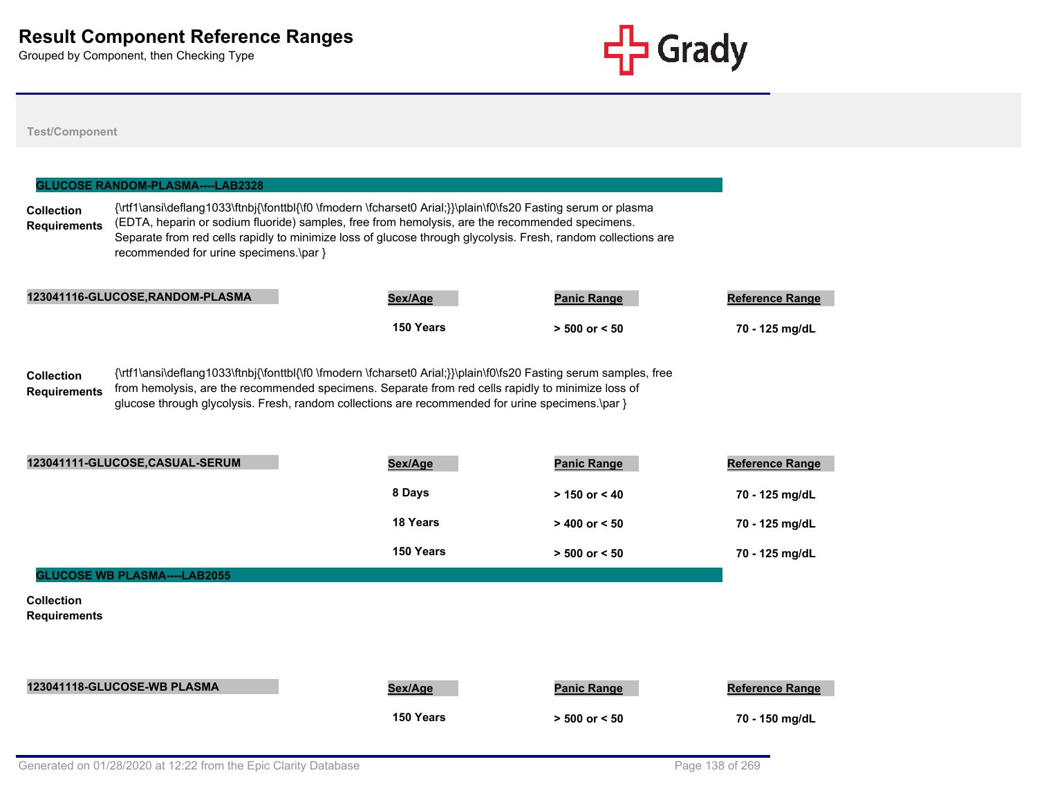# Result Component Reference Ranges

Grouped by Component, then Checking Type

Test/Component

## GLUCOSE RANDOM-PLASMA----LAB2328

**Collection Requirements**

{\rtf1\ansi\deflang1033\ftnbj{\fonttbl{\f0 \fmodern \fcharset0 Arial;}}\plain\f0\fs20 Fasting serum or plasma (EDTA, heparin or sodium fluoride) samples, free from hemolysis, are the recommended specimens. Separate from red cells rapidly to minimize loss of glucose through glycolysis. Fresh, random collections are recommended for urine specimens.\par }

| 123041116-GLUCOSE,RANDOM-PLASMA | Sex/Age | Panic Range | Reference Range |
|---|---|---|---|
| | 150 Years | > 500 or < 50 | 70 - 125 mg/dL |

**Collection Requirements**

{\rtf1\ansi\deflang1033\ftnbj{\fonttbl{\f0 \fmodern \fcharset0 Arial;}}\plain\f0\fs20 Fasting serum samples, free from hemolysis, are the recommended specimens. Separate from red cells rapidly to minimize loss of glucose through glycolysis. Fresh, random collections are recommended for urine specimens.\par }

| 123041111-GLUCOSE,CASUAL-SERUM | Sex/Age | Panic Range | Reference Range |
|---|---|---|---|
| | 8 Days | > 150 or < 40 | 70 - 125 mg/dL |
| | 18 Years | > 400 or < 50 | 70 - 125 mg/dL |
| | 150 Years | > 500 or < 50 | 70 - 125 mg/dL |

## GLUCOSE WB PLASMA----LAB2055

**Collection Requirements**

| 123041118-GLUCOSE-WB PLASMA | Sex/Age | Panic Range | Reference Range |
|---|---|---|---|
| | 150 Years | > 500 or < 50 | 70 - 150 mg/dL |

Generated on 01/28/2020 at 12:22 from the Epic Clarity Database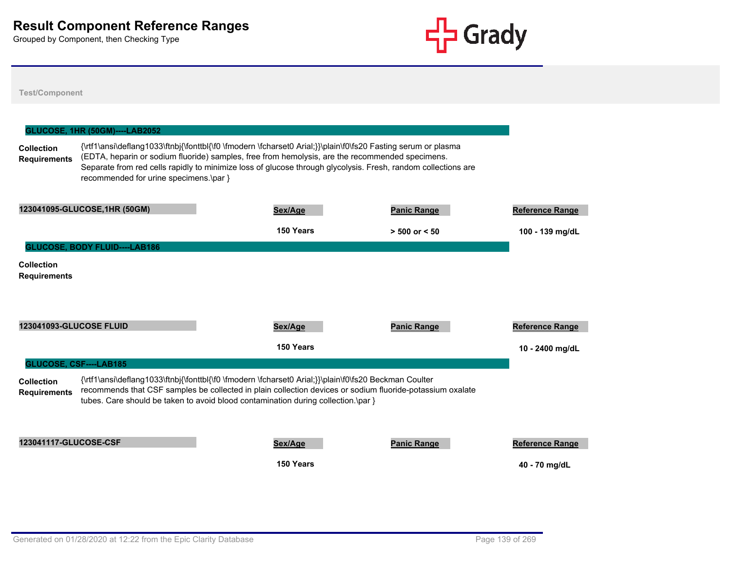# Result Component Reference Ranges

Grouped by Component, then Checking Type

Test/Component

## GLUCOSE, 1HR (50GM)----LAB2052

**Collection Requirements**

{\rtf1\ansi\deflang1033\ftnbj{\fonttbl{\f0 \fmodern \fcharset0 Arial;}}\plain\f0\fs20 Fasting serum or plasma (EDTA, heparin or sodium fluoride) samples, free from hemolysis, are the recommended specimens. Separate from red cells rapidly to minimize loss of glucose through glycolysis. Fresh, random collections are recommended for urine specimens.\par }

| 123041095-GLUCOSE,1HR (50GM) | Sex/Age | Panic Range | Reference Range |
|---|---|---|---|
| | 150 Years | > 500 or < 50 | 100 - 139 mg/dL |

## GLUCOSE, BODY FLUID----LAB186

**Collection Requirements**

| 123041093-GLUCOSE FLUID | Sex/Age | Panic Range | Reference Range |
|---|---|---|---|
| | 150 Years | | 10 - 2400 mg/dL |

## GLUCOSE, CSF----LAB185

**Collection Requirements**

{\rtf1\ansi\deflang1033\ftnbj{\fonttbl{\f0 \fmodern \fcharset0 Arial;}}\plain\f0\fs20 Beckman Coulter recommends that CSF samples be collected in plain collection devices or sodium fluoride-potassium oxalate tubes. Care should be taken to avoid blood contamination during collection.\par }

| 123041117-GLUCOSE-CSF | Sex/Age | Panic Range | Reference Range |
|---|---|---|---|
| | 150 Years | | 40 - 70 mg/dL |

Generated on 01/28/2020 at 12:22 from the Epic Clarity Database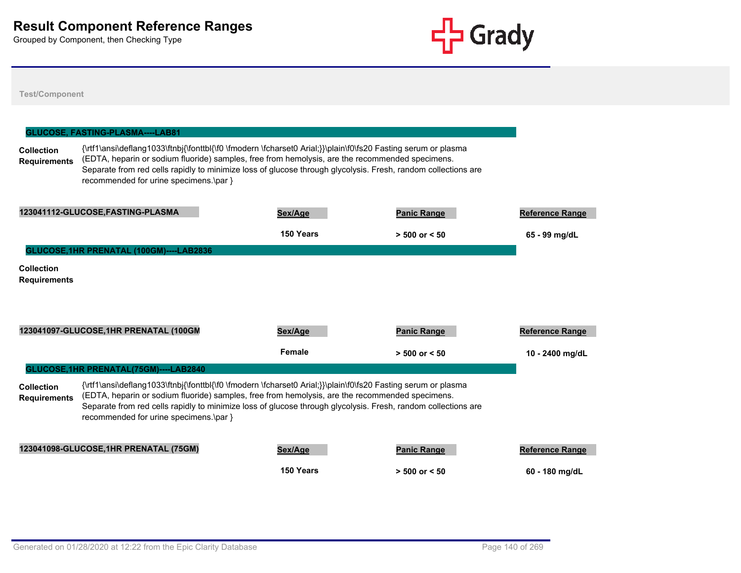# Result Component Reference Ranges

Grouped by Component, then Checking Type

Test/Component

## GLUCOSE, FASTING-PLASMA----LAB81

**Collection Requirements**

{\rtf1\ansi\deflang1033\ftnbj{\fonttbl{\f0 \fmodern \fcharset0 Arial;}}\plain\f0\fs20 Fasting serum or plasma (EDTA, heparin or sodium fluoride) samples, free from hemolysis, are the recommended specimens. Separate from red cells rapidly to minimize loss of glucose through glycolysis. Fresh, random collections are recommended for urine specimens.\par }

| 123041112-GLUCOSE,FASTING-PLASMA | Sex/Age | Panic Range | Reference Range |
|---|---|---|---|
| | 150 Years | > 500 or < 50 | 65 - 99 mg/dL |

## GLUCOSE,1HR PRENATAL (100GM)----LAB2836

**Collection Requirements**

| 123041097-GLUCOSE,1HR PRENATAL (100GM | Sex/Age | Panic Range | Reference Range |
|---|---|---|---|
| | Female | > 500 or < 50 | 10 - 2400 mg/dL |

## GLUCOSE,1HR PRENATAL(75GM)----LAB2840

**Collection Requirements**

{\rtf1\ansi\deflang1033\ftnbj{\fonttbl{\f0 \fmodern \fcharset0 Arial;}}\plain\f0\fs20 Fasting serum or plasma (EDTA, heparin or sodium fluoride) samples, free from hemolysis, are the recommended specimens. Separate from red cells rapidly to minimize loss of glucose through glycolysis. Fresh, random collections are recommended for urine specimens.\par }

| 123041098-GLUCOSE,1HR PRENATAL (75GM) | Sex/Age | Panic Range | Reference Range |
|---|---|---|---|
| | 150 Years | > 500 or < 50 | 60 - 180 mg/dL |

Generated on 01/28/2020 at 12:22 from the Epic Clarity Database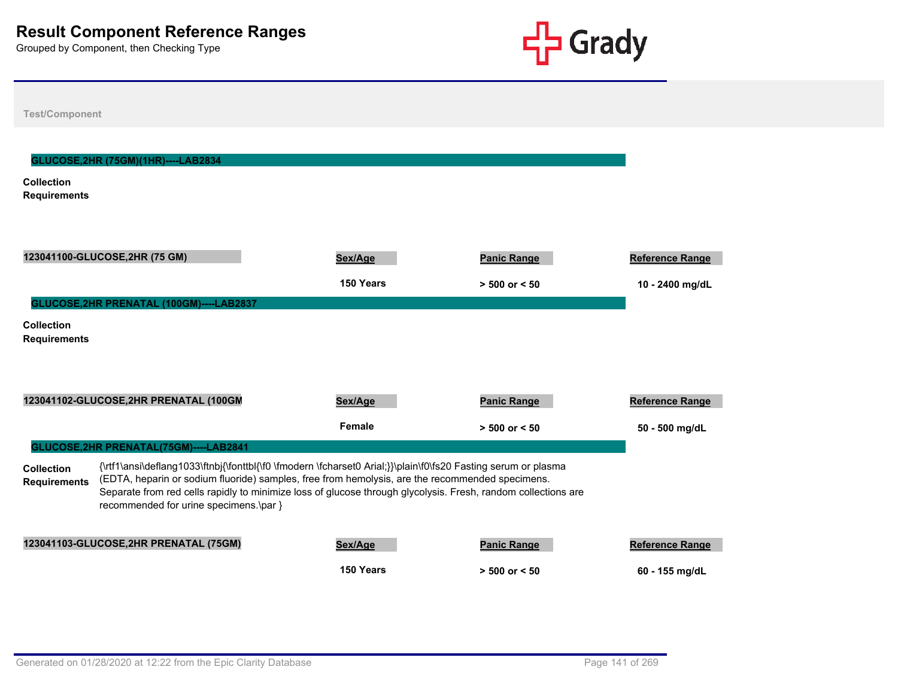# Result Component Reference Ranges

Grouped by Component, then Checking Type

Test/Component

## GLUCOSE,2HR (75GM)(1HR)----LAB2834

**Collection Requirements**

| 123041100-GLUCOSE,2HR (75 GM) | Sex/Age | Panic Range | Reference Range |
|---|---|---|---|
| | 150 Years | > 500 or < 50 | 10 - 2400 mg/dL |

## GLUCOSE,2HR PRENATAL (100GM)----LAB2837

**Collection Requirements**

| 123041102-GLUCOSE,2HR PRENATAL (100GM | Sex/Age | Panic Range | Reference Range |
|---|---|---|---|
| | Female | > 500 or < 50 | 50 - 500 mg/dL |

## GLUCOSE,2HR PRENATAL(75GM)----LAB2841

**Collection Requirements** {\rtf1\ansi\deflang1033\ftnbj{\fonttbl{\f0 \fmodern \fcharset0 Arial;}}\plain\f0\fs20 Fasting serum or plasma (EDTA, heparin or sodium fluoride) samples, free from hemolysis, are the recommended specimens. Separate from red cells rapidly to minimize loss of glucose through glycolysis. Fresh, random collections are recommended for urine specimens.\par }

| 123041103-GLUCOSE,2HR PRENATAL (75GM) | Sex/Age | Panic Range | Reference Range |
|---|---|---|---|
| | 150 Years | > 500 or < 50 | 60 - 155 mg/dL |

Generated on 01/28/2020 at 12:22 from the Epic Clarity Database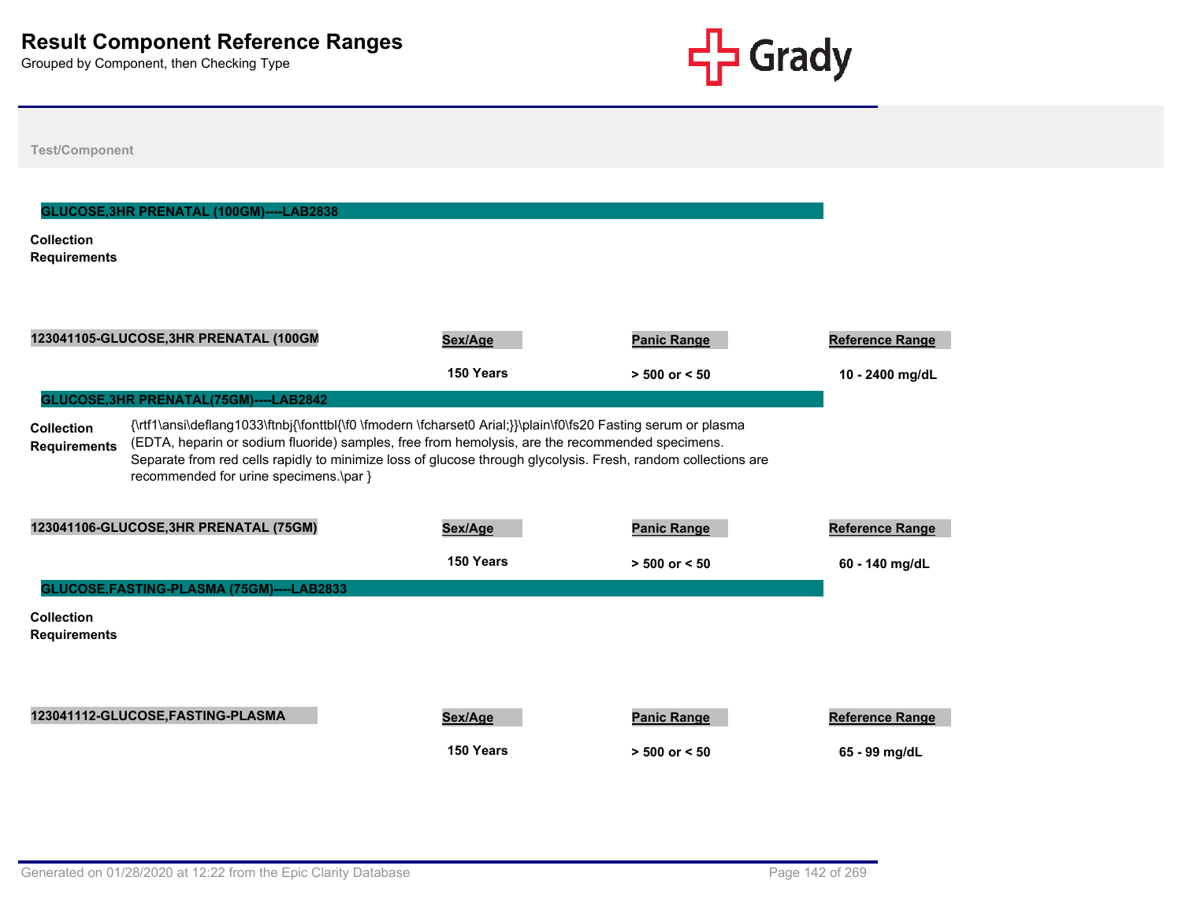# Result Component Reference Ranges

Grouped by Component, then Checking Type

Test/Component

## GLUCOSE,3HR PRENATAL (100GM)----LAB2838

**Collection Requirements**

| 123041105-GLUCOSE,3HR PRENATAL (100GM | Sex/Age | Panic Range | Reference Range |
|---|---|---|---|
| | 150 Years | > 500 or < 50 | 10 - 2400 mg/dL |

## GLUCOSE,3HR PRENATAL(75GM)----LAB2842

**Collection Requirements** {\rtf1\ansi\deflang1033\ftnbj{\fonttbl{\f0 \fmodern \fcharset0 Arial;}}\plain\f0\fs20 Fasting serum or plasma (EDTA, heparin or sodium fluoride) samples, free from hemolysis, are the recommended specimens. Separate from red cells rapidly to minimize loss of glucose through glycolysis. Fresh, random collections are recommended for urine specimens.\par }

| 123041106-GLUCOSE,3HR PRENATAL (75GM) | Sex/Age | Panic Range | Reference Range |
|---|---|---|---|
| | 150 Years | > 500 or < 50 | 60 - 140 mg/dL |

## GLUCOSE,FASTING-PLASMA (75GM)----LAB2833

**Collection Requirements**

| 123041112-GLUCOSE,FASTING-PLASMA | Sex/Age | Panic Range | Reference Range |
|---|---|---|---|
| | 150 Years | > 500 or < 50 | 65 - 99 mg/dL |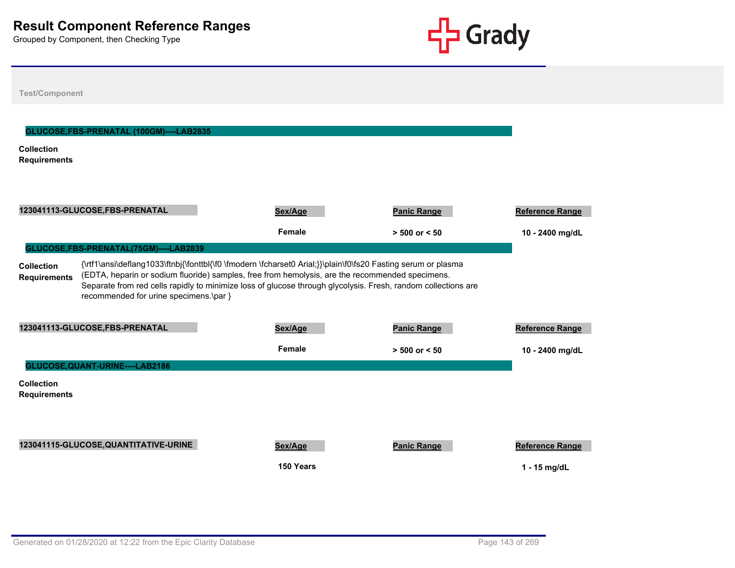# Result Component Reference Ranges

Grouped by Component, then Checking Type

Test/Component

## GLUCOSE,FBS-PRENATAL (100GM)----LAB2835

**Collection Requirements**

| 123041113-GLUCOSE,FBS-PRENATAL | Sex/Age | Panic Range | Reference Range |
|---|---|---|---|
| | Female | > 500 or < 50 | 10 - 2400 mg/dL |

## GLUCOSE,FBS-PRENATAL(75GM)----LAB2839

**Collection Requirements** {\rtf1\ansi\deflang1033\ftnbj{\fonttbl{\f0 \fmodern \fcharset0 Arial;}}\plain\f0\fs20 Fasting serum or plasma (EDTA, heparin or sodium fluoride) samples, free from hemolysis, are the recommended specimens. Separate from red cells rapidly to minimize loss of glucose through glycolysis. Fresh, random collections are recommended for urine specimens.\par }

| 123041113-GLUCOSE,FBS-PRENATAL | Sex/Age | Panic Range | Reference Range |
|---|---|---|---|
| | Female | > 500 or < 50 | 10 - 2400 mg/dL |

## GLUCOSE,QUANT-URINE----LAB2186

**Collection Requirements**

| 123041115-GLUCOSE,QUANTITATIVE-URINE | Sex/Age | Panic Range | Reference Range |
|---|---|---|---|
| | 150 Years | | 1 - 15 mg/dL |

Generated on 01/28/2020 at 12:22 from the Epic Clarity Database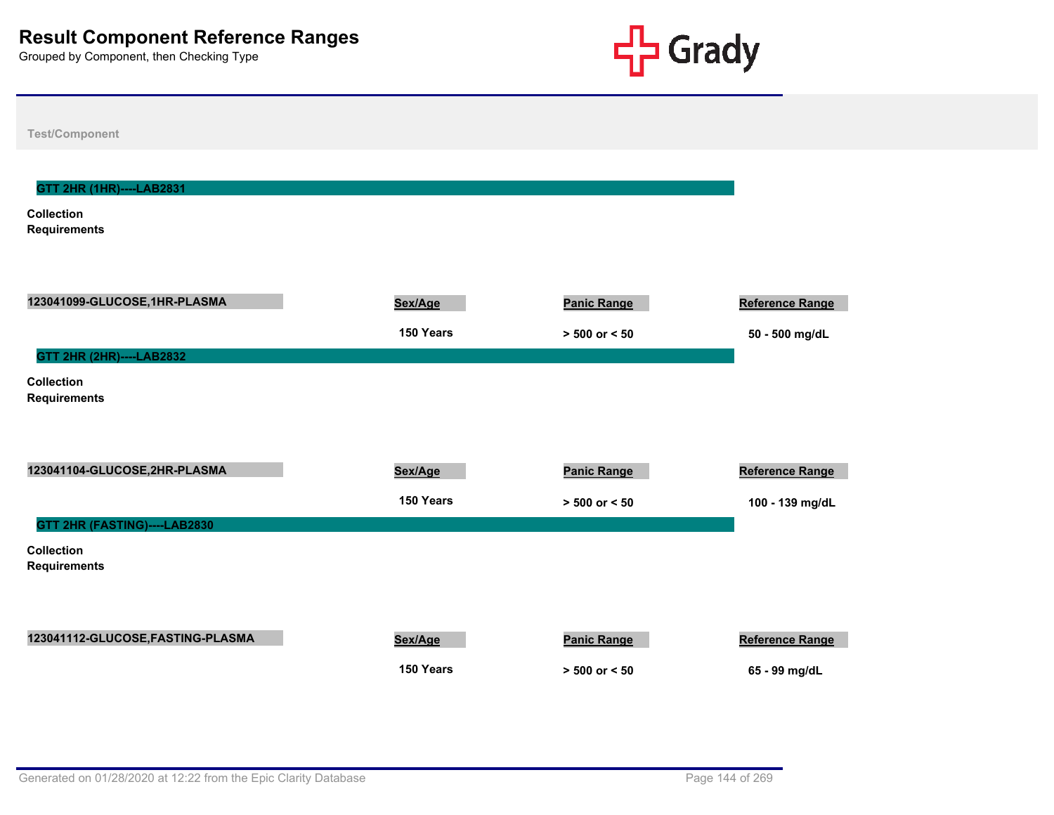# Result Component Reference Ranges

Grouped by Component, then Checking Type

Test/Component

## GTT 2HR (1HR)----LAB2831

**Collection Requirements**

| 123041099-GLUCOSE,1HR-PLASMA | Sex/Age | Panic Range | Reference Range |
|---|---|---|---|
| | 150 Years | > 500 or < 50 | 50 - 500 mg/dL |

## GTT 2HR (2HR)----LAB2832

**Collection Requirements**

| 123041104-GLUCOSE,2HR-PLASMA | Sex/Age | Panic Range | Reference Range |
|---|---|---|---|
| | 150 Years | > 500 or < 50 | 100 - 139 mg/dL |

## GTT 2HR (FASTING)----LAB2830

**Collection Requirements**

| 123041112-GLUCOSE,FASTING-PLASMA | Sex/Age | Panic Range | Reference Range |
|---|---|---|---|
| | 150 Years | > 500 or < 50 | 65 - 99 mg/dL |

Generated on 01/28/2020 at 12:22 from the Epic Clarity Database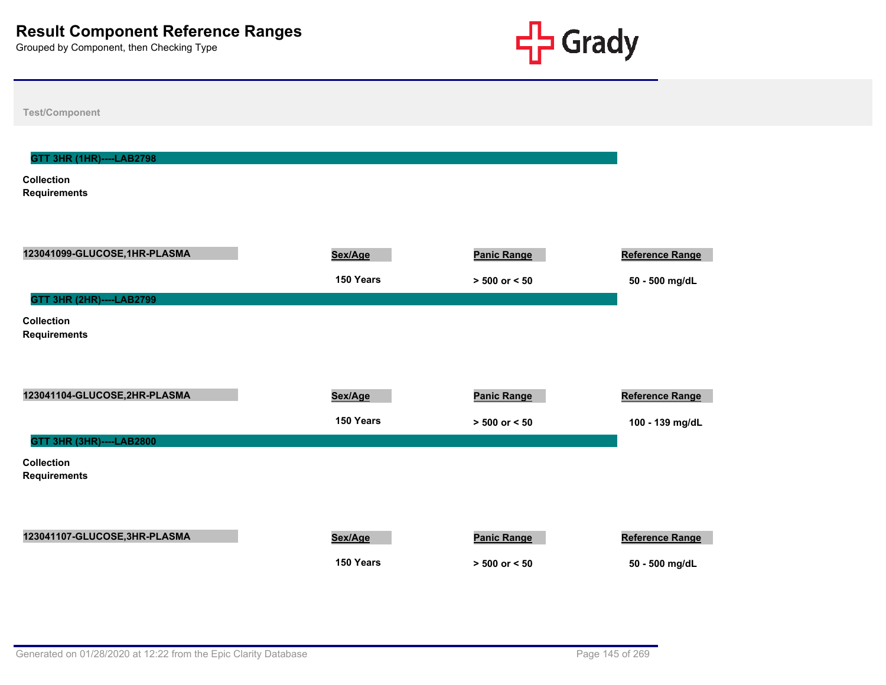# Result Component Reference Ranges

Grouped by Component, then Checking Type

Test/Component

## GTT 3HR (1HR)----LAB2798

**Collection Requirements**

| 123041099-GLUCOSE,1HR-PLASMA | Sex/Age | Panic Range | Reference Range |
|---|---|---|---|
| | 150 Years | > 500 or < 50 | 50 - 500 mg/dL |

## GTT 3HR (2HR)----LAB2799

**Collection Requirements**

| 123041104-GLUCOSE,2HR-PLASMA | Sex/Age | Panic Range | Reference Range |
|---|---|---|---|
| | 150 Years | > 500 or < 50 | 100 - 139 mg/dL |

## GTT 3HR (3HR)----LAB2800

**Collection Requirements**

| 123041107-GLUCOSE,3HR-PLASMA | Sex/Age | Panic Range | Reference Range |
|---|---|---|---|
| | 150 Years | > 500 or < 50 | 50 - 500 mg/dL |

Generated on 01/28/2020 at 12:22 from the Epic Clarity Database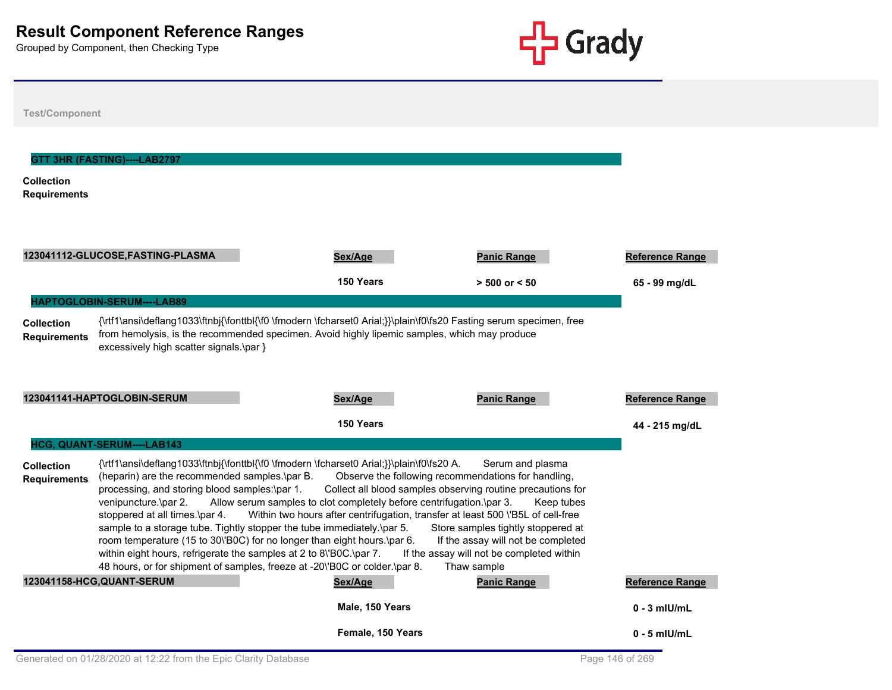# Result Component Reference Ranges

Grouped by Component, then Checking Type

Test/Component

## GTT 3HR (FASTING)----LAB2797

**Collection Requirements**

| 123041112-GLUCOSE,FASTING-PLASMA | Sex/Age | Panic Range | Reference Range |
|---|---|---|---|
| | 150 Years | > 500 or < 50 | 65 - 99 mg/dL |

## HAPTOGLOBIN-SERUM----LAB89

**Collection Requirements**

{\rtf1\ansi\deflang1033\ftnbj{\fonttbl{\f0 \fmodern \fcharset0 Arial;}}\plain\f0\fs20 Fasting serum specimen, free from hemolysis, is the recommended specimen. Avoid highly lipemic samples, which may produce excessively high scatter signals.\par }

| 123041141-HAPTOGLOBIN-SERUM | Sex/Age | Panic Range | Reference Range |
|---|---|---|---|
| | 150 Years | | 44 - 215 mg/dL |

## HCG, QUANT-SERUM----LAB143

**Collection Requirements**

{\rtf1\ansi\deflang1033\ftnbj{\fonttbl{\f0 \fmodern \fcharset0 Arial;}}\plain\f0\fs20 A. Serum and plasma (heparin) are the recommended samples.\par B. Observe the following recommendations for handling, processing, and storing blood samples:\par 1. Collect all blood samples observing routine precautions for venipuncture.\par 2. Allow serum samples to clot completely before centrifugation.\par 3. Keep tubes stoppered at all times.\par 4. Within two hours after centrifugation, transfer at least 500 \'B5L of cell-free sample to a storage tube. Tightly stopper the tube immediately.\par 5. Store samples tightly stoppered at room temperature (15 to 30\'B0C) for no longer than eight hours.\par 6. If the assay will not be completed within eight hours, refrigerate the samples at 2 to 8\'B0C.\par 7. If the assay will not be completed within 48 hours, or for shipment of samples, freeze at -20\'B0C or colder.\par 8. Thaw sample

| 123041158-HCG,QUANT-SERUM | Sex/Age | Panic Range | Reference Range |
|---|---|---|---|
| | Male, 150 Years | | 0 - 3 mIU/mL |
| | Female, 150 Years | | 0 - 5 mIU/mL |

Generated on 01/28/2020 at 12:22 from the Epic Clarity Database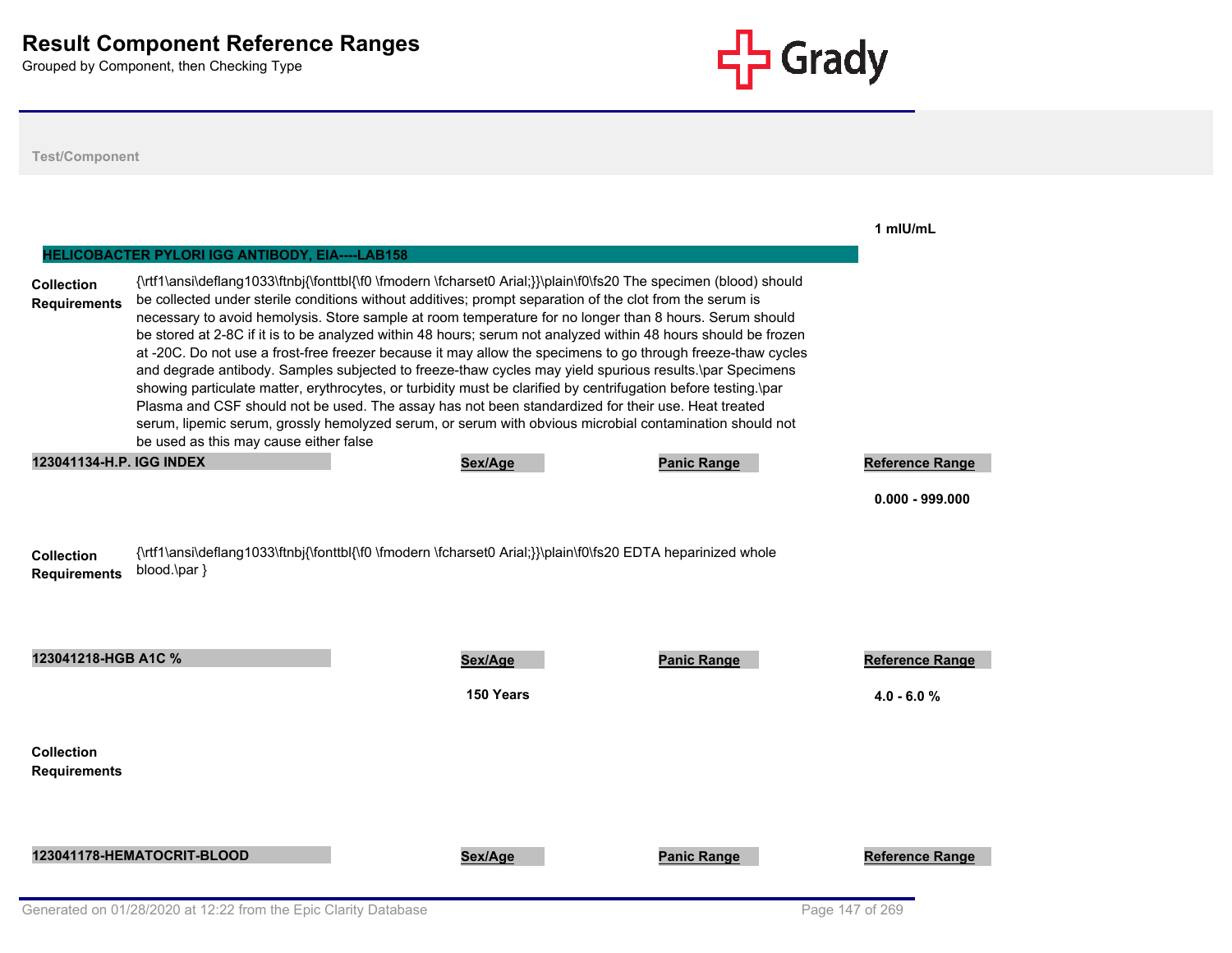# Result Component Reference Ranges

Grouped by Component, then Checking Type

Test/Component

1 mIU/mL

## HELICOBACTER PYLORI IGG ANTIBODY, EIA----LAB158

**Collection Requirements** {\rtf1\ansi\deflang1033\ftnbj{\fonttbl{\f0 \fmodern \fcharset0 Arial;}}\plain\f0\fs20 The specimen (blood) should be collected under sterile conditions without additives; prompt separation of the clot from the serum is necessary to avoid hemolysis. Store sample at room temperature for no longer than 8 hours. Serum should be stored at 2-8C if it is to be analyzed within 48 hours; serum not analyzed within 48 hours should be frozen at -20C. Do not use a frost-free freezer because it may allow the specimens to go through freeze-thaw cycles and degrade antibody. Samples subjected to freeze-thaw cycles may yield spurious results.\par Specimens showing particulate matter, erythrocytes, or turbidity must be clarified by centrifugation before testing.\par Plasma and CSF should not be used. The assay has not been standardized for their use. Heat treated serum, lipemic serum, grossly hemolyzed serum, or serum with obvious microbial contamination should not be used as this may cause either false

| 123041134-H.P. IGG INDEX | Sex/Age | Panic Range | Reference Range |
|---|---|---|---|
| | | | 0.000 - 999.000 |

**Collection Requirements** {\rtf1\ansi\deflang1033\ftnbj{\fonttbl{\f0 \fmodern \fcharset0 Arial;}}\plain\f0\fs20 EDTA heparinized whole blood.\par }

| 123041218-HGB A1C % | Sex/Age | Panic Range | Reference Range |
|---|---|---|---|
| | 150 Years | | 4.0 - 6.0 % |

**Collection Requirements**

| 123041178-HEMATOCRIT-BLOOD | Sex/Age | Panic Range | Reference Range |
|---|---|---|---|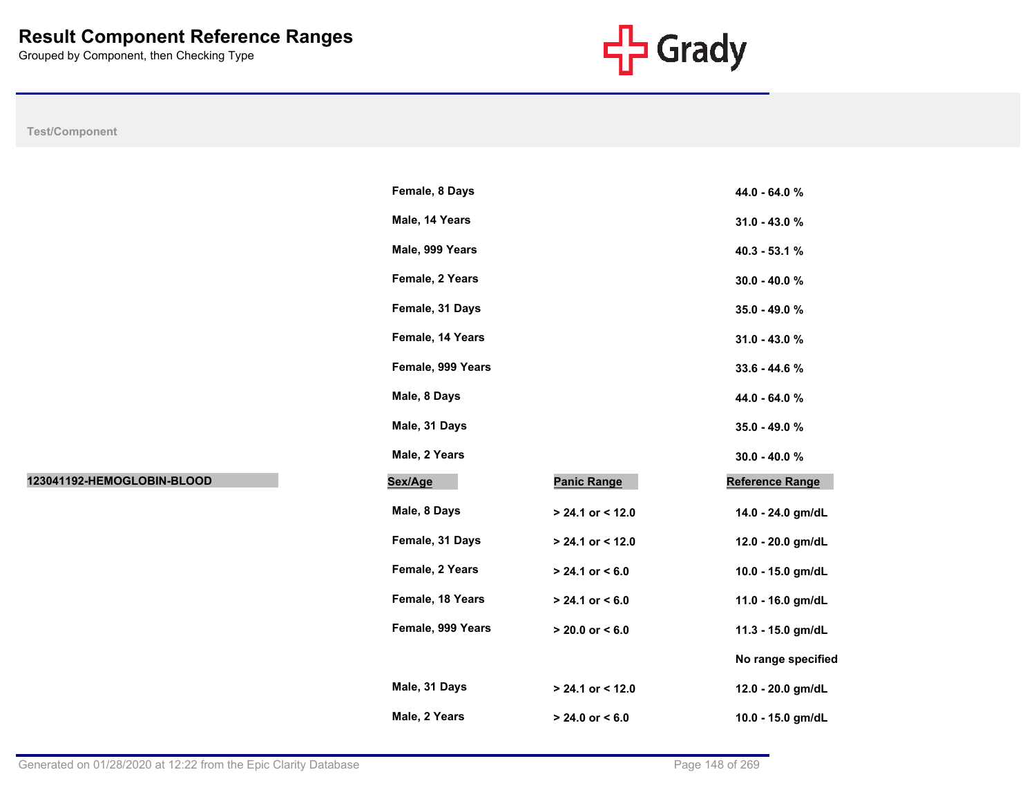# Result Component Reference Ranges

Grouped by Component, then Checking Type

| Test/Component | Sex/Age | Panic Range | Reference Range |
|---|---|---|---|
| | Female, 8 Days | | 44.0 - 64.0 % |
| | Male, 14 Years | | 31.0 - 43.0 % |
| | Male, 999 Years | | 40.3 - 53.1 % |
| | Female, 2 Years | | 30.0 - 40.0 % |
| | Female, 31 Days | | 35.0 - 49.0 % |
| | Female, 14 Years | | 31.0 - 43.0 % |
| | Female, 999 Years | | 33.6 - 44.6 % |
| | Male, 8 Days | | 44.0 - 64.0 % |
| | Male, 31 Days | | 35.0 - 49.0 % |
| | Male, 2 Years | | 30.0 - 40.0 % |
| **123041192-HEMOGLOBIN-BLOOD** | **Sex/Age** | **Panic Range** | **Reference Range** |
| | Male, 8 Days | > 24.1 or < 12.0 | 14.0 - 24.0 gm/dL |
| | Female, 31 Days | > 24.1 or < 12.0 | 12.0 - 20.0 gm/dL |
| | Female, 2 Years | > 24.1 or < 6.0 | 10.0 - 15.0 gm/dL |
| | Female, 18 Years | > 24.1 or < 6.0 | 11.0 - 16.0 gm/dL |
| | Female, 999 Years | > 20.0 or < 6.0 | 11.3 - 15.0 gm/dL |
| | | | No range specified |
| | Male, 31 Days | > 24.1 or < 12.0 | 12.0 - 20.0 gm/dL |
| | Male, 2 Years | > 24.0 or < 6.0 | 10.0 - 15.0 gm/dL |

Generated on 01/28/2020 at 12:22 from the Epic Clarity Database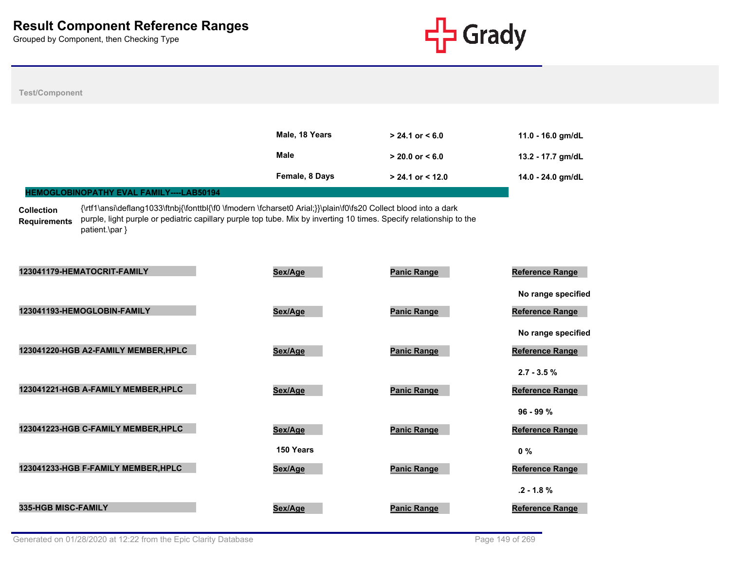# Result Component Reference Ranges

Grouped by Component, then Checking Type

Test/Component

| | Sex/Age | Panic Range | Reference Range |
|---|---|---|---|
| | Male, 18 Years | > 24.1 or < 6.0 | 11.0 - 16.0 gm/dL |
| | Male | > 20.0 or < 6.0 | 13.2 - 17.7 gm/dL |
| | Female, 8 Days | > 24.1 or < 12.0 | 14.0 - 24.0 gm/dL |

## HEMOGLOBINOPATHY EVAL FAMILY----LAB50194

**Collection Requirements**: {\rtf1\ansi\deflang1033\ftnbj{\fonttbl{\f0 \fmodern \fcharset0 Arial;}}\plain\f0\fs20 Collect blood into a dark purple, light purple or pediatric capillary purple top tube. Mix by inverting 10 times. Specify relationship to the patient.\par }

| 123041179-HEMATOCRIT-FAMILY | Sex/Age | Panic Range | Reference Range |
|---|---|---|---|
| | | | No range specified |

| 123041193-HEMOGLOBIN-FAMILY | Sex/Age | Panic Range | Reference Range |
|---|---|---|---|
| | | | No range specified |

| 123041220-HGB A2-FAMILY MEMBER,HPLC | Sex/Age | Panic Range | Reference Range |
|---|---|---|---|
| | | | 2.7 - 3.5 % |

| 123041221-HGB A-FAMILY MEMBER,HPLC | Sex/Age | Panic Range | Reference Range |
|---|---|---|---|
| | | | 96 - 99 % |

| 123041223-HGB C-FAMILY MEMBER,HPLC | Sex/Age | Panic Range | Reference Range |
|---|---|---|---|
| | 150 Years | | 0 % |

| 123041233-HGB F-FAMILY MEMBER,HPLC | Sex/Age | Panic Range | Reference Range |
|---|---|---|---|
| | | | .2 - 1.8 % |

| 335-HGB MISC-FAMILY | Sex/Age | Panic Range | Reference Range |
|---|---|---|---|

Generated on 01/28/2020 at 12:22 from the Epic Clarity Database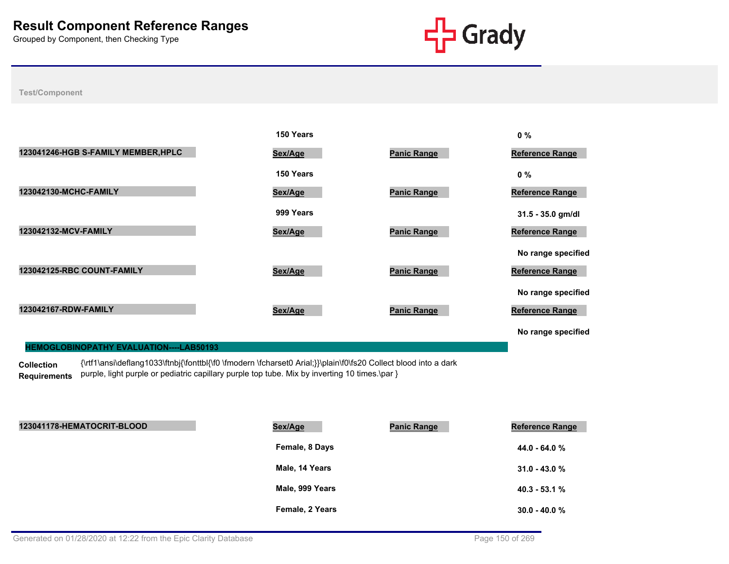# Result Component Reference Ranges

Grouped by Component, then Checking Type

Test/Component

| | Sex/Age | Panic Range | Reference Range |
|---|---|---|---|
| | 150 Years | | 0 % |

**123041246-HGB S-FAMILY MEMBER,HPLC**

| Sex/Age | Panic Range | Reference Range |
|---|---|---|
| 150 Years | | 0 % |

**123042130-MCHC-FAMILY**

| Sex/Age | Panic Range | Reference Range |
|---|---|---|
| 999 Years | | 31.5 - 35.0 gm/dl |

**123042132-MCV-FAMILY**

| Sex/Age | Panic Range | Reference Range |
|---|---|---|
| | | No range specified |

**123042125-RBC COUNT-FAMILY**

| Sex/Age | Panic Range | Reference Range |
|---|---|---|
| | | No range specified |

**123042167-RDW-FAMILY**

| Sex/Age | Panic Range | Reference Range |
|---|---|---|
| | | No range specified |

## HEMOGLOBINOPATHY EVALUATION----LAB50193

**Collection Requirements** {\rtf1\ansi\deflang1033\ftnbj{\fonttbl{\f0 \fmodern \fcharset0 Arial;}}\plain\f0\fs20 Collect blood into a dark purple, light purple or pediatric capillary purple top tube. Mix by inverting 10 times.\par }

**123041178-HEMATOCRIT-BLOOD**

| Sex/Age | Panic Range | Reference Range |
|---|---|---|
| Female, 8 Days | | 44.0 - 64.0 % |
| Male, 14 Years | | 31.0 - 43.0 % |
| Male, 999 Years | | 40.3 - 53.1 % |
| Female, 2 Years | | 30.0 - 40.0 % |

Generated on 01/28/2020 at 12:22 from the Epic Clarity Database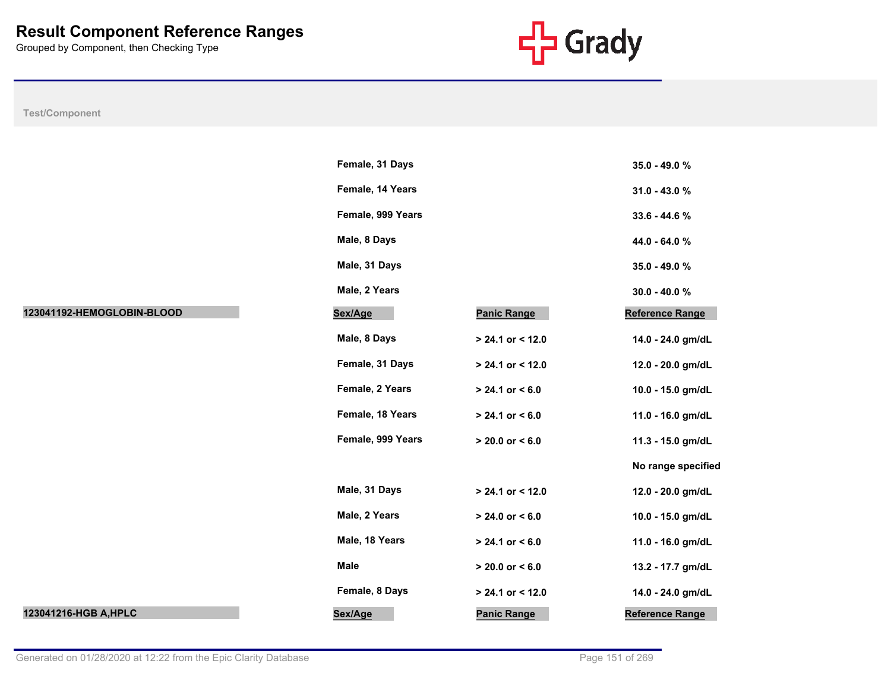# Result Component Reference Ranges

Grouped by Component, then Checking Type

**Test/Component**

| Test/Component | Sex/Age | Panic Range | Reference Range |
|---|---|---|---|
| | Female, 31 Days | | 35.0 - 49.0 % |
| | Female, 14 Years | | 31.0 - 43.0 % |
| | Female, 999 Years | | 33.6 - 44.6 % |
| | Male, 8 Days | | 44.0 - 64.0 % |
| | Male, 31 Days | | 35.0 - 49.0 % |
| | Male, 2 Years | | 30.0 - 40.0 % |

| 123041192-HEMOGLOBIN-BLOOD | Sex/Age | Panic Range | Reference Range |
|---|---|---|---|
| | Male, 8 Days | > 24.1 or < 12.0 | 14.0 - 24.0 gm/dL |
| | Female, 31 Days | > 24.1 or < 12.0 | 12.0 - 20.0 gm/dL |
| | Female, 2 Years | > 24.1 or < 6.0 | 10.0 - 15.0 gm/dL |
| | Female, 18 Years | > 24.1 or < 6.0 | 11.0 - 16.0 gm/dL |
| | Female, 999 Years | > 20.0 or < 6.0 | 11.3 - 15.0 gm/dL |
| | | | No range specified |
| | Male, 31 Days | > 24.1 or < 12.0 | 12.0 - 20.0 gm/dL |
| | Male, 2 Years | > 24.0 or < 6.0 | 10.0 - 15.0 gm/dL |
| | Male, 18 Years | > 24.1 or < 6.0 | 11.0 - 16.0 gm/dL |
| | Male | > 20.0 or < 6.0 | 13.2 - 17.7 gm/dL |
| | Female, 8 Days | > 24.1 or < 12.0 | 14.0 - 24.0 gm/dL |

| 123041216-HGB A,HPLC | Sex/Age | Panic Range | Reference Range |
|---|---|---|---|

Generated on 01/28/2020 at 12:22 from the Epic Clarity Database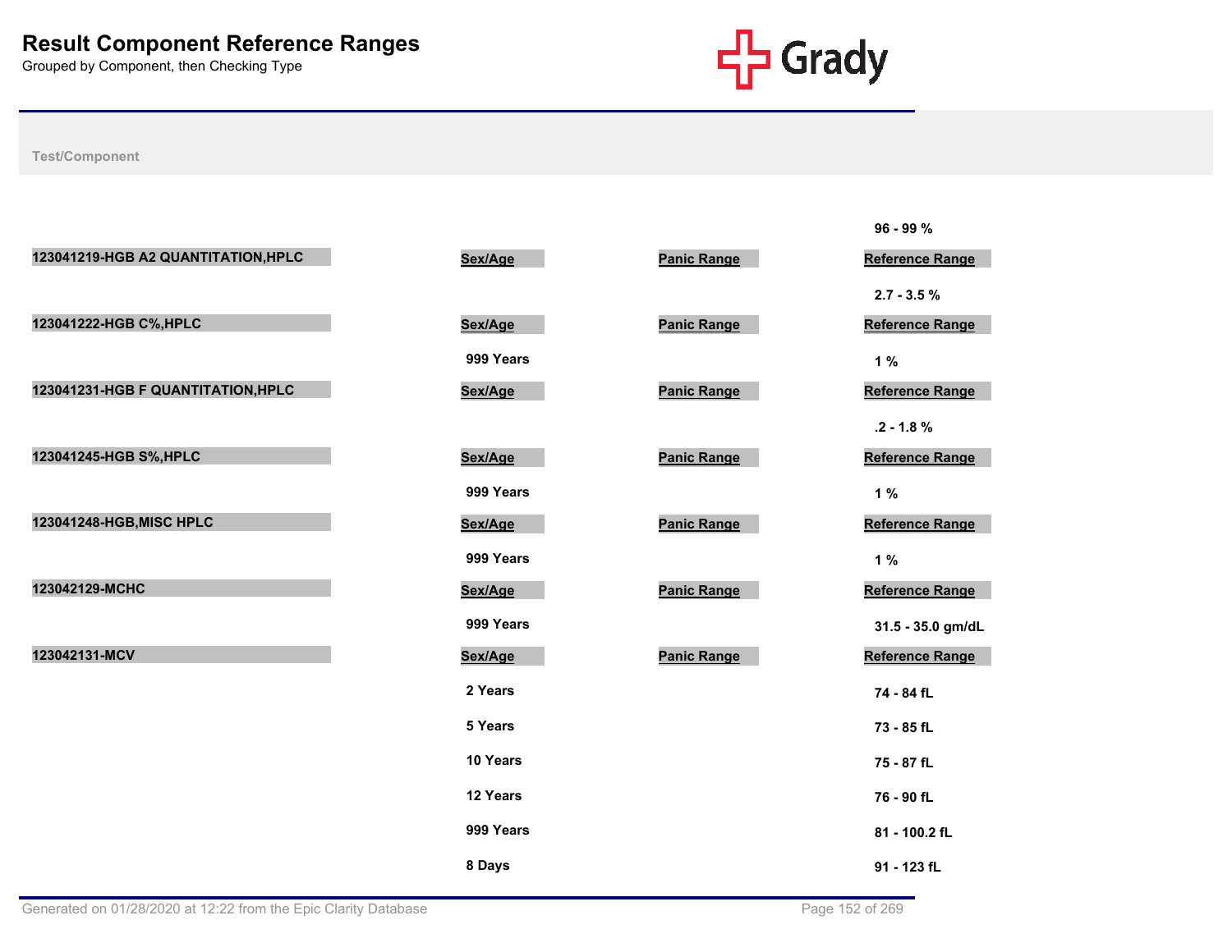# Result Component Reference Ranges

Grouped by Component, then Checking Type

Test/Component

96 - 99 %

| 123041219-HGB A2 QUANTITATION,HPLC | Sex/Age | Panic Range | Reference Range |
|---|---|---|---|
| | | | 2.7 - 3.5 % |

| 123041222-HGB C%,HPLC | Sex/Age | Panic Range | Reference Range |
|---|---|---|---|
| | 999 Years | | 1 % |

| 123041231-HGB F QUANTITATION,HPLC | Sex/Age | Panic Range | Reference Range |
|---|---|---|---|
| | | | .2 - 1.8 % |

| 123041245-HGB S%,HPLC | Sex/Age | Panic Range | Reference Range |
|---|---|---|---|
| | 999 Years | | 1 % |

| 123041248-HGB,MISC HPLC | Sex/Age | Panic Range | Reference Range |
|---|---|---|---|
| | 999 Years | | 1 % |

| 123042129-MCHC | Sex/Age | Panic Range | Reference Range |
|---|---|---|---|
| | 999 Years | | 31.5 - 35.0 gm/dL |

| 123042131-MCV | Sex/Age | Panic Range | Reference Range |
|---|---|---|---|
| | 2 Years | | 74 - 84 fL |
| | 5 Years | | 73 - 85 fL |
| | 10 Years | | 75 - 87 fL |
| | 12 Years | | 76 - 90 fL |
| | 999 Years | | 81 - 100.2 fL |
| | 8 Days | | 91 - 123 fL |

Generated on 01/28/2020 at 12:22 from the Epic Clarity Database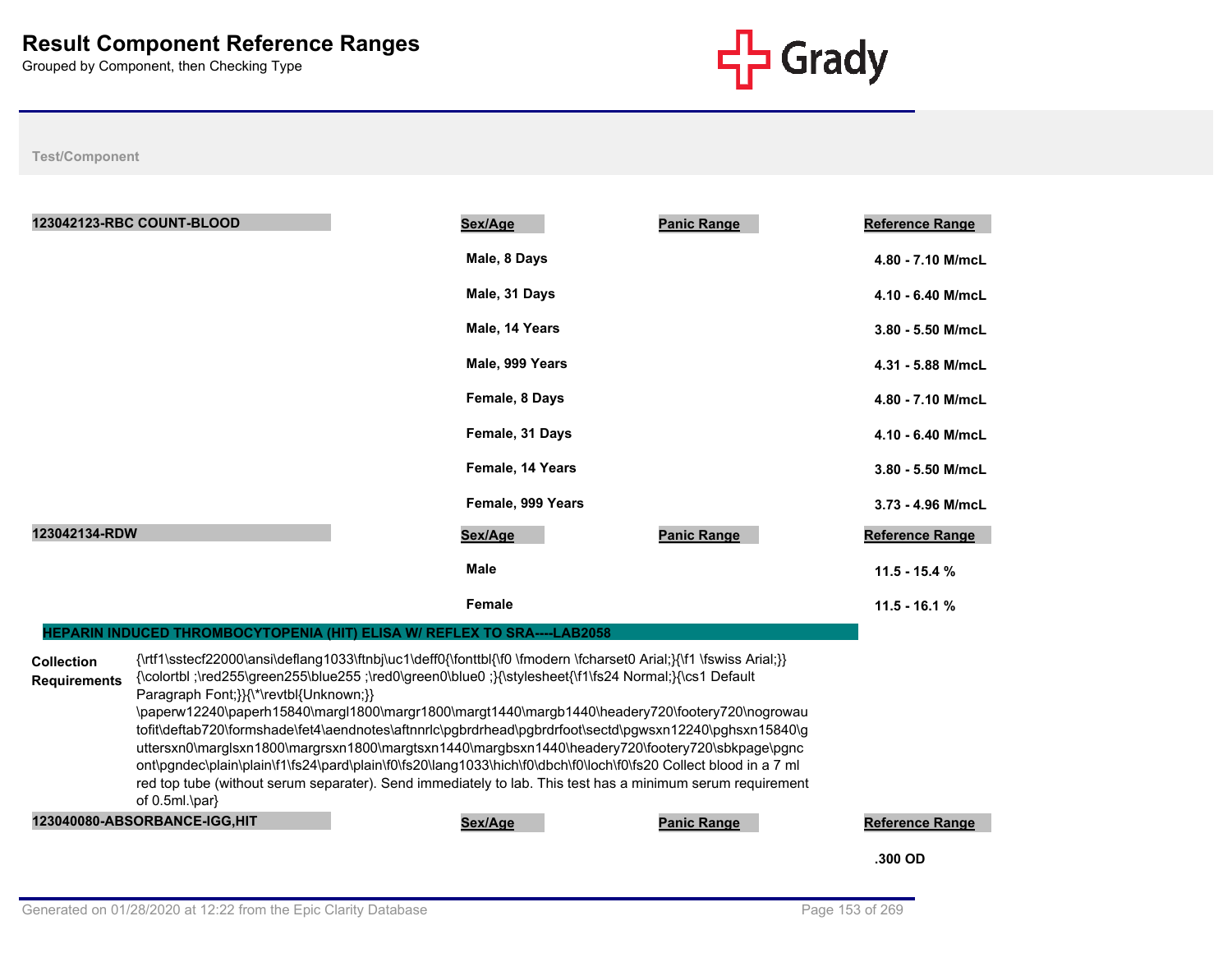# Result Component Reference Ranges

Grouped by Component, then Checking Type

Test/Component

### 123042123-RBC COUNT-BLOOD

| Sex/Age | Panic Range | Reference Range |
|---|---|---|
| Male, 8 Days | | 4.80 - 7.10 M/mcL |
| Male, 31 Days | | 4.10 - 6.40 M/mcL |
| Male, 14 Years | | 3.80 - 5.50 M/mcL |
| Male, 999 Years | | 4.31 - 5.88 M/mcL |
| Female, 8 Days | | 4.80 - 7.10 M/mcL |
| Female, 31 Days | | 4.10 - 6.40 M/mcL |
| Female, 14 Years | | 3.80 - 5.50 M/mcL |
| Female, 999 Years | | 3.73 - 4.96 M/mcL |

### 123042134-RDW

| Sex/Age | Panic Range | Reference Range |
|---|---|---|
| Male | | 11.5 - 15.4 % |
| Female | | 11.5 - 16.1 % |

## HEPARIN INDUCED THROMBOCYTOPENIA (HIT) ELISA W/ REFLEX TO SRA----LAB2058

**Collection Requirements**

{\rtf1\sstecf22000\ansi\deflang1033\ftnbj\uc1\deff0{\fonttbl{\f0 \fmodern \fcharset0 Arial;}{\f1 \fswiss Arial;}}{\colortbl ;\red255\green255\blue255 ;\red0\green0\blue0 ;}{\stylesheet{\f1\fs24 Normal;}{\cs1 Default Paragraph Font;}}{\*\revtbl{Unknown;}}\paperw12240\paperh15840\margl1800\margr1800\margt1440\margb1440\headery720\footery720\nogrowautofit\deftab720\formshade\fet4\aendnotes\aftnnrlc\pgbrdrhead\pgbrdrfoot\sectd\pgwsxn12240\pghsxn15840\guttersxn0\marglsxn1800\margrsxn1800\margtsxn1440\margbsxn1440\headery720\footery720\sbkpage\pgncont\pgndec\plain\plain\f1\fs24\pard\plain\f0\fs20\lang1033\hich\f0\dbch\f0\loch\f0\fs20 Collect blood in a 7 ml red top tube (without serum separater). Send immediately to lab. This test has a minimum serum requirement of 0.5ml.\par}

### 123040080-ABSORBANCE-IGG,HIT

| Sex/Age | Panic Range | Reference Range |
|---|---|---|
| | | .300 OD |

Generated on 01/28/2020 at 12:22 from the Epic Clarity Database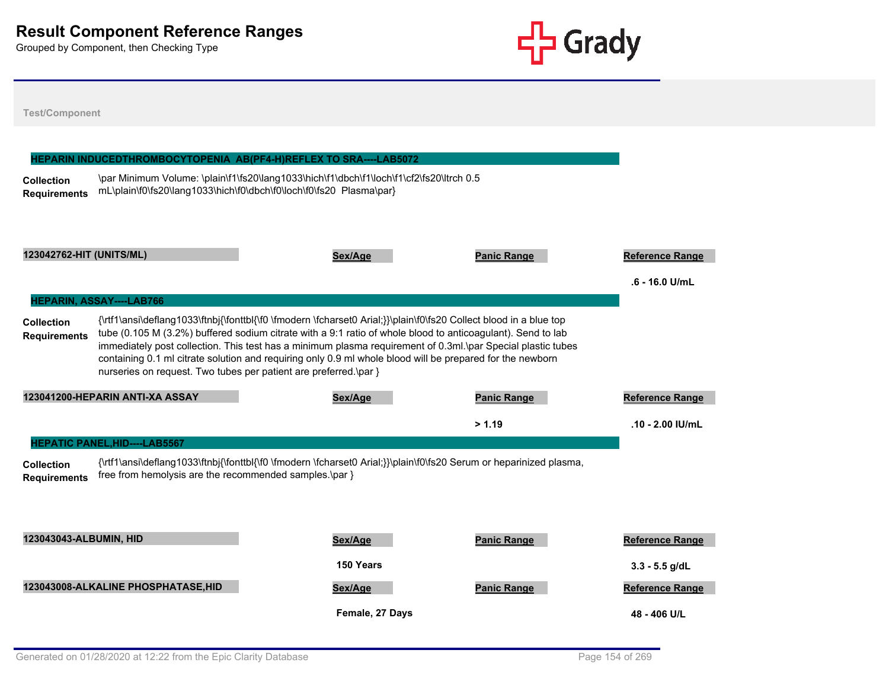# Result Component Reference Ranges

Grouped by Component, then Checking Type

Test/Component

## HEPARIN INDUCEDTHROMBOCYTOPENIA AB(PF4-H)REFLEX TO SRA----LAB5072

**Collection Requirements** \par Minimum Volume: \plain\f1\fs20\lang1033\hich\f1\dbch\f1\loch\f1\cf2\fs20\ltrch 0.5 mL\plain\f0\fs20\lang1033\hich\f0\dbch\f0\loch\f0\fs20 Plasma\par}

| 123042762-HIT (UNITS/ML) | Sex/Age | Panic Range | Reference Range |
|---|---|---|---|
| | | | .6 - 16.0 U/mL |

## HEPARIN, ASSAY----LAB766

**Collection Requirements** {\rtf1\ansi\deflang1033\ftnbj{\fonttbl{\f0 \fmodern \fcharset0 Arial;}}\plain\f0\fs20 Collect blood in a blue top tube (0.105 M (3.2%) buffered sodium citrate with a 9:1 ratio of whole blood to anticoagulant). Send to lab immediately post collection. This test has a minimum plasma requirement of 0.3ml.\par Special plastic tubes containing 0.1 ml citrate solution and requiring only 0.9 ml whole blood will be prepared for the newborn nurseries on request. Two tubes per patient are preferred.\par }

| 123041200-HEPARIN ANTI-XA ASSAY | Sex/Age | Panic Range | Reference Range |
|---|---|---|---|
| | | > 1.19 | .10 - 2.00 IU/mL |

## HEPATIC PANEL,HID----LAB5567

**Collection Requirements** {\rtf1\ansi\deflang1033\ftnbj{\fonttbl{\f0 \fmodern \fcharset0 Arial;}}\plain\f0\fs20 Serum or heparinized plasma, free from hemolysis are the recommended samples.\par }

| 123043043-ALBUMIN, HID | Sex/Age | Panic Range | Reference Range |
|---|---|---|---|
| | 150 Years | | 3.3 - 5.5 g/dL |

| 123043008-ALKALINE PHOSPHATASE,HID | Sex/Age | Panic Range | Reference Range |
|---|---|---|---|
| | Female, 27 Days | | 48 - 406 U/L |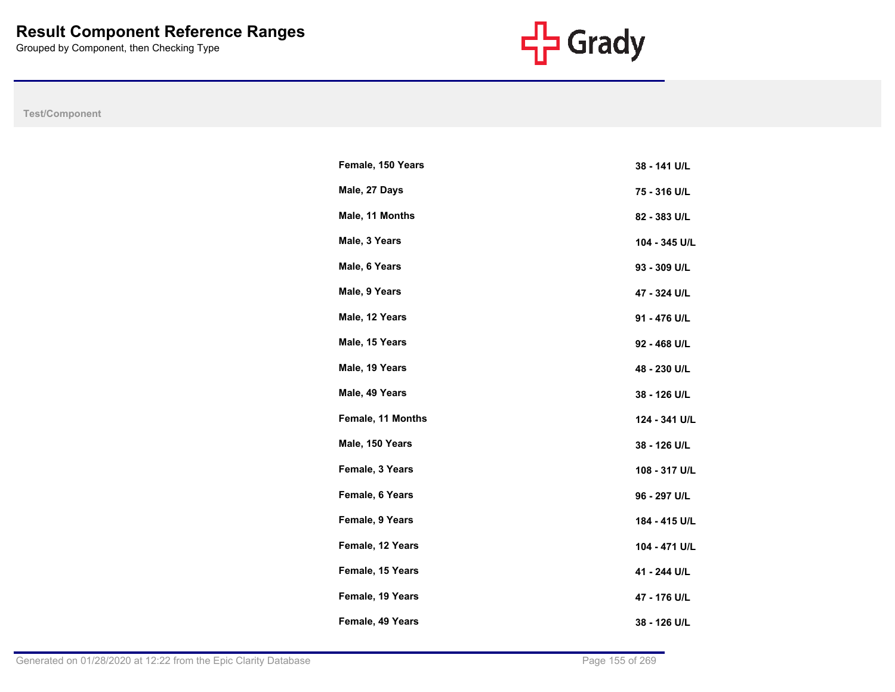# Result Component Reference Ranges

Grouped by Component, then Checking Type

| Test/Component | | |
|---|---|---|
| | Female, 150 Years | 38 - 141 U/L |
| | Male, 27 Days | 75 - 316 U/L |
| | Male, 11 Months | 82 - 383 U/L |
| | Male, 3 Years | 104 - 345 U/L |
| | Male, 6 Years | 93 - 309 U/L |
| | Male, 9 Years | 47 - 324 U/L |
| | Male, 12 Years | 91 - 476 U/L |
| | Male, 15 Years | 92 - 468 U/L |
| | Male, 19 Years | 48 - 230 U/L |
| | Male, 49 Years | 38 - 126 U/L |
| | Female, 11 Months | 124 - 341 U/L |
| | Male, 150 Years | 38 - 126 U/L |
| | Female, 3 Years | 108 - 317 U/L |
| | Female, 6 Years | 96 - 297 U/L |
| | Female, 9 Years | 184 - 415 U/L |
| | Female, 12 Years | 104 - 471 U/L |
| | Female, 15 Years | 41 - 244 U/L |
| | Female, 19 Years | 47 - 176 U/L |
| | Female, 49 Years | 38 - 126 U/L |

Generated on 01/28/2020 at 12:22 from the Epic Clarity Database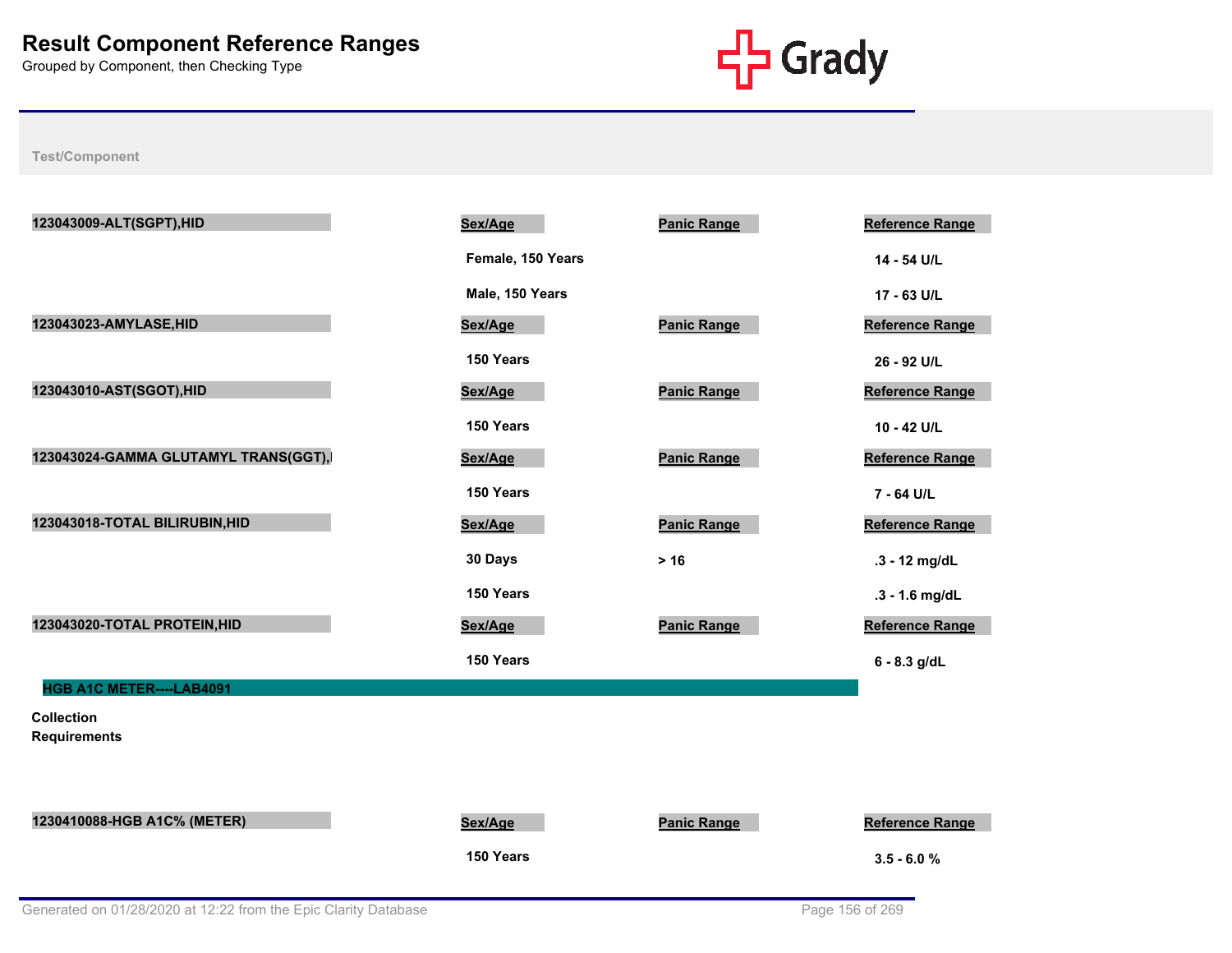# Result Component Reference Ranges

Grouped by Component, then Checking Type

| Test/Component | Sex/Age | Panic Range | Reference Range |
|---|---|---|---|
| 123043009-ALT(SGPT),HID | Female, 150 Years | | 14 - 54 U/L |
| | Male, 150 Years | | 17 - 63 U/L |
| 123043023-AMYLASE,HID | 150 Years | | 26 - 92 U/L |
| 123043010-AST(SGOT),HID | 150 Years | | 10 - 42 U/L |
| 123043024-GAMMA GLUTAMYL TRANS(GGT),I | 150 Years | | 7 - 64 U/L |
| 123043018-TOTAL BILIRUBIN,HID | 30 Days | > 16 | .3 - 12 mg/dL |
| | 150 Years | | .3 - 1.6 mg/dL |
| 123043020-TOTAL PROTEIN,HID | 150 Years | | 6 - 8.3 g/dL |

## HGB A1C METER----LAB4091

**Collection Requirements**

| Test/Component | Sex/Age | Panic Range | Reference Range |
|---|---|---|---|
| 1230410088-HGB A1C% (METER) | 150 Years | | 3.5 - 6.0 % |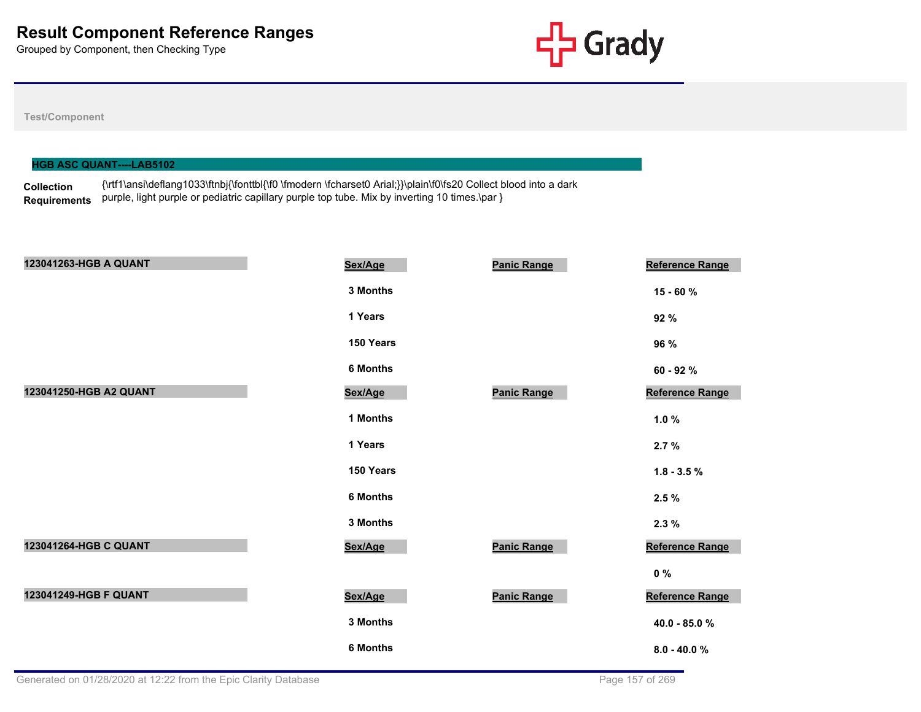# Result Component Reference Ranges

Grouped by Component, then Checking Type

Test/Component

## HGB ASC QUANT----LAB5102

**Collection Requirements** {\rtf1\ansi\deflang1033\ftnbj{\fonttbl{\f0 \fmodern \fcharset0 Arial;}}\plain\f0\fs20 Collect blood into a dark purple, light purple or pediatric capillary purple top tube. Mix by inverting 10 times.\par }

| 123041263-HGB A QUANT | Sex/Age | Panic Range | Reference Range |
|---|---|---|---|
| | 3 Months | | 15 - 60 % |
| | 1 Years | | 92 % |
| | 150 Years | | 96 % |
| | 6 Months | | 60 - 92 % |

| 123041250-HGB A2 QUANT | Sex/Age | Panic Range | Reference Range |
|---|---|---|---|
| | 1 Months | | 1.0 % |
| | 1 Years | | 2.7 % |
| | 150 Years | | 1.8 - 3.5 % |
| | 6 Months | | 2.5 % |
| | 3 Months | | 2.3 % |

| 123041264-HGB C QUANT | Sex/Age | Panic Range | Reference Range |
|---|---|---|---|
| | | | 0 % |

| 123041249-HGB F QUANT | Sex/Age | Panic Range | Reference Range |
|---|---|---|---|
| | 3 Months | | 40.0 - 85.0 % |
| | 6 Months | | 8.0 - 40.0 % |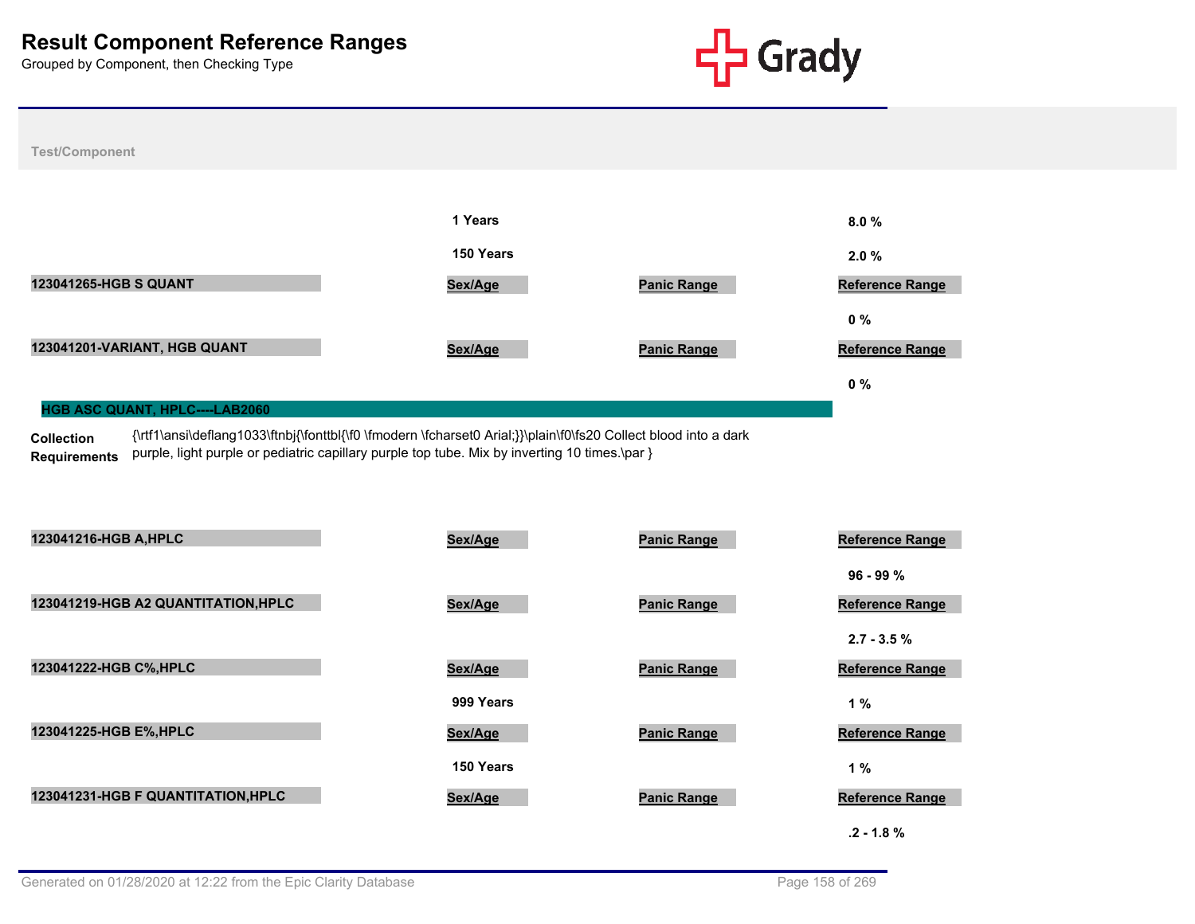# Result Component Reference Ranges

Grouped by Component, then Checking Type

**Test/Component**

| | Sex/Age | Panic Range | Reference Range |
|---|---|---|---|
| | 1 Years | | 8.0 % |
| | 150 Years | | 2.0 % |

**123041265-HGB S QUANT**

| Sex/Age | Panic Range | Reference Range |
|---|---|---|
| | | 0 % |

**123041201-VARIANT, HGB QUANT**

| Sex/Age | Panic Range | Reference Range |
|---|---|---|
| | | 0 % |

## HGB ASC QUANT, HPLC----LAB2060

**Collection Requirements** {\rtf1\ansi\deflang1033\ftnbj{\fonttbl{\f0 \fmodern \fcharset0 Arial;}}\plain\f0\fs20 Collect blood into a dark purple, light purple or pediatric capillary purple top tube. Mix by inverting 10 times.\par }

**123041216-HGB A,HPLC**

| Sex/Age | Panic Range | Reference Range |
|---|---|---|
| | | 96 - 99 % |

**123041219-HGB A2 QUANTITATION,HPLC**

| Sex/Age | Panic Range | Reference Range |
|---|---|---|
| | | 2.7 - 3.5 % |

**123041222-HGB C%,HPLC**

| Sex/Age | Panic Range | Reference Range |
|---|---|---|
| 999 Years | | 1 % |

**123041225-HGB E%,HPLC**

| Sex/Age | Panic Range | Reference Range |
|---|---|---|
| 150 Years | | 1 % |

**123041231-HGB F QUANTITATION,HPLC**

| Sex/Age | Panic Range | Reference Range |
|---|---|---|
| | | .2 - 1.8 % |

Generated on 01/28/2020 at 12:22 from the Epic Clarity Database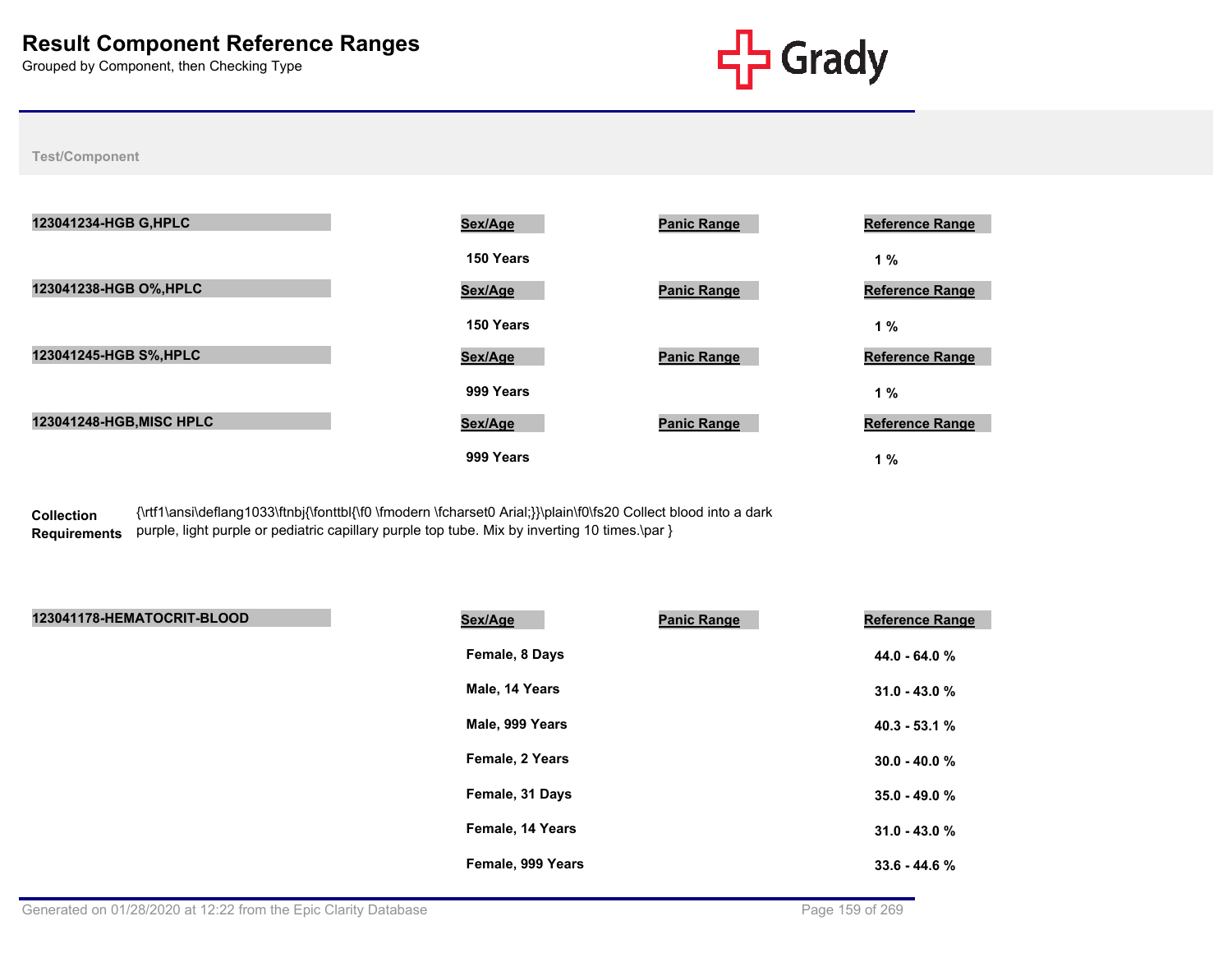# Result Component Reference Ranges

Grouped by Component, then Checking Type

**Test/Component**

| Test/Component | Sex/Age | Panic Range | Reference Range |
|---|---|---|---|
| 123041234-HGB G,HPLC | 150 Years | | 1 % |
| 123041238-HGB O%,HPLC | 150 Years | | 1 % |
| 123041245-HGB S%,HPLC | 999 Years | | 1 % |
| 123041248-HGB,MISC HPLC | 999 Years | | 1 % |

**Collection Requirements** {\rtf1\ansi\deflang1033\ftnbj{\fonttbl{\f0 \fmodern \fcharset0 Arial;}}\plain\f0\fs20 Collect blood into a dark purple, light purple or pediatric capillary purple top tube. Mix by inverting 10 times.\par }

| Test/Component | Sex/Age | Panic Range | Reference Range |
|---|---|---|---|
| 123041178-HEMATOCRIT-BLOOD | Female, 8 Days | | 44.0 - 64.0 % |
| | Male, 14 Years | | 31.0 - 43.0 % |
| | Male, 999 Years | | 40.3 - 53.1 % |
| | Female, 2 Years | | 30.0 - 40.0 % |
| | Female, 31 Days | | 35.0 - 49.0 % |
| | Female, 14 Years | | 31.0 - 43.0 % |
| | Female, 999 Years | | 33.6 - 44.6 % |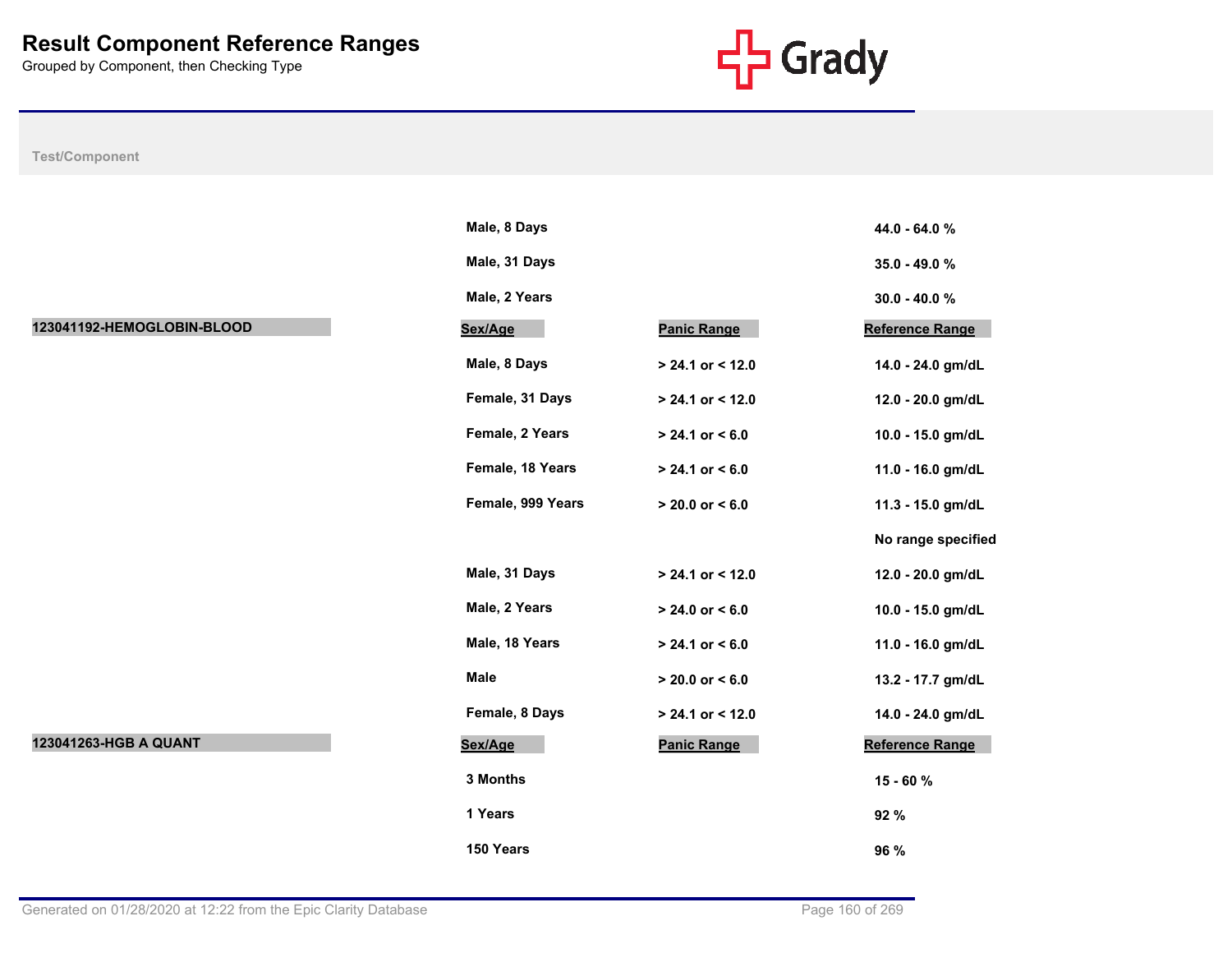# Result Component Reference Ranges

Grouped by Component, then Checking Type

| Test/Component | Sex/Age | Panic Range | Reference Range |
|---|---|---|---|
| | Male, 8 Days | | 44.0 - 64.0 % |
| | Male, 31 Days | | 35.0 - 49.0 % |
| | Male, 2 Years | | 30.0 - 40.0 % |
| **123041192-HEMOGLOBIN-BLOOD** | **Sex/Age** | **Panic Range** | **Reference Range** |
| | Male, 8 Days | > 24.1 or < 12.0 | 14.0 - 24.0 gm/dL |
| | Female, 31 Days | > 24.1 or < 12.0 | 12.0 - 20.0 gm/dL |
| | Female, 2 Years | > 24.1 or < 6.0 | 10.0 - 15.0 gm/dL |
| | Female, 18 Years | > 24.1 or < 6.0 | 11.0 - 16.0 gm/dL |
| | Female, 999 Years | > 20.0 or < 6.0 | 11.3 - 15.0 gm/dL |
| | | | No range specified |
| | Male, 31 Days | > 24.1 or < 12.0 | 12.0 - 20.0 gm/dL |
| | Male, 2 Years | > 24.0 or < 6.0 | 10.0 - 15.0 gm/dL |
| | Male, 18 Years | > 24.1 or < 6.0 | 11.0 - 16.0 gm/dL |
| | Male | > 20.0 or < 6.0 | 13.2 - 17.7 gm/dL |
| | Female, 8 Days | > 24.1 or < 12.0 | 14.0 - 24.0 gm/dL |
| **123041263-HGB A QUANT** | **Sex/Age** | **Panic Range** | **Reference Range** |
| | 3 Months | | 15 - 60 % |
| | 1 Years | | 92 % |
| | 150 Years | | 96 % |

Generated on 01/28/2020 at 12:22 from the Epic Clarity Database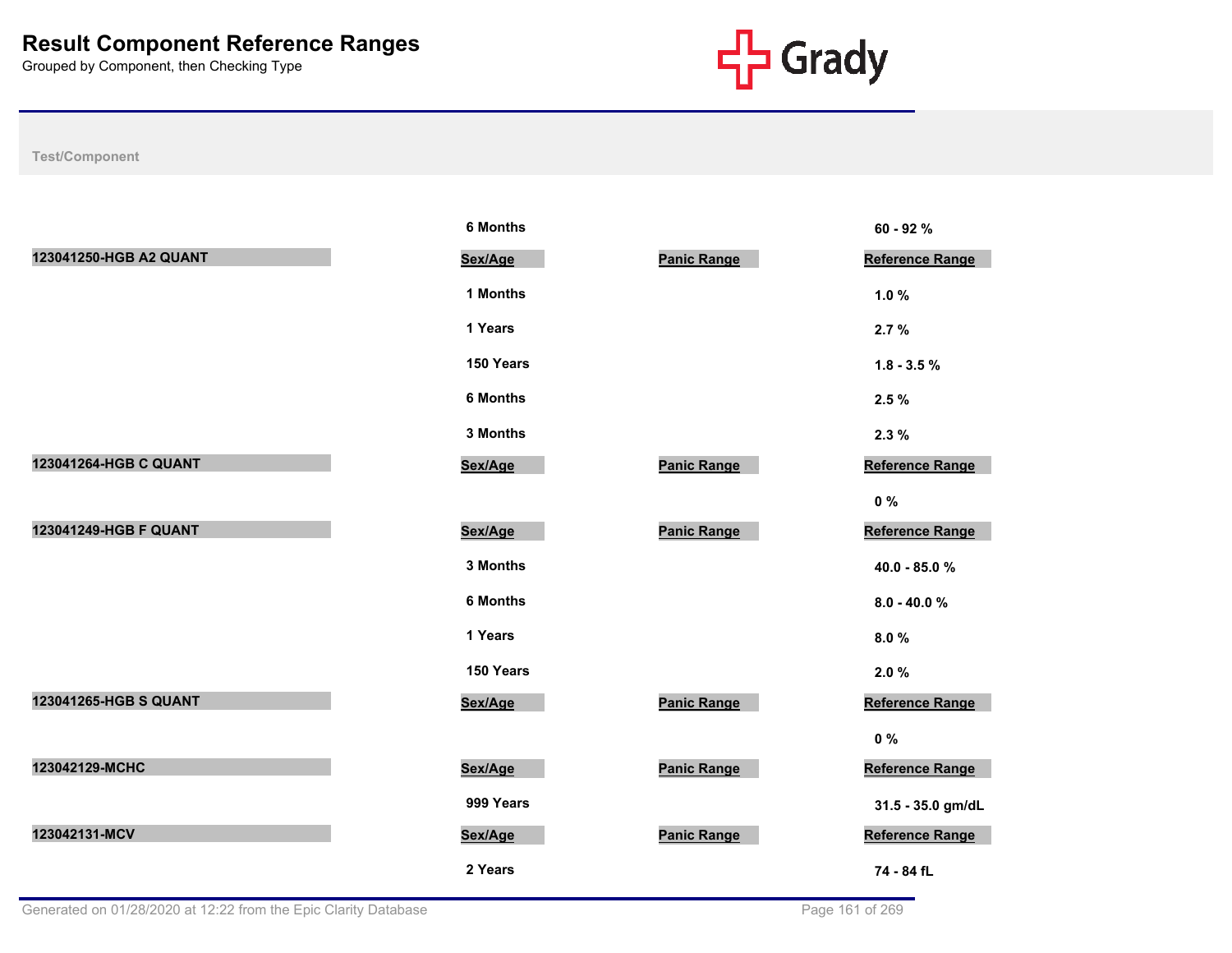# Result Component Reference Ranges

Grouped by Component, then Checking Type

Test/Component

| Test/Component | Sex/Age | Panic Range | Reference Range |
|---|---|---|---|
| | 6 Months | | 60 - 92 % |
| **123041250-HGB A2 QUANT** | **Sex/Age** | **Panic Range** | **Reference Range** |
| | 1 Months | | 1.0 % |
| | 1 Years | | 2.7 % |
| | 150 Years | | 1.8 - 3.5 % |
| | 6 Months | | 2.5 % |
| | 3 Months | | 2.3 % |
| **123041264-HGB C QUANT** | **Sex/Age** | **Panic Range** | **Reference Range** |
| | | | 0 % |
| **123041249-HGB F QUANT** | **Sex/Age** | **Panic Range** | **Reference Range** |
| | 3 Months | | 40.0 - 85.0 % |
| | 6 Months | | 8.0 - 40.0 % |
| | 1 Years | | 8.0 % |
| | 150 Years | | 2.0 % |
| **123041265-HGB S QUANT** | **Sex/Age** | **Panic Range** | **Reference Range** |
| | | | 0 % |
| **123042129-MCHC** | **Sex/Age** | **Panic Range** | **Reference Range** |
| | 999 Years | | 31.5 - 35.0 gm/dL |
| **123042131-MCV** | **Sex/Age** | **Panic Range** | **Reference Range** |
| | 2 Years | | 74 - 84 fL |

Generated on 01/28/2020 at 12:22 from the Epic Clarity Database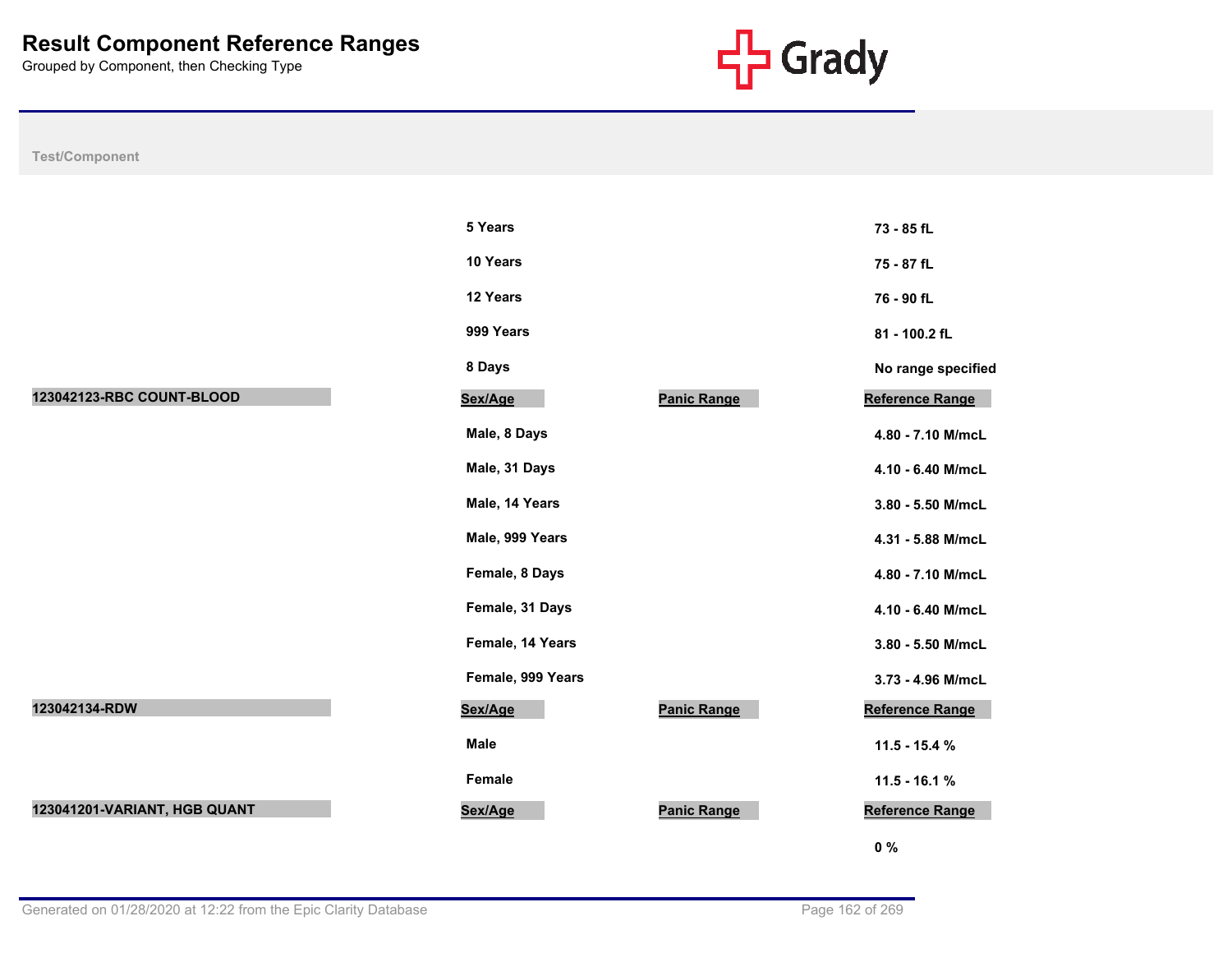# Result Component Reference Ranges

Grouped by Component, then Checking Type

| Test/Component | Sex/Age | Panic Range | Reference Range |
|---|---|---|---|
| | 5 Years | | 73 - 85 fL |
| | 10 Years | | 75 - 87 fL |
| | 12 Years | | 76 - 90 fL |
| | 999 Years | | 81 - 100.2 fL |
| | 8 Days | | No range specified |

| 123042123-RBC COUNT-BLOOD | Sex/Age | Panic Range | Reference Range |
|---|---|---|---|
| | Male, 8 Days | | 4.80 - 7.10 M/mcL |
| | Male, 31 Days | | 4.10 - 6.40 M/mcL |
| | Male, 14 Years | | 3.80 - 5.50 M/mcL |
| | Male, 999 Years | | 4.31 - 5.88 M/mcL |
| | Female, 8 Days | | 4.80 - 7.10 M/mcL |
| | Female, 31 Days | | 4.10 - 6.40 M/mcL |
| | Female, 14 Years | | 3.80 - 5.50 M/mcL |
| | Female, 999 Years | | 3.73 - 4.96 M/mcL |

| 123042134-RDW | Sex/Age | Panic Range | Reference Range |
|---|---|---|---|
| | Male | | 11.5 - 15.4 % |
| | Female | | 11.5 - 16.1 % |

| 123041201-VARIANT, HGB QUANT | Sex/Age | Panic Range | Reference Range |
|---|---|---|---|
| | | | 0 % |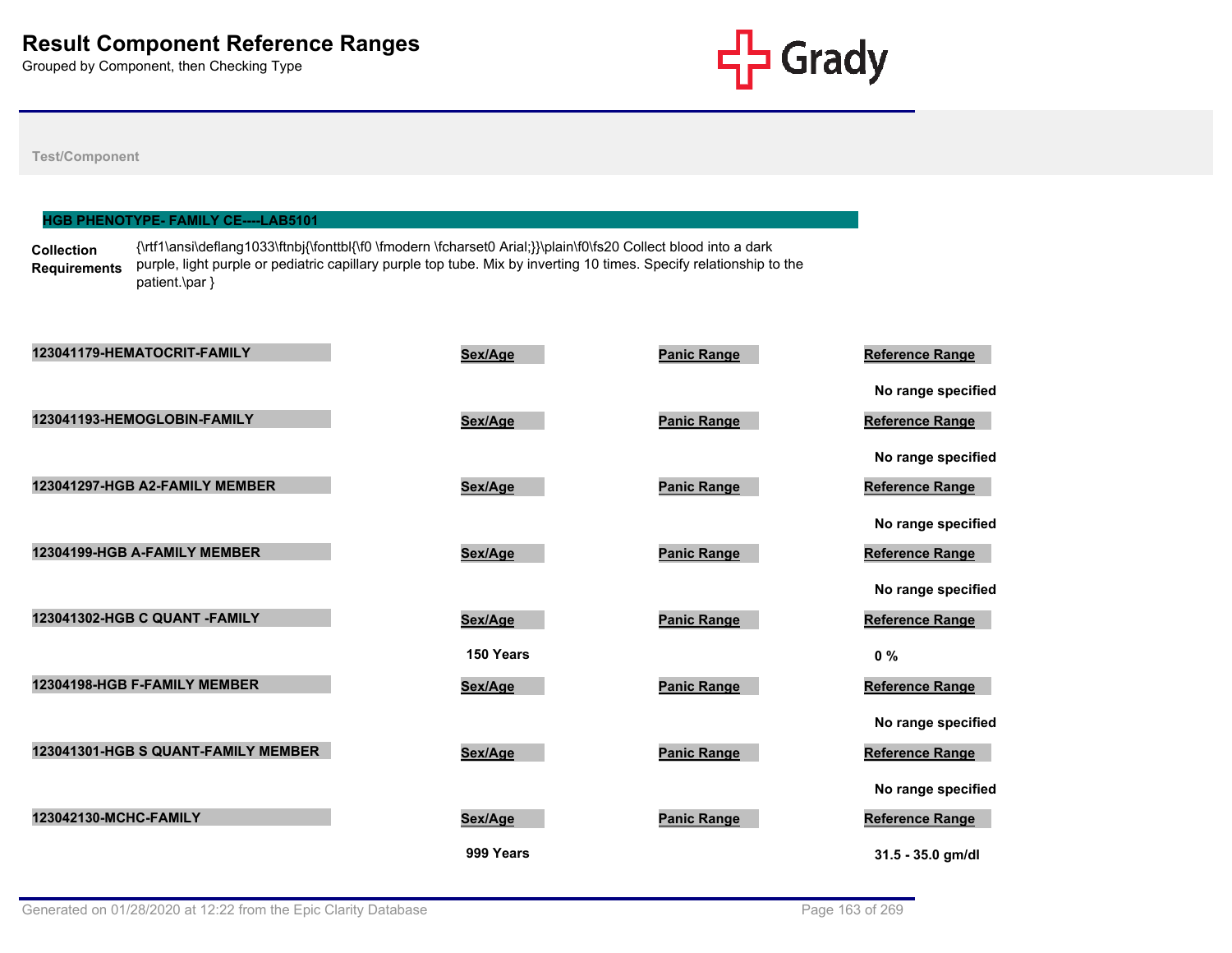# Result Component Reference Ranges

Grouped by Component, then Checking Type

Test/Component

## HGB PHENOTYPE- FAMILY CE----LAB5101

**Collection Requirements** {\rtf1\ansi\deflang1033\ftnbj{\fonttbl{\f0 \fmodern \fcharset0 Arial;}}\plain\f0\fs20 Collect blood into a dark purple, light purple or pediatric capillary purple top tube. Mix by inverting 10 times. Specify relationship to the patient.\par }

| Component | Sex/Age | Panic Range | Reference Range |
|---|---|---|---|
| 123041179-HEMATOCRIT-FAMILY | | | No range specified |
| 123041193-HEMOGLOBIN-FAMILY | | | No range specified |
| 123041297-HGB A2-FAMILY MEMBER | | | No range specified |
| 12304199-HGB A-FAMILY MEMBER | | | No range specified |
| 123041302-HGB C QUANT -FAMILY | 150 Years | | 0 % |
| 12304198-HGB F-FAMILY MEMBER | | | No range specified |
| 123041301-HGB S QUANT-FAMILY MEMBER | | | No range specified |
| 123042130-MCHC-FAMILY | 999 Years | | 31.5 - 35.0 gm/dl |

Generated on 01/28/2020 at 12:22 from the Epic Clarity Database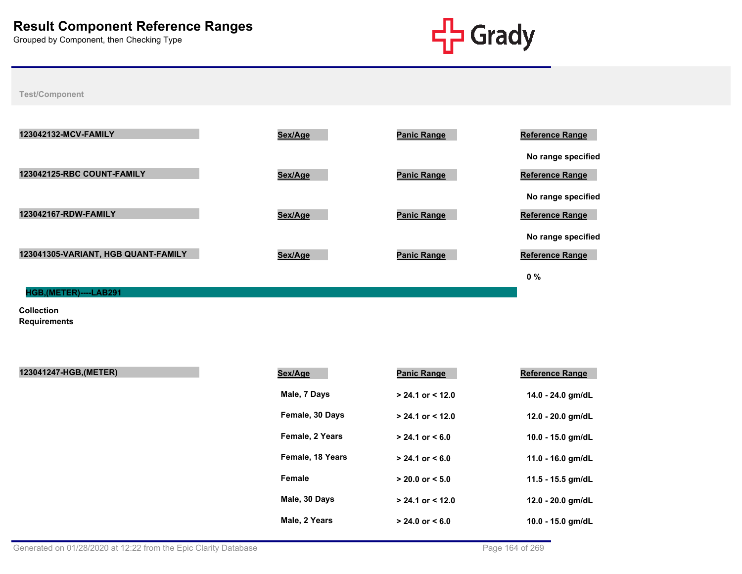# Result Component Reference Ranges

Grouped by Component, then Checking Type

Test/Component

| 123042132-MCV-FAMILY | Sex/Age | Panic Range | Reference Range |
|---|---|---|---|
| | | | No range specified |

| 123042125-RBC COUNT-FAMILY | Sex/Age | Panic Range | Reference Range |
|---|---|---|---|
| | | | No range specified |

| 123042167-RDW-FAMILY | Sex/Age | Panic Range | Reference Range |
|---|---|---|---|
| | | | No range specified |

| 123041305-VARIANT, HGB QUANT-FAMILY | Sex/Age | Panic Range | Reference Range |
|---|---|---|---|
| | | | 0 % |

## HGB,(METER)----LAB291

**Collection Requirements**

| 123041247-HGB,(METER) | Sex/Age | Panic Range | Reference Range |
|---|---|---|---|
| | Male, 7 Days | > 24.1 or < 12.0 | 14.0 - 24.0 gm/dL |
| | Female, 30 Days | > 24.1 or < 12.0 | 12.0 - 20.0 gm/dL |
| | Female, 2 Years | > 24.1 or < 6.0 | 10.0 - 15.0 gm/dL |
| | Female, 18 Years | > 24.1 or < 6.0 | 11.0 - 16.0 gm/dL |
| | Female | > 20.0 or < 5.0 | 11.5 - 15.5 gm/dL |
| | Male, 30 Days | > 24.1 or < 12.0 | 12.0 - 20.0 gm/dL |
| | Male, 2 Years | > 24.0 or < 6.0 | 10.0 - 15.0 gm/dL |

Generated on 01/28/2020 at 12:22 from the Epic Clarity Database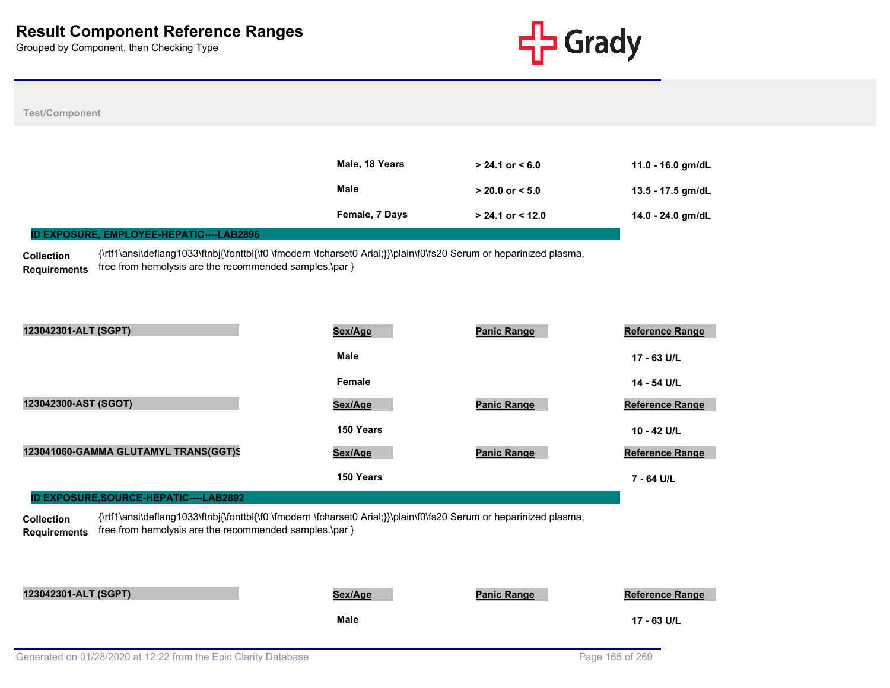# Result Component Reference Ranges

Grouped by Component, then Checking Type

Test/Component

| | Sex/Age | Panic Range | Reference Range |
|---|---|---|---|
| | Male, 18 Years | > 24.1 or < 6.0 | 11.0 - 16.0 gm/dL |
| | Male | > 20.0 or < 5.0 | 13.5 - 17.5 gm/dL |
| | Female, 7 Days | > 24.1 or < 12.0 | 14.0 - 24.0 gm/dL |

## ID EXPOSURE, EMPLOYEE-HEPATIC----LAB2896

**Collection Requirements** {\rtf1\ansi\deflang1033\ftnbj{\fonttbl{\f0 \fmodern \fcharset0 Arial;}}\plain\f0\fs20 Serum or heparinized plasma, free from hemolysis are the recommended samples.\par }

| 123042301-ALT (SGPT) | Sex/Age | Panic Range | Reference Range |
|---|---|---|---|
| | Male | | 17 - 63 U/L |
| | Female | | 14 - 54 U/L |

| 123042300-AST (SGOT) | Sex/Age | Panic Range | Reference Range |
|---|---|---|---|
| | 150 Years | | 10 - 42 U/L |

| 123041060-GAMMA GLUTAMYL TRANS(GGT)S | Sex/Age | Panic Range | Reference Range |
|---|---|---|---|
| | 150 Years | | 7 - 64 U/L |

## ID EXPOSURE,SOURCE-HEPATIC----LAB2892

**Collection Requirements** {\rtf1\ansi\deflang1033\ftnbj{\fonttbl{\f0 \fmodern \fcharset0 Arial;}}\plain\f0\fs20 Serum or heparinized plasma, free from hemolysis are the recommended samples.\par }

| 123042301-ALT (SGPT) | Sex/Age | Panic Range | Reference Range |
|---|---|---|---|
| | Male | | 17 - 63 U/L |

Generated on 01/28/2020 at 12:22 from the Epic Clarity Database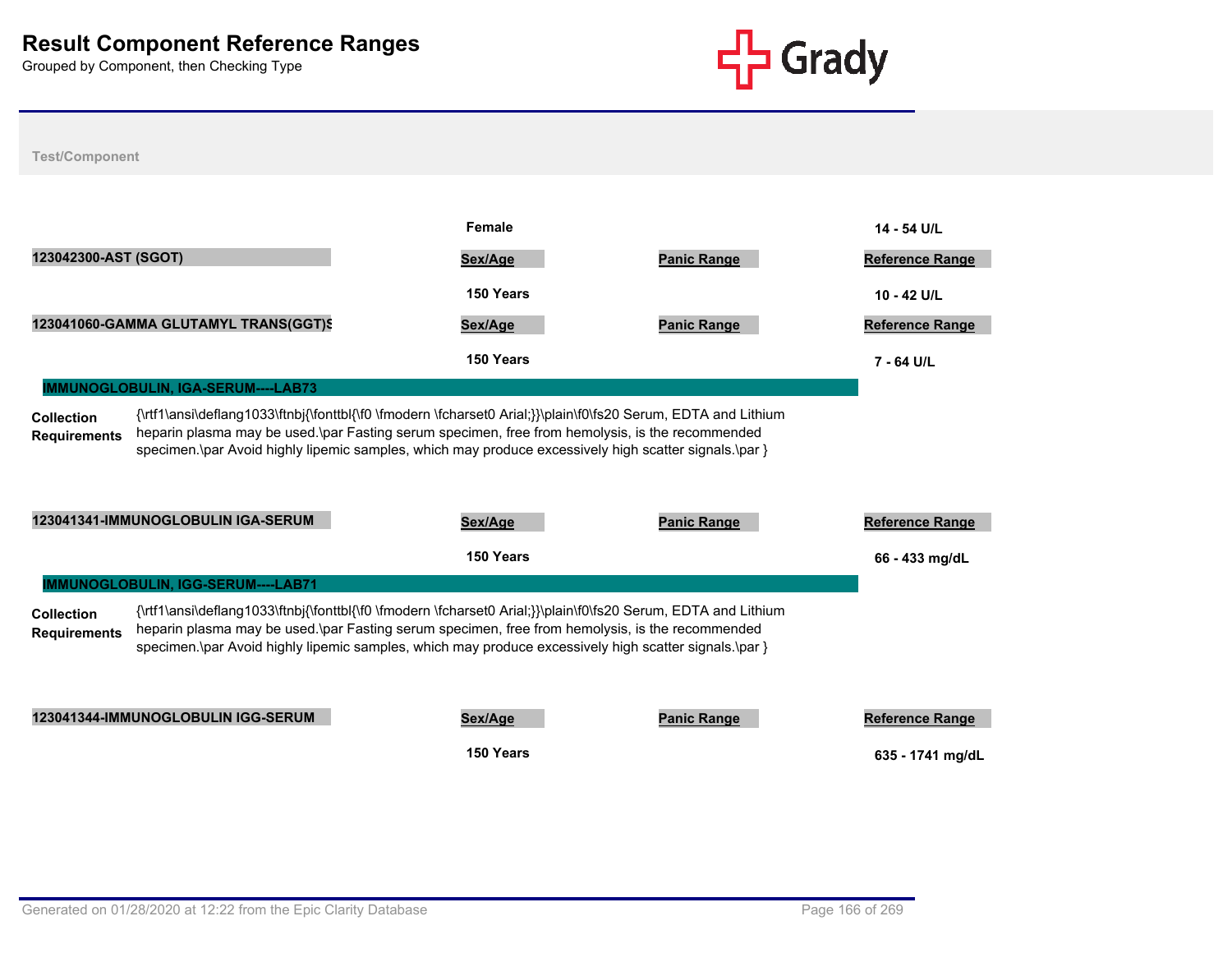# Result Component Reference Ranges

Grouped by Component, then Checking Type

Test/Component

| | Sex/Age | Panic Range | Reference Range |
|---|---|---|---|
| | Female | | 14 - 54 U/L |

| 123042300-AST (SGOT) | Sex/Age | Panic Range | Reference Range |
|---|---|---|---|
| | 150 Years | | 10 - 42 U/L |

| 123041060-GAMMA GLUTAMYL TRANS(GGT)S | Sex/Age | Panic Range | Reference Range |
|---|---|---|---|
| | 150 Years | | 7 - 64 U/L |

## IMMUNOGLOBULIN, IGA-SERUM----LAB73

**Collection Requirements** {\rtf1\ansi\deflang1033\ftnbj{\fonttbl{\f0 \fmodern \fcharset0 Arial;}}\plain\f0\fs20 Serum, EDTA and Lithium heparin plasma may be used.\par Fasting serum specimen, free from hemolysis, is the recommended specimen.\par Avoid highly lipemic samples, which may produce excessively high scatter signals.\par }

| 123041341-IMMUNOGLOBULIN IGA-SERUM | Sex/Age | Panic Range | Reference Range |
|---|---|---|---|
| | 150 Years | | 66 - 433 mg/dL |

## IMMUNOGLOBULIN, IGG-SERUM----LAB71

**Collection Requirements** {\rtf1\ansi\deflang1033\ftnbj{\fonttbl{\f0 \fmodern \fcharset0 Arial;}}\plain\f0\fs20 Serum, EDTA and Lithium heparin plasma may be used.\par Fasting serum specimen, free from hemolysis, is the recommended specimen.\par Avoid highly lipemic samples, which may produce excessively high scatter signals.\par }

| 123041344-IMMUNOGLOBULIN IGG-SERUM | Sex/Age | Panic Range | Reference Range |
|---|---|---|---|
| | 150 Years | | 635 - 1741 mg/dL |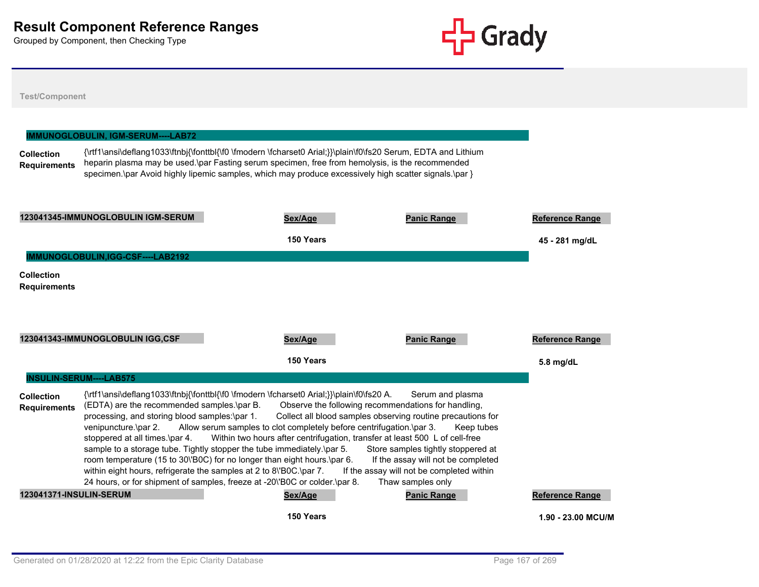# Result Component Reference Ranges

Grouped by Component, then Checking Type

**Test/Component**

## IMMUNOGLOBULIN, IGM-SERUM----LAB72

**Collection Requirements**

{\rtf1\ansi\deflang1033\ftnbj{\fonttbl{\f0 \fmodern \fcharset0 Arial;}}\plain\f0\fs20 Serum, EDTA and Lithium heparin plasma may be used.\par Fasting serum specimen, free from hemolysis, is the recommended specimen.\par Avoid highly lipemic samples, which may produce excessively high scatter signals.\par }

| 123041345-IMMUNOGLOBULIN IGM-SERUM | Sex/Age | Panic Range | Reference Range |
|---|---|---|---|
| | 150 Years | | 45 - 281 mg/dL |

## IMMUNOGLOBULIN,IGG-CSF----LAB2192

**Collection Requirements**

| 123041343-IMMUNOGLOBULIN IGG,CSF | Sex/Age | Panic Range | Reference Range |
|---|---|---|---|
| | 150 Years | | 5.8 mg/dL |

## INSULIN-SERUM----LAB575

**Collection Requirements**

{\rtf1\ansi\deflang1033\ftnbj{\fonttbl{\f0 \fmodern \fcharset0 Arial;}}\plain\f0\fs20 A. Serum and plasma (EDTA) are the recommended samples.\par B. Observe the following recommendations for handling, processing, and storing blood samples:\par 1. Collect all blood samples observing routine precautions for venipuncture.\par 2. Allow serum samples to clot completely before centrifugation.\par 3. Keep tubes stoppered at all times.\par 4. Within two hours after centrifugation, transfer at least 500 L of cell-free sample to a storage tube. Tightly stopper the tube immediately.\par 5. Store samples tightly stoppered at room temperature (15 to 30\'B0C) for no longer than eight hours.\par 6. If the assay will not be completed within eight hours, refrigerate the samples at 2 to 8\'B0C.\par 7. If the assay will not be completed within 24 hours, or for shipment of samples, freeze at -20\'B0C or colder.\par 8. Thaw samples only

| 123041371-INSULIN-SERUM | Sex/Age | Panic Range | Reference Range |
|---|---|---|---|
| | 150 Years | | 1.90 - 23.00 MCU/M |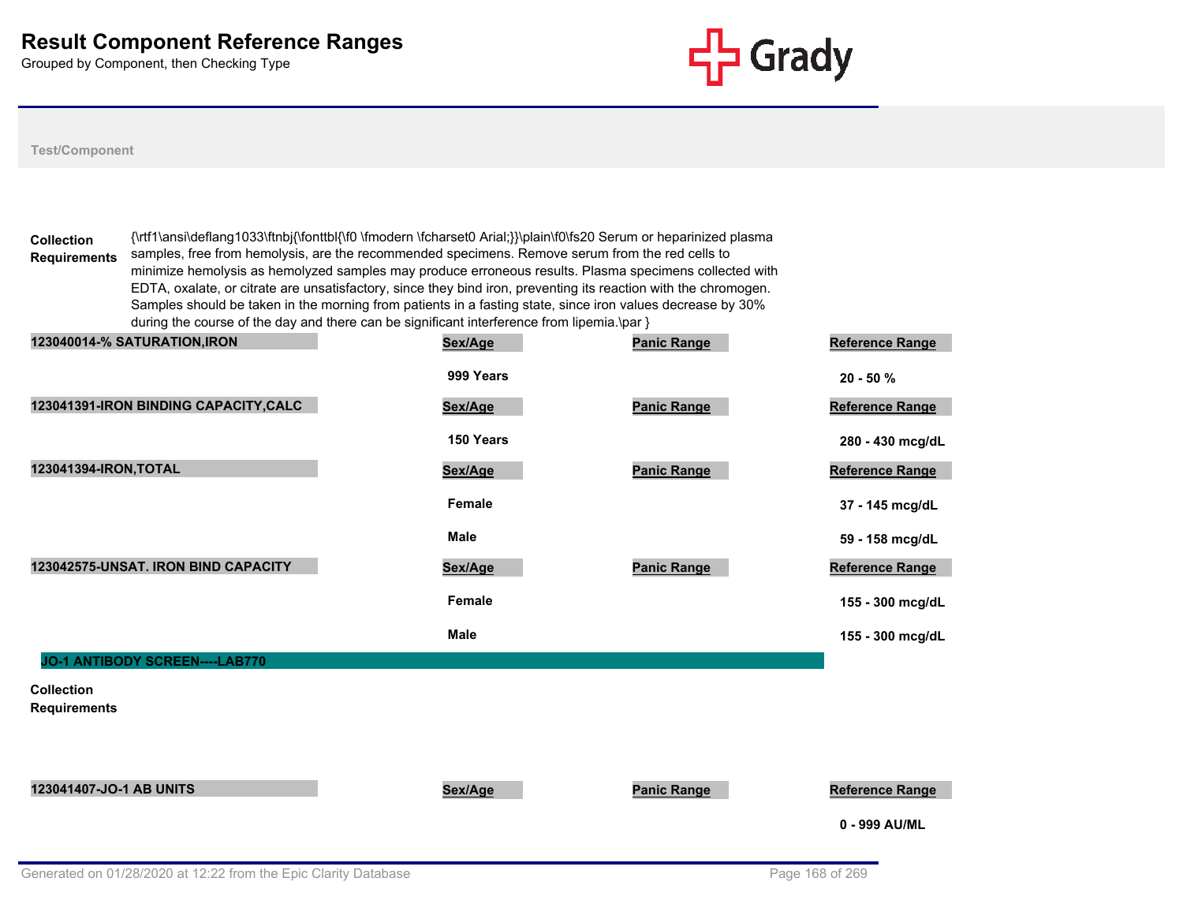# Result Component Reference Ranges

Grouped by Component, then Checking Type

**Test/Component**

**Collection Requirements** {\rtf1\ansi\deflang1033\ftnbj{\fonttbl{\f0 \fmodern \fcharset0 Arial;}}\plain\f0\fs20 Serum or heparinized plasma samples, free from hemolysis, are the recommended specimens. Remove serum from the red cells to minimize hemolysis as hemolyzed samples may produce erroneous results. Plasma specimens collected with EDTA, oxalate, or citrate are unsatisfactory, since they bind iron, preventing its reaction with the chromogen. Samples should be taken in the morning from patients in a fasting state, since iron values decrease by 30% during the course of the day and there can be significant interference from lipemia.\par }

| Test/Component | Sex/Age | Panic Range | Reference Range |
|---|---|---|---|
| **123040014-% SATURATION,IRON** | | | |
| | 999 Years | | 20 - 50 % |
| **123041391-IRON BINDING CAPACITY,CALC** | | | |
| | 150 Years | | 280 - 430 mcg/dL |
| **123041394-IRON,TOTAL** | | | |
| | Female | | 37 - 145 mcg/dL |
| | Male | | 59 - 158 mcg/dL |
| **123042575-UNSAT. IRON BIND CAPACITY** | | | |
| | Female | | 155 - 300 mcg/dL |
| | Male | | 155 - 300 mcg/dL |

## JO-1 ANTIBODY SCREEN----LAB770

**Collection Requirements**

| Test/Component | Sex/Age | Panic Range | Reference Range |
|---|---|---|---|
| **123041407-JO-1 AB UNITS** | | | |
| | | | 0 - 999 AU/ML |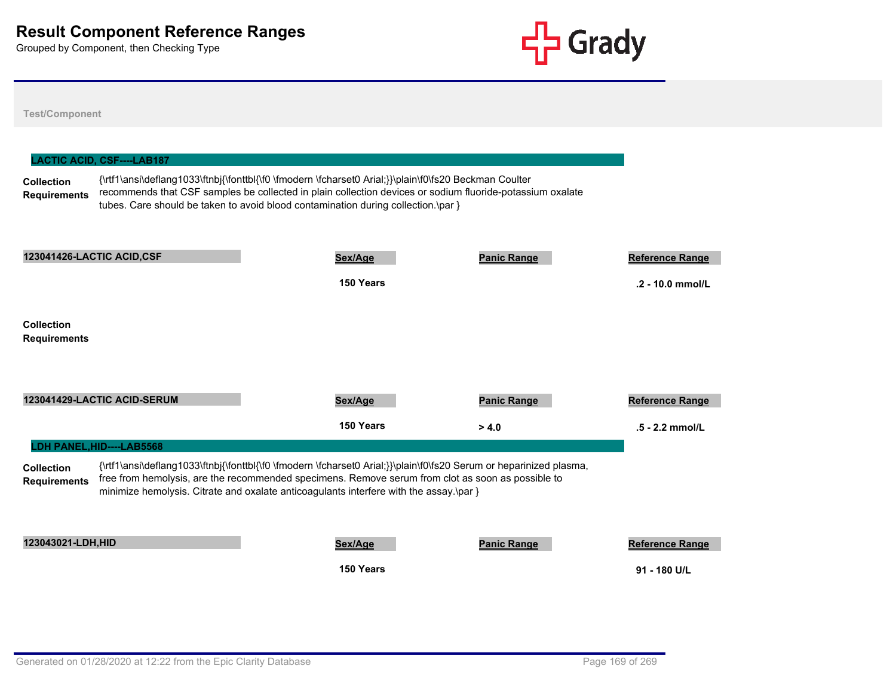# Result Component Reference Ranges

Grouped by Component, then Checking Type

Test/Component

## LACTIC ACID, CSF----LAB187

**Collection Requirements** {\rtf1\ansi\deflang1033\ftnbj{\fonttbl{\f0 \fmodern \fcharset0 Arial;}}\plain\f0\fs20 Beckman Coulter recommends that CSF samples be collected in plain collection devices or sodium fluoride-potassium oxalate tubes. Care should be taken to avoid blood contamination during collection.\par }

| 123041426-LACTIC ACID,CSF | Sex/Age | Panic Range | Reference Range |
|---|---|---|---|
| | 150 Years | | .2 - 10.0 mmol/L |

**Collection Requirements**

| 123041429-LACTIC ACID-SERUM | Sex/Age | Panic Range | Reference Range |
|---|---|---|---|
| | 150 Years | > 4.0 | .5 - 2.2 mmol/L |

## LDH PANEL,HID----LAB5568

**Collection Requirements** {\rtf1\ansi\deflang1033\ftnbj{\fonttbl{\f0 \fmodern \fcharset0 Arial;}}\plain\f0\fs20 Serum or heparinized plasma, free from hemolysis, are the recommended specimens. Remove serum from clot as soon as possible to minimize hemolysis. Citrate and oxalate anticoagulants interfere with the assay.\par }

| 123043021-LDH,HID | Sex/Age | Panic Range | Reference Range |
|---|---|---|---|
| | 150 Years | | 91 - 180 U/L |

Generated on 01/28/2020 at 12:22 from the Epic Clarity Database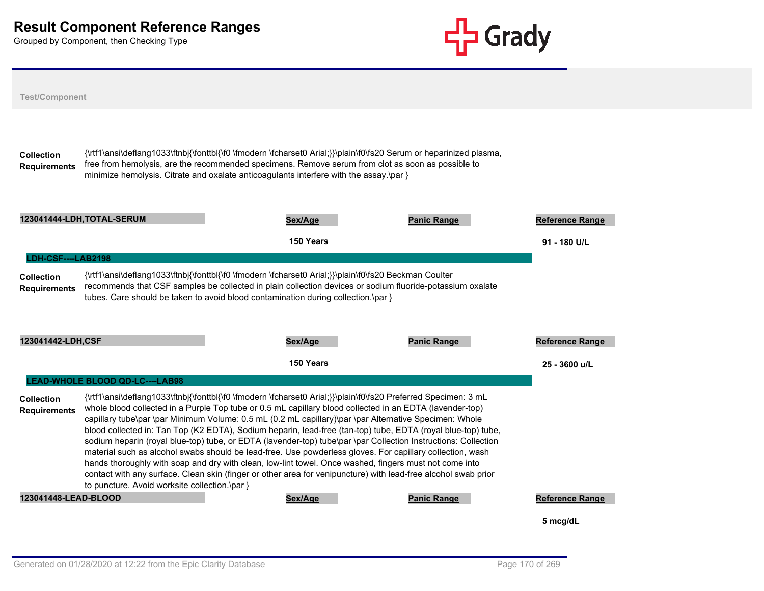# Result Component Reference Ranges

Grouped by Component, then Checking Type

Test/Component

**Collection Requirements**

{\rtf1\ansi\deflang1033\ftnbj{\fonttbl{\f0 \fmodern \fcharset0 Arial;}}\plain\f0\fs20 Serum or heparinized plasma, free from hemolysis, are the recommended specimens. Remove serum from clot as soon as possible to minimize hemolysis. Citrate and oxalate anticoagulants interfere with the assay.\par }

| 123041444-LDH,TOTAL-SERUM | Sex/Age | Panic Range | Reference Range |
|---|---|---|---|
| | 150 Years | | 91 - 180 U/L |

## LDH-CSF----LAB2198

**Collection Requirements**

{\rtf1\ansi\deflang1033\ftnbj{\fonttbl{\f0 \fmodern \fcharset0 Arial;}}\plain\f0\fs20 Beckman Coulter recommends that CSF samples be collected in plain collection devices or sodium fluoride-potassium oxalate tubes. Care should be taken to avoid blood contamination during collection.\par }

| 123041442-LDH,CSF | Sex/Age | Panic Range | Reference Range |
|---|---|---|---|
| | 150 Years | | 25 - 3600 u/L |

## LEAD-WHOLE BLOOD QD-LC----LAB98

**Collection Requirements**

{\rtf1\ansi\deflang1033\ftnbj{\fonttbl{\f0 \fmodern \fcharset0 Arial;}}\plain\f0\fs20 Preferred Specimen: 3 mL whole blood collected in a Purple Top tube or 0.5 mL capillary blood collected in an EDTA (lavender-top) capillary tube\par \par Minimum Volume: 0.5 mL (0.2 mL capillary)\par \par Alternative Specimen: Whole blood collected in: Tan Top (K2 EDTA), Sodium heparin, lead-free (tan-top) tube, EDTA (royal blue-top) tube, sodium heparin (royal blue-top) tube, or EDTA (lavender-top) tube\par \par Collection Instructions: Collection material such as alcohol swabs should be lead-free. Use powderless gloves. For capillary collection, wash hands thoroughly with soap and dry with clean, low-lint towel. Once washed, fingers must not come into contact with any surface. Clean skin (finger or other area for venipuncture) with lead-free alcohol swab prior to puncture. Avoid worksite collection.\par }

| 123041448-LEAD-BLOOD | Sex/Age | Panic Range | Reference Range |
|---|---|---|---|
| | | | 5 mcg/dL |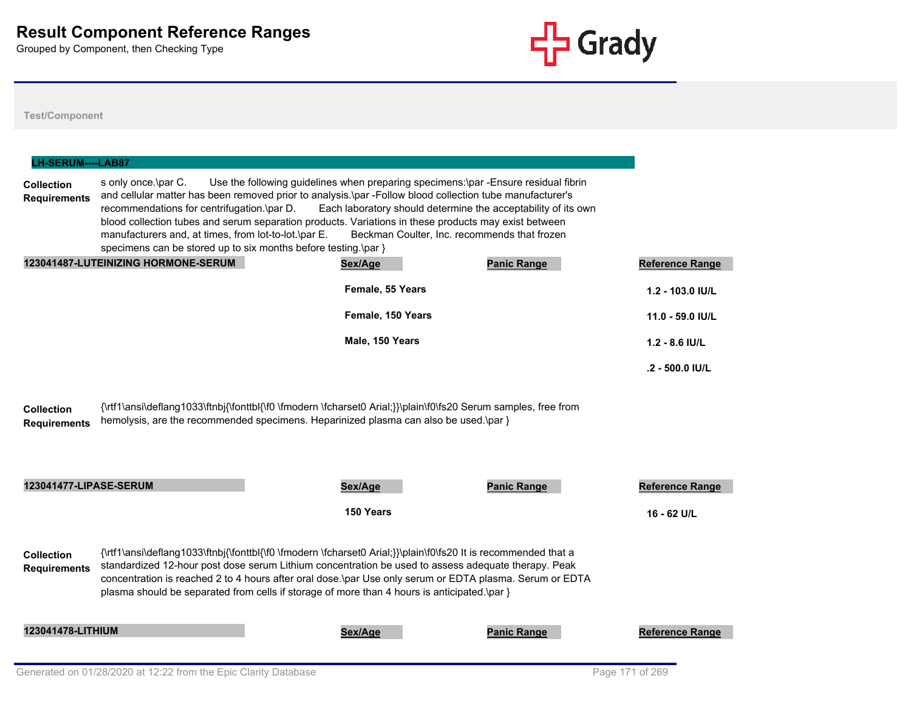# Result Component Reference Ranges

Grouped by Component, then Checking Type

Test/Component

## LH-SERUM----LAB87

**Collection Requirements** s only once.\par C.	Use the following guidelines when preparing specimens:\par -Ensure residual fibrin and cellular matter has been removed prior to analysis.\par -Follow blood collection tube manufacturer's recommendations for centrifugation.\par D.	Each laboratory should determine the acceptability of its own blood collection tubes and serum separation products. Variations in these products may exist between manufacturers and, at times, from lot-to-lot.\par E.	Beckman Coulter, Inc. recommends that frozen specimens can be stored up to six months before testing.\par }

| 123041487-LUTEINIZING HORMONE-SERUM | Sex/Age | Panic Range | Reference Range |
|---|---|---|---|
| | Female, 55 Years | | 1.2 - 103.0 IU/L |
| | Female, 150 Years | | 11.0 - 59.0 IU/L |
| | Male, 150 Years | | 1.2 - 8.6 IU/L |
| | | | .2 - 500.0 IU/L |

**Collection Requirements** {\rtf1\ansi\deflang1033\ftnbj{\fonttbl{\f0 \fmodern \fcharset0 Arial;}}\plain\f0\fs20 Serum samples, free from hemolysis, are the recommended specimens. Heparinized plasma can also be used.\par }

| 123041477-LIPASE-SERUM | Sex/Age | Panic Range | Reference Range |
|---|---|---|---|
| | 150 Years | | 16 - 62 U/L |

**Collection Requirements** {\rtf1\ansi\deflang1033\ftnbj{\fonttbl{\f0 \fmodern \fcharset0 Arial;}}\plain\f0\fs20 It is recommended that a standardized 12-hour post dose serum Lithium concentration be used to assess adequate therapy. Peak concentration is reached 2 to 4 hours after oral dose.\par Use only serum or EDTA plasma. Serum or EDTA plasma should be separated from cells if storage of more than 4 hours is anticipated.\par }

| 123041478-LITHIUM | Sex/Age | Panic Range | Reference Range |
|---|---|---|---|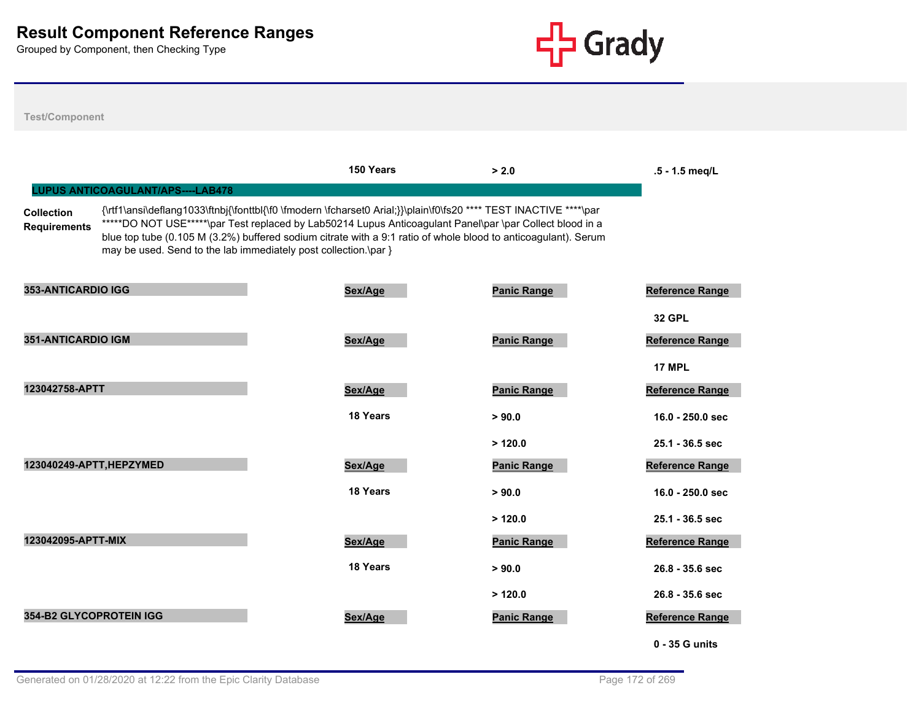# Result Component Reference Ranges

Grouped by Component, then Checking Type

Test/Component

| | Sex/Age | Panic Range | Reference Range |
|---|---|---|---|
| | 150 Years | > 2.0 | .5 - 1.5 meq/L |

## LUPUS ANTICOAGULANT/APS----LAB478

**Collection Requirements**

{\rtf1\ansi\deflang1033\ftnbj{\fonttbl{\f0 \fmodern \fcharset0 Arial;}}\plain\f0\fs20 **** TEST INACTIVE ****\par *****DO NOT USE*****\par Test replaced by Lab50214 Lupus Anticoagulant Panel\par \par Collect blood in a blue top tube (0.105 M (3.2%) buffered sodium citrate with a 9:1 ratio of whole blood to anticoagulant). Serum may be used. Send to the lab immediately post collection.\par }

| 353-ANTICARDIO IGG | Sex/Age | Panic Range | Reference Range |
|---|---|---|---|
| | | | 32 GPL |

| 351-ANTICARDIO IGM | Sex/Age | Panic Range | Reference Range |
|---|---|---|---|
| | | | 17 MPL |

| 123042758-APTT | Sex/Age | Panic Range | Reference Range |
|---|---|---|---|
| | 18 Years | > 90.0 | 16.0 - 250.0 sec |
| | | > 120.0 | 25.1 - 36.5 sec |

| 123040249-APTT,HEPZYMED | Sex/Age | Panic Range | Reference Range |
|---|---|---|---|
| | 18 Years | > 90.0 | 16.0 - 250.0 sec |
| | | > 120.0 | 25.1 - 36.5 sec |

| 123042095-APTT-MIX | Sex/Age | Panic Range | Reference Range |
|---|---|---|---|
| | 18 Years | > 90.0 | 26.8 - 35.6 sec |
| | | > 120.0 | 26.8 - 35.6 sec |

| 354-B2 GLYCOPROTEIN IGG | Sex/Age | Panic Range | Reference Range |
|---|---|---|---|
| | | | 0 - 35 G units |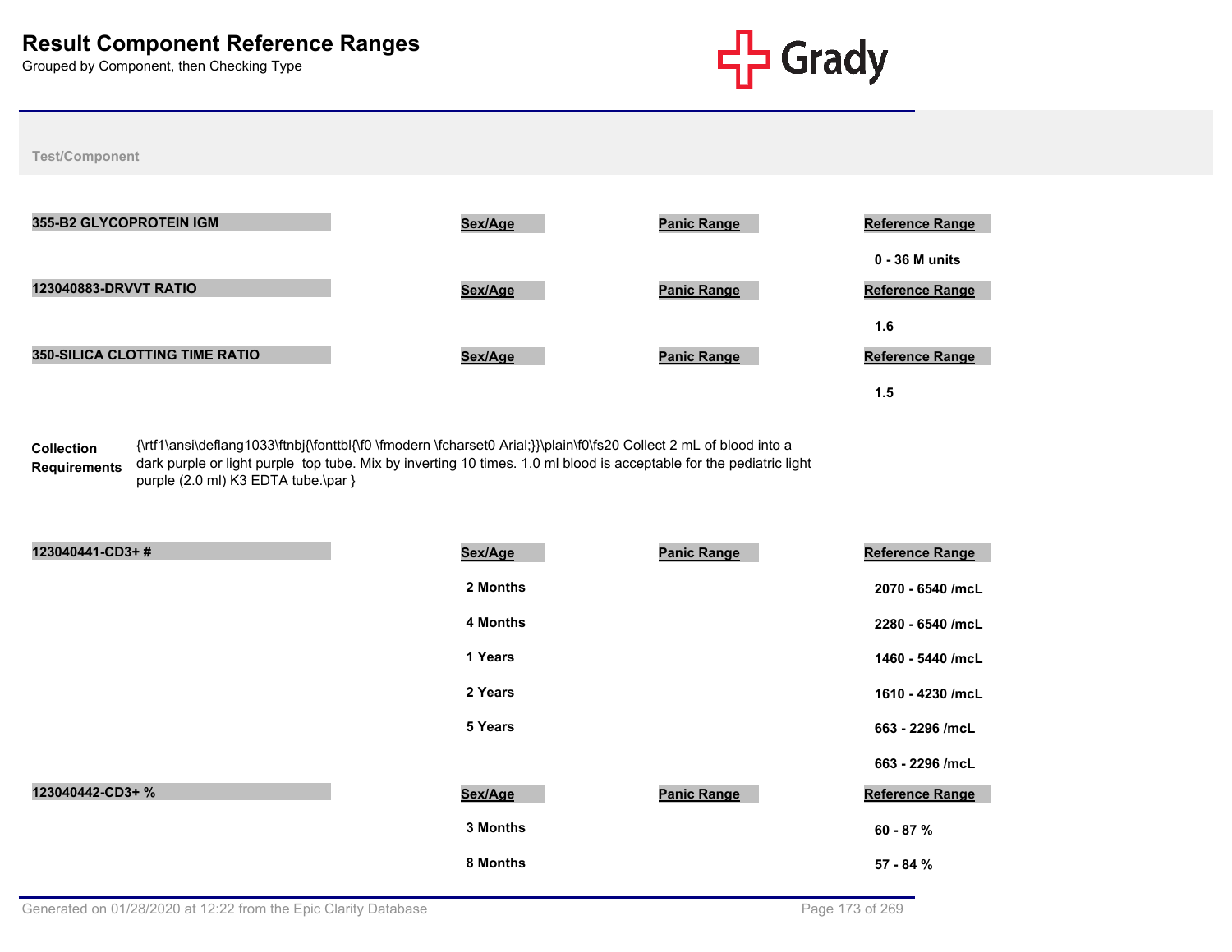# Result Component Reference Ranges

Grouped by Component, then Checking Type

Test/Component

| 355-B2 GLYCOPROTEIN IGM | Sex/Age | Panic Range | Reference Range |
|---|---|---|---|
| | | | 0 - 36 M units |

| 123040883-DRVVT RATIO | Sex/Age | Panic Range | Reference Range |
|---|---|---|---|
| | | | 1.6 |

| 350-SILICA CLOTTING TIME RATIO | Sex/Age | Panic Range | Reference Range |
|---|---|---|---|
| | | | 1.5 |

**Collection Requirements** {\rtf1\ansi\deflang1033\ftnbj{\fonttbl{\f0 \fmodern \fcharset0 Arial;}}\plain\f0\fs20 Collect 2 mL of blood into a dark purple or light purple top tube. Mix by inverting 10 times. 1.0 ml blood is acceptable for the pediatric light purple (2.0 ml) K3 EDTA tube.\par }

| 123040441-CD3+ # | Sex/Age | Panic Range | Reference Range |
|---|---|---|---|
| | 2 Months | | 2070 - 6540 /mcL |
| | 4 Months | | 2280 - 6540 /mcL |
| | 1 Years | | 1460 - 5440 /mcL |
| | 2 Years | | 1610 - 4230 /mcL |
| | 5 Years | | 663 - 2296 /mcL |
| | | | 663 - 2296 /mcL |

| 123040442-CD3+ % | Sex/Age | Panic Range | Reference Range |
|---|---|---|---|
| | 3 Months | | 60 - 87 % |
| | 8 Months | | 57 - 84 % |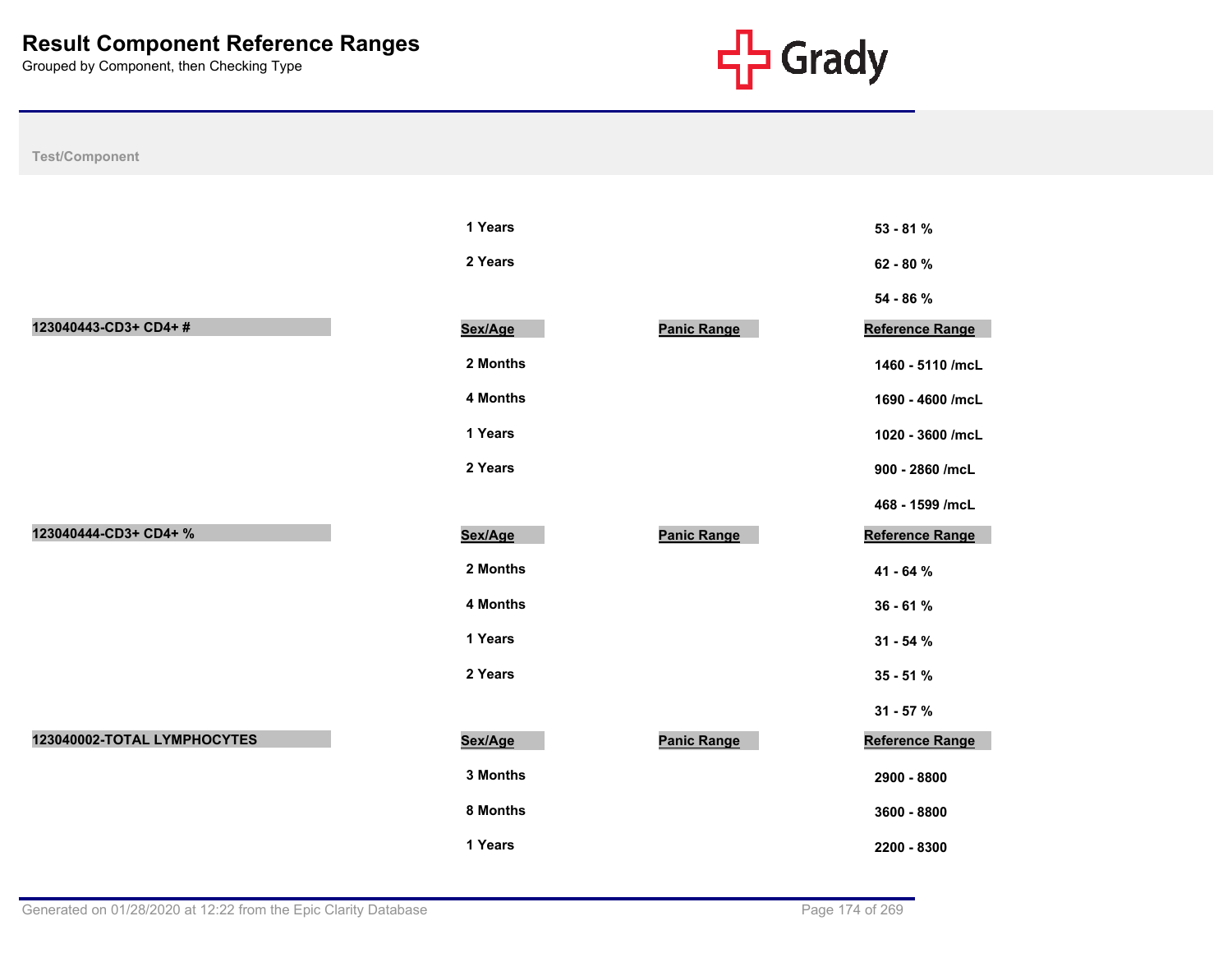# Result Component Reference Ranges

Grouped by Component, then Checking Type

Test/Component

| | Sex/Age | Panic Range | Reference Range |
|---|---|---|---|
| | 1 Years | | 53 - 81 % |
| | 2 Years | | 62 - 80 % |
| | | | 54 - 86 % |

| 123040443-CD3+ CD4+ # | Sex/Age | Panic Range | Reference Range |
|---|---|---|---|
| | 2 Months | | 1460 - 5110 /mcL |
| | 4 Months | | 1690 - 4600 /mcL |
| | 1 Years | | 1020 - 3600 /mcL |
| | 2 Years | | 900 - 2860 /mcL |
| | | | 468 - 1599 /mcL |

| 123040444-CD3+ CD4+ % | Sex/Age | Panic Range | Reference Range |
|---|---|---|---|
| | 2 Months | | 41 - 64 % |
| | 4 Months | | 36 - 61 % |
| | 1 Years | | 31 - 54 % |
| | 2 Years | | 35 - 51 % |
| | | | 31 - 57 % |

| 123040002-TOTAL LYMPHOCYTES | Sex/Age | Panic Range | Reference Range |
|---|---|---|---|
| | 3 Months | | 2900 - 8800 |
| | 8 Months | | 3600 - 8800 |
| | 1 Years | | 2200 - 8300 |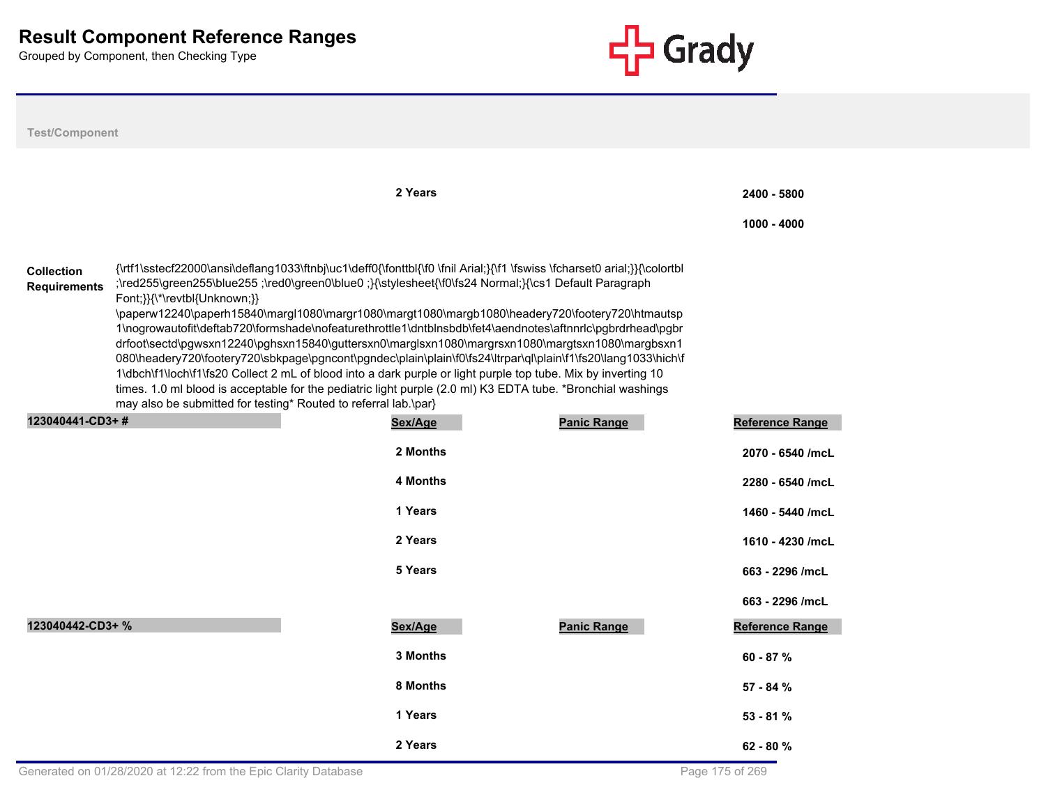# Result Component Reference Ranges

Grouped by Component, then Checking Type

**Test/Component**

| | Sex/Age | Panic Range | Reference Range |
|---|---|---|---|
| | 2 Years | | 2400 - 5800 |
| | | | 1000 - 4000 |

**Collection Requirements**

{\rtf1\sstecf22000\ansi\deflang1033\ftnbj\uc1\deff0{\fonttbl{\f0 \fnil Arial;}{\f1 \fswiss \fcharset0 arial;}}{\colortbl ;\red255\green255\blue255 ;\red0\green0\blue0 ;}{\stylesheet{\f0\fs24 Normal;}{\cs1 Default Paragraph Font;}}{\*\revtbl{Unknown;}}\paperw12240\paperh15840\margl1080\margr1080\margt1080\margb1080\headery720\footery720\htmautsp1\nogrowautofit\deftab720\formshade\nofeaturethrottle1\dntblnsbdb\fet4\aendnotes\aftnnrlc\pgbrdrhead\pgbrdrfoot\sectd\pgwsxn12240\pghsxn15840\guttersxn0\marglsxn1080\margrsxn1080\margtsxn1080\margbsxn1080\headery720\footery720\sbkpage\pgncont\pgndec\plain\plain\f0\fs24\ltrpar\ql\plain\f1\fs20\lang1033\hich\f1\dbch\f1\loch\f1\fs20 Collect 2 mL of blood into a dark purple or light purple top tube. Mix by inverting 10 times. 1.0 ml blood is acceptable for the pediatric light purple (2.0 ml) K3 EDTA tube. *Bronchial washings may also be submitted for testing* Routed to referral lab.\par}

| 123040441-CD3+ # | Sex/Age | Panic Range | Reference Range |
|---|---|---|---|
| | 2 Months | | 2070 - 6540 /mcL |
| | 4 Months | | 2280 - 6540 /mcL |
| | 1 Years | | 1460 - 5440 /mcL |
| | 2 Years | | 1610 - 4230 /mcL |
| | 5 Years | | 663 - 2296 /mcL |
| | | | 663 - 2296 /mcL |

| 123040442-CD3+ % | Sex/Age | Panic Range | Reference Range |
|---|---|---|---|
| | 3 Months | | 60 - 87 % |
| | 8 Months | | 57 - 84 % |
| | 1 Years | | 53 - 81 % |
| | 2 Years | | 62 - 80 % |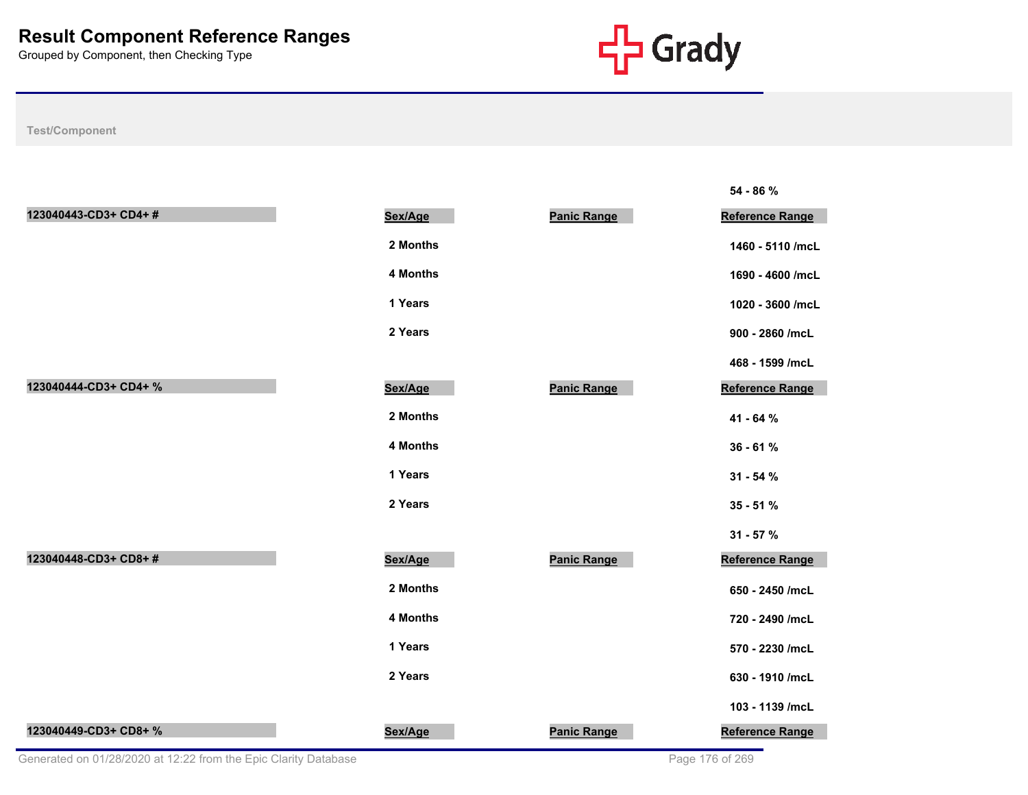# Result Component Reference Ranges

Grouped by Component, then Checking Type

**Test/Component**

54 - 86 %

| 123040443-CD3+ CD4+ # | Sex/Age | Panic Range | Reference Range |
|---|---|---|---|
| | 2 Months | | 1460 - 5110 /mcL |
| | 4 Months | | 1690 - 4600 /mcL |
| | 1 Years | | 1020 - 3600 /mcL |
| | 2 Years | | 900 - 2860 /mcL |
| | | | 468 - 1599 /mcL |

| 123040444-CD3+ CD4+ % | Sex/Age | Panic Range | Reference Range |
|---|---|---|---|
| | 2 Months | | 41 - 64 % |
| | 4 Months | | 36 - 61 % |
| | 1 Years | | 31 - 54 % |
| | 2 Years | | 35 - 51 % |
| | | | 31 - 57 % |

| 123040448-CD3+ CD8+ # | Sex/Age | Panic Range | Reference Range |
|---|---|---|---|
| | 2 Months | | 650 - 2450 /mcL |
| | 4 Months | | 720 - 2490 /mcL |
| | 1 Years | | 570 - 2230 /mcL |
| | 2 Years | | 630 - 1910 /mcL |
| | | | 103 - 1139 /mcL |

| 123040449-CD3+ CD8+ % | Sex/Age | Panic Range | Reference Range |
|---|---|---|---|

Generated on 01/28/2020 at 12:22 from the Epic Clarity Database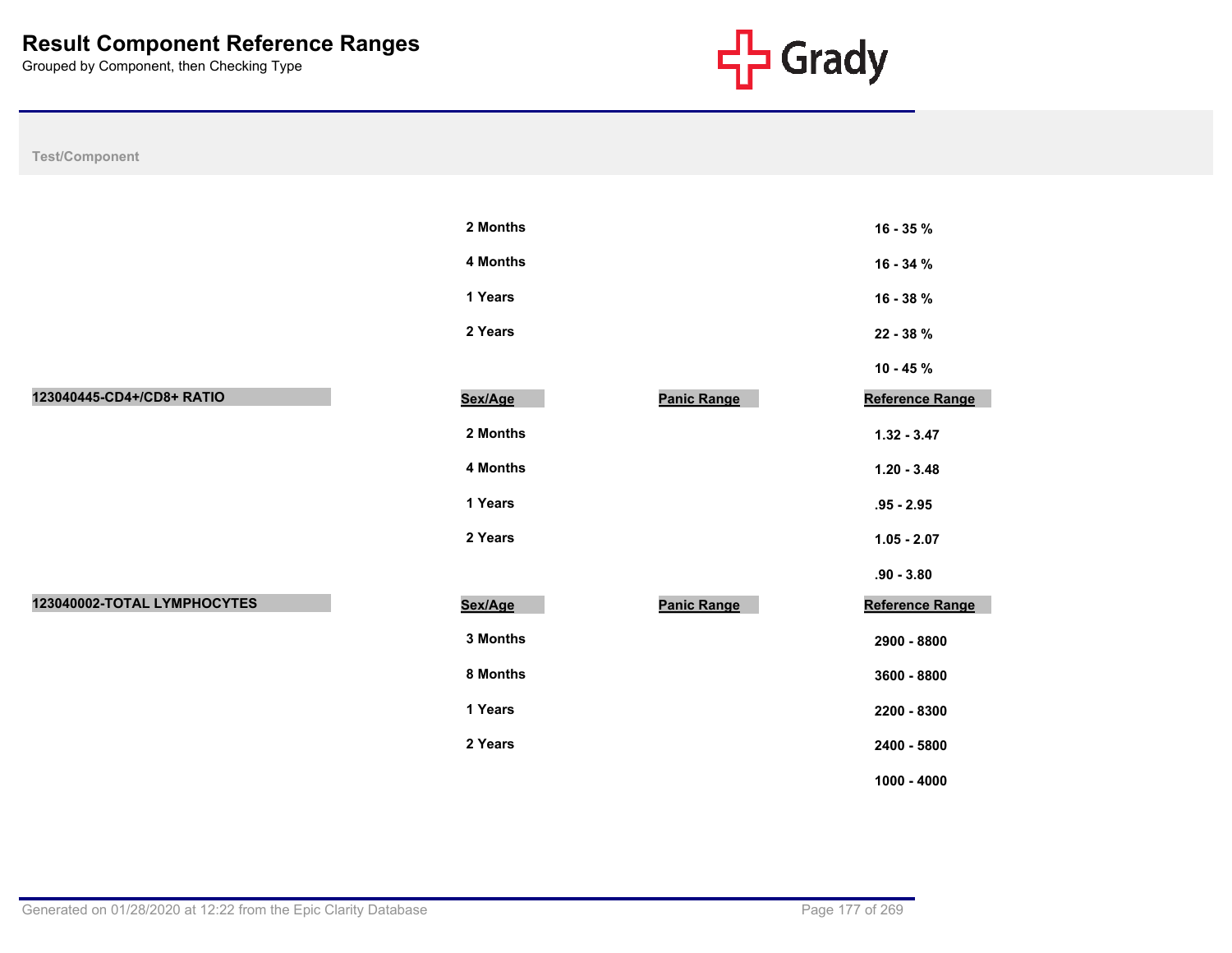# Result Component Reference Ranges

Grouped by Component, then Checking Type

| Test/Component | Sex/Age | Panic Range | Reference Range |
|---|---|---|---|
| | 2 Months | | 16 - 35 % |
| | 4 Months | | 16 - 34 % |
| | 1 Years | | 16 - 38 % |
| | 2 Years | | 22 - 38 % |
| | | | 10 - 45 % |
| **123040445-CD4+/CD8+ RATIO** | **Sex/Age** | **Panic Range** | **Reference Range** |
| | 2 Months | | 1.32 - 3.47 |
| | 4 Months | | 1.20 - 3.48 |
| | 1 Years | | .95 - 2.95 |
| | 2 Years | | 1.05 - 2.07 |
| | | | .90 - 3.80 |
| **123040002-TOTAL LYMPHOCYTES** | **Sex/Age** | **Panic Range** | **Reference Range** |
| | 3 Months | | 2900 - 8800 |
| | 8 Months | | 3600 - 8800 |
| | 1 Years | | 2200 - 8300 |
| | 2 Years | | 2400 - 5800 |
| | | | 1000 - 4000 |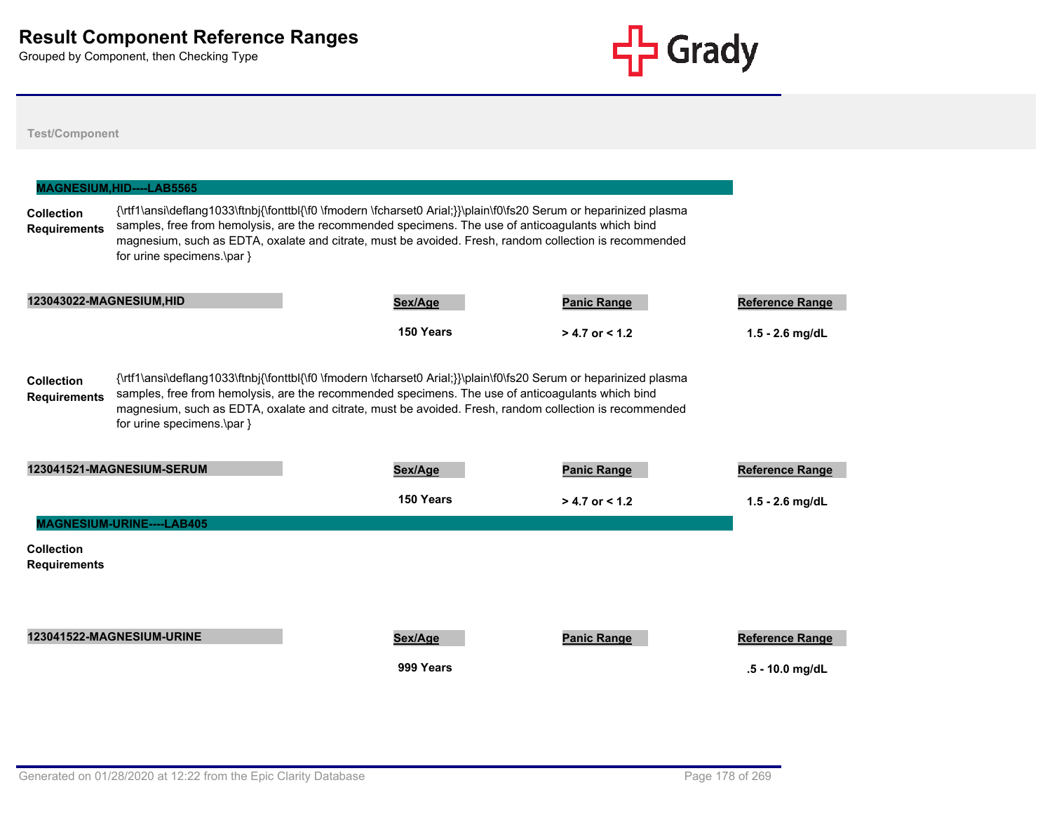# Result Component Reference Ranges

Grouped by Component, then Checking Type

Test/Component

## MAGNESIUM,HID----LAB5565

**Collection Requirements** {\rtf1\ansi\deflang1033\ftnbj{\fonttbl{\f0 \fmodern \fcharset0 Arial;}}\plain\f0\fs20 Serum or heparinized plasma samples, free from hemolysis, are the recommended specimens. The use of anticoagulants which bind magnesium, such as EDTA, oxalate and citrate, must be avoided. Fresh, random collection is recommended for urine specimens.\par }

| 123043022-MAGNESIUM,HID | Sex/Age | Panic Range | Reference Range |
|---|---|---|---|
| | 150 Years | > 4.7 or < 1.2 | 1.5 - 2.6 mg/dL |

**Collection Requirements** {\rtf1\ansi\deflang1033\ftnbj{\fonttbl{\f0 \fmodern \fcharset0 Arial;}}\plain\f0\fs20 Serum or heparinized plasma samples, free from hemolysis, are the recommended specimens. The use of anticoagulants which bind magnesium, such as EDTA, oxalate and citrate, must be avoided. Fresh, random collection is recommended for urine specimens.\par }

| 123041521-MAGNESIUM-SERUM | Sex/Age | Panic Range | Reference Range |
|---|---|---|---|
| | 150 Years | > 4.7 or < 1.2 | 1.5 - 2.6 mg/dL |

## MAGNESIUM-URINE----LAB405

**Collection Requirements**

| 123041522-MAGNESIUM-URINE | Sex/Age | Panic Range | Reference Range |
|---|---|---|---|
| | 999 Years | | .5 - 10.0 mg/dL |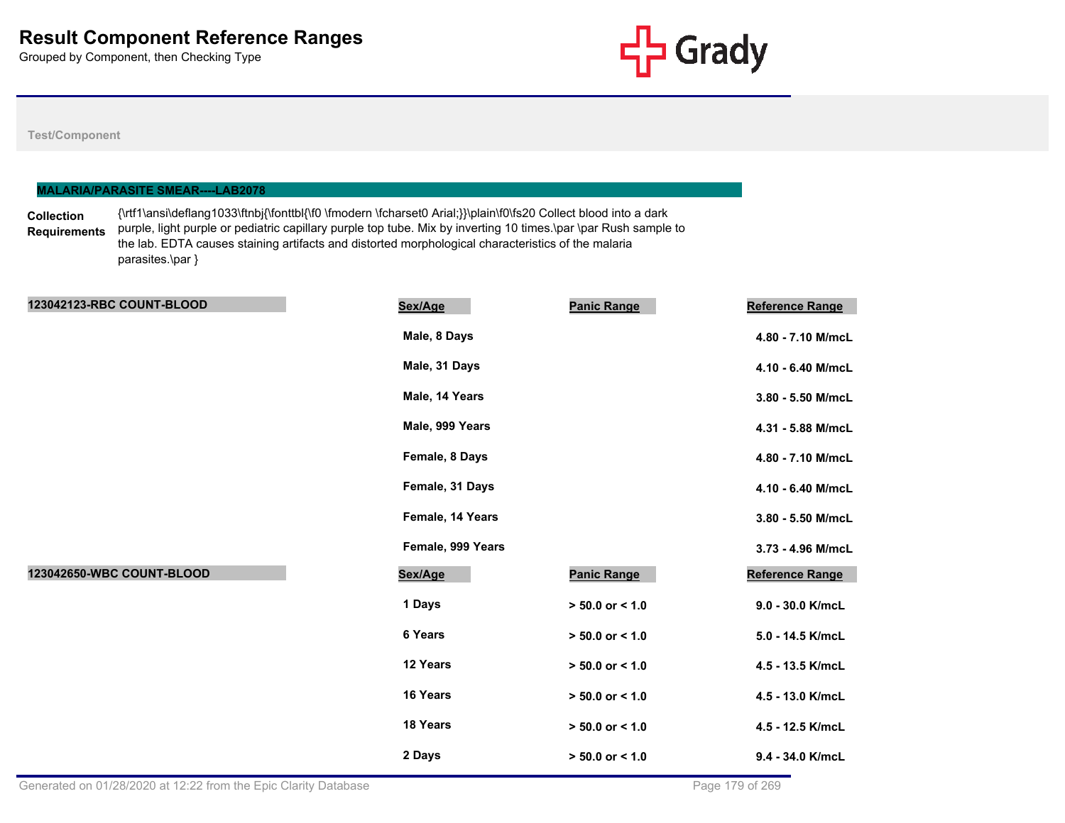# Result Component Reference Ranges

Grouped by Component, then Checking Type

Test/Component

## MALARIA/PARASITE SMEAR----LAB2078

**Collection Requirements** {\rtf1\ansi\deflang1033\ftnbj{\fonttbl{\f0 \fmodern \fcharset0 Arial;}}\plain\f0\fs20 Collect blood into a dark purple, light purple or pediatric capillary purple top tube. Mix by inverting 10 times.\par \par Rush sample to the lab. EDTA causes staining artifacts and distorted morphological characteristics of the malaria parasites.\par }

### 123042123-RBC COUNT-BLOOD

| Sex/Age | Panic Range | Reference Range |
|---|---|---|
| Male, 8 Days | | 4.80 - 7.10 M/mcL |
| Male, 31 Days | | 4.10 - 6.40 M/mcL |
| Male, 14 Years | | 3.80 - 5.50 M/mcL |
| Male, 999 Years | | 4.31 - 5.88 M/mcL |
| Female, 8 Days | | 4.80 - 7.10 M/mcL |
| Female, 31 Days | | 4.10 - 6.40 M/mcL |
| Female, 14 Years | | 3.80 - 5.50 M/mcL |
| Female, 999 Years | | 3.73 - 4.96 M/mcL |

### 123042650-WBC COUNT-BLOOD

| Sex/Age | Panic Range | Reference Range |
|---|---|---|
| 1 Days | > 50.0 or < 1.0 | 9.0 - 30.0 K/mcL |
| 6 Years | > 50.0 or < 1.0 | 5.0 - 14.5 K/mcL |
| 12 Years | > 50.0 or < 1.0 | 4.5 - 13.5 K/mcL |
| 16 Years | > 50.0 or < 1.0 | 4.5 - 13.0 K/mcL |
| 18 Years | > 50.0 or < 1.0 | 4.5 - 12.5 K/mcL |
| 2 Days | > 50.0 or < 1.0 | 9.4 - 34.0 K/mcL |

Generated on 01/28/2020 at 12:22 from the Epic Clarity Database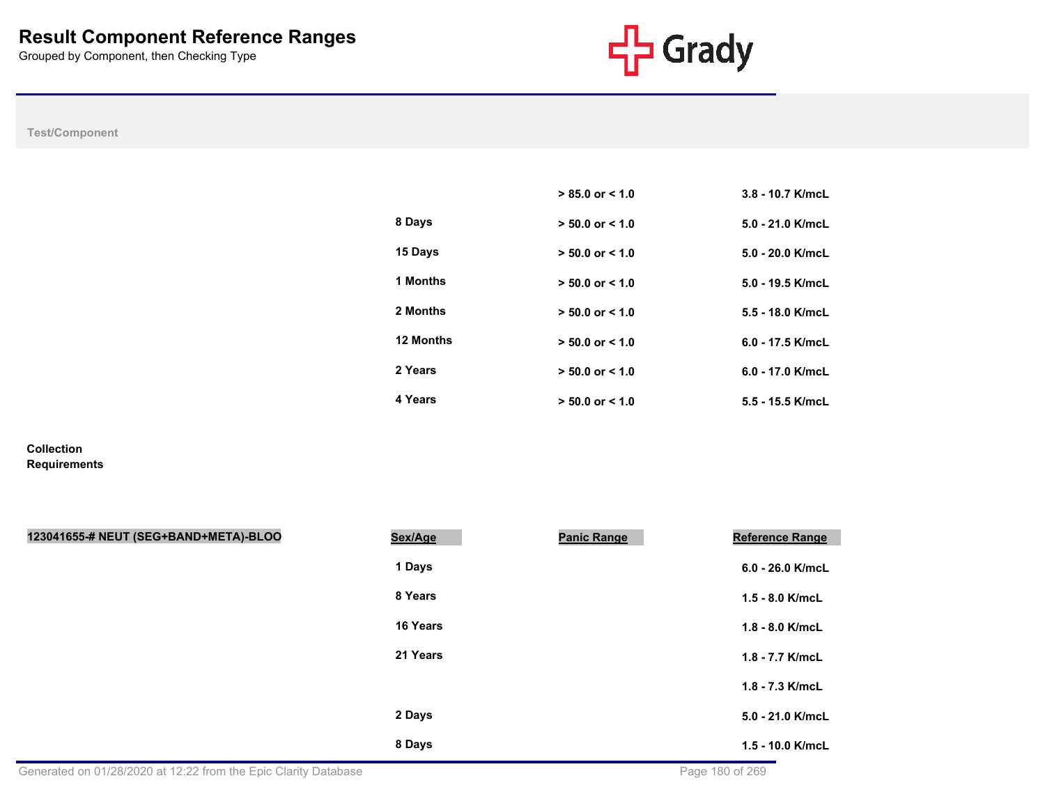# Result Component Reference Ranges

Grouped by Component, then Checking Type

| Test/Component | Sex/Age | Panic Range | Reference Range |
|---|---|---|---|
| | | > 85.0 or < 1.0 | 3.8 - 10.7 K/mcL |
| | 8 Days | > 50.0 or < 1.0 | 5.0 - 21.0 K/mcL |
| | 15 Days | > 50.0 or < 1.0 | 5.0 - 20.0 K/mcL |
| | 1 Months | > 50.0 or < 1.0 | 5.0 - 19.5 K/mcL |
| | 2 Months | > 50.0 or < 1.0 | 5.5 - 18.0 K/mcL |
| | 12 Months | > 50.0 or < 1.0 | 6.0 - 17.5 K/mcL |
| | 2 Years | > 50.0 or < 1.0 | 6.0 - 17.0 K/mcL |
| | 4 Years | > 50.0 or < 1.0 | 5.5 - 15.5 K/mcL |

**Collection Requirements**

| 123041655-# NEUT (SEG+BAND+META)-BLOO | Sex/Age | Panic Range | Reference Range |
|---|---|---|---|
| | 1 Days | | 6.0 - 26.0 K/mcL |
| | 8 Years | | 1.5 - 8.0 K/mcL |
| | 16 Years | | 1.8 - 8.0 K/mcL |
| | 21 Years | | 1.8 - 7.7 K/mcL |
| | | | 1.8 - 7.3 K/mcL |
| | 2 Days | | 5.0 - 21.0 K/mcL |
| | 8 Days | | 1.5 - 10.0 K/mcL |

Generated on 01/28/2020 at 12:22 from the Epic Clarity Database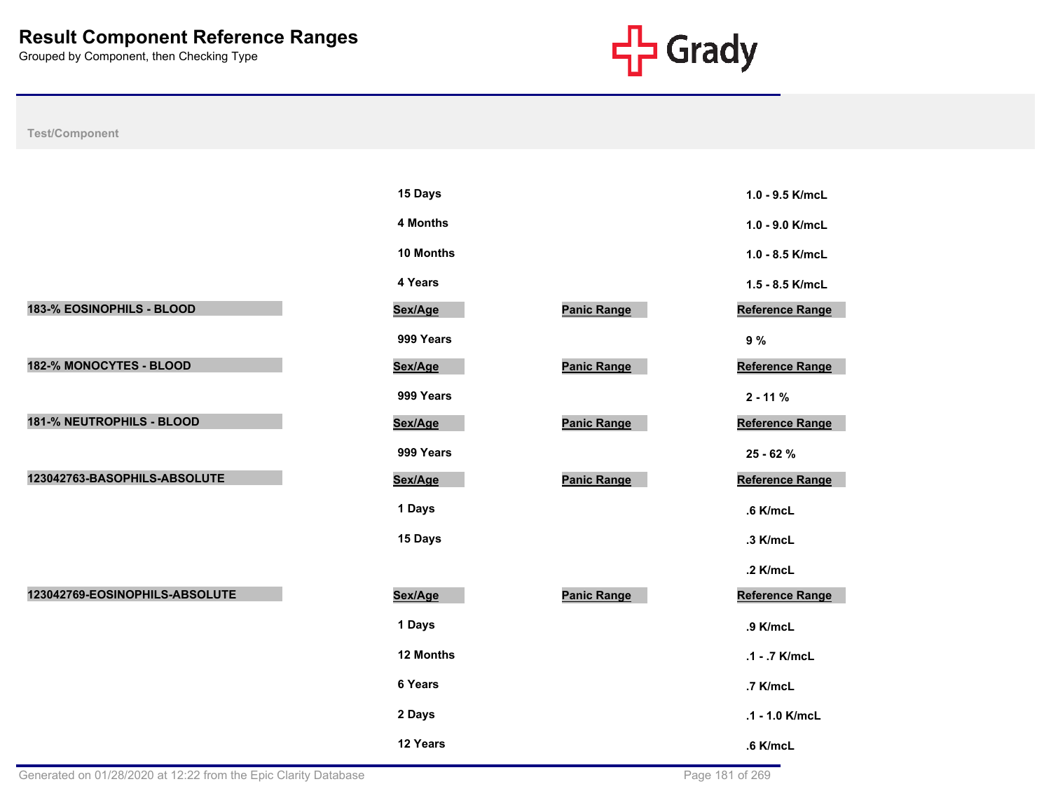# Result Component Reference Ranges

Grouped by Component, then Checking Type

| Test/Component | Sex/Age | Panic Range | Reference Range |
|---|---|---|---|
| | 15 Days | | 1.0 - 9.5 K/mcL |
| | 4 Months | | 1.0 - 9.0 K/mcL |
| | 10 Months | | 1.0 - 8.5 K/mcL |
| | 4 Years | | 1.5 - 8.5 K/mcL |
| **183-% EOSINOPHILS - BLOOD** | **Sex/Age** | **Panic Range** | **Reference Range** |
| | 999 Years | | 9 % |
| **182-% MONOCYTES - BLOOD** | **Sex/Age** | **Panic Range** | **Reference Range** |
| | 999 Years | | 2 - 11 % |
| **181-% NEUTROPHILS - BLOOD** | **Sex/Age** | **Panic Range** | **Reference Range** |
| | 999 Years | | 25 - 62 % |
| **123042763-BASOPHILS-ABSOLUTE** | **Sex/Age** | **Panic Range** | **Reference Range** |
| | 1 Days | | .6 K/mcL |
| | 15 Days | | .3 K/mcL |
| | | | .2 K/mcL |
| **123042769-EOSINOPHILS-ABSOLUTE** | **Sex/Age** | **Panic Range** | **Reference Range** |
| | 1 Days | | .9 K/mcL |
| | 12 Months | | .1 - .7 K/mcL |
| | 6 Years | | .7 K/mcL |
| | 2 Days | | .1 - 1.0 K/mcL |
| | 12 Years | | .6 K/mcL |

Generated on 01/28/2020 at 12:22 from the Epic Clarity Database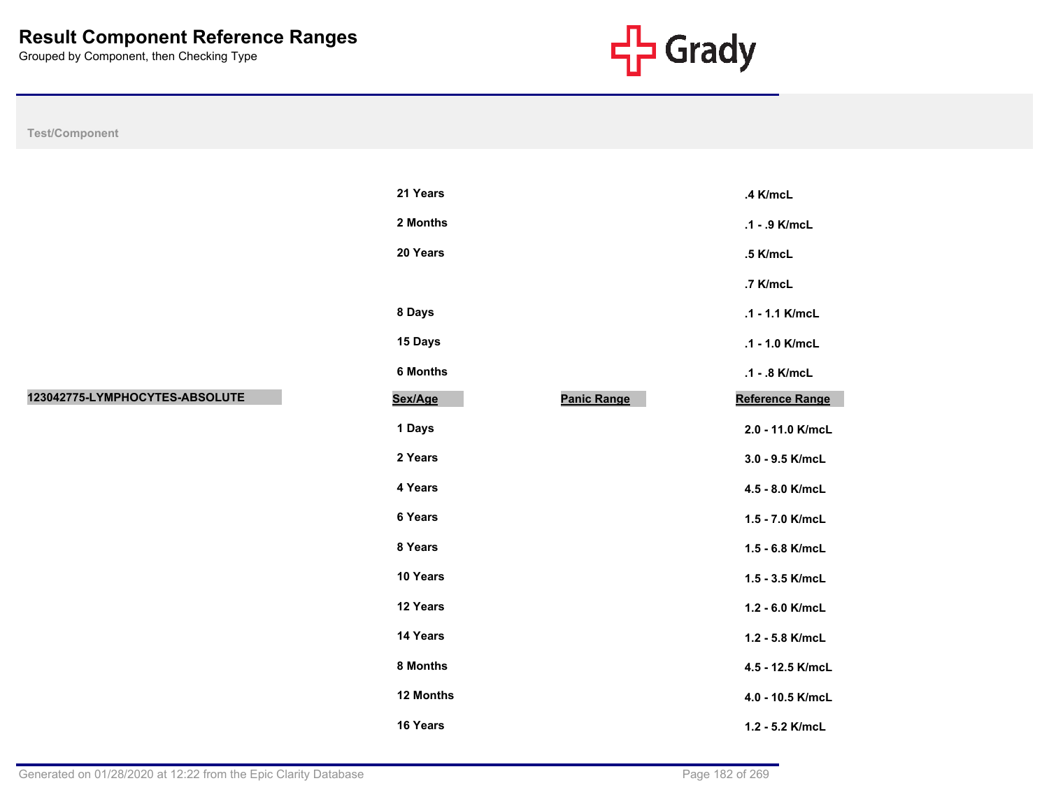# Result Component Reference Ranges

Grouped by Component, then Checking Type

| Test/Component | Sex/Age | Panic Range | Reference Range |
|---|---|---|---|
| | 21 Years | | .4 K/mcL |
| | 2 Months | | .1 - .9 K/mcL |
| | 20 Years | | .5 K/mcL |
| | | | .7 K/mcL |
| | 8 Days | | .1 - 1.1 K/mcL |
| | 15 Days | | .1 - 1.0 K/mcL |
| | 6 Months | | .1 - .8 K/mcL |
| **123042775-LYMPHOCYTES-ABSOLUTE** | **Sex/Age** | **Panic Range** | **Reference Range** |
| | 1 Days | | 2.0 - 11.0 K/mcL |
| | 2 Years | | 3.0 - 9.5 K/mcL |
| | 4 Years | | 4.5 - 8.0 K/mcL |
| | 6 Years | | 1.5 - 7.0 K/mcL |
| | 8 Years | | 1.5 - 6.8 K/mcL |
| | 10 Years | | 1.5 - 3.5 K/mcL |
| | 12 Years | | 1.2 - 6.0 K/mcL |
| | 14 Years | | 1.2 - 5.8 K/mcL |
| | 8 Months | | 4.5 - 12.5 K/mcL |
| | 12 Months | | 4.0 - 10.5 K/mcL |
| | 16 Years | | 1.2 - 5.2 K/mcL |

Generated on 01/28/2020 at 12:22 from the Epic Clarity Database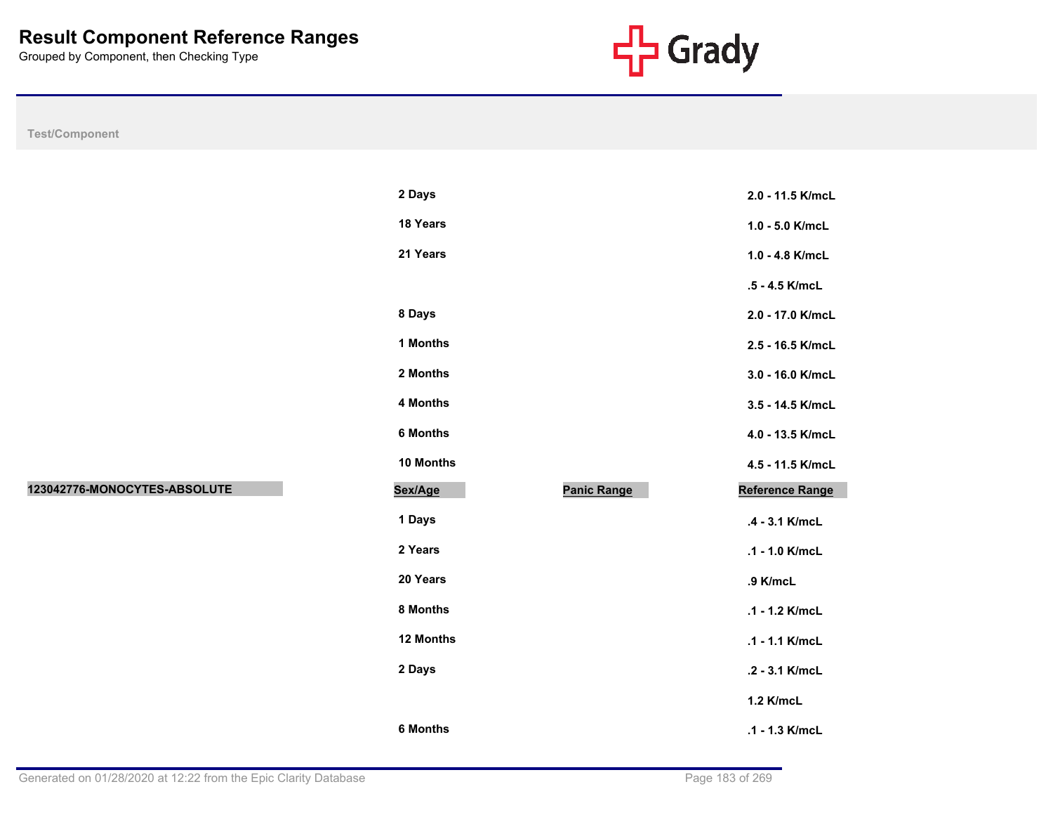# Result Component Reference Ranges

Grouped by Component, then Checking Type

| Test/Component | Sex/Age | Panic Range | Reference Range |
|---|---|---|---|
| | 2 Days | | 2.0 - 11.5 K/mcL |
| | 18 Years | | 1.0 - 5.0 K/mcL |
| | 21 Years | | 1.0 - 4.8 K/mcL |
| | | | .5 - 4.5 K/mcL |
| | 8 Days | | 2.0 - 17.0 K/mcL |
| | 1 Months | | 2.5 - 16.5 K/mcL |
| | 2 Months | | 3.0 - 16.0 K/mcL |
| | 4 Months | | 3.5 - 14.5 K/mcL |
| | 6 Months | | 4.0 - 13.5 K/mcL |
| | 10 Months | | 4.5 - 11.5 K/mcL |

| 123042776-MONOCYTES-ABSOLUTE | Sex/Age | Panic Range | Reference Range |
|---|---|---|---|
| | 1 Days | | .4 - 3.1 K/mcL |
| | 2 Years | | .1 - 1.0 K/mcL |
| | 20 Years | | .9 K/mcL |
| | 8 Months | | .1 - 1.2 K/mcL |
| | 12 Months | | .1 - 1.1 K/mcL |
| | 2 Days | | .2 - 3.1 K/mcL |
| | | | 1.2 K/mcL |
| | 6 Months | | .1 - 1.3 K/mcL |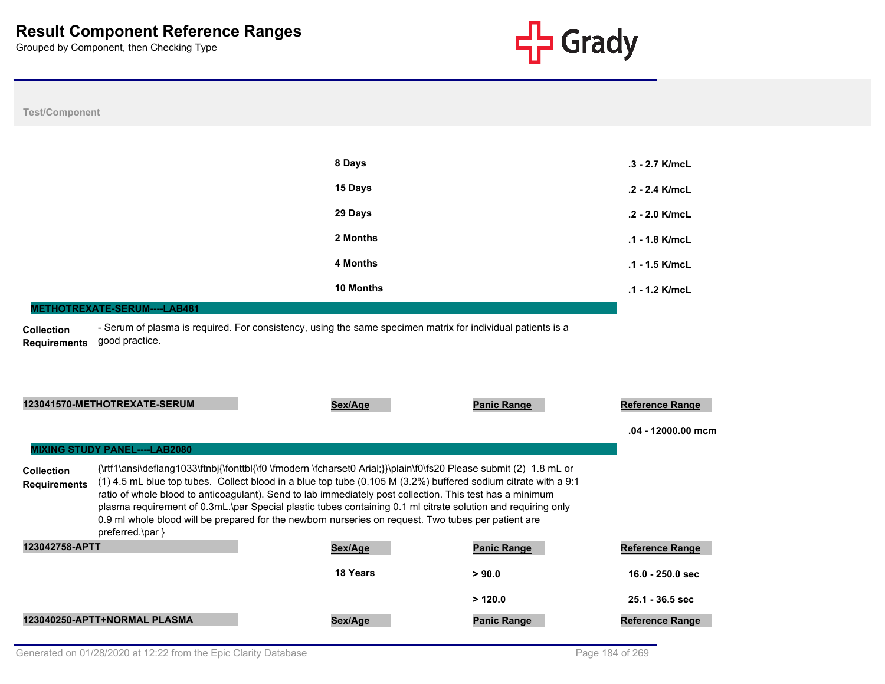# Result Component Reference Ranges

Grouped by Component, then Checking Type

Test/Component

| | Sex/Age | Panic Range | Reference Range |
|---|---|---|---|
| | 8 Days | | .3 - 2.7 K/mcL |
| | 15 Days | | .2 - 2.4 K/mcL |
| | 29 Days | | .2 - 2.0 K/mcL |
| | 2 Months | | .1 - 1.8 K/mcL |
| | 4 Months | | .1 - 1.5 K/mcL |
| | 10 Months | | .1 - 1.2 K/mcL |

## METHOTREXATE-SERUM----LAB481

**Collection Requirements**
- Serum of plasma is required. For consistency, using the same specimen matrix for individual patients is a good practice.

| 123041570-METHOTREXATE-SERUM | Sex/Age | Panic Range | Reference Range |
|---|---|---|---|
| | | | .04 - 12000.00 mcm |

## MIXING STUDY PANEL----LAB2080

**Collection Requirements**
{\rtf1\ansi\deflang1033\ftnbj{\fonttbl{\f0 \fmodern \fcharset0 Arial;}}\plain\f0\fs20 Please submit (2) 1.8 mL or (1) 4.5 mL blue top tubes. Collect blood in a blue top tube (0.105 M (3.2%) buffered sodium citrate with a 9:1 ratio of whole blood to anticoagulant). Send to lab immediately post collection. This test has a minimum plasma requirement of 0.3mL.\par Special plastic tubes containing 0.1 ml citrate solution and requiring only 0.9 ml whole blood will be prepared for the newborn nurseries on request. Two tubes per patient are preferred.\par }

| 123042758-APTT | Sex/Age | Panic Range | Reference Range |
|---|---|---|---|
| | 18 Years | > 90.0 | 16.0 - 250.0 sec |
| | | > 120.0 | 25.1 - 36.5 sec |

| 123040250-APTT+NORMAL PLASMA | Sex/Age | Panic Range | Reference Range |
|---|---|---|---|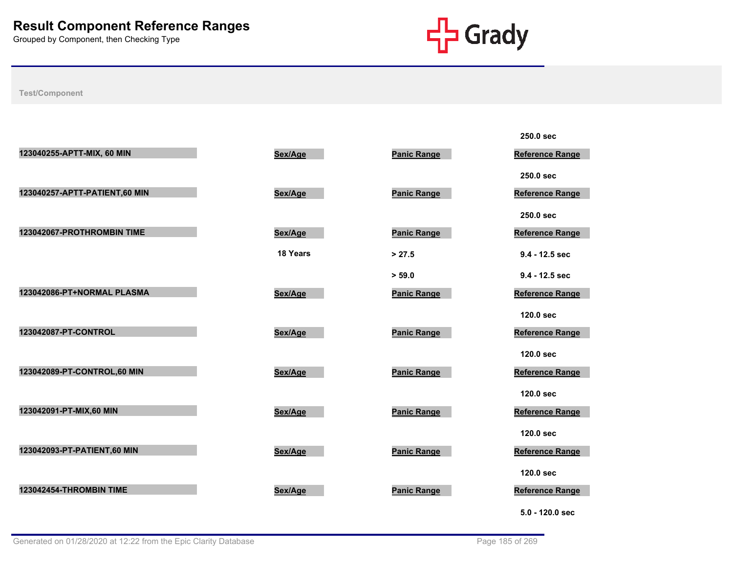# Result Component Reference Ranges

Grouped by Component, then Checking Type

**Test/Component**

| Test/Component | Sex/Age | Panic Range | Reference Range |
|---|---|---|---|
| | | | 250.0 sec |
| 123040255-APTT-MIX, 60 MIN | | | |
| | | | 250.0 sec |
| 123040257-APTT-PATIENT,60 MIN | | | |
| | | | 250.0 sec |
| 123042067-PROTHROMBIN TIME | | | |
| | 18 Years | > 27.5 | 9.4 - 12.5 sec |
| | | > 59.0 | 9.4 - 12.5 sec |
| 123042086-PT+NORMAL PLASMA | | | |
| | | | 120.0 sec |
| 123042087-PT-CONTROL | | | |
| | | | 120.0 sec |
| 123042089-PT-CONTROL,60 MIN | | | |
| | | | 120.0 sec |
| 123042091-PT-MIX,60 MIN | | | |
| | | | 120.0 sec |
| 123042093-PT-PATIENT,60 MIN | | | |
| | | | 120.0 sec |
| 123042454-THROMBIN TIME | | | |
| | | | 5.0 - 120.0 sec |

Generated on 01/28/2020 at 12:22 from the Epic Clarity Database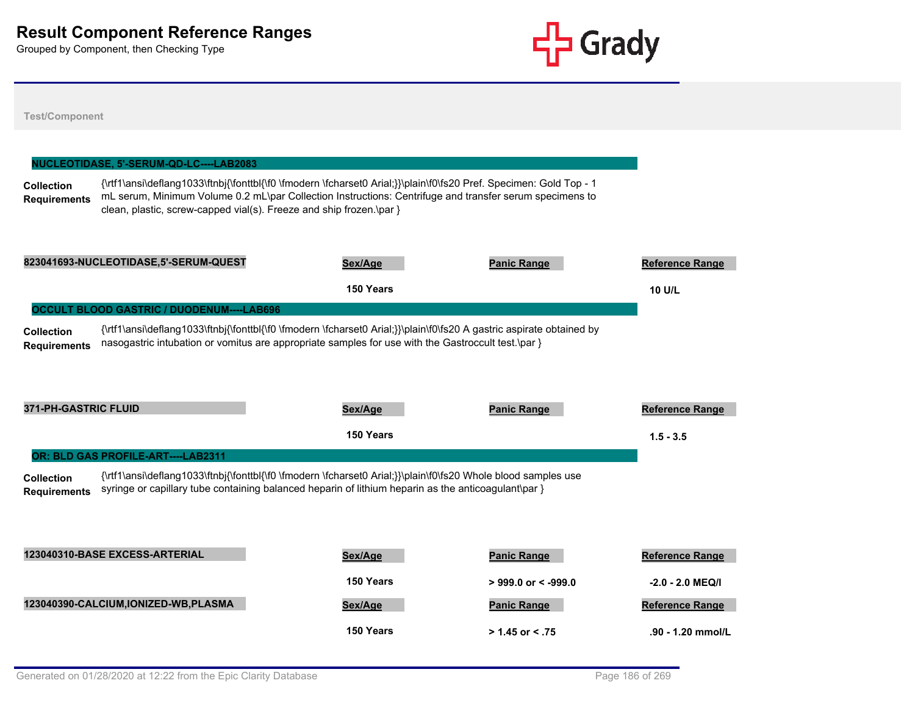# Result Component Reference Ranges

Grouped by Component, then Checking Type

Test/Component

## NUCLEOTIDASE, 5'-SERUM-QD-LC----LAB2083

**Collection Requirements** {\rtf1\ansi\deflang1033\ftnbj{\fonttbl{\f0 \fmodern \fcharset0 Arial;}}\plain\f0\fs20 Pref. Specimen: Gold Top - 1 mL serum, Minimum Volume 0.2 mL\par Collection Instructions: Centrifuge and transfer serum specimens to clean, plastic, screw-capped vial(s). Freeze and ship frozen.\par }

| 823041693-NUCLEOTIDASE,5'-SERUM-QUEST | Sex/Age | Panic Range | Reference Range |
|---|---|---|---|
| | 150 Years | | 10 U/L |

## OCCULT BLOOD GASTRIC / DUODENUM----LAB696

**Collection Requirements** {\rtf1\ansi\deflang1033\ftnbj{\fonttbl{\f0 \fmodern \fcharset0 Arial;}}\plain\f0\fs20 A gastric aspirate obtained by nasogastric intubation or vomitus are appropriate samples for use with the Gastroccult test.\par }

| 371-PH-GASTRIC FLUID | Sex/Age | Panic Range | Reference Range |
|---|---|---|---|
| | 150 Years | | 1.5 - 3.5 |

## OR: BLD GAS PROFILE-ART----LAB2311

**Collection Requirements** {\rtf1\ansi\deflang1033\ftnbj{\fonttbl{\f0 \fmodern \fcharset0 Arial;}}\plain\f0\fs20 Whole blood samples use syringe or capillary tube containing balanced heparin of lithium heparin as the anticoagulant\par }

| 123040310-BASE EXCESS-ARTERIAL | Sex/Age | Panic Range | Reference Range |
|---|---|---|---|
| | 150 Years | > 999.0 or < -999.0 | -2.0 - 2.0 MEQ/l |

| 123040390-CALCIUM,IONIZED-WB,PLASMA | Sex/Age | Panic Range | Reference Range |
|---|---|---|---|
| | 150 Years | > 1.45 or < .75 | .90 - 1.20 mmol/L |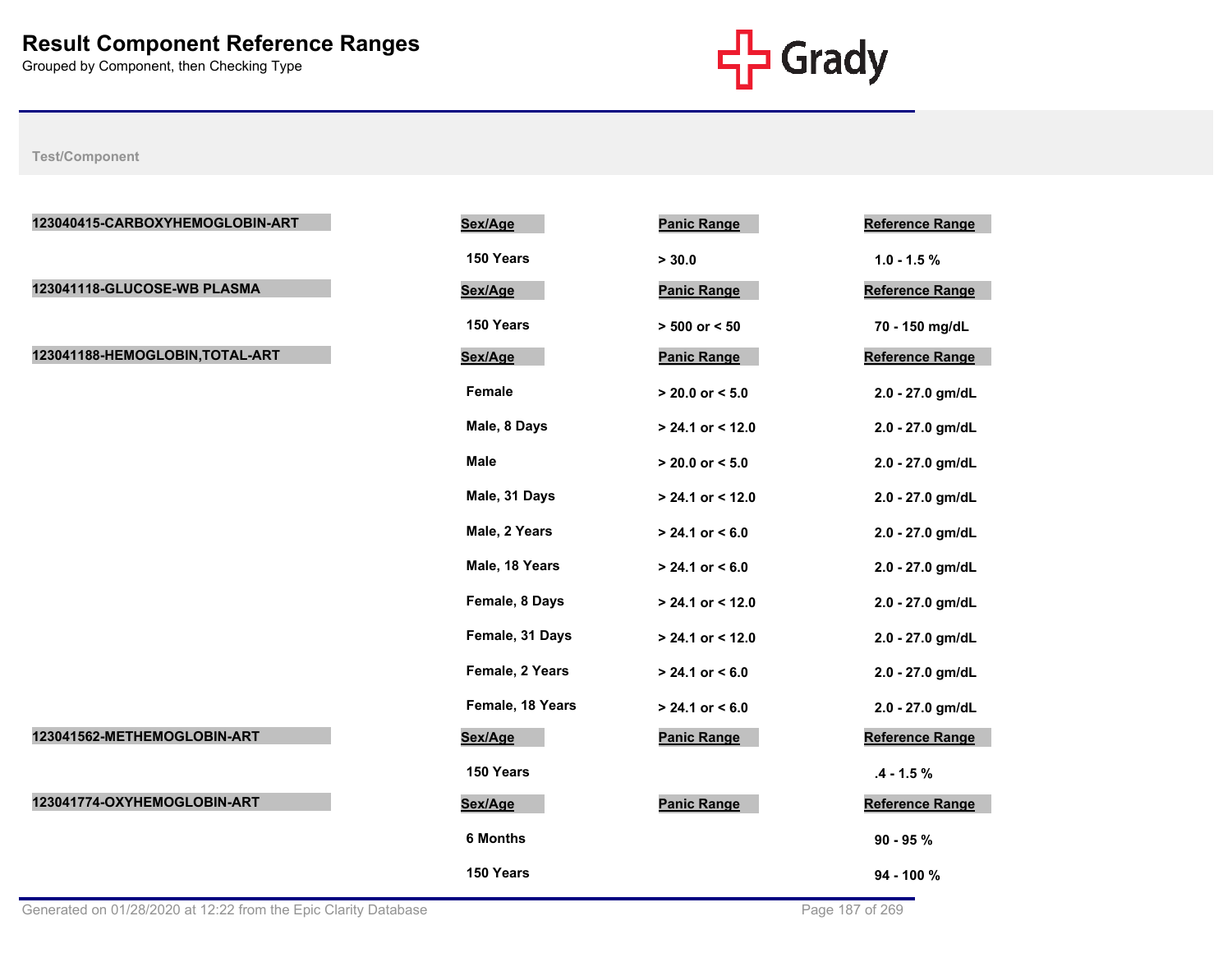# Result Component Reference Ranges

Grouped by Component, then Checking Type

Test/Component

**123040415-CARBOXYHEMOGLOBIN-ART**

| Sex/Age | Panic Range | Reference Range |
|---|---|---|
| 150 Years | > 30.0 | 1.0 - 1.5 % |

**123041118-GLUCOSE-WB PLASMA**

| Sex/Age | Panic Range | Reference Range |
|---|---|---|
| 150 Years | > 500 or < 50 | 70 - 150 mg/dL |

**123041188-HEMOGLOBIN,TOTAL-ART**

| Sex/Age | Panic Range | Reference Range |
|---|---|---|
| Female | > 20.0 or < 5.0 | 2.0 - 27.0 gm/dL |
| Male, 8 Days | > 24.1 or < 12.0 | 2.0 - 27.0 gm/dL |
| Male | > 20.0 or < 5.0 | 2.0 - 27.0 gm/dL |
| Male, 31 Days | > 24.1 or < 12.0 | 2.0 - 27.0 gm/dL |
| Male, 2 Years | > 24.1 or < 6.0 | 2.0 - 27.0 gm/dL |
| Male, 18 Years | > 24.1 or < 6.0 | 2.0 - 27.0 gm/dL |
| Female, 8 Days | > 24.1 or < 12.0 | 2.0 - 27.0 gm/dL |
| Female, 31 Days | > 24.1 or < 12.0 | 2.0 - 27.0 gm/dL |
| Female, 2 Years | > 24.1 or < 6.0 | 2.0 - 27.0 gm/dL |
| Female, 18 Years | > 24.1 or < 6.0 | 2.0 - 27.0 gm/dL |

**123041562-METHEMOGLOBIN-ART**

| Sex/Age | Panic Range | Reference Range |
|---|---|---|
| 150 Years | | .4 - 1.5 % |

**123041774-OXYHEMOGLOBIN-ART**

| Sex/Age | Panic Range | Reference Range |
|---|---|---|
| 6 Months | | 90 - 95 % |
| 150 Years | | 94 - 100 % |

Generated on 01/28/2020 at 12:22 from the Epic Clarity Database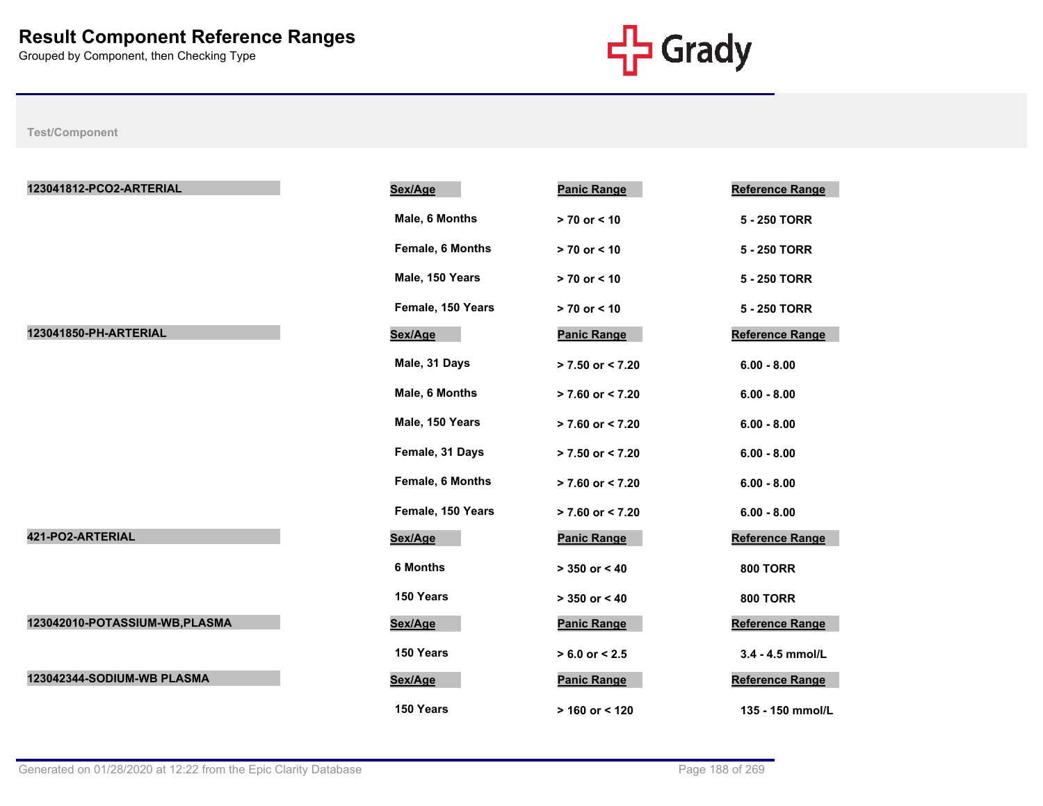# Result Component Reference Ranges

Grouped by Component, then Checking Type

Grady

| Test/Component | Sex/Age | Panic Range | Reference Range |
|---|---|---|---|
| 123041812-PCO2-ARTERIAL | Male, 6 Months | > 70 or < 10 | 5 - 250 TORR |
| | Female, 6 Months | > 70 or < 10 | 5 - 250 TORR |
| | Male, 150 Years | > 70 or < 10 | 5 - 250 TORR |
| | Female, 150 Years | > 70 or < 10 | 5 - 250 TORR |
| 123041850-PH-ARTERIAL | Male, 31 Days | > 7.50 or < 7.20 | 6.00 - 8.00 |
| | Male, 6 Months | > 7.60 or < 7.20 | 6.00 - 8.00 |
| | Male, 150 Years | > 7.60 or < 7.20 | 6.00 - 8.00 |
| | Female, 31 Days | > 7.50 or < 7.20 | 6.00 - 8.00 |
| | Female, 6 Months | > 7.60 or < 7.20 | 6.00 - 8.00 |
| | Female, 150 Years | > 7.60 or < 7.20 | 6.00 - 8.00 |
| 421-PO2-ARTERIAL | 6 Months | > 350 or < 40 | 800 TORR |
| | 150 Years | > 350 or < 40 | 800 TORR |
| 123042010-POTASSIUM-WB,PLASMA | 150 Years | > 6.0 or < 2.5 | 3.4 - 4.5 mmol/L |
| 123042344-SODIUM-WB PLASMA | 150 Years | > 160 or < 120 | 135 - 150 mmol/L |

Generated on 01/28/2020 at 12:22 from the Epic Clarity Database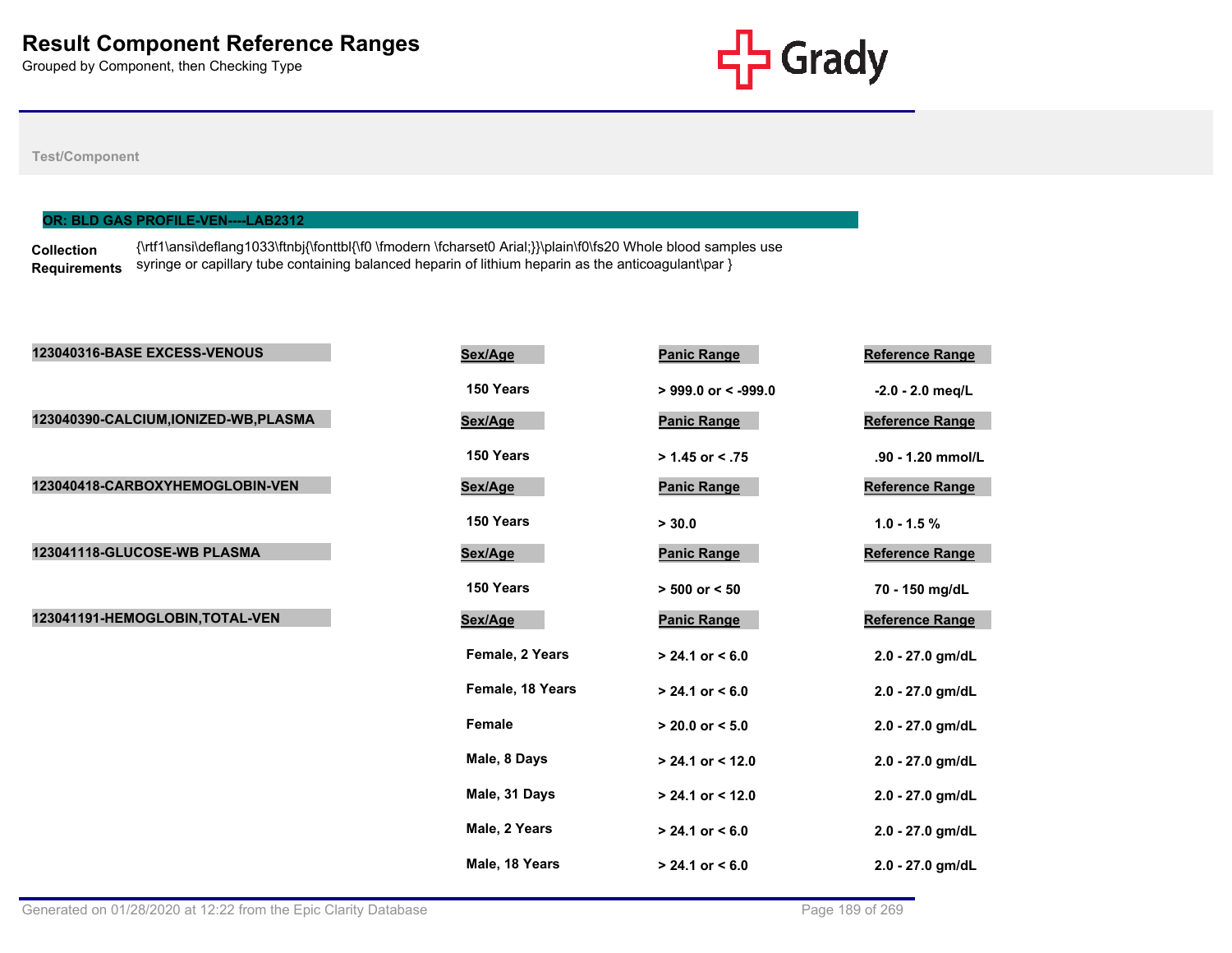# Result Component Reference Ranges

Grouped by Component, then Checking Type

Test/Component

## OR: BLD GAS PROFILE-VEN----LAB2312

**Collection Requirements** {\rtf1\ansi\deflang1033\ftnbj{\fonttbl{\f0 \fmodern \fcharset0 Arial;}}\plain\f0\fs20 Whole blood samples use syringe or capillary tube containing balanced heparin of lithium heparin as the anticoagulant\par }

| Test/Component | Sex/Age | Panic Range | Reference Range |
|---|---|---|---|
| 123040316-BASE EXCESS-VENOUS | 150 Years | > 999.0 or < -999.0 | -2.0 - 2.0 meq/L |
| 123040390-CALCIUM,IONIZED-WB,PLASMA | 150 Years | > 1.45 or < .75 | .90 - 1.20 mmol/L |
| 123040418-CARBOXYHEMOGLOBIN-VEN | 150 Years | > 30.0 | 1.0 - 1.5 % |
| 123041118-GLUCOSE-WB PLASMA | 150 Years | > 500 or < 50 | 70 - 150 mg/dL |
| 123041191-HEMOGLOBIN,TOTAL-VEN | Female, 2 Years | > 24.1 or < 6.0 | 2.0 - 27.0 gm/dL |
| | Female, 18 Years | > 24.1 or < 6.0 | 2.0 - 27.0 gm/dL |
| | Female | > 20.0 or < 5.0 | 2.0 - 27.0 gm/dL |
| | Male, 8 Days | > 24.1 or < 12.0 | 2.0 - 27.0 gm/dL |
| | Male, 31 Days | > 24.1 or < 12.0 | 2.0 - 27.0 gm/dL |
| | Male, 2 Years | > 24.1 or < 6.0 | 2.0 - 27.0 gm/dL |
| | Male, 18 Years | > 24.1 or < 6.0 | 2.0 - 27.0 gm/dL |

Generated on 01/28/2020 at 12:22 from the Epic Clarity Database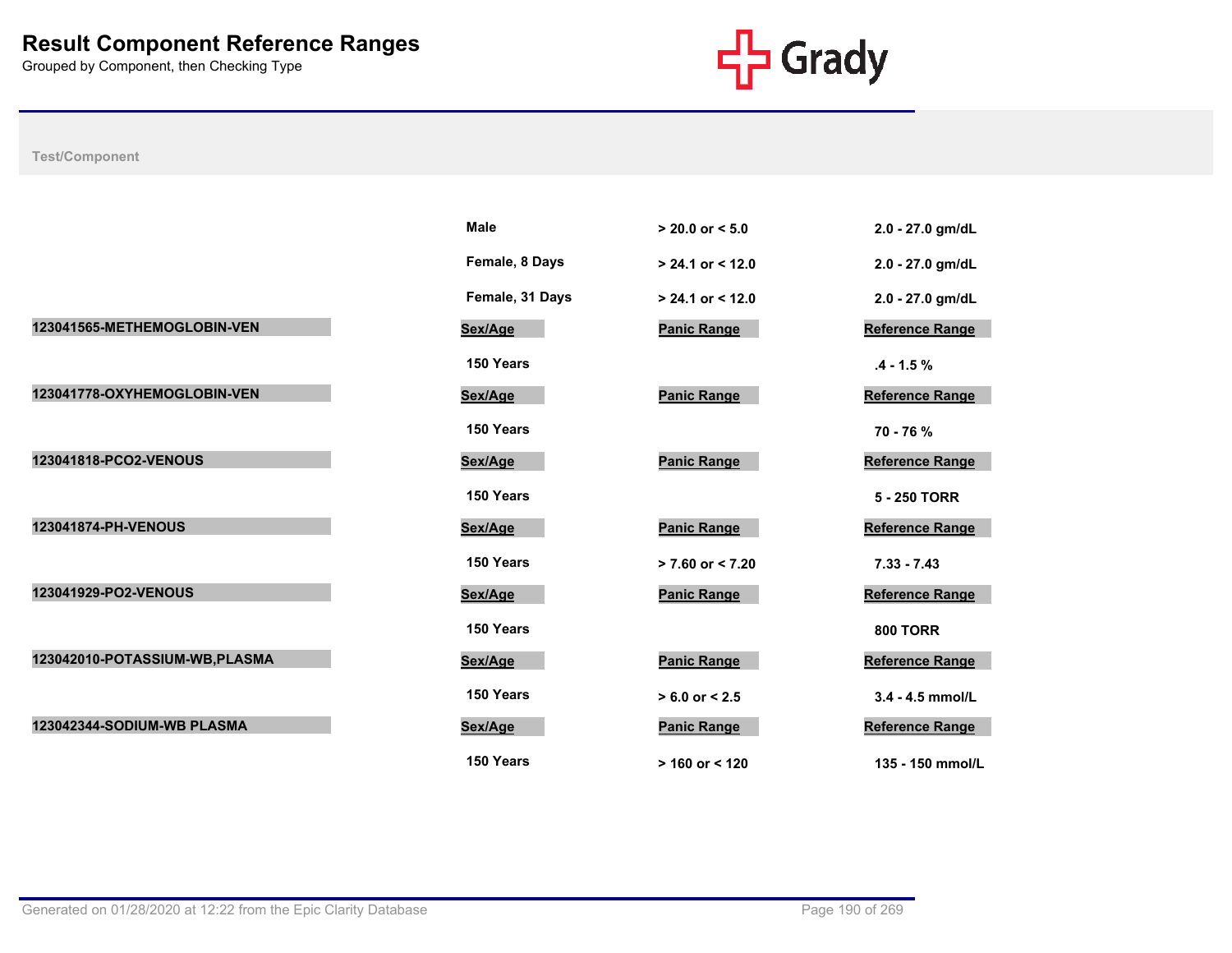# Result Component Reference Ranges

Grouped by Component, then Checking Type

Test/Component

| Test/Component | Sex/Age | Panic Range | Reference Range |
|---|---|---|---|
| | Male | > 20.0 or < 5.0 | 2.0 - 27.0 gm/dL |
| | Female, 8 Days | > 24.1 or < 12.0 | 2.0 - 27.0 gm/dL |
| | Female, 31 Days | > 24.1 or < 12.0 | 2.0 - 27.0 gm/dL |
| **123041565-METHEMOGLOBIN-VEN** | **Sex/Age** | **Panic Range** | **Reference Range** |
| | 150 Years | | .4 - 1.5 % |
| **123041778-OXYHEMOGLOBIN-VEN** | **Sex/Age** | **Panic Range** | **Reference Range** |
| | 150 Years | | 70 - 76 % |
| **123041818-PCO2-VENOUS** | **Sex/Age** | **Panic Range** | **Reference Range** |
| | 150 Years | | 5 - 250 TORR |
| **123041874-PH-VENOUS** | **Sex/Age** | **Panic Range** | **Reference Range** |
| | 150 Years | > 7.60 or < 7.20 | 7.33 - 7.43 |
| **123041929-PO2-VENOUS** | **Sex/Age** | **Panic Range** | **Reference Range** |
| | 150 Years | | 800 TORR |
| **123042010-POTASSIUM-WB,PLASMA** | **Sex/Age** | **Panic Range** | **Reference Range** |
| | 150 Years | > 6.0 or < 2.5 | 3.4 - 4.5 mmol/L |
| **123042344-SODIUM-WB PLASMA** | **Sex/Age** | **Panic Range** | **Reference Range** |
| | 150 Years | > 160 or < 120 | 135 - 150 mmol/L |

Generated on 01/28/2020 at 12:22 from the Epic Clarity Database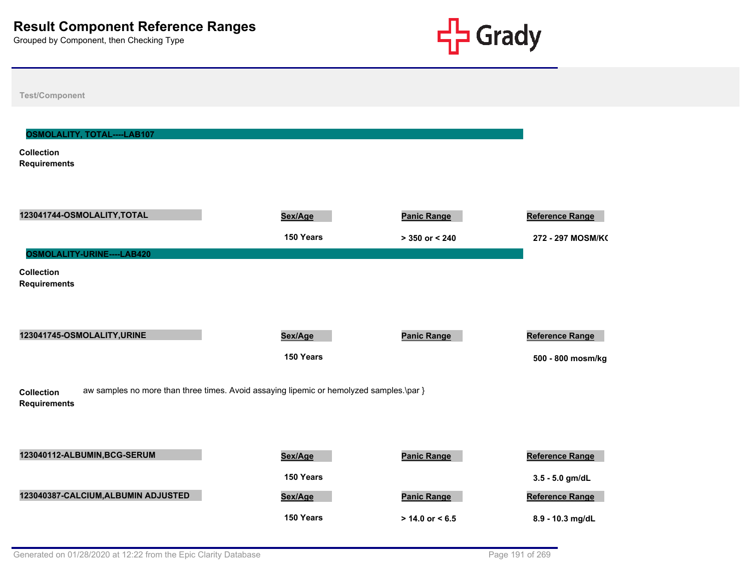# Result Component Reference Ranges

Grouped by Component, then Checking Type

Test/Component

## OSMOLALITY, TOTAL----LAB107

**Collection Requirements**

| 123041744-OSMOLALITY,TOTAL | Sex/Age | Panic Range | Reference Range |
|---|---|---|---|
| | 150 Years | > 350 or < 240 | 272 - 297 MOSM/KG |

## OSMOLALITY-URINE----LAB420

**Collection Requirements**

| 123041745-OSMOLALITY,URINE | Sex/Age | Panic Range | Reference Range |
|---|---|---|---|
| | 150 Years | | 500 - 800 mosm/kg |

**Collection Requirements** aw samples no more than three times. Avoid assaying lipemic or hemolyzed samples.\par }

| 123040112-ALBUMIN,BCG-SERUM | Sex/Age | Panic Range | Reference Range |
|---|---|---|---|
| | 150 Years | | 3.5 - 5.0 gm/dL |

| 123040387-CALCIUM,ALBUMIN ADJUSTED | Sex/Age | Panic Range | Reference Range |
|---|---|---|---|
| | 150 Years | > 14.0 or < 6.5 | 8.9 - 10.3 mg/dL |

Generated on 01/28/2020 at 12:22 from the Epic Clarity Database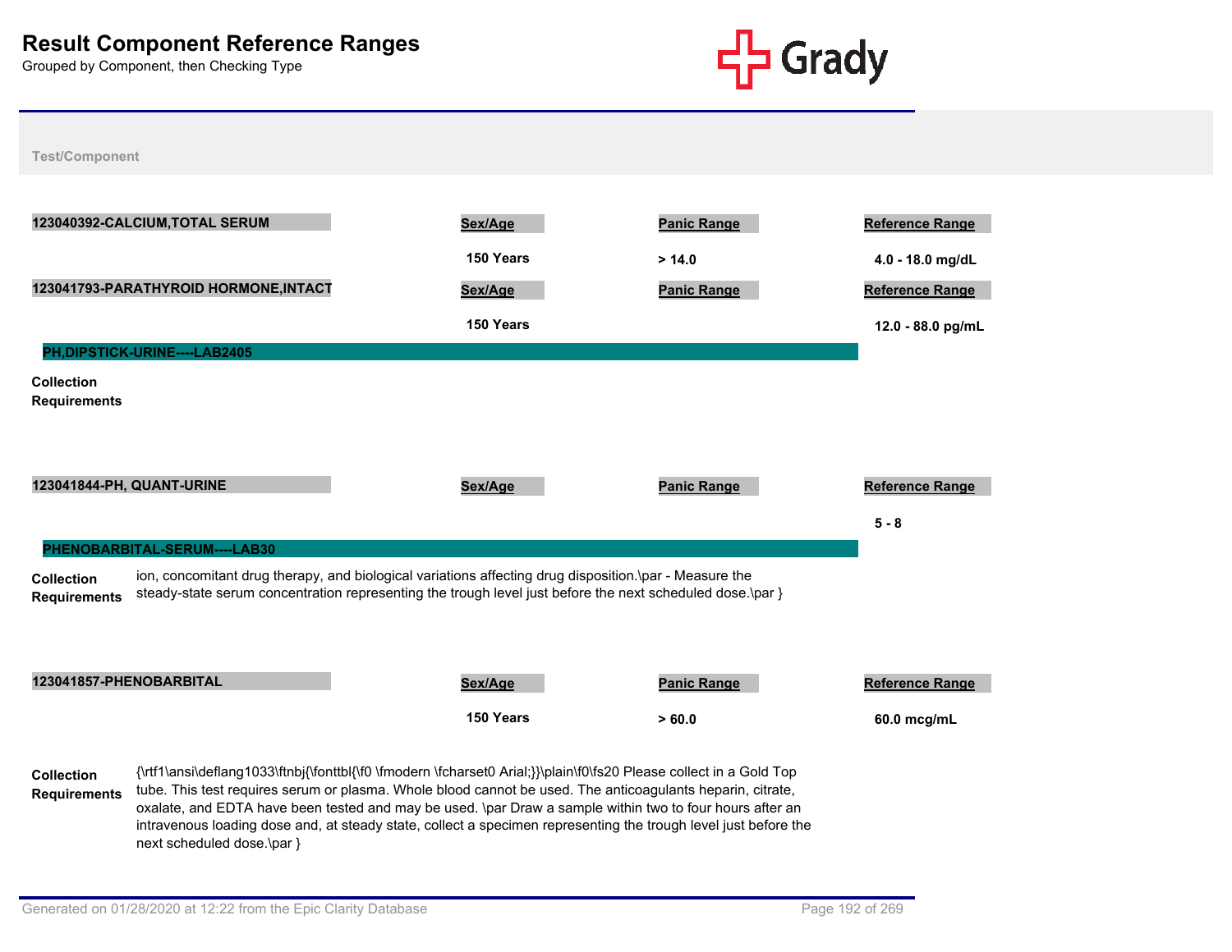# Result Component Reference Ranges

Grouped by Component, then Checking Type

**Test/Component**

| 123040392-CALCIUM,TOTAL SERUM | Sex/Age | Panic Range | Reference Range |
|---|---|---|---|
| | 150 Years | > 14.0 | 4.0 - 18.0 mg/dL |

| 123041793-PARATHYROID HORMONE,INTACT | Sex/Age | Panic Range | Reference Range |
|---|---|---|---|
| | 150 Years | | 12.0 - 88.0 pg/mL |

## PH,DIPSTICK-URINE----LAB2405

**Collection Requirements**

| 123041844-PH, QUANT-URINE | Sex/Age | Panic Range | Reference Range |
|---|---|---|---|
| | | | 5 - 8 |

## PHENOBARBITAL-SERUM----LAB30

**Collection Requirements** ion, concomitant drug therapy, and biological variations affecting drug disposition.\par - Measure the steady-state serum concentration representing the trough level just before the next scheduled dose.\par }

| 123041857-PHENOBARBITAL | Sex/Age | Panic Range | Reference Range |
|---|---|---|---|
| | 150 Years | > 60.0 | 60.0 mcg/mL |

**Collection Requirements** {\rtf1\ansi\deflang1033\ftnbj{\fonttbl{\f0 \fmodern \fcharset0 Arial;}}\plain\f0\fs20 Please collect in a Gold Top tube. This test requires serum or plasma. Whole blood cannot be used. The anticoagulants heparin, citrate, oxalate, and EDTA have been tested and may be used. \par Draw a sample within two to four hours after an intravenous loading dose and, at steady state, collect a specimen representing the trough level just before the next scheduled dose.\par }

Generated on 01/28/2020 at 12:22 from the Epic Clarity Database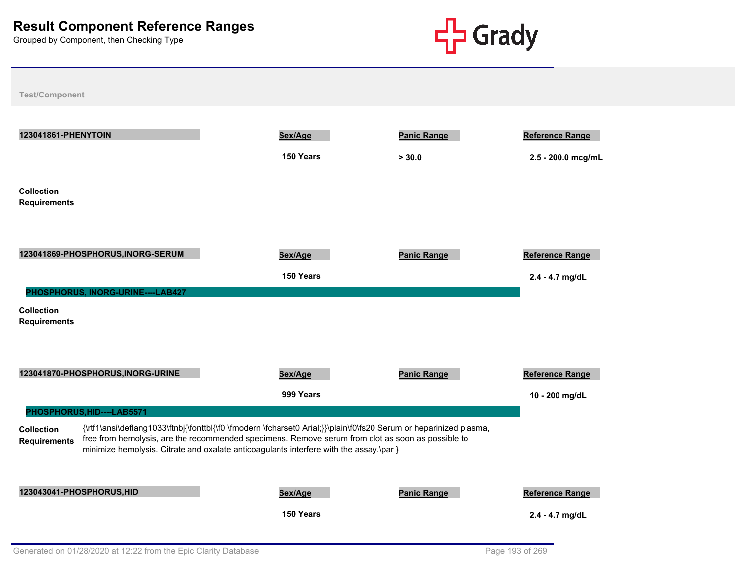# Result Component Reference Ranges

Grouped by Component, then Checking Type

Test/Component

**123041861-PHENYTOIN**

| Sex/Age | Panic Range | Reference Range |
|---|---|---|
| 150 Years | > 30.0 | 2.5 - 200.0 mcg/mL |

**Collection Requirements**

**123041869-PHOSPHORUS,INORG-SERUM**

| Sex/Age | Panic Range | Reference Range |
|---|---|---|
| 150 Years | | 2.4 - 4.7 mg/dL |

**PHOSPHORUS, INORG-URINE----LAB427**

**Collection Requirements**

**123041870-PHOSPHORUS,INORG-URINE**

| Sex/Age | Panic Range | Reference Range |
|---|---|---|
| 999 Years | | 10 - 200 mg/dL |

**PHOSPHORUS,HID----LAB5571**

**Collection Requirements** {\rtf1\ansi\deflang1033\ftnbj{\fonttbl{\f0 \fmodern \fcharset0 Arial;}}\plain\f0\fs20 Serum or heparinized plasma, free from hemolysis, are the recommended specimens. Remove serum from clot as soon as possible to minimize hemolysis. Citrate and oxalate anticoagulants interfere with the assay.\par }

**123043041-PHOSPHORUS,HID**

| Sex/Age | Panic Range | Reference Range |
|---|---|---|
| 150 Years | | 2.4 - 4.7 mg/dL |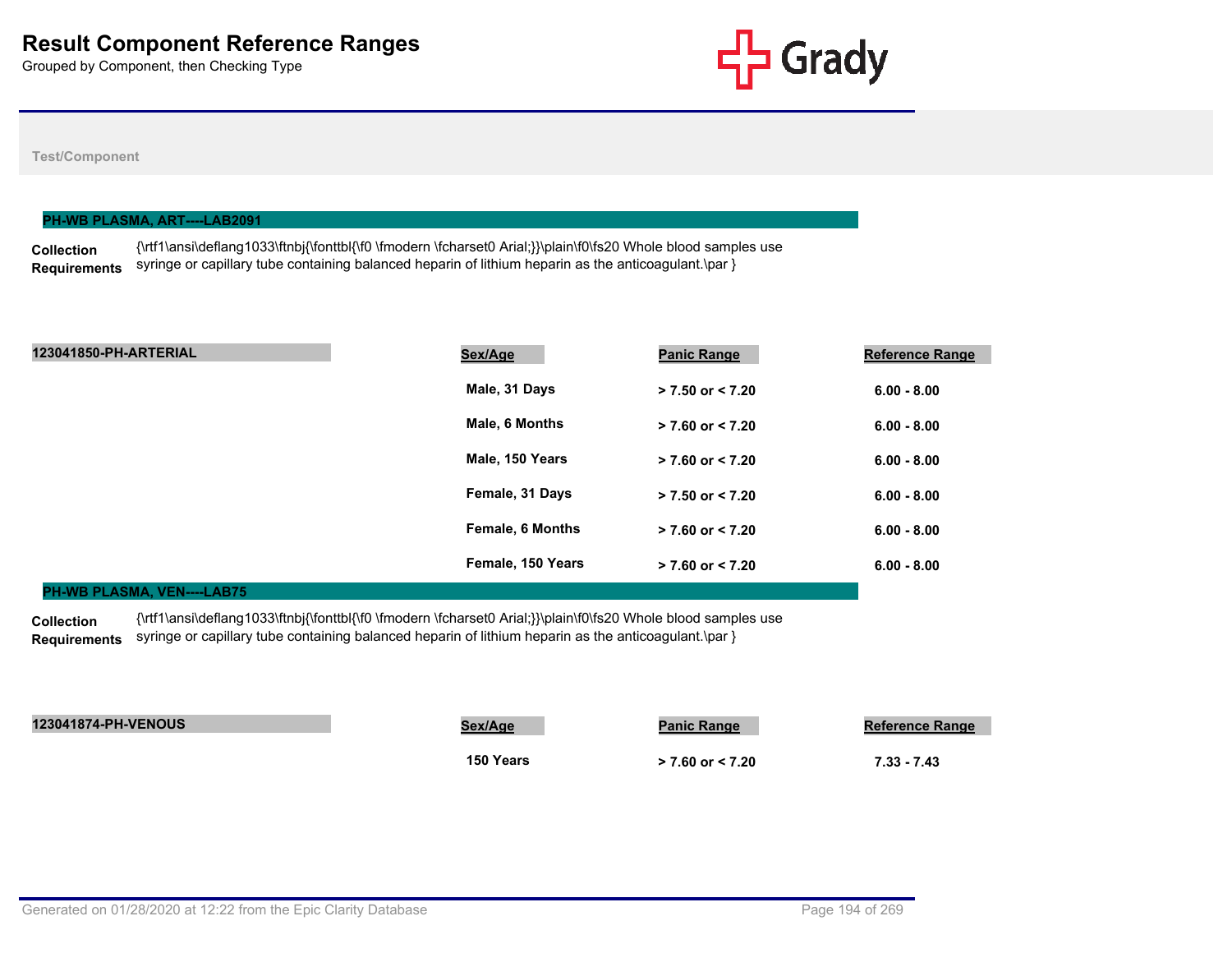# Result Component Reference Ranges

Grouped by Component, then Checking Type

**Test/Component**

## PH-WB PLASMA, ART----LAB2091

**Collection Requirements** {\rtf1\ansi\deflang1033\ftnbj{\fonttbl{\f0 \fmodern \fcharset0 Arial;}}\plain\f0\fs20 Whole blood samples use syringe or capillary tube containing balanced heparin of lithium heparin as the anticoagulant.\par }

| 123041850-PH-ARTERIAL | Sex/Age | Panic Range | Reference Range |
|---|---|---|---|
| | Male, 31 Days | > 7.50 or < 7.20 | 6.00 - 8.00 |
| | Male, 6 Months | > 7.60 or < 7.20 | 6.00 - 8.00 |
| | Male, 150 Years | > 7.60 or < 7.20 | 6.00 - 8.00 |
| | Female, 31 Days | > 7.50 or < 7.20 | 6.00 - 8.00 |
| | Female, 6 Months | > 7.60 or < 7.20 | 6.00 - 8.00 |
| | Female, 150 Years | > 7.60 or < 7.20 | 6.00 - 8.00 |

## PH-WB PLASMA, VEN----LAB75

**Collection Requirements** {\rtf1\ansi\deflang1033\ftnbj{\fonttbl{\f0 \fmodern \fcharset0 Arial;}}\plain\f0\fs20 Whole blood samples use syringe or capillary tube containing balanced heparin of lithium heparin as the anticoagulant.\par }

| 123041874-PH-VENOUS | Sex/Age | Panic Range | Reference Range |
|---|---|---|---|
| | 150 Years | > 7.60 or < 7.20 | 7.33 - 7.43 |

Generated on 01/28/2020 at 12:22 from the Epic Clarity Database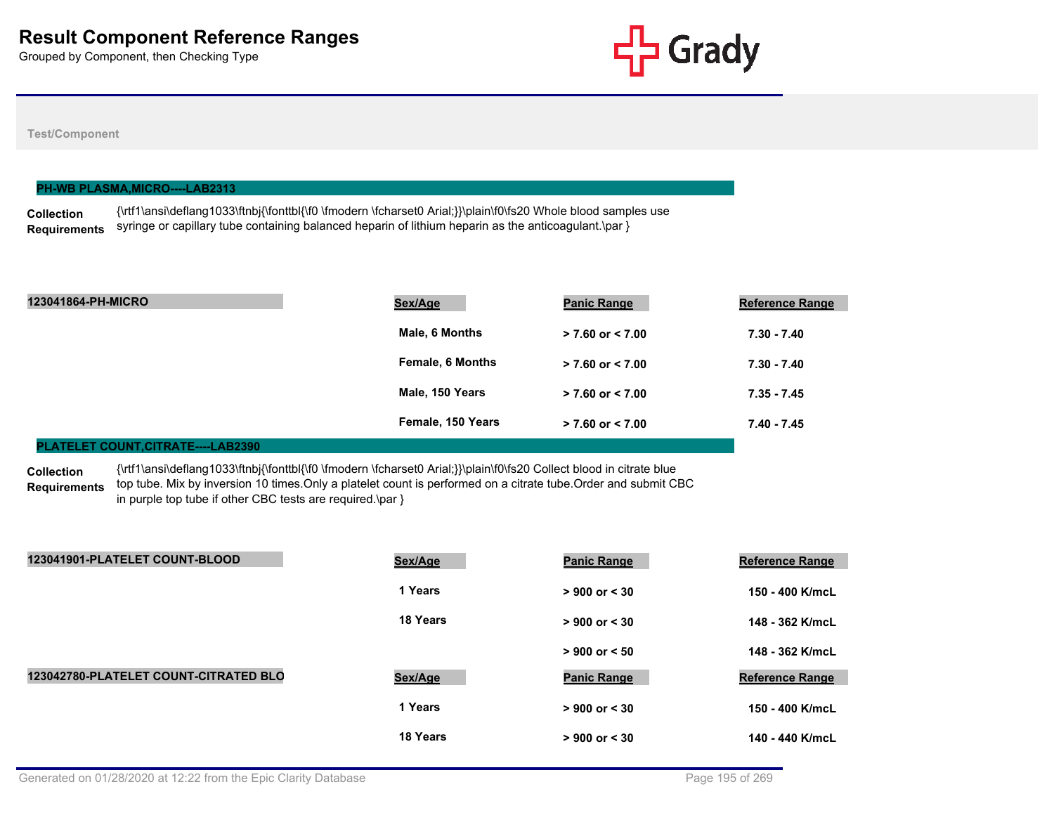# Result Component Reference Ranges

Grouped by Component, then Checking Type

Test/Component

## PH-WB PLASMA,MICRO----LAB2313

**Collection Requirements**: {\rtf1\ansi\deflang1033\ftnbj{\fonttbl{\f0 \fmodern \fcharset0 Arial;}}\plain\f0\fs20 Whole blood samples use syringe or capillary tube containing balanced heparin of lithium heparin as the anticoagulant.\par }

| 123041864-PH-MICRO | Sex/Age | Panic Range | Reference Range |
|---|---|---|---|
| | Male, 6 Months | > 7.60 or < 7.00 | 7.30 - 7.40 |
| | Female, 6 Months | > 7.60 or < 7.00 | 7.30 - 7.40 |
| | Male, 150 Years | > 7.60 or < 7.00 | 7.35 - 7.45 |
| | Female, 150 Years | > 7.60 or < 7.00 | 7.40 - 7.45 |

## PLATELET COUNT,CITRATE----LAB2390

**Collection Requirements**: {\rtf1\ansi\deflang1033\ftnbj{\fonttbl{\f0 \fmodern \fcharset0 Arial;}}\plain\f0\fs20 Collect blood in citrate blue top tube. Mix by inversion 10 times.Only a platelet count is performed on a citrate tube.Order and submit CBC in purple top tube if other CBC tests are required.\par }

| 123041901-PLATELET COUNT-BLOOD | Sex/Age | Panic Range | Reference Range |
|---|---|---|---|
| | 1 Years | > 900 or < 30 | 150 - 400 K/mcL |
| | 18 Years | > 900 or < 30 | 148 - 362 K/mcL |
| | | > 900 or < 50 | 148 - 362 K/mcL |

| 123042780-PLATELET COUNT-CITRATED BLO | Sex/Age | Panic Range | Reference Range |
|---|---|---|---|
| | 1 Years | > 900 or < 30 | 150 - 400 K/mcL |
| | 18 Years | > 900 or < 30 | 140 - 440 K/mcL |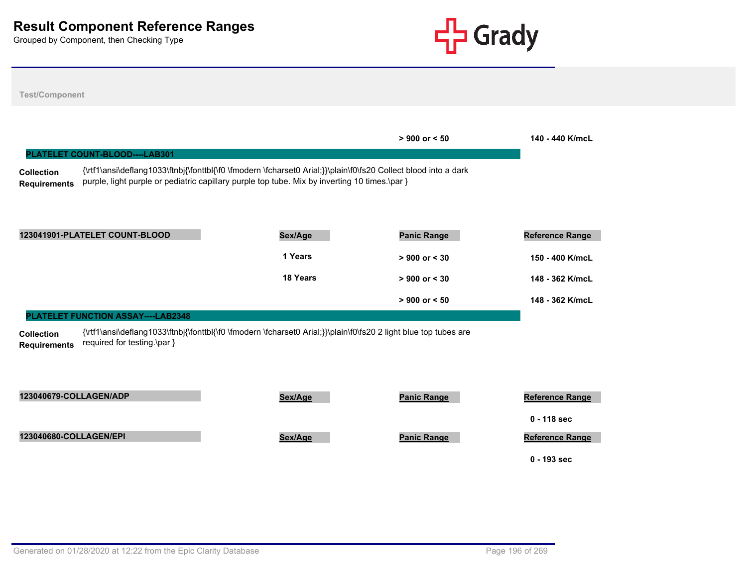# Result Component Reference Ranges

Grouped by Component, then Checking Type

Test/Component

| | Sex/Age | Panic Range | Reference Range |
|---|---|---|---|
| | | > 900 or < 50 | 140 - 440 K/mcL |

## PLATELET COUNT-BLOOD----LAB301

**Collection Requirements** {\rtf1\ansi\deflang1033\ftnbj{\fonttbl{\f0 \fmodern \fcharset0 Arial;}}\plain\f0\fs20 Collect blood into a dark purple, light purple or pediatric capillary purple top tube. Mix by inverting 10 times.\par }

| 123041901-PLATELET COUNT-BLOOD | Sex/Age | Panic Range | Reference Range |
|---|---|---|---|
| | 1 Years | > 900 or < 30 | 150 - 400 K/mcL |
| | 18 Years | > 900 or < 30 | 148 - 362 K/mcL |
| | | > 900 or < 50 | 148 - 362 K/mcL |

## PLATELET FUNCTION ASSAY----LAB2348

**Collection Requirements** {\rtf1\ansi\deflang1033\ftnbj{\fonttbl{\f0 \fmodern \fcharset0 Arial;}}\plain\f0\fs20 2 light blue top tubes are required for testing.\par }

| 123040679-COLLAGEN/ADP | Sex/Age | Panic Range | Reference Range |
|---|---|---|---|
| | | | 0 - 118 sec |

| 123040680-COLLAGEN/EPI | Sex/Age | Panic Range | Reference Range |
|---|---|---|---|
| | | | 0 - 193 sec |

Generated on 01/28/2020 at 12:22 from the Epic Clarity Database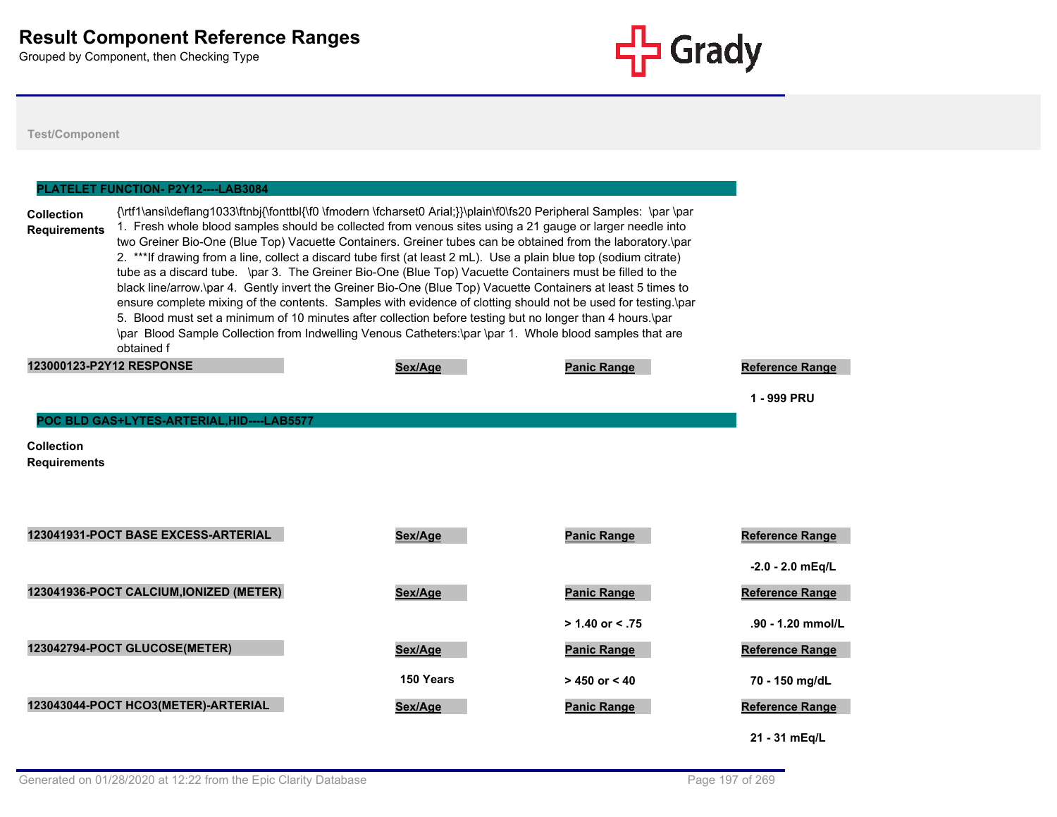# Result Component Reference Ranges

Grouped by Component, then Checking Type

Test/Component

## PLATELET FUNCTION- P2Y12----LAB3084

**Collection Requirements**

{\rtf1\ansi\deflang1033\ftnbj{\fonttbl{\f0 \fmodern \fcharset0 Arial;}}\plain\f0\fs20 Peripheral Samples:  \par \par 1.  Fresh whole blood samples should be collected from venous sites using a 21 gauge or larger needle into two Greiner Bio-One (Blue Top) Vacuette Containers. Greiner tubes can be obtained from the laboratory.\par 2.  ***If drawing from a line, collect a discard tube first (at least 2 mL).  Use a plain blue top (sodium citrate) tube as a discard tube.   \par 3.  The Greiner Bio-One (Blue Top) Vacuette Containers must be filled to the black line/arrow.\par 4.  Gently invert the Greiner Bio-One (Blue Top) Vacuette Containers at least 5 times to ensure complete mixing of the contents.  Samples with evidence of clotting should not be used for testing.\par 5.  Blood must set a minimum of 10 minutes after collection before testing but no longer than 4 hours.\par \par  Blood Sample Collection from Indwelling Venous Catheters:\par \par 1.  Whole blood samples that are obtained f

| 123000123-P2Y12 RESPONSE | Sex/Age | Panic Range | Reference Range |
|---|---|---|---|
| | | | 1 - 999 PRU |

## POC BLD GAS+LYTES-ARTERIAL,HID----LAB5577

**Collection Requirements**

| 123041931-POCT BASE EXCESS-ARTERIAL | Sex/Age | Panic Range | Reference Range |
|---|---|---|---|
| | | | -2.0 - 2.0 mEq/L |

| 123041936-POCT CALCIUM,IONIZED (METER) | Sex/Age | Panic Range | Reference Range |
|---|---|---|---|
| | | > 1.40 or < .75 | .90 - 1.20 mmol/L |

| 123042794-POCT GLUCOSE(METER) | Sex/Age | Panic Range | Reference Range |
|---|---|---|---|
| | 150 Years | > 450 or < 40 | 70 - 150 mg/dL |

| 123043044-POCT HCO3(METER)-ARTERIAL | Sex/Age | Panic Range | Reference Range |
|---|---|---|---|
| | | | 21 - 31 mEq/L |

Generated on 01/28/2020 at 12:22 from the Epic Clarity Database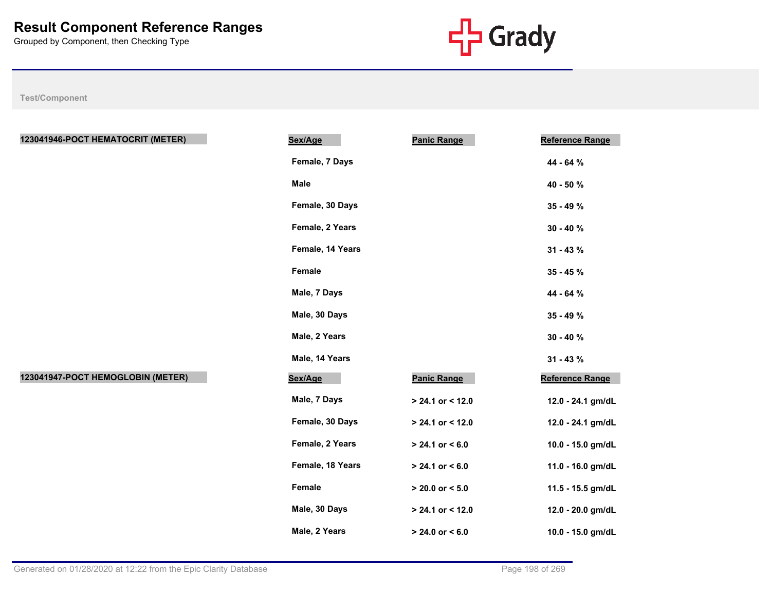# Result Component Reference Ranges

Grouped by Component, then Checking Type

Test/Component

| Test/Component | Sex/Age | Panic Range | Reference Range |
|---|---|---|---|
| 123041946-POCT HEMATOCRIT (METER) | Female, 7 Days | | 44 - 64 % |
| | Male | | 40 - 50 % |
| | Female, 30 Days | | 35 - 49 % |
| | Female, 2 Years | | 30 - 40 % |
| | Female, 14 Years | | 31 - 43 % |
| | Female | | 35 - 45 % |
| | Male, 7 Days | | 44 - 64 % |
| | Male, 30 Days | | 35 - 49 % |
| | Male, 2 Years | | 30 - 40 % |
| | Male, 14 Years | | 31 - 43 % |

| Test/Component | Sex/Age | Panic Range | Reference Range |
|---|---|---|---|
| 123041947-POCT HEMOGLOBIN (METER) | Male, 7 Days | > 24.1 or < 12.0 | 12.0 - 24.1 gm/dL |
| | Female, 30 Days | > 24.1 or < 12.0 | 12.0 - 24.1 gm/dL |
| | Female, 2 Years | > 24.1 or < 6.0 | 10.0 - 15.0 gm/dL |
| | Female, 18 Years | > 24.1 or < 6.0 | 11.0 - 16.0 gm/dL |
| | Female | > 20.0 or < 5.0 | 11.5 - 15.5 gm/dL |
| | Male, 30 Days | > 24.1 or < 12.0 | 12.0 - 20.0 gm/dL |
| | Male, 2 Years | > 24.0 or < 6.0 | 10.0 - 15.0 gm/dL |

Generated on 01/28/2020 at 12:22 from the Epic Clarity Database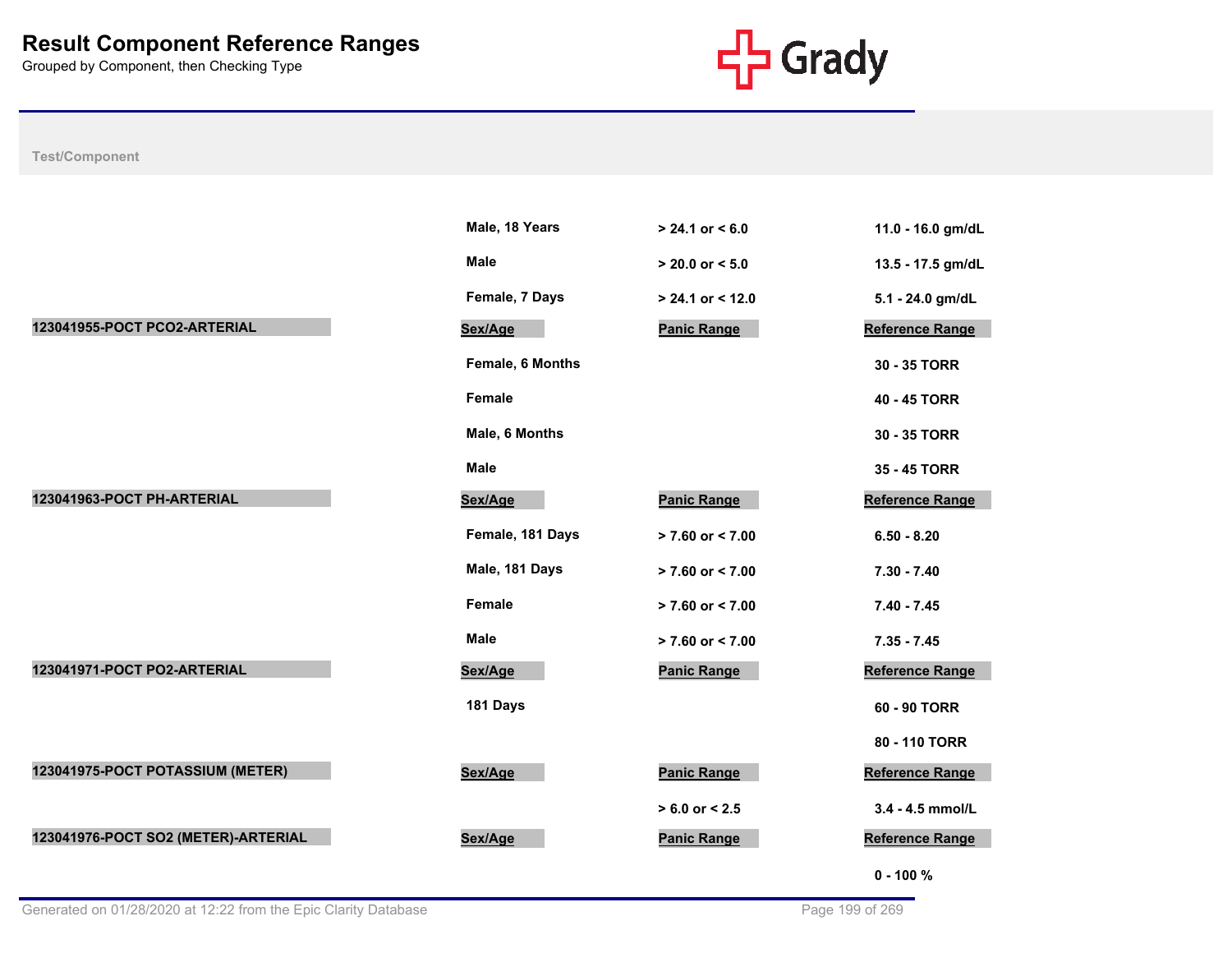# Result Component Reference Ranges

Grouped by Component, then Checking Type

| Test/Component | Sex/Age | Panic Range | Reference Range |
|---|---|---|---|
| | Male, 18 Years | > 24.1 or < 6.0 | 11.0 - 16.0 gm/dL |
| | Male | > 20.0 or < 5.0 | 13.5 - 17.5 gm/dL |
| | Female, 7 Days | > 24.1 or < 12.0 | 5.1 - 24.0 gm/dL |
| **123041955-POCT PCO2-ARTERIAL** | **Sex/Age** | **Panic Range** | **Reference Range** |
| | Female, 6 Months | | 30 - 35 TORR |
| | Female | | 40 - 45 TORR |
| | Male, 6 Months | | 30 - 35 TORR |
| | Male | | 35 - 45 TORR |
| **123041963-POCT PH-ARTERIAL** | **Sex/Age** | **Panic Range** | **Reference Range** |
| | Female, 181 Days | > 7.60 or < 7.00 | 6.50 - 8.20 |
| | Male, 181 Days | > 7.60 or < 7.00 | 7.30 - 7.40 |
| | Female | > 7.60 or < 7.00 | 7.40 - 7.45 |
| | Male | > 7.60 or < 7.00 | 7.35 - 7.45 |
| **123041971-POCT PO2-ARTERIAL** | **Sex/Age** | **Panic Range** | **Reference Range** |
| | 181 Days | | 60 - 90 TORR |
| | | | 80 - 110 TORR |
| **123041975-POCT POTASSIUM (METER)** | **Sex/Age** | **Panic Range** | **Reference Range** |
| | | > 6.0 or < 2.5 | 3.4 - 4.5 mmol/L |
| **123041976-POCT SO2 (METER)-ARTERIAL** | **Sex/Age** | **Panic Range** | **Reference Range** |
| | | | 0 - 100 % |

Generated on 01/28/2020 at 12:22 from the Epic Clarity Database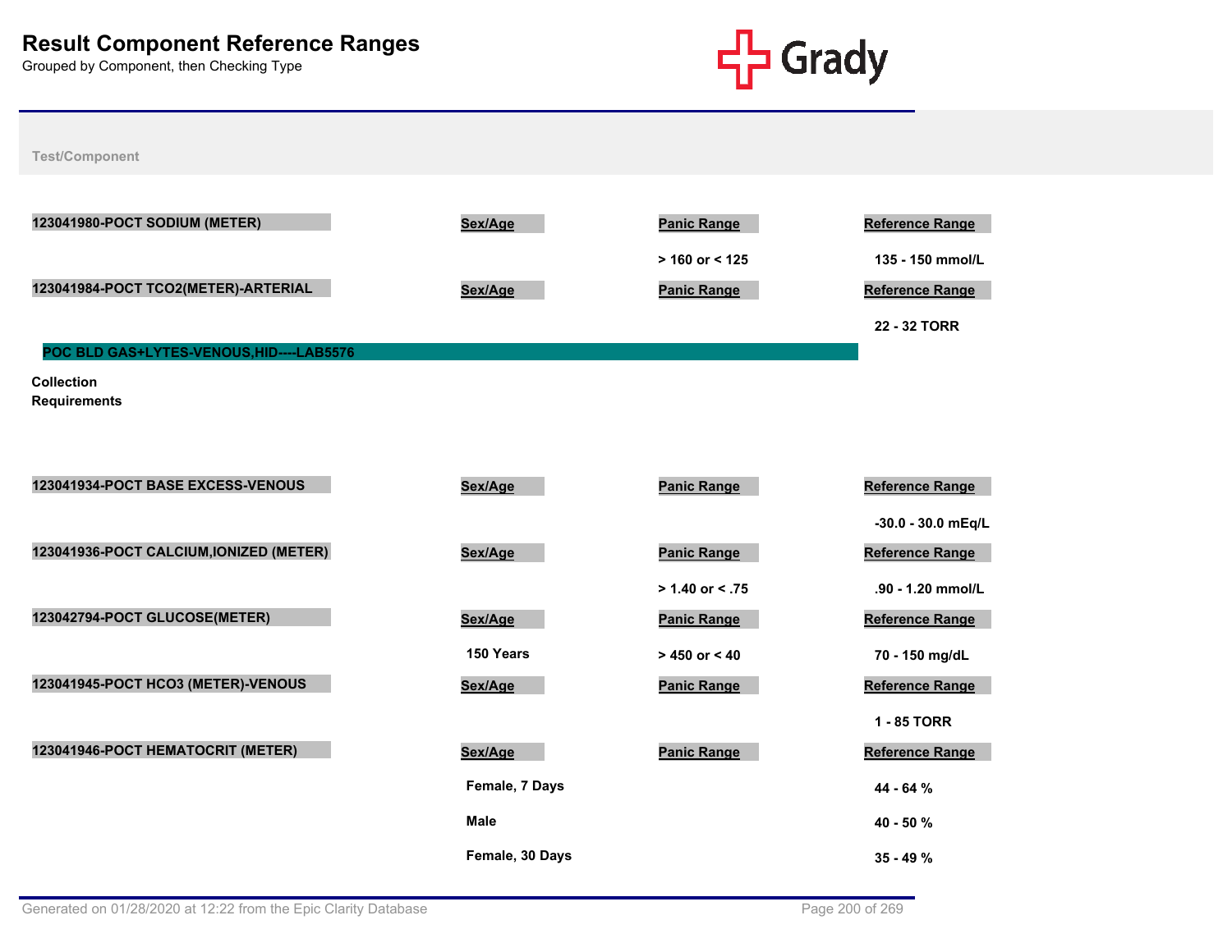# Result Component Reference Ranges

Grouped by Component, then Checking Type

Test/Component

| 123041980-POCT SODIUM (METER) | Sex/Age | Panic Range | Reference Range |
|---|---|---|---|
| | | > 160 or < 125 | 135 - 150 mmol/L |

| 123041984-POCT TCO2(METER)-ARTERIAL | Sex/Age | Panic Range | Reference Range |
|---|---|---|---|
| | | | 22 - 32 TORR |

## POC BLD GAS+LYTES-VENOUS,HID----LAB5576

**Collection Requirements**

| 123041934-POCT BASE EXCESS-VENOUS | Sex/Age | Panic Range | Reference Range |
|---|---|---|---|
| | | | -30.0 - 30.0 mEq/L |

| 123041936-POCT CALCIUM,IONIZED (METER) | Sex/Age | Panic Range | Reference Range |
|---|---|---|---|
| | | > 1.40 or < .75 | .90 - 1.20 mmol/L |

| 123042794-POCT GLUCOSE(METER) | Sex/Age | Panic Range | Reference Range |
|---|---|---|---|
| | 150 Years | > 450 or < 40 | 70 - 150 mg/dL |

| 123041945-POCT HCO3 (METER)-VENOUS | Sex/Age | Panic Range | Reference Range |
|---|---|---|---|
| | | | 1 - 85 TORR |

| 123041946-POCT HEMATOCRIT (METER) | Sex/Age | Panic Range | Reference Range |
|---|---|---|---|
| | Female, 7 Days | | 44 - 64 % |
| | Male | | 40 - 50 % |
| | Female, 30 Days | | 35 - 49 % |

Generated on 01/28/2020 at 12:22 from the Epic Clarity Database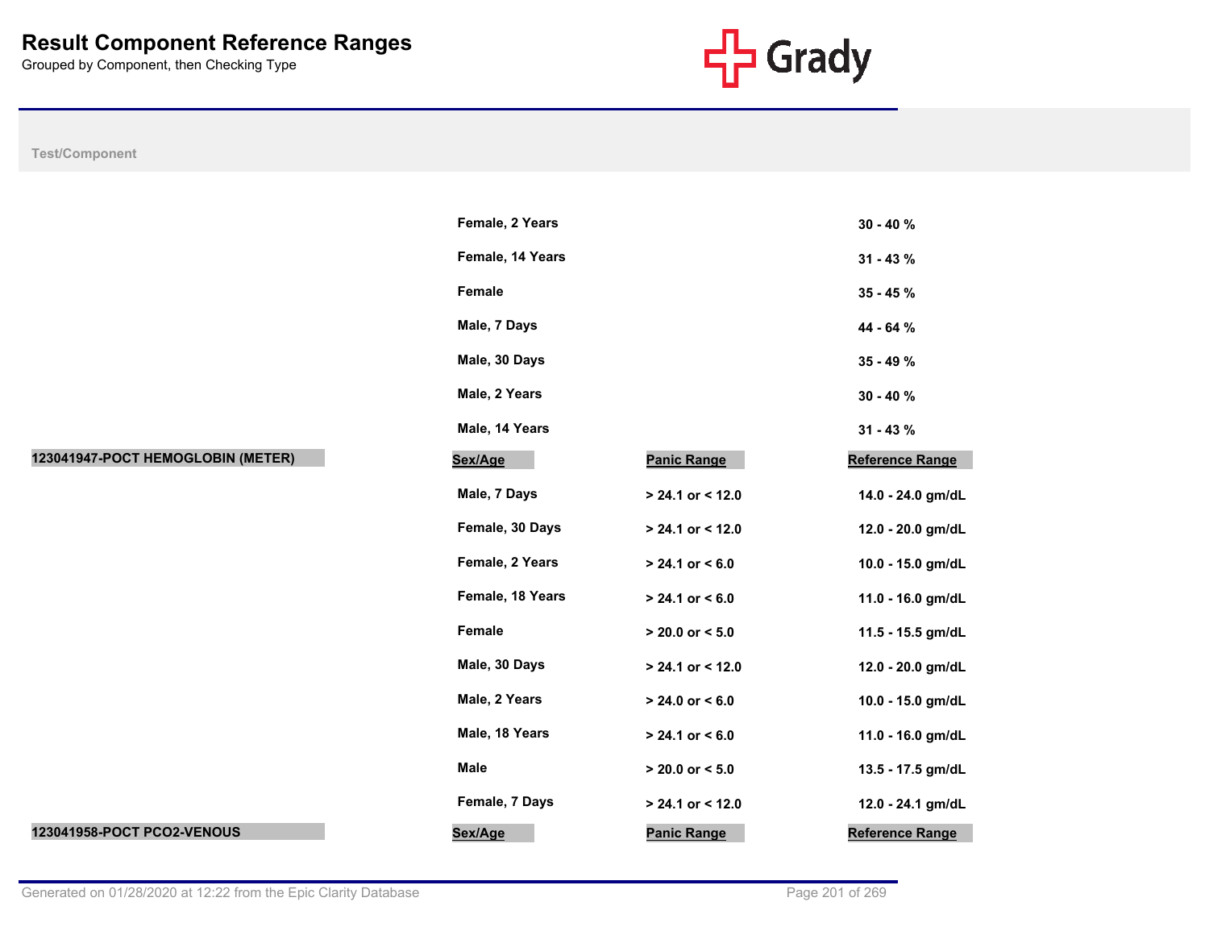# Result Component Reference Ranges

Grouped by Component, then Checking Type

| Test/Component | Sex/Age | Panic Range | Reference Range |
|---|---|---|---|
| | Female, 2 Years | | 30 - 40 % |
| | Female, 14 Years | | 31 - 43 % |
| | Female | | 35 - 45 % |
| | Male, 7 Days | | 44 - 64 % |
| | Male, 30 Days | | 35 - 49 % |
| | Male, 2 Years | | 30 - 40 % |
| | Male, 14 Years | | 31 - 43 % |
| **123041947-POCT HEMOGLOBIN (METER)** | **Sex/Age** | **Panic Range** | **Reference Range** |
| | Male, 7 Days | > 24.1 or < 12.0 | 14.0 - 24.0 gm/dL |
| | Female, 30 Days | > 24.1 or < 12.0 | 12.0 - 20.0 gm/dL |
| | Female, 2 Years | > 24.1 or < 6.0 | 10.0 - 15.0 gm/dL |
| | Female, 18 Years | > 24.1 or < 6.0 | 11.0 - 16.0 gm/dL |
| | Female | > 20.0 or < 5.0 | 11.5 - 15.5 gm/dL |
| | Male, 30 Days | > 24.1 or < 12.0 | 12.0 - 20.0 gm/dL |
| | Male, 2 Years | > 24.0 or < 6.0 | 10.0 - 15.0 gm/dL |
| | Male, 18 Years | > 24.1 or < 6.0 | 11.0 - 16.0 gm/dL |
| | Male | > 20.0 or < 5.0 | 13.5 - 17.5 gm/dL |
| | Female, 7 Days | > 24.1 or < 12.0 | 12.0 - 24.1 gm/dL |
| **123041958-POCT PCO2-VENOUS** | **Sex/Age** | **Panic Range** | **Reference Range** |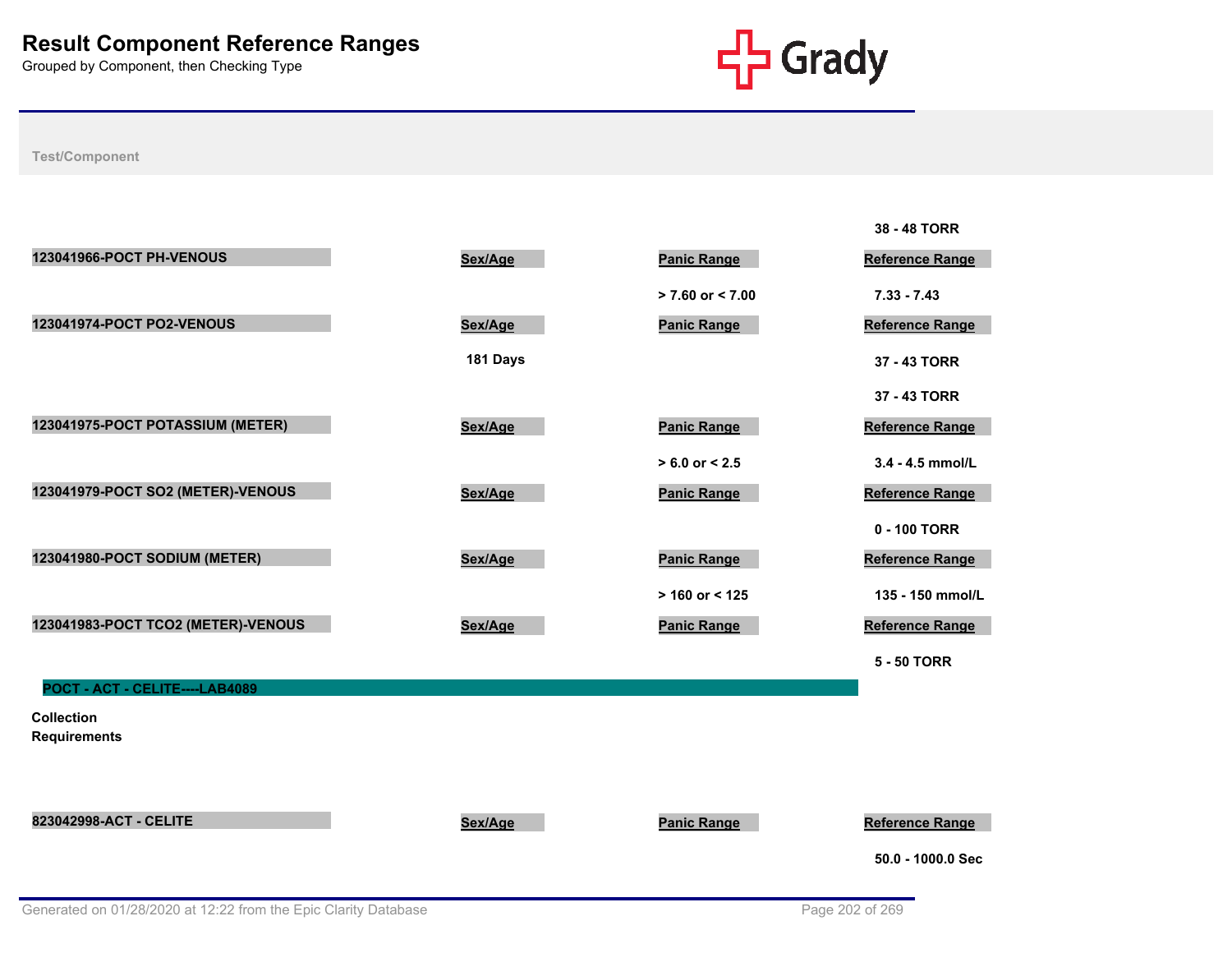# Result Component Reference Ranges

Grouped by Component, then Checking Type

Test/Component

| | | | 38 - 48 TORR |
|---|---|---|---|

| 123041966-POCT PH-VENOUS | Sex/Age | Panic Range | Reference Range |
|---|---|---|---|
| | | > 7.60 or < 7.00 | 7.33 - 7.43 |

| 123041974-POCT PO2-VENOUS | Sex/Age | Panic Range | Reference Range |
|---|---|---|---|
| | 181 Days | | 37 - 43 TORR |
| | | | 37 - 43 TORR |

| 123041975-POCT POTASSIUM (METER) | Sex/Age | Panic Range | Reference Range |
|---|---|---|---|
| | | > 6.0 or < 2.5 | 3.4 - 4.5 mmol/L |

| 123041979-POCT SO2 (METER)-VENOUS | Sex/Age | Panic Range | Reference Range |
|---|---|---|---|
| | | | 0 - 100 TORR |

| 123041980-POCT SODIUM (METER) | Sex/Age | Panic Range | Reference Range |
|---|---|---|---|
| | | > 160 or < 125 | 135 - 150 mmol/L |

| 123041983-POCT TCO2 (METER)-VENOUS | Sex/Age | Panic Range | Reference Range |
|---|---|---|---|
| | | | 5 - 50 TORR |

## POCT - ACT - CELITE----LAB4089

**Collection Requirements**

| 823042998-ACT - CELITE | Sex/Age | Panic Range | Reference Range |
|---|---|---|---|
| | | | 50.0 - 1000.0 Sec |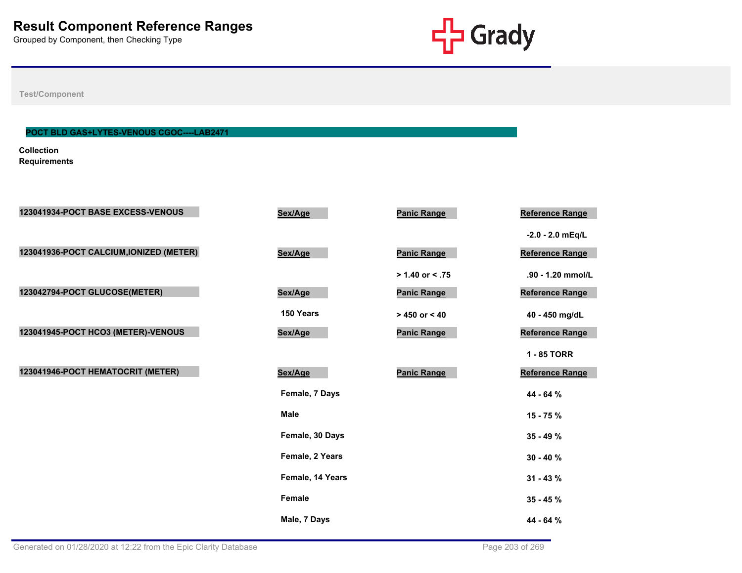# Result Component Reference Ranges

Grouped by Component, then Checking Type

Test/Component

## POCT BLD GAS+LYTES-VENOUS CGOC----LAB2471

**Collection Requirements**

| 123041934-POCT BASE EXCESS-VENOUS | Sex/Age | Panic Range | Reference Range |
|---|---|---|---|
| | | | -2.0 - 2.0 mEq/L |

| 123041936-POCT CALCIUM,IONIZED (METER) | Sex/Age | Panic Range | Reference Range |
|---|---|---|---|
| | | > 1.40 or < .75 | .90 - 1.20 mmol/L |

| 123042794-POCT GLUCOSE(METER) | Sex/Age | Panic Range | Reference Range |
|---|---|---|---|
| | 150 Years | > 450 or < 40 | 40 - 450 mg/dL |

| 123041945-POCT HCO3 (METER)-VENOUS | Sex/Age | Panic Range | Reference Range |
|---|---|---|---|
| | | | 1 - 85 TORR |

| 123041946-POCT HEMATOCRIT (METER) | Sex/Age | Panic Range | Reference Range |
|---|---|---|---|
| | Female, 7 Days | | 44 - 64 % |
| | Male | | 15 - 75 % |
| | Female, 30 Days | | 35 - 49 % |
| | Female, 2 Years | | 30 - 40 % |
| | Female, 14 Years | | 31 - 43 % |
| | Female | | 35 - 45 % |
| | Male, 7 Days | | 44 - 64 % |

Generated on 01/28/2020 at 12:22 from the Epic Clarity Database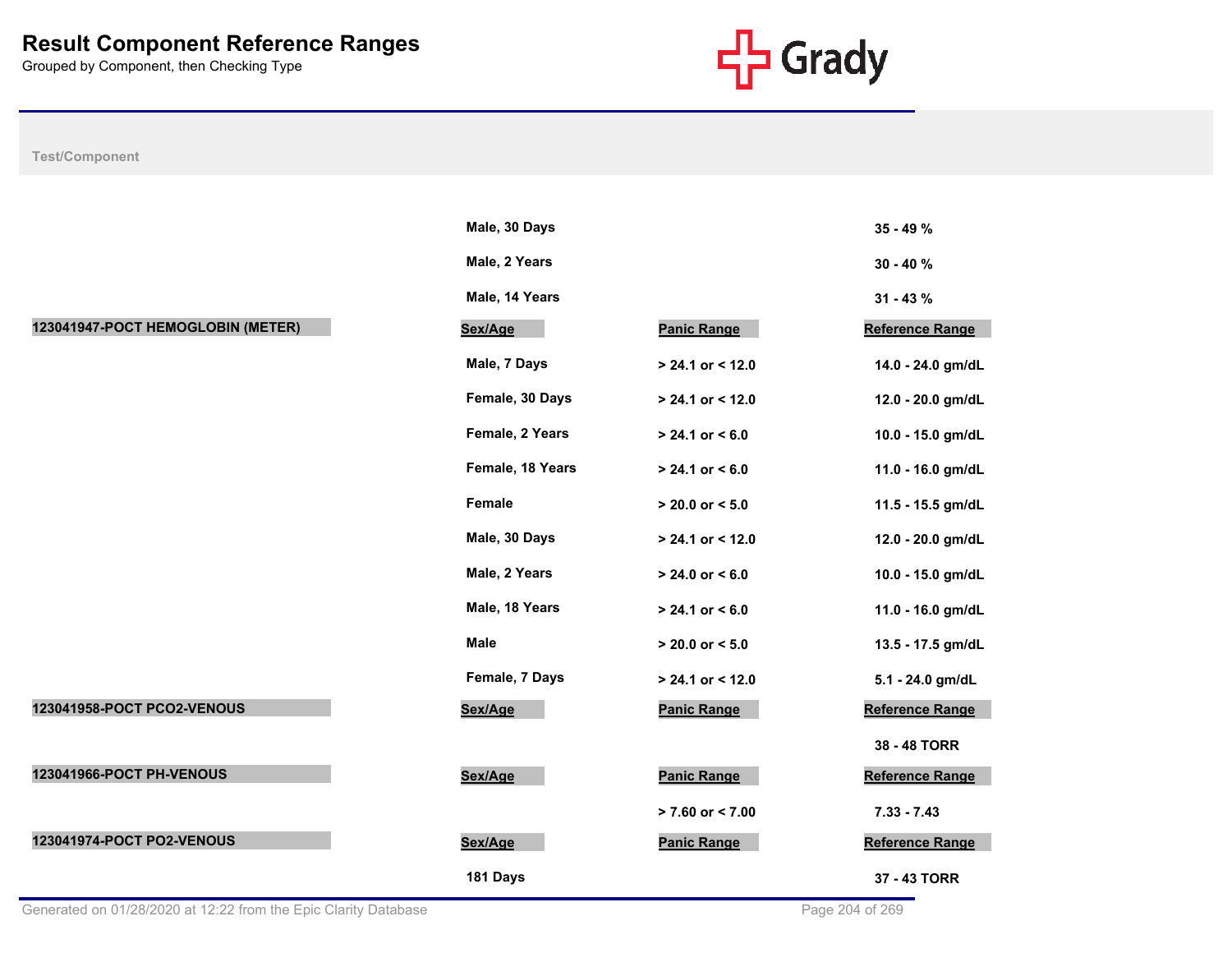# Result Component Reference Ranges

Grouped by Component, then Checking Type

| Test/Component | Sex/Age | Panic Range | Reference Range |
|---|---|---|---|
| | Male, 30 Days | | 35 - 49 % |
| | Male, 2 Years | | 30 - 40 % |
| | Male, 14 Years | | 31 - 43 % |
| **123041947-POCT HEMOGLOBIN (METER)** | **Sex/Age** | **Panic Range** | **Reference Range** |
| | Male, 7 Days | > 24.1 or < 12.0 | 14.0 - 24.0 gm/dL |
| | Female, 30 Days | > 24.1 or < 12.0 | 12.0 - 20.0 gm/dL |
| | Female, 2 Years | > 24.1 or < 6.0 | 10.0 - 15.0 gm/dL |
| | Female, 18 Years | > 24.1 or < 6.0 | 11.0 - 16.0 gm/dL |
| | Female | > 20.0 or < 5.0 | 11.5 - 15.5 gm/dL |
| | Male, 30 Days | > 24.1 or < 12.0 | 12.0 - 20.0 gm/dL |
| | Male, 2 Years | > 24.0 or < 6.0 | 10.0 - 15.0 gm/dL |
| | Male, 18 Years | > 24.1 or < 6.0 | 11.0 - 16.0 gm/dL |
| | Male | > 20.0 or < 5.0 | 13.5 - 17.5 gm/dL |
| | Female, 7 Days | > 24.1 or < 12.0 | 5.1 - 24.0 gm/dL |
| **123041958-POCT PCO2-VENOUS** | **Sex/Age** | **Panic Range** | **Reference Range** |
| | | | 38 - 48 TORR |
| **123041966-POCT PH-VENOUS** | **Sex/Age** | **Panic Range** | **Reference Range** |
| | | > 7.60 or < 7.00 | 7.33 - 7.43 |
| **123041974-POCT PO2-VENOUS** | **Sex/Age** | **Panic Range** | **Reference Range** |
| | 181 Days | | 37 - 43 TORR |

Generated on 01/28/2020 at 12:22 from the Epic Clarity Database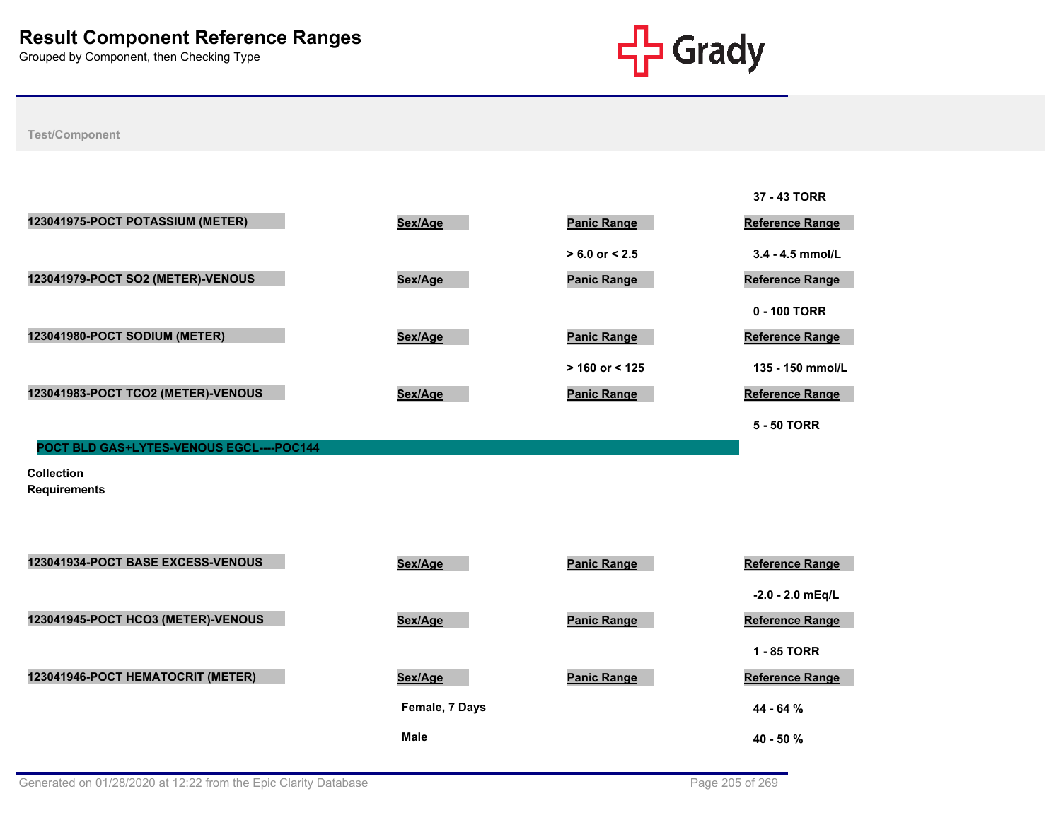# Result Component Reference Ranges

Grouped by Component, then Checking Type

Test/Component

| Test/Component | Sex/Age | Panic Range | Reference Range |
|---|---|---|---|
| | | | 37 - 43 TORR |
| 123041975-POCT POTASSIUM (METER) | | > 6.0 or < 2.5 | 3.4 - 4.5 mmol/L |
| 123041979-POCT SO2 (METER)-VENOUS | | | 0 - 100 TORR |
| 123041980-POCT SODIUM (METER) | | > 160 or < 125 | 135 - 150 mmol/L |
| 123041983-POCT TCO2 (METER)-VENOUS | | | 5 - 50 TORR |

## POCT BLD GAS+LYTES-VENOUS EGCL----POC144

**Collection Requirements**

| Test/Component | Sex/Age | Panic Range | Reference Range |
|---|---|---|---|
| 123041934-POCT BASE EXCESS-VENOUS | | | -2.0 - 2.0 mEq/L |
| 123041945-POCT HCO3 (METER)-VENOUS | | | 1 - 85 TORR |
| 123041946-POCT HEMATOCRIT (METER) | Female, 7 Days | | 44 - 64 % |
| | Male | | 40 - 50 % |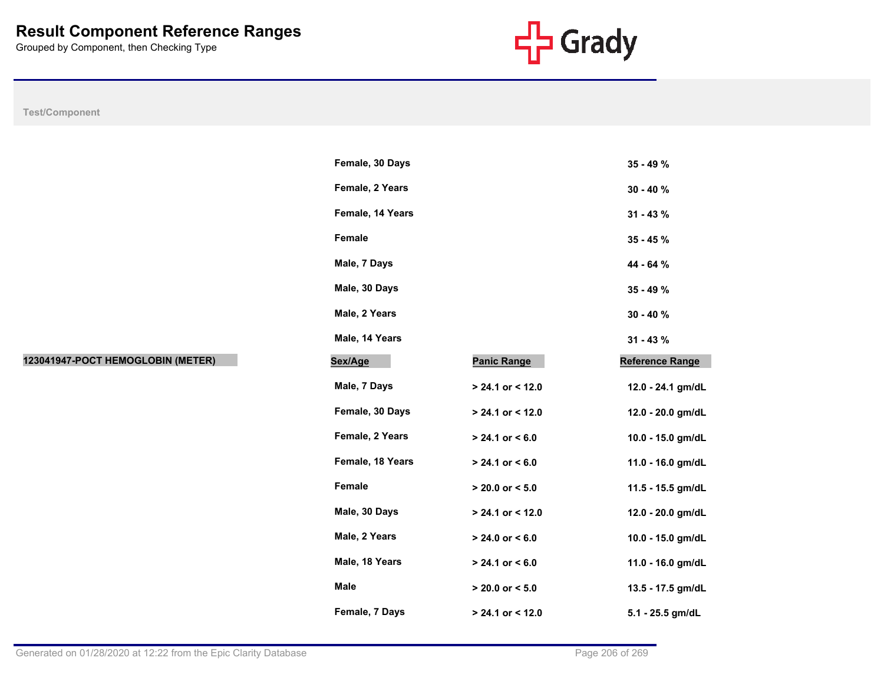# Result Component Reference Ranges

Grouped by Component, then Checking Type

| Test/Component | Sex/Age | Panic Range | Reference Range |
|---|---|---|---|
| | Female, 30 Days | | 35 - 49 % |
| | Female, 2 Years | | 30 - 40 % |
| | Female, 14 Years | | 31 - 43 % |
| | Female | | 35 - 45 % |
| | Male, 7 Days | | 44 - 64 % |
| | Male, 30 Days | | 35 - 49 % |
| | Male, 2 Years | | 30 - 40 % |
| | Male, 14 Years | | 31 - 43 % |
| **123041947-POCT HEMOGLOBIN (METER)** | **Sex/Age** | **Panic Range** | **Reference Range** |
| | Male, 7 Days | > 24.1 or < 12.0 | 12.0 - 24.1 gm/dL |
| | Female, 30 Days | > 24.1 or < 12.0 | 12.0 - 20.0 gm/dL |
| | Female, 2 Years | > 24.1 or < 6.0 | 10.0 - 15.0 gm/dL |
| | Female, 18 Years | > 24.1 or < 6.0 | 11.0 - 16.0 gm/dL |
| | Female | > 20.0 or < 5.0 | 11.5 - 15.5 gm/dL |
| | Male, 30 Days | > 24.1 or < 12.0 | 12.0 - 20.0 gm/dL |
| | Male, 2 Years | > 24.0 or < 6.0 | 10.0 - 15.0 gm/dL |
| | Male, 18 Years | > 24.1 or < 6.0 | 11.0 - 16.0 gm/dL |
| | Male | > 20.0 or < 5.0 | 13.5 - 17.5 gm/dL |
| | Female, 7 Days | > 24.1 or < 12.0 | 5.1 - 25.5 gm/dL |

Generated on 01/28/2020 at 12:22 from the Epic Clarity Database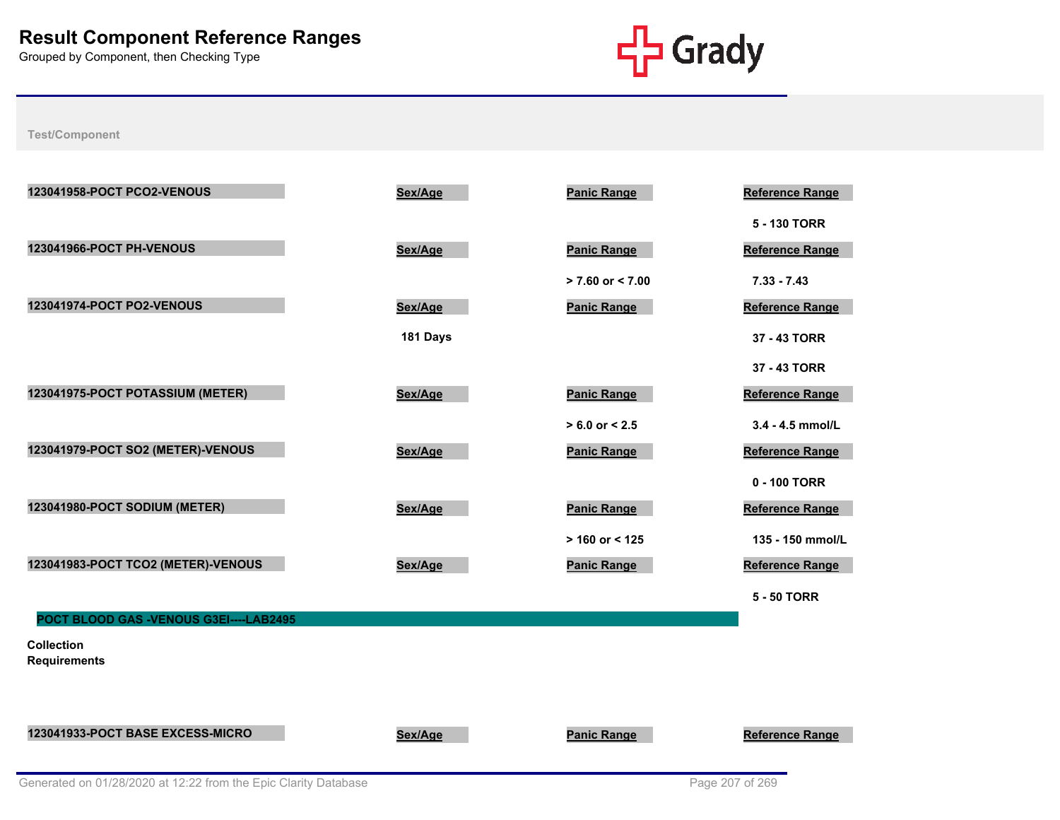# Result Component Reference Ranges

Grouped by Component, then Checking Type

**Test/Component**

| 123041958-POCT PCO2-VENOUS | Sex/Age | Panic Range | Reference Range |
|---|---|---|---|
| | | | 5 - 130 TORR |

| 123041966-POCT PH-VENOUS | Sex/Age | Panic Range | Reference Range |
|---|---|---|---|
| | | > 7.60 or < 7.00 | 7.33 - 7.43 |

| 123041974-POCT PO2-VENOUS | Sex/Age | Panic Range | Reference Range |
|---|---|---|---|
| | 181 Days | | 37 - 43 TORR |
| | | | 37 - 43 TORR |

| 123041975-POCT POTASSIUM (METER) | Sex/Age | Panic Range | Reference Range |
|---|---|---|---|
| | | > 6.0 or < 2.5 | 3.4 - 4.5 mmol/L |

| 123041979-POCT SO2 (METER)-VENOUS | Sex/Age | Panic Range | Reference Range |
|---|---|---|---|
| | | | 0 - 100 TORR |

| 123041980-POCT SODIUM (METER) | Sex/Age | Panic Range | Reference Range |
|---|---|---|---|
| | | > 160 or < 125 | 135 - 150 mmol/L |

| 123041983-POCT TCO2 (METER)-VENOUS | Sex/Age | Panic Range | Reference Range |
|---|---|---|---|
| | | | 5 - 50 TORR |

## POCT BLOOD GAS -VENOUS G3EI----LAB2495

**Collection Requirements**

| 123041933-POCT BASE EXCESS-MICRO | Sex/Age | Panic Range | Reference Range |
|---|---|---|---|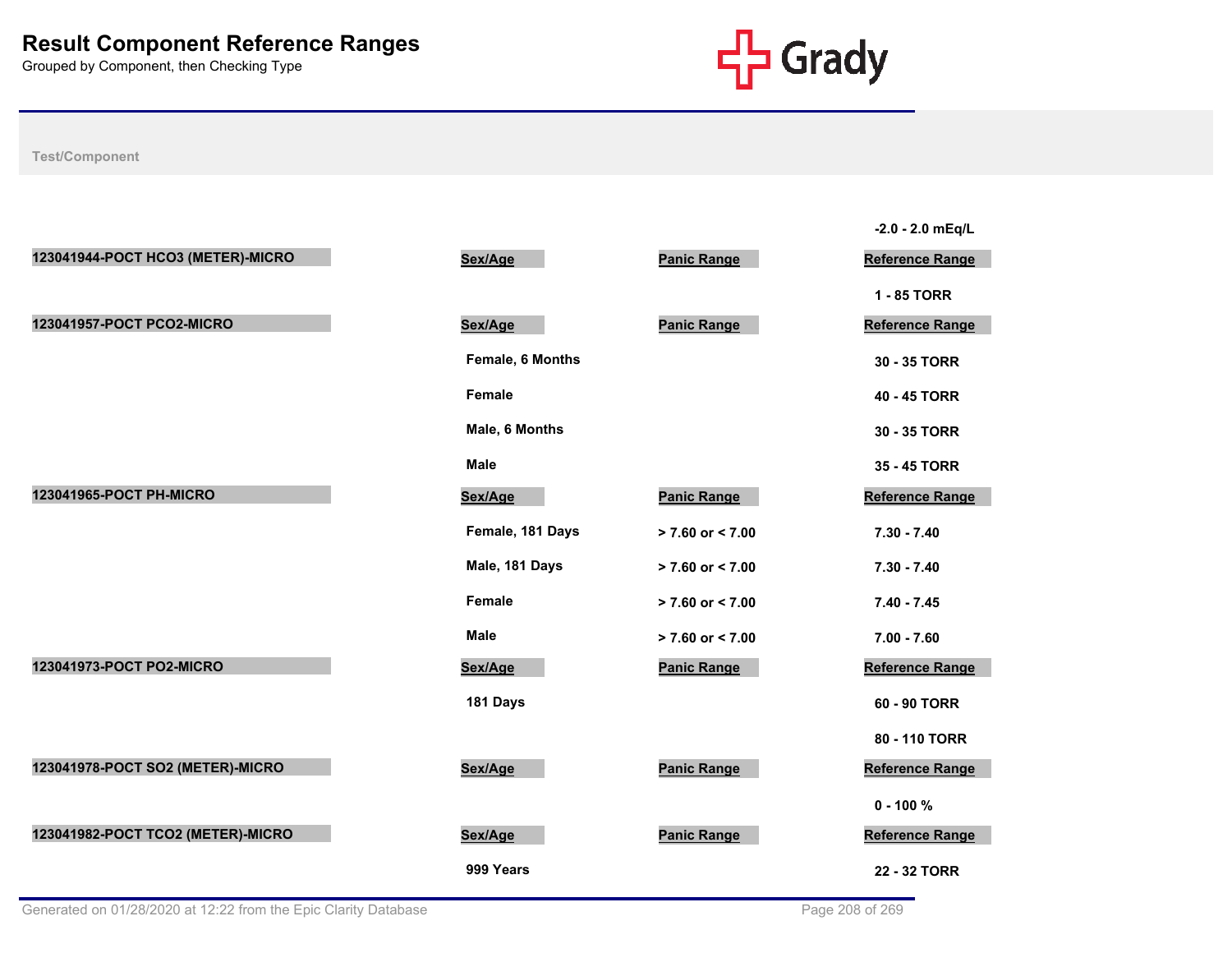# Result Component Reference Ranges

Grouped by Component, then Checking Type

Test/Component

| | | | |
|---|---|---|---|
| | | | -2.0 - 2.0 mEq/L |
| **123041944-POCT HCO3 (METER)-MICRO** | **Sex/Age** | **Panic Range** | **Reference Range** |
| | | | 1 - 85 TORR |
| **123041957-POCT PCO2-MICRO** | **Sex/Age** | **Panic Range** | **Reference Range** |
| | Female, 6 Months | | 30 - 35 TORR |
| | Female | | 40 - 45 TORR |
| | Male, 6 Months | | 30 - 35 TORR |
| | Male | | 35 - 45 TORR |
| **123041965-POCT PH-MICRO** | **Sex/Age** | **Panic Range** | **Reference Range** |
| | Female, 181 Days | > 7.60 or < 7.00 | 7.30 - 7.40 |
| | Male, 181 Days | > 7.60 or < 7.00 | 7.30 - 7.40 |
| | Female | > 7.60 or < 7.00 | 7.40 - 7.45 |
| | Male | > 7.60 or < 7.00 | 7.00 - 7.60 |
| **123041973-POCT PO2-MICRO** | **Sex/Age** | **Panic Range** | **Reference Range** |
| | 181 Days | | 60 - 90 TORR |
| | | | 80 - 110 TORR |
| **123041978-POCT SO2 (METER)-MICRO** | **Sex/Age** | **Panic Range** | **Reference Range** |
| | | | 0 - 100 % |
| **123041982-POCT TCO2 (METER)-MICRO** | **Sex/Age** | **Panic Range** | **Reference Range** |
| | 999 Years | | 22 - 32 TORR |

Generated on 01/28/2020 at 12:22 from the Epic Clarity Database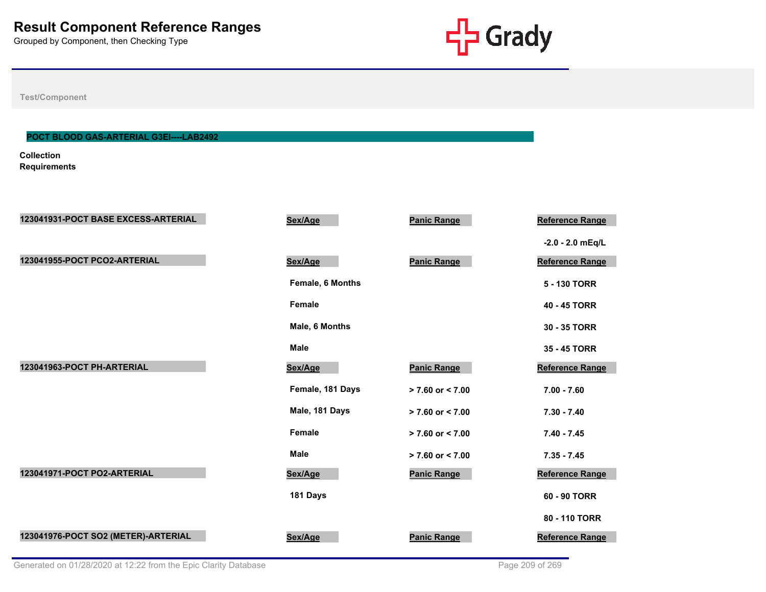# Result Component Reference Ranges

Grouped by Component, then Checking Type

Test/Component

## POCT BLOOD GAS-ARTERIAL G3EI----LAB2492

**Collection Requirements**

| 123041931-POCT BASE EXCESS-ARTERIAL | Sex/Age | Panic Range | Reference Range |
|---|---|---|---|
| | | | -2.0 - 2.0 mEq/L |

| 123041955-POCT PCO2-ARTERIAL | Sex/Age | Panic Range | Reference Range |
|---|---|---|---|
| | Female, 6 Months | | 5 - 130 TORR |
| | Female | | 40 - 45 TORR |
| | Male, 6 Months | | 30 - 35 TORR |
| | Male | | 35 - 45 TORR |

| 123041963-POCT PH-ARTERIAL | Sex/Age | Panic Range | Reference Range |
|---|---|---|---|
| | Female, 181 Days | > 7.60 or < 7.00 | 7.00 - 7.60 |
| | Male, 181 Days | > 7.60 or < 7.00 | 7.30 - 7.40 |
| | Female | > 7.60 or < 7.00 | 7.40 - 7.45 |
| | Male | > 7.60 or < 7.00 | 7.35 - 7.45 |

| 123041971-POCT PO2-ARTERIAL | Sex/Age | Panic Range | Reference Range |
|---|---|---|---|
| | 181 Days | | 60 - 90 TORR |
| | | | 80 - 110 TORR |

| 123041976-POCT SO2 (METER)-ARTERIAL | Sex/Age | Panic Range | Reference Range |
|---|---|---|---|

Generated on 01/28/2020 at 12:22 from the Epic Clarity Database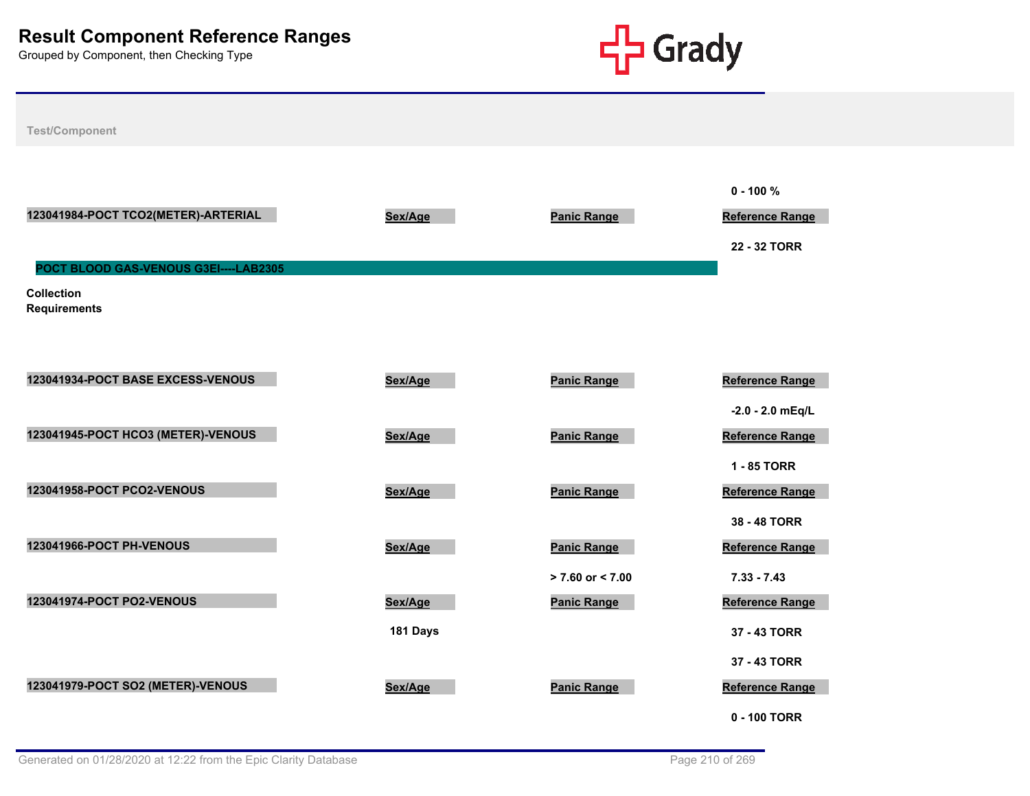# Result Component Reference Ranges

Grouped by Component, then Checking Type

Test/Component

0 - 100 %

| 123041984-POCT TCO2(METER)-ARTERIAL | Sex/Age | Panic Range | Reference Range |
|---|---|---|---|
| | | | 22 - 32 TORR |

**POCT BLOOD GAS-VENOUS G3EI----LAB2305**

**Collection Requirements**

| 123041934-POCT BASE EXCESS-VENOUS | Sex/Age | Panic Range | Reference Range |
|---|---|---|---|
| | | | -2.0 - 2.0 mEq/L |

| 123041945-POCT HCO3 (METER)-VENOUS | Sex/Age | Panic Range | Reference Range |
|---|---|---|---|
| | | | 1 - 85 TORR |

| 123041958-POCT PCO2-VENOUS | Sex/Age | Panic Range | Reference Range |
|---|---|---|---|
| | | | 38 - 48 TORR |

| 123041966-POCT PH-VENOUS | Sex/Age | Panic Range | Reference Range |
|---|---|---|---|
| | | > 7.60 or < 7.00 | 7.33 - 7.43 |

| 123041974-POCT PO2-VENOUS | Sex/Age | Panic Range | Reference Range |
|---|---|---|---|
| | 181 Days | | 37 - 43 TORR |
| | | | 37 - 43 TORR |

| 123041979-POCT SO2 (METER)-VENOUS | Sex/Age | Panic Range | Reference Range |
|---|---|---|---|
| | | | 0 - 100 TORR |

Generated on 01/28/2020 at 12:22 from the Epic Clarity Database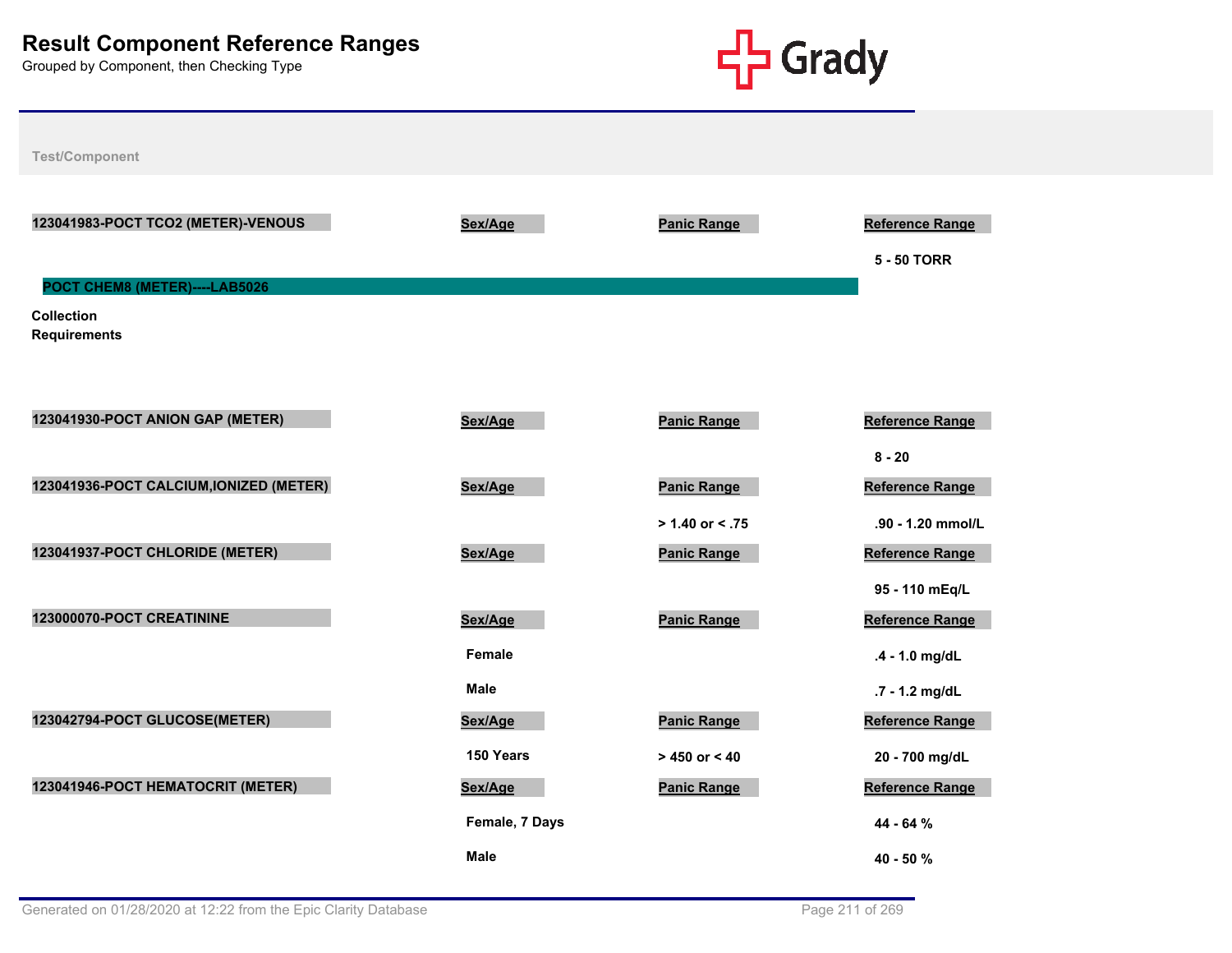# Result Component Reference Ranges

Grouped by Component, then Checking Type

| Test/Component | Sex/Age | Panic Range | Reference Range |
|---|---|---|---|
| 123041983-POCT TCO2 (METER)-VENOUS | | | |
| | | | 5 - 50 TORR |

**POCT CHEM8 (METER)----LAB5026**

**Collection Requirements**

| Test/Component | Sex/Age | Panic Range | Reference Range |
|---|---|---|---|
| 123041930-POCT ANION GAP (METER) | | | |
| | | | 8 - 20 |
| 123041936-POCT CALCIUM,IONIZED (METER) | | | |
| | | > 1.40 or < .75 | .90 - 1.20 mmol/L |
| 123041937-POCT CHLORIDE (METER) | | | |
| | | | 95 - 110 mEq/L |
| 123000070-POCT CREATININE | | | |
| | Female | | .4 - 1.0 mg/dL |
| | Male | | .7 - 1.2 mg/dL |
| 123042794-POCT GLUCOSE(METER) | | | |
| | 150 Years | > 450 or < 40 | 20 - 700 mg/dL |
| 123041946-POCT HEMATOCRIT (METER) | | | |
| | Female, 7 Days | | 44 - 64 % |
| | Male | | 40 - 50 % |

Generated on 01/28/2020 at 12:22 from the Epic Clarity Database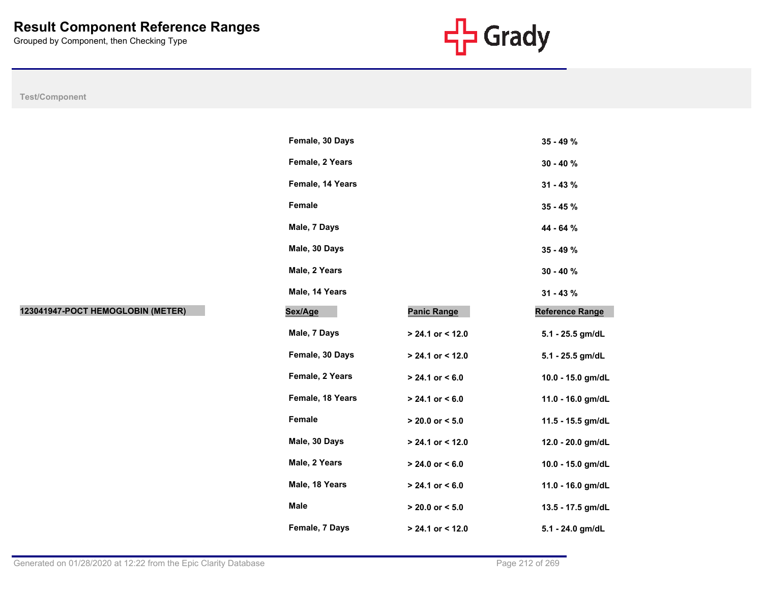# Result Component Reference Ranges

Grouped by Component, then Checking Type

| Test/Component | Sex/Age | Panic Range | Reference Range |
|---|---|---|---|
| | Female, 30 Days | | 35 - 49 % |
| | Female, 2 Years | | 30 - 40 % |
| | Female, 14 Years | | 31 - 43 % |
| | Female | | 35 - 45 % |
| | Male, 7 Days | | 44 - 64 % |
| | Male, 30 Days | | 35 - 49 % |
| | Male, 2 Years | | 30 - 40 % |
| | Male, 14 Years | | 31 - 43 % |
| **123041947-POCT HEMOGLOBIN (METER)** | **Sex/Age** | **Panic Range** | **Reference Range** |
| | Male, 7 Days | > 24.1 or < 12.0 | 5.1 - 25.5 gm/dL |
| | Female, 30 Days | > 24.1 or < 12.0 | 5.1 - 25.5 gm/dL |
| | Female, 2 Years | > 24.1 or < 6.0 | 10.0 - 15.0 gm/dL |
| | Female, 18 Years | > 24.1 or < 6.0 | 11.0 - 16.0 gm/dL |
| | Female | > 20.0 or < 5.0 | 11.5 - 15.5 gm/dL |
| | Male, 30 Days | > 24.1 or < 12.0 | 12.0 - 20.0 gm/dL |
| | Male, 2 Years | > 24.0 or < 6.0 | 10.0 - 15.0 gm/dL |
| | Male, 18 Years | > 24.1 or < 6.0 | 11.0 - 16.0 gm/dL |
| | Male | > 20.0 or < 5.0 | 13.5 - 17.5 gm/dL |
| | Female, 7 Days | > 24.1 or < 12.0 | 5.1 - 24.0 gm/dL |

Generated on 01/28/2020 at 12:22 from the Epic Clarity Database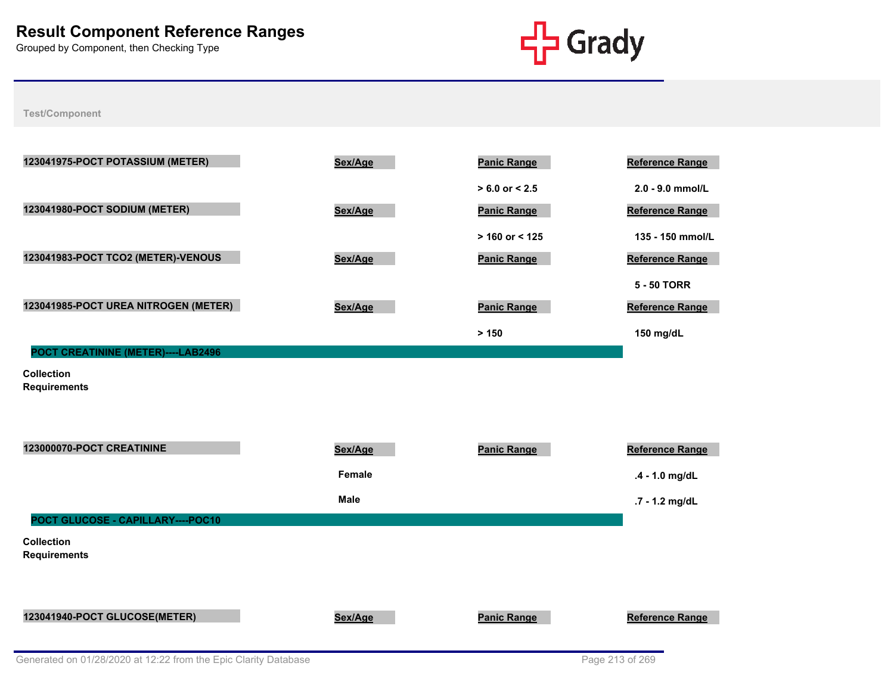# Result Component Reference Ranges

Grouped by Component, then Checking Type

Test/Component

| 123041975-POCT POTASSIUM (METER) | Sex/Age | Panic Range | Reference Range |
|---|---|---|---|
| | | > 6.0 or < 2.5 | 2.0 - 9.0 mmol/L |

| 123041980-POCT SODIUM (METER) | Sex/Age | Panic Range | Reference Range |
|---|---|---|---|
| | | > 160 or < 125 | 135 - 150 mmol/L |

| 123041983-POCT TCO2 (METER)-VENOUS | Sex/Age | Panic Range | Reference Range |
|---|---|---|---|
| | | | 5 - 50 TORR |

| 123041985-POCT UREA NITROGEN (METER) | Sex/Age | Panic Range | Reference Range |
|---|---|---|---|
| | | > 150 | 150 mg/dL |

## POCT CREATININE (METER)----LAB2496

**Collection Requirements**

| 123000070-POCT CREATININE | Sex/Age | Panic Range | Reference Range |
|---|---|---|---|
| | Female | | .4 - 1.0 mg/dL |
| | Male | | .7 - 1.2 mg/dL |

## POCT GLUCOSE - CAPILLARY----POC10

**Collection Requirements**

| 123041940-POCT GLUCOSE(METER) | Sex/Age | Panic Range | Reference Range |
|---|---|---|---|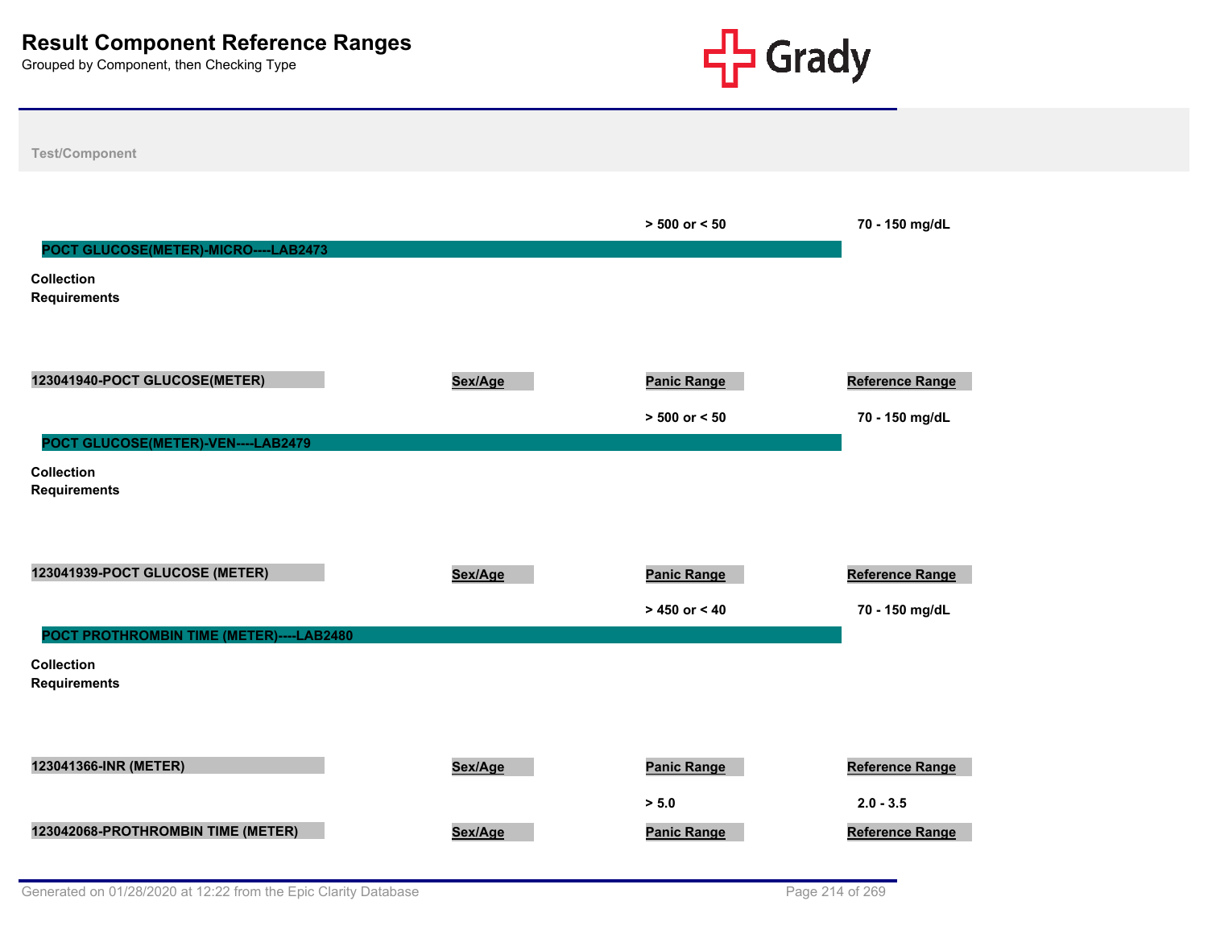# Result Component Reference Ranges

Grouped by Component, then Checking Type

Test/Component

| | Sex/Age | Panic Range | Reference Range |
|---|---|---|---|
| | | > 500 or < 50 | 70 - 150 mg/dL |

## POCT GLUCOSE(METER)-MICRO----LAB2473

**Collection Requirements**

| 123041940-POCT GLUCOSE(METER) | Sex/Age | Panic Range | Reference Range |
|---|---|---|---|
| | | > 500 or < 50 | 70 - 150 mg/dL |

## POCT GLUCOSE(METER)-VEN----LAB2479

**Collection Requirements**

| 123041939-POCT GLUCOSE (METER) | Sex/Age | Panic Range | Reference Range |
|---|---|---|---|
| | | > 450 or < 40 | 70 - 150 mg/dL |

## POCT PROTHROMBIN TIME (METER)----LAB2480

**Collection Requirements**

| 123041366-INR (METER) | Sex/Age | Panic Range | Reference Range |
|---|---|---|---|
| | | > 5.0 | 2.0 - 3.5 |

| 123042068-PROTHROMBIN TIME (METER) | Sex/Age | Panic Range | Reference Range |
|---|---|---|---|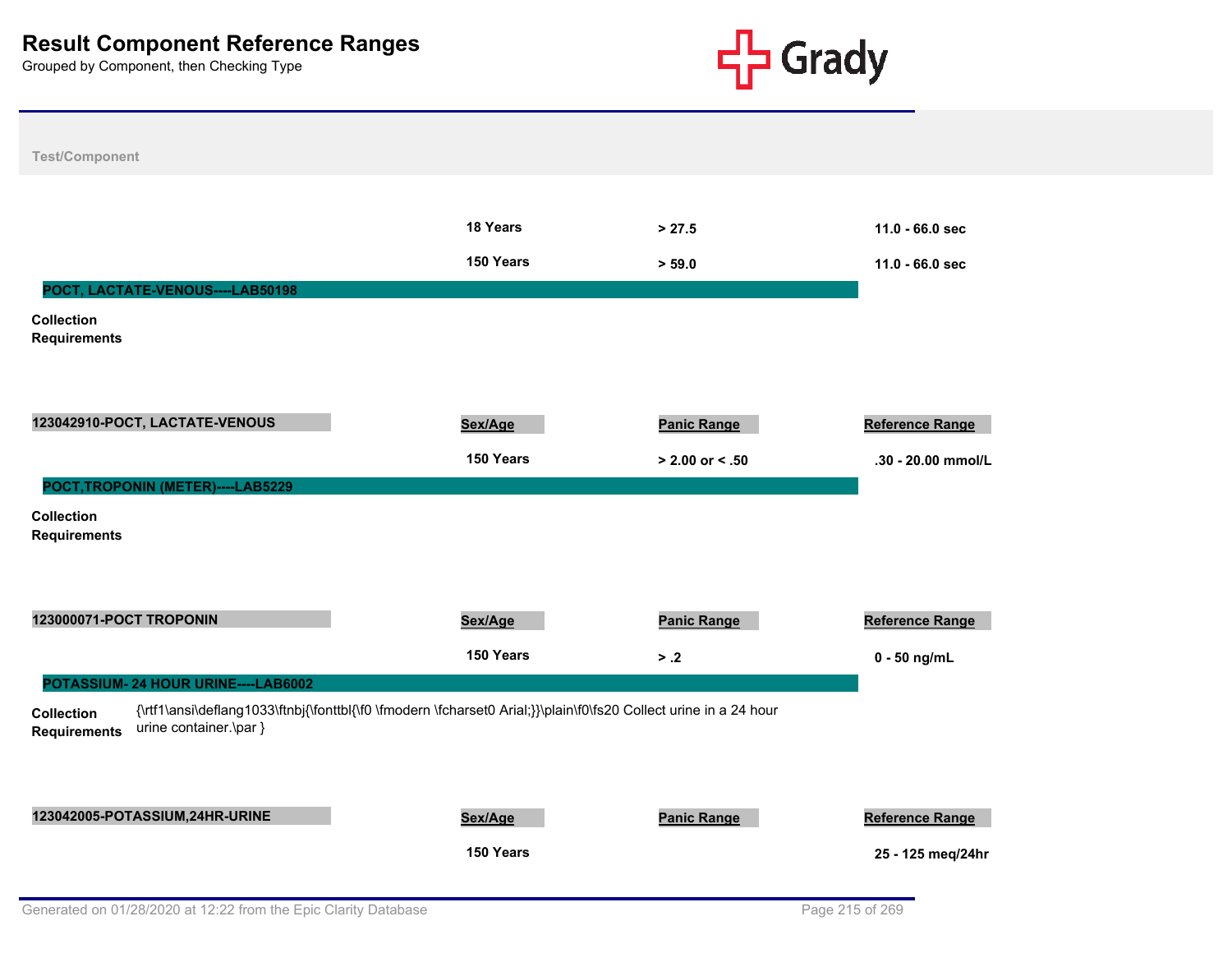# Result Component Reference Ranges

Grouped by Component, then Checking Type

Test/Component

| | Sex/Age | Panic Range | Reference Range |
|---|---|---|---|
| | 18 Years | > 27.5 | 11.0 - 66.0 sec |
| | 150 Years | > 59.0 | 11.0 - 66.0 sec |

## POCT, LACTATE-VENOUS----LAB50198

**Collection Requirements**

| 123042910-POCT, LACTATE-VENOUS | Sex/Age | Panic Range | Reference Range |
|---|---|---|---|
| | 150 Years | > 2.00 or < .50 | .30 - 20.00 mmol/L |

## POCT,TROPONIN (METER)----LAB5229

**Collection Requirements**

| 123000071-POCT TROPONIN | Sex/Age | Panic Range | Reference Range |
|---|---|---|---|
| | 150 Years | > .2 | 0 - 50 ng/mL |

## POTASSIUM- 24 HOUR URINE----LAB6002

**Collection Requirements** {\rtf1\ansi\deflang1033\ftnbj{\fonttbl{\f0 \fmodern \fcharset0 Arial;}}\plain\f0\fs20 Collect urine in a 24 hour urine container.\par }

| 123042005-POTASSIUM,24HR-URINE | Sex/Age | Panic Range | Reference Range |
|---|---|---|---|
| | 150 Years | | 25 - 125 meq/24hr |

Generated on 01/28/2020 at 12:22 from the Epic Clarity Database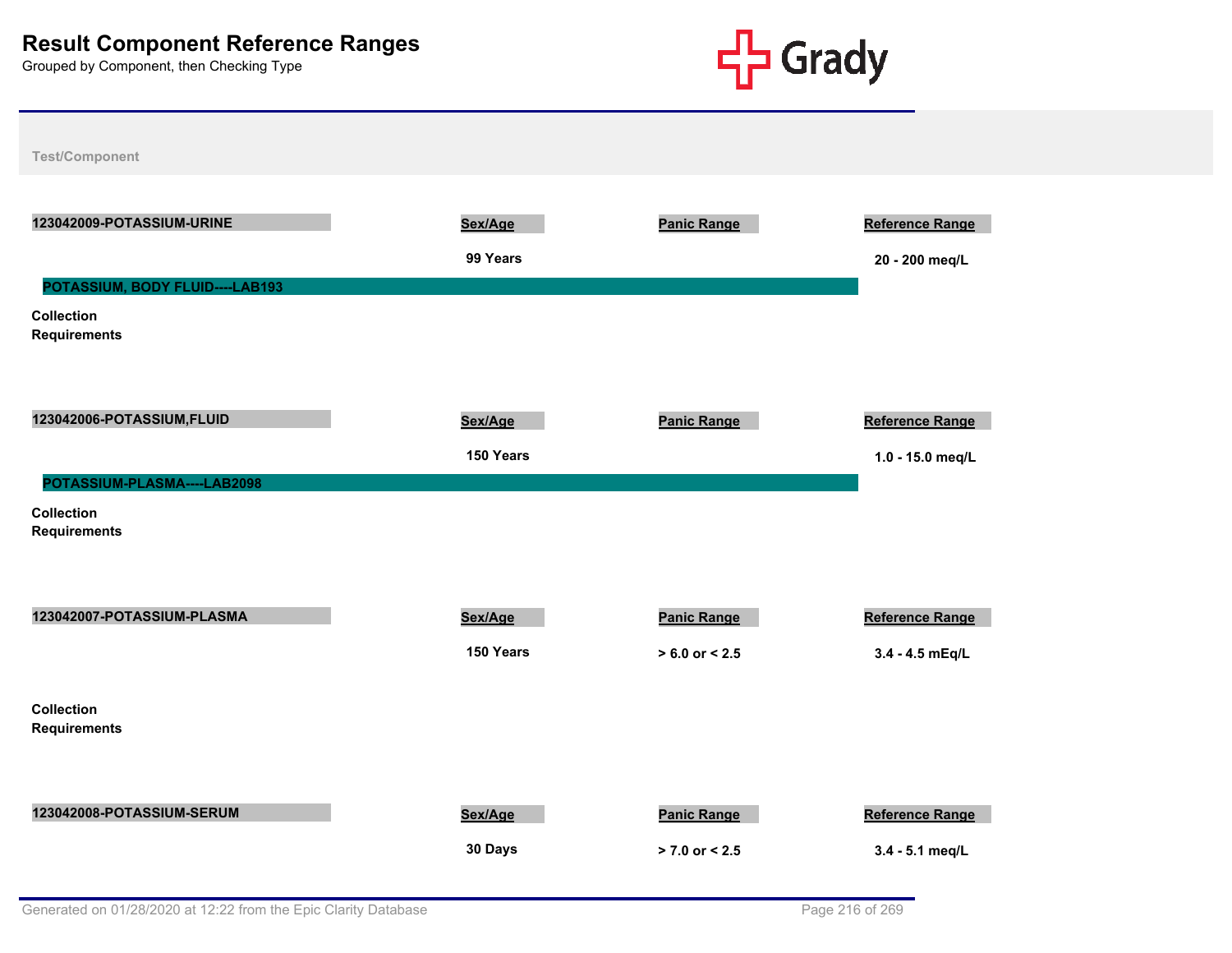# Result Component Reference Ranges

Grouped by Component, then Checking Type

Test/Component

**123042009-POTASSIUM-URINE**

| Sex/Age | Panic Range | Reference Range |
|---|---|---|
| 99 Years | | 20 - 200 meq/L |

**POTASSIUM, BODY FLUID----LAB193**

**Collection Requirements**

**123042006-POTASSIUM,FLUID**

| Sex/Age | Panic Range | Reference Range |
|---|---|---|
| 150 Years | | 1.0 - 15.0 meq/L |

**POTASSIUM-PLASMA----LAB2098**

**Collection Requirements**

**123042007-POTASSIUM-PLASMA**

| Sex/Age | Panic Range | Reference Range |
|---|---|---|
| 150 Years | > 6.0 or < 2.5 | 3.4 - 4.5 mEq/L |

**Collection Requirements**

**123042008-POTASSIUM-SERUM**

| Sex/Age | Panic Range | Reference Range |
|---|---|---|
| 30 Days | > 7.0 or < 2.5 | 3.4 - 5.1 meq/L |

Generated on 01/28/2020 at 12:22 from the Epic Clarity Database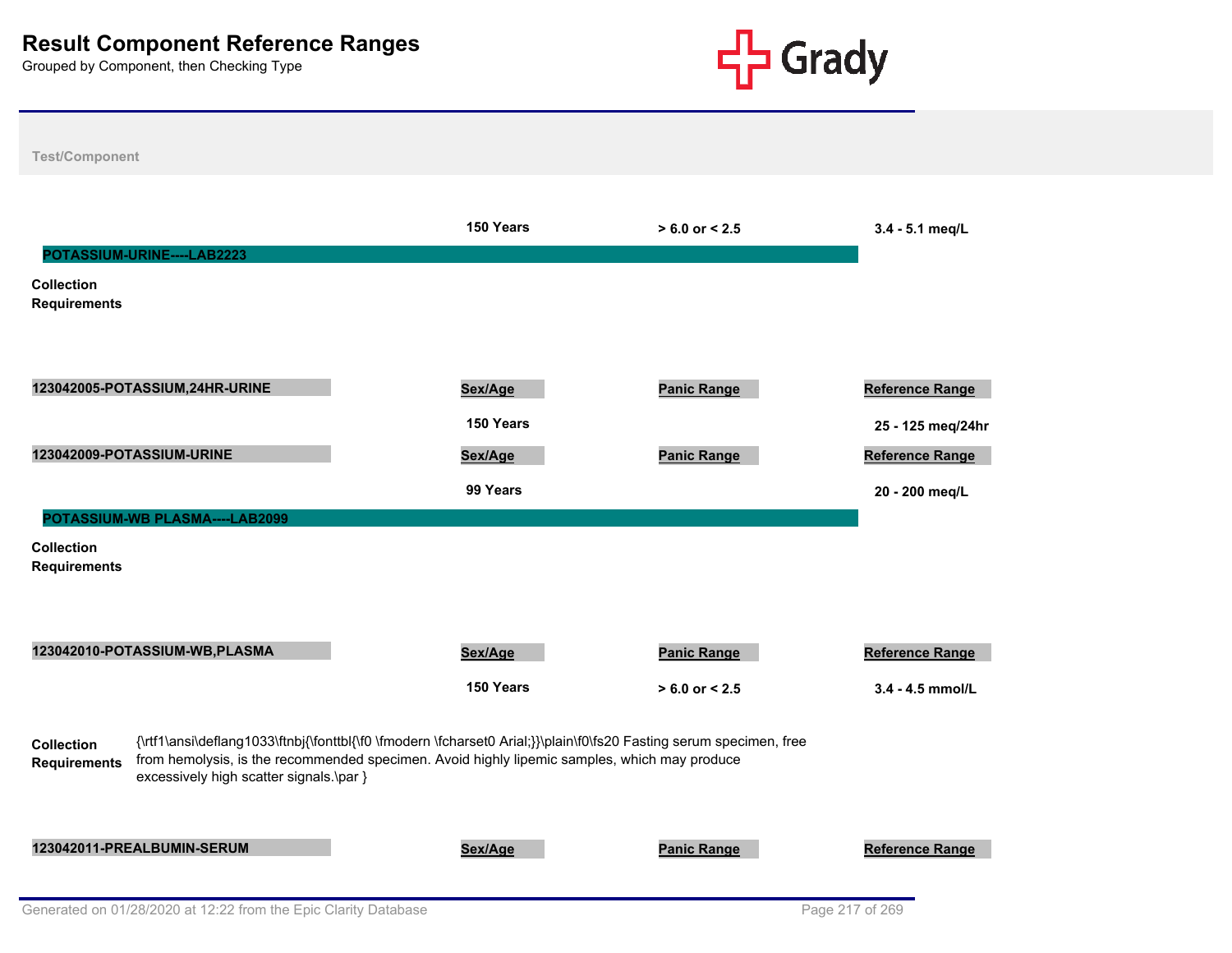# Result Component Reference Ranges

Grouped by Component, then Checking Type

Test/Component

| | Sex/Age | Panic Range | Reference Range |
|---|---|---|---|
| | 150 Years | > 6.0 or < 2.5 | 3.4 - 5.1 meq/L |

## POTASSIUM-URINE----LAB2223

**Collection Requirements**

| 123042005-POTASSIUM,24HR-URINE | Sex/Age | Panic Range | Reference Range |
|---|---|---|---|
| | 150 Years | | 25 - 125 meq/24hr |

| 123042009-POTASSIUM-URINE | Sex/Age | Panic Range | Reference Range |
|---|---|---|---|
| | 99 Years | | 20 - 200 meq/L |

## POTASSIUM-WB PLASMA----LAB2099

**Collection Requirements**

| 123042010-POTASSIUM-WB,PLASMA | Sex/Age | Panic Range | Reference Range |
|---|---|---|---|
| | 150 Years | > 6.0 or < 2.5 | 3.4 - 4.5 mmol/L |

**Collection Requirements** {\rtf1\ansi\deflang1033\ftnbj{\fonttbl{\f0 \fmodern \fcharset0 Arial;}}\plain\f0\fs20 Fasting serum specimen, free from hemolysis, is the recommended specimen. Avoid highly lipemic samples, which may produce excessively high scatter signals.\par }

| 123042011-PREALBUMIN-SERUM | Sex/Age | Panic Range | Reference Range |
|---|---|---|---|

Generated on 01/28/2020 at 12:22 from the Epic Clarity Database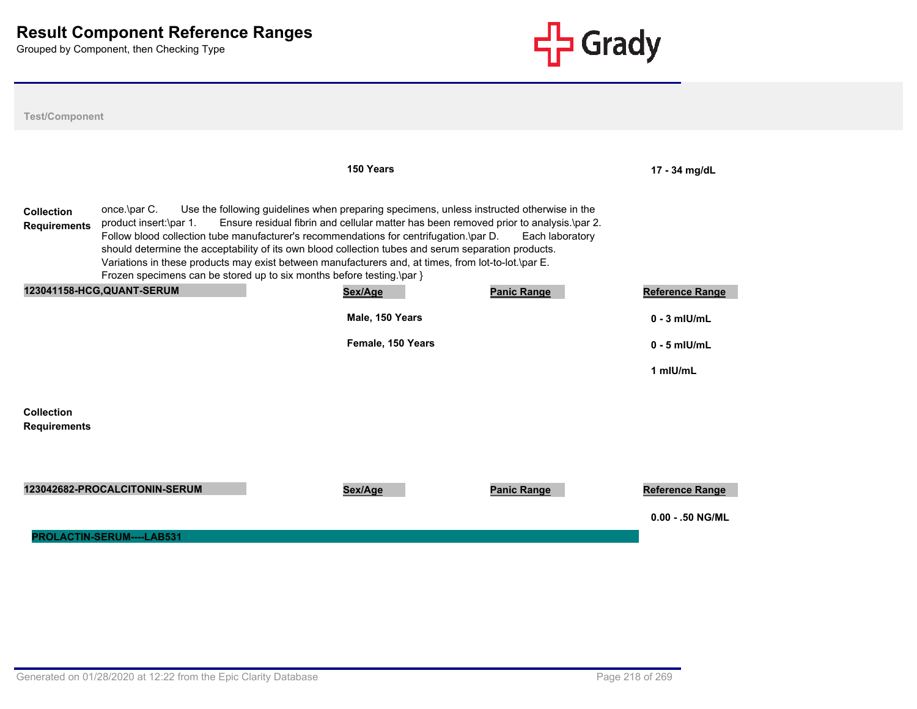# Result Component Reference Ranges

Grouped by Component, then Checking Type

**Test/Component**

| | Sex/Age | Panic Range | Reference Range |
|---|---|---|---|
| | **150 Years** | | **17 - 34 mg/dL** |

**Collection Requirements**

once.\par C. Use the following guidelines when preparing specimens, unless instructed otherwise in the product insert:\par 1. Ensure residual fibrin and cellular matter has been removed prior to analysis.\par 2. Follow blood collection tube manufacturer's recommendations for centrifugation.\par D. Each laboratory should determine the acceptability of its own blood collection tubes and serum separation products. Variations in these products may exist between manufacturers and, at times, from lot-to-lot.\par E. Frozen specimens can be stored up to six months before testing.\par }

| 123041158-HCG,QUANT-SERUM | Sex/Age | Panic Range | Reference Range |
|---|---|---|---|
| | **Male, 150 Years** | | **0 - 3 mIU/mL** |
| | **Female, 150 Years** | | **0 - 5 mIU/mL** |
| | | | **1 mIU/mL** |

**Collection Requirements**

| 123042682-PROCALCITONIN-SERUM | Sex/Age | Panic Range | Reference Range |
|---|---|---|---|
| | | | **0.00 - .50 NG/ML** |

**PROLACTIN-SERUM----LAB531**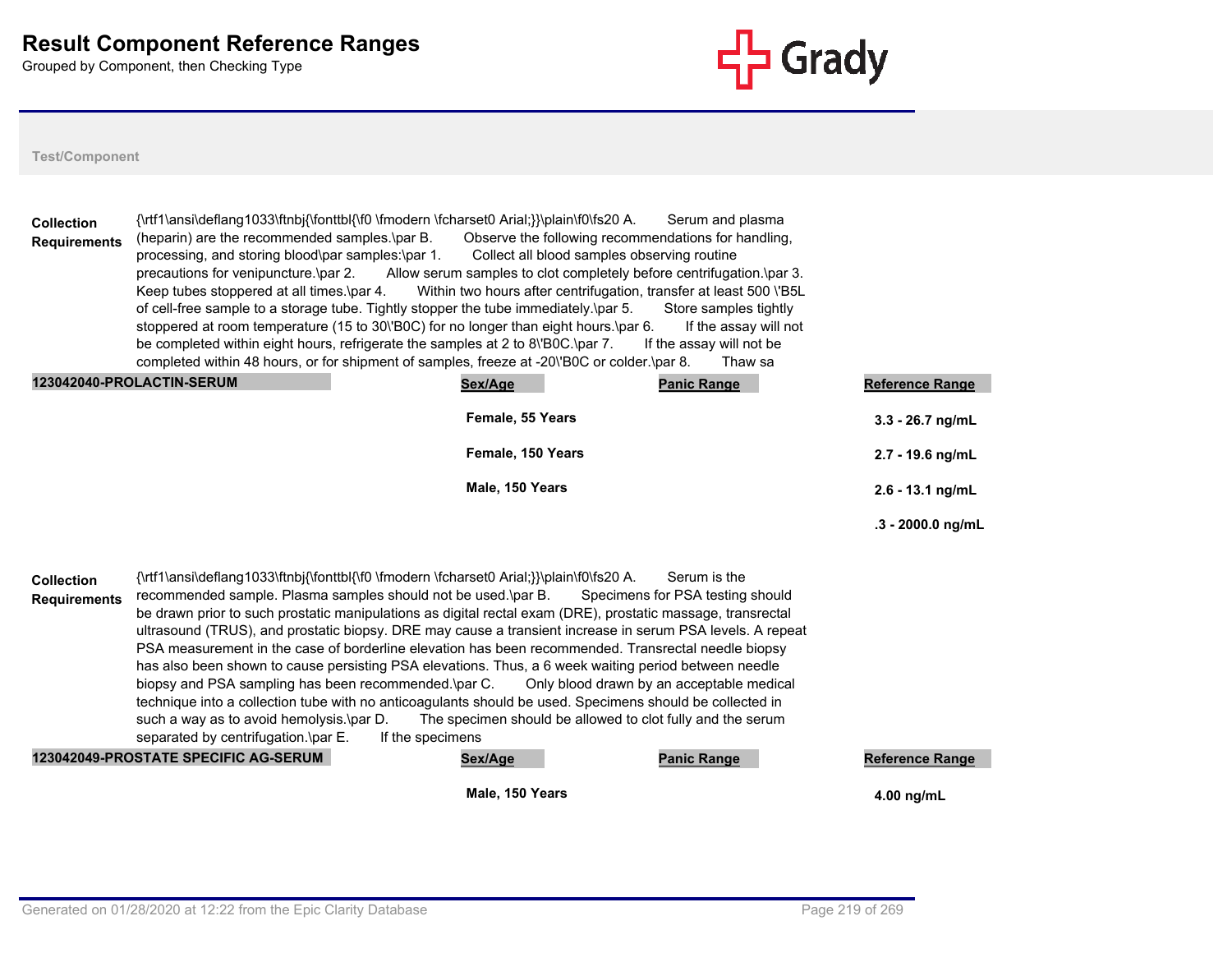# Result Component Reference Ranges

Grouped by Component, then Checking Type

Test/Component

**Collection Requirements** {\rtf1\ansi\deflang1033\ftnbj{\fonttbl{\f0 \fmodern \fcharset0 Arial;}}\plain\f0\fs20 A. Serum and plasma (heparin) are the recommended samples.\par B. Observe the following recommendations for handling, processing, and storing blood\par samples:\par 1. Collect all blood samples observing routine precautions for venipuncture.\par 2. Allow serum samples to clot completely before centrifugation.\par 3. Keep tubes stoppered at all times.\par 4. Within two hours after centrifugation, transfer at least 500 \'B5L of cell-free sample to a storage tube. Tightly stopper the tube immediately.\par 5. Store samples tightly stoppered at room temperature (15 to 30\'B0C) for no longer than eight hours.\par 6. If the assay will not be completed within eight hours, refrigerate the samples at 2 to 8\'B0C.\par 7. If the assay will not be completed within 48 hours, or for shipment of samples, freeze at -20\'B0C or colder.\par 8. Thaw sa

| 123042040-PROLACTIN-SERUM | Sex/Age | Panic Range | Reference Range |
|---|---|---|---|
| | Female, 55 Years | | 3.3 - 26.7 ng/mL |
| | Female, 150 Years | | 2.7 - 19.6 ng/mL |
| | Male, 150 Years | | 2.6 - 13.1 ng/mL |
| | | | .3 - 2000.0 ng/mL |

**Collection Requirements** {\rtf1\ansi\deflang1033\ftnbj{\fonttbl{\f0 \fmodern \fcharset0 Arial;}}\plain\f0\fs20 A. Serum is the recommended sample. Plasma samples should not be used.\par B. Specimens for PSA testing should be drawn prior to such prostatic manipulations as digital rectal exam (DRE), prostatic massage, transrectal ultrasound (TRUS), and prostatic biopsy. DRE may cause a transient increase in serum PSA levels. A repeat PSA measurement in the case of borderline elevation has been recommended. Transrectal needle biopsy has also been shown to cause persisting PSA elevations. Thus, a 6 week waiting period between needle biopsy and PSA sampling has been recommended.\par C. Only blood drawn by an acceptable medical technique into a collection tube with no anticoagulants should be used. Specimens should be collected in such a way as to avoid hemolysis.\par D. The specimen should be allowed to clot fully and the serum separated by centrifugation.\par E. If the specimens

| 123042049-PROSTATE SPECIFIC AG-SERUM | Sex/Age | Panic Range | Reference Range |
|---|---|---|---|
| | Male, 150 Years | | 4.00 ng/mL |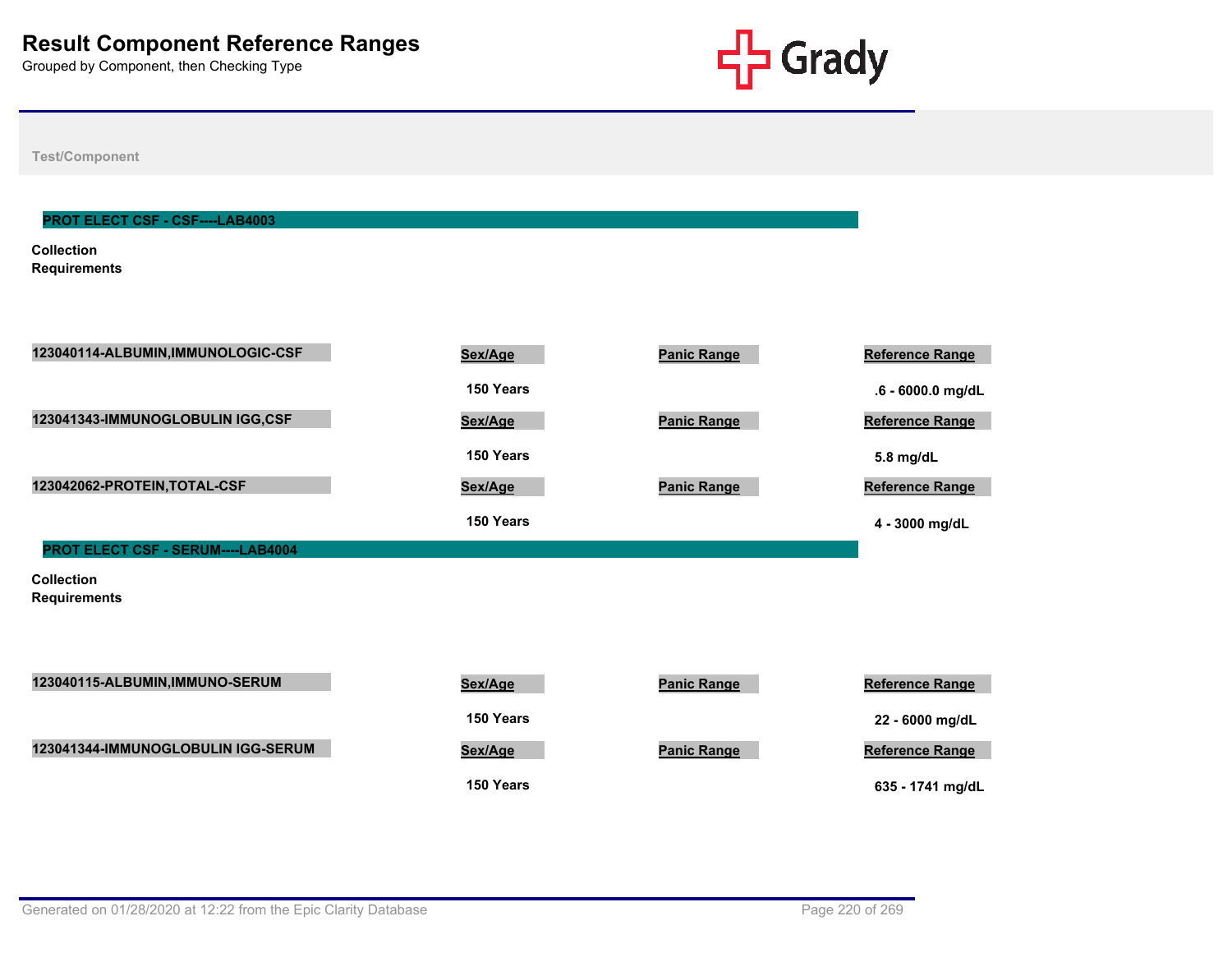# Result Component Reference Ranges

Grouped by Component, then Checking Type

Test/Component

## PROT ELECT CSF - CSF----LAB4003

**Collection Requirements**

| 123040114-ALBUMIN,IMMUNOLOGIC-CSF | Sex/Age | Panic Range | Reference Range |
|---|---|---|---|
| | 150 Years | | .6 - 6000.0 mg/dL |

| 123041343-IMMUNOGLOBULIN IGG,CSF | Sex/Age | Panic Range | Reference Range |
|---|---|---|---|
| | 150 Years | | 5.8 mg/dL |

| 123042062-PROTEIN,TOTAL-CSF | Sex/Age | Panic Range | Reference Range |
|---|---|---|---|
| | 150 Years | | 4 - 3000 mg/dL |

## PROT ELECT CSF - SERUM----LAB4004

**Collection Requirements**

| 123040115-ALBUMIN,IMMUNO-SERUM | Sex/Age | Panic Range | Reference Range |
|---|---|---|---|
| | 150 Years | | 22 - 6000 mg/dL |

| 123041344-IMMUNOGLOBULIN IGG-SERUM | Sex/Age | Panic Range | Reference Range |
|---|---|---|---|
| | 150 Years | | 635 - 1741 mg/dL |

Generated on 01/28/2020 at 12:22 from the Epic Clarity Database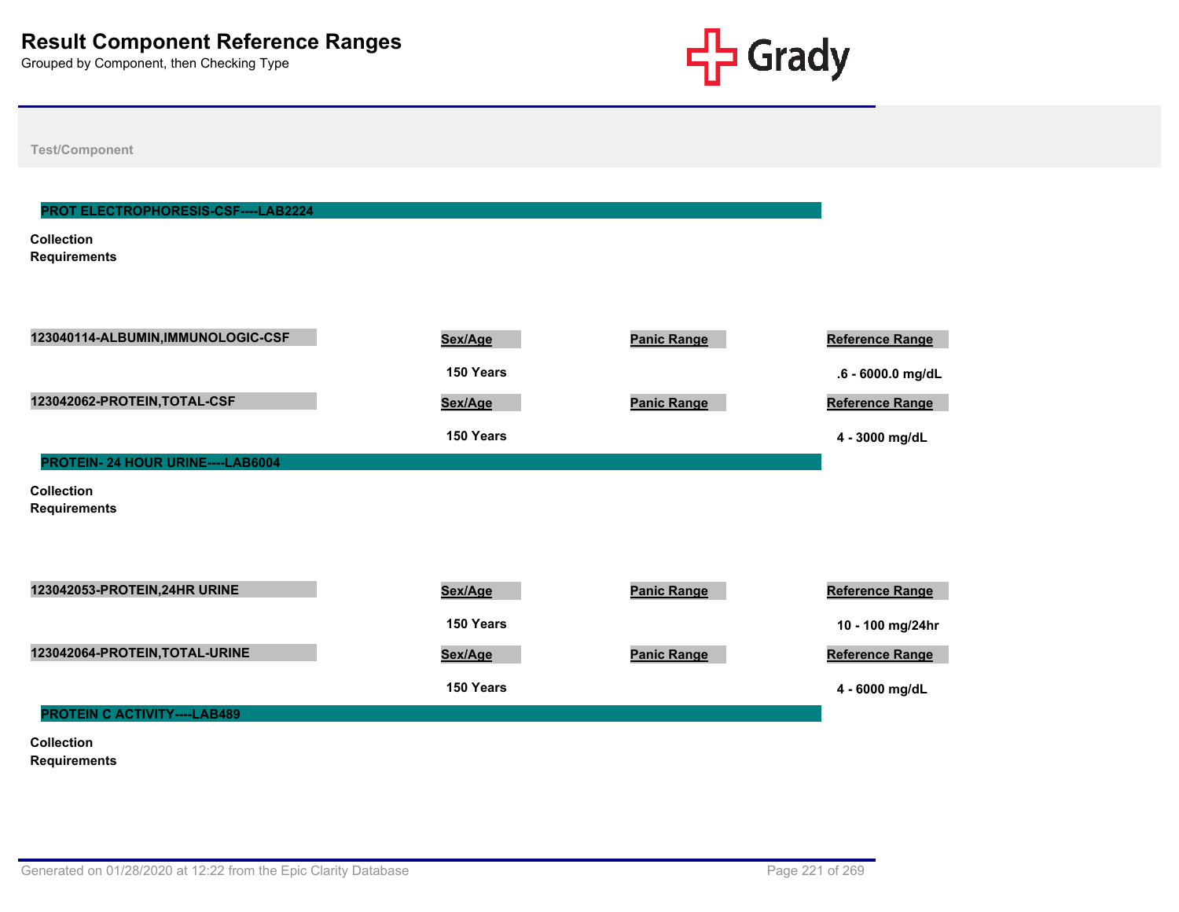# Result Component Reference Ranges

Grouped by Component, then Checking Type

Test/Component

## PROT ELECTROPHORESIS-CSF----LAB2224

**Collection Requirements**

| 123040114-ALBUMIN,IMMUNOLOGIC-CSF | Sex/Age | Panic Range | Reference Range |
|---|---|---|---|
| | 150 Years | | .6 - 6000.0 mg/dL |

| 123042062-PROTEIN,TOTAL-CSF | Sex/Age | Panic Range | Reference Range |
|---|---|---|---|
| | 150 Years | | 4 - 3000 mg/dL |

## PROTEIN- 24 HOUR URINE----LAB6004

**Collection Requirements**

| 123042053-PROTEIN,24HR URINE | Sex/Age | Panic Range | Reference Range |
|---|---|---|---|
| | 150 Years | | 10 - 100 mg/24hr |

| 123042064-PROTEIN,TOTAL-URINE | Sex/Age | Panic Range | Reference Range |
|---|---|---|---|
| | 150 Years | | 4 - 6000 mg/dL |

## PROTEIN C ACTIVITY----LAB489

**Collection Requirements**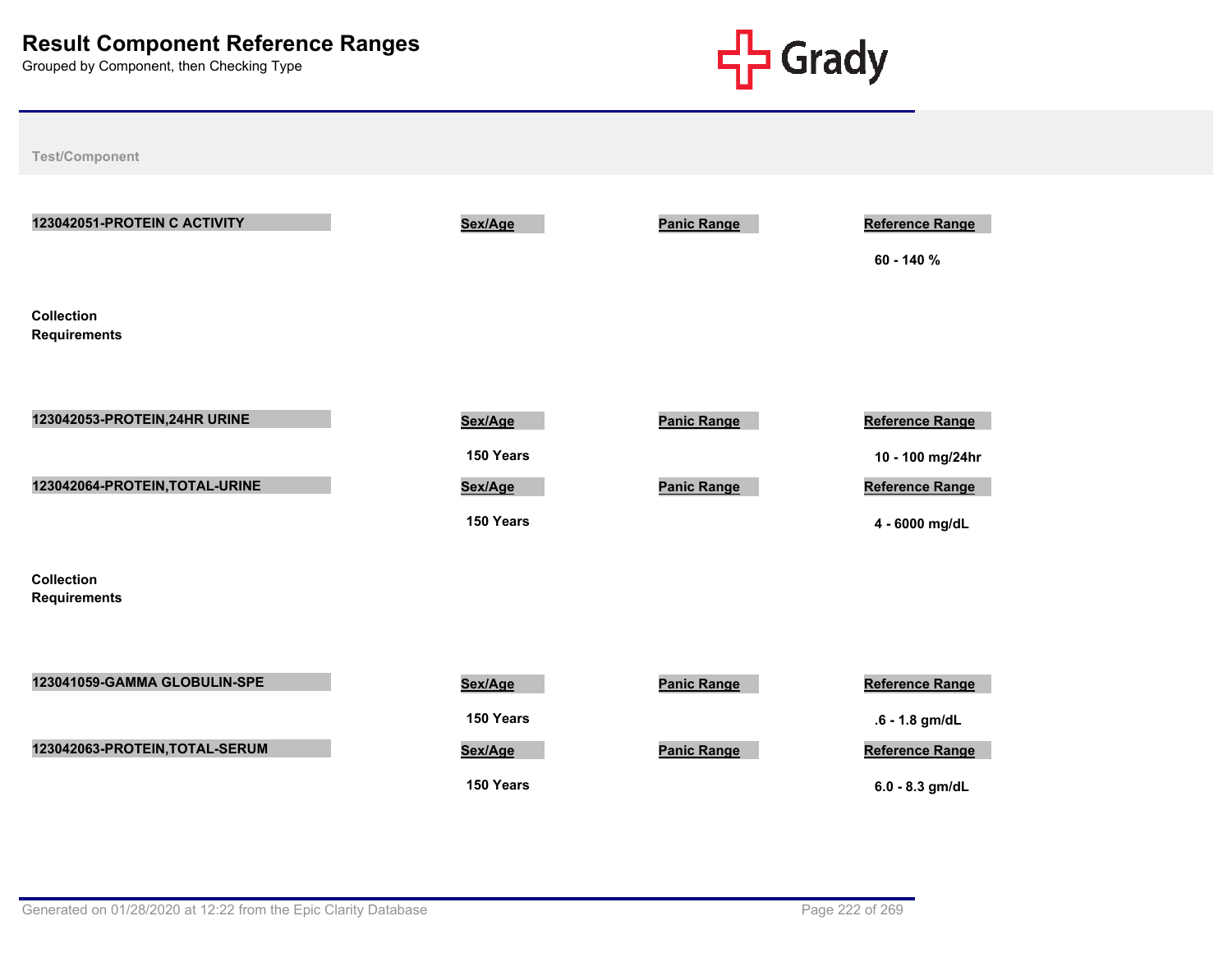# Result Component Reference Ranges

Grouped by Component, then Checking Type

Test/Component

| 123042051-PROTEIN C ACTIVITY | Sex/Age | Panic Range | Reference Range |
|---|---|---|---|
| | | | 60 - 140 % |

**Collection Requirements**

| 123042053-PROTEIN,24HR URINE | Sex/Age | Panic Range | Reference Range |
|---|---|---|---|
| | 150 Years | | 10 - 100 mg/24hr |

| 123042064-PROTEIN,TOTAL-URINE | Sex/Age | Panic Range | Reference Range |
|---|---|---|---|
| | 150 Years | | 4 - 6000 mg/dL |

**Collection Requirements**

| 123041059-GAMMA GLOBULIN-SPE | Sex/Age | Panic Range | Reference Range |
|---|---|---|---|
| | 150 Years | | .6 - 1.8 gm/dL |

| 123042063-PROTEIN,TOTAL-SERUM | Sex/Age | Panic Range | Reference Range |
|---|---|---|---|
| | 150 Years | | 6.0 - 8.3 gm/dL |

Generated on 01/28/2020 at 12:22 from the Epic Clarity Database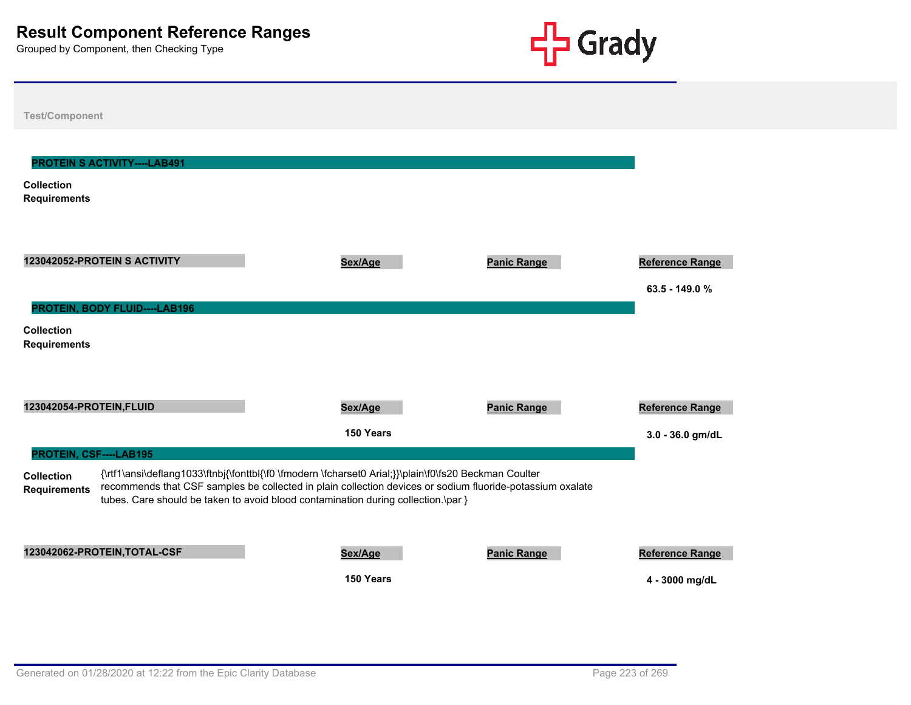# Result Component Reference Ranges

Grouped by Component, then Checking Type

Test/Component

## PROTEIN S ACTIVITY----LAB491

**Collection Requirements**

| 123042052-PROTEIN S ACTIVITY | Sex/Age | Panic Range | Reference Range |
|---|---|---|---|
| | | | 63.5 - 149.0 % |

## PROTEIN, BODY FLUID----LAB196

**Collection Requirements**

| 123042054-PROTEIN,FLUID | Sex/Age | Panic Range | Reference Range |
|---|---|---|---|
| | 150 Years | | 3.0 - 36.0 gm/dL |

## PROTEIN, CSF----LAB195

**Collection Requirements** {\rtf1\ansi\deflang1033\ftnbj{\fonttbl{\f0 \fmodern \fcharset0 Arial;}}\plain\f0\fs20 Beckman Coulter recommends that CSF samples be collected in plain collection devices or sodium fluoride-potassium oxalate tubes. Care should be taken to avoid blood contamination during collection.\par }

| 123042062-PROTEIN,TOTAL-CSF | Sex/Age | Panic Range | Reference Range |
|---|---|---|---|
| | 150 Years | | 4 - 3000 mg/dL |

Generated on 01/28/2020 at 12:22 from the Epic Clarity Database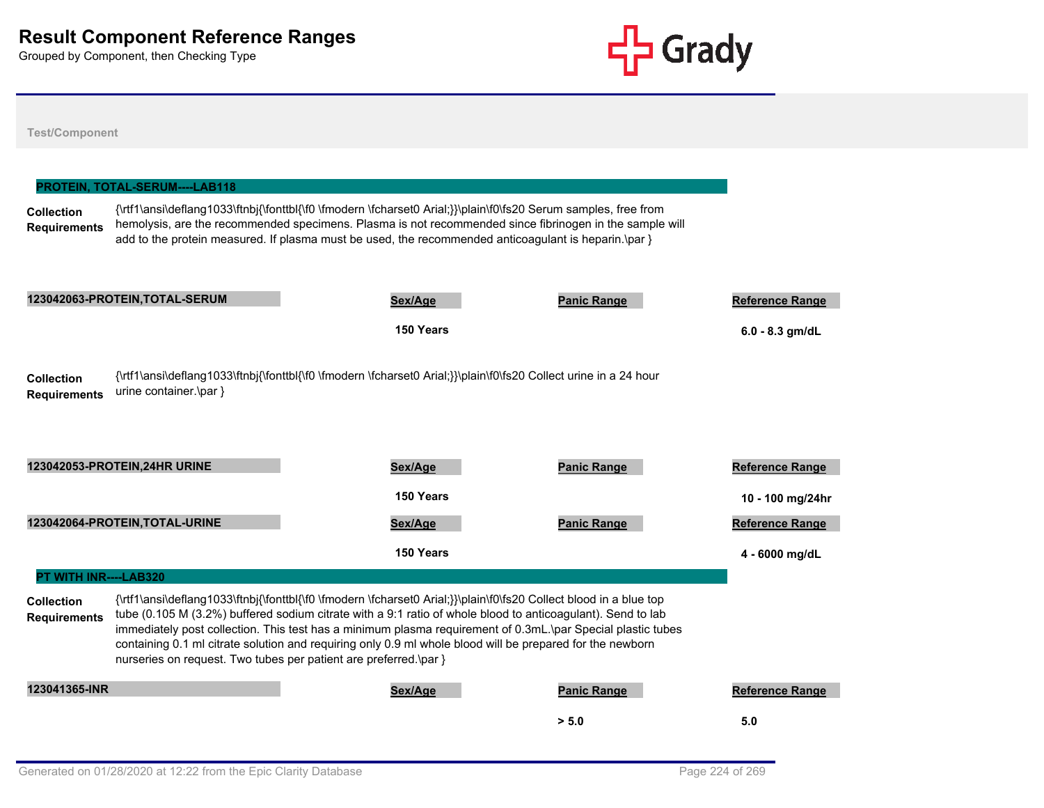# Result Component Reference Ranges

Grouped by Component, then Checking Type

**Test/Component**

## PROTEIN, TOTAL-SERUM----LAB118

**Collection Requirements** {\rtf1\ansi\deflang1033\ftnbj{\fonttbl{\f0 \fmodern \fcharset0 Arial;}}\plain\f0\fs20 Serum samples, free from hemolysis, are the recommended specimens. Plasma is not recommended since fibrinogen in the sample will add to the protein measured. If plasma must be used, the recommended anticoagulant is heparin.\par }

| 123042063-PROTEIN,TOTAL-SERUM | Sex/Age | Panic Range | Reference Range |
|---|---|---|---|
| | 150 Years | | 6.0 - 8.3 gm/dL |

**Collection Requirements** {\rtf1\ansi\deflang1033\ftnbj{\fonttbl{\f0 \fmodern \fcharset0 Arial;}}\plain\f0\fs20 Collect urine in a 24 hour urine container.\par }

| 123042053-PROTEIN,24HR URINE | Sex/Age | Panic Range | Reference Range |
|---|---|---|---|
| | 150 Years | | 10 - 100 mg/24hr |

| 123042064-PROTEIN,TOTAL-URINE | Sex/Age | Panic Range | Reference Range |
|---|---|---|---|
| | 150 Years | | 4 - 6000 mg/dL |

## PT WITH INR----LAB320

**Collection Requirements** {\rtf1\ansi\deflang1033\ftnbj{\fonttbl{\f0 \fmodern \fcharset0 Arial;}}\plain\f0\fs20 Collect blood in a blue top tube (0.105 M (3.2%) buffered sodium citrate with a 9:1 ratio of whole blood to anticoagulant). Send to lab immediately post collection. This test has a minimum plasma requirement of 0.3mL.\par Special plastic tubes containing 0.1 ml citrate solution and requiring only 0.9 ml whole blood will be prepared for the newborn nurseries on request. Two tubes per patient are preferred.\par }

| 123041365-INR | Sex/Age | Panic Range | Reference Range |
|---|---|---|---|
| | | > 5.0 | 5.0 |

Generated on 01/28/2020 at 12:22 from the Epic Clarity Database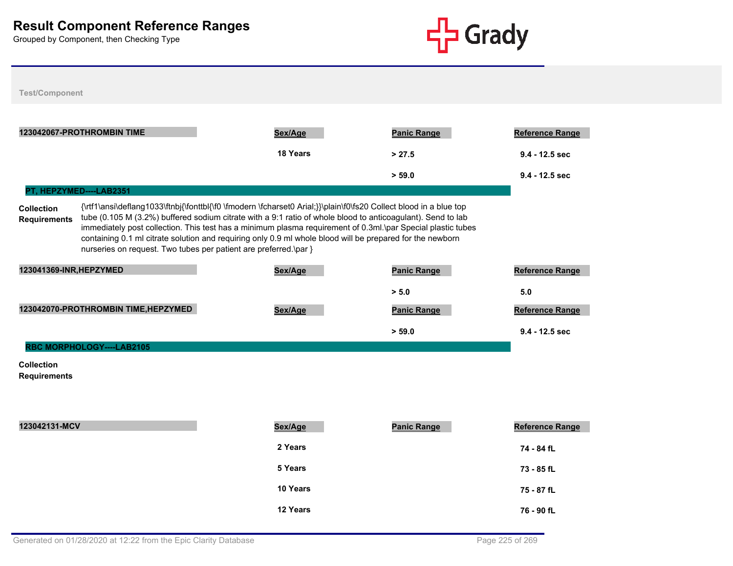# Result Component Reference Ranges

Grouped by Component, then Checking Type

Test/Component

| 123042067-PROTHROMBIN TIME | Sex/Age | Panic Range | Reference Range |
|---|---|---|---|
| | 18 Years | > 27.5 | 9.4 - 12.5 sec |
| | | > 59.0 | 9.4 - 12.5 sec |

## PT, HEPZYMED----LAB2351

**Collection Requirements**

{\rtf1\ansi\deflang1033\ftnbj{\fonttbl{\f0 \fmodern \fcharset0 Arial;}}\plain\f0\fs20 Collect blood in a blue top tube (0.105 M (3.2%) buffered sodium citrate with a 9:1 ratio of whole blood to anticoagulant). Send to lab immediately post collection. This test has a minimum plasma requirement of 0.3ml.\par Special plastic tubes containing 0.1 ml citrate solution and requiring only 0.9 ml whole blood will be prepared for the newborn nurseries on request. Two tubes per patient are preferred.\par }

| 123041369-INR,HEPZYMED | Sex/Age | Panic Range | Reference Range |
|---|---|---|---|
| | | > 5.0 | 5.0 |

| 123042070-PROTHROMBIN TIME,HEPZYMED | Sex/Age | Panic Range | Reference Range |
|---|---|---|---|
| | | > 59.0 | 9.4 - 12.5 sec |

## RBC MORPHOLOGY----LAB2105

**Collection Requirements**

| 123042131-MCV | Sex/Age | Panic Range | Reference Range |
|---|---|---|---|
| | 2 Years | | 74 - 84 fL |
| | 5 Years | | 73 - 85 fL |
| | 10 Years | | 75 - 87 fL |
| | 12 Years | | 76 - 90 fL |

Generated on 01/28/2020 at 12:22 from the Epic Clarity Database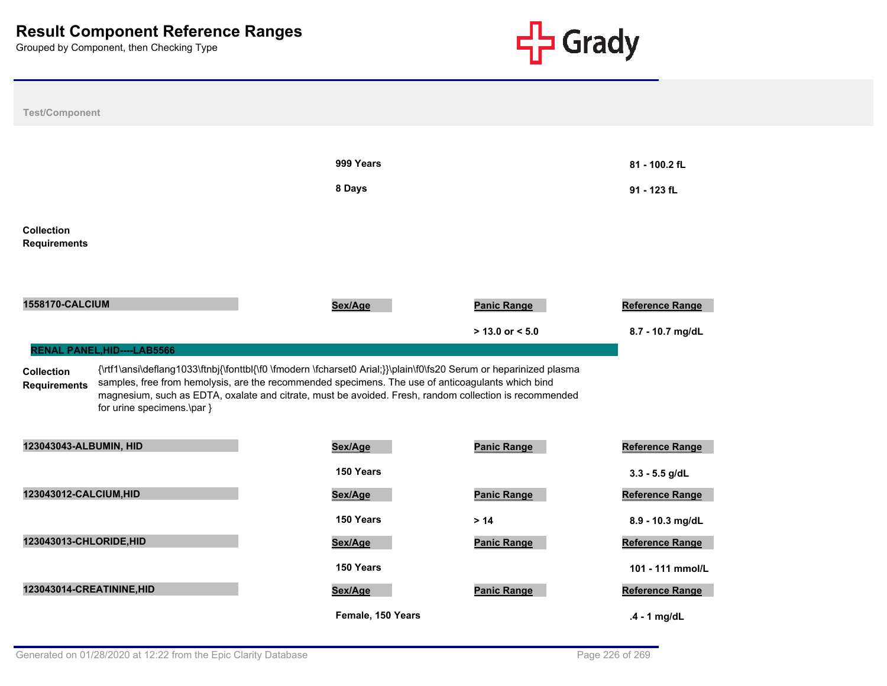# Result Component Reference Ranges

Grouped by Component, then Checking Type

| Test/Component | | | |
|---|---|---|---|
| | 999 Years | | 81 - 100.2 fL |
| | 8 Days | | 91 - 123 fL |

**Collection Requirements**

| 1558170-CALCIUM | Sex/Age | Panic Range | Reference Range |
|---|---|---|---|
| | | > 13.0 or < 5.0 | 8.7 - 10.7 mg/dL |

## RENAL PANEL,HID----LAB5566

**Collection Requirements** {\rtf1\ansi\deflang1033\ftnbj{\fonttbl{\f0 \fmodern \fcharset0 Arial;}}\plain\f0\fs20 Serum or heparinized plasma samples, free from hemolysis, are the recommended specimens. The use of anticoagulants which bind magnesium, such as EDTA, oxalate and citrate, must be avoided. Fresh, random collection is recommended for urine specimens.\par }

| 123043043-ALBUMIN, HID | Sex/Age | Panic Range | Reference Range |
|---|---|---|---|
| | 150 Years | | 3.3 - 5.5 g/dL |

| 123043012-CALCIUM,HID | Sex/Age | Panic Range | Reference Range |
|---|---|---|---|
| | 150 Years | > 14 | 8.9 - 10.3 mg/dL |

| 123043013-CHLORIDE,HID | Sex/Age | Panic Range | Reference Range |
|---|---|---|---|
| | 150 Years | | 101 - 111 mmol/L |

| 123043014-CREATININE,HID | Sex/Age | Panic Range | Reference Range |
|---|---|---|---|
| | Female, 150 Years | | .4 - 1 mg/dL |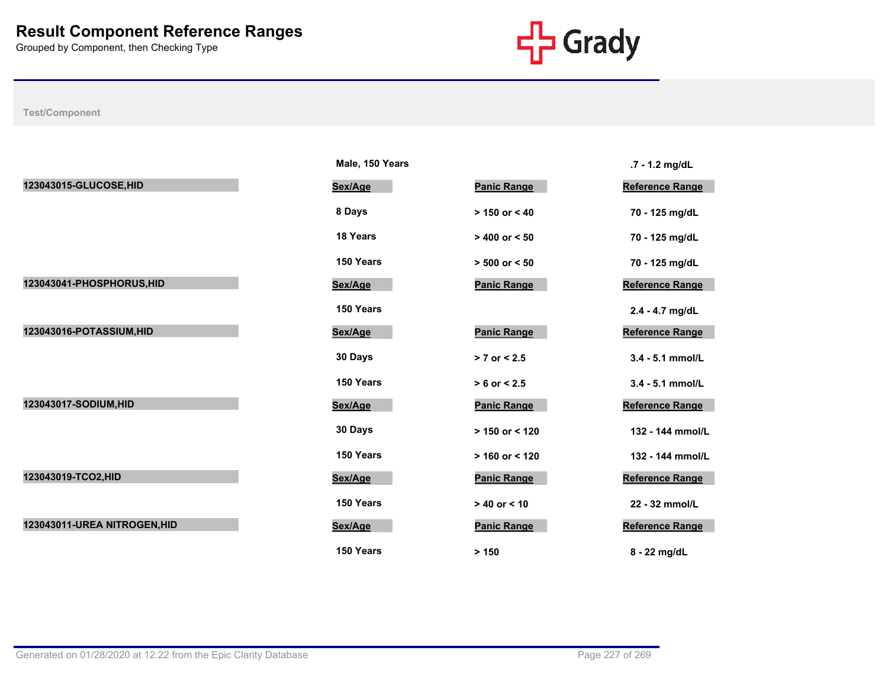# Result Component Reference Ranges

Grouped by Component, then Checking Type

| Test/Component | Sex/Age | Panic Range | Reference Range |
|---|---|---|---|
| | Male, 150 Years | | .7 - 1.2 mg/dL |
| **123043015-GLUCOSE,HID** | **Sex/Age** | **Panic Range** | **Reference Range** |
| | 8 Days | > 150 or < 40 | 70 - 125 mg/dL |
| | 18 Years | > 400 or < 50 | 70 - 125 mg/dL |
| | 150 Years | > 500 or < 50 | 70 - 125 mg/dL |
| **123043041-PHOSPHORUS,HID** | **Sex/Age** | **Panic Range** | **Reference Range** |
| | 150 Years | | 2.4 - 4.7 mg/dL |
| **123043016-POTASSIUM,HID** | **Sex/Age** | **Panic Range** | **Reference Range** |
| | 30 Days | > 7 or < 2.5 | 3.4 - 5.1 mmol/L |
| | 150 Years | > 6 or < 2.5 | 3.4 - 5.1 mmol/L |
| **123043017-SODIUM,HID** | **Sex/Age** | **Panic Range** | **Reference Range** |
| | 30 Days | > 150 or < 120 | 132 - 144 mmol/L |
| | 150 Years | > 160 or < 120 | 132 - 144 mmol/L |
| **123043019-TCO2,HID** | **Sex/Age** | **Panic Range** | **Reference Range** |
| | 150 Years | > 40 or < 10 | 22 - 32 mmol/L |
| **123043011-UREA NITROGEN,HID** | **Sex/Age** | **Panic Range** | **Reference Range** |
| | 150 Years | > 150 | 8 - 22 mg/dL |

Generated on 01/28/2020 at 12:22 from the Epic Clarity Database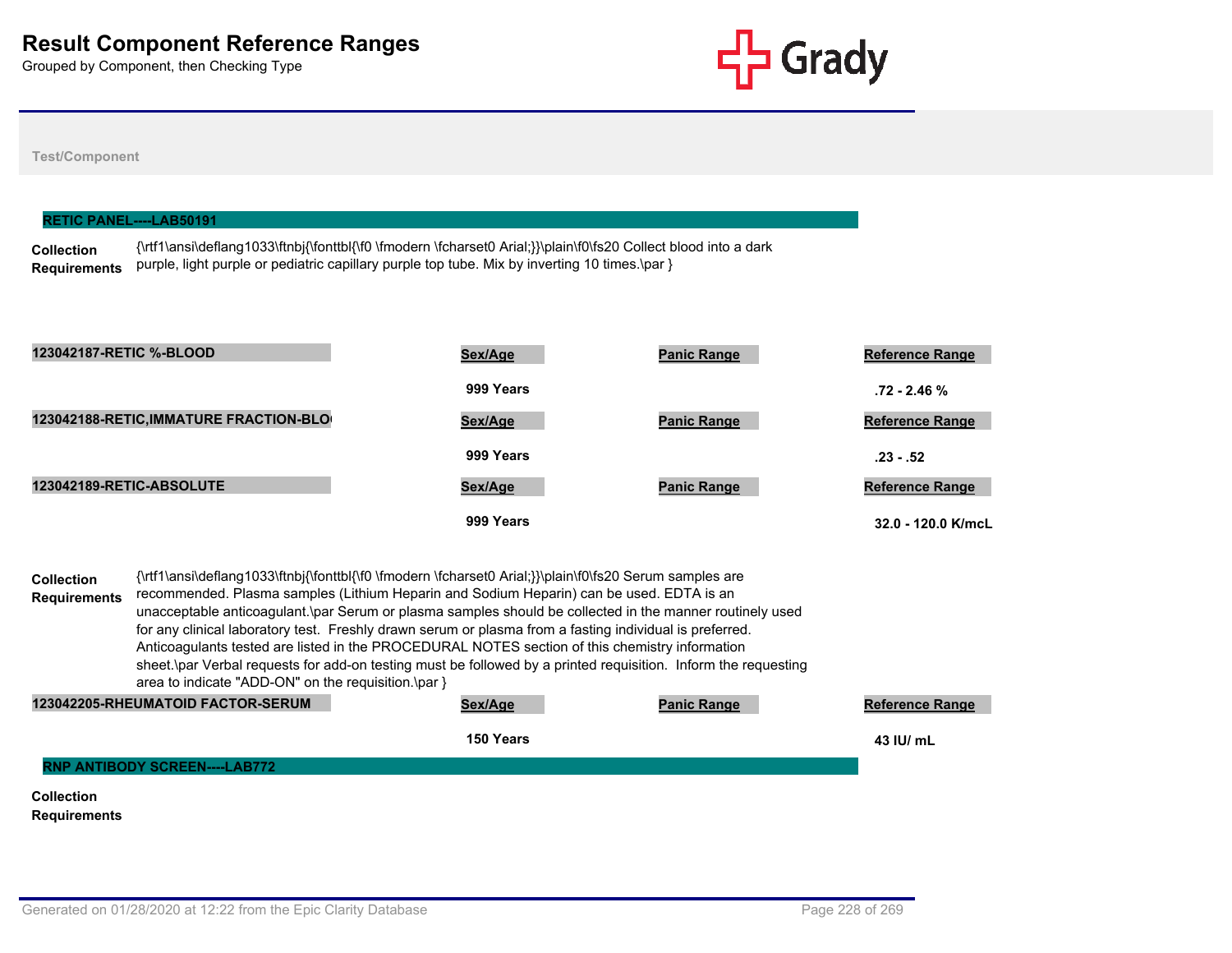# Result Component Reference Ranges

Grouped by Component, then Checking Type

Test/Component

## RETIC PANEL----LAB50191

**Collection Requirements** {\rtf1\ansi\deflang1033\ftnbj{\fonttbl{\f0 \fmodern \fcharset0 Arial;}}\plain\f0\fs20 Collect blood into a dark purple, light purple or pediatric capillary purple top tube. Mix by inverting 10 times.\par }

| 123042187-RETIC %-BLOOD | Sex/Age | Panic Range | Reference Range |
|---|---|---|---|
| | 999 Years | | .72 - 2.46 % |

| 123042188-RETIC,IMMATURE FRACTION-BLO | Sex/Age | Panic Range | Reference Range |
|---|---|---|---|
| | 999 Years | | .23 - .52 |

| 123042189-RETIC-ABSOLUTE | Sex/Age | Panic Range | Reference Range |
|---|---|---|---|
| | 999 Years | | 32.0 - 120.0 K/mcL |

**Collection Requirements** {\rtf1\ansi\deflang1033\ftnbj{\fonttbl{\f0 \fmodern \fcharset0 Arial;}}\plain\f0\fs20 Serum samples are recommended. Plasma samples (Lithium Heparin and Sodium Heparin) can be used. EDTA is an unacceptable anticoagulant.\par Serum or plasma samples should be collected in the manner routinely used for any clinical laboratory test. Freshly drawn serum or plasma from a fasting individual is preferred. Anticoagulants tested are listed in the PROCEDURAL NOTES section of this chemistry information sheet.\par Verbal requests for add-on testing must be followed by a printed requisition. Inform the requesting area to indicate "ADD-ON" on the requisition.\par }

| 123042205-RHEUMATOID FACTOR-SERUM | Sex/Age | Panic Range | Reference Range |
|---|---|---|---|
| | 150 Years | | 43 IU/ mL |

## RNP ANTIBODY SCREEN----LAB772

**Collection Requirements**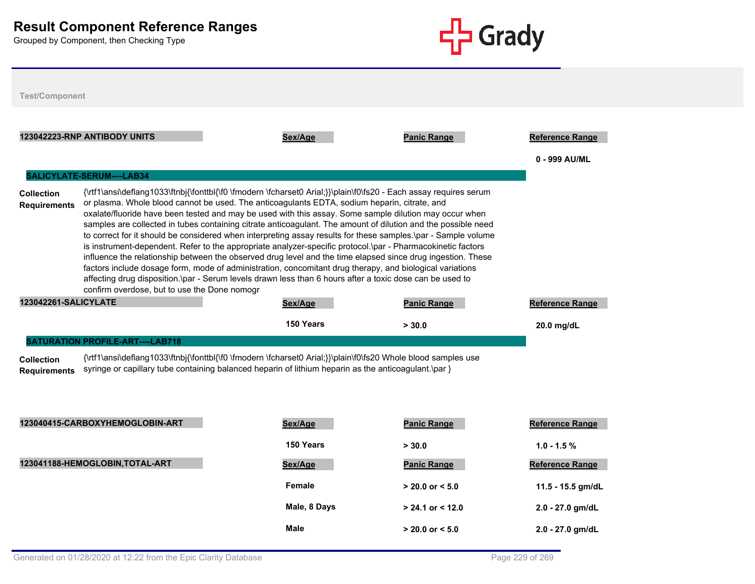# Result Component Reference Ranges

Grouped by Component, then Checking Type

Test/Component

| 123042223-RNP ANTIBODY UNITS | Sex/Age | Panic Range | Reference Range |
|---|---|---|---|
| | | | 0 - 999 AU/ML |

## SALICYLATE-SERUM----LAB34

**Collection Requirements**

{\rtf1\ansi\deflang1033\ftnbj{\fonttbl{\f0 \fmodern \fcharset0 Arial;}}\plain\f0\fs20 - Each assay requires serum or plasma. Whole blood cannot be used. The anticoagulants EDTA, sodium heparin, citrate, and oxalate/fluoride have been tested and may be used with this assay. Some sample dilution may occur when samples are collected in tubes containing citrate anticoagulant. The amount of dilution and the possible need to correct for it should be considered when interpreting assay results for these samples.\par - Sample volume is instrument-dependent. Refer to the appropriate analyzer-specific protocol.\par - Pharmacokinetic factors influence the relationship between the observed drug level and the time elapsed since drug ingestion. These factors include dosage form, mode of administration, concomitant drug therapy, and biological variations affecting drug disposition.\par - Serum levels drawn less than 6 hours after a toxic dose can be used to confirm overdose, but to use the Done nomogr

| 123042261-SALICYLATE | Sex/Age | Panic Range | Reference Range |
|---|---|---|---|
| | 150 Years | > 30.0 | 20.0 mg/dL |

## SATURATION PROFILE-ART----LAB718

**Collection Requirements**

{\rtf1\ansi\deflang1033\ftnbj{\fonttbl{\f0 \fmodern \fcharset0 Arial;}}\plain\f0\fs20 Whole blood samples use syringe or capillary tube containing balanced heparin of lithium heparin as the anticoagulant.\par }

| 123040415-CARBOXYHEMOGLOBIN-ART | Sex/Age | Panic Range | Reference Range |
|---|---|---|---|
| | 150 Years | > 30.0 | 1.0 - 1.5 % |

| 123041188-HEMOGLOBIN,TOTAL-ART | Sex/Age | Panic Range | Reference Range |
|---|---|---|---|
| | Female | > 20.0 or < 5.0 | 11.5 - 15.5 gm/dL |
| | Male, 8 Days | > 24.1 or < 12.0 | 2.0 - 27.0 gm/dL |
| | Male | > 20.0 or < 5.0 | 2.0 - 27.0 gm/dL |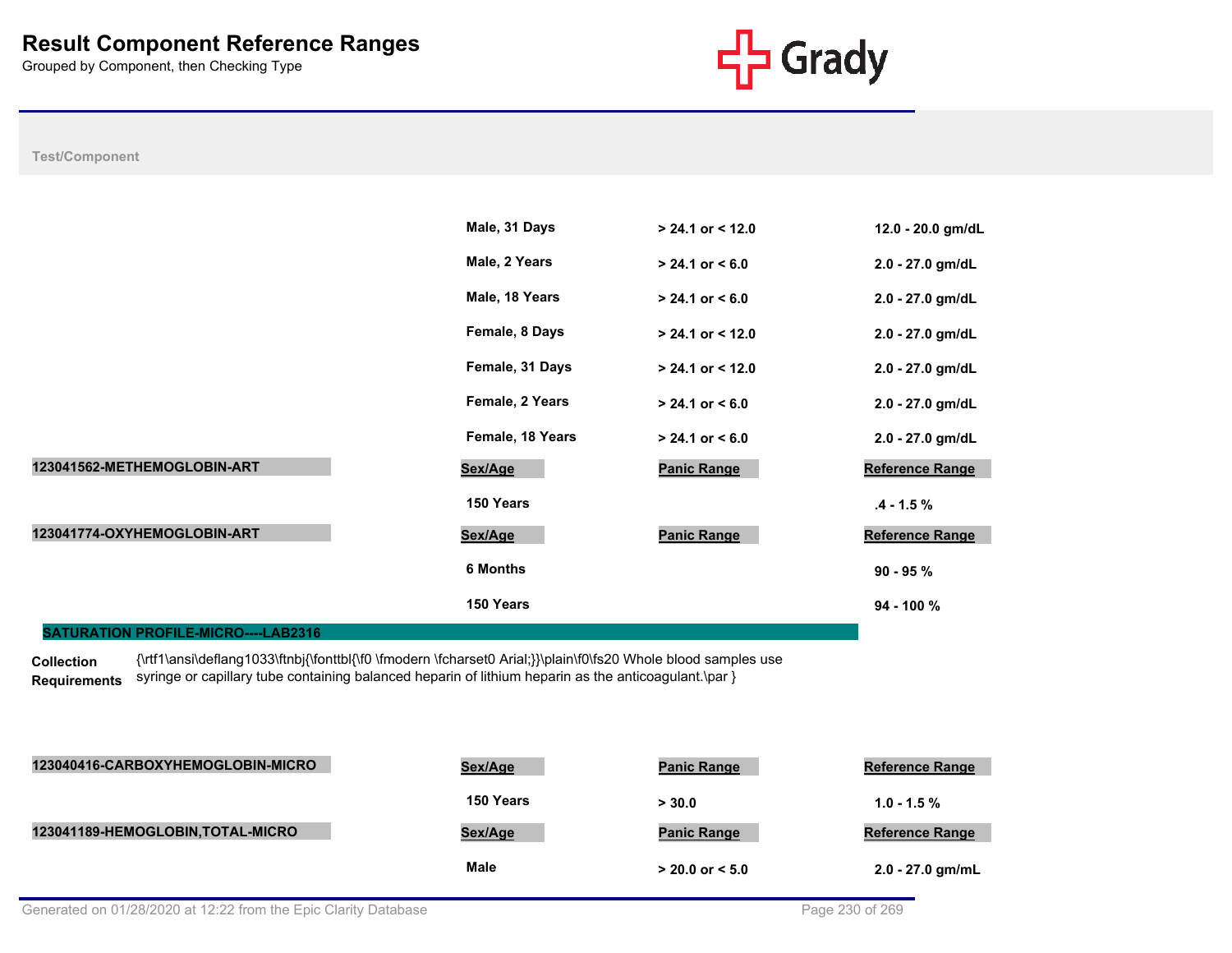# Result Component Reference Ranges

Grouped by Component, then Checking Type

**Test/Component**

| | Sex/Age | Panic Range | Reference Range |
|---|---|---|---|
| | Male, 31 Days | > 24.1 or < 12.0 | 12.0 - 20.0 gm/dL |
| | Male, 2 Years | > 24.1 or < 6.0 | 2.0 - 27.0 gm/dL |
| | Male, 18 Years | > 24.1 or < 6.0 | 2.0 - 27.0 gm/dL |
| | Female, 8 Days | > 24.1 or < 12.0 | 2.0 - 27.0 gm/dL |
| | Female, 31 Days | > 24.1 or < 12.0 | 2.0 - 27.0 gm/dL |
| | Female, 2 Years | > 24.1 or < 6.0 | 2.0 - 27.0 gm/dL |
| | Female, 18 Years | > 24.1 or < 6.0 | 2.0 - 27.0 gm/dL |

| 123041562-METHEMOGLOBIN-ART | Sex/Age | Panic Range | Reference Range |
|---|---|---|---|
| | 150 Years | | .4 - 1.5 % |

| 123041774-OXYHEMOGLOBIN-ART | Sex/Age | Panic Range | Reference Range |
|---|---|---|---|
| | 6 Months | | 90 - 95 % |
| | 150 Years | | 94 - 100 % |

## SATURATION PROFILE-MICRO----LAB2316

**Collection Requirements** {\rtf1\ansi\deflang1033\ftnbj{\fonttbl{\f0 \fmodern \fcharset0 Arial;}}\plain\f0\fs20 Whole blood samples use syringe or capillary tube containing balanced heparin of lithium heparin as the anticoagulant.\par }

| 123040416-CARBOXYHEMOGLOBIN-MICRO | Sex/Age | Panic Range | Reference Range |
|---|---|---|---|
| | 150 Years | > 30.0 | 1.0 - 1.5 % |

| 123041189-HEMOGLOBIN,TOTAL-MICRO | Sex/Age | Panic Range | Reference Range |
|---|---|---|---|
| | Male | > 20.0 or < 5.0 | 2.0 - 27.0 gm/mL |

Generated on 01/28/2020 at 12:22 from the Epic Clarity Database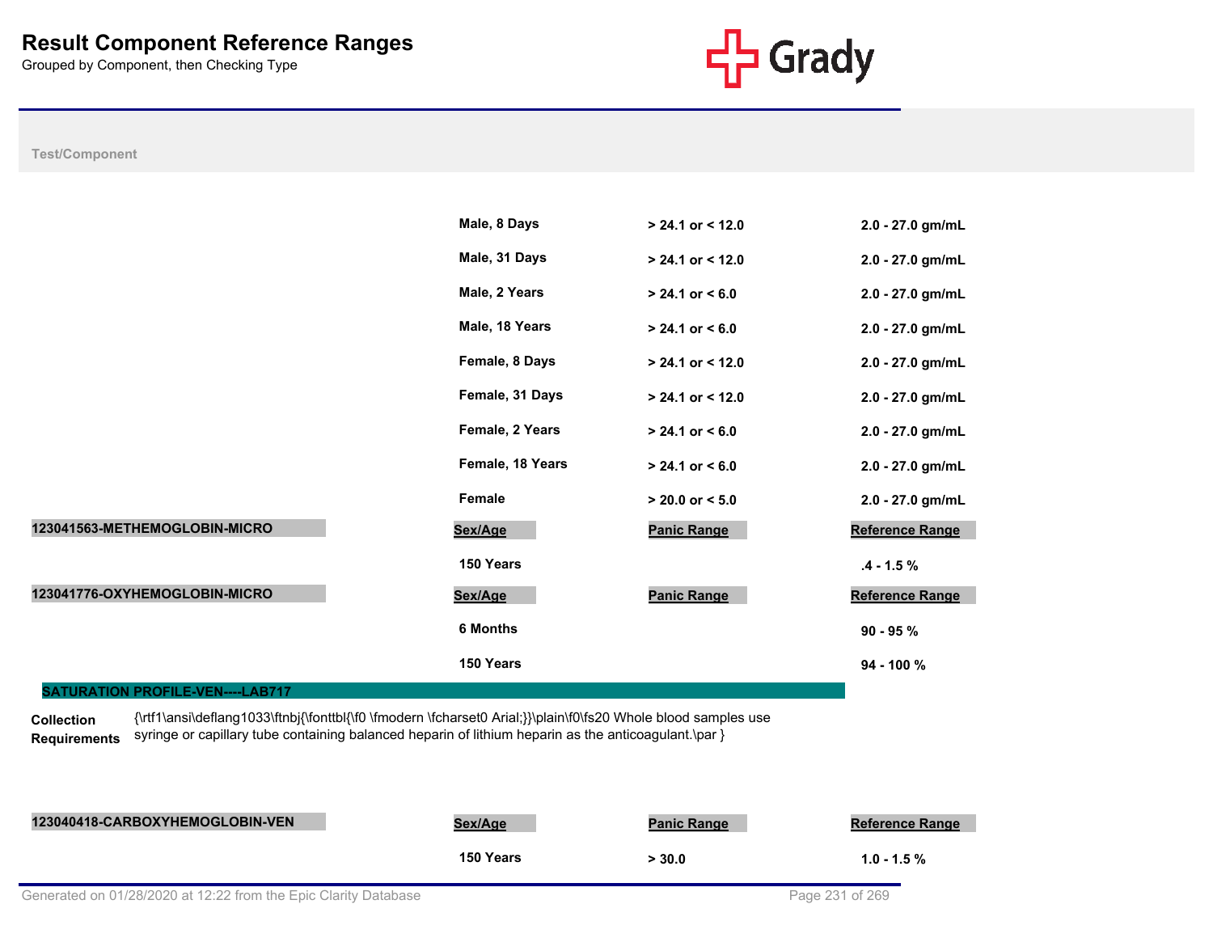# Result Component Reference Ranges

Grouped by Component, then Checking Type

Test/Component

| | Sex/Age | Panic Range | Reference Range |
|---|---|---|---|
| | Male, 8 Days | > 24.1 or < 12.0 | 2.0 - 27.0 gm/mL |
| | Male, 31 Days | > 24.1 or < 12.0 | 2.0 - 27.0 gm/mL |
| | Male, 2 Years | > 24.1 or < 6.0 | 2.0 - 27.0 gm/mL |
| | Male, 18 Years | > 24.1 or < 6.0 | 2.0 - 27.0 gm/mL |
| | Female, 8 Days | > 24.1 or < 12.0 | 2.0 - 27.0 gm/mL |
| | Female, 31 Days | > 24.1 or < 12.0 | 2.0 - 27.0 gm/mL |
| | Female, 2 Years | > 24.1 or < 6.0 | 2.0 - 27.0 gm/mL |
| | Female, 18 Years | > 24.1 or < 6.0 | 2.0 - 27.0 gm/mL |
| | Female | > 20.0 or < 5.0 | 2.0 - 27.0 gm/mL |

| 123041563-METHEMOGLOBIN-MICRO | Sex/Age | Panic Range | Reference Range |
|---|---|---|---|
| | 150 Years | | .4 - 1.5 % |

| 123041776-OXYHEMOGLOBIN-MICRO | Sex/Age | Panic Range | Reference Range |
|---|---|---|---|
| | 6 Months | | 90 - 95 % |
| | 150 Years | | 94 - 100 % |

## SATURATION PROFILE-VEN----LAB717

**Collection Requirements** {\rtf1\ansi\deflang1033\ftnbj{\fonttbl{\f0 \fmodern \fcharset0 Arial;}}\plain\f0\fs20 Whole blood samples use syringe or capillary tube containing balanced heparin of lithium heparin as the anticoagulant.\par }

| 123040418-CARBOXYHEMOGLOBIN-VEN | Sex/Age | Panic Range | Reference Range |
|---|---|---|---|
| | 150 Years | > 30.0 | 1.0 - 1.5 % |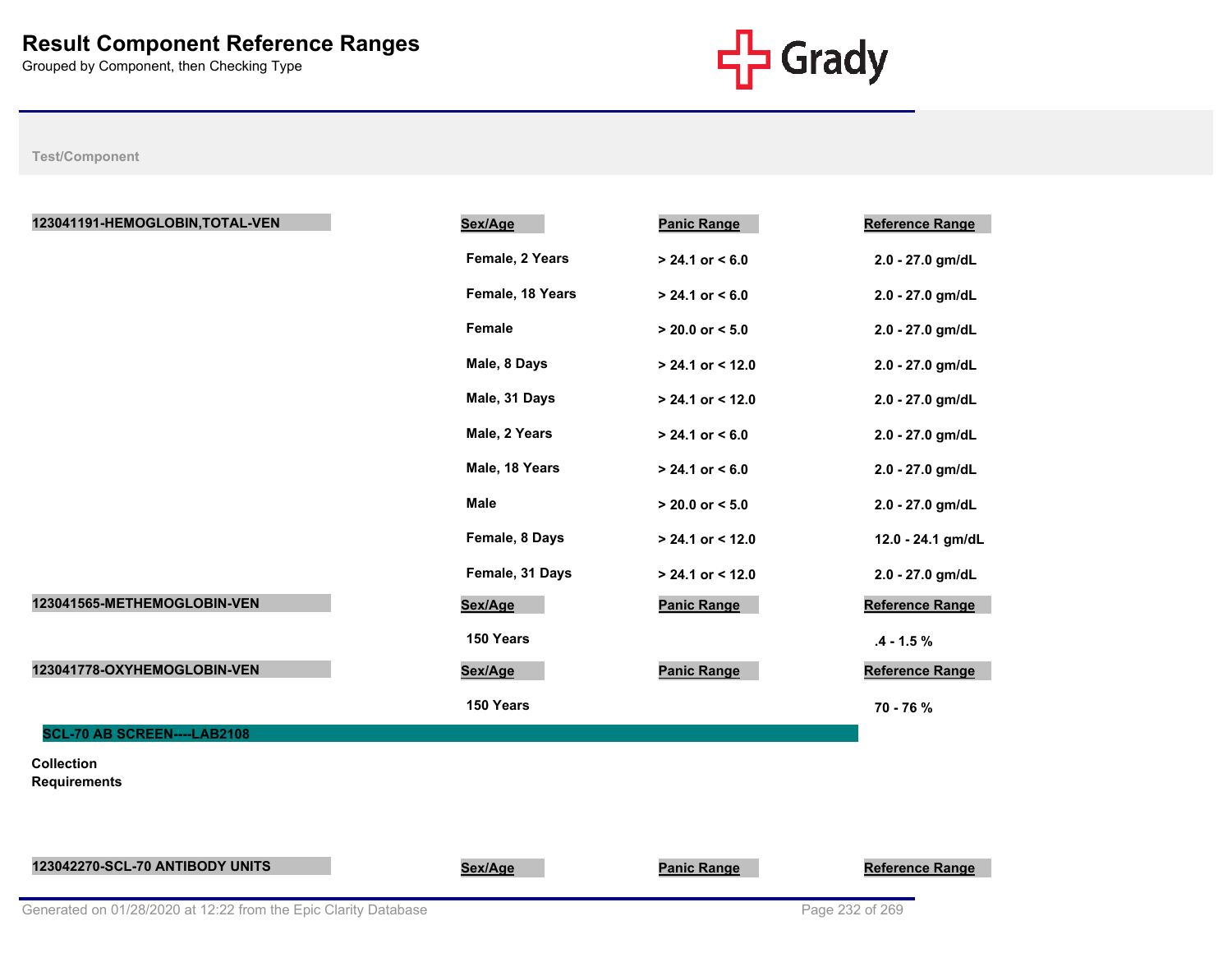# Result Component Reference Ranges

Grouped by Component, then Checking Type

Test/Component

**123041191-HEMOGLOBIN,TOTAL-VEN**

| Sex/Age | Panic Range | Reference Range |
|---|---|---|
| Female, 2 Years | > 24.1 or < 6.0 | 2.0 - 27.0 gm/dL |
| Female, 18 Years | > 24.1 or < 6.0 | 2.0 - 27.0 gm/dL |
| Female | > 20.0 or < 5.0 | 2.0 - 27.0 gm/dL |
| Male, 8 Days | > 24.1 or < 12.0 | 2.0 - 27.0 gm/dL |
| Male, 31 Days | > 24.1 or < 12.0 | 2.0 - 27.0 gm/dL |
| Male, 2 Years | > 24.1 or < 6.0 | 2.0 - 27.0 gm/dL |
| Male, 18 Years | > 24.1 or < 6.0 | 2.0 - 27.0 gm/dL |
| Male | > 20.0 or < 5.0 | 2.0 - 27.0 gm/dL |
| Female, 8 Days | > 24.1 or < 12.0 | 12.0 - 24.1 gm/dL |
| Female, 31 Days | > 24.1 or < 12.0 | 2.0 - 27.0 gm/dL |

**123041565-METHEMOGLOBIN-VEN**

| Sex/Age | Panic Range | Reference Range |
|---|---|---|
| 150 Years | | .4 - 1.5 % |

**123041778-OXYHEMOGLOBIN-VEN**

| Sex/Age | Panic Range | Reference Range |
|---|---|---|
| 150 Years | | 70 - 76 % |

## SCL-70 AB SCREEN----LAB2108

**Collection Requirements**

**123042270-SCL-70 ANTIBODY UNITS**

| Sex/Age | Panic Range | Reference Range |
|---|---|---|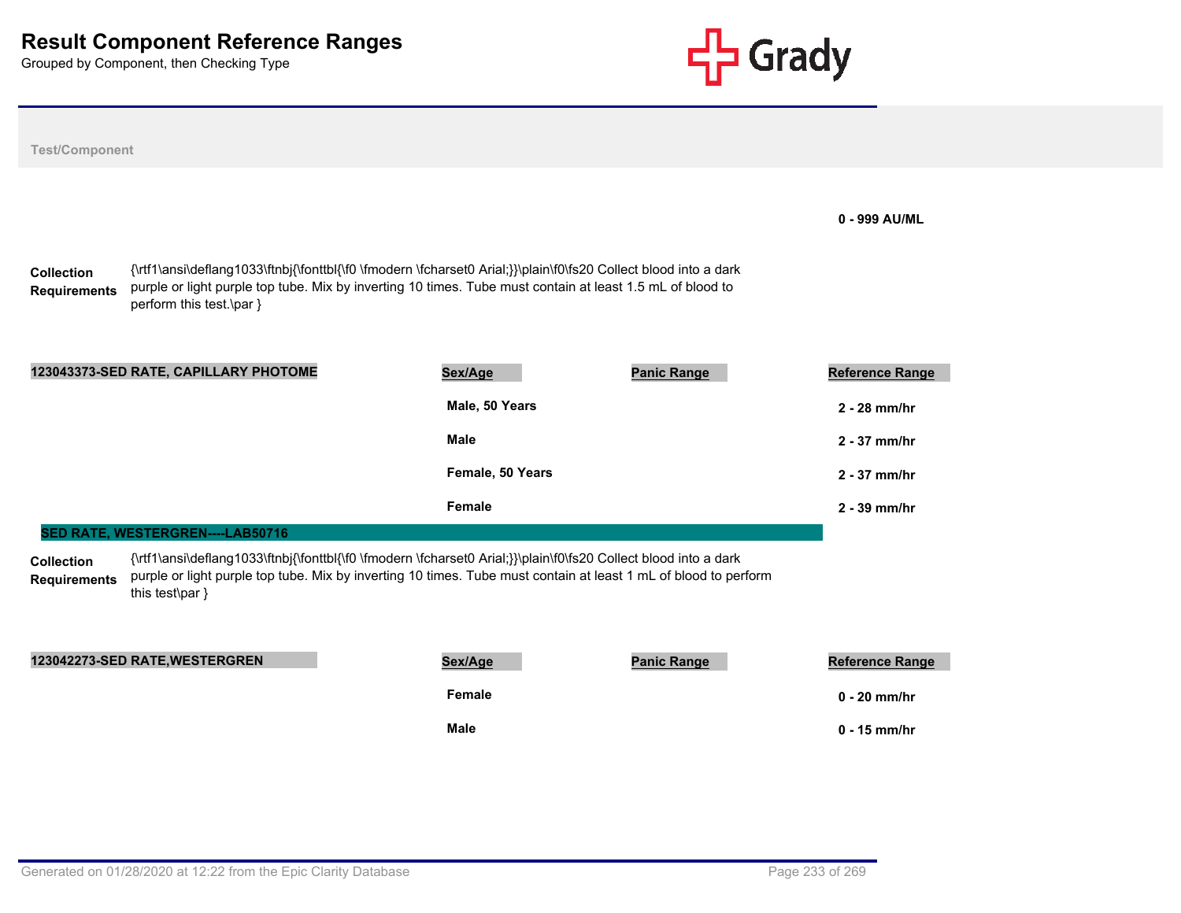# Result Component Reference Ranges

Grouped by Component, then Checking Type

**Test/Component**

0 - 999 AU/ML

**Collection Requirements** {\rtf1\ansi\deflang1033\ftnbj{\fonttbl{\f0 \fmodern \fcharset0 Arial;}}\plain\f0\fs20 Collect blood into a dark purple or light purple top tube. Mix by inverting 10 times. Tube must contain at least 1.5 mL of blood to perform this test.\par }

| 123043373-SED RATE, CAPILLARY PHOTOME | Sex/Age | Panic Range | Reference Range |
|---|---|---|---|
| | Male, 50 Years | | 2 - 28 mm/hr |
| | Male | | 2 - 37 mm/hr |
| | Female, 50 Years | | 2 - 37 mm/hr |
| | Female | | 2 - 39 mm/hr |

## SED RATE, WESTERGREN----LAB50716

**Collection Requirements** {\rtf1\ansi\deflang1033\ftnbj{\fonttbl{\f0 \fmodern \fcharset0 Arial;}}\plain\f0\fs20 Collect blood into a dark purple or light purple top tube. Mix by inverting 10 times. Tube must contain at least 1 mL of blood to perform this test\par }

| 123042273-SED RATE,WESTERGREN | Sex/Age | Panic Range | Reference Range |
|---|---|---|---|
| | Female | | 0 - 20 mm/hr |
| | Male | | 0 - 15 mm/hr |

Generated on 01/28/2020 at 12:22 from the Epic Clarity Database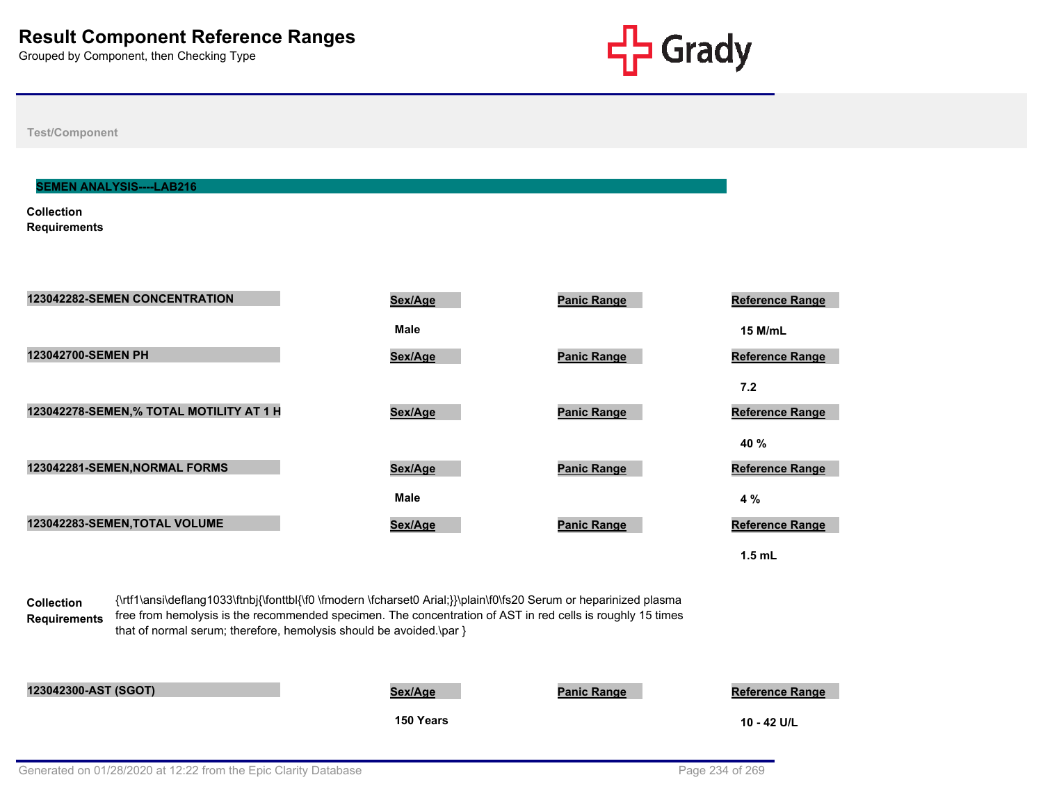# Result Component Reference Ranges

Grouped by Component, then Checking Type

Test/Component

## SEMEN ANALYSIS----LAB216

**Collection Requirements**

| 123042282-SEMEN CONCENTRATION | Sex/Age | Panic Range | Reference Range |
|---|---|---|---|
| | Male | | 15 M/mL |

| 123042700-SEMEN PH | Sex/Age | Panic Range | Reference Range |
|---|---|---|---|
| | | | 7.2 |

| 123042278-SEMEN,% TOTAL MOTILITY AT 1 H | Sex/Age | Panic Range | Reference Range |
|---|---|---|---|
| | | | 40 % |

| 123042281-SEMEN,NORMAL FORMS | Sex/Age | Panic Range | Reference Range |
|---|---|---|---|
| | Male | | 4 % |

| 123042283-SEMEN,TOTAL VOLUME | Sex/Age | Panic Range | Reference Range |
|---|---|---|---|
| | | | 1.5 mL |

**Collection Requirements** {\rtf1\ansi\deflang1033\ftnbj{\fonttbl{\f0 \fmodern \fcharset0 Arial;}}\plain\f0\fs20 Serum or heparinized plasma free from hemolysis is the recommended specimen. The concentration of AST in red cells is roughly 15 times that of normal serum; therefore, hemolysis should be avoided.\par }

| 123042300-AST (SGOT) | Sex/Age | Panic Range | Reference Range |
|---|---|---|---|
| | 150 Years | | 10 - 42 U/L |

Generated on 01/28/2020 at 12:22 from the Epic Clarity Database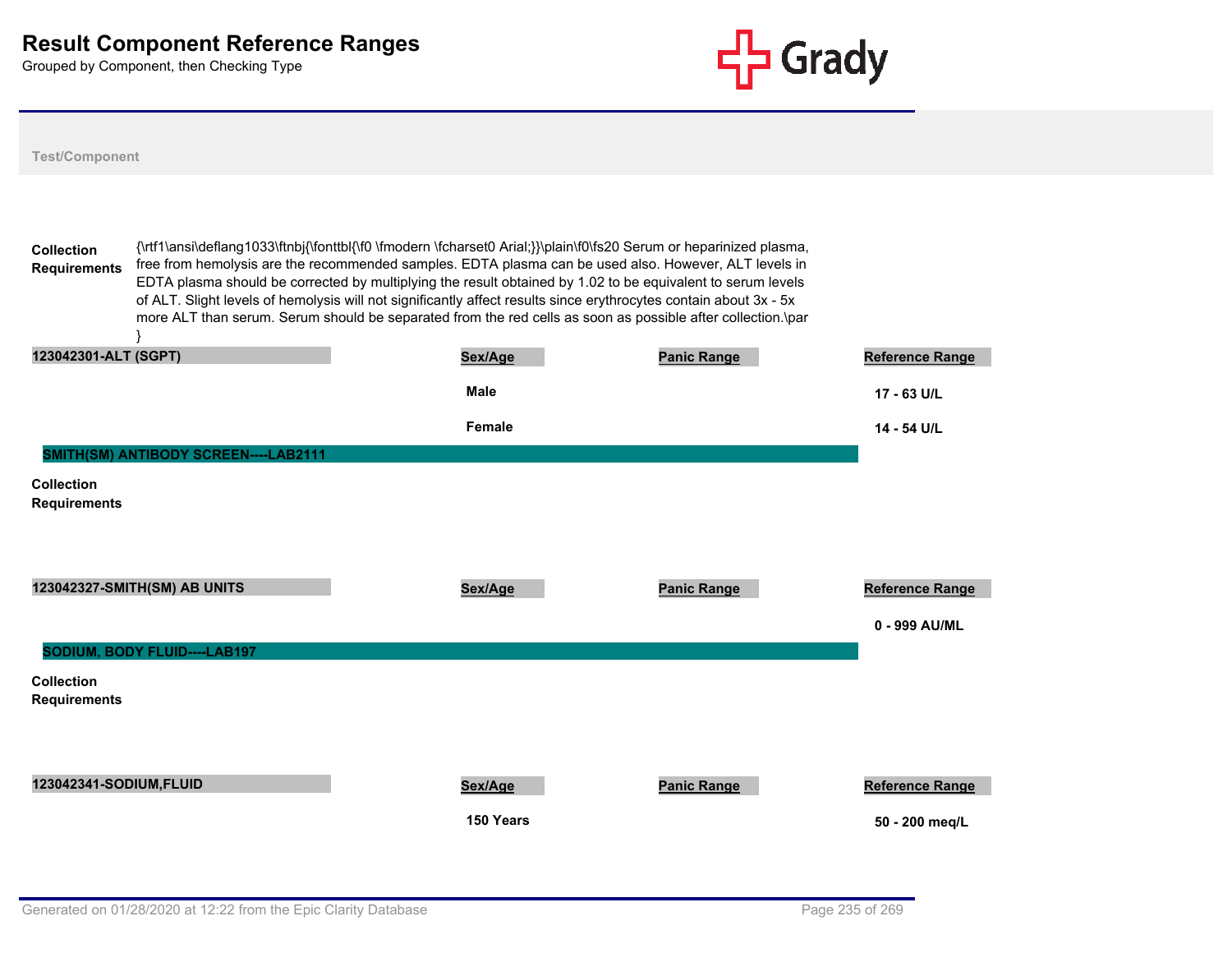# Result Component Reference Ranges

Grouped by Component, then Checking Type

**Test/Component**

**Collection Requirements**

{\rtf1\ansi\deflang1033\ftnbj{\fonttbl{\f0 \fmodern \fcharset0 Arial;}}\plain\f0\fs20 Serum or heparinized plasma, free from hemolysis are the recommended samples. EDTA plasma can be used also. However, ALT levels in EDTA plasma should be corrected by multiplying the result obtained by 1.02 to be equivalent to serum levels of ALT. Slight levels of hemolysis will not significantly affect results since erythrocytes contain about 3x - 5x more ALT than serum. Serum should be separated from the red cells as soon as possible after collection.\par }

| 123042301-ALT (SGPT) | Sex/Age | Panic Range | Reference Range |
|---|---|---|---|
| | Male | | 17 - 63 U/L |
| | Female | | 14 - 54 U/L |

## SMITH(SM) ANTIBODY SCREEN----LAB2111

**Collection Requirements**

| 123042327-SMITH(SM) AB UNITS | Sex/Age | Panic Range | Reference Range |
|---|---|---|---|
| | | | 0 - 999 AU/ML |

## SODIUM, BODY FLUID----LAB197

**Collection Requirements**

| 123042341-SODIUM,FLUID | Sex/Age | Panic Range | Reference Range |
|---|---|---|---|
| | 150 Years | | 50 - 200 meq/L |

Generated on 01/28/2020 at 12:22 from the Epic Clarity Database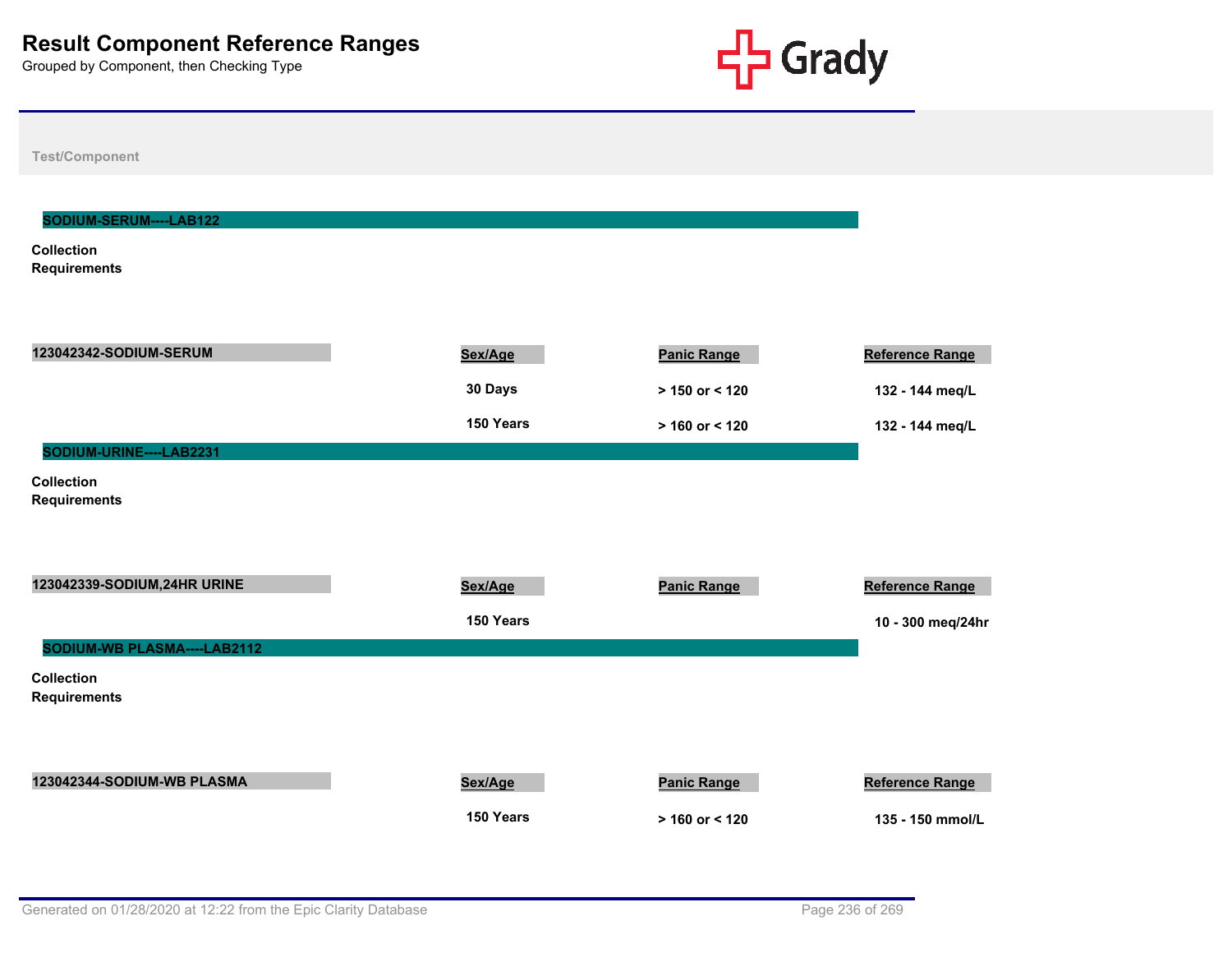# Result Component Reference Ranges

Grouped by Component, then Checking Type

Test/Component

## SODIUM-SERUM----LAB122

**Collection Requirements**

| 123042342-SODIUM-SERUM | Sex/Age | Panic Range | Reference Range |
|---|---|---|---|
| | 30 Days | > 150 or < 120 | 132 - 144 meq/L |
| | 150 Years | > 160 or < 120 | 132 - 144 meq/L |

## SODIUM-URINE----LAB2231

**Collection Requirements**

| 123042339-SODIUM,24HR URINE | Sex/Age | Panic Range | Reference Range |
|---|---|---|---|
| | 150 Years | | 10 - 300 meq/24hr |

## SODIUM-WB PLASMA----LAB2112

**Collection Requirements**

| 123042344-SODIUM-WB PLASMA | Sex/Age | Panic Range | Reference Range |
|---|---|---|---|
| | 150 Years | > 160 or < 120 | 135 - 150 mmol/L |

Generated on 01/28/2020 at 12:22 from the Epic Clarity Database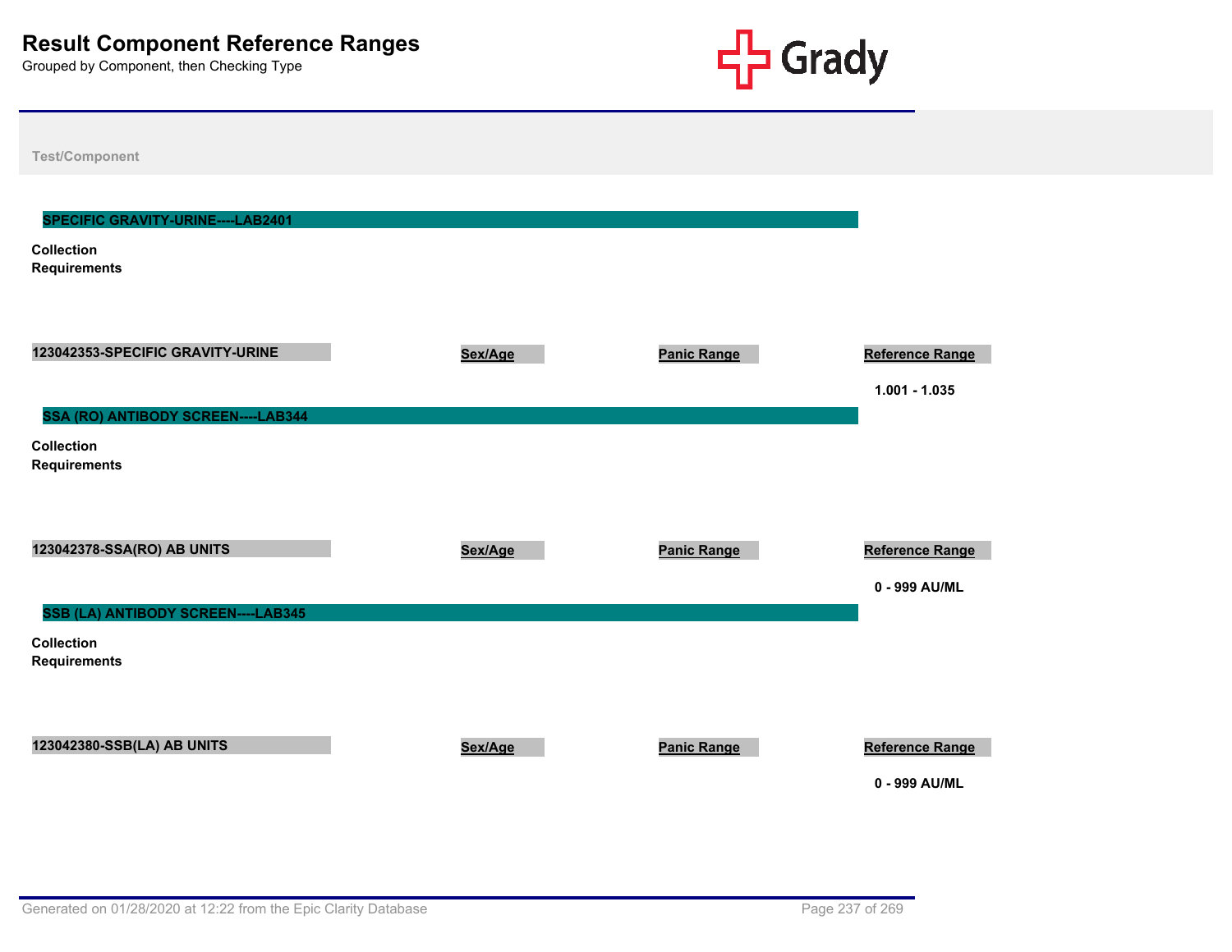# Result Component Reference Ranges

Grouped by Component, then Checking Type

Test/Component

## SPECIFIC GRAVITY-URINE----LAB2401

**Collection Requirements**

| 123042353-SPECIFIC GRAVITY-URINE | Sex/Age | Panic Range | Reference Range |
|---|---|---|---|
| | | | 1.001 - 1.035 |

## SSA (RO) ANTIBODY SCREEN----LAB344

**Collection Requirements**

| 123042378-SSA(RO) AB UNITS | Sex/Age | Panic Range | Reference Range |
|---|---|---|---|
| | | | 0 - 999 AU/ML |

## SSB (LA) ANTIBODY SCREEN----LAB345

**Collection Requirements**

| 123042380-SSB(LA) AB UNITS | Sex/Age | Panic Range | Reference Range |
|---|---|---|---|
| | | | 0 - 999 AU/ML |

Generated on 01/28/2020 at 12:22 from the Epic Clarity Database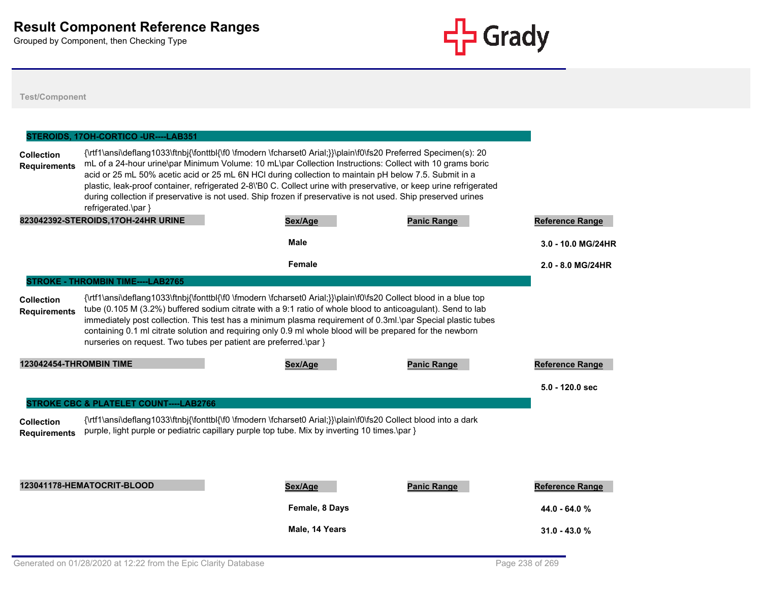# Result Component Reference Ranges

Grouped by Component, then Checking Type

**Test/Component**

## STEROIDS, 17OH-CORTICO -UR----LAB351

**Collection Requirements**

{\rtf1\ansi\deflang1033\ftnbj{\fonttbl{\f0 \fmodern \fcharset0 Arial;}}\plain\f0\fs20 Preferred Specimen(s): 20 mL of a 24-hour urine\par Minimum Volume: 10 mL\par Collection Instructions: Collect with 10 grams boric acid or 25 mL 50% acetic acid or 25 mL 6N HCl during collection to maintain pH below 7.5. Submit in a plastic, leak-proof container, refrigerated 2-8\'B0 C. Collect urine with preservative, or keep urine refrigerated during collection if preservative is not used. Ship frozen if preservative is not used. Ship preserved urines refrigerated.\par }

| 823042392-STEROIDS,17OH-24HR URINE | Sex/Age | Panic Range | Reference Range |
|---|---|---|---|
| | Male | | 3.0 - 10.0 MG/24HR |
| | Female | | 2.0 - 8.0 MG/24HR |

## STROKE - THROMBIN TIME----LAB2765

**Collection Requirements**

{\rtf1\ansi\deflang1033\ftnbj{\fonttbl{\f0 \fmodern \fcharset0 Arial;}}\plain\f0\fs20 Collect blood in a blue top tube (0.105 M (3.2%) buffered sodium citrate with a 9:1 ratio of whole blood to anticoagulant). Send to lab immediately post collection. This test has a minimum plasma requirement of 0.3ml.\par Special plastic tubes containing 0.1 ml citrate solution and requiring only 0.9 ml whole blood will be prepared for the newborn nurseries on request. Two tubes per patient are preferred.\par }

| 123042454-THROMBIN TIME | Sex/Age | Panic Range | Reference Range |
|---|---|---|---|
| | | | 5.0 - 120.0 sec |

## STROKE CBC & PLATELET COUNT----LAB2766

**Collection Requirements**

{\rtf1\ansi\deflang1033\ftnbj{\fonttbl{\f0 \fmodern \fcharset0 Arial;}}\plain\f0\fs20 Collect blood into a dark purple, light purple or pediatric capillary purple top tube. Mix by inverting 10 times.\par }

| 123041178-HEMATOCRIT-BLOOD | Sex/Age | Panic Range | Reference Range |
|---|---|---|---|
| | Female, 8 Days | | 44.0 - 64.0 % |
| | Male, 14 Years | | 31.0 - 43.0 % |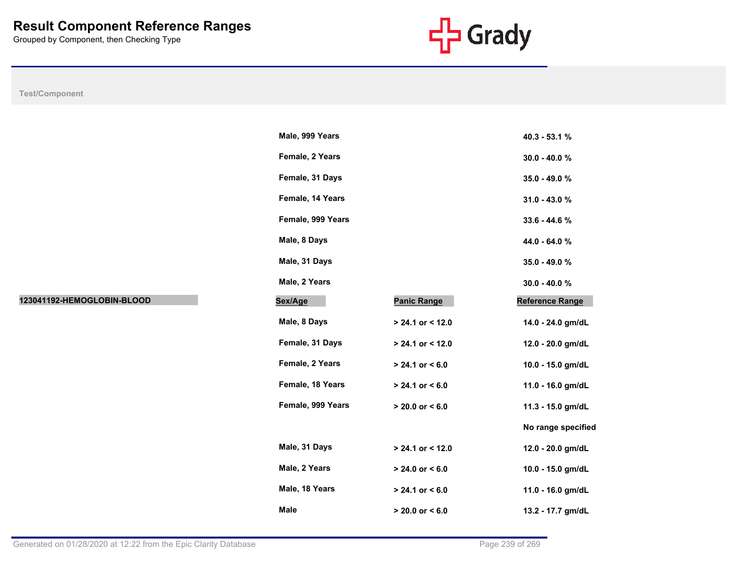# Result Component Reference Ranges

Grouped by Component, then Checking Type

**Test/Component**

| Test/Component | Sex/Age | Panic Range | Reference Range |
|---|---|---|---|
| | Male, 999 Years | | 40.3 - 53.1 % |
| | Female, 2 Years | | 30.0 - 40.0 % |
| | Female, 31 Days | | 35.0 - 49.0 % |
| | Female, 14 Years | | 31.0 - 43.0 % |
| | Female, 999 Years | | 33.6 - 44.6 % |
| | Male, 8 Days | | 44.0 - 64.0 % |
| | Male, 31 Days | | 35.0 - 49.0 % |
| | Male, 2 Years | | 30.0 - 40.0 % |

| Test/Component | Sex/Age | Panic Range | Reference Range |
|---|---|---|---|
| **123041192-HEMOGLOBIN-BLOOD** | Male, 8 Days | > 24.1 or < 12.0 | 14.0 - 24.0 gm/dL |
| | Female, 31 Days | > 24.1 or < 12.0 | 12.0 - 20.0 gm/dL |
| | Female, 2 Years | > 24.1 or < 6.0 | 10.0 - 15.0 gm/dL |
| | Female, 18 Years | > 24.1 or < 6.0 | 11.0 - 16.0 gm/dL |
| | Female, 999 Years | > 20.0 or < 6.0 | 11.3 - 15.0 gm/dL |
| | | | No range specified |
| | Male, 31 Days | > 24.1 or < 12.0 | 12.0 - 20.0 gm/dL |
| | Male, 2 Years | > 24.0 or < 6.0 | 10.0 - 15.0 gm/dL |
| | Male, 18 Years | > 24.1 or < 6.0 | 11.0 - 16.0 gm/dL |
| | Male | > 20.0 or < 6.0 | 13.2 - 17.7 gm/dL |

Generated on 01/28/2020 at 12:22 from the Epic Clarity Database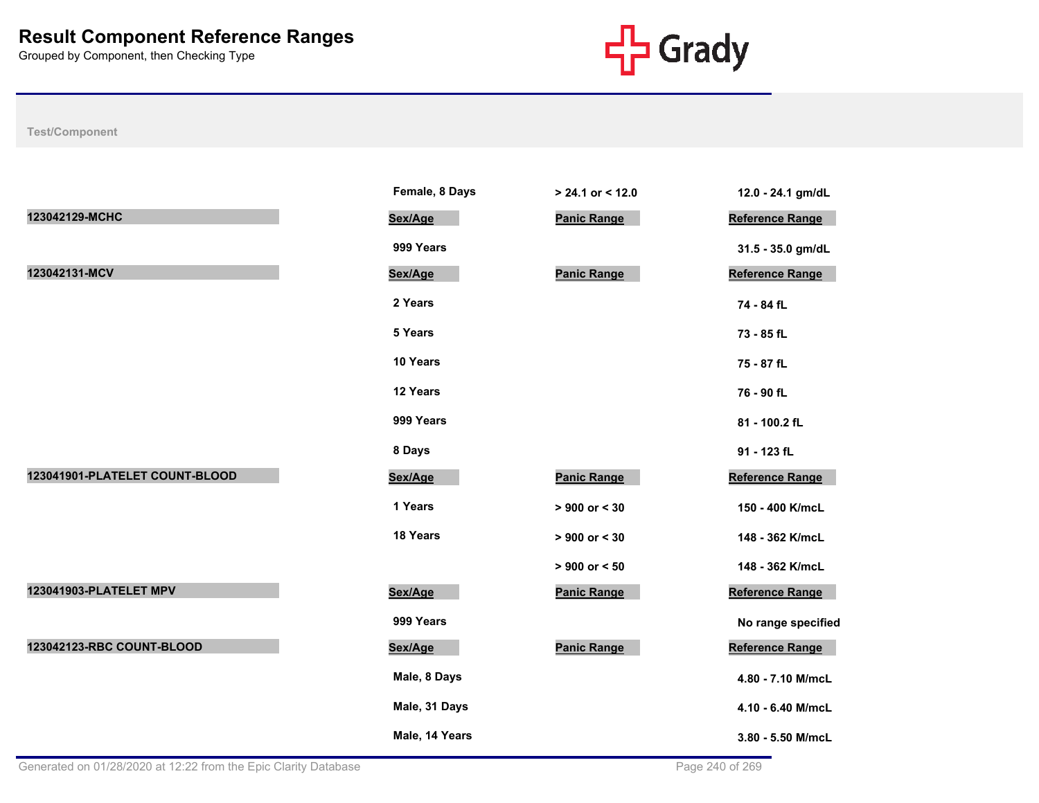# Result Component Reference Ranges

Grouped by Component, then Checking Type

Test/Component

| Test/Component | Sex/Age | Panic Range | Reference Range |
|---|---|---|---|
| | Female, 8 Days | > 24.1 or < 12.0 | 12.0 - 24.1 gm/dL |
| **123042129-MCHC** | **Sex/Age** | **Panic Range** | **Reference Range** |
| | 999 Years | | 31.5 - 35.0 gm/dL |
| **123042131-MCV** | **Sex/Age** | **Panic Range** | **Reference Range** |
| | 2 Years | | 74 - 84 fL |
| | 5 Years | | 73 - 85 fL |
| | 10 Years | | 75 - 87 fL |
| | 12 Years | | 76 - 90 fL |
| | 999 Years | | 81 - 100.2 fL |
| | 8 Days | | 91 - 123 fL |
| **123041901-PLATELET COUNT-BLOOD** | **Sex/Age** | **Panic Range** | **Reference Range** |
| | 1 Years | > 900 or < 30 | 150 - 400 K/mcL |
| | 18 Years | > 900 or < 30 | 148 - 362 K/mcL |
| | | > 900 or < 50 | 148 - 362 K/mcL |
| **123041903-PLATELET MPV** | **Sex/Age** | **Panic Range** | **Reference Range** |
| | 999 Years | | No range specified |
| **123042123-RBC COUNT-BLOOD** | **Sex/Age** | **Panic Range** | **Reference Range** |
| | Male, 8 Days | | 4.80 - 7.10 M/mcL |
| | Male, 31 Days | | 4.10 - 6.40 M/mcL |
| | Male, 14 Years | | 3.80 - 5.50 M/mcL |

Generated on 01/28/2020 at 12:22 from the Epic Clarity Database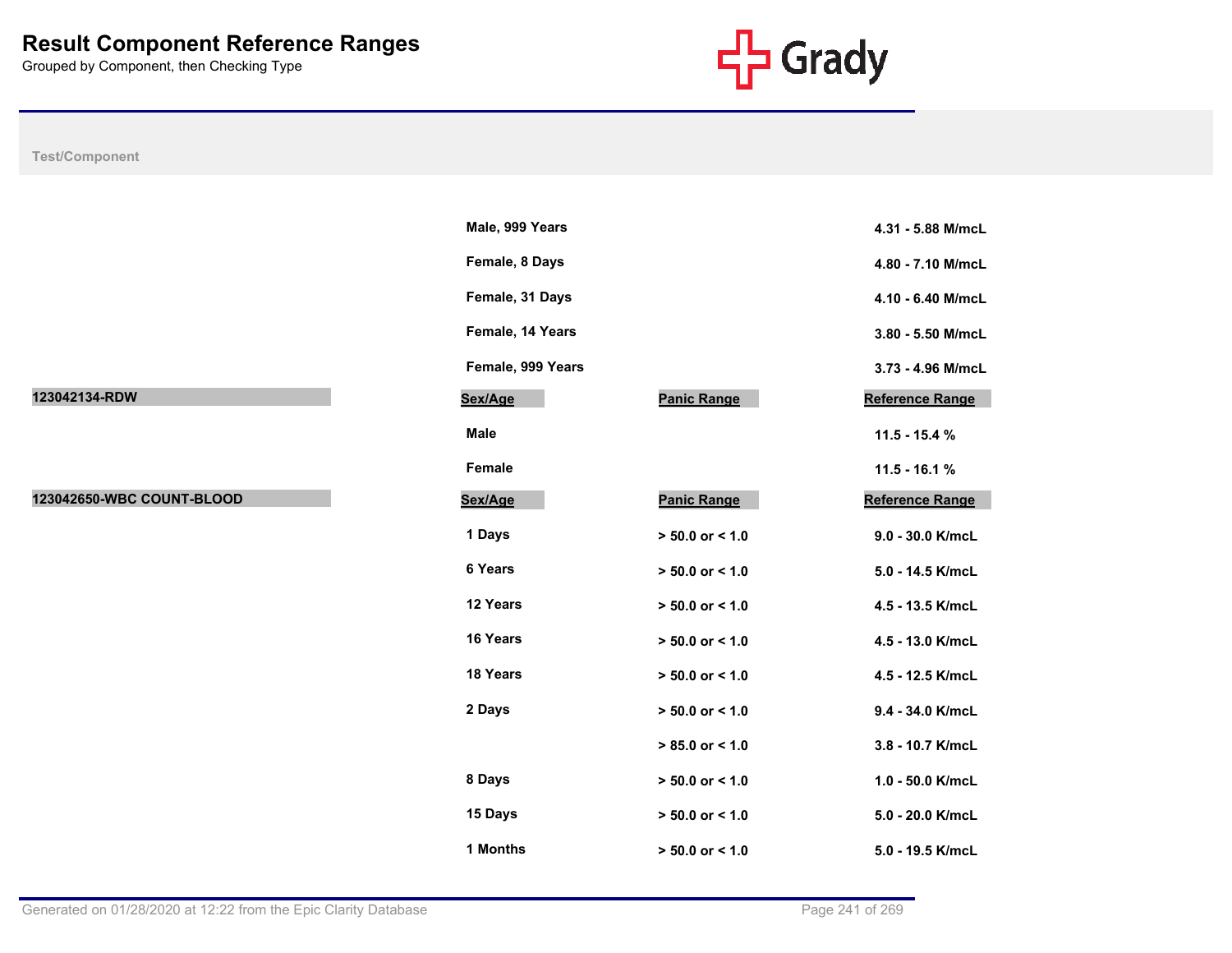# Result Component Reference Ranges

Grouped by Component, then Checking Type

| Test/Component | Sex/Age | Panic Range | Reference Range |
|---|---|---|---|
| | Male, 999 Years | | 4.31 - 5.88 M/mcL |
| | Female, 8 Days | | 4.80 - 7.10 M/mcL |
| | Female, 31 Days | | 4.10 - 6.40 M/mcL |
| | Female, 14 Years | | 3.80 - 5.50 M/mcL |
| | Female, 999 Years | | 3.73 - 4.96 M/mcL |
| **123042134-RDW** | **Sex/Age** | **Panic Range** | **Reference Range** |
| | Male | | 11.5 - 15.4 % |
| | Female | | 11.5 - 16.1 % |
| **123042650-WBC COUNT-BLOOD** | **Sex/Age** | **Panic Range** | **Reference Range** |
| | 1 Days | > 50.0 or < 1.0 | 9.0 - 30.0 K/mcL |
| | 6 Years | > 50.0 or < 1.0 | 5.0 - 14.5 K/mcL |
| | 12 Years | > 50.0 or < 1.0 | 4.5 - 13.5 K/mcL |
| | 16 Years | > 50.0 or < 1.0 | 4.5 - 13.0 K/mcL |
| | 18 Years | > 50.0 or < 1.0 | 4.5 - 12.5 K/mcL |
| | 2 Days | > 50.0 or < 1.0 | 9.4 - 34.0 K/mcL |
| | | > 85.0 or < 1.0 | 3.8 - 10.7 K/mcL |
| | 8 Days | > 50.0 or < 1.0 | 1.0 - 50.0 K/mcL |
| | 15 Days | > 50.0 or < 1.0 | 5.0 - 20.0 K/mcL |
| | 1 Months | > 50.0 or < 1.0 | 5.0 - 19.5 K/mcL |

Generated on 01/28/2020 at 12:22 from the Epic Clarity Database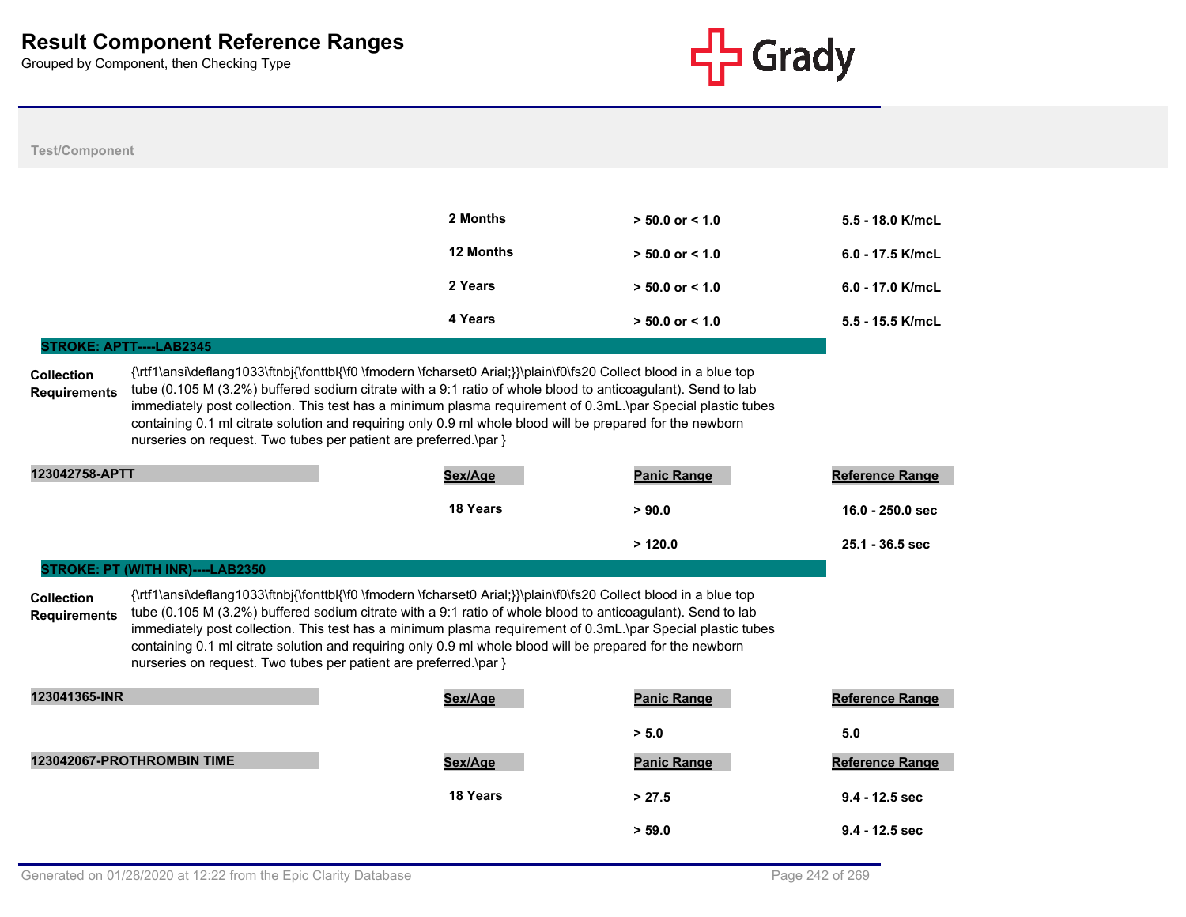# Result Component Reference Ranges

Grouped by Component, then Checking Type

**Test/Component**

| | Sex/Age | Panic Range | Reference Range |
|---|---|---|---|
| | 2 Months | > 50.0 or < 1.0 | 5.5 - 18.0 K/mcL |
| | 12 Months | > 50.0 or < 1.0 | 6.0 - 17.5 K/mcL |
| | 2 Years | > 50.0 or < 1.0 | 6.0 - 17.0 K/mcL |
| | 4 Years | > 50.0 or < 1.0 | 5.5 - 15.5 K/mcL |

## STROKE: APTT----LAB2345

**Collection Requirements**

{\rtf1\ansi\deflang1033\ftnbj{\fonttbl{\f0 \fmodern \fcharset0 Arial;}}\plain\f0\fs20 Collect blood in a blue top tube (0.105 M (3.2%) buffered sodium citrate with a 9:1 ratio of whole blood to anticoagulant). Send to lab immediately post collection. This test has a minimum plasma requirement of 0.3mL.\par Special plastic tubes containing 0.1 ml citrate solution and requiring only 0.9 ml whole blood will be prepared for the newborn nurseries on request. Two tubes per patient are preferred.\par }

| 123042758-APTT | Sex/Age | Panic Range | Reference Range |
|---|---|---|---|
| | 18 Years | > 90.0 | 16.0 - 250.0 sec |
| | | > 120.0 | 25.1 - 36.5 sec |

## STROKE: PT (WITH INR)----LAB2350

**Collection Requirements**

{\rtf1\ansi\deflang1033\ftnbj{\fonttbl{\f0 \fmodern \fcharset0 Arial;}}\plain\f0\fs20 Collect blood in a blue top tube (0.105 M (3.2%) buffered sodium citrate with a 9:1 ratio of whole blood to anticoagulant). Send to lab immediately post collection. This test has a minimum plasma requirement of 0.3mL.\par Special plastic tubes containing 0.1 ml citrate solution and requiring only 0.9 ml whole blood will be prepared for the newborn nurseries on request. Two tubes per patient are preferred.\par }

| 123041365-INR | Sex/Age | Panic Range | Reference Range |
|---|---|---|---|
| | | > 5.0 | 5.0 |

| 123042067-PROTHROMBIN TIME | Sex/Age | Panic Range | Reference Range |
|---|---|---|---|
| | 18 Years | > 27.5 | 9.4 - 12.5 sec |
| | | > 59.0 | 9.4 - 12.5 sec |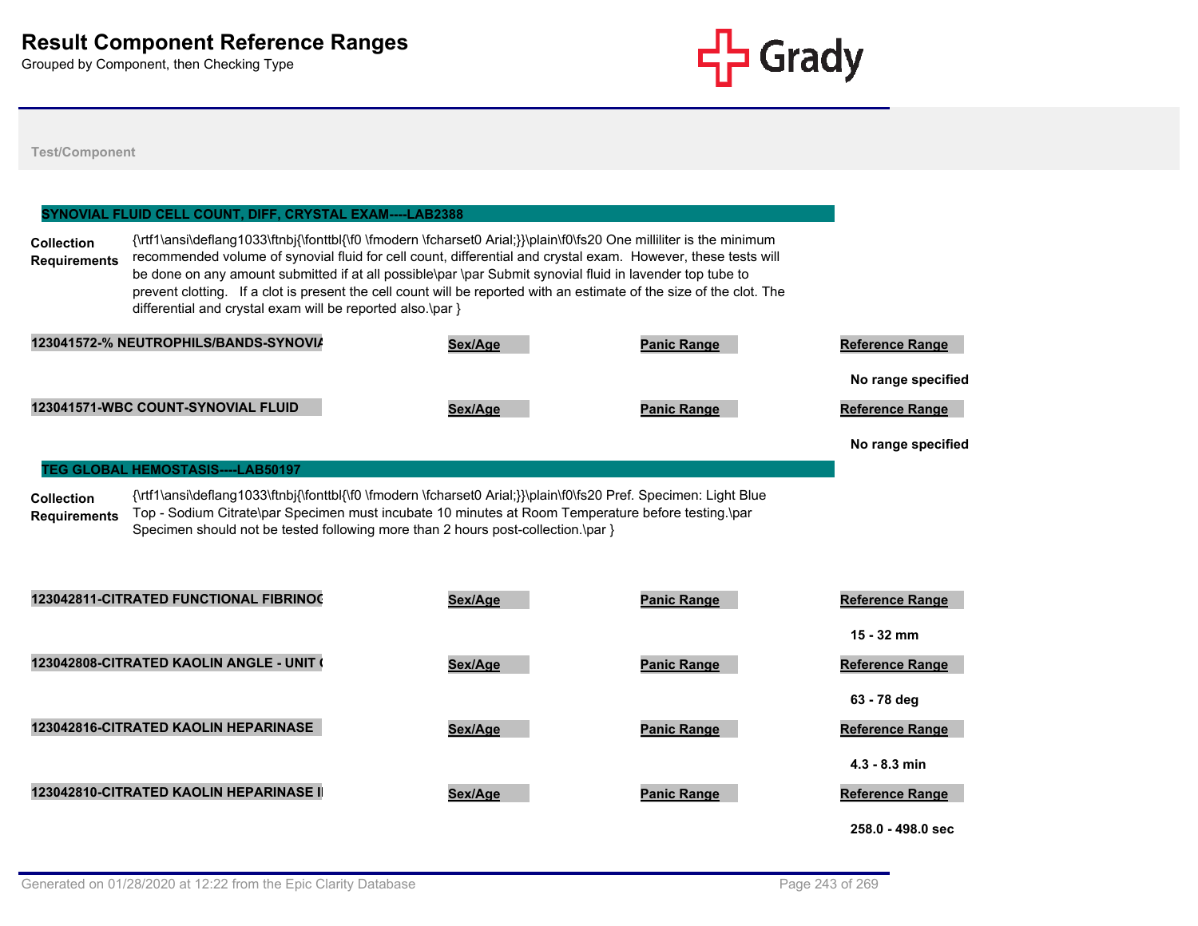# Result Component Reference Ranges

Grouped by Component, then Checking Type

Test/Component

## SYNOVIAL FLUID CELL COUNT, DIFF, CRYSTAL EXAM----LAB2388

**Collection Requirements** {\rtf1\ansi\deflang1033\ftnbj{\fonttbl{\f0 \fmodern \fcharset0 Arial;}}\plain\f0\fs20 One milliliter is the minimum recommended volume of synovial fluid for cell count, differential and crystal exam. However, these tests will be done on any amount submitted if at all possible\par \par Submit synovial fluid in lavender top tube to prevent clotting. If a clot is present the cell count will be reported with an estimate of the size of the clot. The differential and crystal exam will be reported also.\par }

| 123041572-% NEUTROPHILS/BANDS-SYNOVIA | Sex/Age | Panic Range | Reference Range |
|---|---|---|---|
| | | | No range specified |

| 123041571-WBC COUNT-SYNOVIAL FLUID | Sex/Age | Panic Range | Reference Range |
|---|---|---|---|
| | | | No range specified |

## TEG GLOBAL HEMOSTASIS----LAB50197

**Collection Requirements** {\rtf1\ansi\deflang1033\ftnbj{\fonttbl{\f0 \fmodern \fcharset0 Arial;}}\plain\f0\fs20 Pref. Specimen: Light Blue Top - Sodium Citrate\par Specimen must incubate 10 minutes at Room Temperature before testing.\par Specimen should not be tested following more than 2 hours post-collection.\par }

| 123042811-CITRATED FUNCTIONAL FIBRINOG | Sex/Age | Panic Range | Reference Range |
|---|---|---|---|
| | | | 15 - 32 mm |

| 123042808-CITRATED KAOLIN ANGLE - UNIT ( | Sex/Age | Panic Range | Reference Range |
|---|---|---|---|
| | | | 63 - 78 deg |

| 123042816-CITRATED KAOLIN HEPARINASE | Sex/Age | Panic Range | Reference Range |
|---|---|---|---|
| | | | 4.3 - 8.3 min |

| 123042810-CITRATED KAOLIN HEPARINASE I | Sex/Age | Panic Range | Reference Range |
|---|---|---|---|
| | | | 258.0 - 498.0 sec |

Generated on 01/28/2020 at 12:22 from the Epic Clarity Database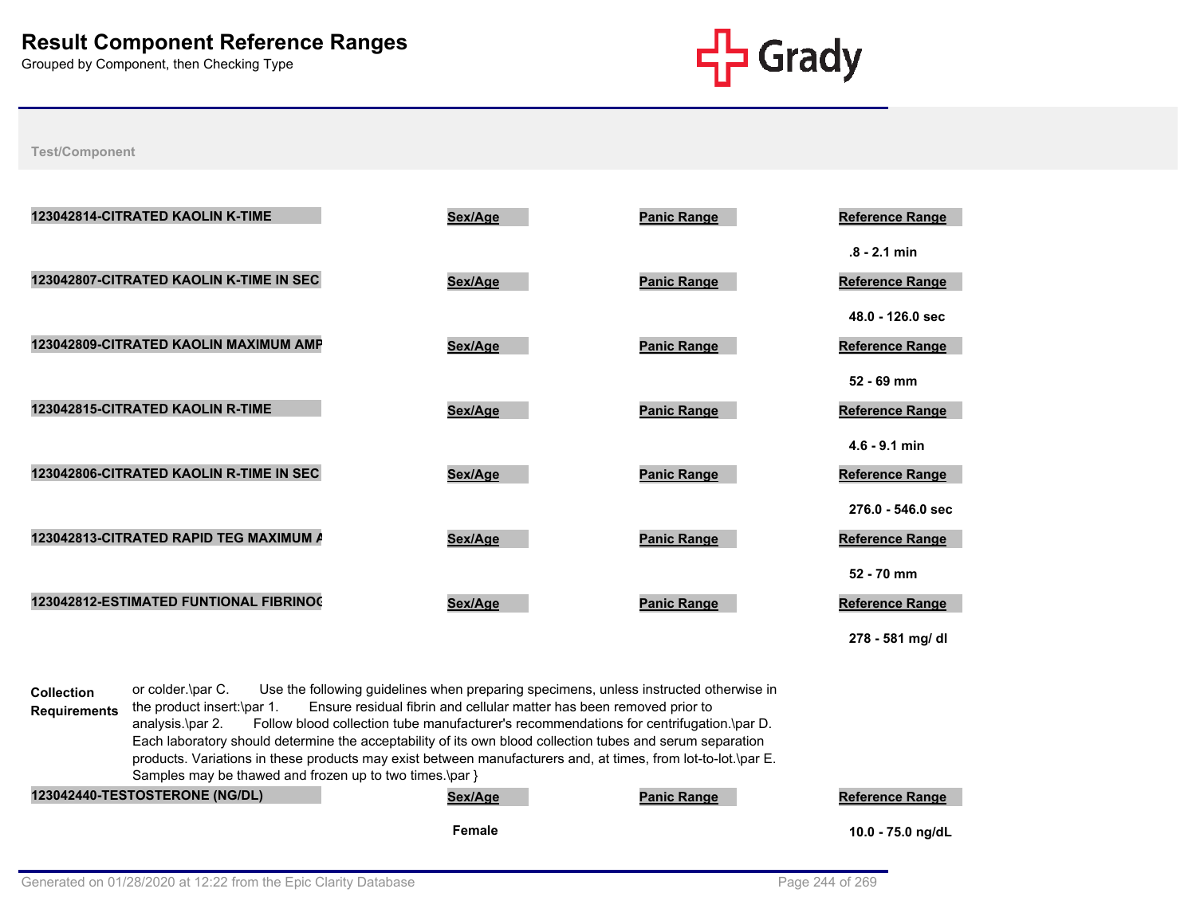# Result Component Reference Ranges

Grouped by Component, then Checking Type

Test/Component

| 123042814-CITRATED KAOLIN K-TIME | Sex/Age | Panic Range | Reference Range |
|---|---|---|---|
| | | | .8 - 2.1 min |

| 123042807-CITRATED KAOLIN K-TIME IN SEC | Sex/Age | Panic Range | Reference Range |
|---|---|---|---|
| | | | 48.0 - 126.0 sec |

| 123042809-CITRATED KAOLIN MAXIMUM AMP | Sex/Age | Panic Range | Reference Range |
|---|---|---|---|
| | | | 52 - 69 mm |

| 123042815-CITRATED KAOLIN R-TIME | Sex/Age | Panic Range | Reference Range |
|---|---|---|---|
| | | | 4.6 - 9.1 min |

| 123042806-CITRATED KAOLIN R-TIME IN SEC | Sex/Age | Panic Range | Reference Range |
|---|---|---|---|
| | | | 276.0 - 546.0 sec |

| 123042813-CITRATED RAPID TEG MAXIMUM A | Sex/Age | Panic Range | Reference Range |
|---|---|---|---|
| | | | 52 - 70 mm |

| 123042812-ESTIMATED FUNTIONAL FIBRINOG | Sex/Age | Panic Range | Reference Range |
|---|---|---|---|
| | | | 278 - 581 mg/ dl |

**Collection Requirements**

or colder.\par C. Use the following guidelines when preparing specimens, unless instructed otherwise in the product insert:\par 1. Ensure residual fibrin and cellular matter has been removed prior to analysis.\par 2. Follow blood collection tube manufacturer's recommendations for centrifugation.\par D. Each laboratory should determine the acceptability of its own blood collection tubes and serum separation products. Variations in these products may exist between manufacturers and, at times, from lot-to-lot.\par E. Samples may be thawed and frozen up to two times.\par }

| 123042440-TESTOSTERONE (NG/DL) | Sex/Age | Panic Range | Reference Range |
|---|---|---|---|
| | Female | | 10.0 - 75.0 ng/dL |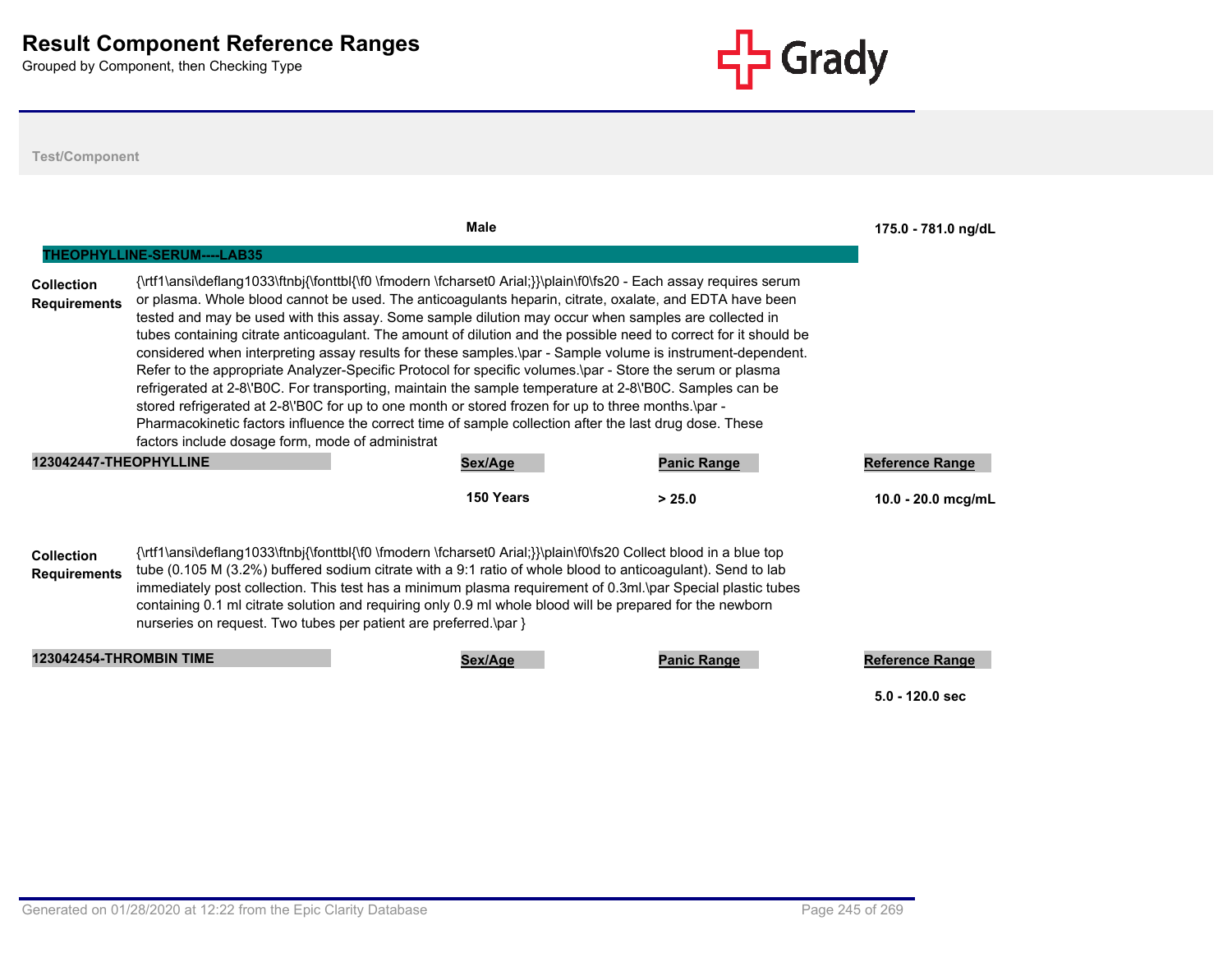# Result Component Reference Ranges

Grouped by Component, then Checking Type

Test/Component

| | Sex/Age | Panic Range | Reference Range |
|---|---|---|---|
| | Male | | 175.0 - 781.0 ng/dL |

## THEOPHYLLINE-SERUM----LAB35

**Collection Requirements** {\rtf1\ansi\deflang1033\ftnbj{\fonttbl{\f0 \fmodern \fcharset0 Arial;}}\plain\f0\fs20 - Each assay requires serum or plasma. Whole blood cannot be used. The anticoagulants heparin, citrate, oxalate, and EDTA have been tested and may be used with this assay. Some sample dilution may occur when samples are collected in tubes containing citrate anticoagulant. The amount of dilution and the possible need to correct for it should be considered when interpreting assay results for these samples.\par - Sample volume is instrument-dependent. Refer to the appropriate Analyzer-Specific Protocol for specific volumes.\par - Store the serum or plasma refrigerated at 2-8\'B0C. For transporting, maintain the sample temperature at 2-8\'B0C. Samples can be stored refrigerated at 2-8\'B0C for up to one month or stored frozen for up to three months.\par - Pharmacokinetic factors influence the correct time of sample collection after the last drug dose. These factors include dosage form, mode of administrat

| 123042447-THEOPHYLLINE | Sex/Age | Panic Range | Reference Range |
|---|---|---|---|
| | 150 Years | > 25.0 | 10.0 - 20.0 mcg/mL |

**Collection Requirements** {\rtf1\ansi\deflang1033\ftnbj{\fonttbl{\f0 \fmodern \fcharset0 Arial;}}\plain\f0\fs20 Collect blood in a blue top tube (0.105 M (3.2%) buffered sodium citrate with a 9:1 ratio of whole blood to anticoagulant). Send to lab immediately post collection. This test has a minimum plasma requirement of 0.3ml.\par Special plastic tubes containing 0.1 ml citrate solution and requiring only 0.9 ml whole blood will be prepared for the newborn nurseries on request. Two tubes per patient are preferred.\par }

| 123042454-THROMBIN TIME | Sex/Age | Panic Range | Reference Range |
|---|---|---|---|
| | | | 5.0 - 120.0 sec |

Generated on 01/28/2020 at 12:22 from the Epic Clarity Database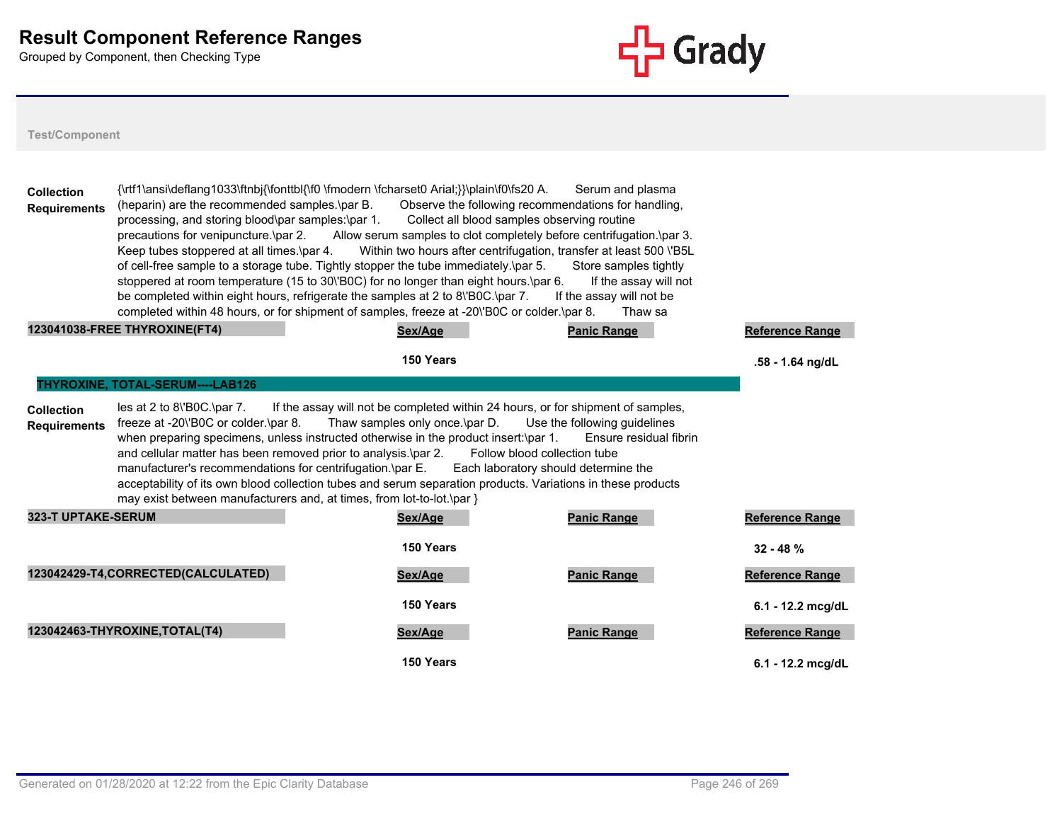# Result Component Reference Ranges

Grouped by Component, then Checking Type

Test/Component

**Collection Requirements** {\rtf1\ansi\deflang1033\ftnbj{\fonttbl{\f0 \fmodern \fcharset0 Arial;}}\plain\f0\fs20 A. Serum and plasma (heparin) are the recommended samples.\par B. Observe the following recommendations for handling, processing, and storing blood\par samples:\par 1. Collect all blood samples observing routine precautions for venipuncture.\par 2. Allow serum samples to clot completely before centrifugation.\par 3. Keep tubes stoppered at all times.\par 4. Within two hours after centrifugation, transfer at least 500 \'B5L of cell-free sample to a storage tube. Tightly stopper the tube immediately.\par 5. Store samples tightly stoppered at room temperature (15 to 30\'B0C) for no longer than eight hours.\par 6. If the assay will not be completed within eight hours, refrigerate the samples at 2 to 8\'B0C.\par 7. If the assay will not be completed within 48 hours, or for shipment of samples, freeze at -20\'B0C or colder.\par 8. Thaw sa

| 123041038-FREE THYROXINE(FT4) | Sex/Age | Panic Range | Reference Range |
|---|---|---|---|
| | 150 Years | | .58 - 1.64 ng/dL |

## THYROXINE, TOTAL-SERUM----LAB126

**Collection Requirements** les at 2 to 8\'B0C.\par 7. If the assay will not be completed within 24 hours, or for shipment of samples, freeze at -20\'B0C or colder.\par 8. Thaw samples only once.\par D. Use the following guidelines when preparing specimens, unless instructed otherwise in the product insert:\par 1. Ensure residual fibrin and cellular matter has been removed prior to analysis.\par 2. Follow blood collection tube manufacturer's recommendations for centrifugation.\par E. Each laboratory should determine the acceptability of its own blood collection tubes and serum separation products. Variations in these products may exist between manufacturers and, at times, from lot-to-lot.\par }

| 323-T UPTAKE-SERUM | Sex/Age | Panic Range | Reference Range |
|---|---|---|---|
| | 150 Years | | 32 - 48 % |

| 123042429-T4,CORRECTED(CALCULATED) | Sex/Age | Panic Range | Reference Range |
|---|---|---|---|
| | 150 Years | | 6.1 - 12.2 mcg/dL |

| 123042463-THYROXINE,TOTAL(T4) | Sex/Age | Panic Range | Reference Range |
|---|---|---|---|
| | 150 Years | | 6.1 - 12.2 mcg/dL |

Generated on 01/28/2020 at 12:22 from the Epic Clarity Database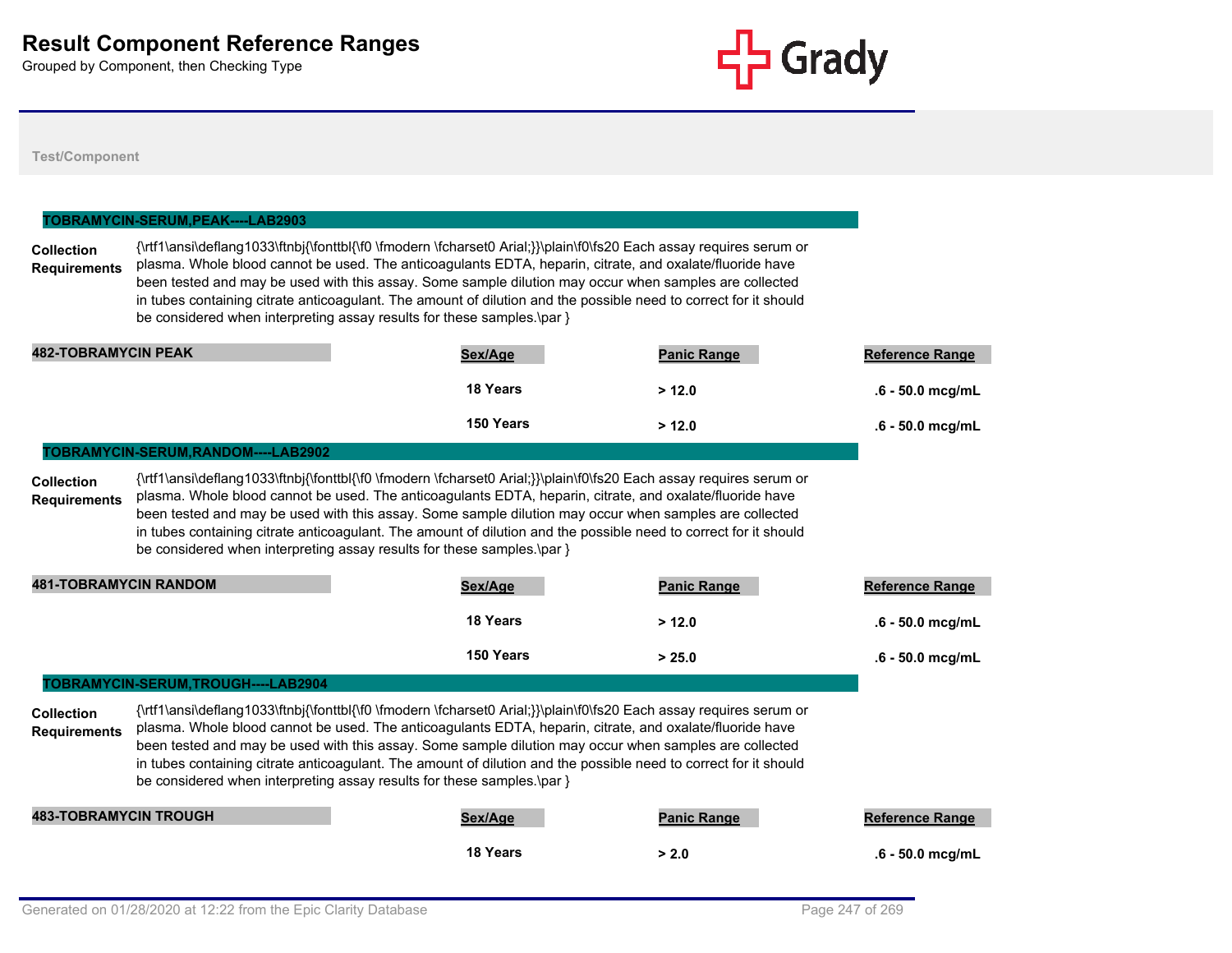# Result Component Reference Ranges

Grouped by Component, then Checking Type

Test/Component

## TOBRAMYCIN-SERUM,PEAK----LAB2903

**Collection Requirements**

{\rtf1\ansi\deflang1033\ftnbj{\fonttbl{\f0 \fmodern \fcharset0 Arial;}}\plain\f0\fs20 Each assay requires serum or plasma. Whole blood cannot be used. The anticoagulants EDTA, heparin, citrate, and oxalate/fluoride have been tested and may be used with this assay. Some sample dilution may occur when samples are collected in tubes containing citrate anticoagulant. The amount of dilution and the possible need to correct for it should be considered when interpreting assay results for these samples.\par }

| 482-TOBRAMYCIN PEAK | Sex/Age | Panic Range | Reference Range |
|---|---|---|---|
| | 18 Years | > 12.0 | .6 - 50.0 mcg/mL |
| | 150 Years | > 12.0 | .6 - 50.0 mcg/mL |

## TOBRAMYCIN-SERUM,RANDOM----LAB2902

**Collection Requirements**

{\rtf1\ansi\deflang1033\ftnbj{\fonttbl{\f0 \fmodern \fcharset0 Arial;}}\plain\f0\fs20 Each assay requires serum or plasma. Whole blood cannot be used. The anticoagulants EDTA, heparin, citrate, and oxalate/fluoride have been tested and may be used with this assay. Some sample dilution may occur when samples are collected in tubes containing citrate anticoagulant. The amount of dilution and the possible need to correct for it should be considered when interpreting assay results for these samples.\par }

| 481-TOBRAMYCIN RANDOM | Sex/Age | Panic Range | Reference Range |
|---|---|---|---|
| | 18 Years | > 12.0 | .6 - 50.0 mcg/mL |
| | 150 Years | > 25.0 | .6 - 50.0 mcg/mL |

## TOBRAMYCIN-SERUM,TROUGH----LAB2904

**Collection Requirements**

{\rtf1\ansi\deflang1033\ftnbj{\fonttbl{\f0 \fmodern \fcharset0 Arial;}}\plain\f0\fs20 Each assay requires serum or plasma. Whole blood cannot be used. The anticoagulants EDTA, heparin, citrate, and oxalate/fluoride have been tested and may be used with this assay. Some sample dilution may occur when samples are collected in tubes containing citrate anticoagulant. The amount of dilution and the possible need to correct for it should be considered when interpreting assay results for these samples.\par }

| 483-TOBRAMYCIN TROUGH | Sex/Age | Panic Range | Reference Range |
|---|---|---|---|
| | 18 Years | > 2.0 | .6 - 50.0 mcg/mL |

Generated on 01/28/2020 at 12:22 from the Epic Clarity Database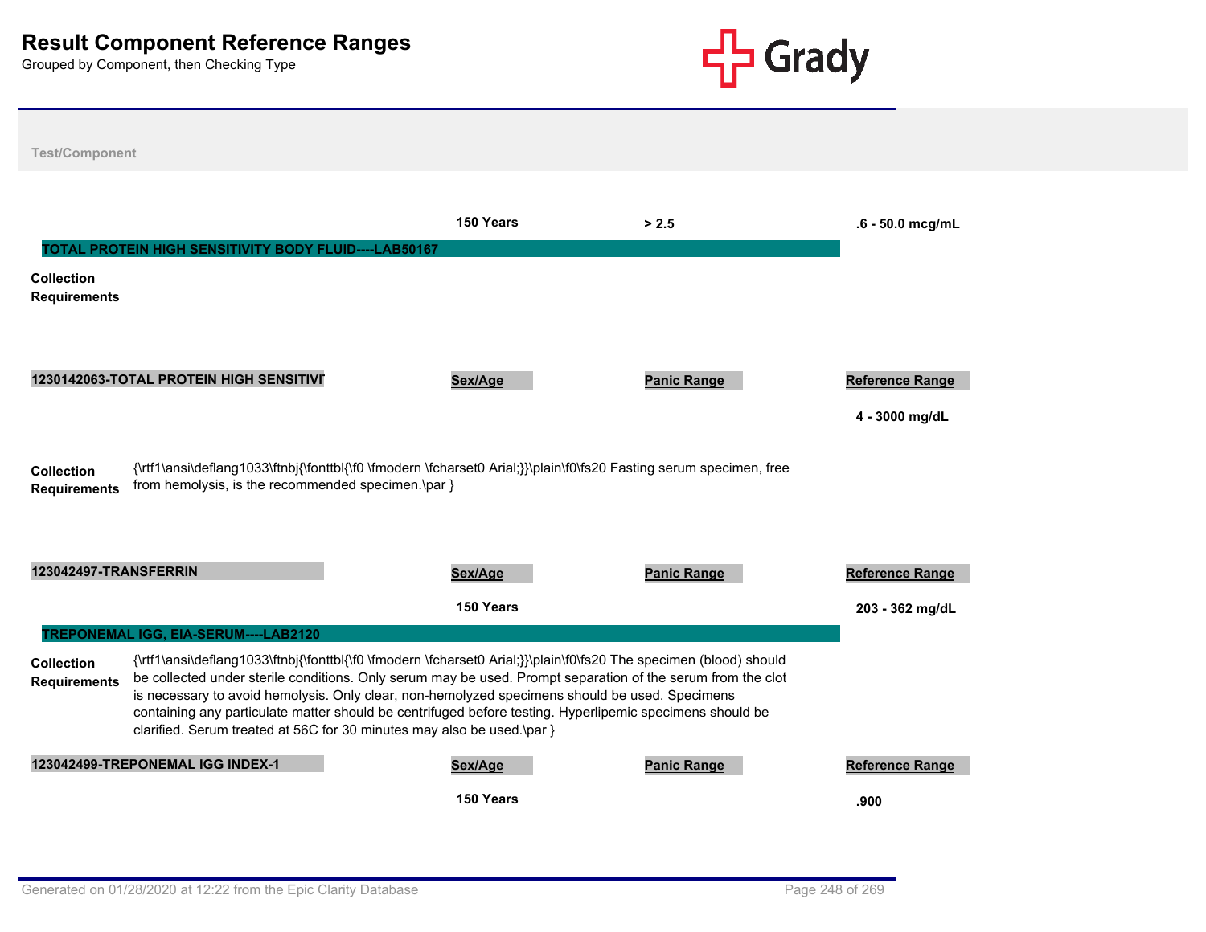# Result Component Reference Ranges

Grouped by Component, then Checking Type

**Test/Component**

| | Sex/Age | Panic Range | Reference Range |
|---|---|---|---|
| | 150 Years | > 2.5 | .6 - 50.0 mcg/mL |

## TOTAL PROTEIN HIGH SENSITIVITY BODY FLUID----LAB50167

**Collection Requirements**

| 1230142063-TOTAL PROTEIN HIGH SENSITIVI | Sex/Age | Panic Range | Reference Range |
|---|---|---|---|
| | | | 4 - 3000 mg/dL |

**Collection Requirements** {\rtf1\ansi\deflang1033\ftnbj{\fonttbl{\f0 \fmodern \fcharset0 Arial;}}\plain\f0\fs20 Fasting serum specimen, free from hemolysis, is the recommended specimen.\par }

| 123042497-TRANSFERRIN | Sex/Age | Panic Range | Reference Range |
|---|---|---|---|
| | 150 Years | | 203 - 362 mg/dL |

## TREPONEMAL IGG, EIA-SERUM----LAB2120

**Collection Requirements** {\rtf1\ansi\deflang1033\ftnbj{\fonttbl{\f0 \fmodern \fcharset0 Arial;}}\plain\f0\fs20 The specimen (blood) should be collected under sterile conditions. Only serum may be used. Prompt separation of the serum from the clot is necessary to avoid hemolysis. Only clear, non-hemolyzed specimens should be used. Specimens containing any particulate matter should be centrifuged before testing. Hyperlipemic specimens should be clarified. Serum treated at 56C for 30 minutes may also be used.\par }

| 123042499-TREPONEMAL IGG INDEX-1 | Sex/Age | Panic Range | Reference Range |
|---|---|---|---|
| | 150 Years | | .900 |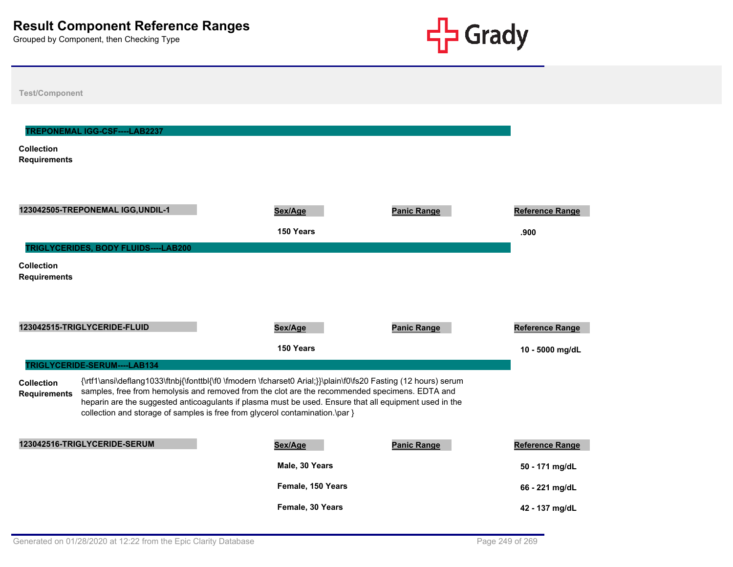# Result Component Reference Ranges

Grouped by Component, then Checking Type

**Test/Component**

## TREPONEMAL IGG-CSF----LAB2237

**Collection Requirements**

| 123042505-TREPONEMAL IGG,UNDIL-1 | Sex/Age | Panic Range | Reference Range |
|---|---|---|---|
| | 150 Years | | .900 |

## TRIGLYCERIDES, BODY FLUIDS----LAB200

**Collection Requirements**

| 123042515-TRIGLYCERIDE-FLUID | Sex/Age | Panic Range | Reference Range |
|---|---|---|---|
| | 150 Years | | 10 - 5000 mg/dL |

## TRIGLYCERIDE-SERUM----LAB134

**Collection Requirements** {\rtf1\ansi\deflang1033\ftnbj{\fonttbl{\f0 \fmodern \fcharset0 Arial;}}\plain\f0\fs20 Fasting (12 hours) serum samples, free from hemolysis and removed from the clot are the recommended specimens. EDTA and heparin are the suggested anticoagulants if plasma must be used. Ensure that all equipment used in the collection and storage of samples is free from glycerol contamination.\par }

| 123042516-TRIGLYCERIDE-SERUM | Sex/Age | Panic Range | Reference Range |
|---|---|---|---|
| | Male, 30 Years | | 50 - 171 mg/dL |
| | Female, 150 Years | | 66 - 221 mg/dL |
| | Female, 30 Years | | 42 - 137 mg/dL |

Generated on 01/28/2020 at 12:22 from the Epic Clarity Database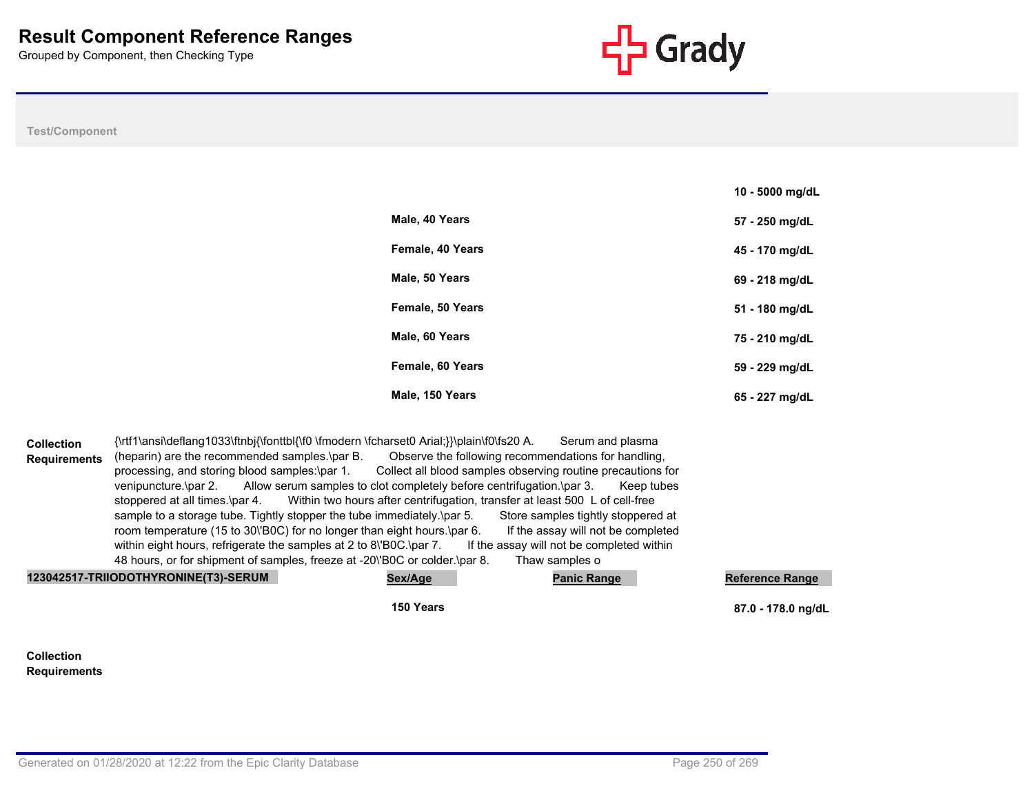# Result Component Reference Ranges

Grouped by Component, then Checking Type

Test/Component

| | Sex/Age | Panic Range | Reference Range |
|---|---|---|---|
| | | | 10 - 5000 mg/dL |
| | Male, 40 Years | | 57 - 250 mg/dL |
| | Female, 40 Years | | 45 - 170 mg/dL |
| | Male, 50 Years | | 69 - 218 mg/dL |
| | Female, 50 Years | | 51 - 180 mg/dL |
| | Male, 60 Years | | 75 - 210 mg/dL |
| | Female, 60 Years | | 59 - 229 mg/dL |
| | Male, 150 Years | | 65 - 227 mg/dL |

**Collection Requirements** {\rtf1\ansi\deflang1033\ftnbj{\fonttbl{\f0 \fmodern \fcharset0 Arial;}}\plain\f0\fs20 A. Serum and plasma (heparin) are the recommended samples.\par B. Observe the following recommendations for handling, processing, and storing blood samples:\par 1. Collect all blood samples observing routine precautions for venipuncture.\par 2. Allow serum samples to clot completely before centrifugation.\par 3. Keep tubes stoppered at all times.\par 4. Within two hours after centrifugation, transfer at least 500 L of cell-free sample to a storage tube. Tightly stopper the tube immediately.\par 5. Store samples tightly stoppered at room temperature (15 to 30\'B0C) for no longer than eight hours.\par 6. If the assay will not be completed within eight hours, refrigerate the samples at 2 to 8\'B0C.\par 7. If the assay will not be completed within 48 hours, or for shipment of samples, freeze at -20\'B0C or colder.\par 8. Thaw samples o

| 123042517-TRIIODOTHYRONINE(T3)-SERUM | Sex/Age | Panic Range | Reference Range |
|---|---|---|---|
| | 150 Years | | 87.0 - 178.0 ng/dL |

**Collection Requirements**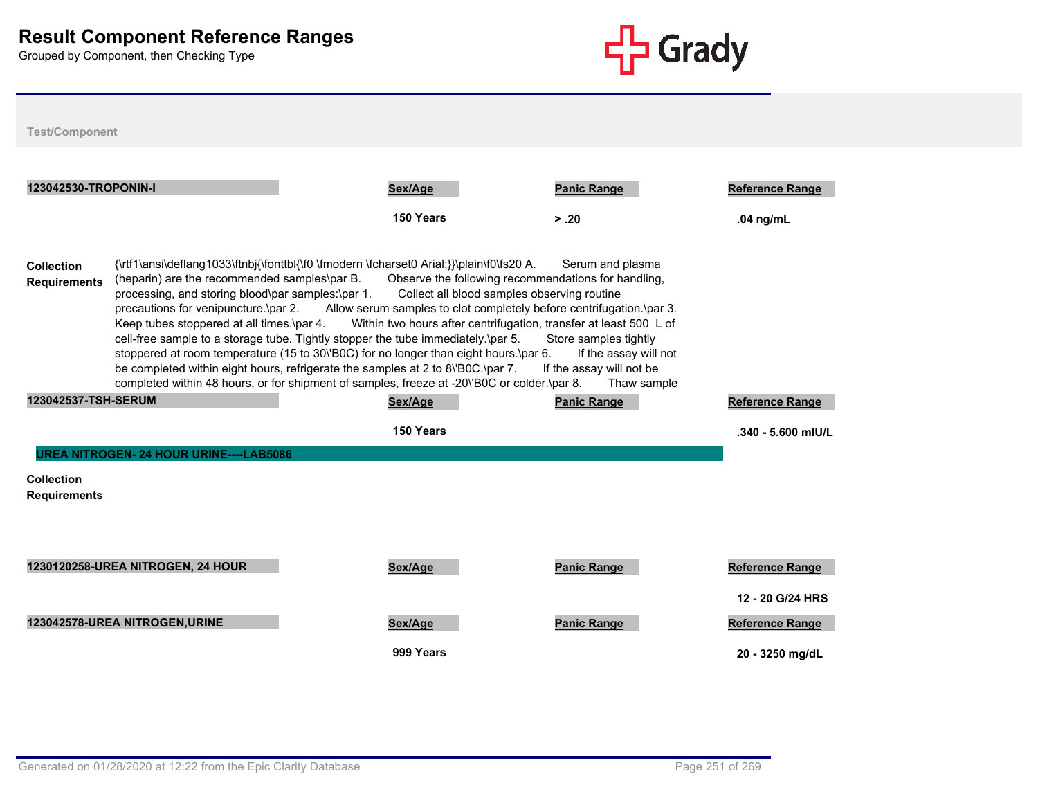# Result Component Reference Ranges

Grouped by Component, then Checking Type

Test/Component

| 123042530-TROPONIN-I | Sex/Age | Panic Range | Reference Range |
| --- | --- | --- | --- |
| | 150 Years | > .20 | .04 ng/mL |

**Collection Requirements**

{\rtf1\ansi\deflang1033\ftnbj{\fonttbl{\f0 \fmodern \fcharset0 Arial;}}\plain\f0\fs20 A. Serum and plasma (heparin) are the recommended samples\par B. Observe the following recommendations for handling, processing, and storing blood\par samples:\par 1. Collect all blood samples observing routine precautions for venipuncture.\par 2. Allow serum samples to clot completely before centrifugation.\par 3. Keep tubes stoppered at all times.\par 4. Within two hours after centrifugation, transfer at least 500 L of cell-free sample to a storage tube. Tightly stopper the tube immediately.\par 5. Store samples tightly stoppered at room temperature (15 to 30\'B0C) for no longer than eight hours.\par 6. If the assay will not be completed within eight hours, refrigerate the samples at 2 to 8\'B0C.\par 7. If the assay will not be completed within 48 hours, or for shipment of samples, freeze at -20\'B0C or colder.\par 8. Thaw sample

| 123042537-TSH-SERUM | Sex/Age | Panic Range | Reference Range |
| --- | --- | --- | --- |
| | 150 Years | | .340 - 5.600 mIU/L |

## UREA NITROGEN- 24 HOUR URINE----LAB5086

**Collection Requirements**

| 1230120258-UREA NITROGEN, 24 HOUR | Sex/Age | Panic Range | Reference Range |
| --- | --- | --- | --- |
| | | | 12 - 20 G/24 HRS |

| 123042578-UREA NITROGEN,URINE | Sex/Age | Panic Range | Reference Range |
| --- | --- | --- | --- |
| | 999 Years | | 20 - 3250 mg/dL |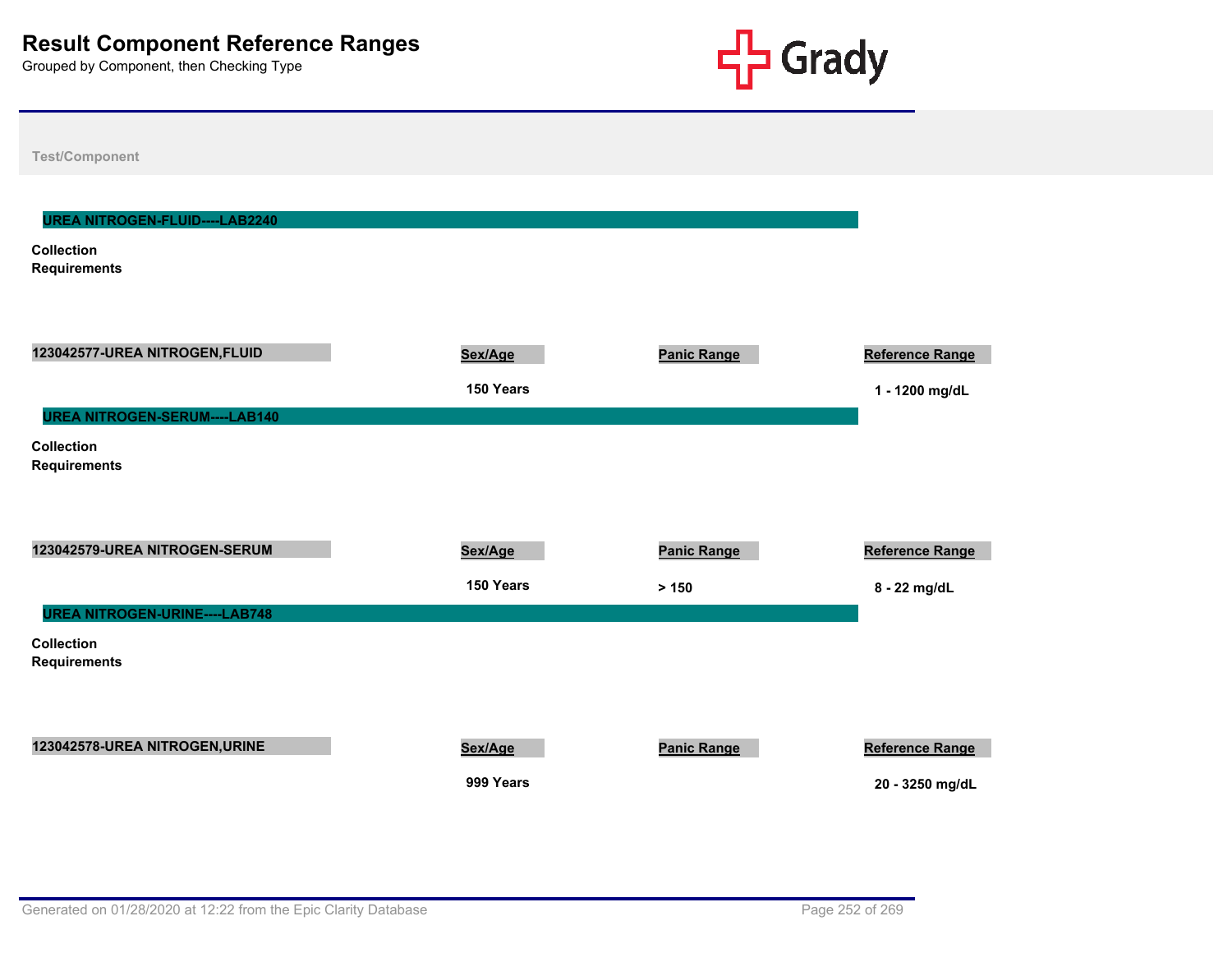# Result Component Reference Ranges

Grouped by Component, then Checking Type

Test/Component

## UREA NITROGEN-FLUID----LAB2240

**Collection Requirements**

| 123042577-UREA NITROGEN,FLUID | Sex/Age | Panic Range | Reference Range |
|---|---|---|---|
| | 150 Years | | 1 - 1200 mg/dL |

## UREA NITROGEN-SERUM----LAB140

**Collection Requirements**

| 123042579-UREA NITROGEN-SERUM | Sex/Age | Panic Range | Reference Range |
|---|---|---|---|
| | 150 Years | > 150 | 8 - 22 mg/dL |

## UREA NITROGEN-URINE----LAB748

**Collection Requirements**

| 123042578-UREA NITROGEN,URINE | Sex/Age | Panic Range | Reference Range |
|---|---|---|---|
| | 999 Years | | 20 - 3250 mg/dL |

Generated on 01/28/2020 at 12:22 from the Epic Clarity Database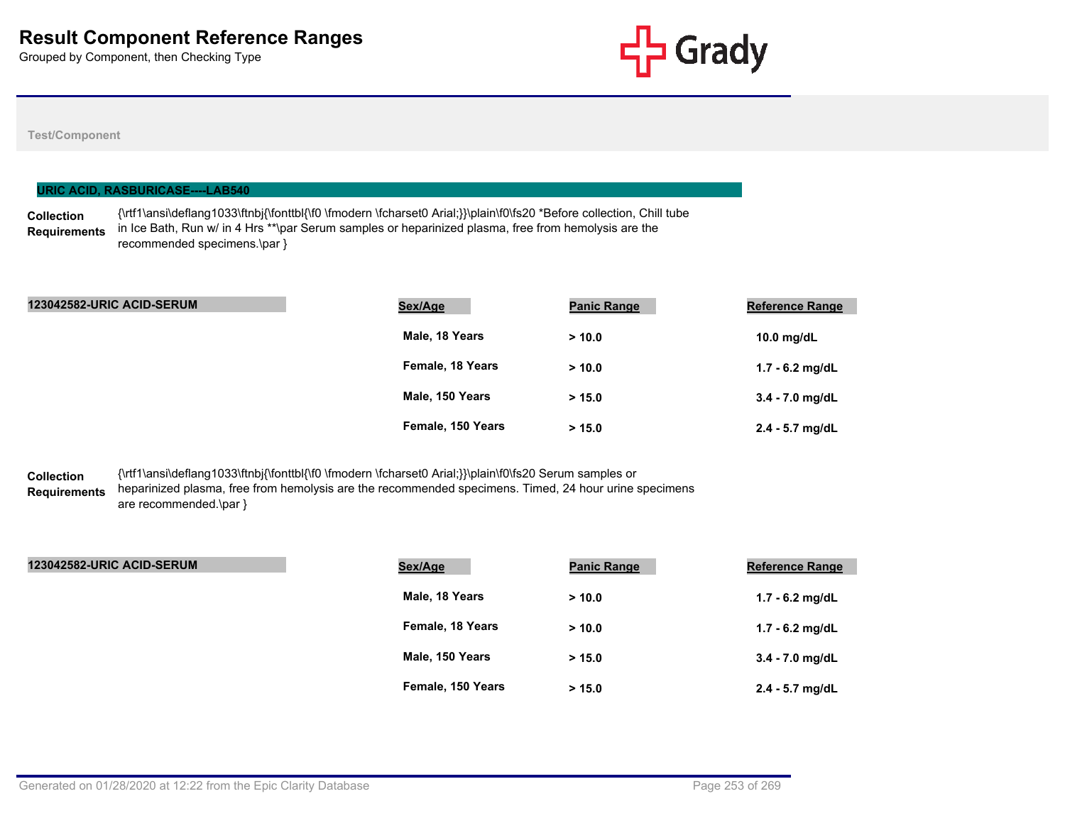# Result Component Reference Ranges

Grouped by Component, then Checking Type

Test/Component

**URIC ACID, RASBURICASE----LAB540**

**Collection Requirements**
{\rtf1\ansi\deflang1033\ftnbj{\fonttbl{\f0 \fmodern \fcharset0 Arial;}}\plain\f0\fs20 *Before collection, Chill tube in Ice Bath, Run w/ in 4 Hrs **\par Serum samples or heparinized plasma, free from hemolysis are the recommended specimens.\par }

**123042582-URIC ACID-SERUM**

| Sex/Age | Panic Range | Reference Range |
|---|---|---|
| Male, 18 Years | > 10.0 | 10.0 mg/dL |
| Female, 18 Years | > 10.0 | 1.7 - 6.2 mg/dL |
| Male, 150 Years | > 15.0 | 3.4 - 7.0 mg/dL |
| Female, 150 Years | > 15.0 | 2.4 - 5.7 mg/dL |

**Collection Requirements**
{\rtf1\ansi\deflang1033\ftnbj{\fonttbl{\f0 \fmodern \fcharset0 Arial;}}\plain\f0\fs20 Serum samples or heparinized plasma, free from hemolysis are the recommended specimens. Timed, 24 hour urine specimens are recommended.\par }

**123042582-URIC ACID-SERUM**

| Sex/Age | Panic Range | Reference Range |
|---|---|---|
| Male, 18 Years | > 10.0 | 1.7 - 6.2 mg/dL |
| Female, 18 Years | > 10.0 | 1.7 - 6.2 mg/dL |
| Male, 150 Years | > 15.0 | 3.4 - 7.0 mg/dL |
| Female, 150 Years | > 15.0 | 2.4 - 5.7 mg/dL |

Generated on 01/28/2020 at 12:22 from the Epic Clarity Database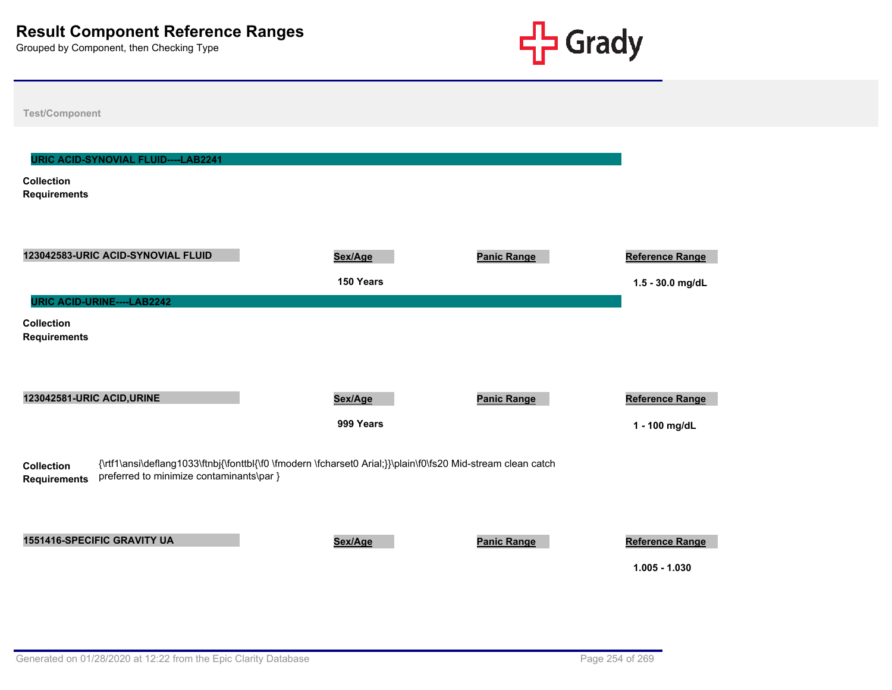# Result Component Reference Ranges

Grouped by Component, then Checking Type

Test/Component

## URIC ACID-SYNOVIAL FLUID----LAB2241

**Collection Requirements**

| 123042583-URIC ACID-SYNOVIAL FLUID | Sex/Age | Panic Range | Reference Range |
|---|---|---|---|
| | 150 Years | | 1.5 - 30.0 mg/dL |

## URIC ACID-URINE----LAB2242

**Collection Requirements**

| 123042581-URIC ACID,URINE | Sex/Age | Panic Range | Reference Range |
|---|---|---|---|
| | 999 Years | | 1 - 100 mg/dL |

**Collection Requirements** {\rtf1\ansi\deflang1033\ftnbj{\fonttbl{\f0 \fmodern \fcharset0 Arial;}}\plain\f0\fs20 Mid-stream clean catch preferred to minimize contaminants\par }

| 1551416-SPECIFIC GRAVITY UA | Sex/Age | Panic Range | Reference Range |
|---|---|---|---|
| | | | 1.005 - 1.030 |

Generated on 01/28/2020 at 12:22 from the Epic Clarity Database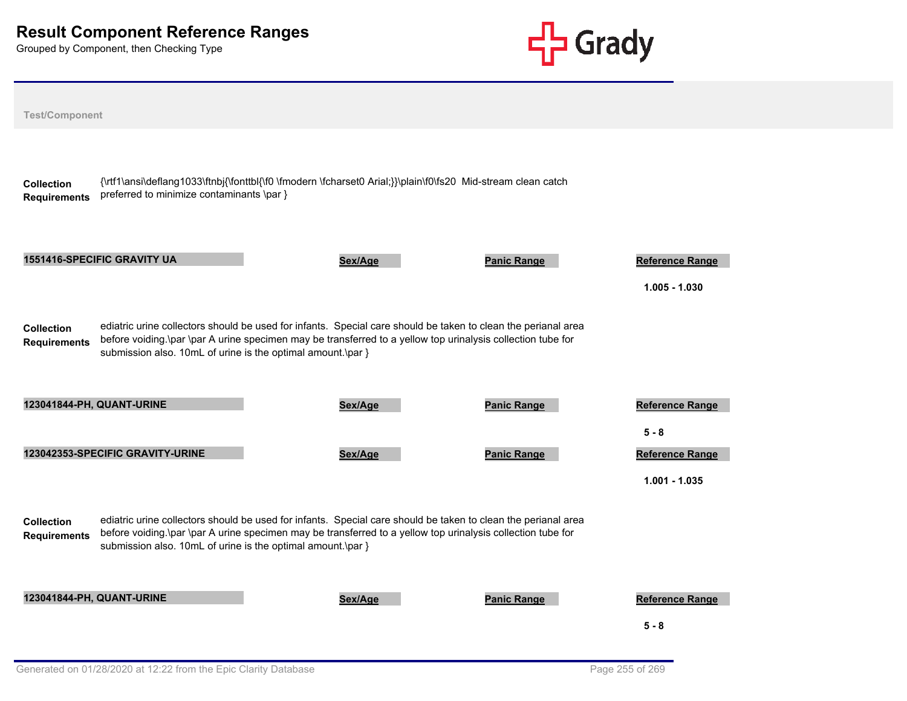# Result Component Reference Ranges

Grouped by Component, then Checking Type

**Test/Component**

**Collection Requirements** {\rtf1\ansi\deflang1033\ftnbj{\fonttbl{\f0 \fmodern \fcharset0 Arial;}}\plain\f0\fs20  Mid-stream clean catch preferred to minimize contaminants \par }

| 1551416-SPECIFIC GRAVITY UA | Sex/Age | Panic Range | Reference Range |
|---|---|---|---|
| | | | **1.005 - 1.030** |

**Collection Requirements** ediatric urine collectors should be used for infants.  Special care should be taken to clean the perianal area before voiding.\par \par A urine specimen may be transferred to a yellow top urinalysis collection tube for submission also. 10mL of urine is the optimal amount.\par }

| 123041844-PH, QUANT-URINE | Sex/Age | Panic Range | Reference Range |
|---|---|---|---|
| | | | **5 - 8** |

| 123042353-SPECIFIC GRAVITY-URINE | Sex/Age | Panic Range | Reference Range |
|---|---|---|---|
| | | | **1.001 - 1.035** |

**Collection Requirements** ediatric urine collectors should be used for infants.  Special care should be taken to clean the perianal area before voiding.\par \par A urine specimen may be transferred to a yellow top urinalysis collection tube for submission also. 10mL of urine is the optimal amount.\par }

| 123041844-PH, QUANT-URINE | Sex/Age | Panic Range | Reference Range |
|---|---|---|---|
| | | | **5 - 8** |

Generated on 01/28/2020 at 12:22 from the Epic Clarity Database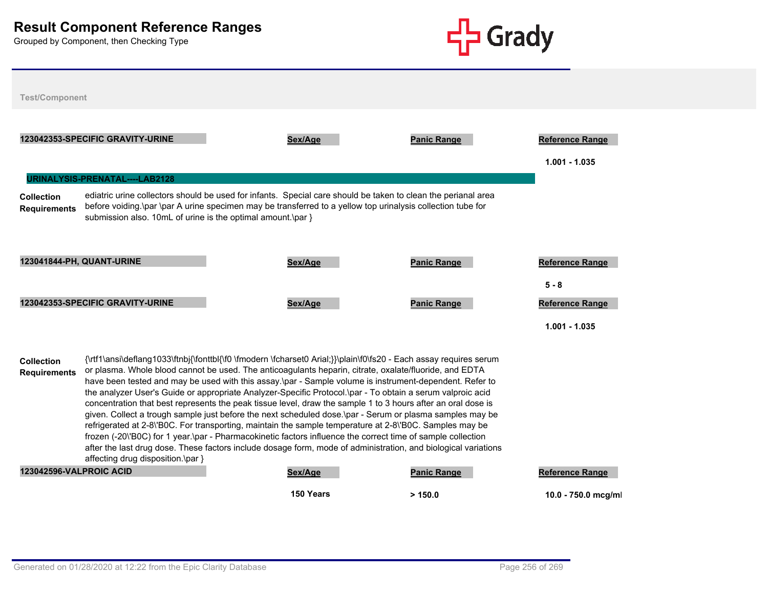# Result Component Reference Ranges

Grouped by Component, then Checking Type

**Test/Component**

| 123042353-SPECIFIC GRAVITY-URINE | Sex/Age | Panic Range | Reference Range |
|---|---|---|---|
| | | | 1.001 - 1.035 |

**URINALYSIS-PRENATAL----LAB2128**

**Collection Requirements** ediatric urine collectors should be used for infants. Special care should be taken to clean the perianal area before voiding.\par \par A urine specimen may be transferred to a yellow top urinalysis collection tube for submission also. 10mL of urine is the optimal amount.\par }

| 123041844-PH, QUANT-URINE | Sex/Age | Panic Range | Reference Range |
|---|---|---|---|
| | | | 5 - 8 |

| 123042353-SPECIFIC GRAVITY-URINE | Sex/Age | Panic Range | Reference Range |
|---|---|---|---|
| | | | 1.001 - 1.035 |

**Collection Requirements** {\rtf1\ansi\deflang1033\ftnbj{\fonttbl{\f0 \fmodern \fcharset0 Arial;}}\plain\f0\fs20 - Each assay requires serum or plasma. Whole blood cannot be used. The anticoagulants heparin, citrate, oxalate/fluoride, and EDTA have been tested and may be used with this assay.\par - Sample volume is instrument-dependent. Refer to the analyzer User's Guide or appropriate Analyzer-Specific Protocol.\par - To obtain a serum valproic acid concentration that best represents the peak tissue level, draw the sample 1 to 3 hours after an oral dose is given. Collect a trough sample just before the next scheduled dose.\par - Serum or plasma samples may be refrigerated at 2-8\'B0C. For transporting, maintain the sample temperature at 2-8\'B0C. Samples may be frozen (-20\'B0C) for 1 year.\par - Pharmacokinetic factors influence the correct time of sample collection after the last drug dose. These factors include dosage form, mode of administration, and biological variations affecting drug disposition.\par }

| 123042596-VALPROIC ACID | Sex/Age | Panic Range | Reference Range |
|---|---|---|---|
| | 150 Years | > 150.0 | 10.0 - 750.0 mcg/ml |

Generated on 01/28/2020 at 12:22 from the Epic Clarity Database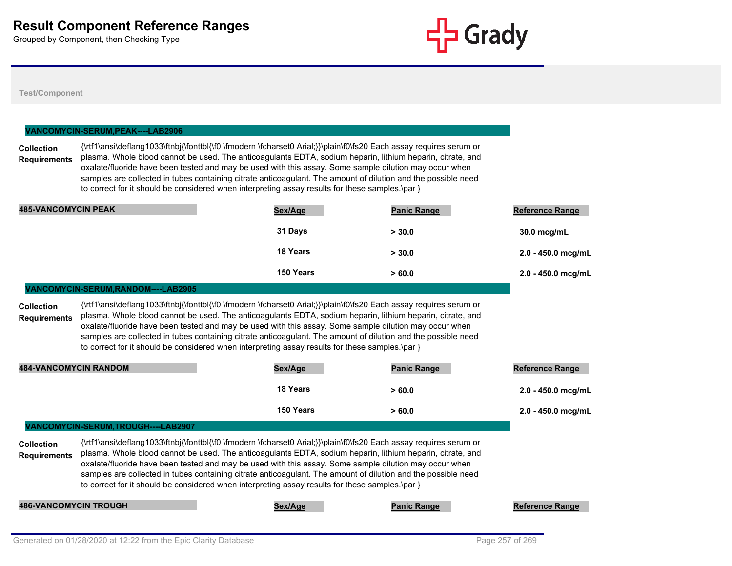# Result Component Reference Ranges

Grouped by Component, then Checking Type

Test/Component

## VANCOMYCIN-SERUM,PEAK----LAB2906

**Collection Requirements**

{\rtf1\ansi\deflang1033\ftnbj{\fonttbl{\f0 \fmodern \fcharset0 Arial;}}\plain\f0\fs20 Each assay requires serum or plasma. Whole blood cannot be used. The anticoagulants EDTA, sodium heparin, lithium heparin, citrate, and oxalate/fluoride have been tested and may be used with this assay. Some sample dilution may occur when samples are collected in tubes containing citrate anticoagulant. The amount of dilution and the possible need to correct for it should be considered when interpreting assay results for these samples.\par }

| 485-VANCOMYCIN PEAK | Sex/Age | Panic Range | Reference Range |
|---|---|---|---|
| | 31 Days | > 30.0 | 30.0 mcg/mL |
| | 18 Years | > 30.0 | 2.0 - 450.0 mcg/mL |
| | 150 Years | > 60.0 | 2.0 - 450.0 mcg/mL |

## VANCOMYCIN-SERUM,RANDOM----LAB2905

**Collection Requirements**

{\rtf1\ansi\deflang1033\ftnbj{\fonttbl{\f0 \fmodern \fcharset0 Arial;}}\plain\f0\fs20 Each assay requires serum or plasma. Whole blood cannot be used. The anticoagulants EDTA, sodium heparin, lithium heparin, citrate, and oxalate/fluoride have been tested and may be used with this assay. Some sample dilution may occur when samples are collected in tubes containing citrate anticoagulant. The amount of dilution and the possible need to correct for it should be considered when interpreting assay results for these samples.\par }

| 484-VANCOMYCIN RANDOM | Sex/Age | Panic Range | Reference Range |
|---|---|---|---|
| | 18 Years | > 60.0 | 2.0 - 450.0 mcg/mL |
| | 150 Years | > 60.0 | 2.0 - 450.0 mcg/mL |

## VANCOMYCIN-SERUM,TROUGH----LAB2907

**Collection Requirements**

{\rtf1\ansi\deflang1033\ftnbj{\fonttbl{\f0 \fmodern \fcharset0 Arial;}}\plain\f0\fs20 Each assay requires serum or plasma. Whole blood cannot be used. The anticoagulants EDTA, sodium heparin, lithium heparin, citrate, and oxalate/fluoride have been tested and may be used with this assay. Some sample dilution may occur when samples are collected in tubes containing citrate anticoagulant. The amount of dilution and the possible need to correct for it should be considered when interpreting assay results for these samples.\par }

| 486-VANCOMYCIN TROUGH | Sex/Age | Panic Range | Reference Range |
|---|---|---|---|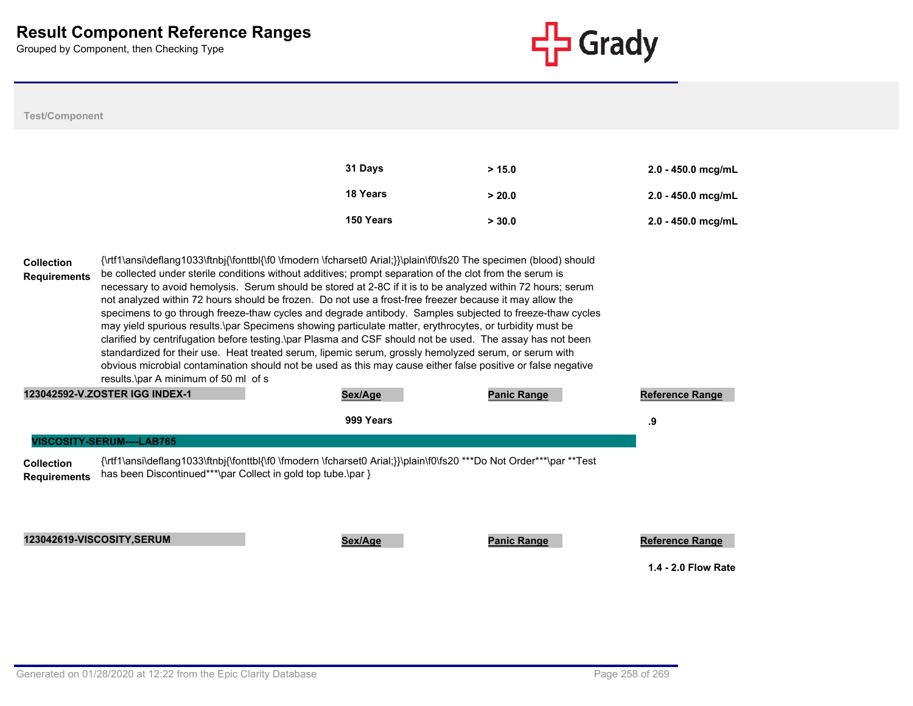# Result Component Reference Ranges

Grouped by Component, then Checking Type

**Test/Component**

| | Sex/Age | Panic Range | Reference Range |
|---|---|---|---|
| | 31 Days | > 15.0 | 2.0 - 450.0 mcg/mL |
| | 18 Years | > 20.0 | 2.0 - 450.0 mcg/mL |
| | 150 Years | > 30.0 | 2.0 - 450.0 mcg/mL |

**Collection Requirements** {\rtf1\ansi\deflang1033\ftnbj{\fonttbl{\f0 \fmodern \fcharset0 Arial;}}\plain\f0\fs20 The specimen (blood) should be collected under sterile conditions without additives; prompt separation of the clot from the serum is necessary to avoid hemolysis. Serum should be stored at 2-8C if it is to be analyzed within 72 hours; serum not analyzed within 72 hours should be frozen. Do not use a frost-free freezer because it may allow the specimens to go through freeze-thaw cycles and degrade antibody. Samples subjected to freeze-thaw cycles may yield spurious results.\par Specimens showing particulate matter, erythrocytes, or turbidity must be clarified by centrifugation before testing.\par Plasma and CSF should not be used. The assay has not been standardized for their use. Heat treated serum, lipemic serum, grossly hemolyzed serum, or serum with obvious microbial contamination should not be used as this may cause either false positive or false negative results.\par A minimum of 50 ml of s

| 123042592-V.ZOSTER IGG INDEX-1 | Sex/Age | Panic Range | Reference Range |
|---|---|---|---|
| | 999 Years | | .9 |

## VISCOSITY-SERUM----LAB765

**Collection Requirements** {\rtf1\ansi\deflang1033\ftnbj{\fonttbl{\f0 \fmodern \fcharset0 Arial;}}\plain\f0\fs20 ***Do Not Order***\par **Test has been Discontinued***\par Collect in gold top tube.\par }

| 123042619-VISCOSITY,SERUM | Sex/Age | Panic Range | Reference Range |
|---|---|---|---|
| | | | 1.4 - 2.0 Flow Rate |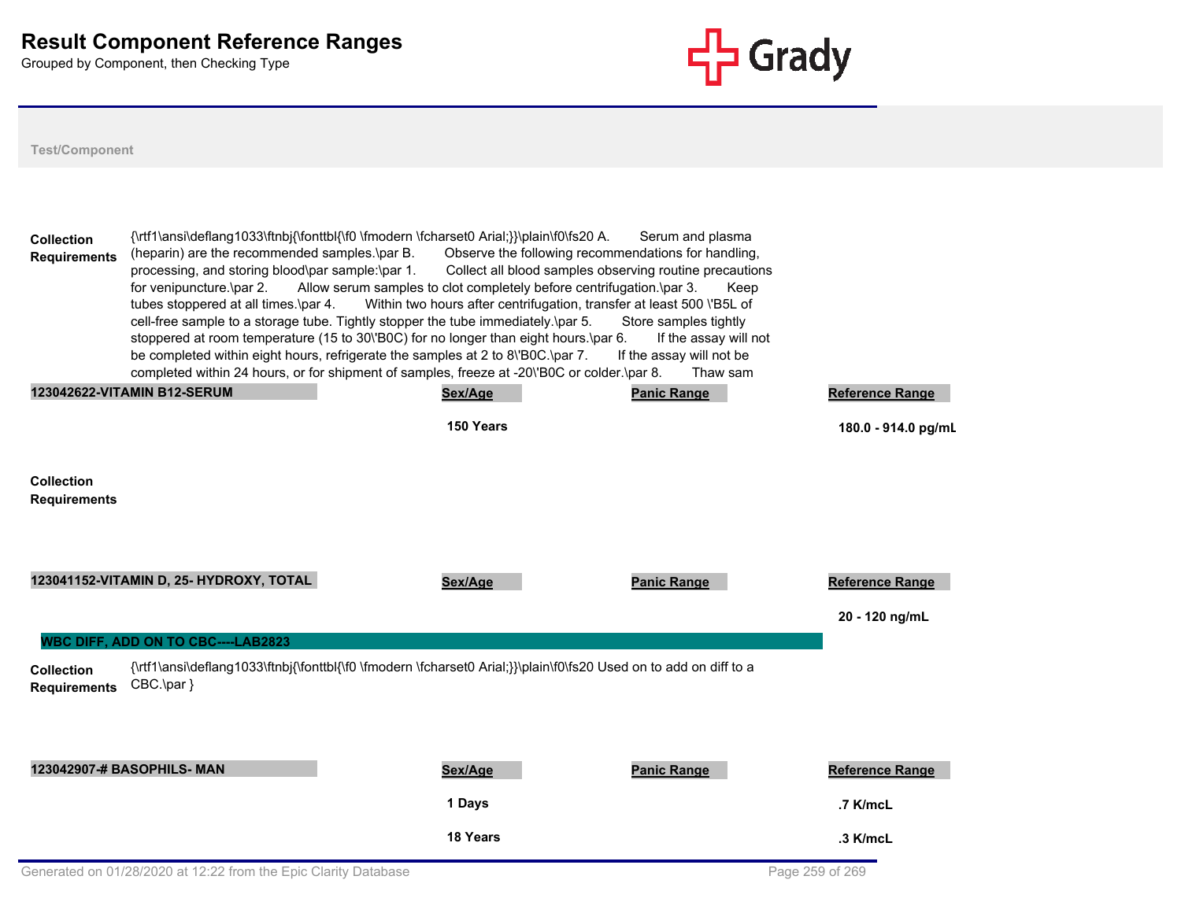**Collection Requirements** {\rtf1\ansi\deflang1033\ftnbj{\fonttbl{\f0 \fmodern \fcharset0 Arial;}}\plain\f0\fs20 A. Serum and plasma (heparin) are the recommended samples.\par B. Observe the following recommendations for handling, processing, and storing blood\par sample:\par 1. Collect all blood samples observing routine precautions for venipuncture.\par 2. Allow serum samples to clot completely before centrifugation.\par 3. Keep tubes stoppered at all times.\par 4. Within two hours after centrifugation, transfer at least 500 \'B5L of cell-free sample to a storage tube. Tightly stopper the tube immediately.\par 5. Store samples tightly stoppered at room temperature (15 to 30\'B0C) for no longer than eight hours.\par 6. If the assay will not be completed within eight hours, refrigerate the samples at 2 to 8\'B0C.\par 7. If the assay will not be completed within 24 hours, or for shipment of samples, freeze at -20\'B0C or colder.\par 8. Thaw sam

| 123042622-VITAMIN B12-SERUM | Sex/Age | Panic Range | Reference Range |
|---|---|---|---|
| | 150 Years | | 180.0 - 914.0 pg/mL |

**Collection Requirements**

| 123041152-VITAMIN D, 25- HYDROXY, TOTAL | Sex/Age | Panic Range | Reference Range |
|---|---|---|---|
| | | | 20 - 120 ng/mL |

## WBC DIFF, ADD ON TO CBC----LAB2823

**Collection Requirements** {\rtf1\ansi\deflang1033\ftnbj{\fonttbl{\f0 \fmodern \fcharset0 Arial;}}\plain\f0\fs20 Used on to add on diff to a CBC.\par }

| 123042907-# BASOPHILS- MAN | Sex/Age | Panic Range | Reference Range |
|---|---|---|---|
| | 1 Days | | .7 K/mcL |
| | 18 Years | | .3 K/mcL |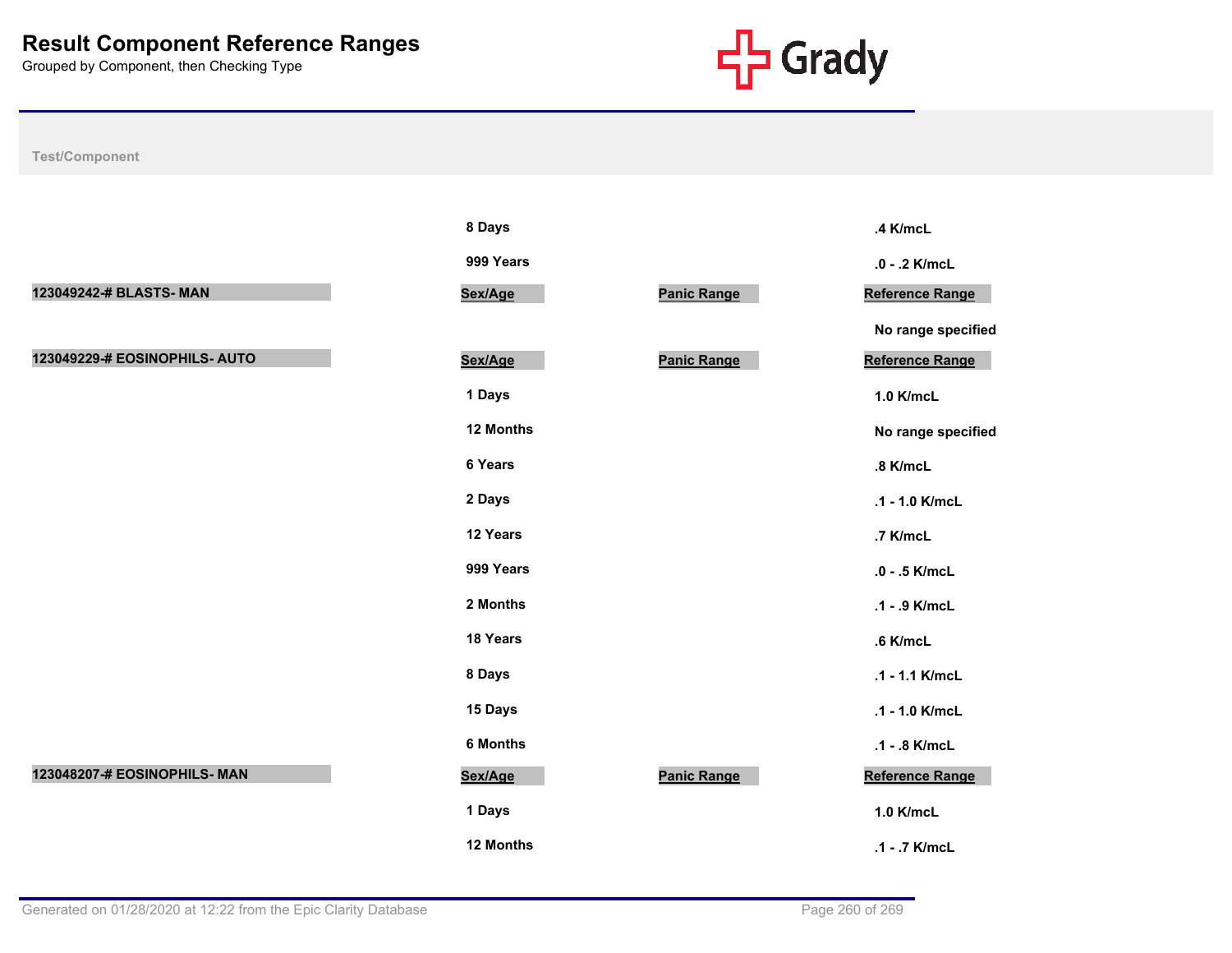# Result Component Reference Ranges

Grouped by Component, then Checking Type

| Test/Component | Sex/Age | Panic Range | Reference Range |
|---|---|---|---|
| | 8 Days | | .4 K/mcL |
| | 999 Years | | .0 - .2 K/mcL |
| **123049242-# BLASTS- MAN** | **Sex/Age** | **Panic Range** | **Reference Range** |
| | | | No range specified |
| **123049229-# EOSINOPHILS- AUTO** | **Sex/Age** | **Panic Range** | **Reference Range** |
| | 1 Days | | 1.0 K/mcL |
| | 12 Months | | No range specified |
| | 6 Years | | .8 K/mcL |
| | 2 Days | | .1 - 1.0 K/mcL |
| | 12 Years | | .7 K/mcL |
| | 999 Years | | .0 - .5 K/mcL |
| | 2 Months | | .1 - .9 K/mcL |
| | 18 Years | | .6 K/mcL |
| | 8 Days | | .1 - 1.1 K/mcL |
| | 15 Days | | .1 - 1.0 K/mcL |
| | 6 Months | | .1 - .8 K/mcL |
| **123048207-# EOSINOPHILS- MAN** | **Sex/Age** | **Panic Range** | **Reference Range** |
| | 1 Days | | 1.0 K/mcL |
| | 12 Months | | .1 - .7 K/mcL |

Generated on 01/28/2020 at 12:22 from the Epic Clarity Database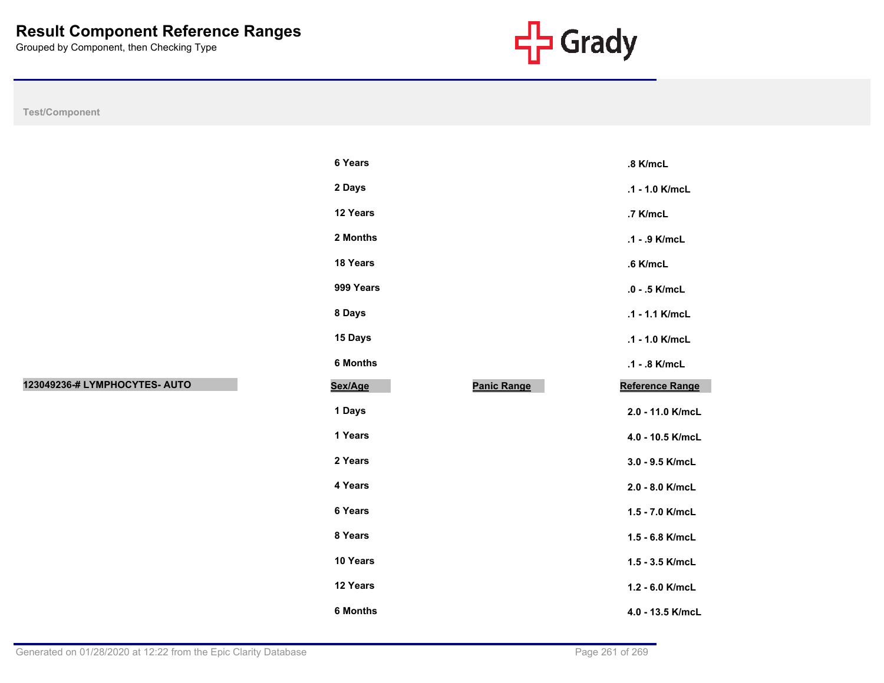# Result Component Reference Ranges

Grouped by Component, then Checking Type

| Test/Component | Sex/Age | Panic Range | Reference Range |
|---|---|---|---|
| | 6 Years | | .8 K/mcL |
| | 2 Days | | .1 - 1.0 K/mcL |
| | 12 Years | | .7 K/mcL |
| | 2 Months | | .1 - .9 K/mcL |
| | 18 Years | | .6 K/mcL |
| | 999 Years | | .0 - .5 K/mcL |
| | 8 Days | | .1 - 1.1 K/mcL |
| | 15 Days | | .1 - 1.0 K/mcL |
| | 6 Months | | .1 - .8 K/mcL |
| **123049236-# LYMPHOCYTES- AUTO** | **Sex/Age** | **Panic Range** | **Reference Range** |
| | 1 Days | | 2.0 - 11.0 K/mcL |
| | 1 Years | | 4.0 - 10.5 K/mcL |
| | 2 Years | | 3.0 - 9.5 K/mcL |
| | 4 Years | | 2.0 - 8.0 K/mcL |
| | 6 Years | | 1.5 - 7.0 K/mcL |
| | 8 Years | | 1.5 - 6.8 K/mcL |
| | 10 Years | | 1.5 - 3.5 K/mcL |
| | 12 Years | | 1.2 - 6.0 K/mcL |
| | 6 Months | | 4.0 - 13.5 K/mcL |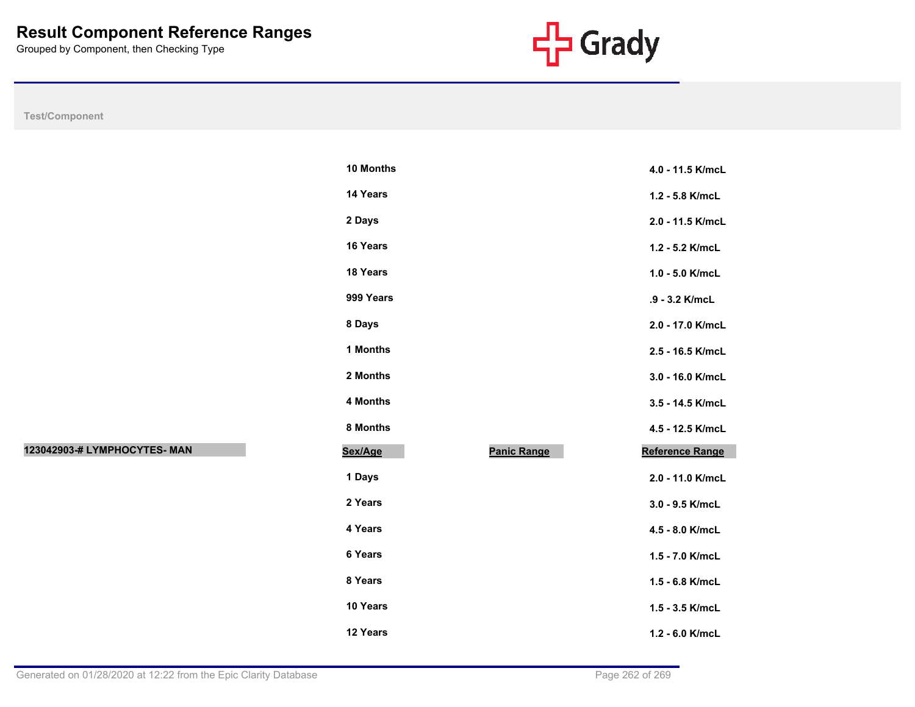# Result Component Reference Ranges

Grouped by Component, then Checking Type

| Test/Component | Sex/Age | Panic Range | Reference Range |
|---|---|---|---|
| | 10 Months | | 4.0 - 11.5 K/mcL |
| | 14 Years | | 1.2 - 5.8 K/mcL |
| | 2 Days | | 2.0 - 11.5 K/mcL |
| | 16 Years | | 1.2 - 5.2 K/mcL |
| | 18 Years | | 1.0 - 5.0 K/mcL |
| | 999 Years | | .9 - 3.2 K/mcL |
| | 8 Days | | 2.0 - 17.0 K/mcL |
| | 1 Months | | 2.5 - 16.5 K/mcL |
| | 2 Months | | 3.0 - 16.0 K/mcL |
| | 4 Months | | 3.5 - 14.5 K/mcL |
| | 8 Months | | 4.5 - 12.5 K/mcL |

| 123042903-# LYMPHOCYTES- MAN | Sex/Age | Panic Range | Reference Range |
|---|---|---|---|
| | 1 Days | | 2.0 - 11.0 K/mcL |
| | 2 Years | | 3.0 - 9.5 K/mcL |
| | 4 Years | | 4.5 - 8.0 K/mcL |
| | 6 Years | | 1.5 - 7.0 K/mcL |
| | 8 Years | | 1.5 - 6.8 K/mcL |
| | 10 Years | | 1.5 - 3.5 K/mcL |
| | 12 Years | | 1.2 - 6.0 K/mcL |

Generated on 01/28/2020 at 12:22 from the Epic Clarity Database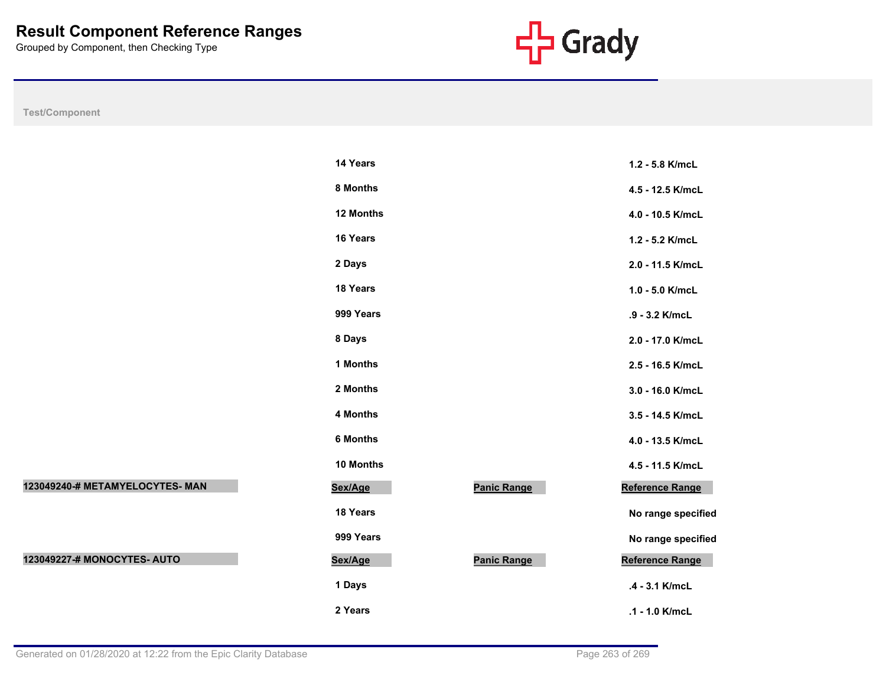# Result Component Reference Ranges

Grouped by Component, then Checking Type

| Test/Component | Sex/Age | Panic Range | Reference Range |
|---|---|---|---|
| | 14 Years | | 1.2 - 5.8 K/mcL |
| | 8 Months | | 4.5 - 12.5 K/mcL |
| | 12 Months | | 4.0 - 10.5 K/mcL |
| | 16 Years | | 1.2 - 5.2 K/mcL |
| | 2 Days | | 2.0 - 11.5 K/mcL |
| | 18 Years | | 1.0 - 5.0 K/mcL |
| | 999 Years | | .9 - 3.2 K/mcL |
| | 8 Days | | 2.0 - 17.0 K/mcL |
| | 1 Months | | 2.5 - 16.5 K/mcL |
| | 2 Months | | 3.0 - 16.0 K/mcL |
| | 4 Months | | 3.5 - 14.5 K/mcL |
| | 6 Months | | 4.0 - 13.5 K/mcL |
| | 10 Months | | 4.5 - 11.5 K/mcL |
| **123049240-# METAMYELOCYTES- MAN** | **Sex/Age** | **Panic Range** | **Reference Range** |
| | 18 Years | | No range specified |
| | 999 Years | | No range specified |
| **123049227-# MONOCYTES- AUTO** | **Sex/Age** | **Panic Range** | **Reference Range** |
| | 1 Days | | .4 - 3.1 K/mcL |
| | 2 Years | | .1 - 1.0 K/mcL |

Generated on 01/28/2020 at 12:22 from the Epic Clarity Database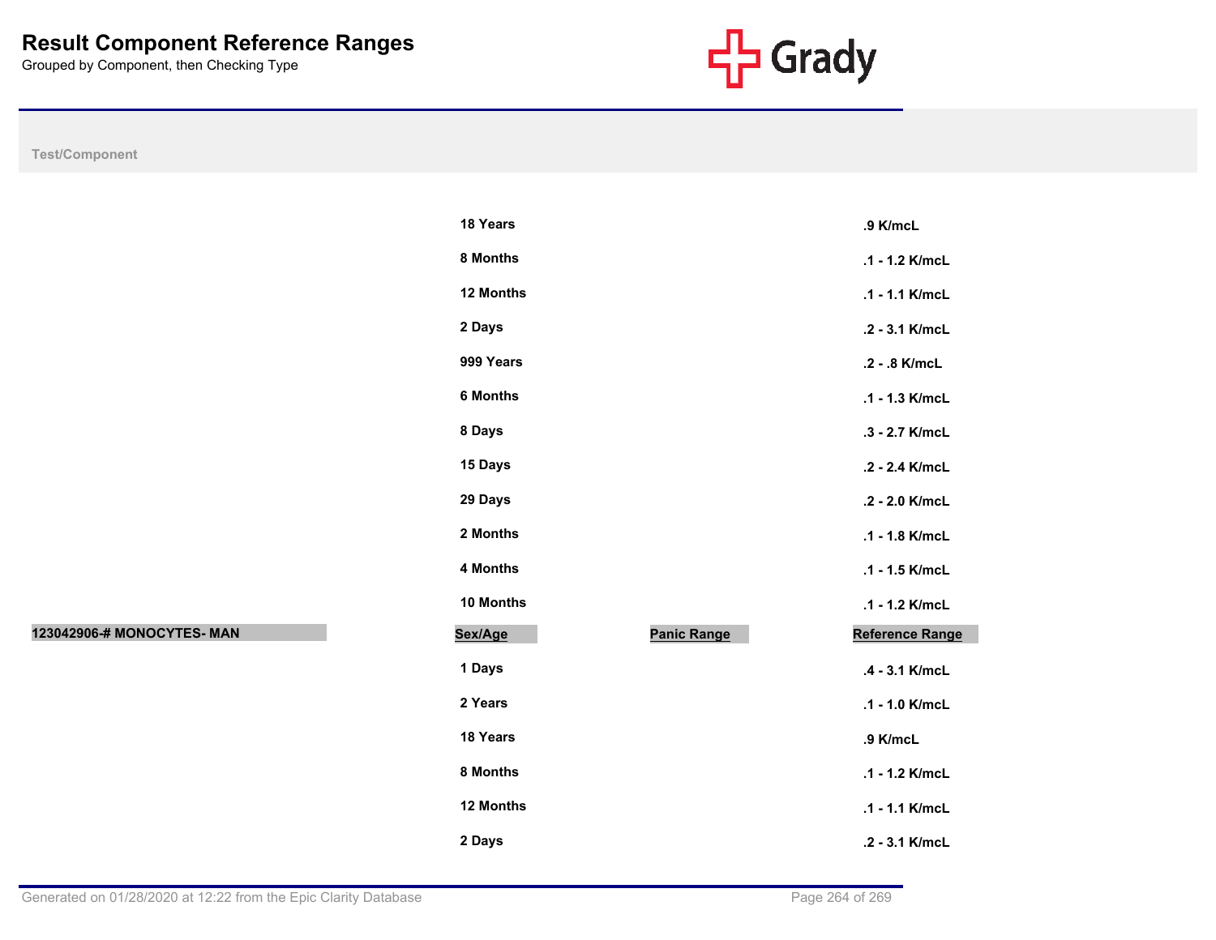# Result Component Reference Ranges

Grouped by Component, then Checking Type

| Test/Component | Sex/Age | Panic Range | Reference Range |
|---|---|---|---|
| | 18 Years | | .9 K/mcL |
| | 8 Months | | .1 - 1.2 K/mcL |
| | 12 Months | | .1 - 1.1 K/mcL |
| | 2 Days | | .2 - 3.1 K/mcL |
| | 999 Years | | .2 - .8 K/mcL |
| | 6 Months | | .1 - 1.3 K/mcL |
| | 8 Days | | .3 - 2.7 K/mcL |
| | 15 Days | | .2 - 2.4 K/mcL |
| | 29 Days | | .2 - 2.0 K/mcL |
| | 2 Months | | .1 - 1.8 K/mcL |
| | 4 Months | | .1 - 1.5 K/mcL |
| | 10 Months | | .1 - 1.2 K/mcL |

| 123042906-# MONOCYTES- MAN | Sex/Age | Panic Range | Reference Range |
|---|---|---|---|
| | 1 Days | | .4 - 3.1 K/mcL |
| | 2 Years | | .1 - 1.0 K/mcL |
| | 18 Years | | .9 K/mcL |
| | 8 Months | | .1 - 1.2 K/mcL |
| | 12 Months | | .1 - 1.1 K/mcL |
| | 2 Days | | .2 - 3.1 K/mcL |

Generated on 01/28/2020 at 12:22 from the Epic Clarity Database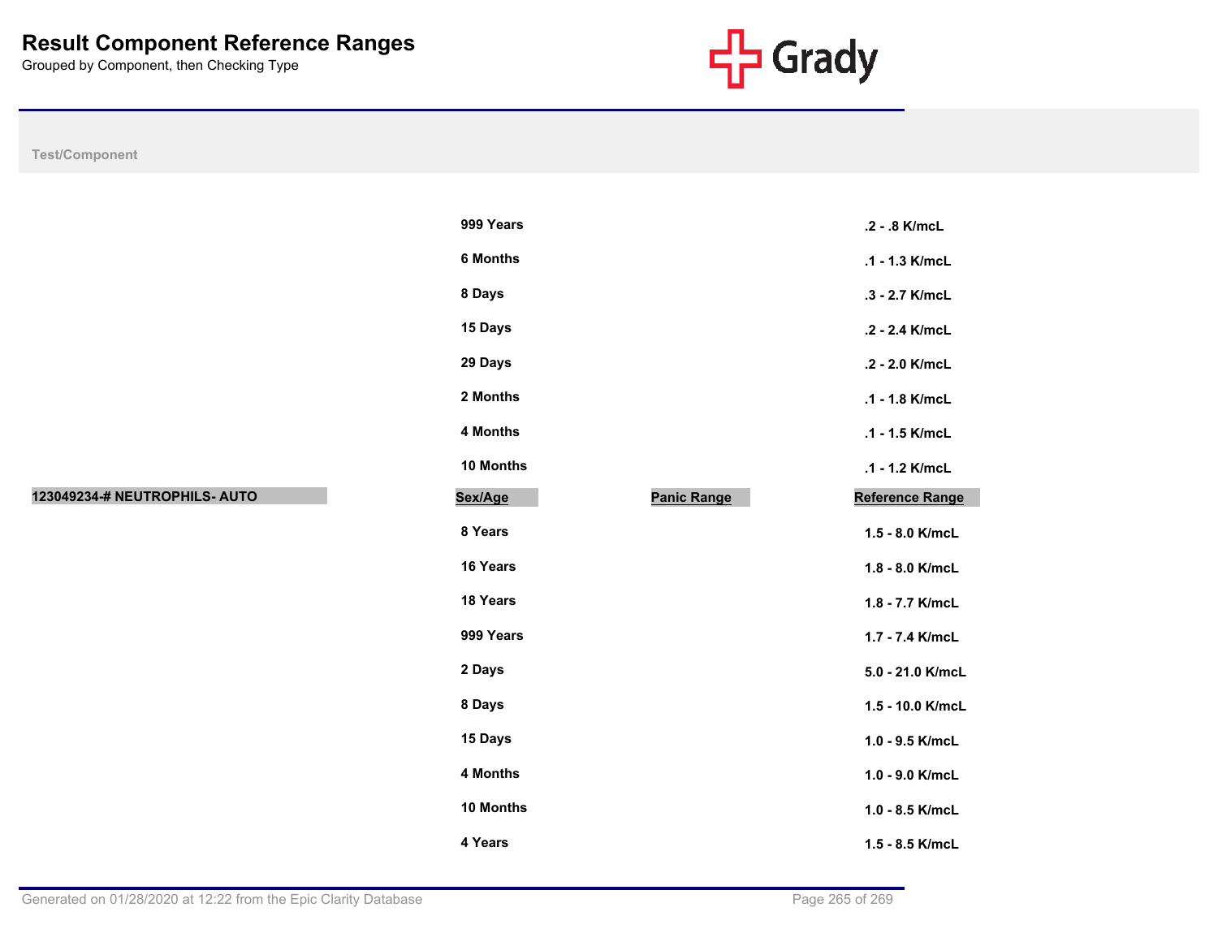# Result Component Reference Ranges

Grouped by Component, then Checking Type

| Test/Component | Sex/Age | Panic Range | Reference Range |
|---|---|---|---|
| | 999 Years | | .2 - .8 K/mcL |
| | 6 Months | | .1 - 1.3 K/mcL |
| | 8 Days | | .3 - 2.7 K/mcL |
| | 15 Days | | .2 - 2.4 K/mcL |
| | 29 Days | | .2 - 2.0 K/mcL |
| | 2 Months | | .1 - 1.8 K/mcL |
| | 4 Months | | .1 - 1.5 K/mcL |
| | 10 Months | | .1 - 1.2 K/mcL |

| 123049234-# NEUTROPHILS- AUTO | Sex/Age | Panic Range | Reference Range |
|---|---|---|---|
| | 8 Years | | 1.5 - 8.0 K/mcL |
| | 16 Years | | 1.8 - 8.0 K/mcL |
| | 18 Years | | 1.8 - 7.7 K/mcL |
| | 999 Years | | 1.7 - 7.4 K/mcL |
| | 2 Days | | 5.0 - 21.0 K/mcL |
| | 8 Days | | 1.5 - 10.0 K/mcL |
| | 15 Days | | 1.0 - 9.5 K/mcL |
| | 4 Months | | 1.0 - 9.0 K/mcL |
| | 10 Months | | 1.0 - 8.5 K/mcL |
| | 4 Years | | 1.5 - 8.5 K/mcL |

Generated on 01/28/2020 at 12:22 from the Epic Clarity Database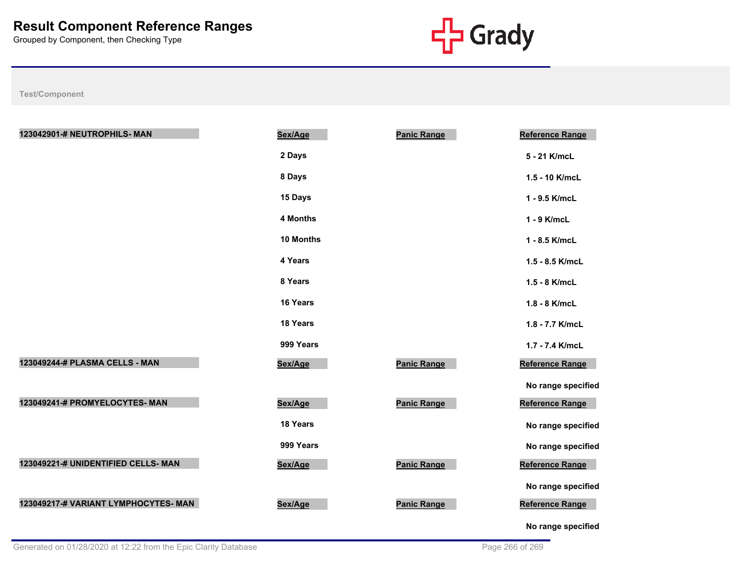# Result Component Reference Ranges

Grouped by Component, then Checking Type

Test/Component

| 123042901-# NEUTROPHILS- MAN | Sex/Age | Panic Range | Reference Range |
|---|---|---|---|
| | 2 Days | | 5 - 21 K/mcL |
| | 8 Days | | 1.5 - 10 K/mcL |
| | 15 Days | | 1 - 9.5 K/mcL |
| | 4 Months | | 1 - 9 K/mcL |
| | 10 Months | | 1 - 8.5 K/mcL |
| | 4 Years | | 1.5 - 8.5 K/mcL |
| | 8 Years | | 1.5 - 8 K/mcL |
| | 16 Years | | 1.8 - 8 K/mcL |
| | 18 Years | | 1.8 - 7.7 K/mcL |
| | 999 Years | | 1.7 - 7.4 K/mcL |

| 123049244-# PLASMA CELLS - MAN | Sex/Age | Panic Range | Reference Range |
|---|---|---|---|
| | | | No range specified |

| 123049241-# PROMYELOCYTES- MAN | Sex/Age | Panic Range | Reference Range |
|---|---|---|---|
| | 18 Years | | No range specified |
| | 999 Years | | No range specified |

| 123049221-# UNIDENTIFIED CELLS- MAN | Sex/Age | Panic Range | Reference Range |
|---|---|---|---|
| | | | No range specified |

| 123049217-# VARIANT LYMPHOCYTES- MAN | Sex/Age | Panic Range | Reference Range |
|---|---|---|---|
| | | | No range specified |

Generated on 01/28/2020 at 12:22 from the Epic Clarity Database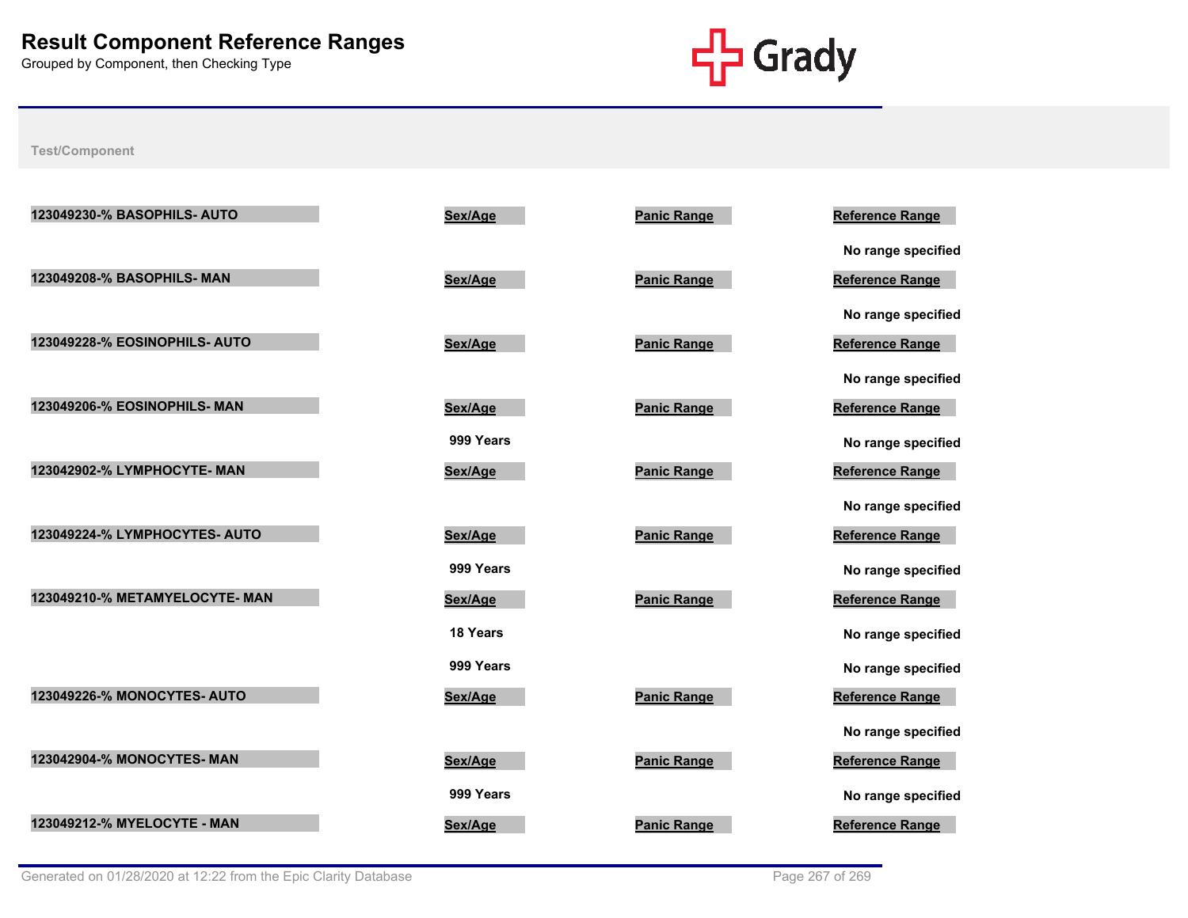# Result Component Reference Ranges

Grouped by Component, then Checking Type

Grady

Test/Component

| Test/Component | Sex/Age | Panic Range | Reference Range |
|---|---|---|---|
| 123049230-% BASOPHILS- AUTO | | | |
| | | | No range specified |
| 123049208-% BASOPHILS- MAN | | | |
| | | | No range specified |
| 123049228-% EOSINOPHILS- AUTO | | | |
| | | | No range specified |
| 123049206-% EOSINOPHILS- MAN | | | |
| | 999 Years | | No range specified |
| 123042902-% LYMPHOCYTE- MAN | | | |
| | | | No range specified |
| 123049224-% LYMPHOCYTES- AUTO | | | |
| | 999 Years | | No range specified |
| 123049210-% METAMYELOCYTE- MAN | | | |
| | 18 Years | | No range specified |
| | 999 Years | | No range specified |
| 123049226-% MONOCYTES- AUTO | | | |
| | | | No range specified |
| 123042904-% MONOCYTES- MAN | | | |
| | 999 Years | | No range specified |
| 123049212-% MYELOCYTE - MAN | | | |

Generated on 01/28/2020 at 12:22 from the Epic Clarity Database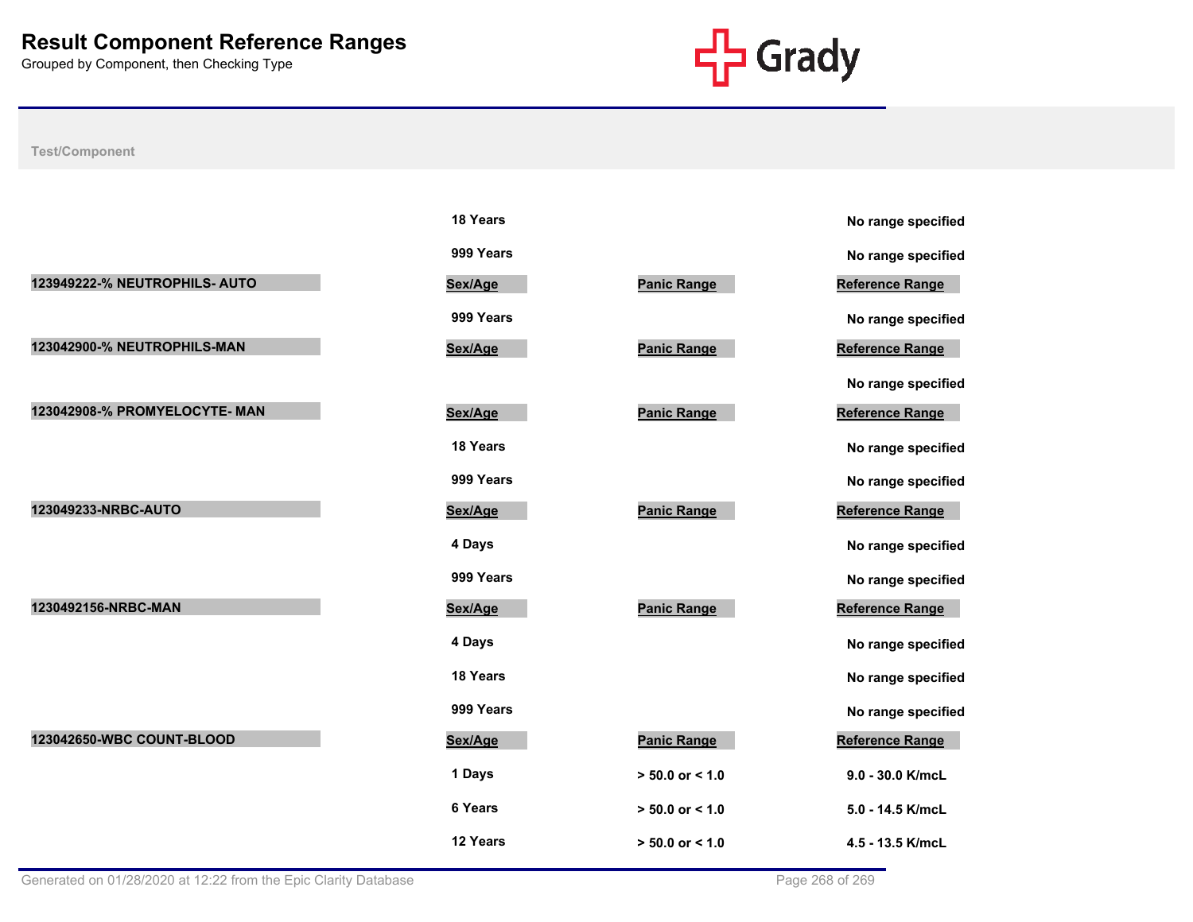# Result Component Reference Ranges

Grouped by Component, then Checking Type

| Test/Component | Sex/Age | Panic Range | Reference Range |
|---|---|---|---|
| | 18 Years | | No range specified |
| | 999 Years | | No range specified |
| **123949222-% NEUTROPHILS- AUTO** | **Sex/Age** | **Panic Range** | **Reference Range** |
| | 999 Years | | No range specified |
| **123042900-% NEUTROPHILS-MAN** | **Sex/Age** | **Panic Range** | **Reference Range** |
| | | | No range specified |
| **123042908-% PROMYELOCYTE- MAN** | **Sex/Age** | **Panic Range** | **Reference Range** |
| | 18 Years | | No range specified |
| | 999 Years | | No range specified |
| **123049233-NRBC-AUTO** | **Sex/Age** | **Panic Range** | **Reference Range** |
| | 4 Days | | No range specified |
| | 999 Years | | No range specified |
| **1230492156-NRBC-MAN** | **Sex/Age** | **Panic Range** | **Reference Range** |
| | 4 Days | | No range specified |
| | 18 Years | | No range specified |
| | 999 Years | | No range specified |
| **123042650-WBC COUNT-BLOOD** | **Sex/Age** | **Panic Range** | **Reference Range** |
| | 1 Days | > 50.0 or < 1.0 | 9.0 - 30.0 K/mcL |
| | 6 Years | > 50.0 or < 1.0 | 5.0 - 14.5 K/mcL |
| | 12 Years | > 50.0 or < 1.0 | 4.5 - 13.5 K/mcL |

Generated on 01/28/2020 at 12:22 from the Epic Clarity Database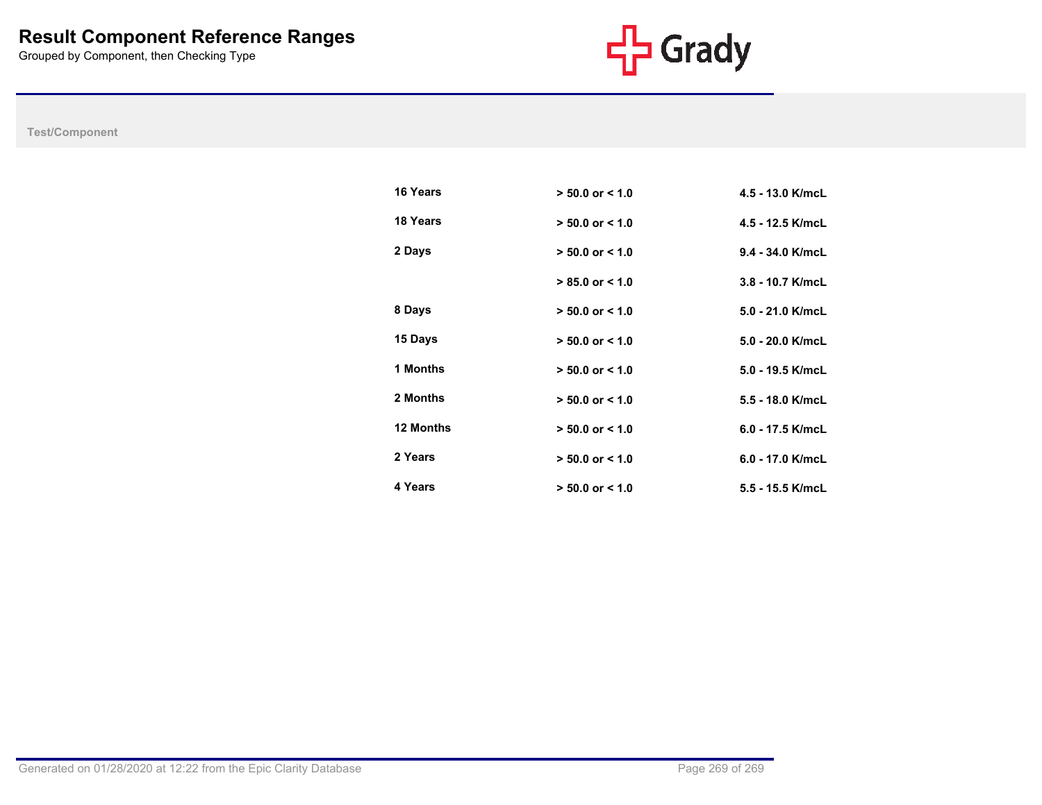# Result Component Reference Ranges

Grouped by Component, then Checking Type

Test/Component

| | | |
|---|---|---|
| **16 Years** | **> 50.0 or < 1.0** | **4.5 - 13.0 K/mcL** |
| **18 Years** | **> 50.0 or < 1.0** | **4.5 - 12.5 K/mcL** |
| **2 Days** | **> 50.0 or < 1.0** | **9.4 - 34.0 K/mcL** |
| | **> 85.0 or < 1.0** | **3.8 - 10.7 K/mcL** |
| **8 Days** | **> 50.0 or < 1.0** | **5.0 - 21.0 K/mcL** |
| **15 Days** | **> 50.0 or < 1.0** | **5.0 - 20.0 K/mcL** |
| **1 Months** | **> 50.0 or < 1.0** | **5.0 - 19.5 K/mcL** |
| **2 Months** | **> 50.0 or < 1.0** | **5.5 - 18.0 K/mcL** |
| **12 Months** | **> 50.0 or < 1.0** | **6.0 - 17.5 K/mcL** |
| **2 Years** | **> 50.0 or < 1.0** | **6.0 - 17.0 K/mcL** |
| **4 Years** | **> 50.0 or < 1.0** | **5.5 - 15.5 K/mcL** |

Generated on 01/28/2020 at 12:22 from the Epic Clarity Database